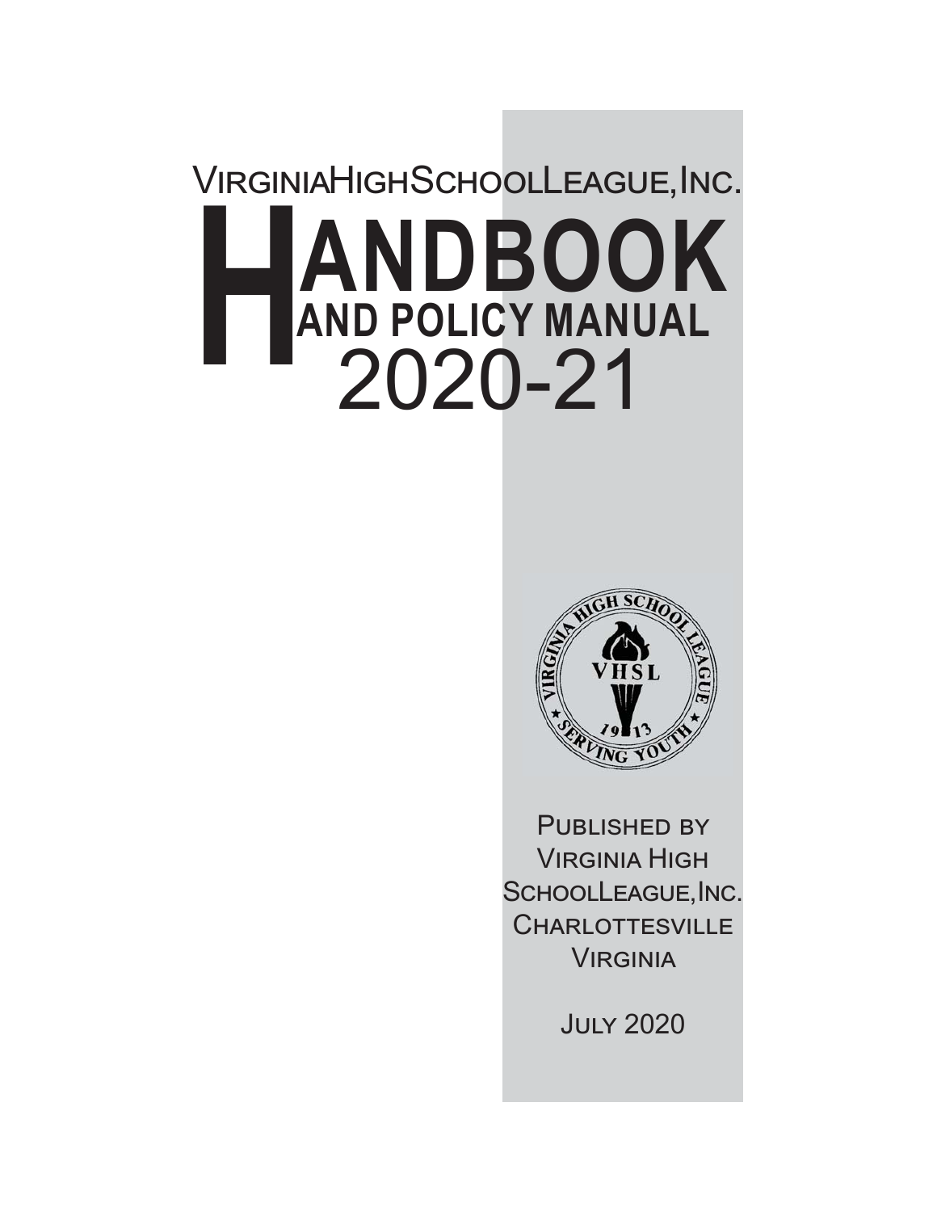Virginia High School League, Inc.

# HANDBOOK
## AND POLICY MANUAL
# 2020-21

Published by
Virginia High
School League, Inc.
Charlottesville
Virginia

July 2020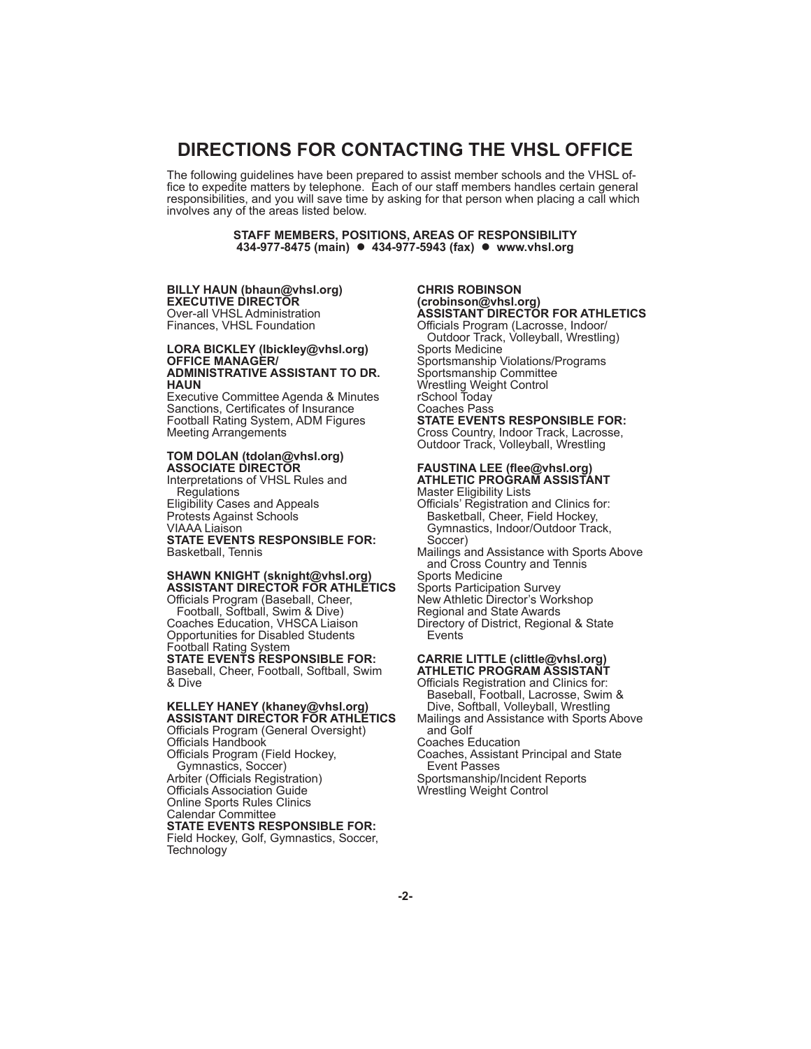# DIRECTIONS FOR CONTACTING THE VHSL OFFICE

The following guidelines have been prepared to assist member schools and the VHSL office to expedite matters by telephone. Each of our staff members handles certain general responsibilities, and you will save time by asking for that person when placing a call which involves any of the areas listed below.

**STAFF MEMBERS, POSITIONS, AREAS OF RESPONSIBILITY**
**434-977-8475 (main) ● 434-977-5943 (fax) ● www.vhsl.org**

**BILLY HAUN (bhaun@vhsl.org)**
**EXECUTIVE DIRECTOR**
Over-all VHSL Administration
Finances, VHSL Foundation

**LORA BICKLEY (lbickley@vhsl.org)**
**OFFICE MANAGER/**
**ADMINISTRATIVE ASSISTANT TO DR. HAUN**
Executive Committee Agenda & Minutes
Sanctions, Certificates of Insurance
Football Rating System, ADM Figures
Meeting Arrangements

**TOM DOLAN (tdolan@vhsl.org)**
**ASSOCIATE DIRECTOR**
Interpretations of VHSL Rules and Regulations
Eligibility Cases and Appeals
Protests Against Schools
VIAAA Liaison
**STATE EVENTS RESPONSIBLE FOR:**
Basketball, Tennis

**SHAWN KNIGHT (sknight@vhsl.org)**
**ASSISTANT DIRECTOR FOR ATHLETICS**
Officials Program (Baseball, Cheer, Football, Softball, Swim & Dive)
Coaches Education, VHSCA Liaison
Opportunities for Disabled Students
Football Rating System
**STATE EVENTS RESPONSIBLE FOR:**
Baseball, Cheer, Football, Softball, Swim & Dive

**KELLEY HANEY (khaney@vhsl.org)**
**ASSISTANT DIRECTOR FOR ATHLETICS**
Officials Program (General Oversight)
Officials Handbook
Officials Program (Field Hockey, Gymnastics, Soccer)
Arbiter (Officials Registration)
Officials Association Guide
Online Sports Rules Clinics
Calendar Committee
**STATE EVENTS RESPONSIBLE FOR:**
Field Hockey, Golf, Gymnastics, Soccer, Technology

**CHRIS ROBINSON**
**(crobinson@vhsl.org)**
**ASSISTANT DIRECTOR FOR ATHLETICS**
Officials Program (Lacrosse, Indoor/Outdoor Track, Volleyball, Wrestling)
Sports Medicine
Sportsmanship Violations/Programs
Sportsmanship Committee
Wrestling Weight Control
rSchool Today
Coaches Pass
**STATE EVENTS RESPONSIBLE FOR:**
Cross Country, Indoor Track, Lacrosse, Outdoor Track, Volleyball, Wrestling

**FAUSTINA LEE (flee@vhsl.org)**
**ATHLETIC PROGRAM ASSISTANT**
Master Eligibility Lists
Officials' Registration and Clinics for: Basketball, Cheer, Field Hockey, Gymnastics, Indoor/Outdoor Track, Soccer)
Mailings and Assistance with Sports Above and Cross Country and Tennis
Sports Medicine
Sports Participation Survey
New Athletic Director's Workshop
Regional and State Awards
Directory of District, Regional & State Events

**CARRIE LITTLE (clittle@vhsl.org)**
**ATHLETIC PROGRAM ASSISTANT**
Officials Registration and Clinics for: Baseball, Football, Lacrosse, Swim & Dive, Softball, Volleyball, Wrestling
Mailings and Assistance with Sports Above and Golf
Coaches Education
Coaches, Assistant Principal and State Event Passes
Sportsmanship/Incident Reports
Wrestling Weight Control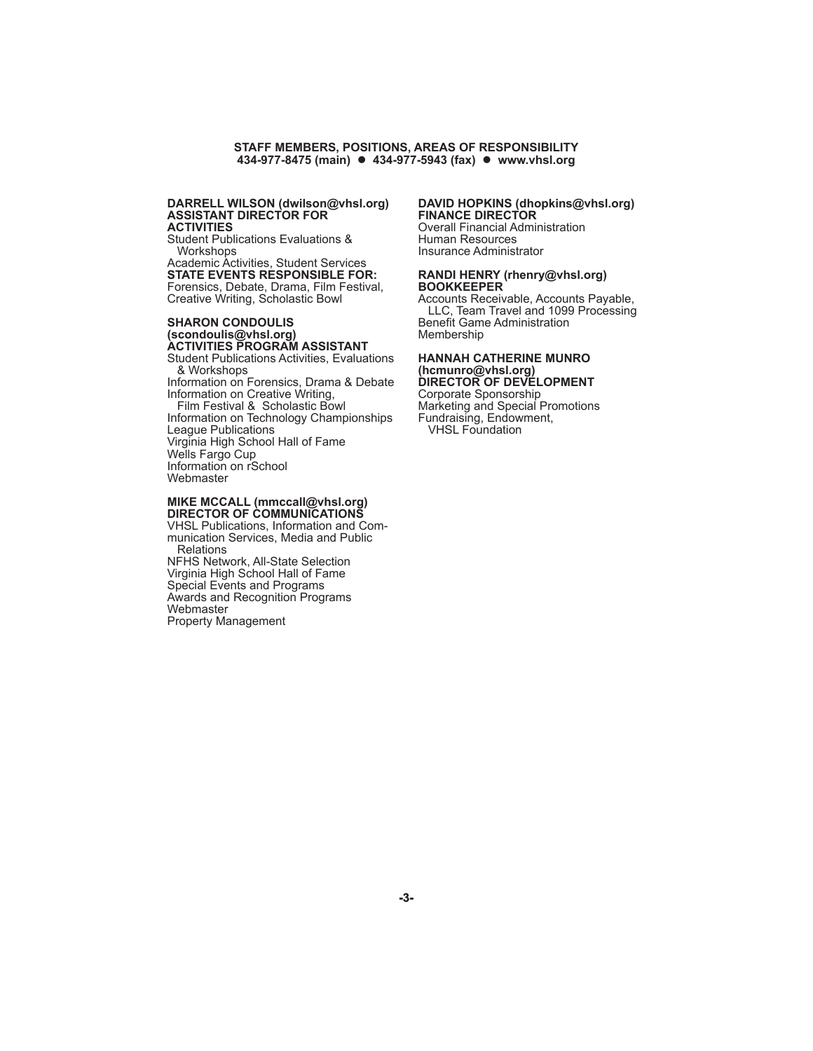## STAFF MEMBERS, POSITIONS, AREAS OF RESPONSIBILITY

**434-977-8475 (main) ● 434-977-5943 (fax) ● www.vhsl.org**

**DARRELL WILSON (dwilson@vhsl.org)**
**ASSISTANT DIRECTOR FOR ACTIVITIES**
Student Publications Evaluations & Workshops
Academic Activities, Student Services
**STATE EVENTS RESPONSIBLE FOR:**
Forensics, Debate, Drama, Film Festival, Creative Writing, Scholastic Bowl

**SHARON CONDOULIS (scondoulis@vhsl.org)**
**ACTIVITIES PROGRAM ASSISTANT**
Student Publications Activities, Evaluations & Workshops
Information on Forensics, Drama & Debate
Information on Creative Writing, Film Festival & Scholastic Bowl
Information on Technology Championships
League Publications
Virginia High School Hall of Fame
Wells Fargo Cup
Information on rSchool
Webmaster

**MIKE MCCALL (mmccall@vhsl.org)**
**DIRECTOR OF COMMUNICATIONS**
VHSL Publications, Information and Communication Services, Media and Public Relations
NFHS Network, All-State Selection
Virginia High School Hall of Fame
Special Events and Programs
Awards and Recognition Programs
Webmaster
Property Management

**DAVID HOPKINS (dhopkins@vhsl.org)**
**FINANCE DIRECTOR**
Overall Financial Administration
Human Resources
Insurance Administrator

**RANDI HENRY (rhenry@vhsl.org)**
**BOOKKEEPER**
Accounts Receivable, Accounts Payable, LLC, Team Travel and 1099 Processing
Benefit Game Administration
Membership

**HANNAH CATHERINE MUNRO (hcmunro@vhsl.org)**
**DIRECTOR OF DEVELOPMENT**
Corporate Sponsorship
Marketing and Special Promotions
Fundraising, Endowment, VHSL Foundation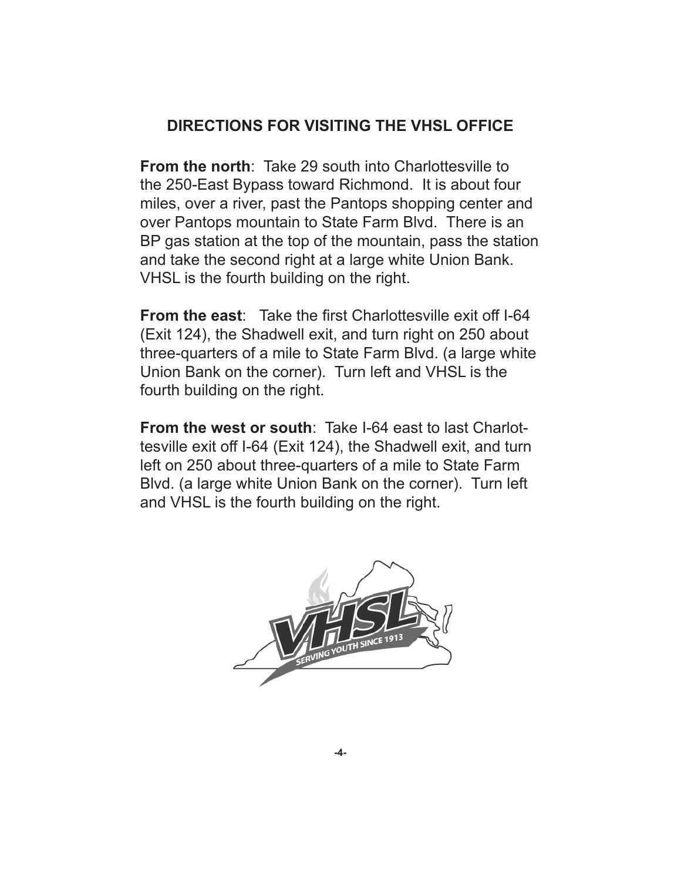## DIRECTIONS FOR VISITING THE VHSL OFFICE

**From the north**: Take 29 south into Charlottesville to the 250-East Bypass toward Richmond. It is about four miles, over a river, past the Pantops shopping center and over Pantops mountain to State Farm Blvd. There is an BP gas station at the top of the mountain, pass the station and take the second right at a large white Union Bank. VHSL is the fourth building on the right.

**From the east**: Take the first Charlottesville exit off I-64 (Exit 124), the Shadwell exit, and turn right on 250 about three-quarters of a mile to State Farm Blvd. (a large white Union Bank on the corner). Turn left and VHSL is the fourth building on the right.

**From the west or south**: Take I-64 east to last Charlottesville exit off I-64 (Exit 124), the Shadwell exit, and turn left on 250 about three-quarters of a mile to State Farm Blvd. (a large white Union Bank on the corner). Turn left and VHSL is the fourth building on the right.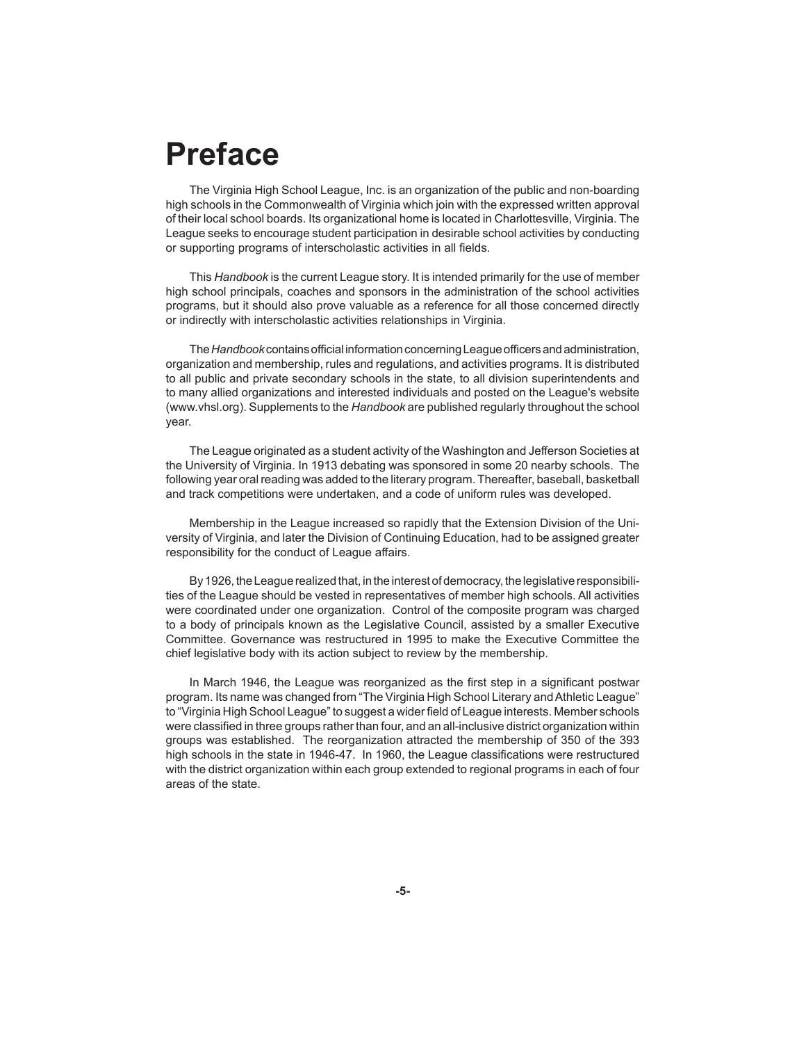# Preface

The Virginia High School League, Inc. is an organization of the public and non-boarding high schools in the Commonwealth of Virginia which join with the expressed written approval of their local school boards. Its organizational home is located in Charlottesville, Virginia. The League seeks to encourage student participation in desirable school activities by conducting or supporting programs of interscholastic activities in all fields.

This *Handbook* is the current League story. It is intended primarily for the use of member high school principals, coaches and sponsors in the administration of the school activities programs, but it should also prove valuable as a reference for all those concerned directly or indirectly with interscholastic activities relationships in Virginia.

The *Handbook* contains official information concerning League officers and administration, organization and membership, rules and regulations, and activities programs. It is distributed to all public and private secondary schools in the state, to all division superintendents and to many allied organizations and interested individuals and posted on the League's website (www.vhsl.org). Supplements to the *Handbook* are published regularly throughout the school year.

The League originated as a student activity of the Washington and Jefferson Societies at the University of Virginia. In 1913 debating was sponsored in some 20 nearby schools. The following year oral reading was added to the literary program. Thereafter, baseball, basketball and track competitions were undertaken, and a code of uniform rules was developed.

Membership in the League increased so rapidly that the Extension Division of the University of Virginia, and later the Division of Continuing Education, had to be assigned greater responsibility for the conduct of League affairs.

By 1926, the League realized that, in the interest of democracy, the legislative responsibilities of the League should be vested in representatives of member high schools. All activities were coordinated under one organization. Control of the composite program was charged to a body of principals known as the Legislative Council, assisted by a smaller Executive Committee. Governance was restructured in 1995 to make the Executive Committee the chief legislative body with its action subject to review by the membership.

In March 1946, the League was reorganized as the first step in a significant postwar program. Its name was changed from "The Virginia High School Literary and Athletic League" to "Virginia High School League" to suggest a wider field of League interests. Member schools were classified in three groups rather than four, and an all-inclusive district organization within groups was established. The reorganization attracted the membership of 350 of the 393 high schools in the state in 1946-47. In 1960, the League classifications were restructured with the district organization within each group extended to regional programs in each of four areas of the state.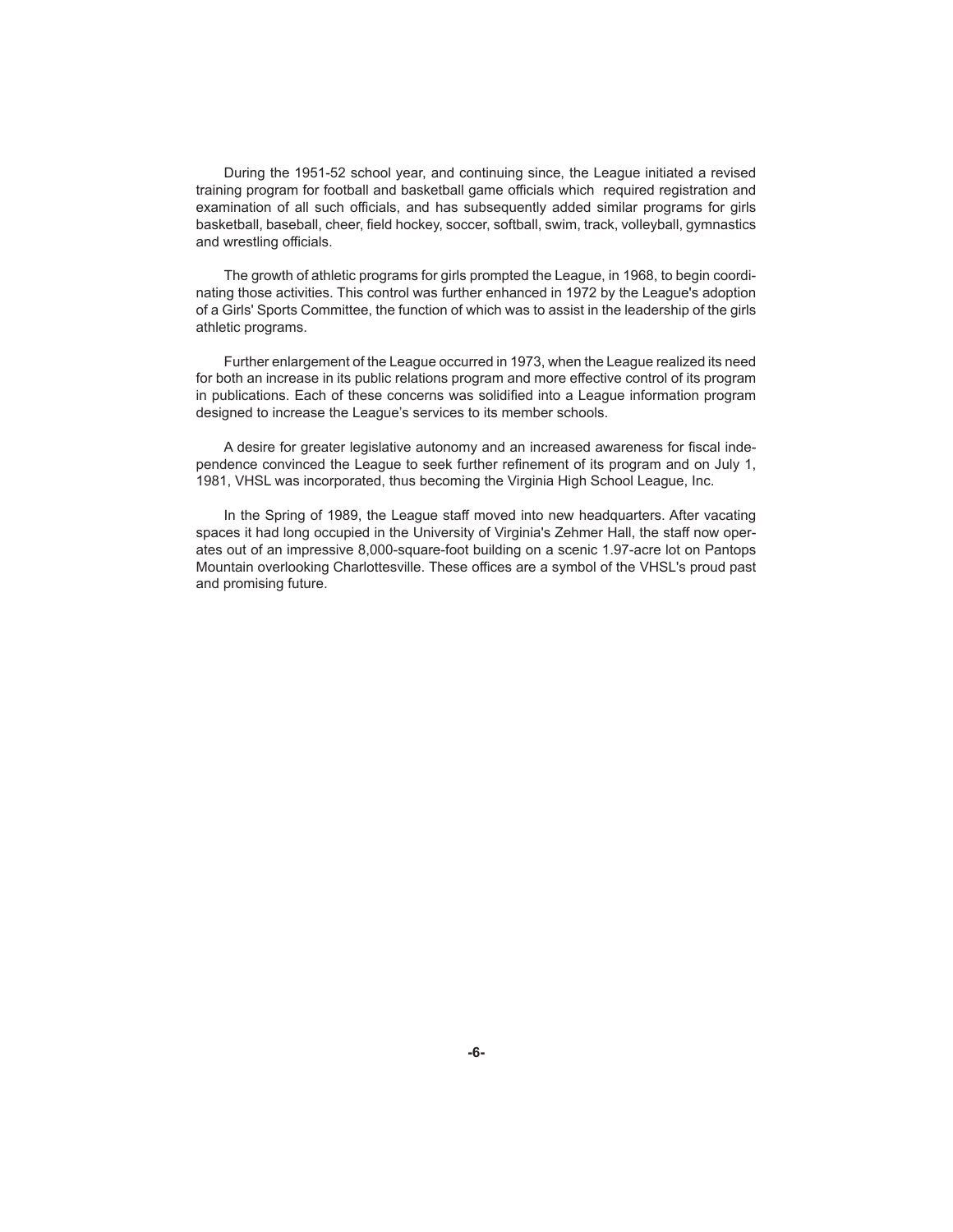During the 1951-52 school year, and continuing since, the League initiated a revised training program for football and basketball game officials which required registration and examination of all such officials, and has subsequently added similar programs for girls basketball, baseball, cheer, field hockey, soccer, softball, swim, track, volleyball, gymnastics and wrestling officials.

The growth of athletic programs for girls prompted the League, in 1968, to begin coordinating those activities. This control was further enhanced in 1972 by the League's adoption of a Girls' Sports Committee, the function of which was to assist in the leadership of the girls athletic programs.

Further enlargement of the League occurred in 1973, when the League realized its need for both an increase in its public relations program and more effective control of its program in publications. Each of these concerns was solidified into a League information program designed to increase the League's services to its member schools.

A desire for greater legislative autonomy and an increased awareness for fiscal independence convinced the League to seek further refinement of its program and on July 1, 1981, VHSL was incorporated, thus becoming the Virginia High School League, Inc.

In the Spring of 1989, the League staff moved into new headquarters. After vacating spaces it had long occupied in the University of Virginia's Zehmer Hall, the staff now operates out of an impressive 8,000-square-foot building on a scenic 1.97-acre lot on Pantops Mountain overlooking Charlottesville. These offices are a symbol of the VHSL's proud past and promising future.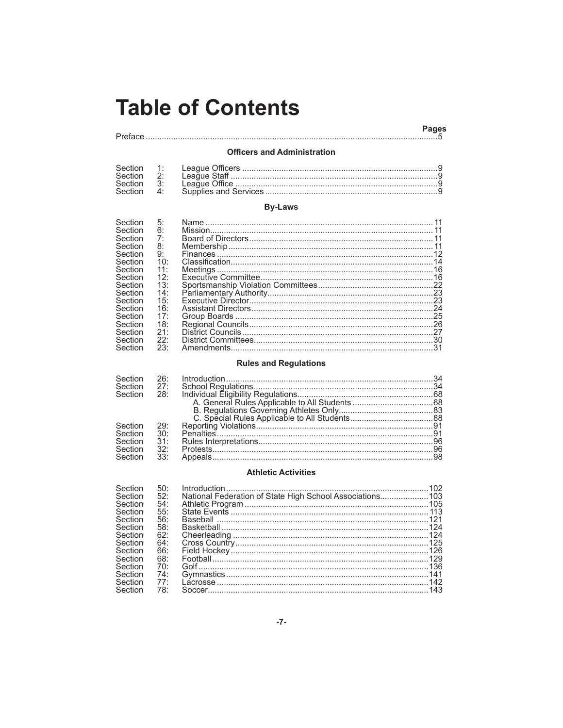# Table of Contents

| | | Pages |
|---|---|---|
| Preface | | 5 |

### Officers and Administration

| | | | |
|---|---|---|---|
| Section | 1: | League Officers | 9 |
| Section | 2: | League Staff | 9 |
| Section | 3: | League Office | 9 |
| Section | 4: | Supplies and Services | 9 |

### By-Laws

| | | | |
|---|---|---|---|
| Section | 5: | Name | 11 |
| Section | 6: | Mission | 11 |
| Section | 7: | Board of Directors | 11 |
| Section | 8: | Membership | 11 |
| Section | 9: | Finances | 12 |
| Section | 10: | Classification | 14 |
| Section | 11: | Meetings | 16 |
| Section | 12: | Executive Committee | 16 |
| Section | 13: | Sportsmanship Violation Committees | 22 |
| Section | 14: | Parliamentary Authority | 23 |
| Section | 15: | Executive Director | 23 |
| Section | 16: | Assistant Directors | 24 |
| Section | 17: | Group Boards | 25 |
| Section | 18: | Regional Councils | 26 |
| Section | 21: | District Councils | 27 |
| Section | 22: | District Committees | 30 |
| Section | 23: | Amendments | 31 |

### Rules and Regulations

| | | | |
|---|---|---|---|
| Section | 26: | Introduction | 34 |
| Section | 27: | School Regulations | 34 |
| Section | 28: | Individual Eligibility Regulations | 68 |
| | | A. General Rules Applicable to All Students | 68 |
| | | B. Regulations Governing Athletes Only | 83 |
| | | C. Special Rules Applicable to All Students | 88 |
| Section | 29: | Reporting Violations | 91 |
| Section | 30: | Penalties | 91 |
| Section | 31: | Rules Interpretations | 96 |
| Section | 32: | Protests | 96 |
| Section | 33: | Appeals | 98 |

### Athletic Activities

| | | | |
|---|---|---|---|
| Section | 50: | Introduction | 102 |
| Section | 52: | National Federation of State High School Associations | 103 |
| Section | 54: | Athletic Program | 105 |
| Section | 55: | State Events | 113 |
| Section | 56: | Baseball | 121 |
| Section | 58: | Basketball | 124 |
| Section | 62: | Cheerleading | 124 |
| Section | 64: | Cross Country | 125 |
| Section | 66: | Field Hockey | 126 |
| Section | 68: | Football | 129 |
| Section | 70: | Golf | 136 |
| Section | 74: | Gymnastics | 141 |
| Section | 77: | Lacrosse | 142 |
| Section | 78: | Soccer | 143 |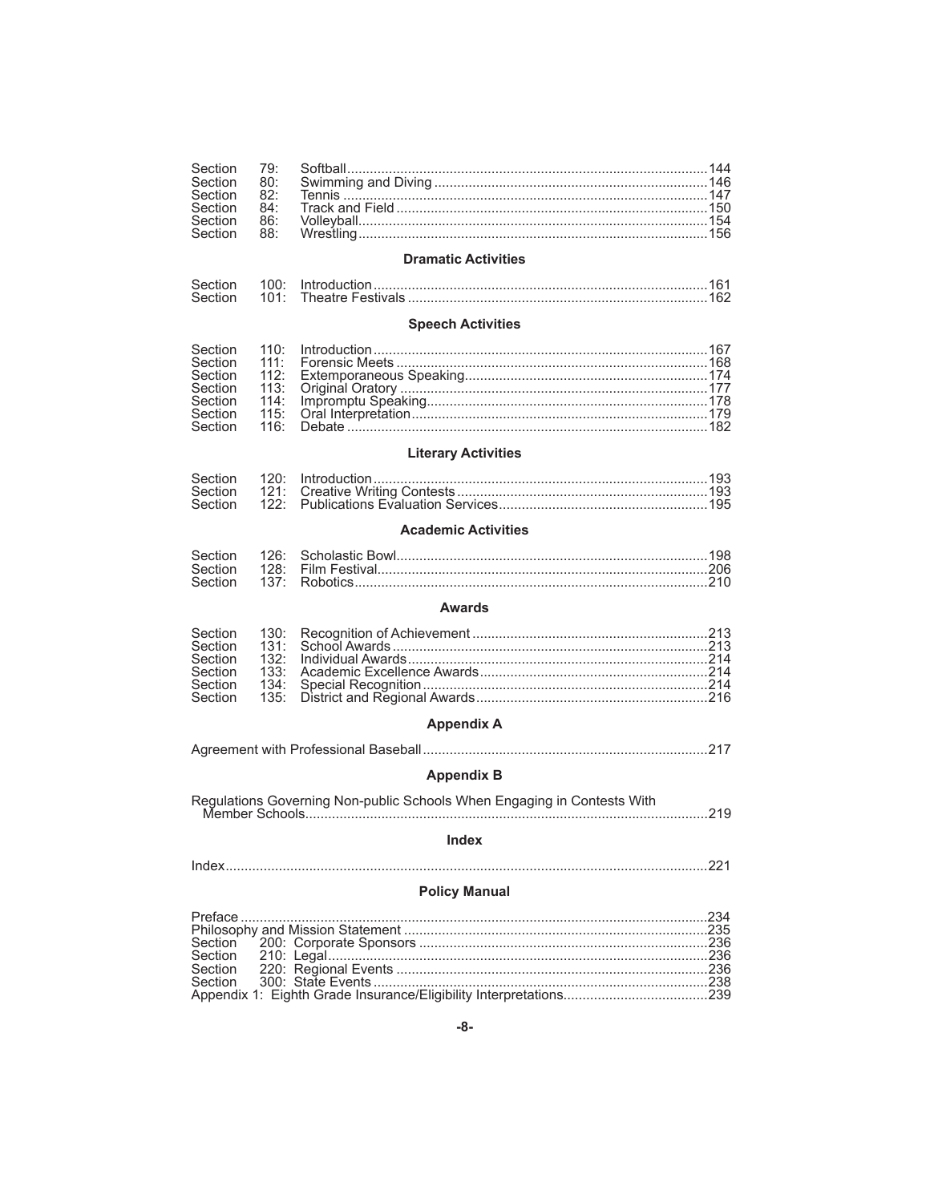Section 79: Softball....................................................144
Section 80: Swimming and Diving..........................................146
Section 82: Tennis......................................................147
Section 84: Track and Field..............................................150
Section 86: Volleyball...................................................154
Section 88: Wrestling....................................................156

### Dramatic Activities

Section 100: Introduction................................................161
Section 101: Theatre Festivals...........................................162

### Speech Activities

Section 110: Introduction................................................167
Section 111: Forensic Meets..............................................168
Section 112: Extemporaneous Speaking.....................................174
Section 113: Original Oratory............................................177
Section 114: Impromptu Speaking..........................................178
Section 115: Oral Interpretation.........................................179
Section 116: Debate......................................................182

### Literary Activities

Section 120: Introduction................................................193
Section 121: Creative Writing Contests...................................193
Section 122: Publications Evaluation Services............................195

### Academic Activities

Section 126: Scholastic Bowl.............................................198
Section 128: Film Festival...............................................206
Section 137: Robotics....................................................210

### Awards

Section 130: Recognition of Achievement..................................213
Section 131: School Awards...............................................213
Section 132: Individual Awards...........................................214
Section 133: Academic Excellence Awards..................................214
Section 134: Special Recognition.........................................214
Section 135: District and Regional Awards................................216

### Appendix A

Agreement with Professional Baseball.....................................217

### Appendix B

Regulations Governing Non-public Schools When Engaging in Contests With Member Schools..................................................219

### Index

Index....................................................................221

### Policy Manual

Preface..................................................................234
Philosophy and Mission Statement.........................................235
Section 200: Corporate Sponsors..........................................236
Section 210: Legal.......................................................236
Section 220: Regional Events.............................................236
Section 300: State Events................................................238
Appendix 1: Eighth Grade Insurance/Eligibility Interpretations...........239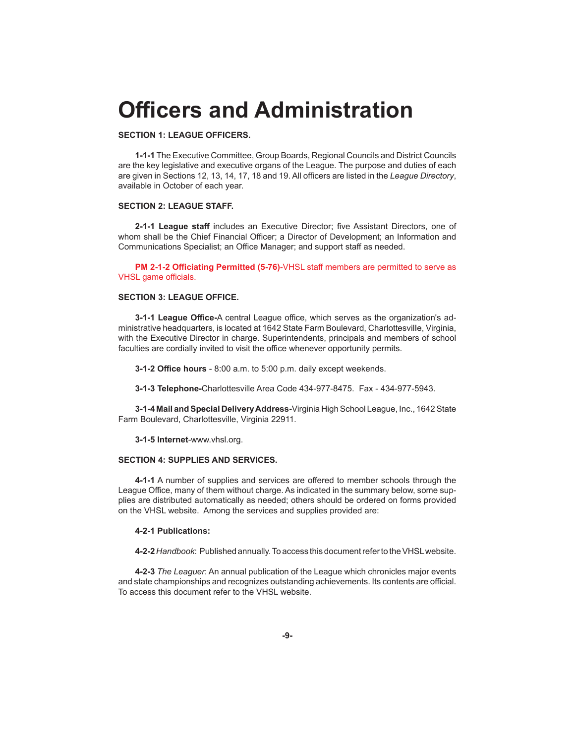# Officers and Administration

**SECTION 1: LEAGUE OFFICERS.**

**1-1-1** The Executive Committee, Group Boards, Regional Councils and District Councils are the key legislative and executive organs of the League. The purpose and duties of each are given in Sections 12, 13, 14, 17, 18 and 19. All officers are listed in the *League Directory*, available in October of each year.

**SECTION 2: LEAGUE STAFF.**

**2-1-1 League staff** includes an Executive Director; five Assistant Directors, one of whom shall be the Chief Financial Officer; a Director of Development; an Information and Communications Specialist; an Office Manager; and support staff as needed.

**PM 2-1-2 Officiating Permitted (5-76)**-VHSL staff members are permitted to serve as VHSL game officials.

**SECTION 3: LEAGUE OFFICE.**

**3-1-1 League Office-**A central League office, which serves as the organization's administrative headquarters, is located at 1642 State Farm Boulevard, Charlottesville, Virginia, with the Executive Director in charge. Superintendents, principals and members of school faculties are cordially invited to visit the office whenever opportunity permits.

**3-1-2 Office hours** - 8:00 a.m. to 5:00 p.m. daily except weekends.

**3-1-3 Telephone-**Charlottesville Area Code 434-977-8475. Fax - 434-977-5943.

**3-1-4 Mail and Special Delivery Address-**Virginia High School League, Inc., 1642 State Farm Boulevard, Charlottesville, Virginia 22911.

**3-1-5 Internet**-www.vhsl.org.

**SECTION 4: SUPPLIES AND SERVICES.**

**4-1-1** A number of supplies and services are offered to member schools through the League Office, many of them without charge. As indicated in the summary below, some supplies are distributed automatically as needed; others should be ordered on forms provided on the VHSL website. Among the services and supplies provided are:

**4-2-1 Publications:**

**4-2-2** *Handbook*: Published annually. To access this document refer to the VHSL website.

**4-2-3** *The Leaguer*: An annual publication of the League which chronicles major events and state championships and recognizes outstanding achievements. Its contents are official. To access this document refer to the VHSL website.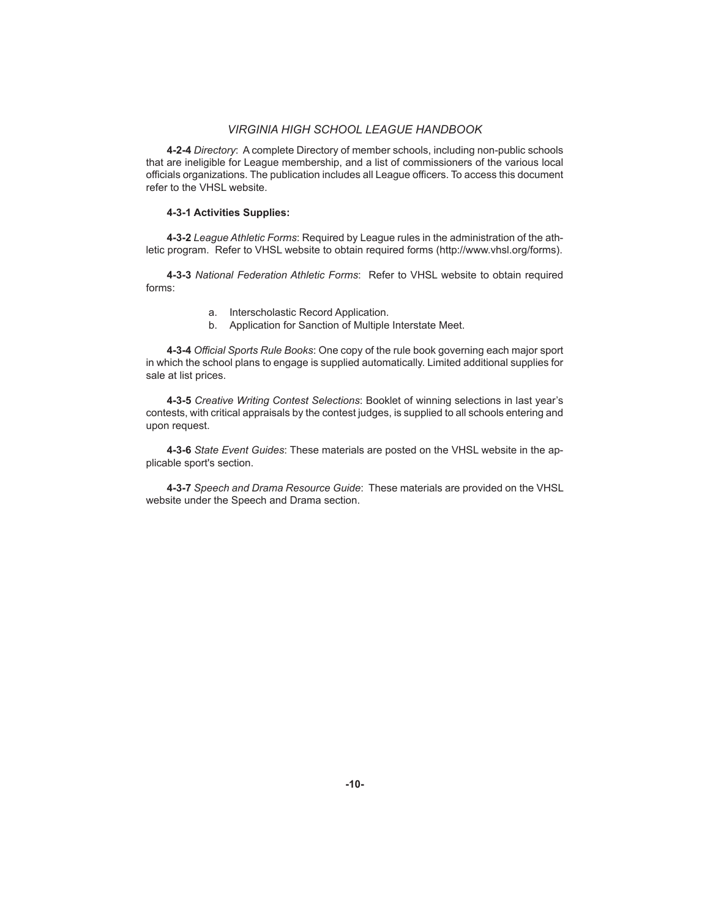**4-2-4** *Directory*: A complete Directory of member schools, including non-public schools that are ineligible for League membership, and a list of commissioners of the various local officials organizations. The publication includes all League officers. To access this document refer to the VHSL website.

**4-3-1 Activities Supplies:**

**4-3-2** *League Athletic Forms*: Required by League rules in the administration of the athletic program. Refer to VHSL website to obtain required forms (http://www.vhsl.org/forms).

**4-3-3** *National Federation Athletic Forms*: Refer to VHSL website to obtain required forms:

a. Interscholastic Record Application.
b. Application for Sanction of Multiple Interstate Meet.

**4-3-4** *Official Sports Rule Books*: One copy of the rule book governing each major sport in which the school plans to engage is supplied automatically. Limited additional supplies for sale at list prices.

**4-3-5** *Creative Writing Contest Selections*: Booklet of winning selections in last year's contests, with critical appraisals by the contest judges, is supplied to all schools entering and upon request.

**4-3-6** *State Event Guides*: These materials are posted on the VHSL website in the applicable sport's section.

**4-3-7** *Speech and Drama Resource Guide*: These materials are provided on the VHSL website under the Speech and Drama section.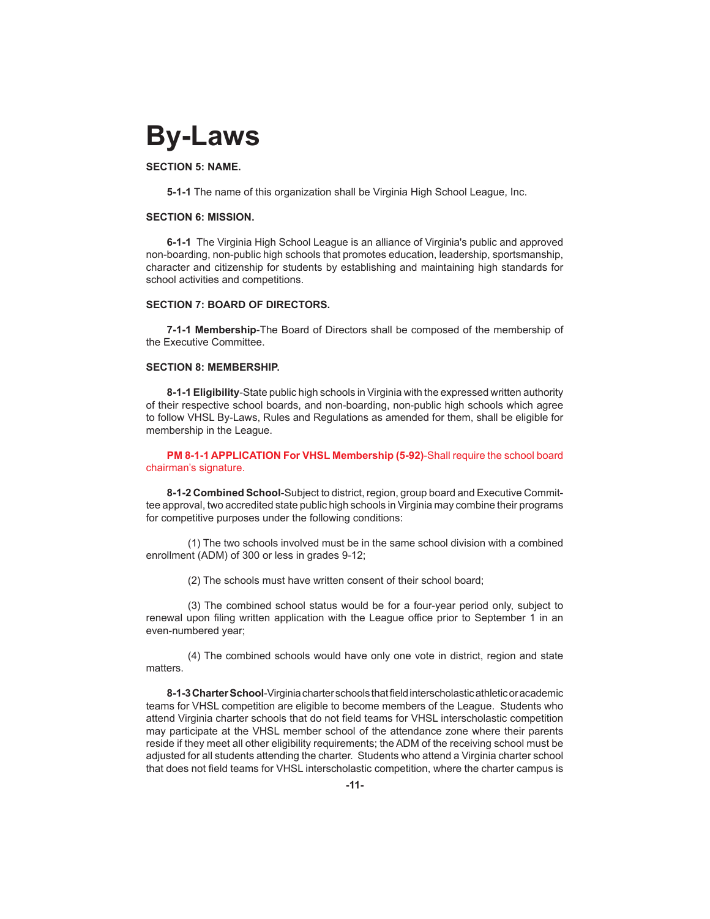# By-Laws

**SECTION 5: NAME.**

**5-1-1** The name of this organization shall be Virginia High School League, Inc.

**SECTION 6: MISSION.**

**6-1-1** The Virginia High School League is an alliance of Virginia's public and approved non-boarding, non-public high schools that promotes education, leadership, sportsmanship, character and citizenship for students by establishing and maintaining high standards for school activities and competitions.

**SECTION 7: BOARD OF DIRECTORS.**

**7-1-1 Membership**-The Board of Directors shall be composed of the membership of the Executive Committee.

**SECTION 8: MEMBERSHIP.**

**8-1-1 Eligibility**-State public high schools in Virginia with the expressed written authority of their respective school boards, and non-boarding, non-public high schools which agree to follow VHSL By-Laws, Rules and Regulations as amended for them, shall be eligible for membership in the League.

**PM 8-1-1 APPLICATION For VHSL Membership (5-92)**-Shall require the school board chairman's signature.

**8-1-2 Combined School**-Subject to district, region, group board and Executive Committee approval, two accredited state public high schools in Virginia may combine their programs for competitive purposes under the following conditions:

(1) The two schools involved must be in the same school division with a combined enrollment (ADM) of 300 or less in grades 9-12;

(2) The schools must have written consent of their school board;

(3) The combined school status would be for a four-year period only, subject to renewal upon filing written application with the League office prior to September 1 in an even-numbered year;

(4) The combined schools would have only one vote in district, region and state matters.

**8-1-3 Charter School**-Virginia charter schools that field interscholastic athletic or academic teams for VHSL competition are eligible to become members of the League. Students who attend Virginia charter schools that do not field teams for VHSL interscholastic competition may participate at the VHSL member school of the attendance zone where their parents reside if they meet all other eligibility requirements; the ADM of the receiving school must be adjusted for all students attending the charter. Students who attend a Virginia charter school that does not field teams for VHSL interscholastic competition, where the charter campus is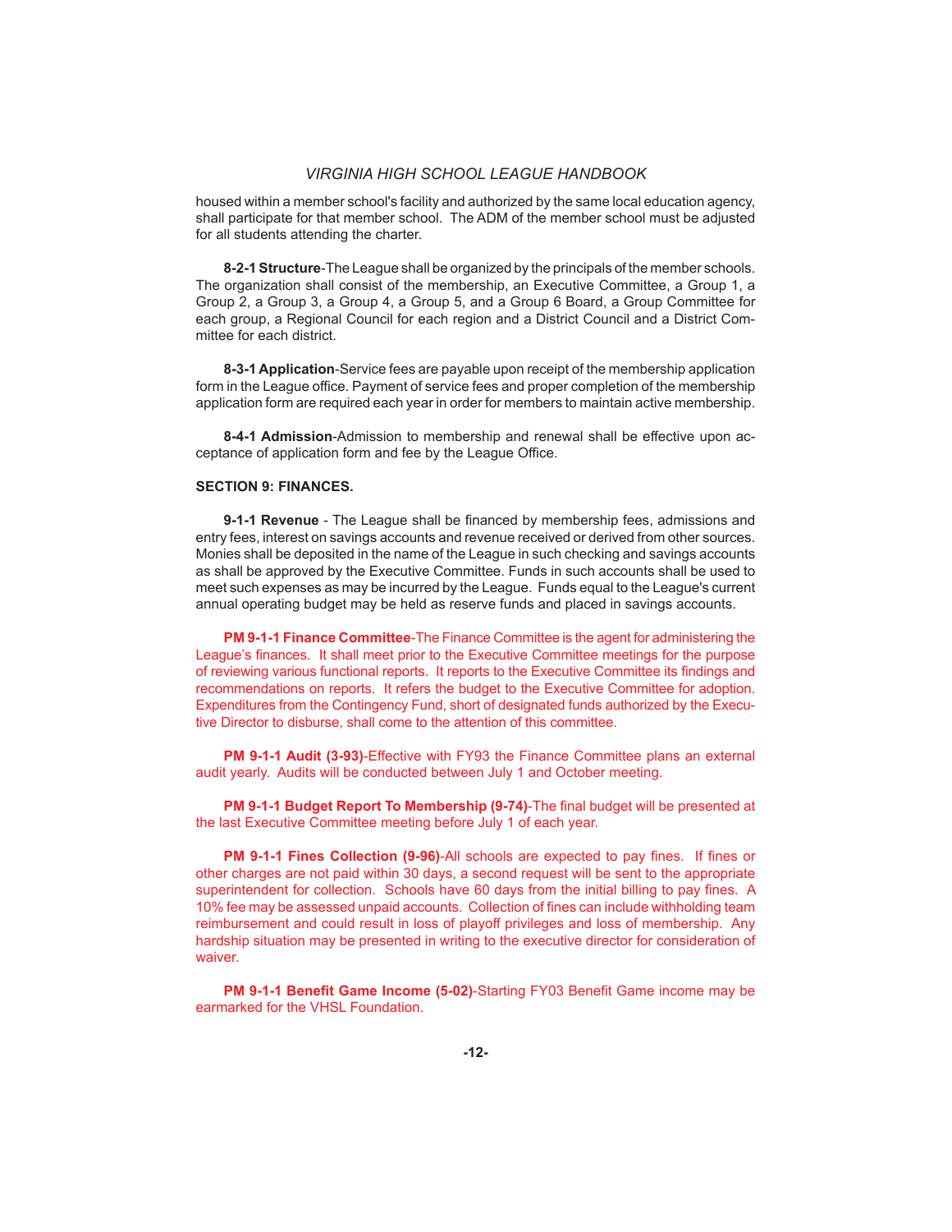housed within a member school's facility and authorized by the same local education agency, shall participate for that member school. The ADM of the member school must be adjusted for all students attending the charter.

**8-2-1 Structure**-The League shall be organized by the principals of the member schools. The organization shall consist of the membership, an Executive Committee, a Group 1, a Group 2, a Group 3, a Group 4, a Group 5, and a Group 6 Board, a Group Committee for each group, a Regional Council for each region and a District Council and a District Committee for each district.

**8-3-1 Application**-Service fees are payable upon receipt of the membership application form in the League office. Payment of service fees and proper completion of the membership application form are required each year in order for members to maintain active membership.

**8-4-1 Admission**-Admission to membership and renewal shall be effective upon acceptance of application form and fee by the League Office.

**SECTION 9: FINANCES.**

**9-1-1 Revenue** - The League shall be financed by membership fees, admissions and entry fees, interest on savings accounts and revenue received or derived from other sources. Monies shall be deposited in the name of the League in such checking and savings accounts as shall be approved by the Executive Committee. Funds in such accounts shall be used to meet such expenses as may be incurred by the League. Funds equal to the League's current annual operating budget may be held as reserve funds and placed in savings accounts.

**PM 9-1-1 Finance Committee**-The Finance Committee is the agent for administering the League's finances. It shall meet prior to the Executive Committee meetings for the purpose of reviewing various functional reports. It reports to the Executive Committee its findings and recommendations on reports. It refers the budget to the Executive Committee for adoption. Expenditures from the Contingency Fund, short of designated funds authorized by the Executive Director to disburse, shall come to the attention of this committee.

**PM 9-1-1 Audit (3-93)**-Effective with FY93 the Finance Committee plans an external audit yearly. Audits will be conducted between July 1 and October meeting.

**PM 9-1-1 Budget Report To Membership (9-74)**-The final budget will be presented at the last Executive Committee meeting before July 1 of each year.

**PM 9-1-1 Fines Collection (9-96)**-All schools are expected to pay fines. If fines or other charges are not paid within 30 days, a second request will be sent to the appropriate superintendent for collection. Schools have 60 days from the initial billing to pay fines. A 10% fee may be assessed unpaid accounts. Collection of fines can include withholding team reimbursement and could result in loss of playoff privileges and loss of membership. Any hardship situation may be presented in writing to the executive director for consideration of waiver.

**PM 9-1-1 Benefit Game Income (5-02)**-Starting FY03 Benefit Game income may be earmarked for the VHSL Foundation.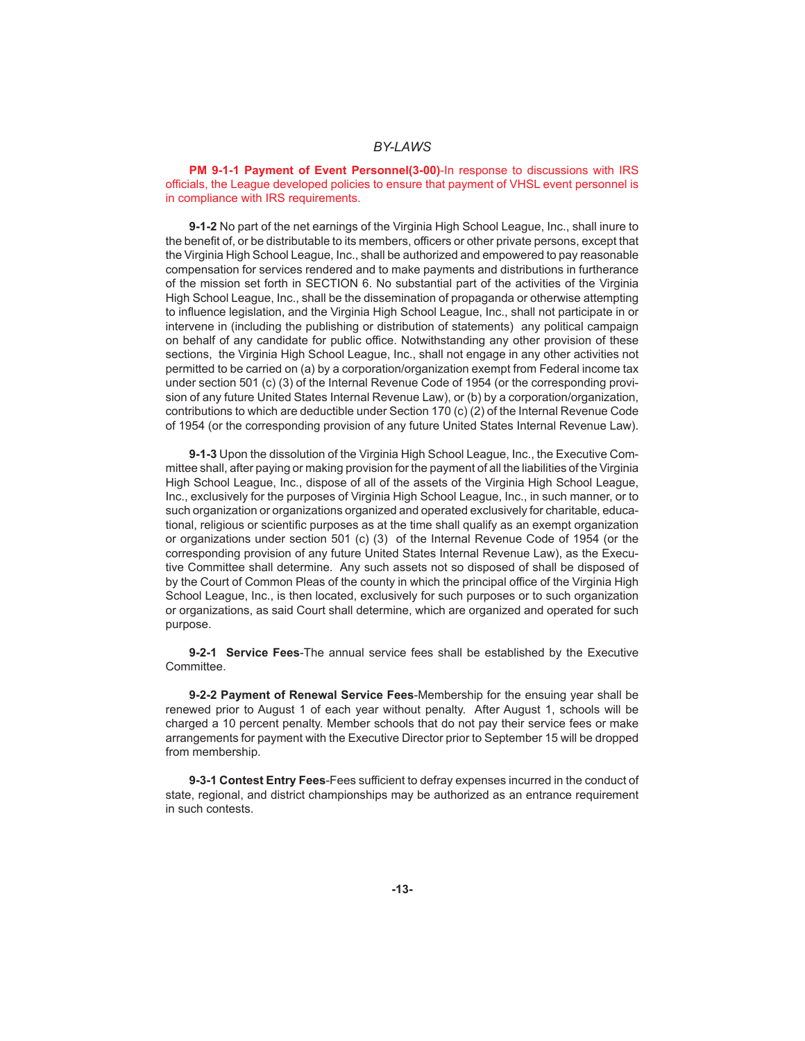**PM 9-1-1 Payment of Event Personnel(3-00)**-In response to discussions with IRS officials, the League developed policies to ensure that payment of VHSL event personnel is in compliance with IRS requirements.

**9-1-2** No part of the net earnings of the Virginia High School League, Inc., shall inure to the benefit of, or be distributable to its members, officers or other private persons, except that the Virginia High School League, Inc., shall be authorized and empowered to pay reasonable compensation for services rendered and to make payments and distributions in furtherance of the mission set forth in SECTION 6. No substantial part of the activities of the Virginia High School League, Inc., shall be the dissemination of propaganda or otherwise attempting to influence legislation, and the Virginia High School League, Inc., shall not participate in or intervene in (including the publishing or distribution of statements) any political campaign on behalf of any candidate for public office. Notwithstanding any other provision of these sections, the Virginia High School League, Inc., shall not engage in any other activities not permitted to be carried on (a) by a corporation/organization exempt from Federal income tax under section 501 (c) (3) of the Internal Revenue Code of 1954 (or the corresponding provision of any future United States Internal Revenue Law), or (b) by a corporation/organization, contributions to which are deductible under Section 170 (c) (2) of the Internal Revenue Code of 1954 (or the corresponding provision of any future United States Internal Revenue Law).

**9-1-3** Upon the dissolution of the Virginia High School League, Inc., the Executive Committee shall, after paying or making provision for the payment of all the liabilities of the Virginia High School League, Inc., dispose of all of the assets of the Virginia High School League, Inc., exclusively for the purposes of Virginia High School League, Inc., in such manner, or to such organization or organizations organized and operated exclusively for charitable, educational, religious or scientific purposes as at the time shall qualify as an exempt organization or organizations under section 501 (c) (3) of the Internal Revenue Code of 1954 (or the corresponding provision of any future United States Internal Revenue Law), as the Executive Committee shall determine. Any such assets not so disposed of shall be disposed of by the Court of Common Pleas of the county in which the principal office of the Virginia High School League, Inc., is then located, exclusively for such purposes or to such organization or organizations, as said Court shall determine, which are organized and operated for such purpose.

**9-2-1 Service Fees**-The annual service fees shall be established by the Executive Committee.

**9-2-2 Payment of Renewal Service Fees**-Membership for the ensuing year shall be renewed prior to August 1 of each year without penalty. After August 1, schools will be charged a 10 percent penalty. Member schools that do not pay their service fees or make arrangements for payment with the Executive Director prior to September 15 will be dropped from membership.

**9-3-1 Contest Entry Fees**-Fees sufficient to defray expenses incurred in the conduct of state, regional, and district championships may be authorized as an entrance requirement in such contests.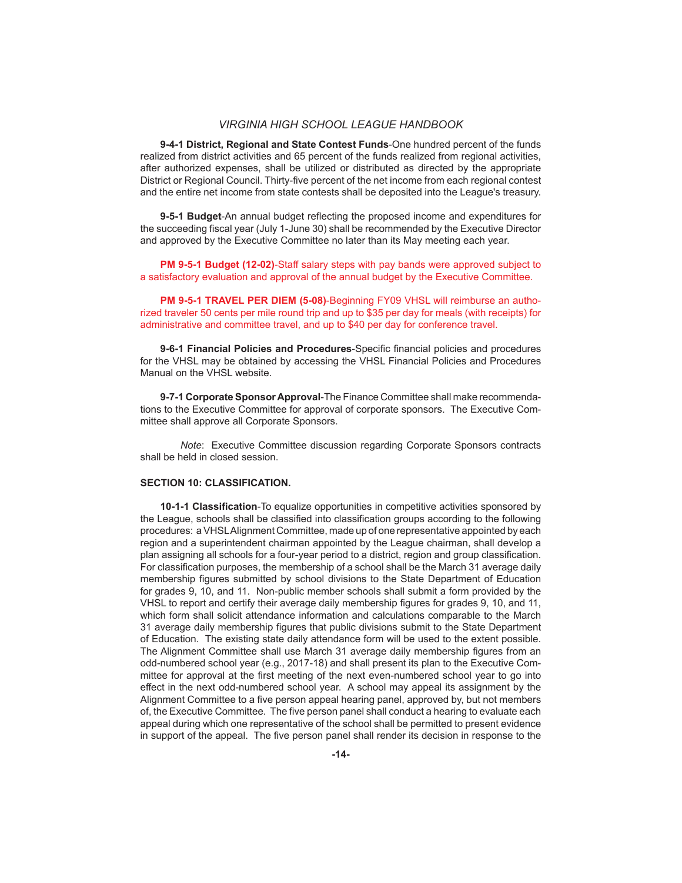**9-4-1 District, Regional and State Contest Funds**-One hundred percent of the funds realized from district activities and 65 percent of the funds realized from regional activities, after authorized expenses, shall be utilized or distributed as directed by the appropriate District or Regional Council. Thirty-five percent of the net income from each regional contest and the entire net income from state contests shall be deposited into the League's treasury.

**9-5-1 Budget**-An annual budget reflecting the proposed income and expenditures for the succeeding fiscal year (July 1-June 30) shall be recommended by the Executive Director and approved by the Executive Committee no later than its May meeting each year.

**PM 9-5-1 Budget (12-02)**-Staff salary steps with pay bands were approved subject to a satisfactory evaluation and approval of the annual budget by the Executive Committee.

**PM 9-5-1 TRAVEL PER DIEM (5-08)**-Beginning FY09 VHSL will reimburse an authorized traveler 50 cents per mile round trip and up to $35 per day for meals (with receipts) for administrative and committee travel, and up to $40 per day for conference travel.

**9-6-1 Financial Policies and Procedures**-Specific financial policies and procedures for the VHSL may be obtained by accessing the VHSL Financial Policies and Procedures Manual on the VHSL website.

**9-7-1 Corporate Sponsor Approval**-The Finance Committee shall make recommendations to the Executive Committee for approval of corporate sponsors. The Executive Committee shall approve all Corporate Sponsors.

*Note*: Executive Committee discussion regarding Corporate Sponsors contracts shall be held in closed session.

## SECTION 10: CLASSIFICATION.

**10-1-1 Classification**-To equalize opportunities in competitive activities sponsored by the League, schools shall be classified into classification groups according to the following procedures: a VHSL Alignment Committee, made up of one representative appointed by each region and a superintendent chairman appointed by the League chairman, shall develop a plan assigning all schools for a four-year period to a district, region and group classification. For classification purposes, the membership of a school shall be the March 31 average daily membership figures submitted by school divisions to the State Department of Education for grades 9, 10, and 11. Non-public member schools shall submit a form provided by the VHSL to report and certify their average daily membership figures for grades 9, 10, and 11, which form shall solicit attendance information and calculations comparable to the March 31 average daily membership figures that public divisions submit to the State Department of Education. The existing state daily attendance form will be used to the extent possible. The Alignment Committee shall use March 31 average daily membership figures from an odd-numbered school year (e.g., 2017-18) and shall present its plan to the Executive Committee for approval at the first meeting of the next even-numbered school year to go into effect in the next odd-numbered school year. A school may appeal its assignment by the Alignment Committee to a five person appeal hearing panel, approved by, but not members of, the Executive Committee. The five person panel shall conduct a hearing to evaluate each appeal during which one representative of the school shall be permitted to present evidence in support of the appeal. The five person panel shall render its decision in response to the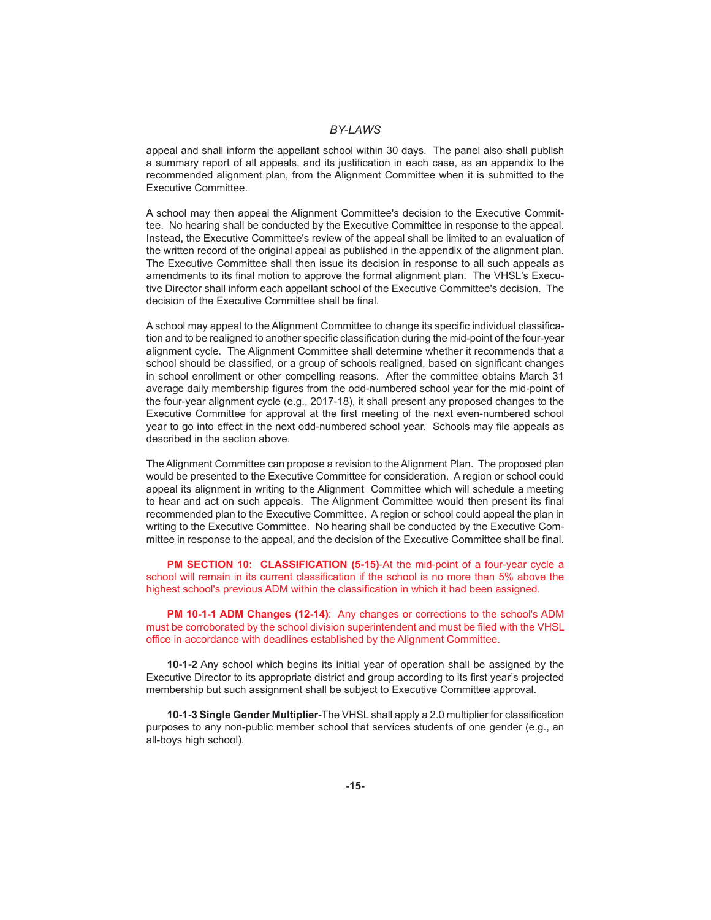appeal and shall inform the appellant school within 30 days. The panel also shall publish a summary report of all appeals, and its justification in each case, as an appendix to the recommended alignment plan, from the Alignment Committee when it is submitted to the Executive Committee.

A school may then appeal the Alignment Committee's decision to the Executive Committee. No hearing shall be conducted by the Executive Committee in response to the appeal. Instead, the Executive Committee's review of the appeal shall be limited to an evaluation of the written record of the original appeal as published in the appendix of the alignment plan. The Executive Committee shall then issue its decision in response to all such appeals as amendments to its final motion to approve the formal alignment plan. The VHSL's Executive Director shall inform each appellant school of the Executive Committee's decision. The decision of the Executive Committee shall be final.

A school may appeal to the Alignment Committee to change its specific individual classification and to be realigned to another specific classification during the mid-point of the four-year alignment cycle. The Alignment Committee shall determine whether it recommends that a school should be classified, or a group of schools realigned, based on significant changes in school enrollment or other compelling reasons. After the committee obtains March 31 average daily membership figures from the odd-numbered school year for the mid-point of the four-year alignment cycle (e.g., 2017-18), it shall present any proposed changes to the Executive Committee for approval at the first meeting of the next even-numbered school year to go into effect in the next odd-numbered school year. Schools may file appeals as described in the section above.

The Alignment Committee can propose a revision to the Alignment Plan. The proposed plan would be presented to the Executive Committee for consideration. A region or school could appeal its alignment in writing to the Alignment Committee which will schedule a meeting to hear and act on such appeals. The Alignment Committee would then present its final recommended plan to the Executive Committee. A region or school could appeal the plan in writing to the Executive Committee. No hearing shall be conducted by the Executive Committee in response to the appeal, and the decision of the Executive Committee shall be final.

**PM SECTION 10: CLASSIFICATION (5-15)**-At the mid-point of a four-year cycle a school will remain in its current classification if the school is no more than 5% above the highest school's previous ADM within the classification in which it had been assigned.

**PM 10-1-1 ADM Changes (12-14)**: Any changes or corrections to the school's ADM must be corroborated by the school division superintendent and must be filed with the VHSL office in accordance with deadlines established by the Alignment Committee.

**10-1-2** Any school which begins its initial year of operation shall be assigned by the Executive Director to its appropriate district and group according to its first year's projected membership but such assignment shall be subject to Executive Committee approval.

**10-1-3 Single Gender Multiplier**-The VHSL shall apply a 2.0 multiplier for classification purposes to any non-public member school that services students of one gender (e.g., an all-boys high school).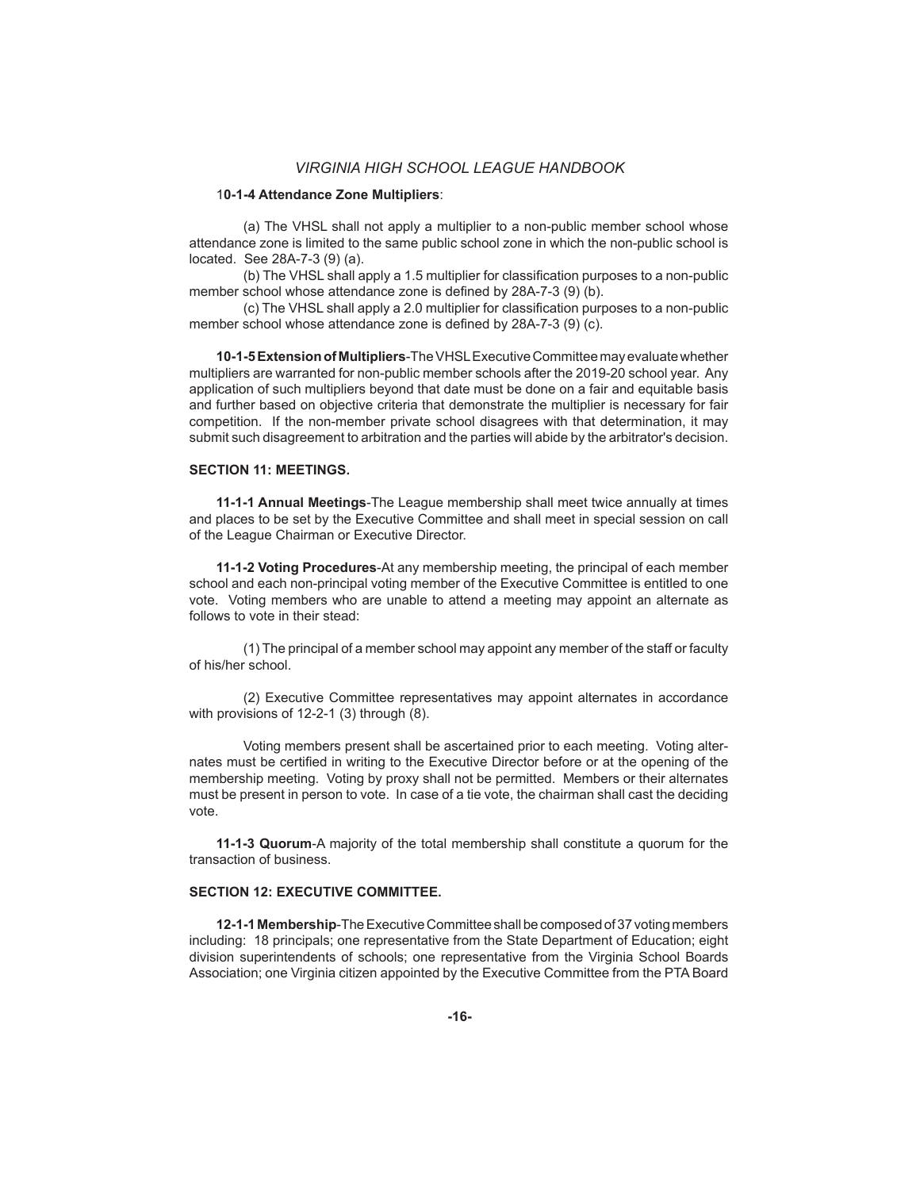**10-1-4 Attendance Zone Multipliers**:

(a) The VHSL shall not apply a multiplier to a non-public member school whose attendance zone is limited to the same public school zone in which the non-public school is located. See 28A-7-3 (9) (a).

(b) The VHSL shall apply a 1.5 multiplier for classification purposes to a non-public member school whose attendance zone is defined by 28A-7-3 (9) (b).

(c) The VHSL shall apply a 2.0 multiplier for classification purposes to a non-public member school whose attendance zone is defined by 28A-7-3 (9) (c).

**10-1-5 Extension of Multipliers**-The VHSL Executive Committee may evaluate whether multipliers are warranted for non-public member schools after the 2019-20 school year. Any application of such multipliers beyond that date must be done on a fair and equitable basis and further based on objective criteria that demonstrate the multiplier is necessary for fair competition. If the non-member private school disagrees with that determination, it may submit such disagreement to arbitration and the parties will abide by the arbitrator's decision.

## SECTION 11: MEETINGS.

**11-1-1 Annual Meetings**-The League membership shall meet twice annually at times and places to be set by the Executive Committee and shall meet in special session on call of the League Chairman or Executive Director.

**11-1-2 Voting Procedures**-At any membership meeting, the principal of each member school and each non-principal voting member of the Executive Committee is entitled to one vote. Voting members who are unable to attend a meeting may appoint an alternate as follows to vote in their stead:

(1) The principal of a member school may appoint any member of the staff or faculty of his/her school.

(2) Executive Committee representatives may appoint alternates in accordance with provisions of 12-2-1 (3) through (8).

Voting members present shall be ascertained prior to each meeting. Voting alternates must be certified in writing to the Executive Director before or at the opening of the membership meeting. Voting by proxy shall not be permitted. Members or their alternates must be present in person to vote. In case of a tie vote, the chairman shall cast the deciding vote.

**11-1-3 Quorum**-A majority of the total membership shall constitute a quorum for the transaction of business.

## SECTION 12: EXECUTIVE COMMITTEE.

**12-1-1 Membership**-The Executive Committee shall be composed of 37 voting members including: 18 principals; one representative from the State Department of Education; eight division superintendents of schools; one representative from the Virginia School Boards Association; one Virginia citizen appointed by the Executive Committee from the PTA Board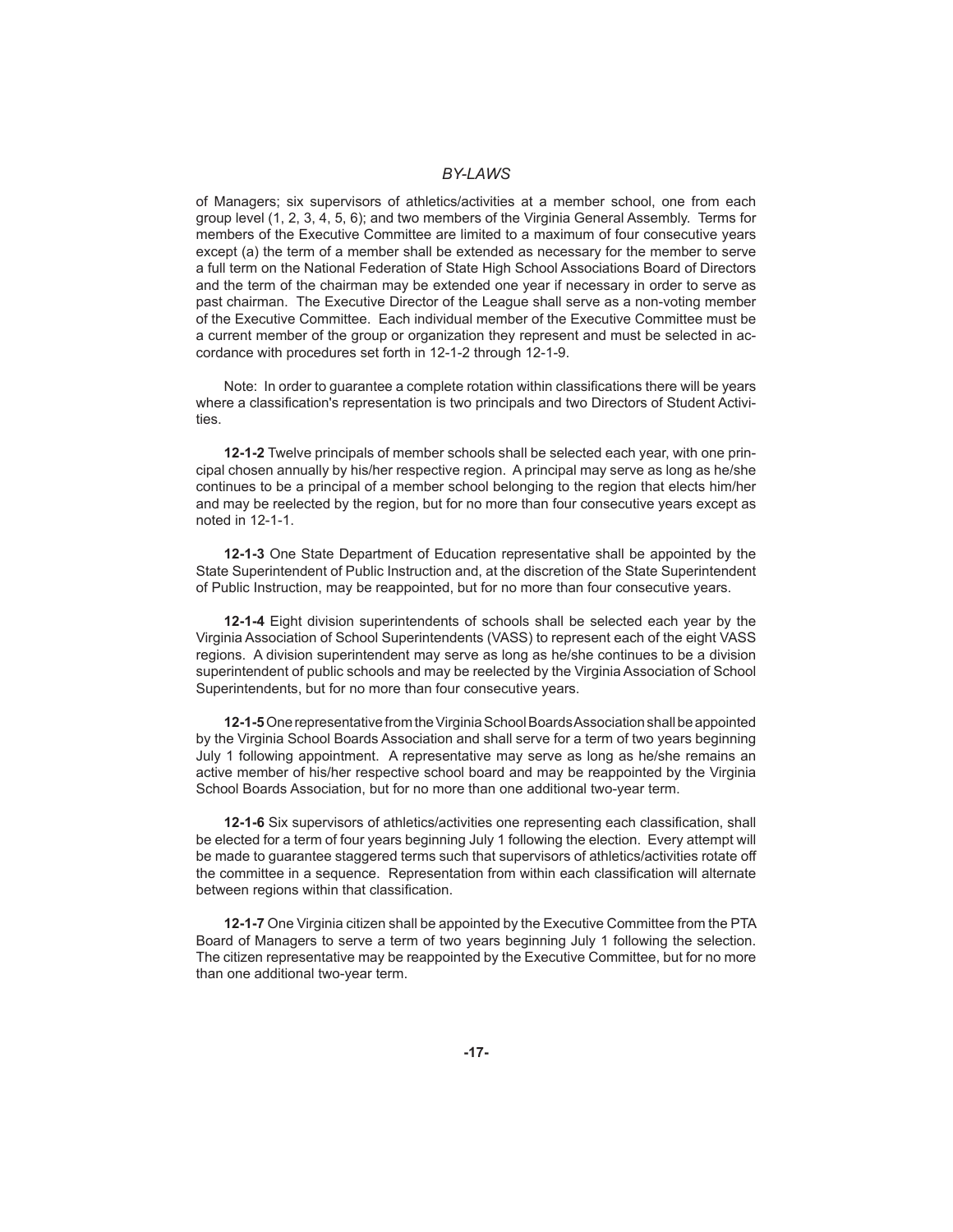of Managers; six supervisors of athletics/activities at a member school, one from each group level (1, 2, 3, 4, 5, 6); and two members of the Virginia General Assembly. Terms for members of the Executive Committee are limited to a maximum of four consecutive years except (a) the term of a member shall be extended as necessary for the member to serve a full term on the National Federation of State High School Associations Board of Directors and the term of the chairman may be extended one year if necessary in order to serve as past chairman. The Executive Director of the League shall serve as a non-voting member of the Executive Committee. Each individual member of the Executive Committee must be a current member of the group or organization they represent and must be selected in accordance with procedures set forth in 12-1-2 through 12-1-9.

Note: In order to guarantee a complete rotation within classifications there will be years where a classification's representation is two principals and two Directors of Student Activities.

**12-1-2** Twelve principals of member schools shall be selected each year, with one principal chosen annually by his/her respective region. A principal may serve as long as he/she continues to be a principal of a member school belonging to the region that elects him/her and may be reelected by the region, but for no more than four consecutive years except as noted in 12-1-1.

**12-1-3** One State Department of Education representative shall be appointed by the State Superintendent of Public Instruction and, at the discretion of the State Superintendent of Public Instruction, may be reappointed, but for no more than four consecutive years.

**12-1-4** Eight division superintendents of schools shall be selected each year by the Virginia Association of School Superintendents (VASS) to represent each of the eight VASS regions. A division superintendent may serve as long as he/she continues to be a division superintendent of public schools and may be reelected by the Virginia Association of School Superintendents, but for no more than four consecutive years.

**12-1-5** One representative from the Virginia School Boards Association shall be appointed by the Virginia School Boards Association and shall serve for a term of two years beginning July 1 following appointment. A representative may serve as long as he/she remains an active member of his/her respective school board and may be reappointed by the Virginia School Boards Association, but for no more than one additional two-year term.

**12-1-6** Six supervisors of athletics/activities one representing each classification, shall be elected for a term of four years beginning July 1 following the election. Every attempt will be made to guarantee staggered terms such that supervisors of athletics/activities rotate off the committee in a sequence. Representation from within each classification will alternate between regions within that classification.

**12-1-7** One Virginia citizen shall be appointed by the Executive Committee from the PTA Board of Managers to serve a term of two years beginning July 1 following the selection. The citizen representative may be reappointed by the Executive Committee, but for no more than one additional two-year term.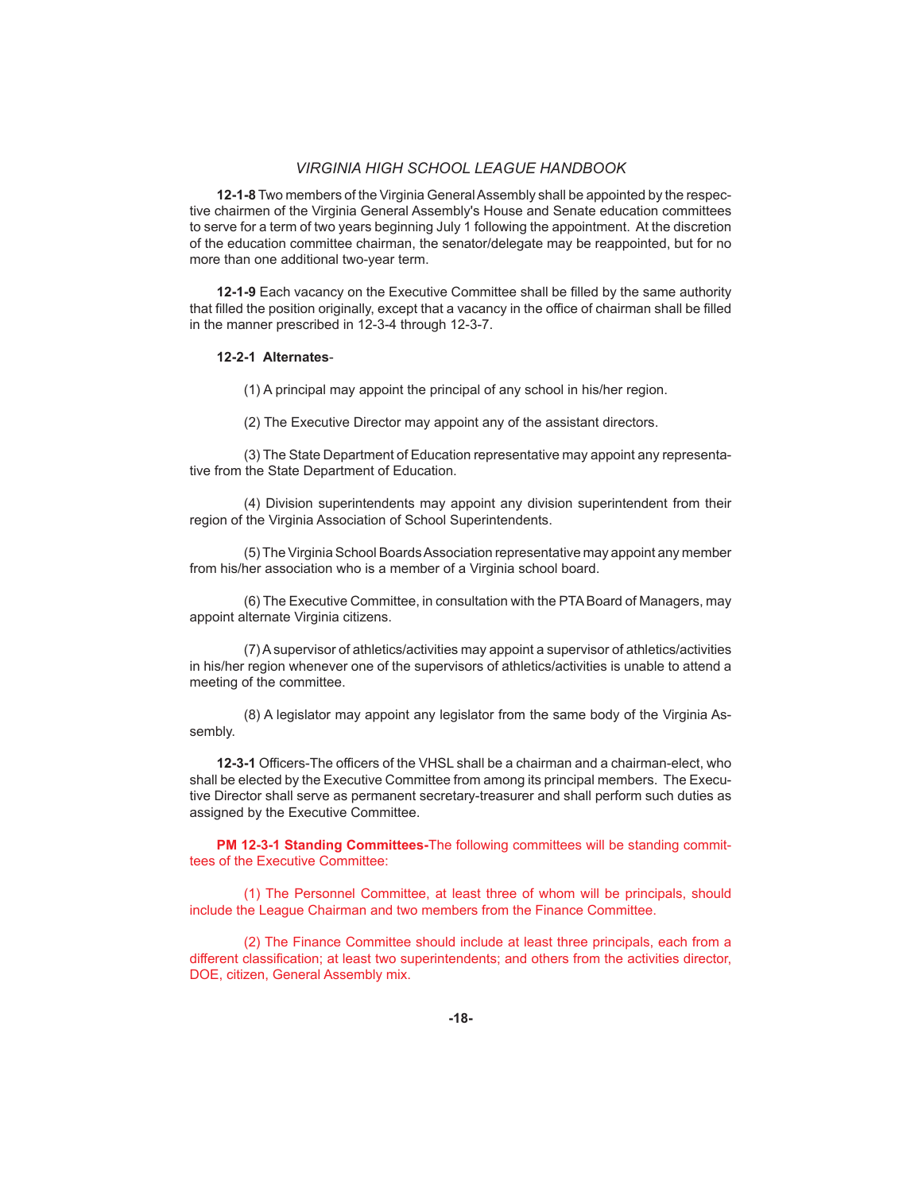**12-1-8** Two members of the Virginia General Assembly shall be appointed by the respective chairmen of the Virginia General Assembly's House and Senate education committees to serve for a term of two years beginning July 1 following the appointment. At the discretion of the education committee chairman, the senator/delegate may be reappointed, but for no more than one additional two-year term.

**12-1-9** Each vacancy on the Executive Committee shall be filled by the same authority that filled the position originally, except that a vacancy in the office of chairman shall be filled in the manner prescribed in 12-3-4 through 12-3-7.

**12-2-1 Alternates**-

(1) A principal may appoint the principal of any school in his/her region.

(2) The Executive Director may appoint any of the assistant directors.

(3) The State Department of Education representative may appoint any representative from the State Department of Education.

(4) Division superintendents may appoint any division superintendent from their region of the Virginia Association of School Superintendents.

(5) The Virginia School Boards Association representative may appoint any member from his/her association who is a member of a Virginia school board.

(6) The Executive Committee, in consultation with the PTA Board of Managers, may appoint alternate Virginia citizens.

(7) A supervisor of athletics/activities may appoint a supervisor of athletics/activities in his/her region whenever one of the supervisors of athletics/activities is unable to attend a meeting of the committee.

(8) A legislator may appoint any legislator from the same body of the Virginia Assembly.

**12-3-1** Officers-The officers of the VHSL shall be a chairman and a chairman-elect, who shall be elected by the Executive Committee from among its principal members. The Executive Director shall serve as permanent secretary-treasurer and shall perform such duties as assigned by the Executive Committee.

**PM 12-3-1 Standing Committees-**The following committees will be standing committees of the Executive Committee:

(1) The Personnel Committee, at least three of whom will be principals, should include the League Chairman and two members from the Finance Committee.

(2) The Finance Committee should include at least three principals, each from a different classification; at least two superintendents; and others from the activities director, DOE, citizen, General Assembly mix.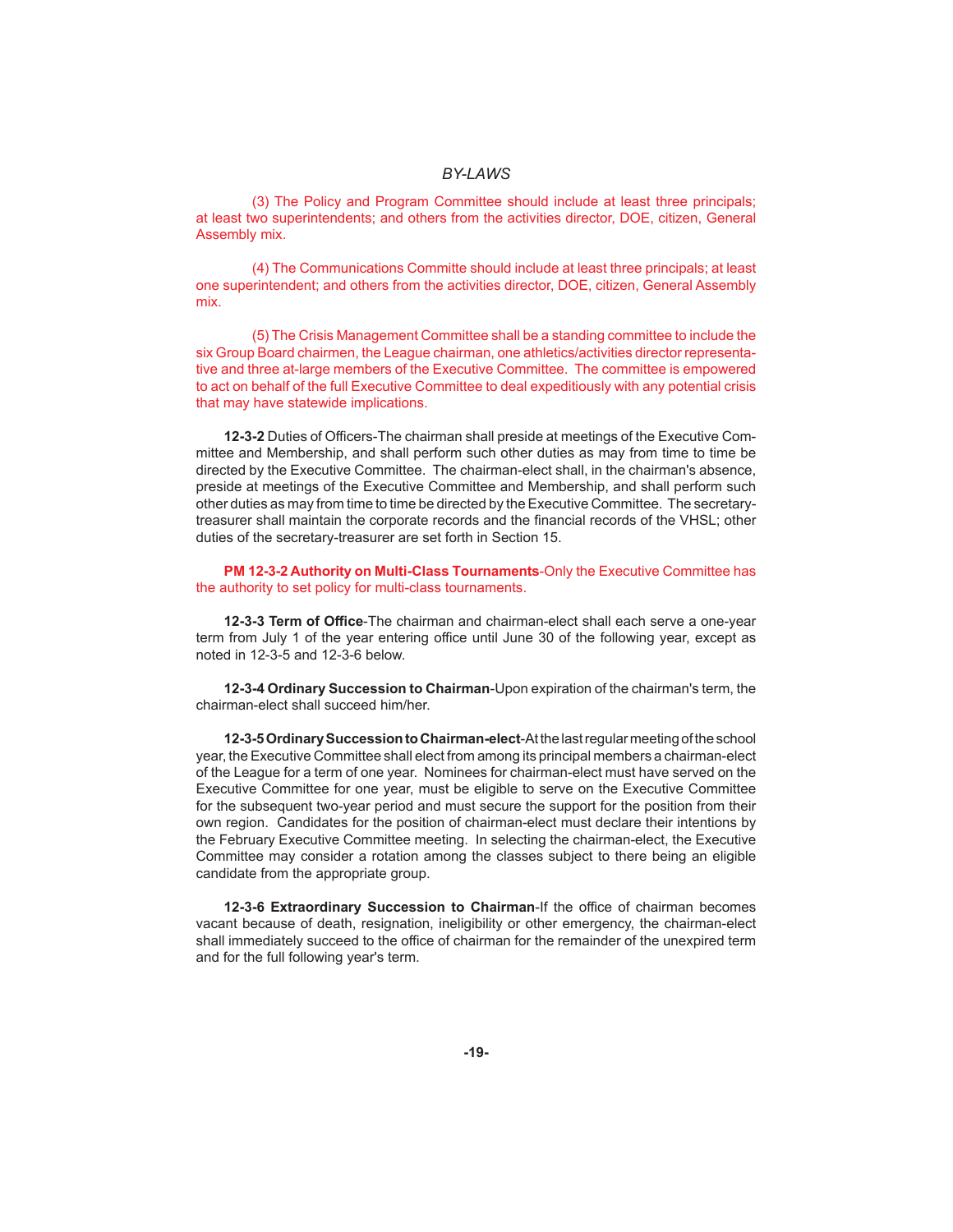(3) The Policy and Program Committee should include at least three principals; at least two superintendents; and others from the activities director, DOE, citizen, General Assembly mix.

(4) The Communications Committe should include at least three principals; at least one superintendent; and others from the activities director, DOE, citizen, General Assembly mix.

(5) The Crisis Management Committee shall be a standing committee to include the six Group Board chairmen, the League chairman, one athletics/activities director representative and three at-large members of the Executive Committee. The committee is empowered to act on behalf of the full Executive Committee to deal expeditiously with any potential crisis that may have statewide implications.

**12-3-2** Duties of Officers-The chairman shall preside at meetings of the Executive Committee and Membership, and shall perform such other duties as may from time to time be directed by the Executive Committee. The chairman-elect shall, in the chairman's absence, preside at meetings of the Executive Committee and Membership, and shall perform such other duties as may from time to time be directed by the Executive Committee. The secretary-treasurer shall maintain the corporate records and the financial records of the VHSL; other duties of the secretary-treasurer are set forth in Section 15.

**PM 12-3-2 Authority on Multi-Class Tournaments**-Only the Executive Committee has the authority to set policy for multi-class tournaments.

**12-3-3 Term of Office**-The chairman and chairman-elect shall each serve a one-year term from July 1 of the year entering office until June 30 of the following year, except as noted in 12-3-5 and 12-3-6 below.

**12-3-4 Ordinary Succession to Chairman**-Upon expiration of the chairman's term, the chairman-elect shall succeed him/her.

**12-3-5 Ordinary Succession to Chairman-elect**-At the last regular meeting of the school year, the Executive Committee shall elect from among its principal members a chairman-elect of the League for a term of one year. Nominees for chairman-elect must have served on the Executive Committee for one year, must be eligible to serve on the Executive Committee for the subsequent two-year period and must secure the support for the position from their own region. Candidates for the position of chairman-elect must declare their intentions by the February Executive Committee meeting. In selecting the chairman-elect, the Executive Committee may consider a rotation among the classes subject to there being an eligible candidate from the appropriate group.

**12-3-6 Extraordinary Succession to Chairman**-If the office of chairman becomes vacant because of death, resignation, ineligibility or other emergency, the chairman-elect shall immediately succeed to the office of chairman for the remainder of the unexpired term and for the full following year's term.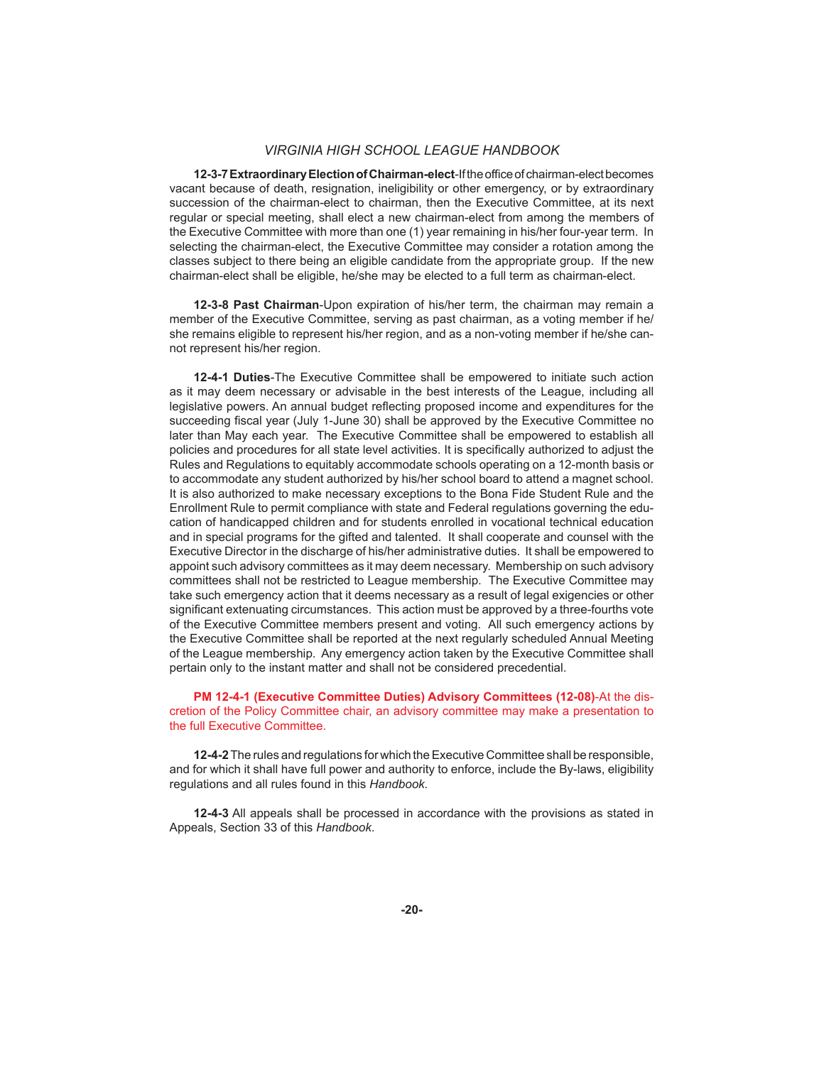**12-3-7 Extraordinary Election of Chairman-elect**-If the office of chairman-elect becomes vacant because of death, resignation, ineligibility or other emergency, or by extraordinary succession of the chairman-elect to chairman, then the Executive Committee, at its next regular or special meeting, shall elect a new chairman-elect from among the members of the Executive Committee with more than one (1) year remaining in his/her four-year term. In selecting the chairman-elect, the Executive Committee may consider a rotation among the classes subject to there being an eligible candidate from the appropriate group. If the new chairman-elect shall be eligible, he/she may be elected to a full term as chairman-elect.

**12-3-8 Past Chairman**-Upon expiration of his/her term, the chairman may remain a member of the Executive Committee, serving as past chairman, as a voting member if he/she remains eligible to represent his/her region, and as a non-voting member if he/she cannot represent his/her region.

**12-4-1 Duties**-The Executive Committee shall be empowered to initiate such action as it may deem necessary or advisable in the best interests of the League, including all legislative powers. An annual budget reflecting proposed income and expenditures for the succeeding fiscal year (July 1-June 30) shall be approved by the Executive Committee no later than May each year. The Executive Committee shall be empowered to establish all policies and procedures for all state level activities. It is specifically authorized to adjust the Rules and Regulations to equitably accommodate schools operating on a 12-month basis or to accommodate any student authorized by his/her school board to attend a magnet school. It is also authorized to make necessary exceptions to the Bona Fide Student Rule and the Enrollment Rule to permit compliance with state and Federal regulations governing the education of handicapped children and for students enrolled in vocational technical education and in special programs for the gifted and talented. It shall cooperate and counsel with the Executive Director in the discharge of his/her administrative duties. It shall be empowered to appoint such advisory committees as it may deem necessary. Membership on such advisory committees shall not be restricted to League membership. The Executive Committee may take such emergency action that it deems necessary as a result of legal exigencies or other significant extenuating circumstances. This action must be approved by a three-fourths vote of the Executive Committee members present and voting. All such emergency actions by the Executive Committee shall be reported at the next regularly scheduled Annual Meeting of the League membership. Any emergency action taken by the Executive Committee shall pertain only to the instant matter and shall not be considered precedential.

**PM 12-4-1 (Executive Committee Duties) Advisory Committees (12-08)**-At the discretion of the Policy Committee chair, an advisory committee may make a presentation to the full Executive Committee.

**12-4-2** The rules and regulations for which the Executive Committee shall be responsible, and for which it shall have full power and authority to enforce, include the By-laws, eligibility regulations and all rules found in this *Handbook.*

**12-4-3** All appeals shall be processed in accordance with the provisions as stated in Appeals, Section 33 of this *Handbook*.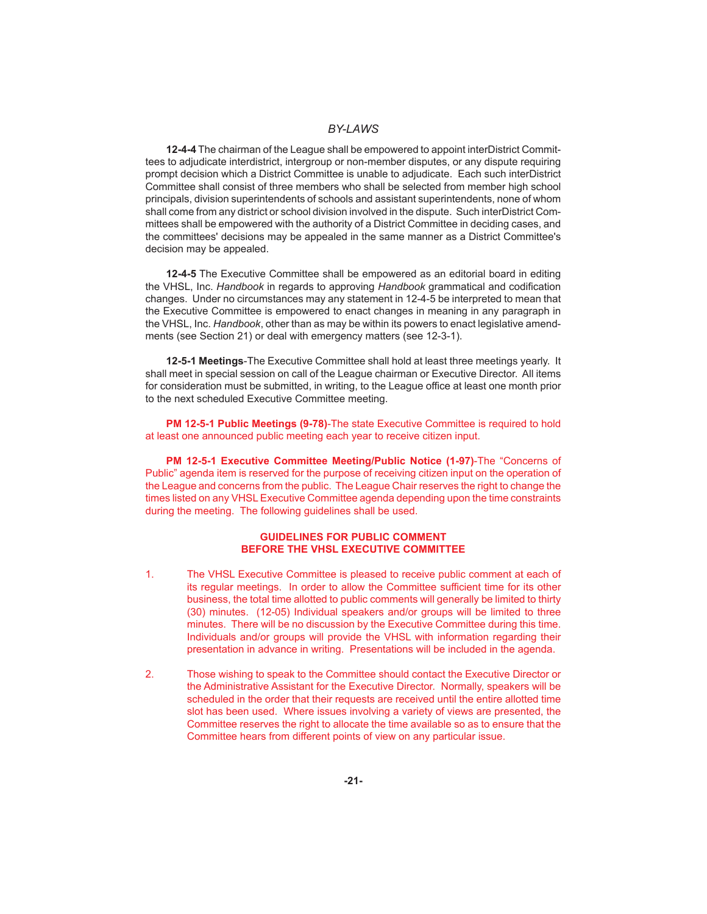**12-4-4** The chairman of the League shall be empowered to appoint interDistrict Committees to adjudicate interdistrict, intergroup or non-member disputes, or any dispute requiring prompt decision which a District Committee is unable to adjudicate. Each such interDistrict Committee shall consist of three members who shall be selected from member high school principals, division superintendents of schools and assistant superintendents, none of whom shall come from any district or school division involved in the dispute. Such interDistrict Committees shall be empowered with the authority of a District Committee in deciding cases, and the committees' decisions may be appealed in the same manner as a District Committee's decision may be appealed.

**12-4-5** The Executive Committee shall be empowered as an editorial board in editing the VHSL, Inc. *Handbook* in regards to approving *Handbook* grammatical and codification changes. Under no circumstances may any statement in 12-4-5 be interpreted to mean that the Executive Committee is empowered to enact changes in meaning in any paragraph in the VHSL, Inc. *Handbook*, other than as may be within its powers to enact legislative amendments (see Section 21) or deal with emergency matters (see 12-3-1).

**12-5-1 Meetings**-The Executive Committee shall hold at least three meetings yearly. It shall meet in special session on call of the League chairman or Executive Director. All items for consideration must be submitted, in writing, to the League office at least one month prior to the next scheduled Executive Committee meeting.

**PM 12-5-1 Public Meetings (9-78)**-The state Executive Committee is required to hold at least one announced public meeting each year to receive citizen input.

**PM 12-5-1 Executive Committee Meeting/Public Notice (1-97)**-The "Concerns of Public" agenda item is reserved for the purpose of receiving citizen input on the operation of the League and concerns from the public. The League Chair reserves the right to change the times listed on any VHSL Executive Committee agenda depending upon the time constraints during the meeting. The following guidelines shall be used.

**GUIDELINES FOR PUBLIC COMMENT BEFORE THE VHSL EXECUTIVE COMMITTEE**

1. The VHSL Executive Committee is pleased to receive public comment at each of its regular meetings. In order to allow the Committee sufficient time for its other business, the total time allotted to public comments will generally be limited to thirty (30) minutes. (12-05) Individual speakers and/or groups will be limited to three minutes. There will be no discussion by the Executive Committee during this time. Individuals and/or groups will provide the VHSL with information regarding their presentation in advance in writing. Presentations will be included in the agenda.

2. Those wishing to speak to the Committee should contact the Executive Director or the Administrative Assistant for the Executive Director. Normally, speakers will be scheduled in the order that their requests are received until the entire allotted time slot has been used. Where issues involving a variety of views are presented, the Committee reserves the right to allocate the time available so as to ensure that the Committee hears from different points of view on any particular issue.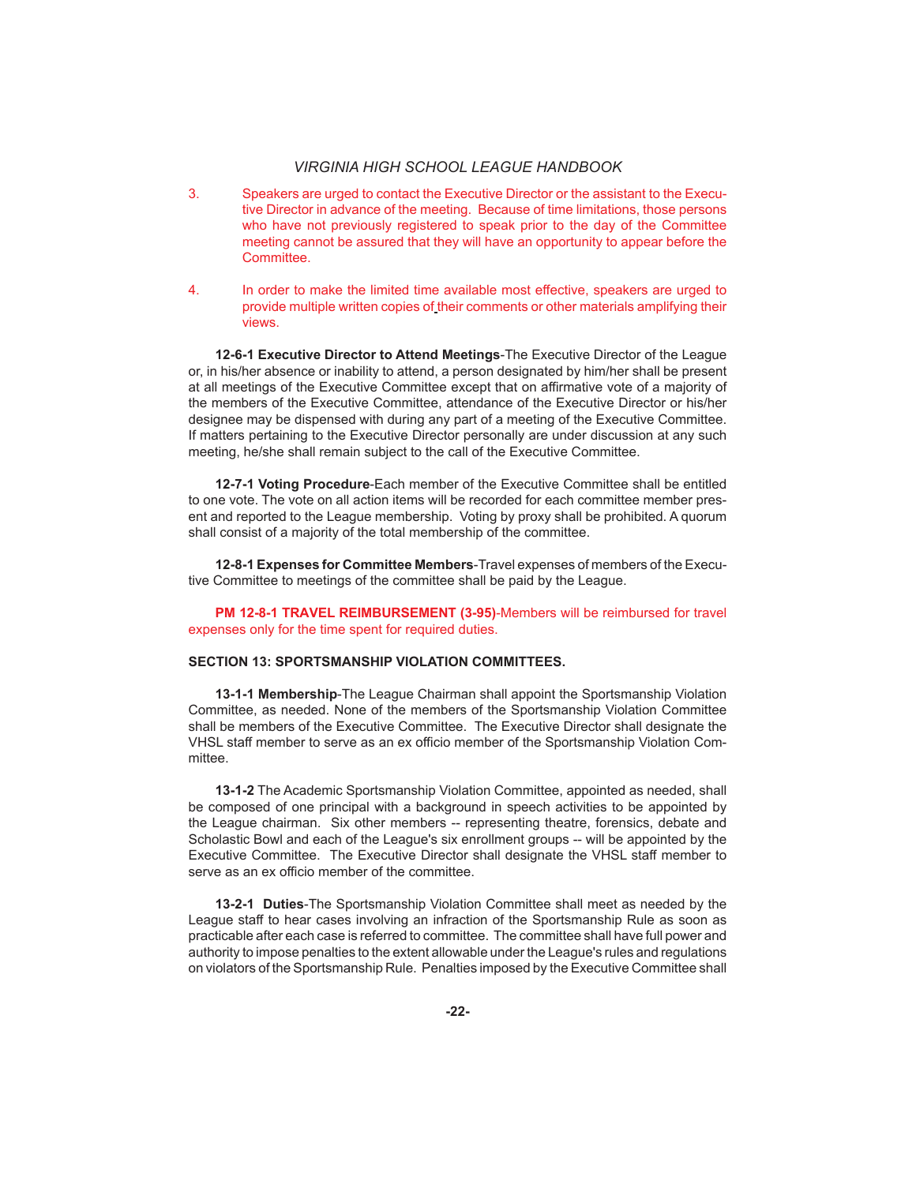3. Speakers are urged to contact the Executive Director or the assistant to the Executive Director in advance of the meeting. Because of time limitations, those persons who have not previously registered to speak prior to the day of the Committee meeting cannot be assured that they will have an opportunity to appear before the Committee.

4. In order to make the limited time available most effective, speakers are urged to provide multiple written copies of their comments or other materials amplifying their views.

**12-6-1 Executive Director to Attend Meetings**-The Executive Director of the League or, in his/her absence or inability to attend, a person designated by him/her shall be present at all meetings of the Executive Committee except that on affirmative vote of a majority of the members of the Executive Committee, attendance of the Executive Director or his/her designee may be dispensed with during any part of a meeting of the Executive Committee. If matters pertaining to the Executive Director personally are under discussion at any such meeting, he/she shall remain subject to the call of the Executive Committee.

**12-7-1 Voting Procedure**-Each member of the Executive Committee shall be entitled to one vote. The vote on all action items will be recorded for each committee member present and reported to the League membership. Voting by proxy shall be prohibited. A quorum shall consist of a majority of the total membership of the committee.

**12-8-1 Expenses for Committee Members**-Travel expenses of members of the Executive Committee to meetings of the committee shall be paid by the League.

**PM 12-8-1 TRAVEL REIMBURSEMENT (3-95)**-Members will be reimbursed for travel expenses only for the time spent for required duties.

**SECTION 13: SPORTSMANSHIP VIOLATION COMMITTEES.**

**13-1-1 Membership**-The League Chairman shall appoint the Sportsmanship Violation Committee, as needed. None of the members of the Sportsmanship Violation Committee shall be members of the Executive Committee. The Executive Director shall designate the VHSL staff member to serve as an ex officio member of the Sportsmanship Violation Committee.

**13-1-2** The Academic Sportsmanship Violation Committee, appointed as needed, shall be composed of one principal with a background in speech activities to be appointed by the League chairman. Six other members -- representing theatre, forensics, debate and Scholastic Bowl and each of the League's six enrollment groups -- will be appointed by the Executive Committee. The Executive Director shall designate the VHSL staff member to serve as an ex officio member of the committee.

**13-2-1 Duties**-The Sportsmanship Violation Committee shall meet as needed by the League staff to hear cases involving an infraction of the Sportsmanship Rule as soon as practicable after each case is referred to committee. The committee shall have full power and authority to impose penalties to the extent allowable under the League's rules and regulations on violators of the Sportsmanship Rule. Penalties imposed by the Executive Committee shall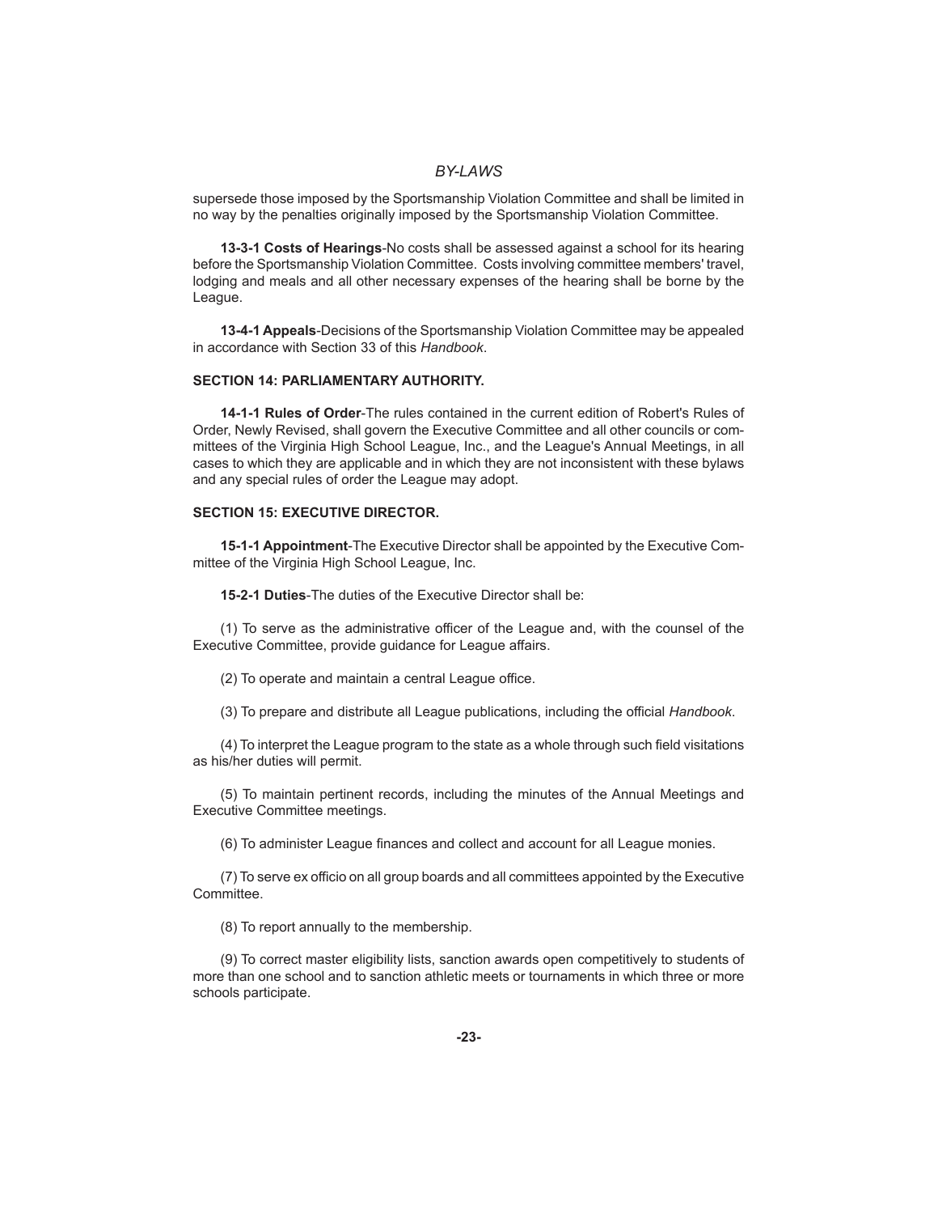supersede those imposed by the Sportsmanship Violation Committee and shall be limited in no way by the penalties originally imposed by the Sportsmanship Violation Committee.

**13-3-1 Costs of Hearings**-No costs shall be assessed against a school for its hearing before the Sportsmanship Violation Committee. Costs involving committee members' travel, lodging and meals and all other necessary expenses of the hearing shall be borne by the League.

**13-4-1 Appeals**-Decisions of the Sportsmanship Violation Committee may be appealed in accordance with Section 33 of this *Handbook*.

**SECTION 14: PARLIAMENTARY AUTHORITY.**

**14-1-1 Rules of Order**-The rules contained in the current edition of Robert's Rules of Order, Newly Revised, shall govern the Executive Committee and all other councils or committees of the Virginia High School League, Inc., and the League's Annual Meetings, in all cases to which they are applicable and in which they are not inconsistent with these bylaws and any special rules of order the League may adopt.

**SECTION 15: EXECUTIVE DIRECTOR.**

**15-1-1 Appointment**-The Executive Director shall be appointed by the Executive Committee of the Virginia High School League, Inc.

**15-2-1 Duties**-The duties of the Executive Director shall be:

(1) To serve as the administrative officer of the League and, with the counsel of the Executive Committee, provide guidance for League affairs.

(2) To operate and maintain a central League office.

(3) To prepare and distribute all League publications, including the official *Handbook*.

(4) To interpret the League program to the state as a whole through such field visitations as his/her duties will permit.

(5) To maintain pertinent records, including the minutes of the Annual Meetings and Executive Committee meetings.

(6) To administer League finances and collect and account for all League monies.

(7) To serve ex officio on all group boards and all committees appointed by the Executive Committee.

(8) To report annually to the membership.

(9) To correct master eligibility lists, sanction awards open competitively to students of more than one school and to sanction athletic meets or tournaments in which three or more schools participate.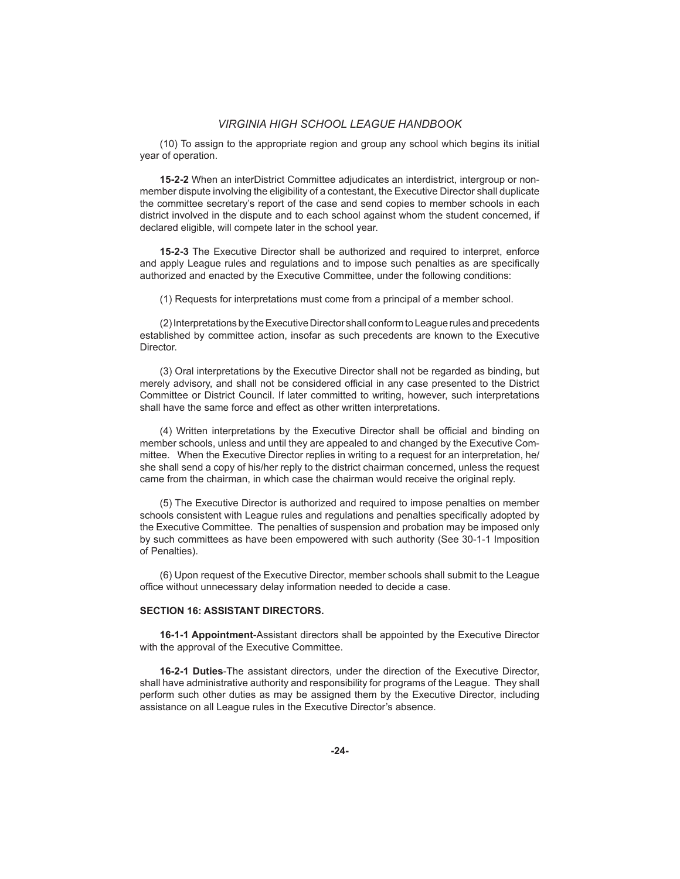(10) To assign to the appropriate region and group any school which begins its initial year of operation.

**15-2-2** When an interDistrict Committee adjudicates an interdistrict, intergroup or non-member dispute involving the eligibility of a contestant, the Executive Director shall duplicate the committee secretary's report of the case and send copies to member schools in each district involved in the dispute and to each school against whom the student concerned, if declared eligible, will compete later in the school year.

**15-2-3** The Executive Director shall be authorized and required to interpret, enforce and apply League rules and regulations and to impose such penalties as are specifically authorized and enacted by the Executive Committee, under the following conditions:

(1) Requests for interpretations must come from a principal of a member school.

(2) Interpretations by the Executive Director shall conform to League rules and precedents established by committee action, insofar as such precedents are known to the Executive Director.

(3) Oral interpretations by the Executive Director shall not be regarded as binding, but merely advisory, and shall not be considered official in any case presented to the District Committee or District Council. If later committed to writing, however, such interpretations shall have the same force and effect as other written interpretations.

(4) Written interpretations by the Executive Director shall be official and binding on member schools, unless and until they are appealed to and changed by the Executive Committee. When the Executive Director replies in writing to a request for an interpretation, he/she shall send a copy of his/her reply to the district chairman concerned, unless the request came from the chairman, in which case the chairman would receive the original reply.

(5) The Executive Director is authorized and required to impose penalties on member schools consistent with League rules and regulations and penalties specifically adopted by the Executive Committee. The penalties of suspension and probation may be imposed only by such committees as have been empowered with such authority (See 30-1-1 Imposition of Penalties).

(6) Upon request of the Executive Director, member schools shall submit to the League office without unnecessary delay information needed to decide a case.

### SECTION 16: ASSISTANT DIRECTORS.

**16-1-1 Appointment**-Assistant directors shall be appointed by the Executive Director with the approval of the Executive Committee.

**16-2-1 Duties**-The assistant directors, under the direction of the Executive Director, shall have administrative authority and responsibility for programs of the League. They shall perform such other duties as may be assigned them by the Executive Director, including assistance on all League rules in the Executive Director's absence.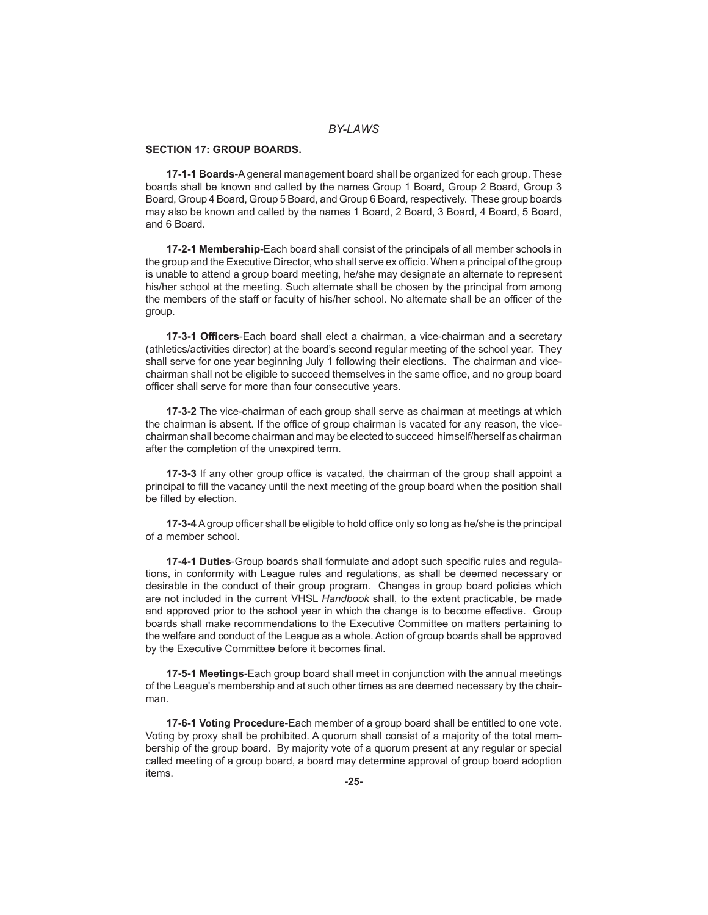*BY-LAWS*

## SECTION 17: GROUP BOARDS.

**17-1-1 Boards**-A general management board shall be organized for each group. These boards shall be known and called by the names Group 1 Board, Group 2 Board, Group 3 Board, Group 4 Board, Group 5 Board, and Group 6 Board, respectively. These group boards may also be known and called by the names 1 Board, 2 Board, 3 Board, 4 Board, 5 Board, and 6 Board.

**17-2-1 Membership**-Each board shall consist of the principals of all member schools in the group and the Executive Director, who shall serve ex officio. When a principal of the group is unable to attend a group board meeting, he/she may designate an alternate to represent his/her school at the meeting. Such alternate shall be chosen by the principal from among the members of the staff or faculty of his/her school. No alternate shall be an officer of the group.

**17-3-1 Officers**-Each board shall elect a chairman, a vice-chairman and a secretary (athletics/activities director) at the board's second regular meeting of the school year. They shall serve for one year beginning July 1 following their elections. The chairman and vice-chairman shall not be eligible to succeed themselves in the same office, and no group board officer shall serve for more than four consecutive years.

**17-3-2** The vice-chairman of each group shall serve as chairman at meetings at which the chairman is absent. If the office of group chairman is vacated for any reason, the vice-chairman shall become chairman and may be elected to succeed himself/herself as chairman after the completion of the unexpired term.

**17-3-3** If any other group office is vacated, the chairman of the group shall appoint a principal to fill the vacancy until the next meeting of the group board when the position shall be filled by election.

**17-3-4** A group officer shall be eligible to hold office only so long as he/she is the principal of a member school.

**17-4-1 Duties**-Group boards shall formulate and adopt such specific rules and regulations, in conformity with League rules and regulations, as shall be deemed necessary or desirable in the conduct of their group program. Changes in group board policies which are not included in the current VHSL *Handbook* shall, to the extent practicable, be made and approved prior to the school year in which the change is to become effective. Group boards shall make recommendations to the Executive Committee on matters pertaining to the welfare and conduct of the League as a whole. Action of group boards shall be approved by the Executive Committee before it becomes final.

**17-5-1 Meetings**-Each group board shall meet in conjunction with the annual meetings of the League's membership and at such other times as are deemed necessary by the chairman.

**17-6-1 Voting Procedure**-Each member of a group board shall be entitled to one vote. Voting by proxy shall be prohibited. A quorum shall consist of a majority of the total membership of the group board. By majority vote of a quorum present at any regular or special called meeting of a group board, a board may determine approval of group board adoption items.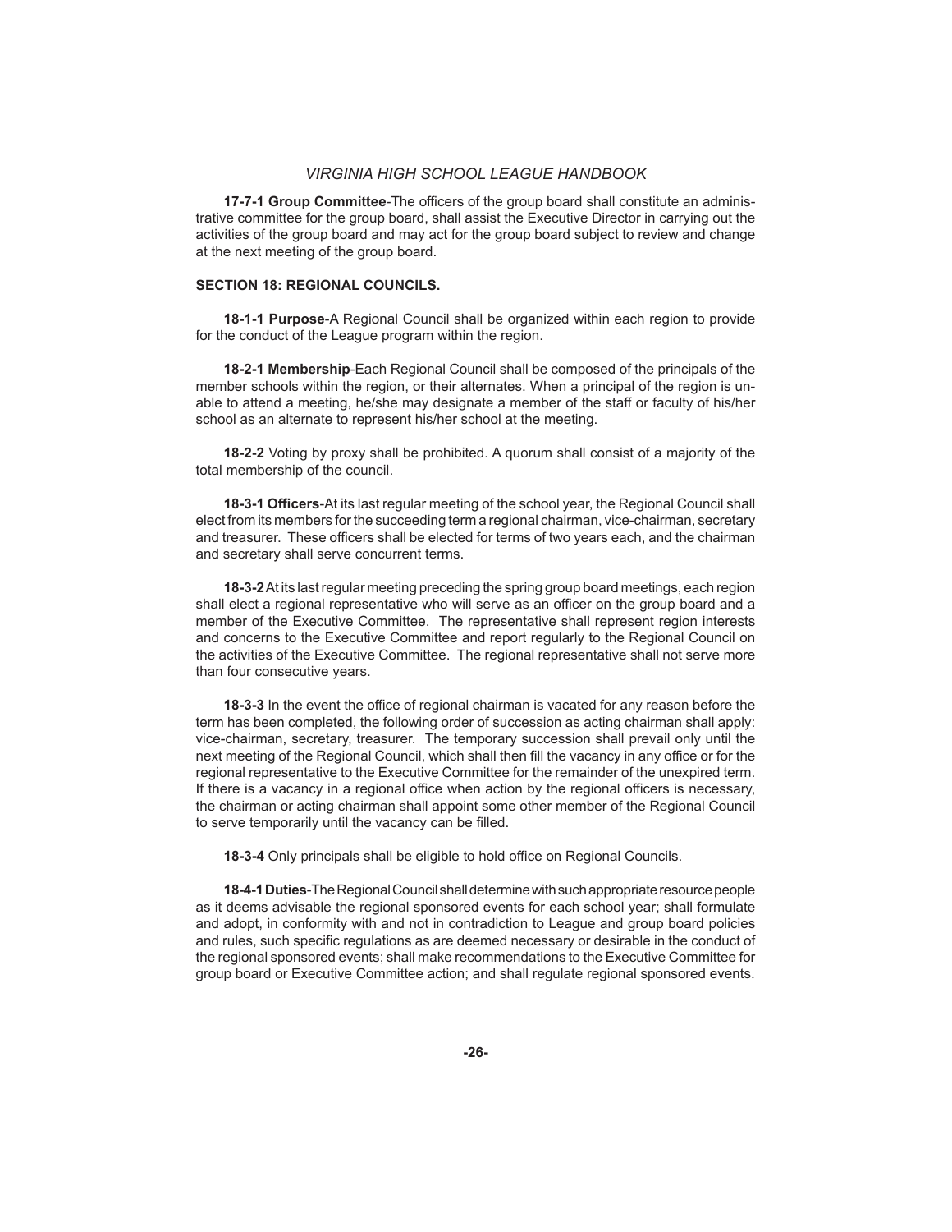**17-7-1 Group Committee**-The officers of the group board shall constitute an administrative committee for the group board, shall assist the Executive Director in carrying out the activities of the group board and may act for the group board subject to review and change at the next meeting of the group board.

## SECTION 18: REGIONAL COUNCILS.

**18-1-1 Purpose**-A Regional Council shall be organized within each region to provide for the conduct of the League program within the region.

**18-2-1 Membership**-Each Regional Council shall be composed of the principals of the member schools within the region, or their alternates. When a principal of the region is unable to attend a meeting, he/she may designate a member of the staff or faculty of his/her school as an alternate to represent his/her school at the meeting.

**18-2-2** Voting by proxy shall be prohibited. A quorum shall consist of a majority of the total membership of the council.

**18-3-1 Officers**-At its last regular meeting of the school year, the Regional Council shall elect from its members for the succeeding term a regional chairman, vice-chairman, secretary and treasurer. These officers shall be elected for terms of two years each, and the chairman and secretary shall serve concurrent terms.

**18-3-2** At its last regular meeting preceding the spring group board meetings, each region shall elect a regional representative who will serve as an officer on the group board and a member of the Executive Committee. The representative shall represent region interests and concerns to the Executive Committee and report regularly to the Regional Council on the activities of the Executive Committee. The regional representative shall not serve more than four consecutive years.

**18-3-3** In the event the office of regional chairman is vacated for any reason before the term has been completed, the following order of succession as acting chairman shall apply: vice-chairman, secretary, treasurer. The temporary succession shall prevail only until the next meeting of the Regional Council, which shall then fill the vacancy in any office or for the regional representative to the Executive Committee for the remainder of the unexpired term. If there is a vacancy in a regional office when action by the regional officers is necessary, the chairman or acting chairman shall appoint some other member of the Regional Council to serve temporarily until the vacancy can be filled.

**18-3-4** Only principals shall be eligible to hold office on Regional Councils.

**18-4-1 Duties**-The Regional Council shall determine with such appropriate resource people as it deems advisable the regional sponsored events for each school year; shall formulate and adopt, in conformity with and not in contradiction to League and group board policies and rules, such specific regulations as are deemed necessary or desirable in the conduct of the regional sponsored events; shall make recommendations to the Executive Committee for group board or Executive Committee action; and shall regulate regional sponsored events.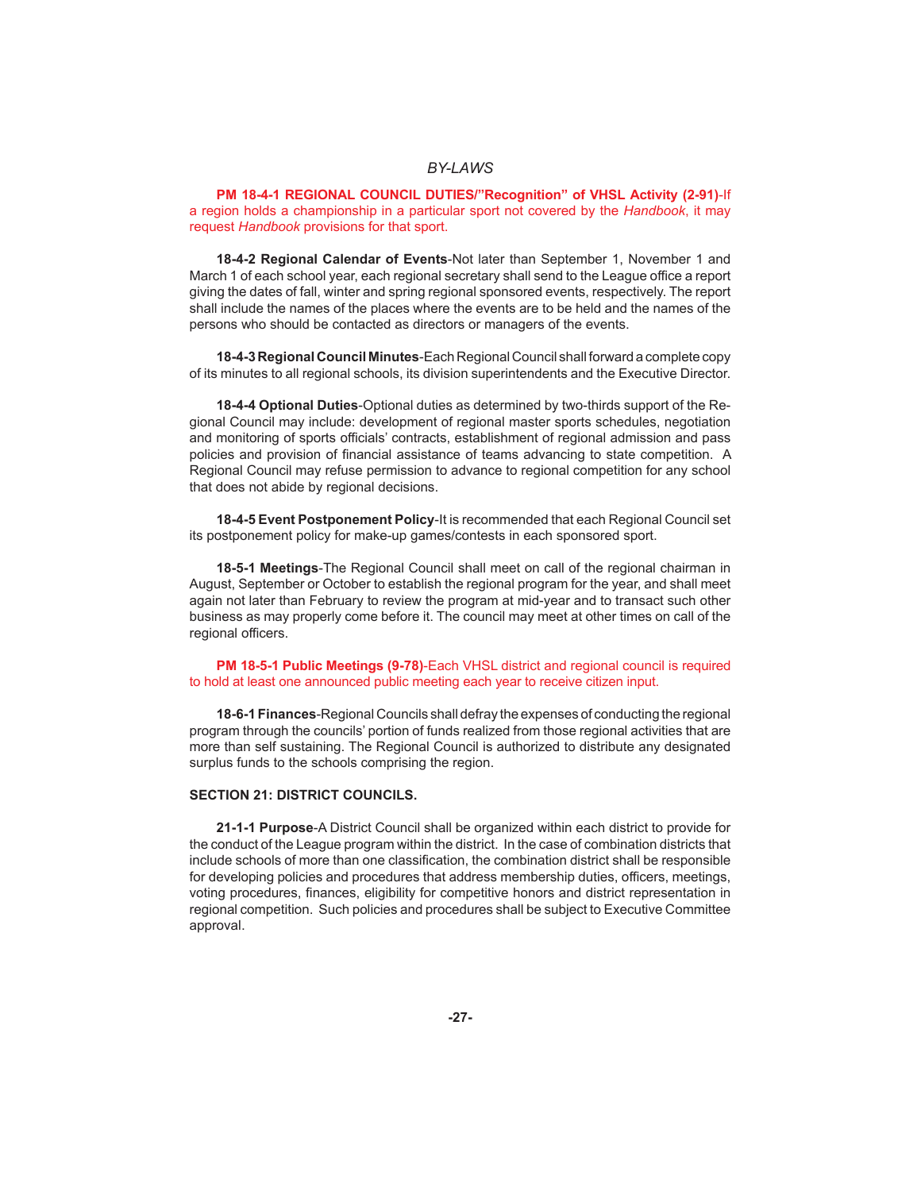**PM 18-4-1 REGIONAL COUNCIL DUTIES/"Recognition" of VHSL Activity (2-91)**-If a region holds a championship in a particular sport not covered by the *Handbook*, it may request *Handbook* provisions for that sport.

**18-4-2 Regional Calendar of Events**-Not later than September 1, November 1 and March 1 of each school year, each regional secretary shall send to the League office a report giving the dates of fall, winter and spring regional sponsored events, respectively. The report shall include the names of the places where the events are to be held and the names of the persons who should be contacted as directors or managers of the events.

**18-4-3 Regional Council Minutes**-Each Regional Council shall forward a complete copy of its minutes to all regional schools, its division superintendents and the Executive Director.

**18-4-4 Optional Duties**-Optional duties as determined by two-thirds support of the Regional Council may include: development of regional master sports schedules, negotiation and monitoring of sports officials' contracts, establishment of regional admission and pass policies and provision of financial assistance of teams advancing to state competition. A Regional Council may refuse permission to advance to regional competition for any school that does not abide by regional decisions.

**18-4-5 Event Postponement Policy**-It is recommended that each Regional Council set its postponement policy for make-up games/contests in each sponsored sport.

**18-5-1 Meetings**-The Regional Council shall meet on call of the regional chairman in August, September or October to establish the regional program for the year, and shall meet again not later than February to review the program at mid-year and to transact such other business as may properly come before it. The council may meet at other times on call of the regional officers.

**PM 18-5-1 Public Meetings (9-78)**-Each VHSL district and regional council is required to hold at least one announced public meeting each year to receive citizen input.

**18-6-1 Finances**-Regional Councils shall defray the expenses of conducting the regional program through the councils' portion of funds realized from those regional activities that are more than self sustaining. The Regional Council is authorized to distribute any designated surplus funds to the schools comprising the region.

## SECTION 21: DISTRICT COUNCILS.

**21-1-1 Purpose**-A District Council shall be organized within each district to provide for the conduct of the League program within the district. In the case of combination districts that include schools of more than one classification, the combination district shall be responsible for developing policies and procedures that address membership duties, officers, meetings, voting procedures, finances, eligibility for competitive honors and district representation in regional competition. Such policies and procedures shall be subject to Executive Committee approval.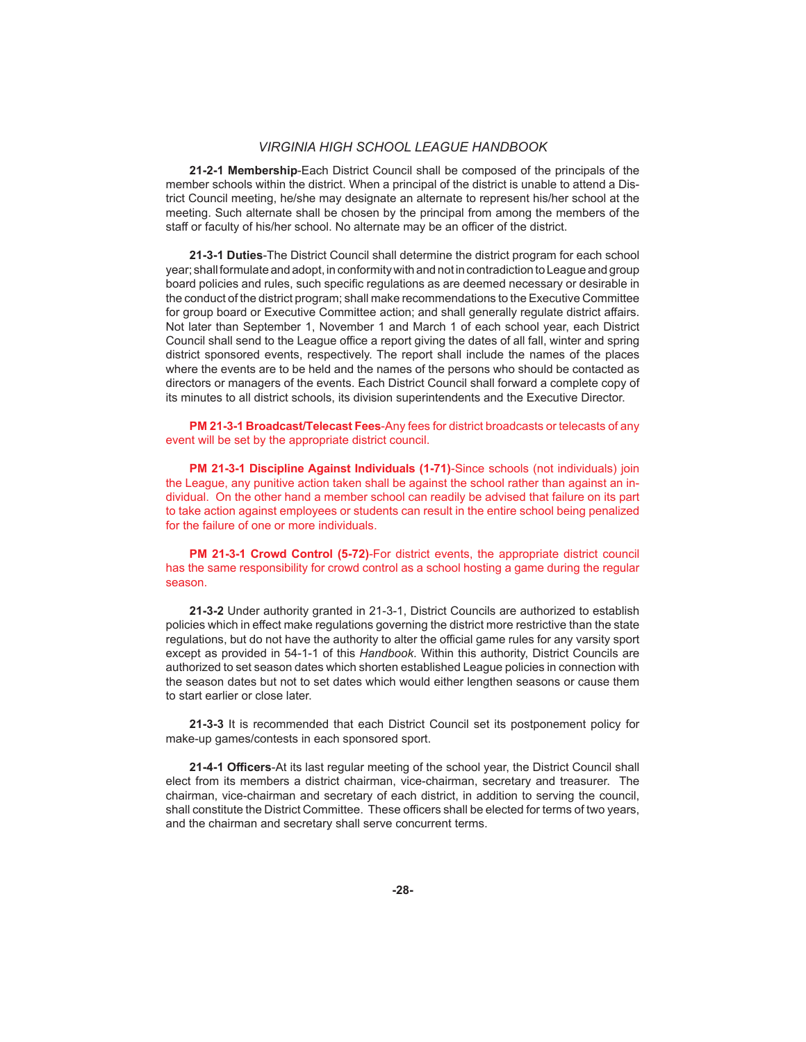**21-2-1 Membership**-Each District Council shall be composed of the principals of the member schools within the district. When a principal of the district is unable to attend a District Council meeting, he/she may designate an alternate to represent his/her school at the meeting. Such alternate shall be chosen by the principal from among the members of the staff or faculty of his/her school. No alternate may be an officer of the district.

**21-3-1 Duties**-The District Council shall determine the district program for each school year; shall formulate and adopt, in conformity with and not in contradiction to League and group board policies and rules, such specific regulations as are deemed necessary or desirable in the conduct of the district program; shall make recommendations to the Executive Committee for group board or Executive Committee action; and shall generally regulate district affairs. Not later than September 1, November 1 and March 1 of each school year, each District Council shall send to the League office a report giving the dates of all fall, winter and spring district sponsored events, respectively. The report shall include the names of the places where the events are to be held and the names of the persons who should be contacted as directors or managers of the events. Each District Council shall forward a complete copy of its minutes to all district schools, its division superintendents and the Executive Director.

**PM 21-3-1 Broadcast/Telecast Fees**-Any fees for district broadcasts or telecasts of any event will be set by the appropriate district council.

**PM 21-3-1 Discipline Against Individuals (1-71)**-Since schools (not individuals) join the League, any punitive action taken shall be against the school rather than against an individual. On the other hand a member school can readily be advised that failure on its part to take action against employees or students can result in the entire school being penalized for the failure of one or more individuals.

**PM 21-3-1 Crowd Control (5-72)**-For district events, the appropriate district council has the same responsibility for crowd control as a school hosting a game during the regular season.

**21-3-2** Under authority granted in 21-3-1, District Councils are authorized to establish policies which in effect make regulations governing the district more restrictive than the state regulations, but do not have the authority to alter the official game rules for any varsity sport except as provided in 54-1-1 of this *Handbook*. Within this authority, District Councils are authorized to set season dates which shorten established League policies in connection with the season dates but not to set dates which would either lengthen seasons or cause them to start earlier or close later.

**21-3-3** It is recommended that each District Council set its postponement policy for make-up games/contests in each sponsored sport.

**21-4-1 Officers**-At its last regular meeting of the school year, the District Council shall elect from its members a district chairman, vice-chairman, secretary and treasurer. The chairman, vice-chairman and secretary of each district, in addition to serving the council, shall constitute the District Committee. These officers shall be elected for terms of two years, and the chairman and secretary shall serve concurrent terms.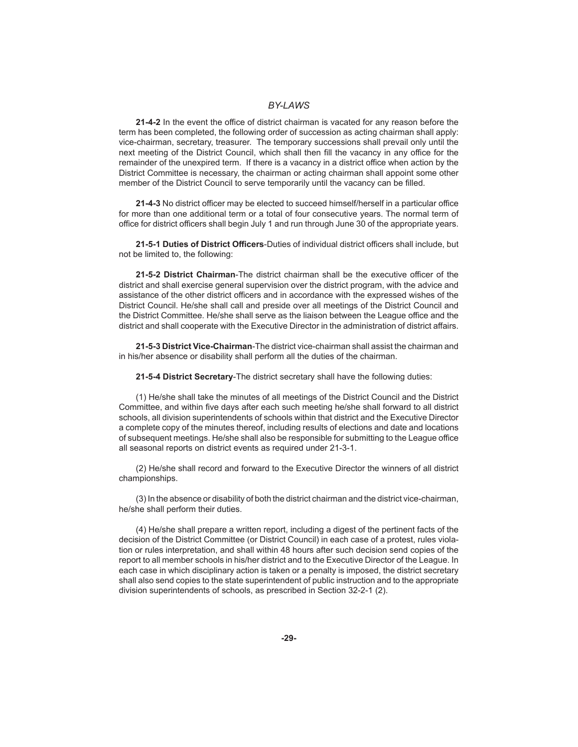**21-4-2** In the event the office of district chairman is vacated for any reason before the term has been completed, the following order of succession as acting chairman shall apply: vice-chairman, secretary, treasurer. The temporary successions shall prevail only until the next meeting of the District Council, which shall then fill the vacancy in any office for the remainder of the unexpired term. If there is a vacancy in a district office when action by the District Committee is necessary, the chairman or acting chairman shall appoint some other member of the District Council to serve temporarily until the vacancy can be filled.

**21-4-3** No district officer may be elected to succeed himself/herself in a particular office for more than one additional term or a total of four consecutive years. The normal term of office for district officers shall begin July 1 and run through June 30 of the appropriate years.

**21-5-1 Duties of District Officers**-Duties of individual district officers shall include, but not be limited to, the following:

**21-5-2 District Chairman**-The district chairman shall be the executive officer of the district and shall exercise general supervision over the district program, with the advice and assistance of the other district officers and in accordance with the expressed wishes of the District Council. He/she shall call and preside over all meetings of the District Council and the District Committee. He/she shall serve as the liaison between the League office and the district and shall cooperate with the Executive Director in the administration of district affairs.

**21-5-3 District Vice-Chairman**-The district vice-chairman shall assist the chairman and in his/her absence or disability shall perform all the duties of the chairman.

**21-5-4 District Secretary**-The district secretary shall have the following duties:

(1) He/she shall take the minutes of all meetings of the District Council and the District Committee, and within five days after each such meeting he/she shall forward to all district schools, all division superintendents of schools within that district and the Executive Director a complete copy of the minutes thereof, including results of elections and date and locations of subsequent meetings. He/she shall also be responsible for submitting to the League office all seasonal reports on district events as required under 21-3-1.

(2) He/she shall record and forward to the Executive Director the winners of all district championships.

(3) In the absence or disability of both the district chairman and the district vice-chairman, he/she shall perform their duties.

(4) He/she shall prepare a written report, including a digest of the pertinent facts of the decision of the District Committee (or District Council) in each case of a protest, rules violation or rules interpretation, and shall within 48 hours after such decision send copies of the report to all member schools in his/her district and to the Executive Director of the League. In each case in which disciplinary action is taken or a penalty is imposed, the district secretary shall also send copies to the state superintendent of public instruction and to the appropriate division superintendents of schools, as prescribed in Section 32-2-1 (2).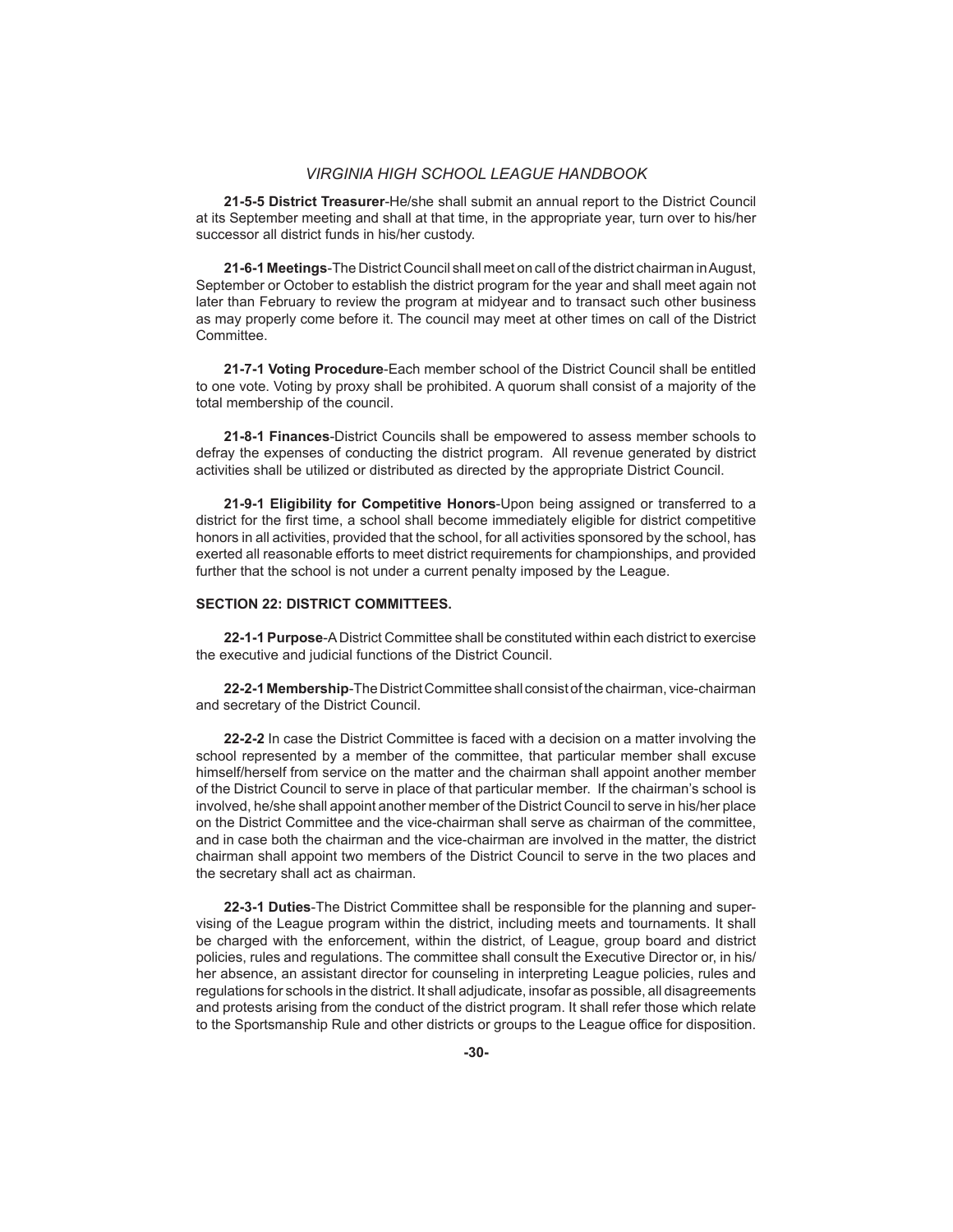**21-5-5 District Treasurer**-He/she shall submit an annual report to the District Council at its September meeting and shall at that time, in the appropriate year, turn over to his/her successor all district funds in his/her custody.

**21-6-1 Meetings**-The District Council shall meet on call of the district chairman in August, September or October to establish the district program for the year and shall meet again not later than February to review the program at midyear and to transact such other business as may properly come before it. The council may meet at other times on call of the District Committee.

**21-7-1 Voting Procedure**-Each member school of the District Council shall be entitled to one vote. Voting by proxy shall be prohibited. A quorum shall consist of a majority of the total membership of the council.

**21-8-1 Finances**-District Councils shall be empowered to assess member schools to defray the expenses of conducting the district program. All revenue generated by district activities shall be utilized or distributed as directed by the appropriate District Council.

**21-9-1 Eligibility for Competitive Honors**-Upon being assigned or transferred to a district for the first time, a school shall become immediately eligible for district competitive honors in all activities, provided that the school, for all activities sponsored by the school, has exerted all reasonable efforts to meet district requirements for championships, and provided further that the school is not under a current penalty imposed by the League.

**SECTION 22: DISTRICT COMMITTEES.**

**22-1-1 Purpose**-A District Committee shall be constituted within each district to exercise the executive and judicial functions of the District Council.

**22-2-1 Membership**-The District Committee shall consist of the chairman, vice-chairman and secretary of the District Council.

**22-2-2** In case the District Committee is faced with a decision on a matter involving the school represented by a member of the committee, that particular member shall excuse himself/herself from service on the matter and the chairman shall appoint another member of the District Council to serve in place of that particular member. If the chairman's school is involved, he/she shall appoint another member of the District Council to serve in his/her place on the District Committee and the vice-chairman shall serve as chairman of the committee, and in case both the chairman and the vice-chairman are involved in the matter, the district chairman shall appoint two members of the District Council to serve in the two places and the secretary shall act as chairman.

**22-3-1 Duties**-The District Committee shall be responsible for the planning and supervising of the League program within the district, including meets and tournaments. It shall be charged with the enforcement, within the district, of League, group board and district policies, rules and regulations. The committee shall consult the Executive Director or, in his/her absence, an assistant director for counseling in interpreting League policies, rules and regulations for schools in the district. It shall adjudicate, insofar as possible, all disagreements and protests arising from the conduct of the district program. It shall refer those which relate to the Sportsmanship Rule and other districts or groups to the League office for disposition.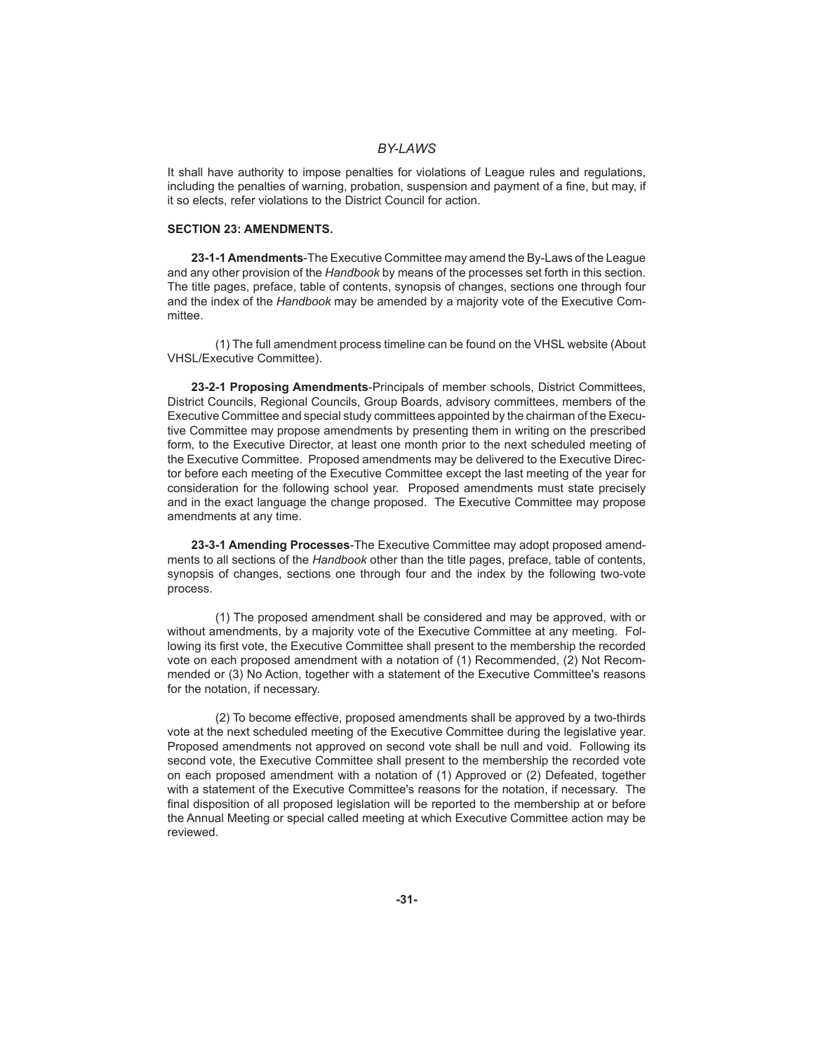It shall have authority to impose penalties for violations of League rules and regulations, including the penalties of warning, probation, suspension and payment of a fine, but may, if it so elects, refer violations to the District Council for action.

**SECTION 23: AMENDMENTS.**

**23-1-1 Amendments**-The Executive Committee may amend the By-Laws of the League and any other provision of the *Handbook* by means of the processes set forth in this section. The title pages, preface, table of contents, synopsis of changes, sections one through four and the index of the *Handbook* may be amended by a majority vote of the Executive Committee.

(1) The full amendment process timeline can be found on the VHSL website (About VHSL/Executive Committee).

**23-2-1 Proposing Amendments**-Principals of member schools, District Committees, District Councils, Regional Councils, Group Boards, advisory committees, members of the Executive Committee and special study committees appointed by the chairman of the Executive Committee may propose amendments by presenting them in writing on the prescribed form, to the Executive Director, at least one month prior to the next scheduled meeting of the Executive Committee. Proposed amendments may be delivered to the Executive Director before each meeting of the Executive Committee except the last meeting of the year for consideration for the following school year. Proposed amendments must state precisely and in the exact language the change proposed. The Executive Committee may propose amendments at any time.

**23-3-1 Amending Processes**-The Executive Committee may adopt proposed amendments to all sections of the *Handbook* other than the title pages, preface, table of contents, synopsis of changes, sections one through four and the index by the following two-vote process.

(1) The proposed amendment shall be considered and may be approved, with or without amendments, by a majority vote of the Executive Committee at any meeting. Following its first vote, the Executive Committee shall present to the membership the recorded vote on each proposed amendment with a notation of (1) Recommended, (2) Not Recommended or (3) No Action, together with a statement of the Executive Committee's reasons for the notation, if necessary.

(2) To become effective, proposed amendments shall be approved by a two-thirds vote at the next scheduled meeting of the Executive Committee during the legislative year. Proposed amendments not approved on second vote shall be null and void. Following its second vote, the Executive Committee shall present to the membership the recorded vote on each proposed amendment with a notation of (1) Approved or (2) Defeated, together with a statement of the Executive Committee's reasons for the notation, if necessary. The final disposition of all proposed legislation will be reported to the membership at or before the Annual Meeting or special called meeting at which Executive Committee action may be reviewed.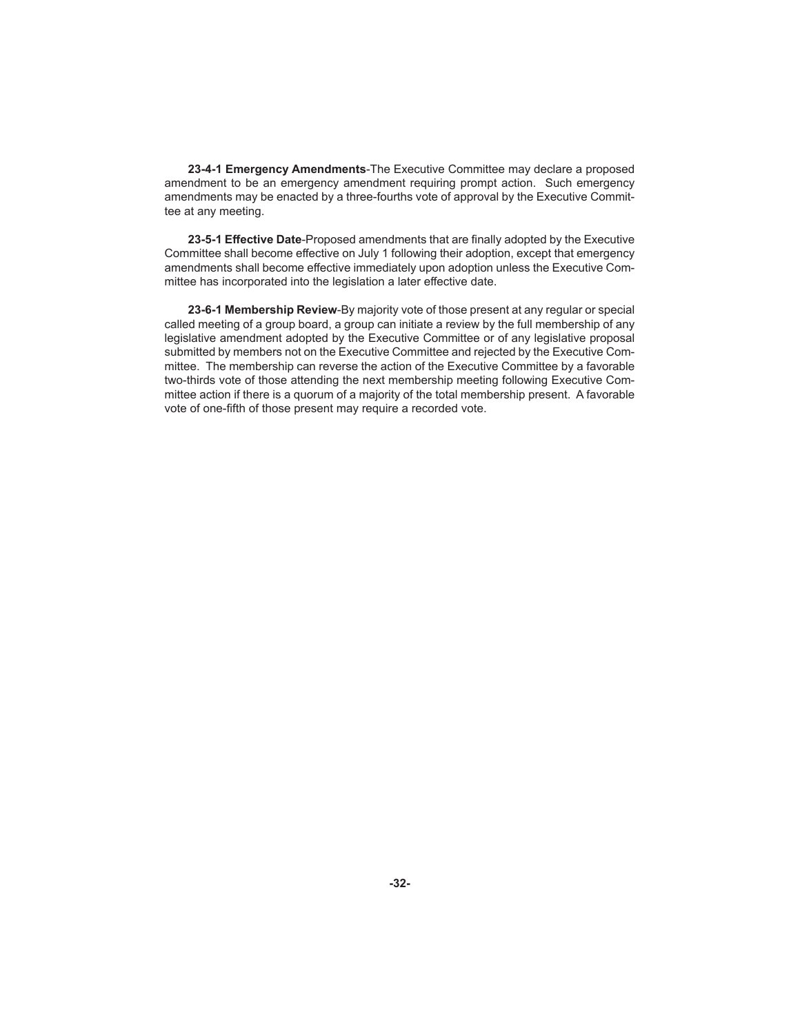**23-4-1 Emergency Amendments**-The Executive Committee may declare a proposed amendment to be an emergency amendment requiring prompt action. Such emergency amendments may be enacted by a three-fourths vote of approval by the Executive Committee at any meeting.

**23-5-1 Effective Date**-Proposed amendments that are finally adopted by the Executive Committee shall become effective on July 1 following their adoption, except that emergency amendments shall become effective immediately upon adoption unless the Executive Committee has incorporated into the legislation a later effective date.

**23-6-1 Membership Review**-By majority vote of those present at any regular or special called meeting of a group board, a group can initiate a review by the full membership of any legislative amendment adopted by the Executive Committee or of any legislative proposal submitted by members not on the Executive Committee and rejected by the Executive Committee. The membership can reverse the action of the Executive Committee by a favorable two-thirds vote of those attending the next membership meeting following Executive Committee action if there is a quorum of a majority of the total membership present. A favorable vote of one-fifth of those present may require a recorded vote.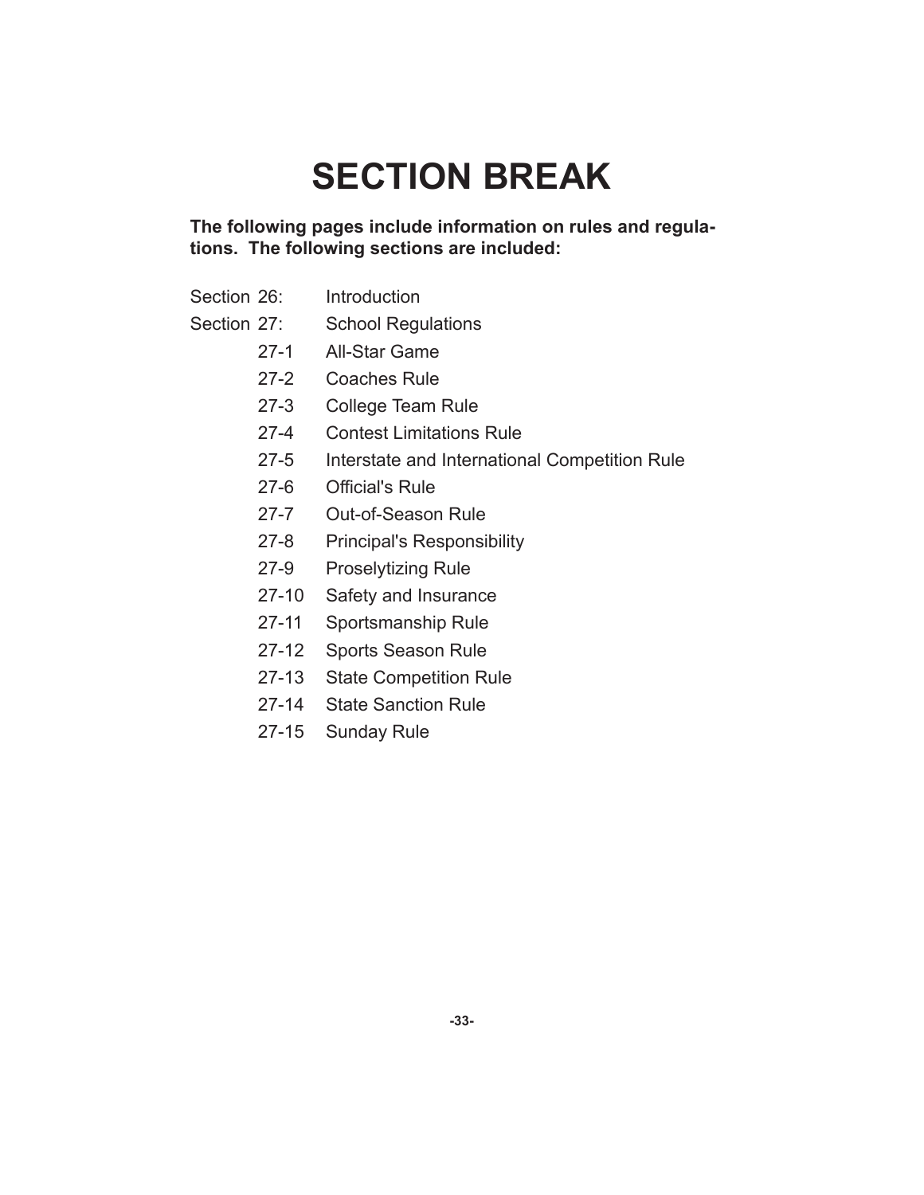# SECTION BREAK

**The following pages include information on rules and regulations. The following sections are included:**

Section 26: Introduction

Section 27: School Regulations

- 27-1 All-Star Game
- 27-2 Coaches Rule
- 27-3 College Team Rule
- 27-4 Contest Limitations Rule
- 27-5 Interstate and International Competition Rule
- 27-6 Official's Rule
- 27-7 Out-of-Season Rule
- 27-8 Principal's Responsibility
- 27-9 Proselytizing Rule
- 27-10 Safety and Insurance
- 27-11 Sportsmanship Rule
- 27-12 Sports Season Rule
- 27-13 State Competition Rule
- 27-14 State Sanction Rule
- 27-15 Sunday Rule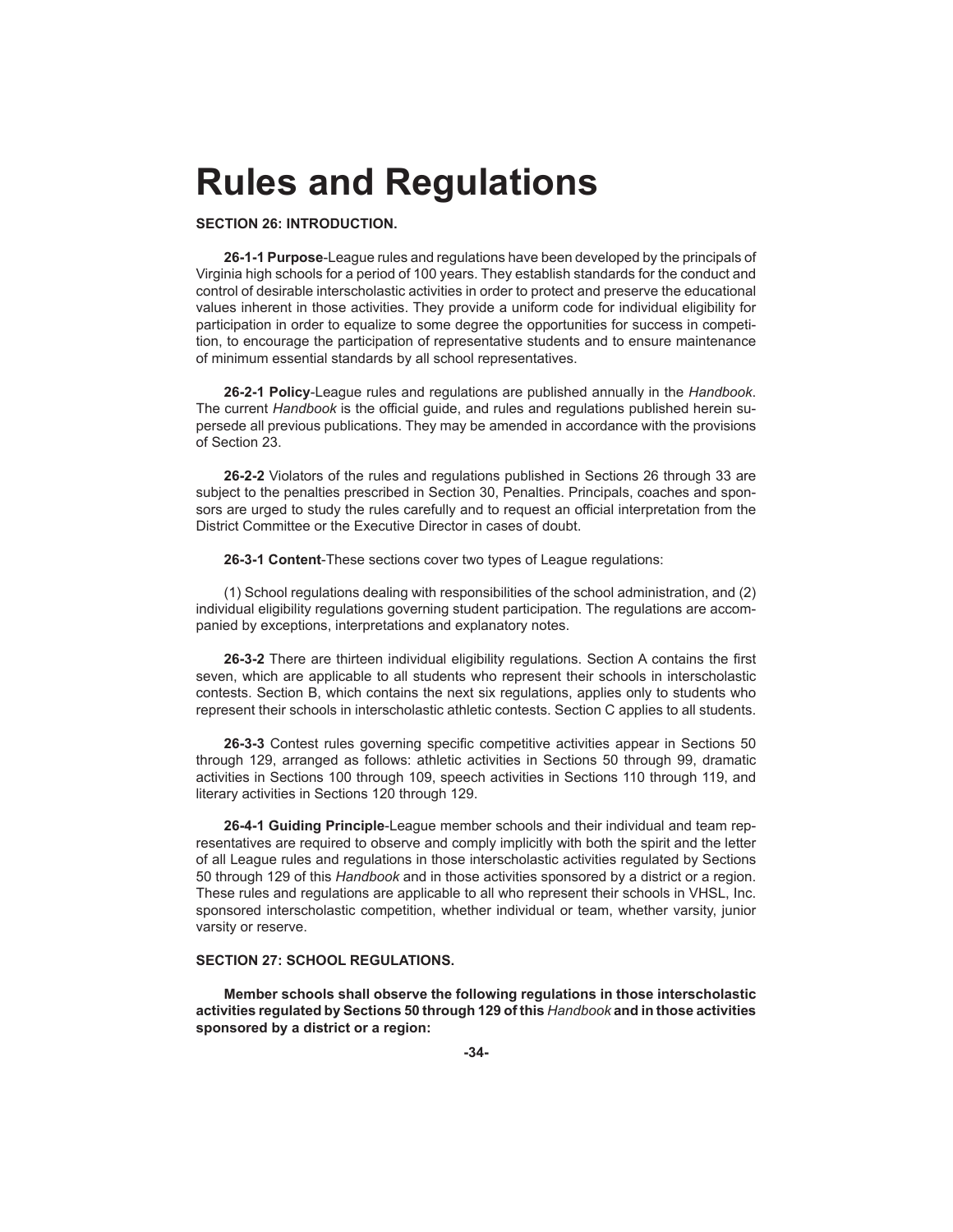# Rules and Regulations

**SECTION 26: INTRODUCTION.**

**26-1-1 Purpose**-League rules and regulations have been developed by the principals of Virginia high schools for a period of 100 years. They establish standards for the conduct and control of desirable interscholastic activities in order to protect and preserve the educational values inherent in those activities. They provide a uniform code for individual eligibility for participation in order to equalize to some degree the opportunities for success in competition, to encourage the participation of representative students and to ensure maintenance of minimum essential standards by all school representatives.

**26-2-1 Policy**-League rules and regulations are published annually in the *Handbook*. The current *Handbook* is the official guide, and rules and regulations published herein supersede all previous publications. They may be amended in accordance with the provisions of Section 23.

**26-2-2** Violators of the rules and regulations published in Sections 26 through 33 are subject to the penalties prescribed in Section 30, Penalties. Principals, coaches and sponsors are urged to study the rules carefully and to request an official interpretation from the District Committee or the Executive Director in cases of doubt.

**26-3-1 Content**-These sections cover two types of League regulations:

(1) School regulations dealing with responsibilities of the school administration, and (2) individual eligibility regulations governing student participation. The regulations are accompanied by exceptions, interpretations and explanatory notes.

**26-3-2** There are thirteen individual eligibility regulations. Section A contains the first seven, which are applicable to all students who represent their schools in interscholastic contests. Section B, which contains the next six regulations, applies only to students who represent their schools in interscholastic athletic contests. Section C applies to all students.

**26-3-3** Contest rules governing specific competitive activities appear in Sections 50 through 129, arranged as follows: athletic activities in Sections 50 through 99, dramatic activities in Sections 100 through 109, speech activities in Sections 110 through 119, and literary activities in Sections 120 through 129.

**26-4-1 Guiding Principle**-League member schools and their individual and team representatives are required to observe and comply implicitly with both the spirit and the letter of all League rules and regulations in those interscholastic activities regulated by Sections 50 through 129 of this *Handbook* and in those activities sponsored by a district or a region. These rules and regulations are applicable to all who represent their schools in VHSL, Inc. sponsored interscholastic competition, whether individual or team, whether varsity, junior varsity or reserve.

**SECTION 27: SCHOOL REGULATIONS.**

**Member schools shall observe the following regulations in those interscholastic activities regulated by Sections 50 through 129 of this *Handbook* and in those activities sponsored by a district or a region:**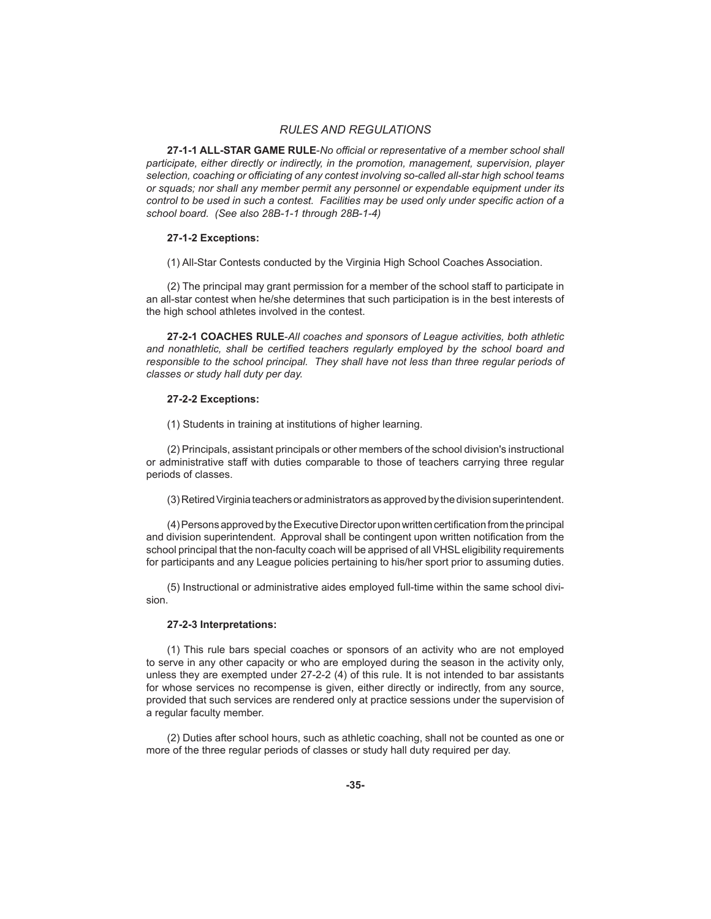## RULES AND REGULATIONS

**27-1-1 ALL-STAR GAME RULE**-*No official or representative of a member school shall participate, either directly or indirectly, in the promotion, management, supervision, player selection, coaching or officiating of any contest involving so-called all-star high school teams or squads; nor shall any member permit any personnel or expendable equipment under its control to be used in such a contest. Facilities may be used only under specific action of a school board. (See also 28B-1-1 through 28B-1-4)*

**27-1-2 Exceptions:**

(1) All-Star Contests conducted by the Virginia High School Coaches Association.

(2) The principal may grant permission for a member of the school staff to participate in an all-star contest when he/she determines that such participation is in the best interests of the high school athletes involved in the contest.

**27-2-1 COACHES RULE**-*All coaches and sponsors of League activities, both athletic and nonathletic, shall be certified teachers regularly employed by the school board and responsible to the school principal. They shall have not less than three regular periods of classes or study hall duty per day.*

**27-2-2 Exceptions:**

(1) Students in training at institutions of higher learning.

(2) Principals, assistant principals or other members of the school division's instructional or administrative staff with duties comparable to those of teachers carrying three regular periods of classes.

(3) Retired Virginia teachers or administrators as approved by the division superintendent.

(4) Persons approved by the Executive Director upon written certification from the principal and division superintendent. Approval shall be contingent upon written notification from the school principal that the non-faculty coach will be apprised of all VHSL eligibility requirements for participants and any League policies pertaining to his/her sport prior to assuming duties.

(5) Instructional or administrative aides employed full-time within the same school division.

**27-2-3 Interpretations:**

(1) This rule bars special coaches or sponsors of an activity who are not employed to serve in any other capacity or who are employed during the season in the activity only, unless they are exempted under 27-2-2 (4) of this rule. It is not intended to bar assistants for whose services no recompense is given, either directly or indirectly, from any source, provided that such services are rendered only at practice sessions under the supervision of a regular faculty member.

(2) Duties after school hours, such as athletic coaching, shall not be counted as one or more of the three regular periods of classes or study hall duty required per day.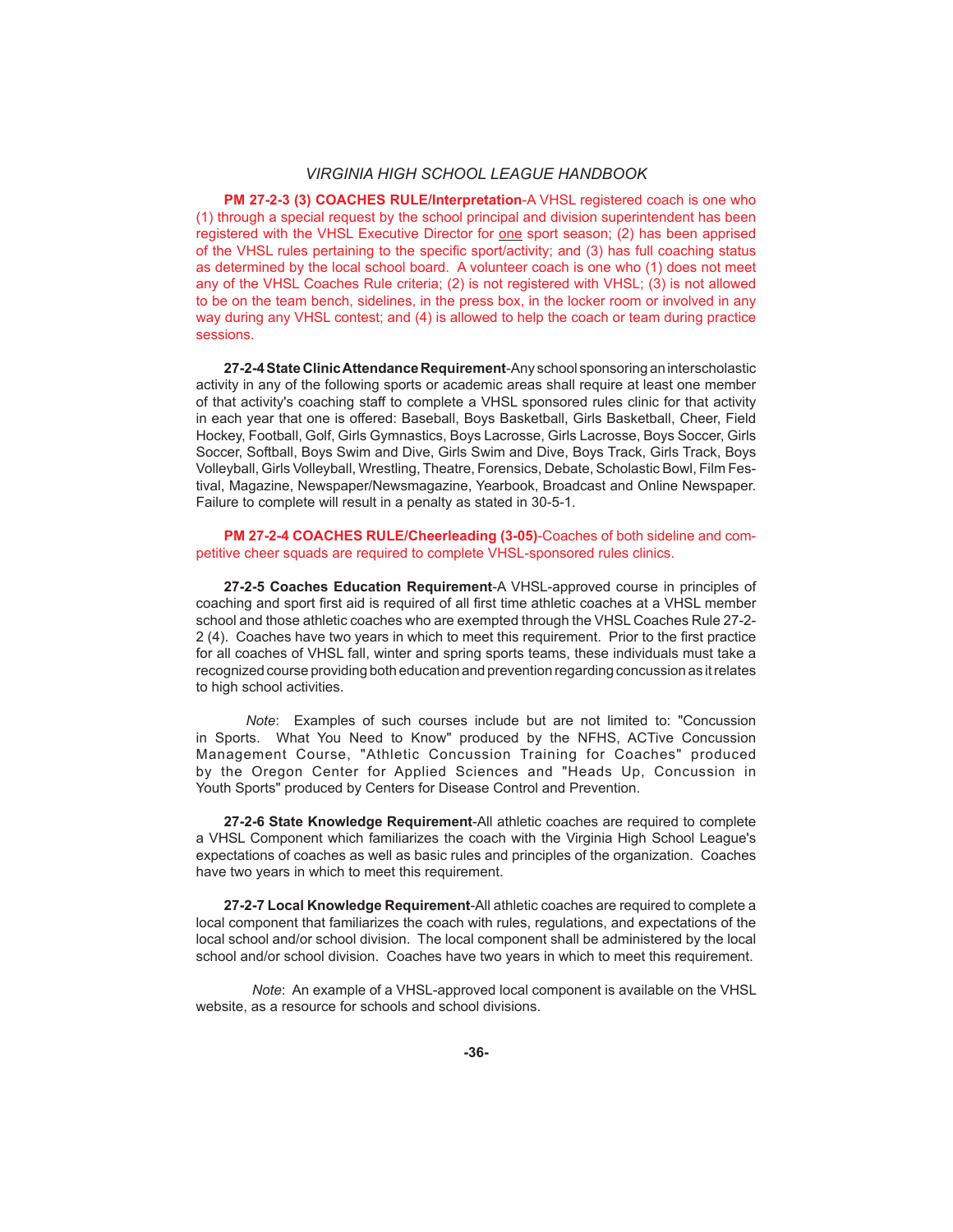**PM 27-2-3 (3) COACHES RULE/Interpretation**-A VHSL registered coach is one who (1) through a special request by the school principal and division superintendent has been registered with the VHSL Executive Director for one sport season; (2) has been apprised of the VHSL rules pertaining to the specific sport/activity; and (3) has full coaching status as determined by the local school board. A volunteer coach is one who (1) does not meet any of the VHSL Coaches Rule criteria; (2) is not registered with VHSL; (3) is not allowed to be on the team bench, sidelines, in the press box, in the locker room or involved in any way during any VHSL contest; and (4) is allowed to help the coach or team during practice sessions.

**27-2-4 State Clinic Attendance Requirement**-Any school sponsoring an interscholastic activity in any of the following sports or academic areas shall require at least one member of that activity's coaching staff to complete a VHSL sponsored rules clinic for that activity in each year that one is offered: Baseball, Boys Basketball, Girls Basketball, Cheer, Field Hockey, Football, Golf, Girls Gymnastics, Boys Lacrosse, Girls Lacrosse, Boys Soccer, Girls Soccer, Softball, Boys Swim and Dive, Girls Swim and Dive, Boys Track, Girls Track, Boys Volleyball, Girls Volleyball, Wrestling, Theatre, Forensics, Debate, Scholastic Bowl, Film Festival, Magazine, Newspaper/Newsmagazine, Yearbook, Broadcast and Online Newspaper. Failure to complete will result in a penalty as stated in 30-5-1.

**PM 27-2-4 COACHES RULE/Cheerleading (3-05)**-Coaches of both sideline and competitive cheer squads are required to complete VHSL-sponsored rules clinics.

**27-2-5 Coaches Education Requirement**-A VHSL-approved course in principles of coaching and sport first aid is required of all first time athletic coaches at a VHSL member school and those athletic coaches who are exempted through the VHSL Coaches Rule 27-2-2 (4). Coaches have two years in which to meet this requirement. Prior to the first practice for all coaches of VHSL fall, winter and spring sports teams, these individuals must take a recognized course providing both education and prevention regarding concussion as it relates to high school activities.

*Note*: Examples of such courses include but are not limited to: "Concussion in Sports. What You Need to Know" produced by the NFHS, ACTive Concussion Management Course, "Athletic Concussion Training for Coaches" produced by the Oregon Center for Applied Sciences and "Heads Up, Concussion in Youth Sports" produced by Centers for Disease Control and Prevention.

**27-2-6 State Knowledge Requirement**-All athletic coaches are required to complete a VHSL Component which familiarizes the coach with the Virginia High School League's expectations of coaches as well as basic rules and principles of the organization. Coaches have two years in which to meet this requirement.

**27-2-7 Local Knowledge Requirement**-All athletic coaches are required to complete a local component that familiarizes the coach with rules, regulations, and expectations of the local school and/or school division. The local component shall be administered by the local school and/or school division. Coaches have two years in which to meet this requirement.

*Note*: An example of a VHSL-approved local component is available on the VHSL website, as a resource for schools and school divisions.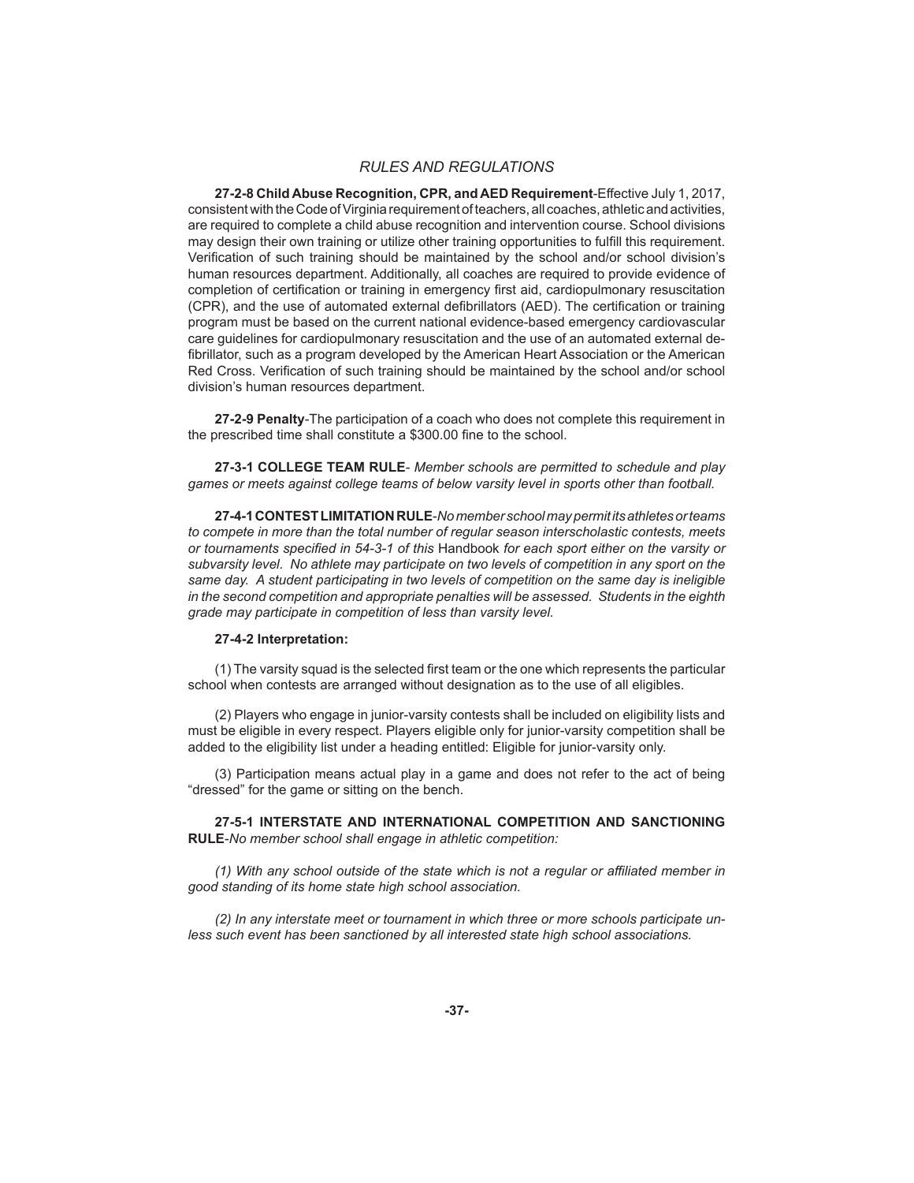**27-2-8 Child Abuse Recognition, CPR, and AED Requirement**-Effective July 1, 2017, consistent with the Code of Virginia requirement of teachers, all coaches, athletic and activities, are required to complete a child abuse recognition and intervention course. School divisions may design their own training or utilize other training opportunities to fulfill this requirement. Verification of such training should be maintained by the school and/or school division's human resources department. Additionally, all coaches are required to provide evidence of completion of certification or training in emergency first aid, cardiopulmonary resuscitation (CPR), and the use of automated external defibrillators (AED). The certification or training program must be based on the current national evidence-based emergency cardiovascular care guidelines for cardiopulmonary resuscitation and the use of an automated external defibrillator, such as a program developed by the American Heart Association or the American Red Cross. Verification of such training should be maintained by the school and/or school division's human resources department.

**27-2-9 Penalty**-The participation of a coach who does not complete this requirement in the prescribed time shall constitute a $300.00 fine to the school.

**27-3-1 COLLEGE TEAM RULE**- *Member schools are permitted to schedule and play games or meets against college teams of below varsity level in sports other than football.*

**27-4-1 CONTEST LIMITATION RULE**-*No member school may permit its athletes or teams to compete in more than the total number of regular season interscholastic contests, meets or tournaments specified in 54-3-1 of this* Handbook *for each sport either on the varsity or subvarsity level. No athlete may participate on two levels of competition in any sport on the same day. A student participating in two levels of competition on the same day is ineligible in the second competition and appropriate penalties will be assessed. Students in the eighth grade may participate in competition of less than varsity level.*

**27-4-2 Interpretation:**

(1) The varsity squad is the selected first team or the one which represents the particular school when contests are arranged without designation as to the use of all eligibles.

(2) Players who engage in junior-varsity contests shall be included on eligibility lists and must be eligible in every respect. Players eligible only for junior-varsity competition shall be added to the eligibility list under a heading entitled: Eligible for junior-varsity only.

(3) Participation means actual play in a game and does not refer to the act of being "dressed" for the game or sitting on the bench.

**27-5-1 INTERSTATE AND INTERNATIONAL COMPETITION AND SANCTIONING RULE**-*No member school shall engage in athletic competition:*

*(1) With any school outside of the state which is not a regular or affiliated member in good standing of its home state high school association.*

*(2) In any interstate meet or tournament in which three or more schools participate unless such event has been sanctioned by all interested state high school associations.*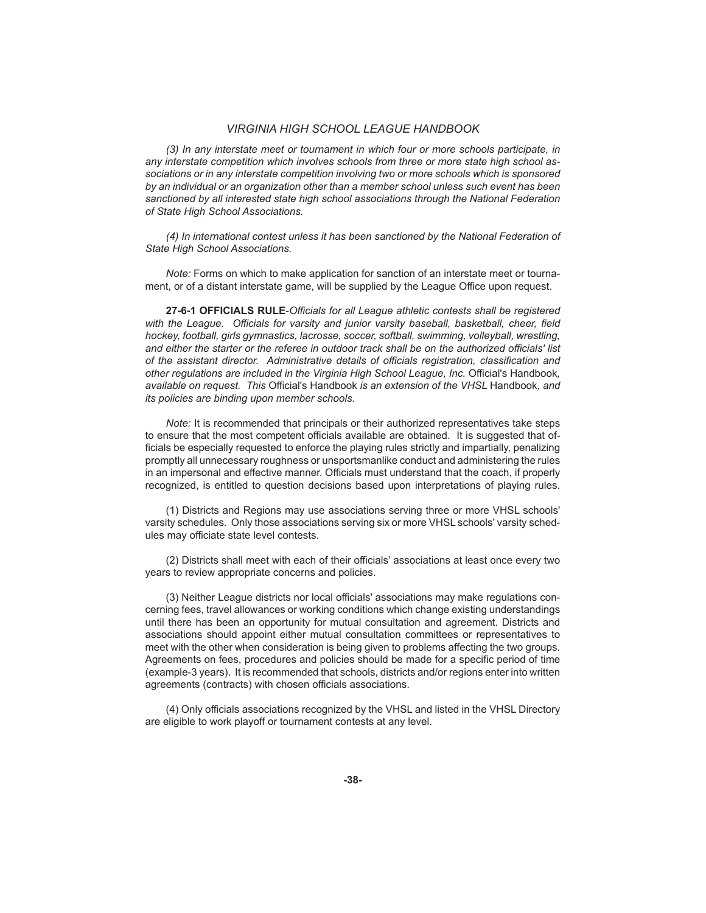*(3) In any interstate meet or tournament in which four or more schools participate, in any interstate competition which involves schools from three or more state high school associations or in any interstate competition involving two or more schools which is sponsored by an individual or an organization other than a member school unless such event has been sanctioned by all interested state high school associations through the National Federation of State High School Associations.*

*(4) In international contest unless it has been sanctioned by the National Federation of State High School Associations.*

*Note:* Forms on which to make application for sanction of an interstate meet or tournament, or of a distant interstate game, will be supplied by the League Office upon request.

**27-6-1 OFFICIALS RULE**-*Officials for all League athletic contests shall be registered with the League. Officials for varsity and junior varsity baseball, basketball, cheer, field hockey, football, girls gymnastics, lacrosse, soccer, softball, swimming, volleyball, wrestling, and either the starter or the referee in outdoor track shall be on the authorized officials' list of the assistant director. Administrative details of officials registration, classification and other regulations are included in the Virginia High School League, Inc.* Official's Handbook*, available on request. This* Official's Handbook *is an extension of the VHSL* Handbook*, and its policies are binding upon member schools.*

*Note:* It is recommended that principals or their authorized representatives take steps to ensure that the most competent officials available are obtained. It is suggested that officials be especially requested to enforce the playing rules strictly and impartially, penalizing promptly all unnecessary roughness or unsportsmanlike conduct and administering the rules in an impersonal and effective manner. Officials must understand that the coach, if properly recognized, is entitled to question decisions based upon interpretations of playing rules.

(1) Districts and Regions may use associations serving three or more VHSL schools' varsity schedules. Only those associations serving six or more VHSL schools' varsity schedules may officiate state level contests.

(2) Districts shall meet with each of their officials' associations at least once every two years to review appropriate concerns and policies.

(3) Neither League districts nor local officials' associations may make regulations concerning fees, travel allowances or working conditions which change existing understandings until there has been an opportunity for mutual consultation and agreement. Districts and associations should appoint either mutual consultation committees or representatives to meet with the other when consideration is being given to problems affecting the two groups. Agreements on fees, procedures and policies should be made for a specific period of time (example-3 years). It is recommended that schools, districts and/or regions enter into written agreements (contracts) with chosen officials associations.

(4) Only officials associations recognized by the VHSL and listed in the VHSL Directory are eligible to work playoff or tournament contests at any level.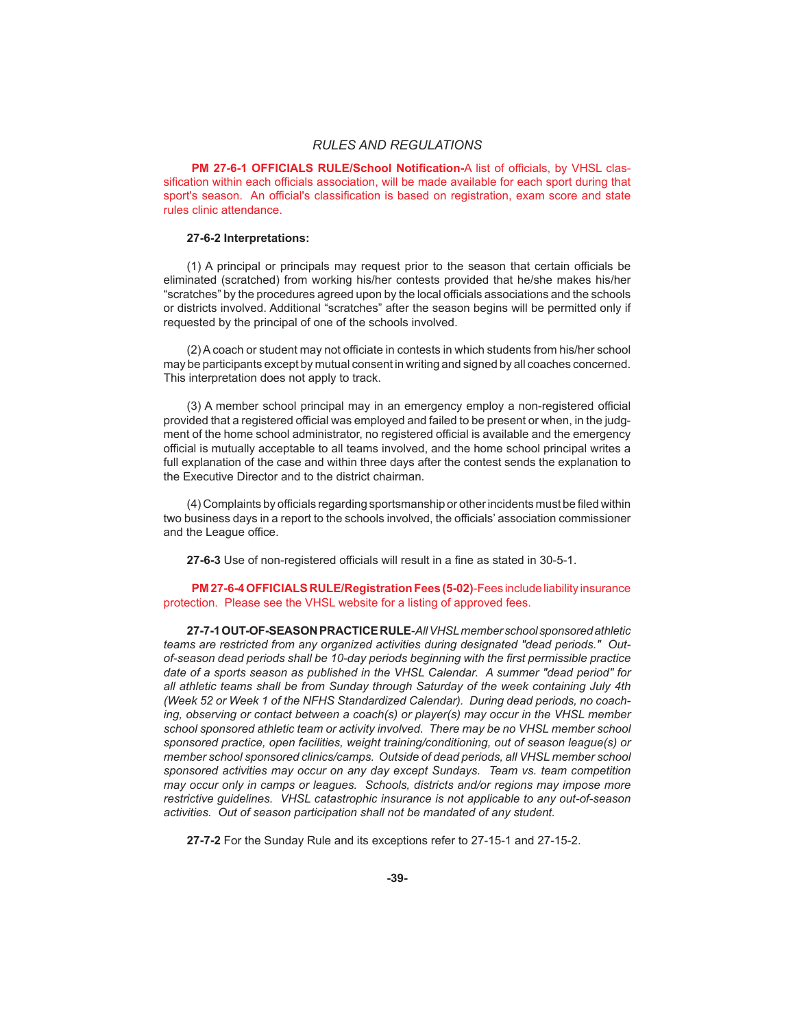**PM 27-6-1 OFFICIALS RULE/School Notification-**A list of officials, by VHSL classification within each officials association, will be made available for each sport during that sport's season. An official's classification is based on registration, exam score and state rules clinic attendance.

**27-6-2 Interpretations:**

(1) A principal or principals may request prior to the season that certain officials be eliminated (scratched) from working his/her contests provided that he/she makes his/her "scratches" by the procedures agreed upon by the local officials associations and the schools or districts involved. Additional "scratches" after the season begins will be permitted only if requested by the principal of one of the schools involved.

(2) A coach or student may not officiate in contests in which students from his/her school may be participants except by mutual consent in writing and signed by all coaches concerned. This interpretation does not apply to track.

(3) A member school principal may in an emergency employ a non-registered official provided that a registered official was employed and failed to be present or when, in the judgment of the home school administrator, no registered official is available and the emergency official is mutually acceptable to all teams involved, and the home school principal writes a full explanation of the case and within three days after the contest sends the explanation to the Executive Director and to the district chairman.

(4) Complaints by officials regarding sportsmanship or other incidents must be filed within two business days in a report to the schools involved, the officials' association commissioner and the League office.

**27-6-3** Use of non-registered officials will result in a fine as stated in 30-5-1.

**PM 27-6-4 OFFICIALS RULE/Registration Fees (5-02)**-Fees include liability insurance protection. Please see the VHSL website for a listing of approved fees.

**27-7-1 OUT-OF-SEASON PRACTICE RULE**-*All VHSL member school sponsored athletic teams are restricted from any organized activities during designated "dead periods." Out-of-season dead periods shall be 10-day periods beginning with the first permissible practice date of a sports season as published in the VHSL Calendar. A summer "dead period" for all athletic teams shall be from Sunday through Saturday of the week containing July 4th (Week 52 or Week 1 of the NFHS Standardized Calendar). During dead periods, no coaching, observing or contact between a coach(s) or player(s) may occur in the VHSL member school sponsored athletic team or activity involved. There may be no VHSL member school sponsored practice, open facilities, weight training/conditioning, out of season league(s) or member school sponsored clinics/camps. Outside of dead periods, all VHSL member school sponsored activities may occur on any day except Sundays. Team vs. team competition may occur only in camps or leagues. Schools, districts and/or regions may impose more restrictive guidelines. VHSL catastrophic insurance is not applicable to any out-of-season activities. Out of season participation shall not be mandated of any student.*

**27-7-2** For the Sunday Rule and its exceptions refer to 27-15-1 and 27-15-2.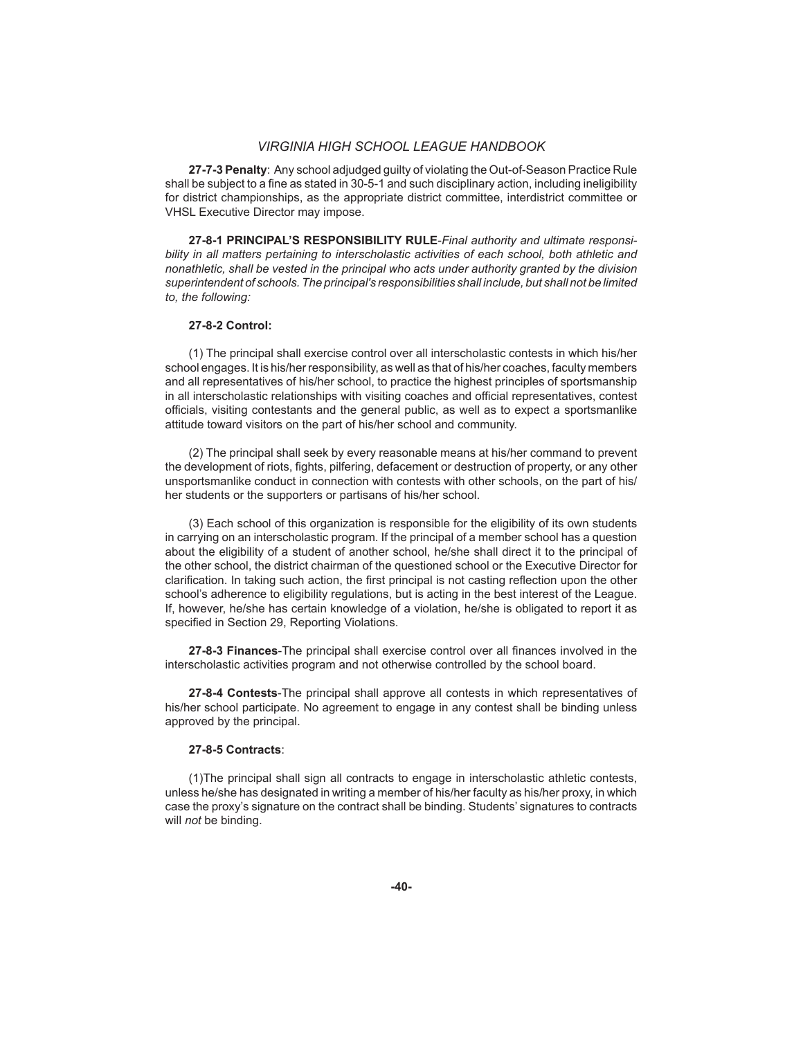**27-7-3 Penalty**: Any school adjudged guilty of violating the Out-of-Season Practice Rule shall be subject to a fine as stated in 30-5-1 and such disciplinary action, including ineligibility for district championships, as the appropriate district committee, interdistrict committee or VHSL Executive Director may impose.

**27-8-1 PRINCIPAL'S RESPONSIBILITY RULE**-*Final authority and ultimate responsibility in all matters pertaining to interscholastic activities of each school, both athletic and nonathletic, shall be vested in the principal who acts under authority granted by the division superintendent of schools. The principal's responsibilities shall include, but shall not be limited to, the following:*

**27-8-2 Control:**

(1) The principal shall exercise control over all interscholastic contests in which his/her school engages. It is his/her responsibility, as well as that of his/her coaches, faculty members and all representatives of his/her school, to practice the highest principles of sportsmanship in all interscholastic relationships with visiting coaches and official representatives, contest officials, visiting contestants and the general public, as well as to expect a sportsmanlike attitude toward visitors on the part of his/her school and community.

(2) The principal shall seek by every reasonable means at his/her command to prevent the development of riots, fights, pilfering, defacement or destruction of property, or any other unsportsmanlike conduct in connection with contests with other schools, on the part of his/her students or the supporters or partisans of his/her school.

(3) Each school of this organization is responsible for the eligibility of its own students in carrying on an interscholastic program. If the principal of a member school has a question about the eligibility of a student of another school, he/she shall direct it to the principal of the other school, the district chairman of the questioned school or the Executive Director for clarification. In taking such action, the first principal is not casting reflection upon the other school's adherence to eligibility regulations, but is acting in the best interest of the League. If, however, he/she has certain knowledge of a violation, he/she is obligated to report it as specified in Section 29, Reporting Violations.

**27-8-3 Finances**-The principal shall exercise control over all finances involved in the interscholastic activities program and not otherwise controlled by the school board.

**27-8-4 Contests**-The principal shall approve all contests in which representatives of his/her school participate. No agreement to engage in any contest shall be binding unless approved by the principal.

**27-8-5 Contracts**:

(1)The principal shall sign all contracts to engage in interscholastic athletic contests, unless he/she has designated in writing a member of his/her faculty as his/her proxy, in which case the proxy's signature on the contract shall be binding. Students' signatures to contracts will *not* be binding.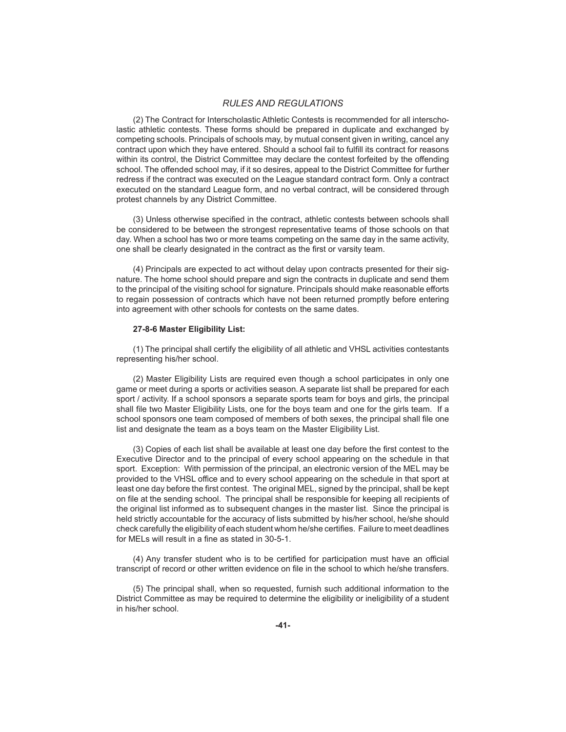(2) The Contract for Interscholastic Athletic Contests is recommended for all interscholastic athletic contests. These forms should be prepared in duplicate and exchanged by competing schools. Principals of schools may, by mutual consent given in writing, cancel any contract upon which they have entered. Should a school fail to fulfill its contract for reasons within its control, the District Committee may declare the contest forfeited by the offending school. The offended school may, if it so desires, appeal to the District Committee for further redress if the contract was executed on the League standard contract form. Only a contract executed on the standard League form, and no verbal contract, will be considered through protest channels by any District Committee.

(3) Unless otherwise specified in the contract, athletic contests between schools shall be considered to be between the strongest representative teams of those schools on that day. When a school has two or more teams competing on the same day in the same activity, one shall be clearly designated in the contract as the first or varsity team.

(4) Principals are expected to act without delay upon contracts presented for their signature. The home school should prepare and sign the contracts in duplicate and send them to the principal of the visiting school for signature. Principals should make reasonable efforts to regain possession of contracts which have not been returned promptly before entering into agreement with other schools for contests on the same dates.

**27-8-6 Master Eligibility List:**

(1) The principal shall certify the eligibility of all athletic and VHSL activities contestants representing his/her school.

(2) Master Eligibility Lists are required even though a school participates in only one game or meet during a sports or activities season. A separate list shall be prepared for each sport / activity. If a school sponsors a separate sports team for boys and girls, the principal shall file two Master Eligibility Lists, one for the boys team and one for the girls team. If a school sponsors one team composed of members of both sexes, the principal shall file one list and designate the team as a boys team on the Master Eligibility List.

(3) Copies of each list shall be available at least one day before the first contest to the Executive Director and to the principal of every school appearing on the schedule in that sport. Exception: With permission of the principal, an electronic version of the MEL may be provided to the VHSL office and to every school appearing on the schedule in that sport at least one day before the first contest. The original MEL, signed by the principal, shall be kept on file at the sending school. The principal shall be responsible for keeping all recipients of the original list informed as to subsequent changes in the master list. Since the principal is held strictly accountable for the accuracy of lists submitted by his/her school, he/she should check carefully the eligibility of each student whom he/she certifies. Failure to meet deadlines for MELs will result in a fine as stated in 30-5-1.

(4) Any transfer student who is to be certified for participation must have an official transcript of record or other written evidence on file in the school to which he/she transfers.

(5) The principal shall, when so requested, furnish such additional information to the District Committee as may be required to determine the eligibility or ineligibility of a student in his/her school.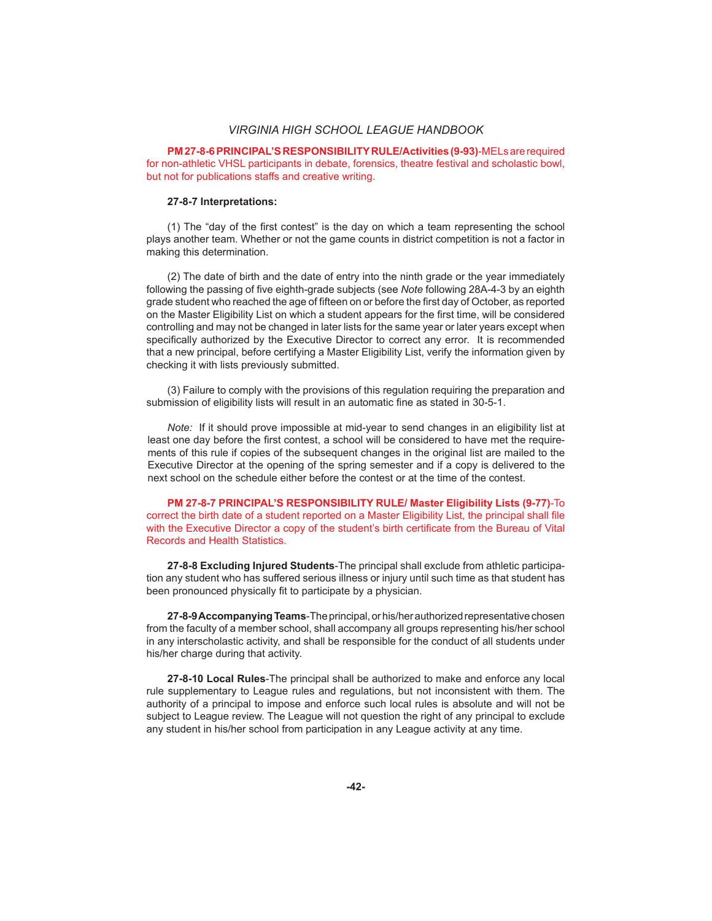**PM 27-8-6 PRINCIPAL'S RESPONSIBILITY RULE/Activities (9-93)**-MELs are required for non-athletic VHSL participants in debate, forensics, theatre festival and scholastic bowl, but not for publications staffs and creative writing.

**27-8-7 Interpretations:**

(1) The "day of the first contest" is the day on which a team representing the school plays another team. Whether or not the game counts in district competition is not a factor in making this determination.

(2) The date of birth and the date of entry into the ninth grade or the year immediately following the passing of five eighth-grade subjects (see *Note* following 28A-4-3 by an eighth grade student who reached the age of fifteen on or before the first day of October, as reported on the Master Eligibility List on which a student appears for the first time, will be considered controlling and may not be changed in later lists for the same year or later years except when specifically authorized by the Executive Director to correct any error. It is recommended that a new principal, before certifying a Master Eligibility List, verify the information given by checking it with lists previously submitted.

(3) Failure to comply with the provisions of this regulation requiring the preparation and submission of eligibility lists will result in an automatic fine as stated in 30-5-1.

*Note:* If it should prove impossible at mid-year to send changes in an eligibility list at least one day before the first contest, a school will be considered to have met the requirements of this rule if copies of the subsequent changes in the original list are mailed to the Executive Director at the opening of the spring semester and if a copy is delivered to the next school on the schedule either before the contest or at the time of the contest.

**PM 27-8-7 PRINCIPAL'S RESPONSIBILITY RULE/ Master Eligibility Lists (9-77)**-To correct the birth date of a student reported on a Master Eligibility List, the principal shall file with the Executive Director a copy of the student's birth certificate from the Bureau of Vital Records and Health Statistics.

**27-8-8 Excluding Injured Students**-The principal shall exclude from athletic participation any student who has suffered serious illness or injury until such time as that student has been pronounced physically fit to participate by a physician.

**27-8-9 Accompanying Teams**-The principal, or his/her authorized representative chosen from the faculty of a member school, shall accompany all groups representing his/her school in any interscholastic activity, and shall be responsible for the conduct of all students under his/her charge during that activity.

**27-8-10 Local Rules**-The principal shall be authorized to make and enforce any local rule supplementary to League rules and regulations, but not inconsistent with them. The authority of a principal to impose and enforce such local rules is absolute and will not be subject to League review. The League will not question the right of any principal to exclude any student in his/her school from participation in any League activity at any time.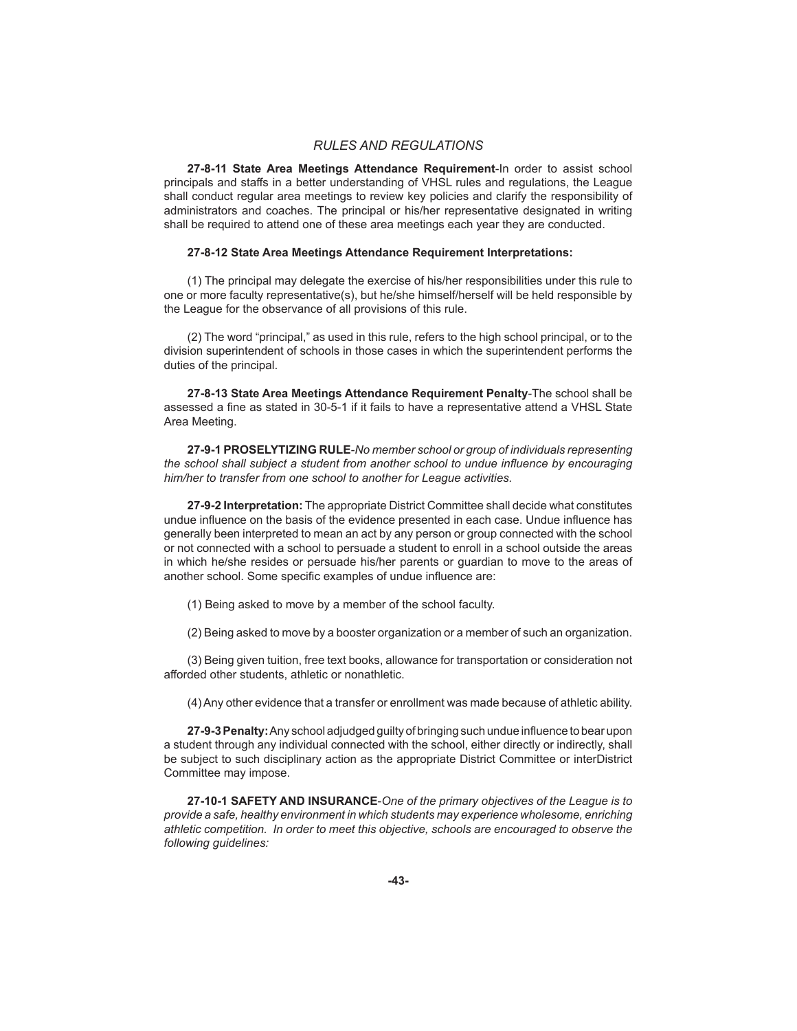**27-8-11 State Area Meetings Attendance Requirement**-In order to assist school principals and staffs in a better understanding of VHSL rules and regulations, the League shall conduct regular area meetings to review key policies and clarify the responsibility of administrators and coaches. The principal or his/her representative designated in writing shall be required to attend one of these area meetings each year they are conducted.

**27-8-12 State Area Meetings Attendance Requirement Interpretations:**

(1) The principal may delegate the exercise of his/her responsibilities under this rule to one or more faculty representative(s), but he/she himself/herself will be held responsible by the League for the observance of all provisions of this rule.

(2) The word "principal," as used in this rule, refers to the high school principal, or to the division superintendent of schools in those cases in which the superintendent performs the duties of the principal.

**27-8-13 State Area Meetings Attendance Requirement Penalty**-The school shall be assessed a fine as stated in 30-5-1 if it fails to have a representative attend a VHSL State Area Meeting.

**27-9-1 PROSELYTIZING RULE**-*No member school or group of individuals representing the school shall subject a student from another school to undue influence by encouraging him/her to transfer from one school to another for League activities.*

**27-9-2 Interpretation:** The appropriate District Committee shall decide what constitutes undue influence on the basis of the evidence presented in each case. Undue influence has generally been interpreted to mean an act by any person or group connected with the school or not connected with a school to persuade a student to enroll in a school outside the areas in which he/she resides or persuade his/her parents or guardian to move to the areas of another school. Some specific examples of undue influence are:

(1) Being asked to move by a member of the school faculty.

(2) Being asked to move by a booster organization or a member of such an organization.

(3) Being given tuition, free text books, allowance for transportation or consideration not afforded other students, athletic or nonathletic.

(4) Any other evidence that a transfer or enrollment was made because of athletic ability.

**27-9-3 Penalty:** Any school adjudged guilty of bringing such undue influence to bear upon a student through any individual connected with the school, either directly or indirectly, shall be subject to such disciplinary action as the appropriate District Committee or interDistrict Committee may impose.

**27-10-1 SAFETY AND INSURANCE**-*One of the primary objectives of the League is to provide a safe, healthy environment in which students may experience wholesome, enriching athletic competition. In order to meet this objective, schools are encouraged to observe the following guidelines:*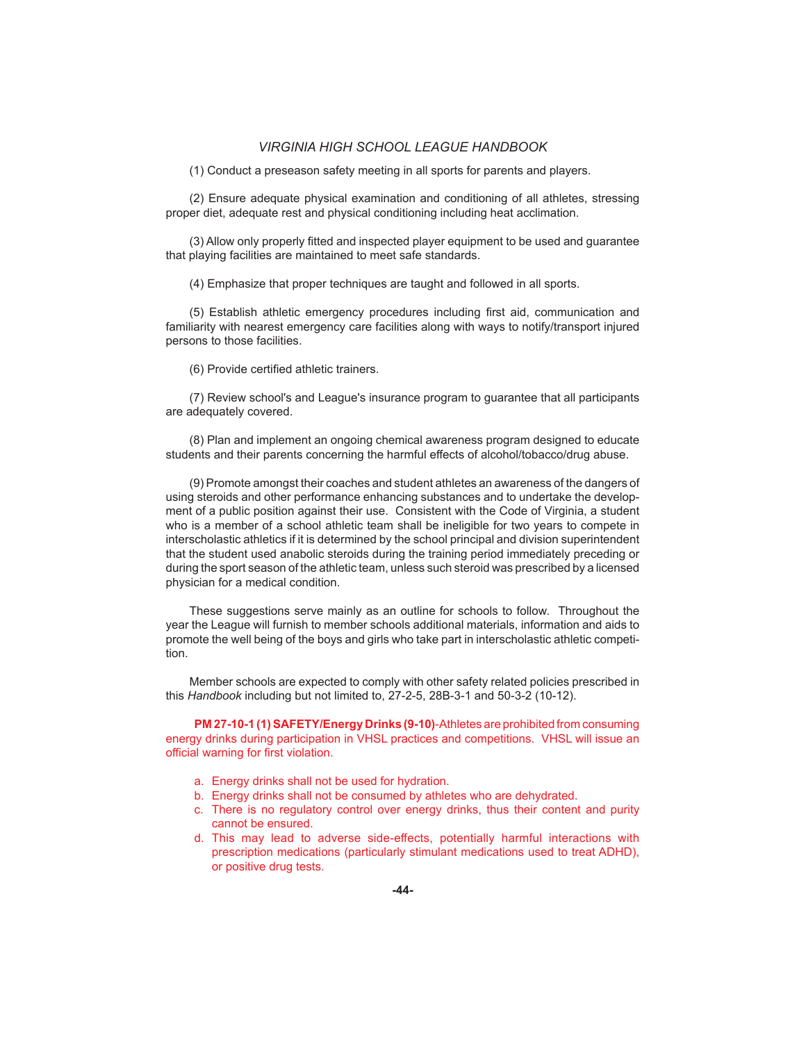(1) Conduct a preseason safety meeting in all sports for parents and players.

(2) Ensure adequate physical examination and conditioning of all athletes, stressing proper diet, adequate rest and physical conditioning including heat acclimation.

(3) Allow only properly fitted and inspected player equipment to be used and guarantee that playing facilities are maintained to meet safe standards.

(4) Emphasize that proper techniques are taught and followed in all sports.

(5) Establish athletic emergency procedures including first aid, communication and familiarity with nearest emergency care facilities along with ways to notify/transport injured persons to those facilities.

(6) Provide certified athletic trainers.

(7) Review school's and League's insurance program to guarantee that all participants are adequately covered.

(8) Plan and implement an ongoing chemical awareness program designed to educate students and their parents concerning the harmful effects of alcohol/tobacco/drug abuse.

(9) Promote amongst their coaches and student athletes an awareness of the dangers of using steroids and other performance enhancing substances and to undertake the development of a public position against their use. Consistent with the Code of Virginia, a student who is a member of a school athletic team shall be ineligible for two years to compete in interscholastic athletics if it is determined by the school principal and division superintendent that the student used anabolic steroids during the training period immediately preceding or during the sport season of the athletic team, unless such steroid was prescribed by a licensed physician for a medical condition.

These suggestions serve mainly as an outline for schools to follow. Throughout the year the League will furnish to member schools additional materials, information and aids to promote the well being of the boys and girls who take part in interscholastic athletic competition.

Member schools are expected to comply with other safety related policies prescribed in this *Handbook* including but not limited to, 27-2-5, 28B-3-1 and 50-3-2 (10-12).

**PM 27-10-1 (1) SAFETY/Energy Drinks (9-10)**-Athletes are prohibited from consuming energy drinks during participation in VHSL practices and competitions. VHSL will issue an official warning for first violation.

a. Energy drinks shall not be used for hydration.
b. Energy drinks shall not be consumed by athletes who are dehydrated.
c. There is no regulatory control over energy drinks, thus their content and purity cannot be ensured.
d. This may lead to adverse side-effects, potentially harmful interactions with prescription medications (particularly stimulant medications used to treat ADHD), or positive drug tests.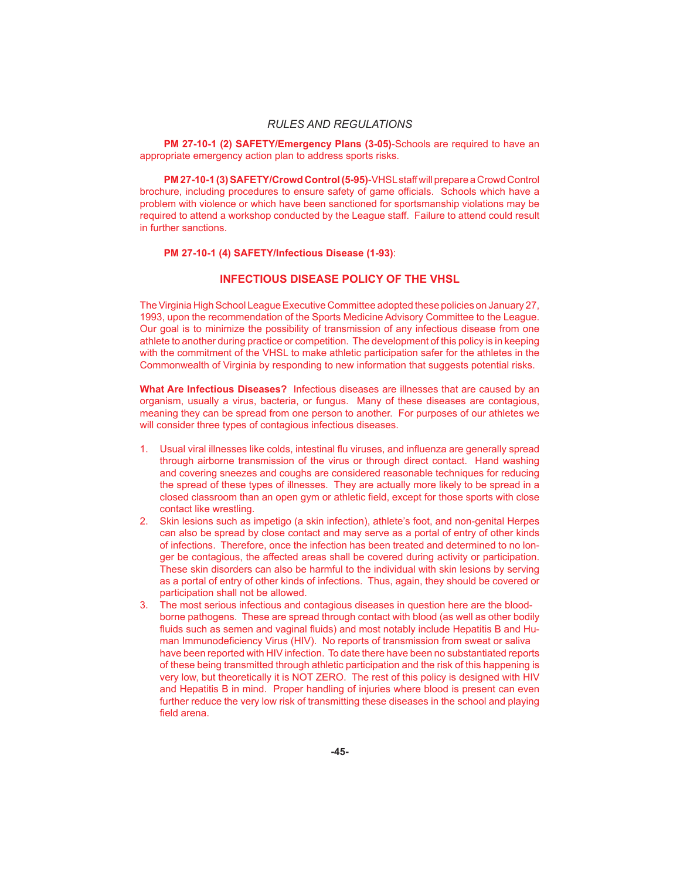**PM 27-10-1 (2) SAFETY/Emergency Plans (3-05)**-Schools are required to have an appropriate emergency action plan to address sports risks.

**PM 27-10-1 (3) SAFETY/Crowd Control (5-95)**-VHSL staff will prepare a Crowd Control brochure, including procedures to ensure safety of game officials. Schools which have a problem with violence or which have been sanctioned for sportsmanship violations may be required to attend a workshop conducted by the League staff. Failure to attend could result in further sanctions.

**PM 27-10-1 (4) SAFETY/Infectious Disease (1-93)**:

## INFECTIOUS DISEASE POLICY OF THE VHSL

The Virginia High School League Executive Committee adopted these policies on January 27, 1993, upon the recommendation of the Sports Medicine Advisory Committee to the League. Our goal is to minimize the possibility of transmission of any infectious disease from one athlete to another during practice or competition. The development of this policy is in keeping with the commitment of the VHSL to make athletic participation safer for the athletes in the Commonwealth of Virginia by responding to new information that suggests potential risks.

**What Are Infectious Diseases?** Infectious diseases are illnesses that are caused by an organism, usually a virus, bacteria, or fungus. Many of these diseases are contagious, meaning they can be spread from one person to another. For purposes of our athletes we will consider three types of contagious infectious diseases.

1. Usual viral illnesses like colds, intestinal flu viruses, and influenza are generally spread through airborne transmission of the virus or through direct contact. Hand washing and covering sneezes and coughs are considered reasonable techniques for reducing the spread of these types of illnesses. They are actually more likely to be spread in a closed classroom than an open gym or athletic field, except for those sports with close contact like wrestling.
2. Skin lesions such as impetigo (a skin infection), athlete's foot, and non-genital Herpes can also be spread by close contact and may serve as a portal of entry of other kinds of infections. Therefore, once the infection has been treated and determined to no longer be contagious, the affected areas shall be covered during activity or participation. These skin disorders can also be harmful to the individual with skin lesions by serving as a portal of entry of other kinds of infections. Thus, again, they should be covered or participation shall not be allowed.
3. The most serious infectious and contagious diseases in question here are the blood-borne pathogens. These are spread through contact with blood (as well as other bodily fluids such as semen and vaginal fluids) and most notably include Hepatitis B and Human Immunodeficiency Virus (HIV). No reports of transmission from sweat or saliva have been reported with HIV infection. To date there have been no substantiated reports of these being transmitted through athletic participation and the risk of this happening is very low, but theoretically it is NOT ZERO. The rest of this policy is designed with HIV and Hepatitis B in mind. Proper handling of injuries where blood is present can even further reduce the very low risk of transmitting these diseases in the school and playing field arena.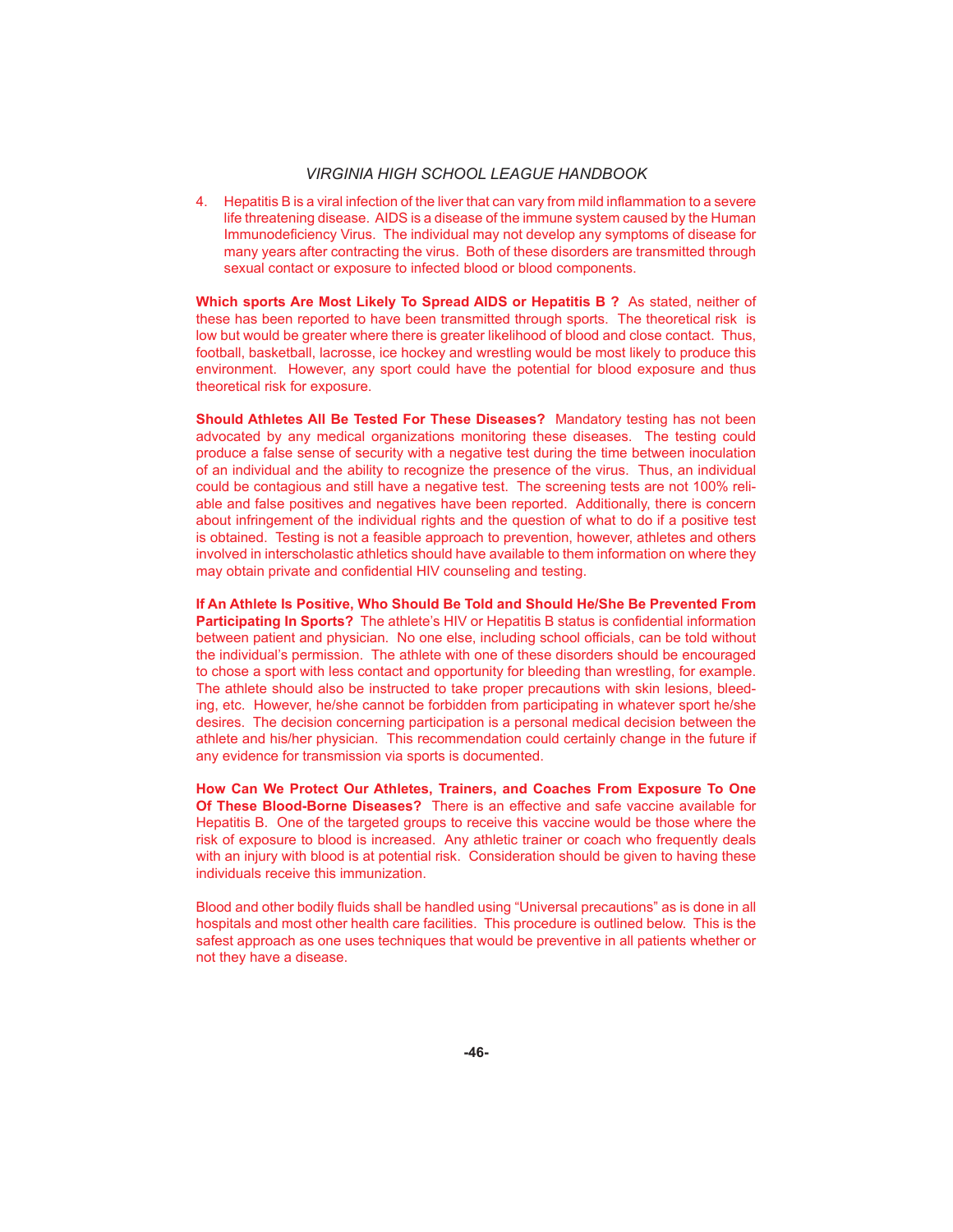4. Hepatitis B is a viral infection of the liver that can vary from mild inflammation to a severe life threatening disease. AIDS is a disease of the immune system caused by the Human Immunodeficiency Virus. The individual may not develop any symptoms of disease for many years after contracting the virus. Both of these disorders are transmitted through sexual contact or exposure to infected blood or blood components.

**Which sports Are Most Likely To Spread AIDS or Hepatitis B ?** As stated, neither of these has been reported to have been transmitted through sports. The theoretical risk is low but would be greater where there is greater likelihood of blood and close contact. Thus, football, basketball, lacrosse, ice hockey and wrestling would be most likely to produce this environment. However, any sport could have the potential for blood exposure and thus theoretical risk for exposure.

**Should Athletes All Be Tested For These Diseases?** Mandatory testing has not been advocated by any medical organizations monitoring these diseases. The testing could produce a false sense of security with a negative test during the time between inoculation of an individual and the ability to recognize the presence of the virus. Thus, an individual could be contagious and still have a negative test. The screening tests are not 100% reliable and false positives and negatives have been reported. Additionally, there is concern about infringement of the individual rights and the question of what to do if a positive test is obtained. Testing is not a feasible approach to prevention, however, athletes and others involved in interscholastic athletics should have available to them information on where they may obtain private and confidential HIV counseling and testing.

**If An Athlete Is Positive, Who Should Be Told and Should He/She Be Prevented From Participating In Sports?** The athlete's HIV or Hepatitis B status is confidential information between patient and physician. No one else, including school officials, can be told without the individual's permission. The athlete with one of these disorders should be encouraged to chose a sport with less contact and opportunity for bleeding than wrestling, for example. The athlete should also be instructed to take proper precautions with skin lesions, bleeding, etc. However, he/she cannot be forbidden from participating in whatever sport he/she desires. The decision concerning participation is a personal medical decision between the athlete and his/her physician. This recommendation could certainly change in the future if any evidence for transmission via sports is documented.

**How Can We Protect Our Athletes, Trainers, and Coaches From Exposure To One Of These Blood-Borne Diseases?** There is an effective and safe vaccine available for Hepatitis B. One of the targeted groups to receive this vaccine would be those where the risk of exposure to blood is increased. Any athletic trainer or coach who frequently deals with an injury with blood is at potential risk. Consideration should be given to having these individuals receive this immunization.

Blood and other bodily fluids shall be handled using "Universal precautions" as is done in all hospitals and most other health care facilities. This procedure is outlined below. This is the safest approach as one uses techniques that would be preventive in all patients whether or not they have a disease.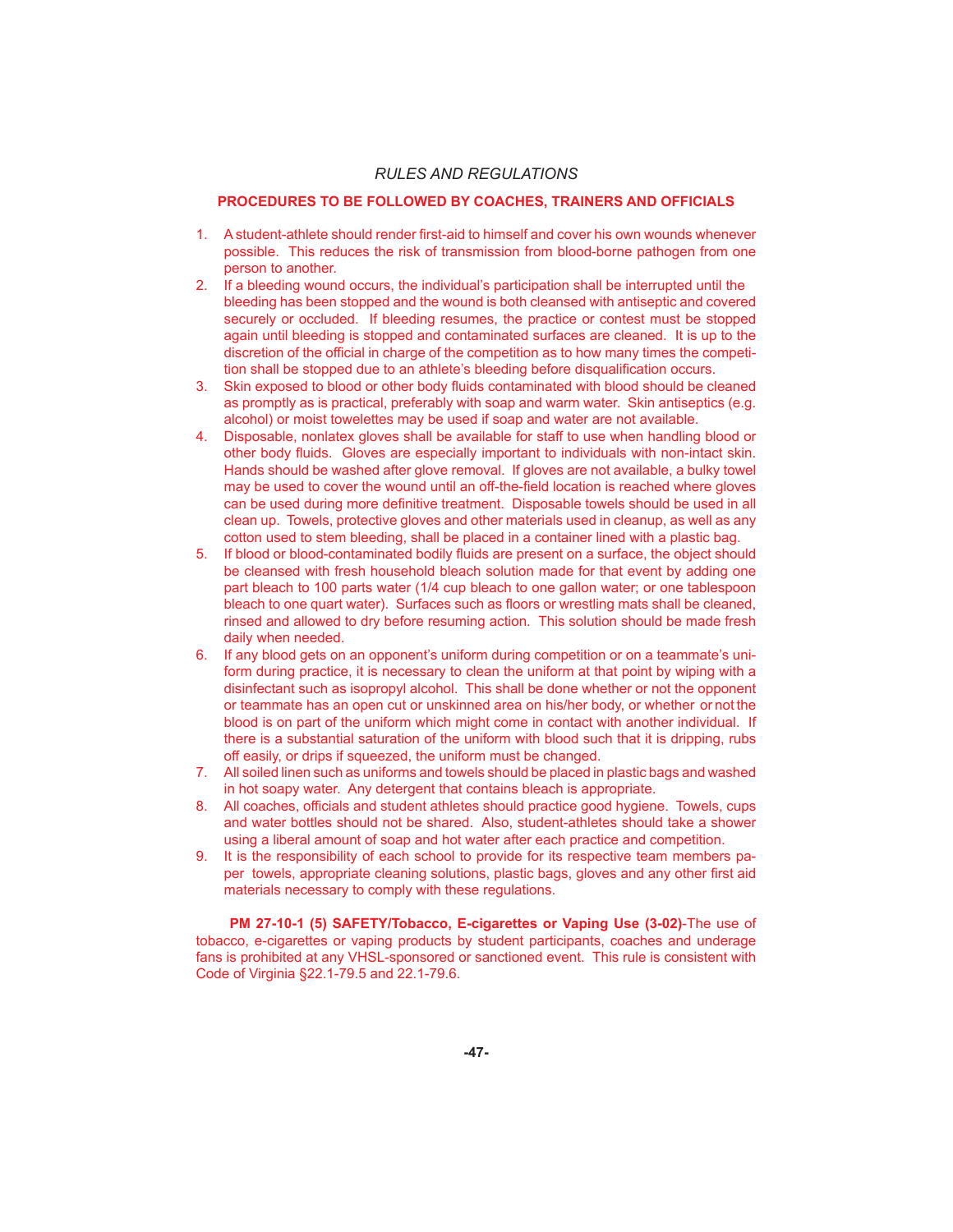## PROCEDURES TO BE FOLLOWED BY COACHES, TRAINERS AND OFFICIALS

1. A student-athlete should render first-aid to himself and cover his own wounds whenever possible. This reduces the risk of transmission from blood-borne pathogen from one person to another.
2. If a bleeding wound occurs, the individual's participation shall be interrupted until the bleeding has been stopped and the wound is both cleansed with antiseptic and covered securely or occluded. If bleeding resumes, the practice or contest must be stopped again until bleeding is stopped and contaminated surfaces are cleaned. It is up to the discretion of the official in charge of the competition as to how many times the competition shall be stopped due to an athlete's bleeding before disqualification occurs.
3. Skin exposed to blood or other body fluids contaminated with blood should be cleaned as promptly as is practical, preferably with soap and warm water. Skin antiseptics (e.g. alcohol) or moist towelettes may be used if soap and water are not available.
4. Disposable, nonlatex gloves shall be available for staff to use when handling blood or other body fluids. Gloves are especially important to individuals with non-intact skin. Hands should be washed after glove removal. If gloves are not available, a bulky towel may be used to cover the wound until an off-the-field location is reached where gloves can be used during more definitive treatment. Disposable towels should be used in all clean up. Towels, protective gloves and other materials used in cleanup, as well as any cotton used to stem bleeding, shall be placed in a container lined with a plastic bag.
5. If blood or blood-contaminated bodily fluids are present on a surface, the object should be cleansed with fresh household bleach solution made for that event by adding one part bleach to 100 parts water (1/4 cup bleach to one gallon water; or one tablespoon bleach to one quart water). Surfaces such as floors or wrestling mats shall be cleaned, rinsed and allowed to dry before resuming action. This solution should be made fresh daily when needed.
6. If any blood gets on an opponent's uniform during competition or on a teammate's uniform during practice, it is necessary to clean the uniform at that point by wiping with a disinfectant such as isopropyl alcohol. This shall be done whether or not the opponent or teammate has an open cut or unskinned area on his/her body, or whether or not the blood is on part of the uniform which might come in contact with another individual. If there is a substantial saturation of the uniform with blood such that it is dripping, rubs off easily, or drips if squeezed, the uniform must be changed.
7. All soiled linen such as uniforms and towels should be placed in plastic bags and washed in hot soapy water. Any detergent that contains bleach is appropriate.
8. All coaches, officials and student athletes should practice good hygiene. Towels, cups and water bottles should not be shared. Also, student-athletes should take a shower using a liberal amount of soap and hot water after each practice and competition.
9. It is the responsibility of each school to provide for its respective team members paper towels, appropriate cleaning solutions, plastic bags, gloves and any other first aid materials necessary to comply with these regulations.

**PM 27-10-1 (5) SAFETY/Tobacco, E-cigarettes or Vaping Use (3-02)**-The use of tobacco, e-cigarettes or vaping products by student participants, coaches and underage fans is prohibited at any VHSL-sponsored or sanctioned event. This rule is consistent with Code of Virginia §22.1-79.5 and 22.1-79.6.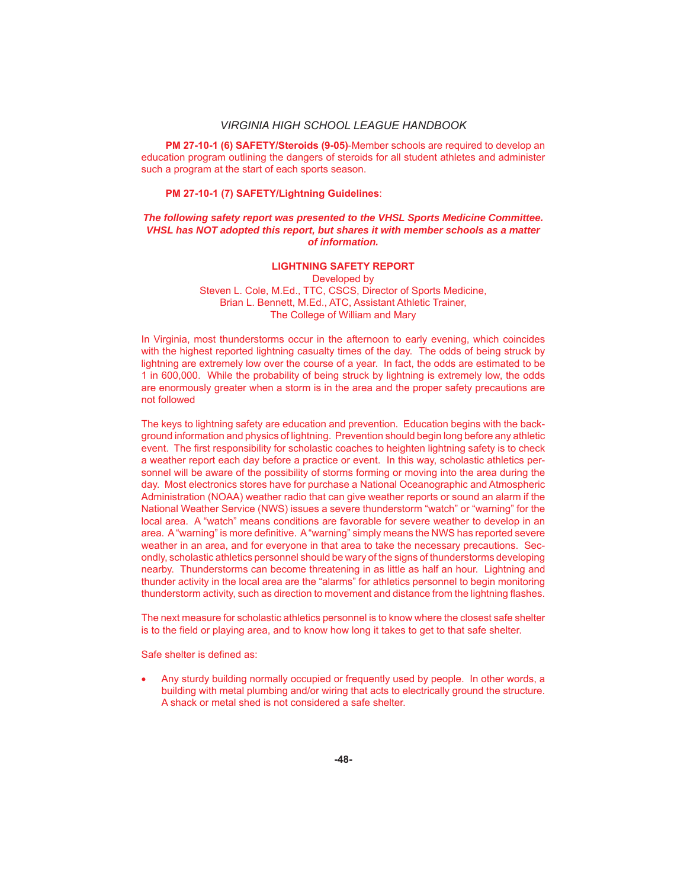**PM 27-10-1 (6) SAFETY/Steroids (9-05)**-Member schools are required to develop an education program outlining the dangers of steroids for all student athletes and administer such a program at the start of each sports season.

**PM 27-10-1 (7) SAFETY/Lightning Guidelines**:

***The following safety report was presented to the VHSL Sports Medicine Committee. VHSL has NOT adopted this report, but shares it with member schools as a matter of information.***

**LIGHTNING SAFETY REPORT**

Developed by
Steven L. Cole, M.Ed., TTC, CSCS, Director of Sports Medicine,
Brian L. Bennett, M.Ed., ATC, Assistant Athletic Trainer,
The College of William and Mary

In Virginia, most thunderstorms occur in the afternoon to early evening, which coincides with the highest reported lightning casualty times of the day. The odds of being struck by lightning are extremely low over the course of a year. In fact, the odds are estimated to be 1 in 600,000. While the probability of being struck by lightning is extremely low, the odds are enormously greater when a storm is in the area and the proper safety precautions are not followed

The keys to lightning safety are education and prevention. Education begins with the background information and physics of lightning. Prevention should begin long before any athletic event. The first responsibility for scholastic coaches to heighten lightning safety is to check a weather report each day before a practice or event. In this way, scholastic athletics personnel will be aware of the possibility of storms forming or moving into the area during the day. Most electronics stores have for purchase a National Oceanographic and Atmospheric Administration (NOAA) weather radio that can give weather reports or sound an alarm if the National Weather Service (NWS) issues a severe thunderstorm "watch" or "warning" for the local area. A "watch" means conditions are favorable for severe weather to develop in an area. A "warning" is more definitive. A "warning" simply means the NWS has reported severe weather in an area, and for everyone in that area to take the necessary precautions. Secondly, scholastic athletics personnel should be wary of the signs of thunderstorms developing nearby. Thunderstorms can become threatening in as little as half an hour. Lightning and thunder activity in the local area are the "alarms" for athletics personnel to begin monitoring thunderstorm activity, such as direction to movement and distance from the lightning flashes.

The next measure for scholastic athletics personnel is to know where the closest safe shelter is to the field or playing area, and to know how long it takes to get to that safe shelter.

Safe shelter is defined as:

- Any sturdy building normally occupied or frequently used by people. In other words, a building with metal plumbing and/or wiring that acts to electrically ground the structure. A shack or metal shed is not considered a safe shelter.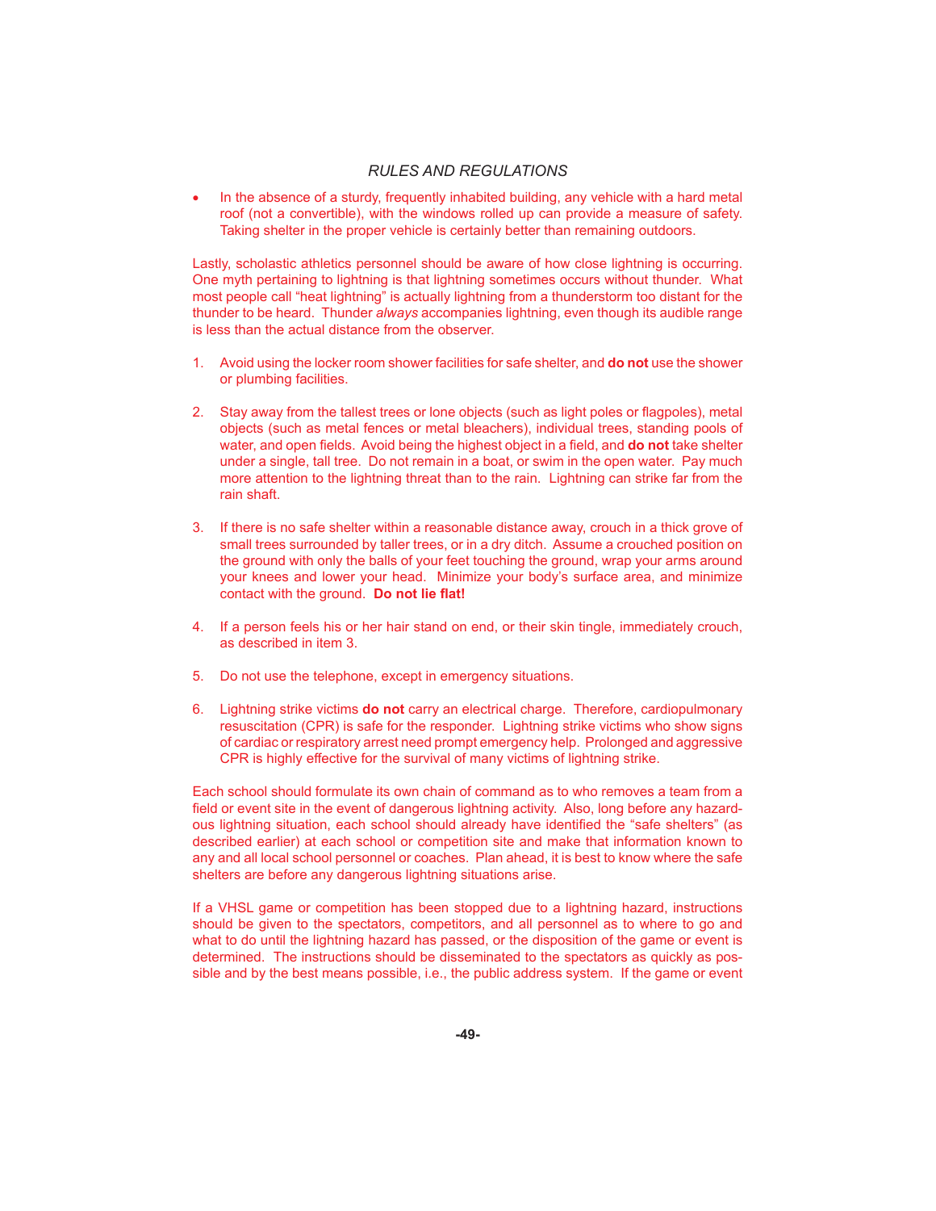- In the absence of a sturdy, frequently inhabited building, any vehicle with a hard metal roof (not a convertible), with the windows rolled up can provide a measure of safety. Taking shelter in the proper vehicle is certainly better than remaining outdoors.

Lastly, scholastic athletics personnel should be aware of how close lightning is occurring. One myth pertaining to lightning is that lightning sometimes occurs without thunder. What most people call "heat lightning" is actually lightning from a thunderstorm too distant for the thunder to be heard. Thunder *always* accompanies lightning, even though its audible range is less than the actual distance from the observer.

1. Avoid using the locker room shower facilities for safe shelter, and **do not** use the shower or plumbing facilities.

2. Stay away from the tallest trees or lone objects (such as light poles or flagpoles), metal objects (such as metal fences or metal bleachers), individual trees, standing pools of water, and open fields. Avoid being the highest object in a field, and **do not** take shelter under a single, tall tree. Do not remain in a boat, or swim in the open water. Pay much more attention to the lightning threat than to the rain. Lightning can strike far from the rain shaft.

3. If there is no safe shelter within a reasonable distance away, crouch in a thick grove of small trees surrounded by taller trees, or in a dry ditch. Assume a crouched position on the ground with only the balls of your feet touching the ground, wrap your arms around your knees and lower your head. Minimize your body's surface area, and minimize contact with the ground. **Do not lie flat!**

4. If a person feels his or her hair stand on end, or their skin tingle, immediately crouch, as described in item 3.

5. Do not use the telephone, except in emergency situations.

6. Lightning strike victims **do not** carry an electrical charge. Therefore, cardiopulmonary resuscitation (CPR) is safe for the responder. Lightning strike victims who show signs of cardiac or respiratory arrest need prompt emergency help. Prolonged and aggressive CPR is highly effective for the survival of many victims of lightning strike.

Each school should formulate its own chain of command as to who removes a team from a field or event site in the event of dangerous lightning activity. Also, long before any hazardous lightning situation, each school should already have identified the "safe shelters" (as described earlier) at each school or competition site and make that information known to any and all local school personnel or coaches. Plan ahead, it is best to know where the safe shelters are before any dangerous lightning situations arise.

If a VHSL game or competition has been stopped due to a lightning hazard, instructions should be given to the spectators, competitors, and all personnel as to where to go and what to do until the lightning hazard has passed, or the disposition of the game or event is determined. The instructions should be disseminated to the spectators as quickly as possible and by the best means possible, i.e., the public address system. If the game or event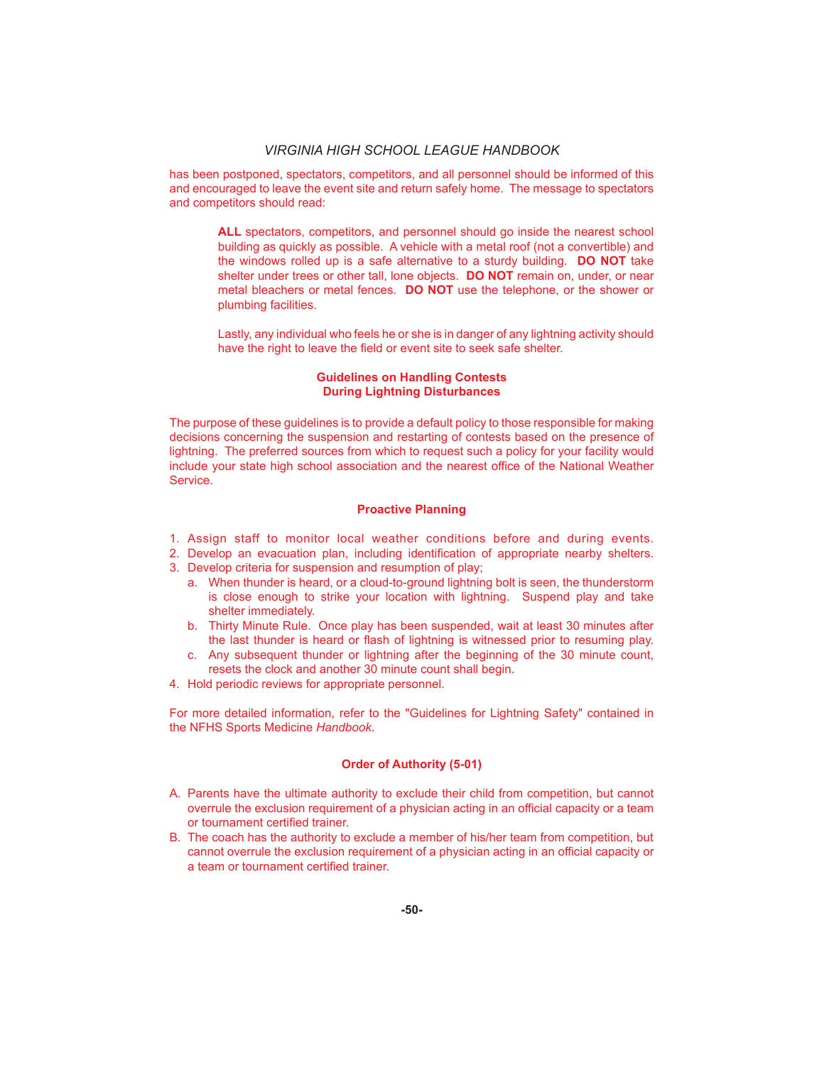has been postponed, spectators, competitors, and all personnel should be informed of this and encouraged to leave the event site and return safely home. The message to spectators and competitors should read:

> **ALL** spectators, competitors, and personnel should go inside the nearest school building as quickly as possible. A vehicle with a metal roof (not a convertible) and the windows rolled up is a safe alternative to a sturdy building. **DO NOT** take shelter under trees or other tall, lone objects. **DO NOT** remain on, under, or near metal bleachers or metal fences. **DO NOT** use the telephone, or the shower or plumbing facilities.
>
> Lastly, any individual who feels he or she is in danger of any lightning activity should have the right to leave the field or event site to seek safe shelter.

## Guidelines on Handling Contests During Lightning Disturbances

The purpose of these guidelines is to provide a default policy to those responsible for making decisions concerning the suspension and restarting of contests based on the presence of lightning. The preferred sources from which to request such a policy for your facility would include your state high school association and the nearest office of the National Weather Service.

### Proactive Planning

1. Assign staff to monitor local weather conditions before and during events.
2. Develop an evacuation plan, including identification of appropriate nearby shelters.
3. Develop criteria for suspension and resumption of play;
   a. When thunder is heard, or a cloud-to-ground lightning bolt is seen, the thunderstorm is close enough to strike your location with lightning. Suspend play and take shelter immediately.
   b. Thirty Minute Rule. Once play has been suspended, wait at least 30 minutes after the last thunder is heard or flash of lightning is witnessed prior to resuming play.
   c. Any subsequent thunder or lightning after the beginning of the 30 minute count, resets the clock and another 30 minute count shall begin.
4. Hold periodic reviews for appropriate personnel.

For more detailed information, refer to the "Guidelines for Lightning Safety" contained in the NFHS Sports Medicine *Handbook*.

### Order of Authority (5-01)

A. Parents have the ultimate authority to exclude their child from competition, but cannot overrule the exclusion requirement of a physician acting in an official capacity or a team or tournament certified trainer.

B. The coach has the authority to exclude a member of his/her team from competition, but cannot overrule the exclusion requirement of a physician acting in an official capacity or a team or tournament certified trainer.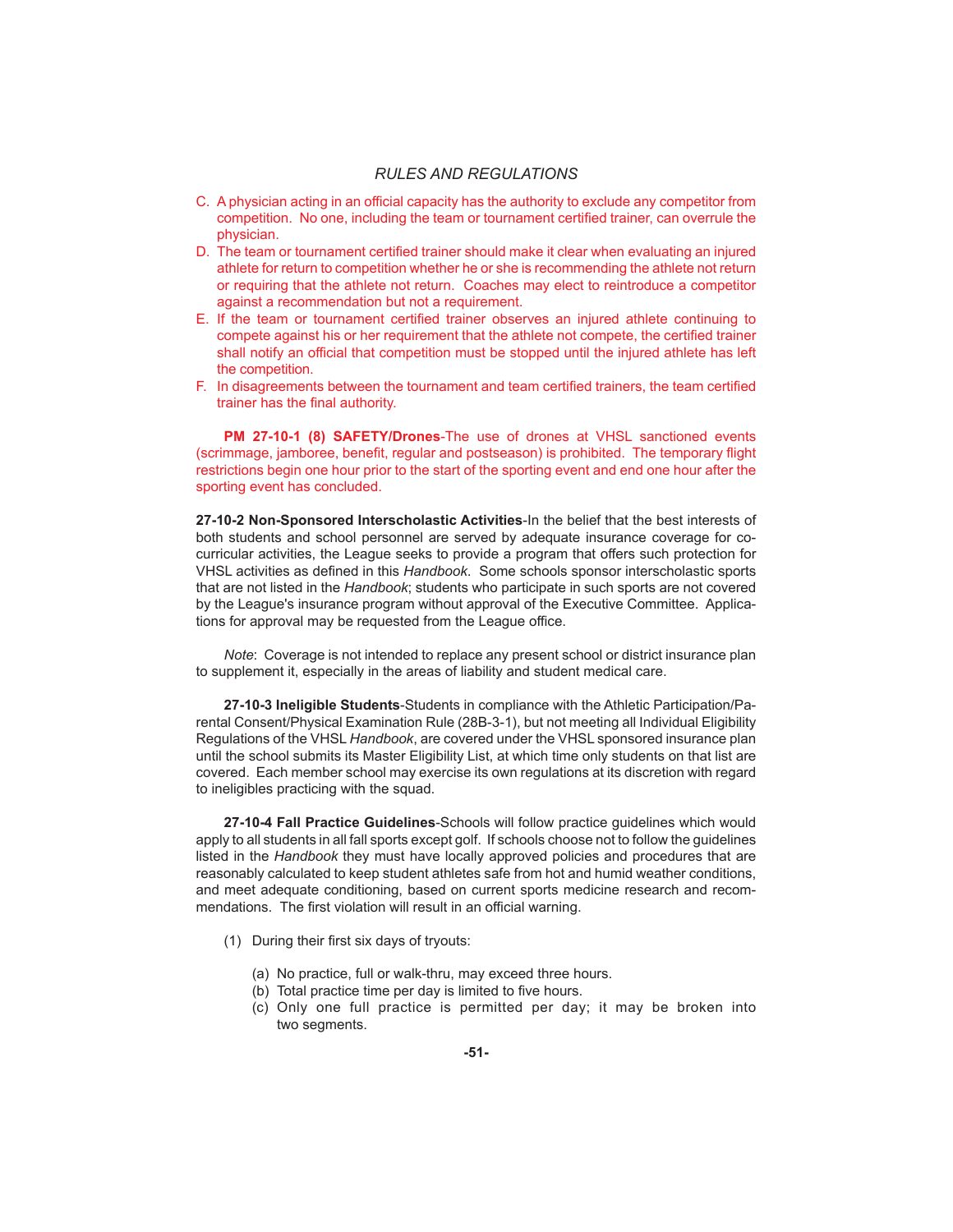C. A physician acting in an official capacity has the authority to exclude any competitor from competition. No one, including the team or tournament certified trainer, can overrule the physician.

D. The team or tournament certified trainer should make it clear when evaluating an injured athlete for return to competition whether he or she is recommending the athlete not return or requiring that the athlete not return. Coaches may elect to reintroduce a competitor against a recommendation but not a requirement.

E. If the team or tournament certified trainer observes an injured athlete continuing to compete against his or her requirement that the athlete not compete, the certified trainer shall notify an official that competition must be stopped until the injured athlete has left the competition.

F. In disagreements between the tournament and team certified trainers, the team certified trainer has the final authority.

**PM 27-10-1 (8) SAFETY/Drones**-The use of drones at VHSL sanctioned events (scrimmage, jamboree, benefit, regular and postseason) is prohibited. The temporary flight restrictions begin one hour prior to the start of the sporting event and end one hour after the sporting event has concluded.

**27-10-2 Non-Sponsored Interscholastic Activities**-In the belief that the best interests of both students and school personnel are served by adequate insurance coverage for co-curricular activities, the League seeks to provide a program that offers such protection for VHSL activities as defined in this *Handbook*. Some schools sponsor interscholastic sports that are not listed in the *Handbook*; students who participate in such sports are not covered by the League's insurance program without approval of the Executive Committee. Applications for approval may be requested from the League office.

*Note*: Coverage is not intended to replace any present school or district insurance plan to supplement it, especially in the areas of liability and student medical care.

**27-10-3 Ineligible Students**-Students in compliance with the Athletic Participation/Parental Consent/Physical Examination Rule (28B-3-1), but not meeting all Individual Eligibility Regulations of the VHSL *Handbook*, are covered under the VHSL sponsored insurance plan until the school submits its Master Eligibility List, at which time only students on that list are covered. Each member school may exercise its own regulations at its discretion with regard to ineligibles practicing with the squad.

**27-10-4 Fall Practice Guidelines**-Schools will follow practice guidelines which would apply to all students in all fall sports except golf. If schools choose not to follow the guidelines listed in the *Handbook* they must have locally approved policies and procedures that are reasonably calculated to keep student athletes safe from hot and humid weather conditions, and meet adequate conditioning, based on current sports medicine research and recommendations. The first violation will result in an official warning.

(1) During their first six days of tryouts:

(a) No practice, full or walk-thru, may exceed three hours.
(b) Total practice time per day is limited to five hours.
(c) Only one full practice is permitted per day; it may be broken into two segments.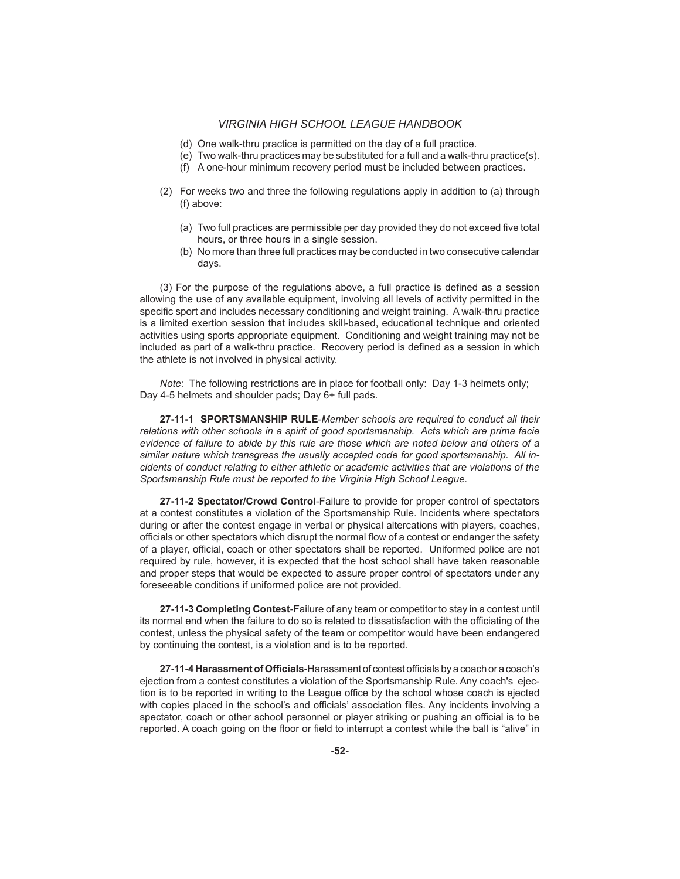(d) One walk-thru practice is permitted on the day of a full practice.
(e) Two walk-thru practices may be substituted for a full and a walk-thru practice(s).
(f) A one-hour minimum recovery period must be included between practices.

(2) For weeks two and three the following regulations apply in addition to (a) through (f) above:

(a) Two full practices are permissible per day provided they do not exceed five total hours, or three hours in a single session.
(b) No more than three full practices may be conducted in two consecutive calendar days.

(3) For the purpose of the regulations above, a full practice is defined as a session allowing the use of any available equipment, involving all levels of activity permitted in the specific sport and includes necessary conditioning and weight training. A walk-thru practice is a limited exertion session that includes skill-based, educational technique and oriented activities using sports appropriate equipment. Conditioning and weight training may not be included as part of a walk-thru practice. Recovery period is defined as a session in which the athlete is not involved in physical activity.

*Note*: The following restrictions are in place for football only: Day 1-3 helmets only; Day 4-5 helmets and shoulder pads; Day 6+ full pads.

**27-11-1 SPORTSMANSHIP RULE**-*Member schools are required to conduct all their relations with other schools in a spirit of good sportsmanship. Acts which are prima facie evidence of failure to abide by this rule are those which are noted below and others of a similar nature which transgress the usually accepted code for good sportsmanship. All incidents of conduct relating to either athletic or academic activities that are violations of the Sportsmanship Rule must be reported to the Virginia High School League.*

**27-11-2 Spectator/Crowd Control**-Failure to provide for proper control of spectators at a contest constitutes a violation of the Sportsmanship Rule. Incidents where spectators during or after the contest engage in verbal or physical altercations with players, coaches, officials or other spectators which disrupt the normal flow of a contest or endanger the safety of a player, official, coach or other spectators shall be reported. Uniformed police are not required by rule, however, it is expected that the host school shall have taken reasonable and proper steps that would be expected to assure proper control of spectators under any foreseeable conditions if uniformed police are not provided.

**27-11-3 Completing Contest**-Failure of any team or competitor to stay in a contest until its normal end when the failure to do so is related to dissatisfaction with the officiating of the contest, unless the physical safety of the team or competitor would have been endangered by continuing the contest, is a violation and is to be reported.

**27-11-4 Harassment of Officials**-Harassment of contest officials by a coach or a coach's ejection from a contest constitutes a violation of the Sportsmanship Rule. Any coach's ejection is to be reported in writing to the League office by the school whose coach is ejected with copies placed in the school's and officials' association files. Any incidents involving a spectator, coach or other school personnel or player striking or pushing an official is to be reported. A coach going on the floor or field to interrupt a contest while the ball is "alive" in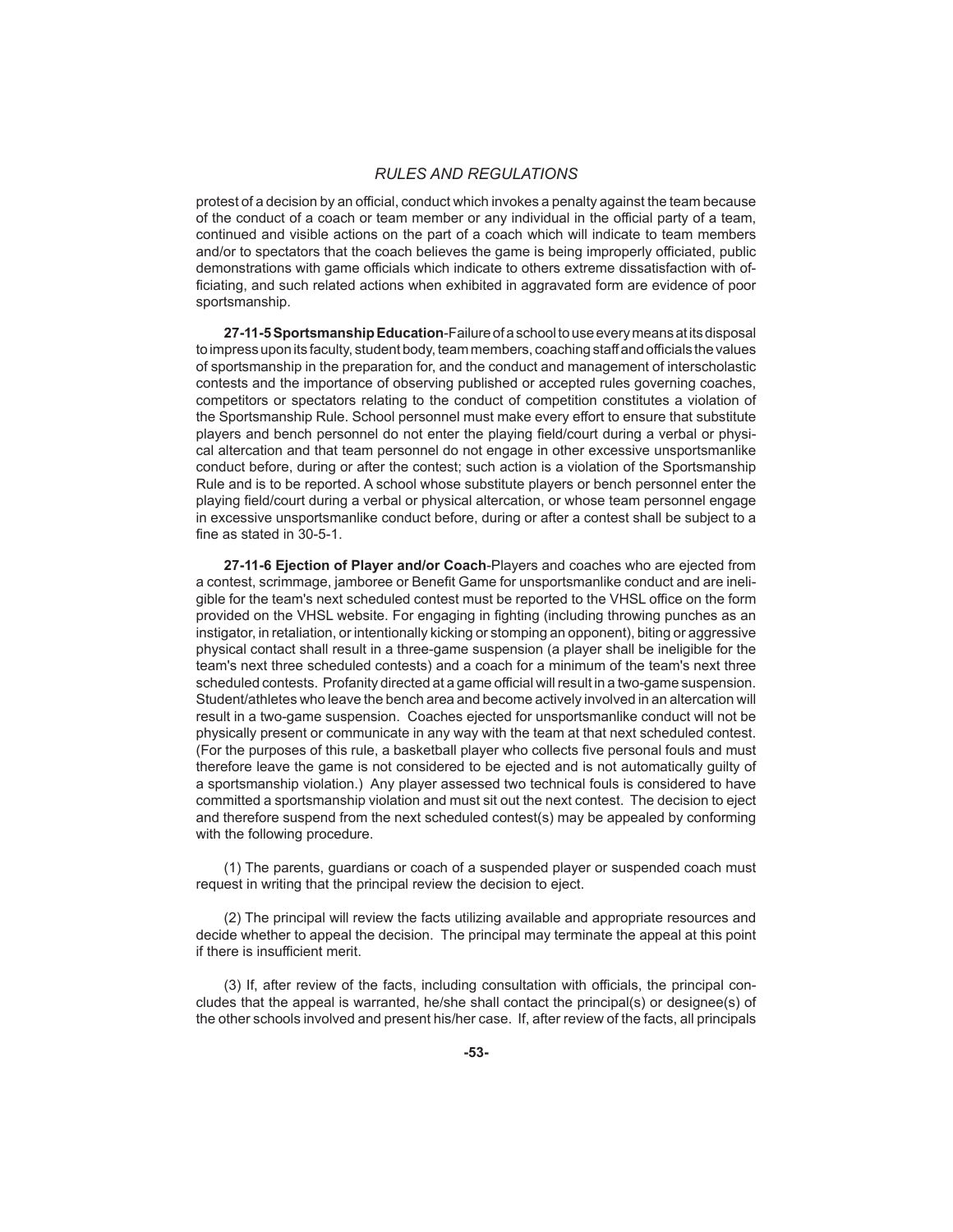protest of a decision by an official, conduct which invokes a penalty against the team because of the conduct of a coach or team member or any individual in the official party of a team, continued and visible actions on the part of a coach which will indicate to team members and/or to spectators that the coach believes the game is being improperly officiated, public demonstrations with game officials which indicate to others extreme dissatisfaction with officiating, and such related actions when exhibited in aggravated form are evidence of poor sportsmanship.

**27-11-5 Sportsmanship Education**-Failure of a school to use every means at its disposal to impress upon its faculty, student body, team members, coaching staff and officials the values of sportsmanship in the preparation for, and the conduct and management of interscholastic contests and the importance of observing published or accepted rules governing coaches, competitors or spectators relating to the conduct of competition constitutes a violation of the Sportsmanship Rule. School personnel must make every effort to ensure that substitute players and bench personnel do not enter the playing field/court during a verbal or physical altercation and that team personnel do not engage in other excessive unsportsmanlike conduct before, during or after the contest; such action is a violation of the Sportsmanship Rule and is to be reported. A school whose substitute players or bench personnel enter the playing field/court during a verbal or physical altercation, or whose team personnel engage in excessive unsportsmanlike conduct before, during or after a contest shall be subject to a fine as stated in 30-5-1.

**27-11-6 Ejection of Player and/or Coach**-Players and coaches who are ejected from a contest, scrimmage, jamboree or Benefit Game for unsportsmanlike conduct and are ineligible for the team's next scheduled contest must be reported to the VHSL office on the form provided on the VHSL website. For engaging in fighting (including throwing punches as an instigator, in retaliation, or intentionally kicking or stomping an opponent), biting or aggressive physical contact shall result in a three-game suspension (a player shall be ineligible for the team's next three scheduled contests) and a coach for a minimum of the team's next three scheduled contests. Profanity directed at a game official will result in a two-game suspension. Student/athletes who leave the bench area and become actively involved in an altercation will result in a two-game suspension. Coaches ejected for unsportsmanlike conduct will not be physically present or communicate in any way with the team at that next scheduled contest. (For the purposes of this rule, a basketball player who collects five personal fouls and must therefore leave the game is not considered to be ejected and is not automatically guilty of a sportsmanship violation.) Any player assessed two technical fouls is considered to have committed a sportsmanship violation and must sit out the next contest. The decision to eject and therefore suspend from the next scheduled contest(s) may be appealed by conforming with the following procedure.

(1) The parents, guardians or coach of a suspended player or suspended coach must request in writing that the principal review the decision to eject.

(2) The principal will review the facts utilizing available and appropriate resources and decide whether to appeal the decision. The principal may terminate the appeal at this point if there is insufficient merit.

(3) If, after review of the facts, including consultation with officials, the principal concludes that the appeal is warranted, he/she shall contact the principal(s) or designee(s) of the other schools involved and present his/her case. If, after review of the facts, all principals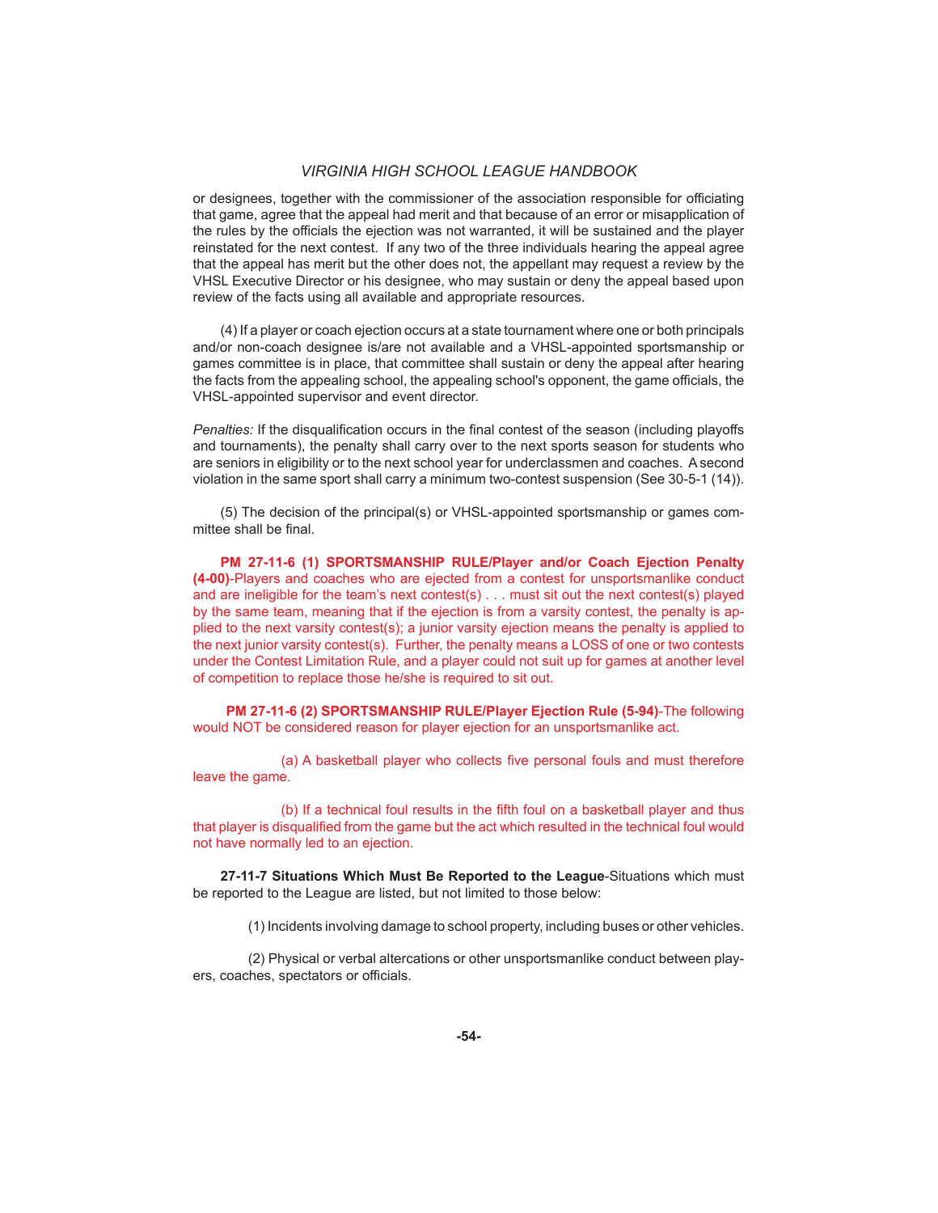or designees, together with the commissioner of the association responsible for officiating that game, agree that the appeal had merit and that because of an error or misapplication of the rules by the officials the ejection was not warranted, it will be sustained and the player reinstated for the next contest. If any two of the three individuals hearing the appeal agree that the appeal has merit but the other does not, the appellant may request a review by the VHSL Executive Director or his designee, who may sustain or deny the appeal based upon review of the facts using all available and appropriate resources.

(4) If a player or coach ejection occurs at a state tournament where one or both principals and/or non-coach designee is/are not available and a VHSL-appointed sportsmanship or games committee is in place, that committee shall sustain or deny the appeal after hearing the facts from the appealing school, the appealing school's opponent, the game officials, the VHSL-appointed supervisor and event director.

*Penalties:* If the disqualification occurs in the final contest of the season (including playoffs and tournaments), the penalty shall carry over to the next sports season for students who are seniors in eligibility or to the next school year for underclassmen and coaches. A second violation in the same sport shall carry a minimum two-contest suspension (See 30-5-1 (14)).

(5) The decision of the principal(s) or VHSL-appointed sportsmanship or games committee shall be final.

**PM 27-11-6 (1) SPORTSMANSHIP RULE/Player and/or Coach Ejection Penalty (4-00)**-Players and coaches who are ejected from a contest for unsportsmanlike conduct and are ineligible for the team's next contest(s) . . . must sit out the next contest(s) played by the same team, meaning that if the ejection is from a varsity contest, the penalty is applied to the next varsity contest(s); a junior varsity ejection means the penalty is applied to the next junior varsity contest(s). Further, the penalty means a LOSS of one or two contests under the Contest Limitation Rule, and a player could not suit up for games at another level of competition to replace those he/she is required to sit out.

**PM 27-11-6 (2) SPORTSMANSHIP RULE/Player Ejection Rule (5-94)**-The following would NOT be considered reason for player ejection for an unsportsmanlike act.

(a) A basketball player who collects five personal fouls and must therefore leave the game.

(b) If a technical foul results in the fifth foul on a basketball player and thus that player is disqualified from the game but the act which resulted in the technical foul would not have normally led to an ejection.

**27-11-7 Situations Which Must Be Reported to the League**-Situations which must be reported to the League are listed, but not limited to those below:

(1) Incidents involving damage to school property, including buses or other vehicles.

(2) Physical or verbal altercations or other unsportsmanlike conduct between players, coaches, spectators or officials.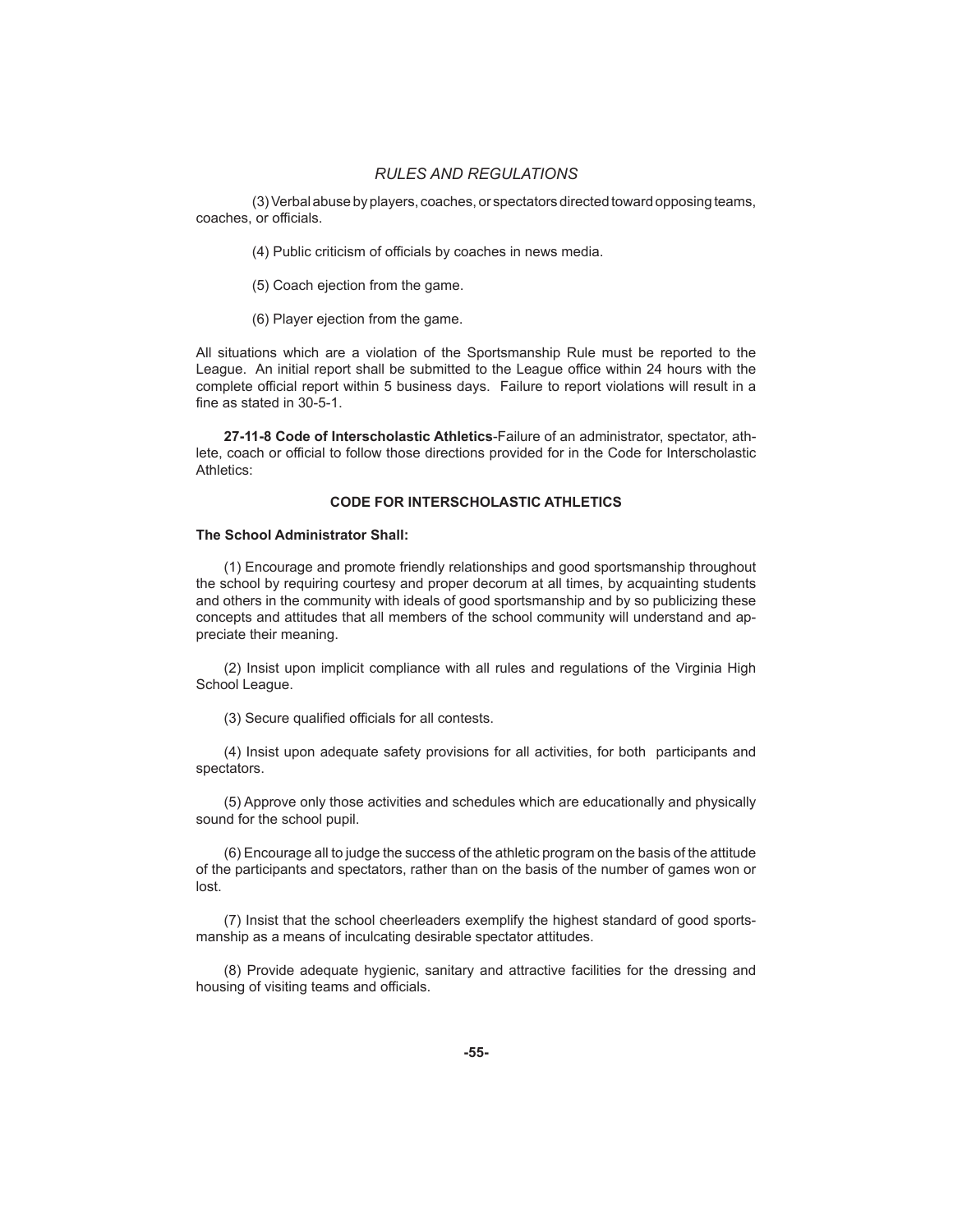(3) Verbal abuse by players, coaches, or spectators directed toward opposing teams, coaches, or officials.

(4) Public criticism of officials by coaches in news media.

(5) Coach ejection from the game.

(6) Player ejection from the game.

All situations which are a violation of the Sportsmanship Rule must be reported to the League. An initial report shall be submitted to the League office within 24 hours with the complete official report within 5 business days. Failure to report violations will result in a fine as stated in 30-5-1.

**27-11-8 Code of Interscholastic Athletics**-Failure of an administrator, spectator, athlete, coach or official to follow those directions provided for in the Code for Interscholastic Athletics:

### CODE FOR INTERSCHOLASTIC ATHLETICS

**The School Administrator Shall:**

(1) Encourage and promote friendly relationships and good sportsmanship throughout the school by requiring courtesy and proper decorum at all times, by acquainting students and others in the community with ideals of good sportsmanship and by so publicizing these concepts and attitudes that all members of the school community will understand and appreciate their meaning.

(2) Insist upon implicit compliance with all rules and regulations of the Virginia High School League.

(3) Secure qualified officials for all contests.

(4) Insist upon adequate safety provisions for all activities, for both participants and spectators.

(5) Approve only those activities and schedules which are educationally and physically sound for the school pupil.

(6) Encourage all to judge the success of the athletic program on the basis of the attitude of the participants and spectators, rather than on the basis of the number of games won or lost.

(7) Insist that the school cheerleaders exemplify the highest standard of good sportsmanship as a means of inculcating desirable spectator attitudes.

(8) Provide adequate hygienic, sanitary and attractive facilities for the dressing and housing of visiting teams and officials.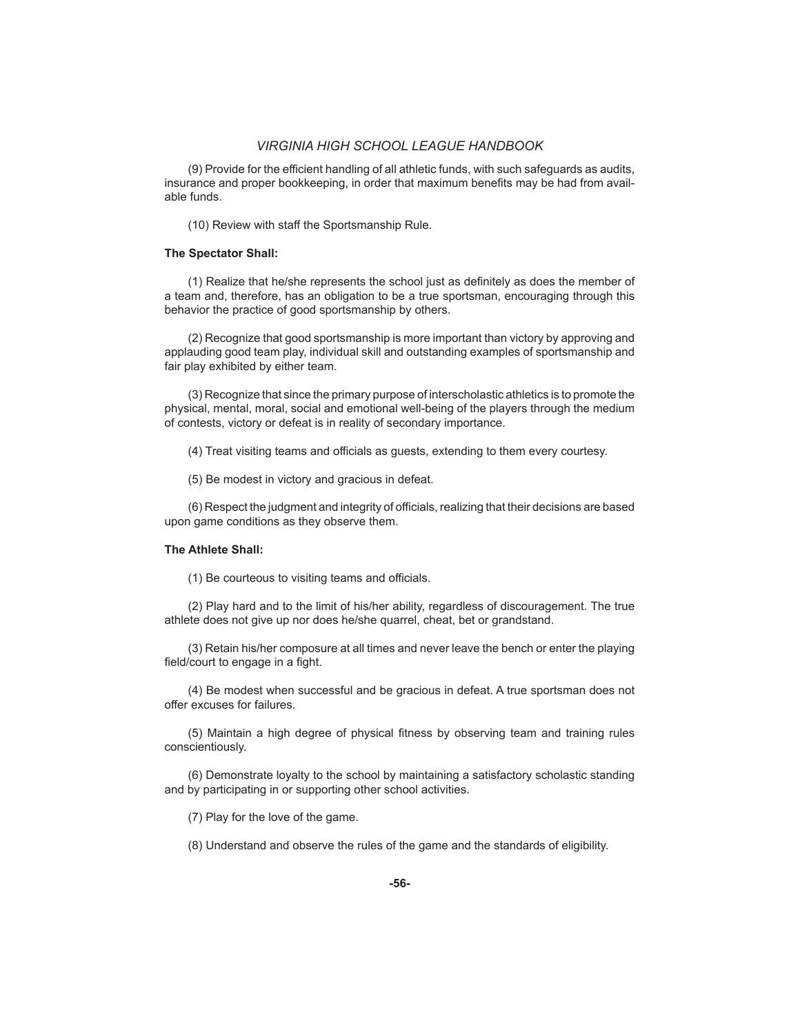(9) Provide for the efficient handling of all athletic funds, with such safeguards as audits, insurance and proper bookkeeping, in order that maximum benefits may be had from available funds.

(10) Review with staff the Sportsmanship Rule.

**The Spectator Shall:**

(1) Realize that he/she represents the school just as definitely as does the member of a team and, therefore, has an obligation to be a true sportsman, encouraging through this behavior the practice of good sportsmanship by others.

(2) Recognize that good sportsmanship is more important than victory by approving and applauding good team play, individual skill and outstanding examples of sportsmanship and fair play exhibited by either team.

(3) Recognize that since the primary purpose of interscholastic athletics is to promote the physical, mental, moral, social and emotional well-being of the players through the medium of contests, victory or defeat is in reality of secondary importance.

(4) Treat visiting teams and officials as guests, extending to them every courtesy.

(5) Be modest in victory and gracious in defeat.

(6) Respect the judgment and integrity of officials, realizing that their decisions are based upon game conditions as they observe them.

**The Athlete Shall:**

(1) Be courteous to visiting teams and officials.

(2) Play hard and to the limit of his/her ability, regardless of discouragement. The true athlete does not give up nor does he/she quarrel, cheat, bet or grandstand.

(3) Retain his/her composure at all times and never leave the bench or enter the playing field/court to engage in a fight.

(4) Be modest when successful and be gracious in defeat. A true sportsman does not offer excuses for failures.

(5) Maintain a high degree of physical fitness by observing team and training rules conscientiously.

(6) Demonstrate loyalty to the school by maintaining a satisfactory scholastic standing and by participating in or supporting other school activities.

(7) Play for the love of the game.

(8) Understand and observe the rules of the game and the standards of eligibility.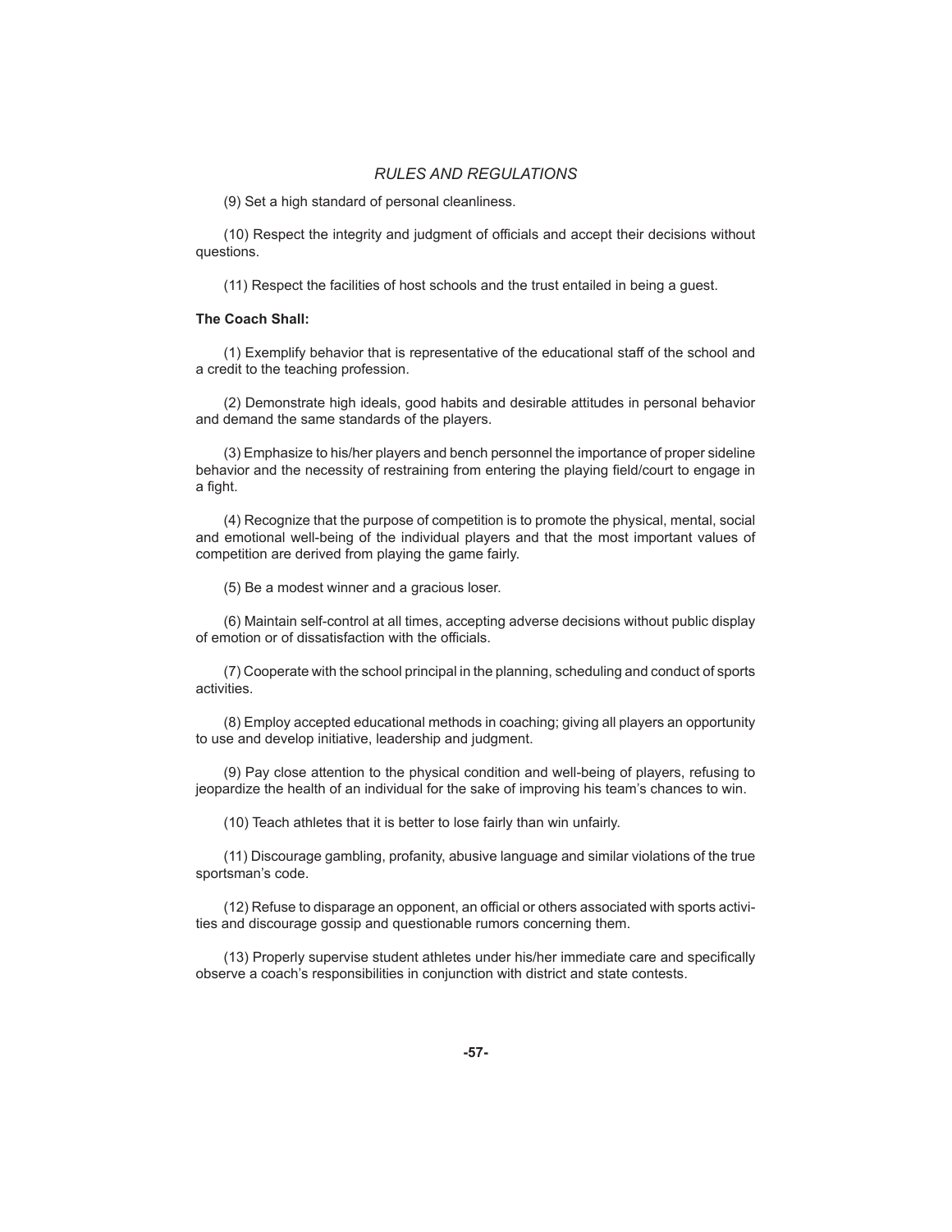(9) Set a high standard of personal cleanliness.

(10) Respect the integrity and judgment of officials and accept their decisions without questions.

(11) Respect the facilities of host schools and the trust entailed in being a guest.

**The Coach Shall:**

(1) Exemplify behavior that is representative of the educational staff of the school and a credit to the teaching profession.

(2) Demonstrate high ideals, good habits and desirable attitudes in personal behavior and demand the same standards of the players.

(3) Emphasize to his/her players and bench personnel the importance of proper sideline behavior and the necessity of restraining from entering the playing field/court to engage in a fight.

(4) Recognize that the purpose of competition is to promote the physical, mental, social and emotional well-being of the individual players and that the most important values of competition are derived from playing the game fairly.

(5) Be a modest winner and a gracious loser.

(6) Maintain self-control at all times, accepting adverse decisions without public display of emotion or of dissatisfaction with the officials.

(7) Cooperate with the school principal in the planning, scheduling and conduct of sports activities.

(8) Employ accepted educational methods in coaching; giving all players an opportunity to use and develop initiative, leadership and judgment.

(9) Pay close attention to the physical condition and well-being of players, refusing to jeopardize the health of an individual for the sake of improving his team's chances to win.

(10) Teach athletes that it is better to lose fairly than win unfairly.

(11) Discourage gambling, profanity, abusive language and similar violations of the true sportsman's code.

(12) Refuse to disparage an opponent, an official or others associated with sports activities and discourage gossip and questionable rumors concerning them.

(13) Properly supervise student athletes under his/her immediate care and specifically observe a coach's responsibilities in conjunction with district and state contests.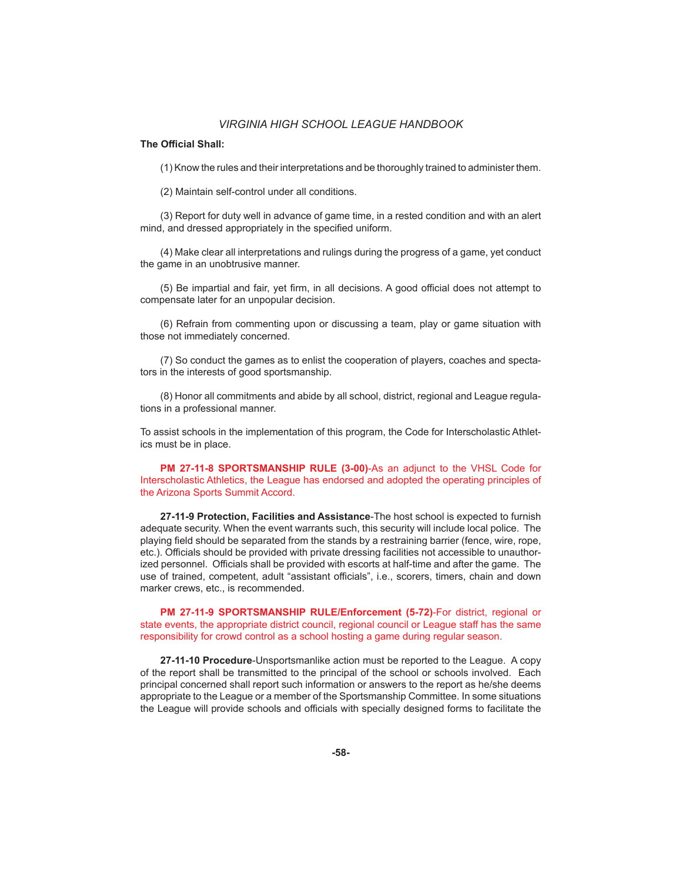**The Official Shall:**

(1) Know the rules and their interpretations and be thoroughly trained to administer them.

(2) Maintain self-control under all conditions.

(3) Report for duty well in advance of game time, in a rested condition and with an alert mind, and dressed appropriately in the specified uniform.

(4) Make clear all interpretations and rulings during the progress of a game, yet conduct the game in an unobtrusive manner.

(5) Be impartial and fair, yet firm, in all decisions. A good official does not attempt to compensate later for an unpopular decision.

(6) Refrain from commenting upon or discussing a team, play or game situation with those not immediately concerned.

(7) So conduct the games as to enlist the cooperation of players, coaches and spectators in the interests of good sportsmanship.

(8) Honor all commitments and abide by all school, district, regional and League regulations in a professional manner.

To assist schools in the implementation of this program, the Code for Interscholastic Athletics must be in place.

**PM 27-11-8 SPORTSMANSHIP RULE (3-00)**-As an adjunct to the VHSL Code for Interscholastic Athletics, the League has endorsed and adopted the operating principles of the Arizona Sports Summit Accord.

**27-11-9 Protection, Facilities and Assistance**-The host school is expected to furnish adequate security. When the event warrants such, this security will include local police. The playing field should be separated from the stands by a restraining barrier (fence, wire, rope, etc.). Officials should be provided with private dressing facilities not accessible to unauthorized personnel. Officials shall be provided with escorts at half-time and after the game. The use of trained, competent, adult "assistant officials", i.e., scorers, timers, chain and down marker crews, etc., is recommended.

**PM 27-11-9 SPORTSMANSHIP RULE/Enforcement (5-72)**-For district, regional or state events, the appropriate district council, regional council or League staff has the same responsibility for crowd control as a school hosting a game during regular season.

**27-11-10 Procedure**-Unsportsmanlike action must be reported to the League. A copy of the report shall be transmitted to the principal of the school or schools involved. Each principal concerned shall report such information or answers to the report as he/she deems appropriate to the League or a member of the Sportsmanship Committee. In some situations the League will provide schools and officials with specially designed forms to facilitate the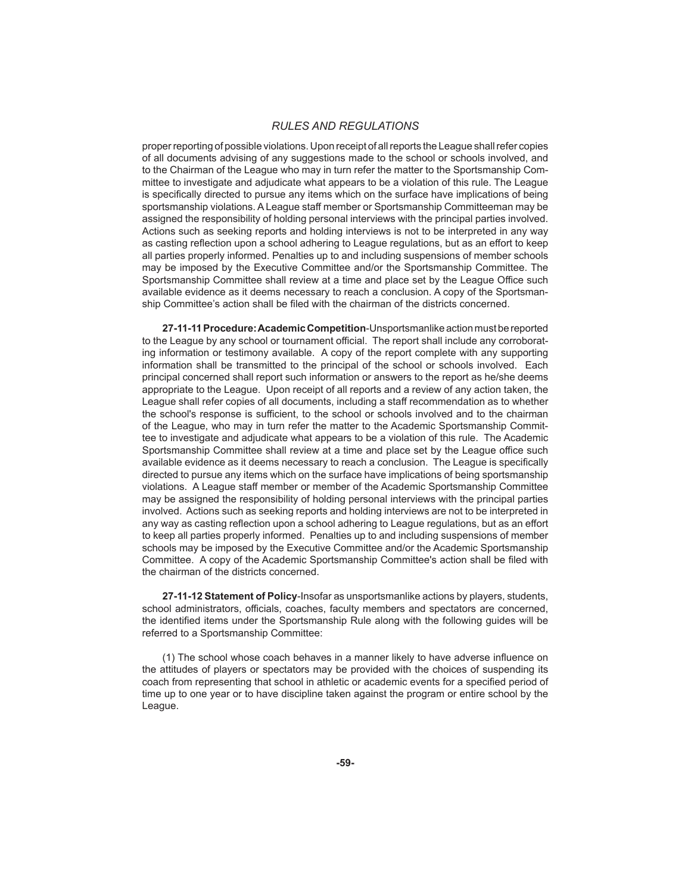proper reporting of possible violations. Upon receipt of all reports the League shall refer copies of all documents advising of any suggestions made to the school or schools involved, and to the Chairman of the League who may in turn refer the matter to the Sportsmanship Committee to investigate and adjudicate what appears to be a violation of this rule. The League is specifically directed to pursue any items which on the surface have implications of being sportsmanship violations. A League staff member or Sportsmanship Committeeman may be assigned the responsibility of holding personal interviews with the principal parties involved. Actions such as seeking reports and holding interviews is not to be interpreted in any way as casting reflection upon a school adhering to League regulations, but as an effort to keep all parties properly informed. Penalties up to and including suspensions of member schools may be imposed by the Executive Committee and/or the Sportsmanship Committee. The Sportsmanship Committee shall review at a time and place set by the League Office such available evidence as it deems necessary to reach a conclusion. A copy of the Sportsmanship Committee's action shall be filed with the chairman of the districts concerned.

**27-11-11 Procedure: Academic Competition**-Unsportsmanlike action must be reported to the League by any school or tournament official. The report shall include any corroborating information or testimony available. A copy of the report complete with any supporting information shall be transmitted to the principal of the school or schools involved. Each principal concerned shall report such information or answers to the report as he/she deems appropriate to the League. Upon receipt of all reports and a review of any action taken, the League shall refer copies of all documents, including a staff recommendation as to whether the school's response is sufficient, to the school or schools involved and to the chairman of the League, who may in turn refer the matter to the Academic Sportsmanship Committee to investigate and adjudicate what appears to be a violation of this rule. The Academic Sportsmanship Committee shall review at a time and place set by the League office such available evidence as it deems necessary to reach a conclusion. The League is specifically directed to pursue any items which on the surface have implications of being sportsmanship violations. A League staff member or member of the Academic Sportsmanship Committee may be assigned the responsibility of holding personal interviews with the principal parties involved. Actions such as seeking reports and holding interviews are not to be interpreted in any way as casting reflection upon a school adhering to League regulations, but as an effort to keep all parties properly informed. Penalties up to and including suspensions of member schools may be imposed by the Executive Committee and/or the Academic Sportsmanship Committee. A copy of the Academic Sportsmanship Committee's action shall be filed with the chairman of the districts concerned.

**27-11-12 Statement of Policy**-Insofar as unsportsmanlike actions by players, students, school administrators, officials, coaches, faculty members and spectators are concerned, the identified items under the Sportsmanship Rule along with the following guides will be referred to a Sportsmanship Committee:

(1) The school whose coach behaves in a manner likely to have adverse influence on the attitudes of players or spectators may be provided with the choices of suspending its coach from representing that school in athletic or academic events for a specified period of time up to one year or to have discipline taken against the program or entire school by the League.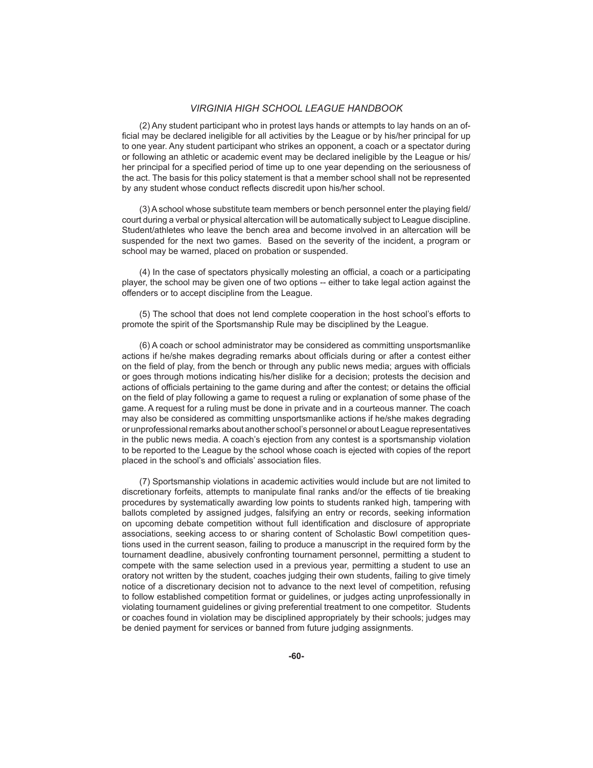(2) Any student participant who in protest lays hands or attempts to lay hands on an official may be declared ineligible for all activities by the League or by his/her principal for up to one year. Any student participant who strikes an opponent, a coach or a spectator during or following an athletic or academic event may be declared ineligible by the League or his/her principal for a specified period of time up to one year depending on the seriousness of the act. The basis for this policy statement is that a member school shall not be represented by any student whose conduct reflects discredit upon his/her school.

(3) A school whose substitute team members or bench personnel enter the playing field/court during a verbal or physical altercation will be automatically subject to League discipline. Student/athletes who leave the bench area and become involved in an altercation will be suspended for the next two games. Based on the severity of the incident, a program or school may be warned, placed on probation or suspended.

(4) In the case of spectators physically molesting an official, a coach or a participating player, the school may be given one of two options -- either to take legal action against the offenders or to accept discipline from the League.

(5) The school that does not lend complete cooperation in the host school's efforts to promote the spirit of the Sportsmanship Rule may be disciplined by the League.

(6) A coach or school administrator may be considered as committing unsportsmanlike actions if he/she makes degrading remarks about officials during or after a contest either on the field of play, from the bench or through any public news media; argues with officials or goes through motions indicating his/her dislike for a decision; protests the decision and actions of officials pertaining to the game during and after the contest; or detains the official on the field of play following a game to request a ruling or explanation of some phase of the game. A request for a ruling must be done in private and in a courteous manner. The coach may also be considered as committing unsportsmanlike actions if he/she makes degrading or unprofessional remarks about another school's personnel or about League representatives in the public news media. A coach's ejection from any contest is a sportsmanship violation to be reported to the League by the school whose coach is ejected with copies of the report placed in the school's and officials' association files.

(7) Sportsmanship violations in academic activities would include but are not limited to discretionary forfeits, attempts to manipulate final ranks and/or the effects of tie breaking procedures by systematically awarding low points to students ranked high, tampering with ballots completed by assigned judges, falsifying an entry or records, seeking information on upcoming debate competition without full identification and disclosure of appropriate associations, seeking access to or sharing content of Scholastic Bowl competition questions used in the current season, failing to produce a manuscript in the required form by the tournament deadline, abusively confronting tournament personnel, permitting a student to compete with the same selection used in a previous year, permitting a student to use an oratory not written by the student, coaches judging their own students, failing to give timely notice of a discretionary decision not to advance to the next level of competition, refusing to follow established competition format or guidelines, or judges acting unprofessionally in violating tournament guidelines or giving preferential treatment to one competitor. Students or coaches found in violation may be disciplined appropriately by their schools; judges may be denied payment for services or banned from future judging assignments.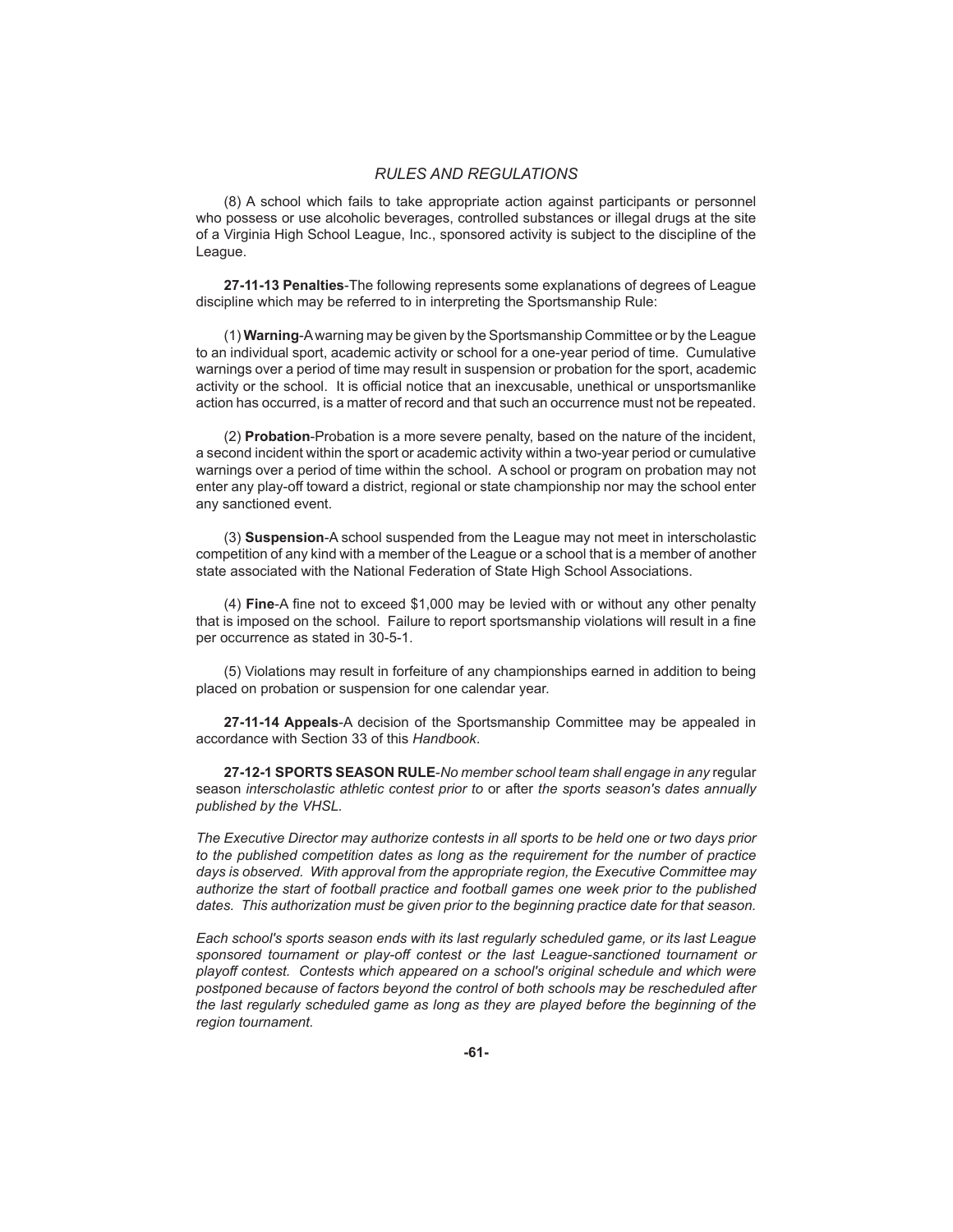(8) A school which fails to take appropriate action against participants or personnel who possess or use alcoholic beverages, controlled substances or illegal drugs at the site of a Virginia High School League, Inc., sponsored activity is subject to the discipline of the League.

**27-11-13 Penalties**-The following represents some explanations of degrees of League discipline which may be referred to in interpreting the Sportsmanship Rule:

(1) **Warning**-A warning may be given by the Sportsmanship Committee or by the League to an individual sport, academic activity or school for a one-year period of time. Cumulative warnings over a period of time may result in suspension or probation for the sport, academic activity or the school. It is official notice that an inexcusable, unethical or unsportsmanlike action has occurred, is a matter of record and that such an occurrence must not be repeated.

(2) **Probation**-Probation is a more severe penalty, based on the nature of the incident, a second incident within the sport or academic activity within a two-year period or cumulative warnings over a period of time within the school. A school or program on probation may not enter any play-off toward a district, regional or state championship nor may the school enter any sanctioned event.

(3) **Suspension**-A school suspended from the League may not meet in interscholastic competition of any kind with a member of the League or a school that is a member of another state associated with the National Federation of State High School Associations.

(4) **Fine**-A fine not to exceed $1,000 may be levied with or without any other penalty that is imposed on the school. Failure to report sportsmanship violations will result in a fine per occurrence as stated in 30-5-1.

(5) Violations may result in forfeiture of any championships earned in addition to being placed on probation or suspension for one calendar year.

**27-11-14 Appeals**-A decision of the Sportsmanship Committee may be appealed in accordance with Section 33 of this *Handbook*.

**27-12-1 SPORTS SEASON RULE**-*No member school team shall engage in any* regular season *interscholastic athletic contest prior to* or after *the sports season's dates annually published by the VHSL.*

*The Executive Director may authorize contests in all sports to be held one or two days prior to the published competition dates as long as the requirement for the number of practice days is observed. With approval from the appropriate region, the Executive Committee may authorize the start of football practice and football games one week prior to the published dates. This authorization must be given prior to the beginning practice date for that season.*

*Each school's sports season ends with its last regularly scheduled game, or its last League sponsored tournament or play-off contest or the last League-sanctioned tournament or playoff contest. Contests which appeared on a school's original schedule and which were postponed because of factors beyond the control of both schools may be rescheduled after the last regularly scheduled game as long as they are played before the beginning of the region tournament.*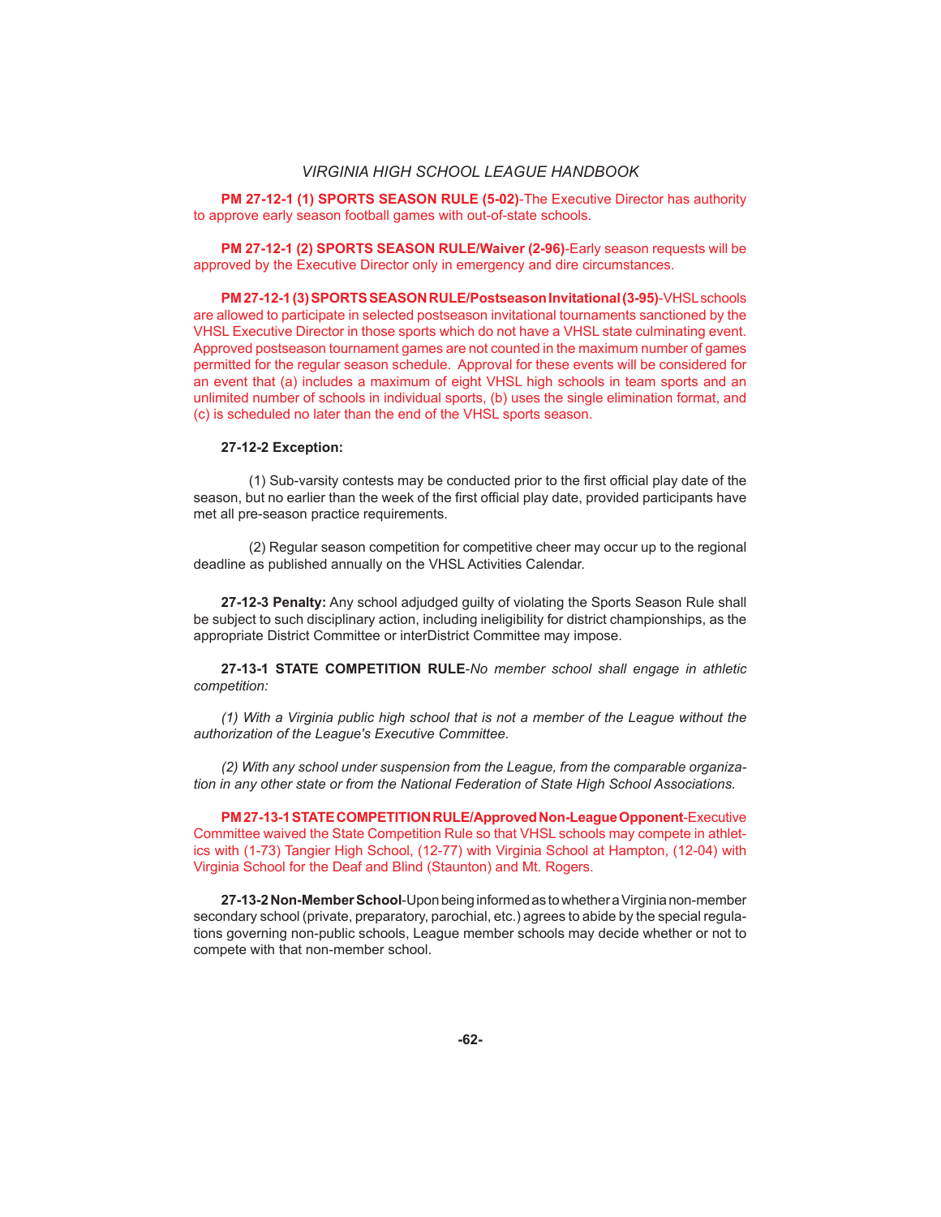**PM 27-12-1 (1) SPORTS SEASON RULE (5-02)**-The Executive Director has authority to approve early season football games with out-of-state schools.

**PM 27-12-1 (2) SPORTS SEASON RULE/Waiver (2-96)**-Early season requests will be approved by the Executive Director only in emergency and dire circumstances.

**PM 27-12-1 (3) SPORTS SEASON RULE/Postseason Invitational (3-95)**-VHSL schools are allowed to participate in selected postseason invitational tournaments sanctioned by the VHSL Executive Director in those sports which do not have a VHSL state culminating event. Approved postseason tournament games are not counted in the maximum number of games permitted for the regular season schedule. Approval for these events will be considered for an event that (a) includes a maximum of eight VHSL high schools in team sports and an unlimited number of schools in individual sports, (b) uses the single elimination format, and (c) is scheduled no later than the end of the VHSL sports season.

**27-12-2 Exception:**

(1) Sub-varsity contests may be conducted prior to the first official play date of the season, but no earlier than the week of the first official play date, provided participants have met all pre-season practice requirements.

(2) Regular season competition for competitive cheer may occur up to the regional deadline as published annually on the VHSL Activities Calendar.

**27-12-3 Penalty:** Any school adjudged guilty of violating the Sports Season Rule shall be subject to such disciplinary action, including ineligibility for district championships, as the appropriate District Committee or interDistrict Committee may impose.

**27-13-1 STATE COMPETITION RULE**-*No member school shall engage in athletic competition:*

*(1) With a Virginia public high school that is not a member of the League without the authorization of the League's Executive Committee.*

*(2) With any school under suspension from the League, from the comparable organization in any other state or from the National Federation of State High School Associations.*

**PM 27-13-1 STATE COMPETITION RULE/Approved Non-League Opponent**-Executive Committee waived the State Competition Rule so that VHSL schools may compete in athletics with (1-73) Tangier High School, (12-77) with Virginia School at Hampton, (12-04) with Virginia School for the Deaf and Blind (Staunton) and Mt. Rogers.

**27-13-2 Non-Member School**-Upon being informed as to whether a Virginia non-member secondary school (private, preparatory, parochial, etc.) agrees to abide by the special regulations governing non-public schools, League member schools may decide whether or not to compete with that non-member school.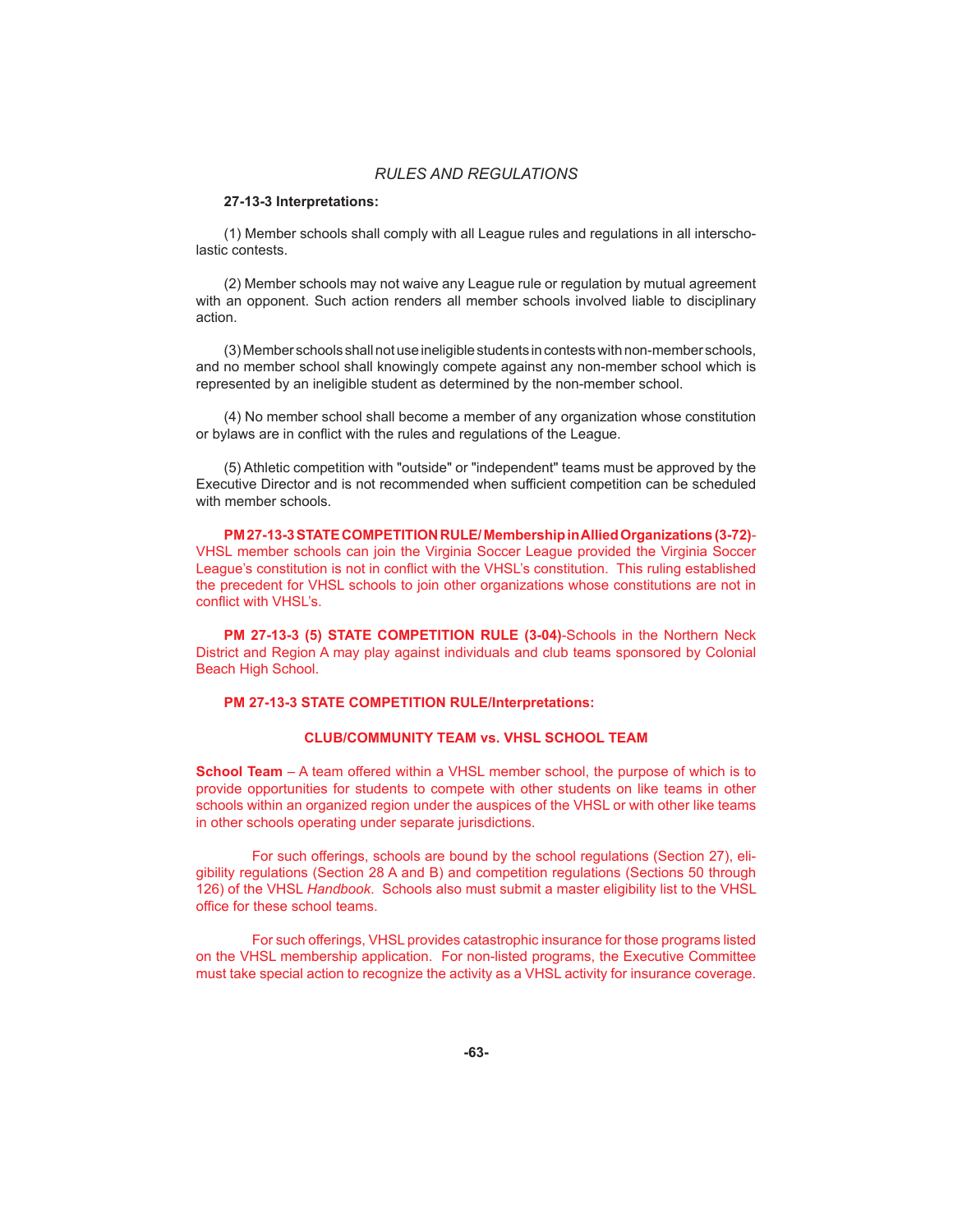**27-13-3 Interpretations:**

(1) Member schools shall comply with all League rules and regulations in all interscholastic contests.

(2) Member schools may not waive any League rule or regulation by mutual agreement with an opponent. Such action renders all member schools involved liable to disciplinary action.

(3) Member schools shall not use ineligible students in contests with non-member schools, and no member school shall knowingly compete against any non-member school which is represented by an ineligible student as determined by the non-member school.

(4) No member school shall become a member of any organization whose constitution or bylaws are in conflict with the rules and regulations of the League.

(5) Athletic competition with "outside" or "independent" teams must be approved by the Executive Director and is not recommended when sufficient competition can be scheduled with member schools.

**PM 27-13-3 STATE COMPETITION RULE/ Membership in Allied Organizations (3-72)**-VHSL member schools can join the Virginia Soccer League provided the Virginia Soccer League's constitution is not in conflict with the VHSL's constitution. This ruling established the precedent for VHSL schools to join other organizations whose constitutions are not in conflict with VHSL's.

**PM 27-13-3 (5) STATE COMPETITION RULE (3-04)**-Schools in the Northern Neck District and Region A may play against individuals and club teams sponsored by Colonial Beach High School.

**PM 27-13-3 STATE COMPETITION RULE/Interpretations:**

**CLUB/COMMUNITY TEAM vs. VHSL SCHOOL TEAM**

**School Team** – A team offered within a VHSL member school, the purpose of which is to provide opportunities for students to compete with other students on like teams in other schools within an organized region under the auspices of the VHSL or with other like teams in other schools operating under separate jurisdictions.

For such offerings, schools are bound by the school regulations (Section 27), eligibility regulations (Section 28 A and B) and competition regulations (Sections 50 through 126) of the VHSL *Handbook*. Schools also must submit a master eligibility list to the VHSL office for these school teams.

For such offerings, VHSL provides catastrophic insurance for those programs listed on the VHSL membership application. For non-listed programs, the Executive Committee must take special action to recognize the activity as a VHSL activity for insurance coverage.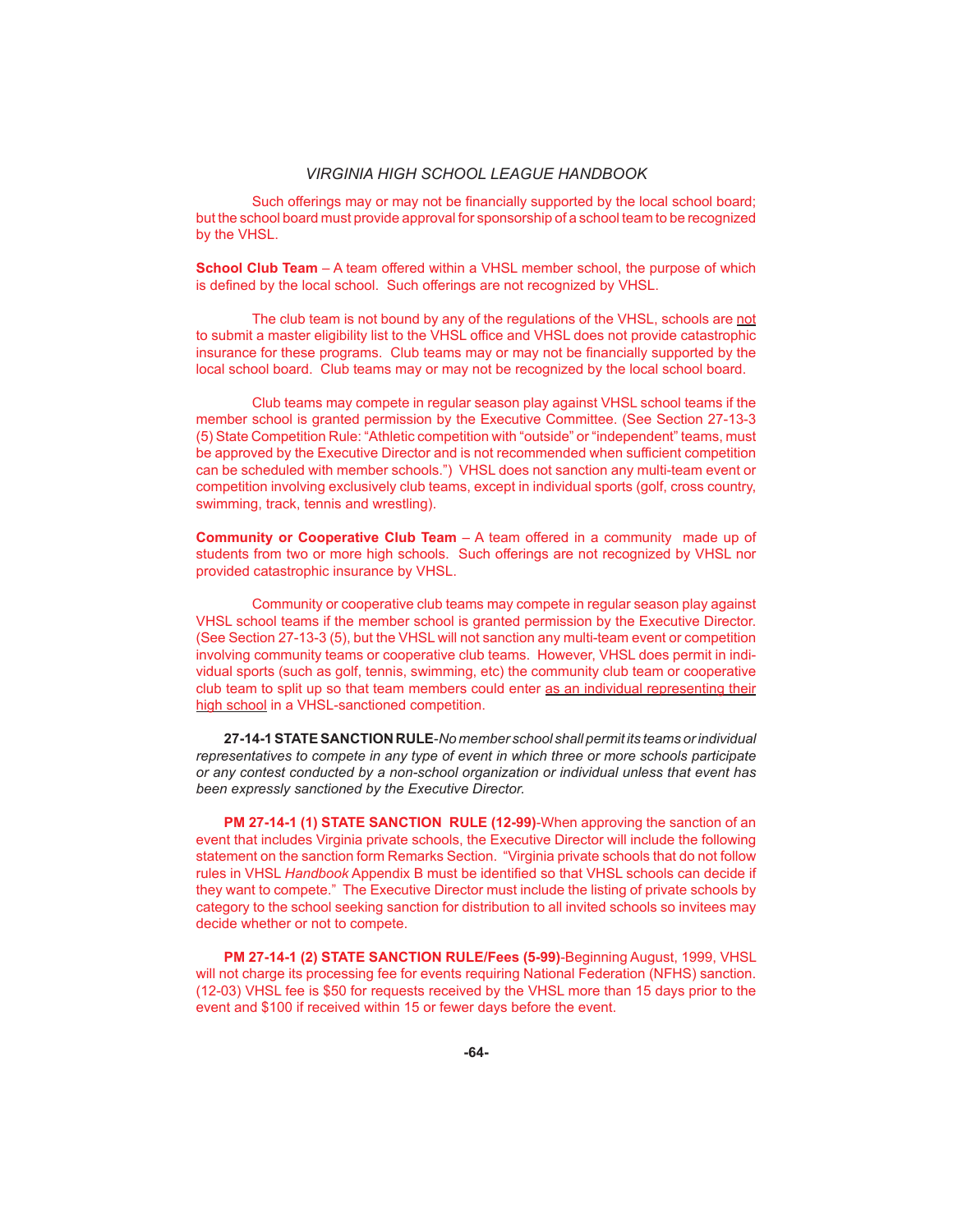Such offerings may or may not be financially supported by the local school board; but the school board must provide approval for sponsorship of a school team to be recognized by the VHSL.

**School Club Team** – A team offered within a VHSL member school, the purpose of which is defined by the local school. Such offerings are not recognized by VHSL.

The club team is not bound by any of the regulations of the VHSL, schools are <u>not</u> to submit a master eligibility list to the VHSL office and VHSL does not provide catastrophic insurance for these programs. Club teams may or may not be financially supported by the local school board. Club teams may or may not be recognized by the local school board.

Club teams may compete in regular season play against VHSL school teams if the member school is granted permission by the Executive Committee. (See Section 27-13-3 (5) State Competition Rule: "Athletic competition with "outside" or "independent" teams, must be approved by the Executive Director and is not recommended when sufficient competition can be scheduled with member schools.") VHSL does not sanction any multi-team event or competition involving exclusively club teams, except in individual sports (golf, cross country, swimming, track, tennis and wrestling).

**Community or Cooperative Club Team** – A team offered in a community made up of students from two or more high schools. Such offerings are not recognized by VHSL nor provided catastrophic insurance by VHSL.

Community or cooperative club teams may compete in regular season play against VHSL school teams if the member school is granted permission by the Executive Director. (See Section 27-13-3 (5), but the VHSL will not sanction any multi-team event or competition involving community teams or cooperative club teams. However, VHSL does permit in individual sports (such as golf, tennis, swimming, etc) the community club team or cooperative club team to split up so that team members could enter <u>as an individual representing their high school</u> in a VHSL-sanctioned competition.

**27-14-1 STATE SANCTION RULE**-*No member school shall permit its teams or individual representatives to compete in any type of event in which three or more schools participate or any contest conducted by a non-school organization or individual unless that event has been expressly sanctioned by the Executive Director.*

**PM 27-14-1 (1) STATE SANCTION RULE (12-99)**-When approving the sanction of an event that includes Virginia private schools, the Executive Director will include the following statement on the sanction form Remarks Section. "Virginia private schools that do not follow rules in VHSL *Handbook* Appendix B must be identified so that VHSL schools can decide if they want to compete." The Executive Director must include the listing of private schools by category to the school seeking sanction for distribution to all invited schools so invitees may decide whether or not to compete.

**PM 27-14-1 (2) STATE SANCTION RULE/Fees (5-99)**-Beginning August, 1999, VHSL will not charge its processing fee for events requiring National Federation (NFHS) sanction. (12-03) VHSL fee is $50 for requests received by the VHSL more than 15 days prior to the event and $100 if received within 15 or fewer days before the event.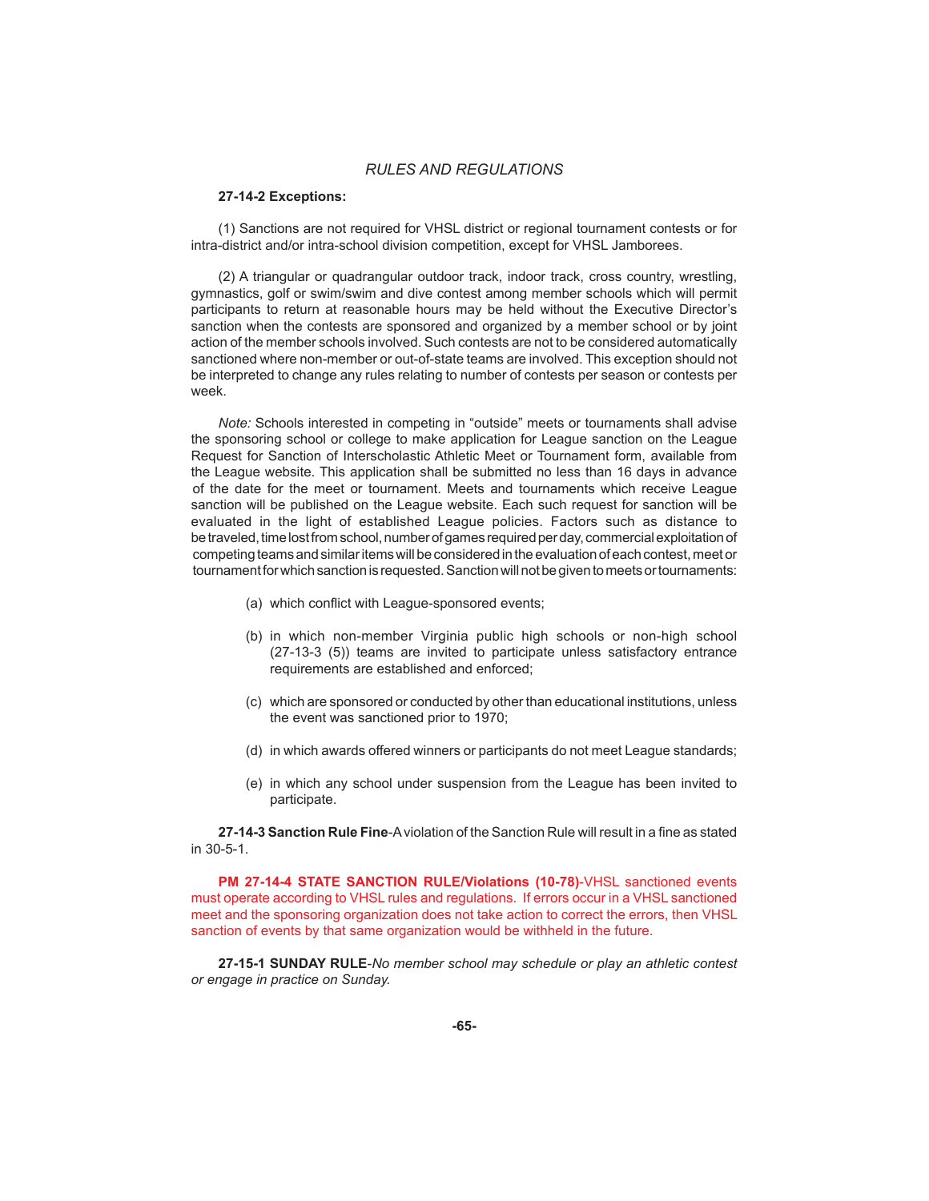**27-14-2 Exceptions:**

(1) Sanctions are not required for VHSL district or regional tournament contests or for intra-district and/or intra-school division competition, except for VHSL Jamborees.

(2) A triangular or quadrangular outdoor track, indoor track, cross country, wrestling, gymnastics, golf or swim/swim and dive contest among member schools which will permit participants to return at reasonable hours may be held without the Executive Director's sanction when the contests are sponsored and organized by a member school or by joint action of the member schools involved. Such contests are not to be considered automatically sanctioned where non-member or out-of-state teams are involved. This exception should not be interpreted to change any rules relating to number of contests per season or contests per week.

*Note:* Schools interested in competing in "outside" meets or tournaments shall advise the sponsoring school or college to make application for League sanction on the League Request for Sanction of Interscholastic Athletic Meet or Tournament form, available from the League website. This application shall be submitted no less than 16 days in advance of the date for the meet or tournament. Meets and tournaments which receive League sanction will be published on the League website. Each such request for sanction will be evaluated in the light of established League policies. Factors such as distance to be traveled, time lost from school, number of games required per day, commercial exploitation of competing teams and similar items will be considered in the evaluation of each contest, meet or tournament for which sanction is requested. Sanction will not be given to meets or tournaments:

(a) which conflict with League-sponsored events;

(b) in which non-member Virginia public high schools or non-high school (27-13-3 (5)) teams are invited to participate unless satisfactory entrance requirements are established and enforced;

(c) which are sponsored or conducted by other than educational institutions, unless the event was sanctioned prior to 1970;

(d) in which awards offered winners or participants do not meet League standards;

(e) in which any school under suspension from the League has been invited to participate.

**27-14-3 Sanction Rule Fine**-A violation of the Sanction Rule will result in a fine as stated in 30-5-1.

**PM 27-14-4 STATE SANCTION RULE/Violations (10-78)**-VHSL sanctioned events must operate according to VHSL rules and regulations. If errors occur in a VHSL sanctioned meet and the sponsoring organization does not take action to correct the errors, then VHSL sanction of events by that same organization would be withheld in the future.

**27-15-1 SUNDAY RULE**-*No member school may schedule or play an athletic contest or engage in practice on Sunday.*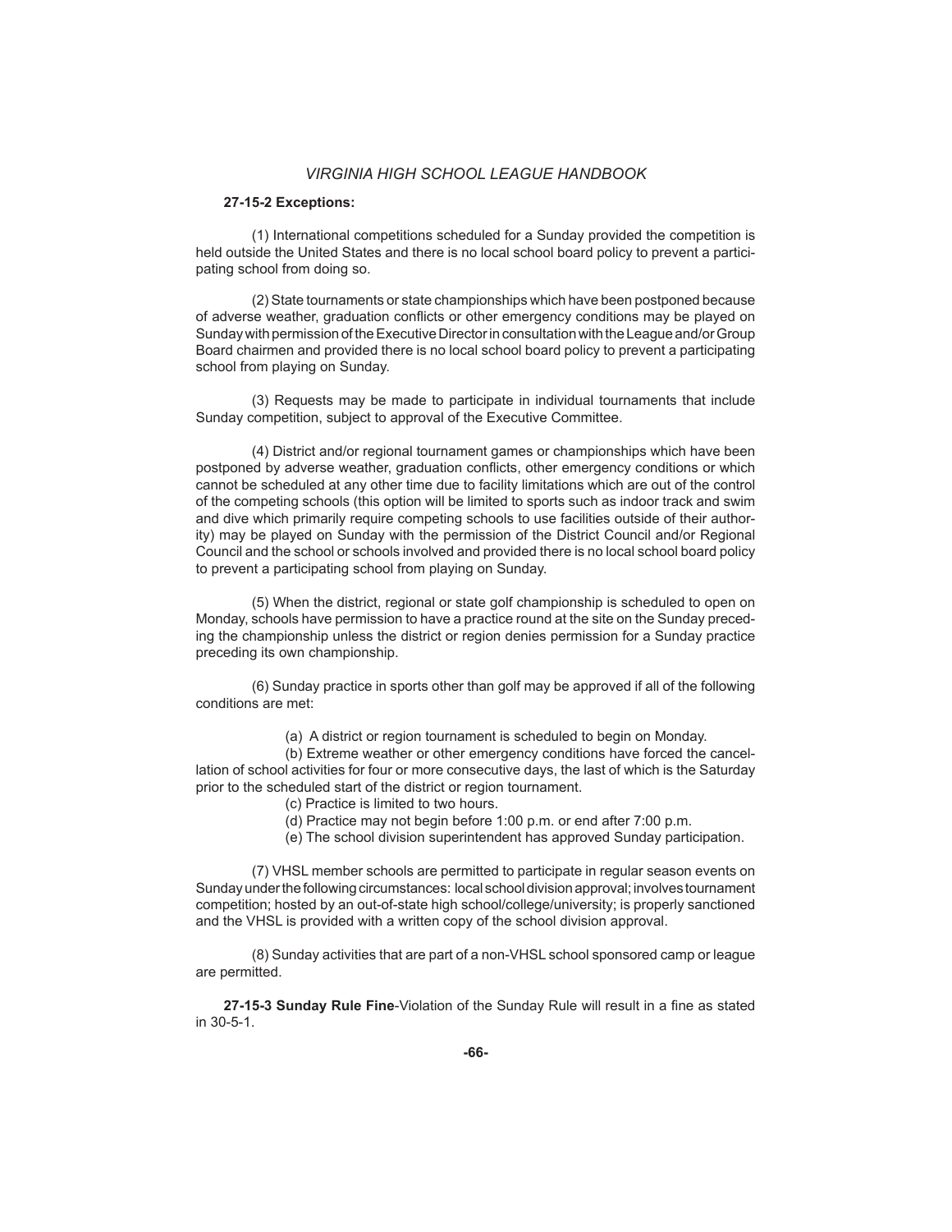**27-15-2 Exceptions:**

(1) International competitions scheduled for a Sunday provided the competition is held outside the United States and there is no local school board policy to prevent a participating school from doing so.

(2) State tournaments or state championships which have been postponed because of adverse weather, graduation conflicts or other emergency conditions may be played on Sunday with permission of the Executive Director in consultation with the League and/or Group Board chairmen and provided there is no local school board policy to prevent a participating school from playing on Sunday.

(3) Requests may be made to participate in individual tournaments that include Sunday competition, subject to approval of the Executive Committee.

(4) District and/or regional tournament games or championships which have been postponed by adverse weather, graduation conflicts, other emergency conditions or which cannot be scheduled at any other time due to facility limitations which are out of the control of the competing schools (this option will be limited to sports such as indoor track and swim and dive which primarily require competing schools to use facilities outside of their authority) may be played on Sunday with the permission of the District Council and/or Regional Council and the school or schools involved and provided there is no local school board policy to prevent a participating school from playing on Sunday.

(5) When the district, regional or state golf championship is scheduled to open on Monday, schools have permission to have a practice round at the site on the Sunday preceding the championship unless the district or region denies permission for a Sunday practice preceding its own championship.

(6) Sunday practice in sports other than golf may be approved if all of the following conditions are met:

(a) A district or region tournament is scheduled to begin on Monday.

(b) Extreme weather or other emergency conditions have forced the cancellation of school activities for four or more consecutive days, the last of which is the Saturday prior to the scheduled start of the district or region tournament.

(c) Practice is limited to two hours.

(d) Practice may not begin before 1:00 p.m. or end after 7:00 p.m.

(e) The school division superintendent has approved Sunday participation.

(7) VHSL member schools are permitted to participate in regular season events on Sunday under the following circumstances: local school division approval; involves tournament competition; hosted by an out-of-state high school/college/university; is properly sanctioned and the VHSL is provided with a written copy of the school division approval.

(8) Sunday activities that are part of a non-VHSL school sponsored camp or league are permitted.

**27-15-3 Sunday Rule Fine**-Violation of the Sunday Rule will result in a fine as stated in 30-5-1.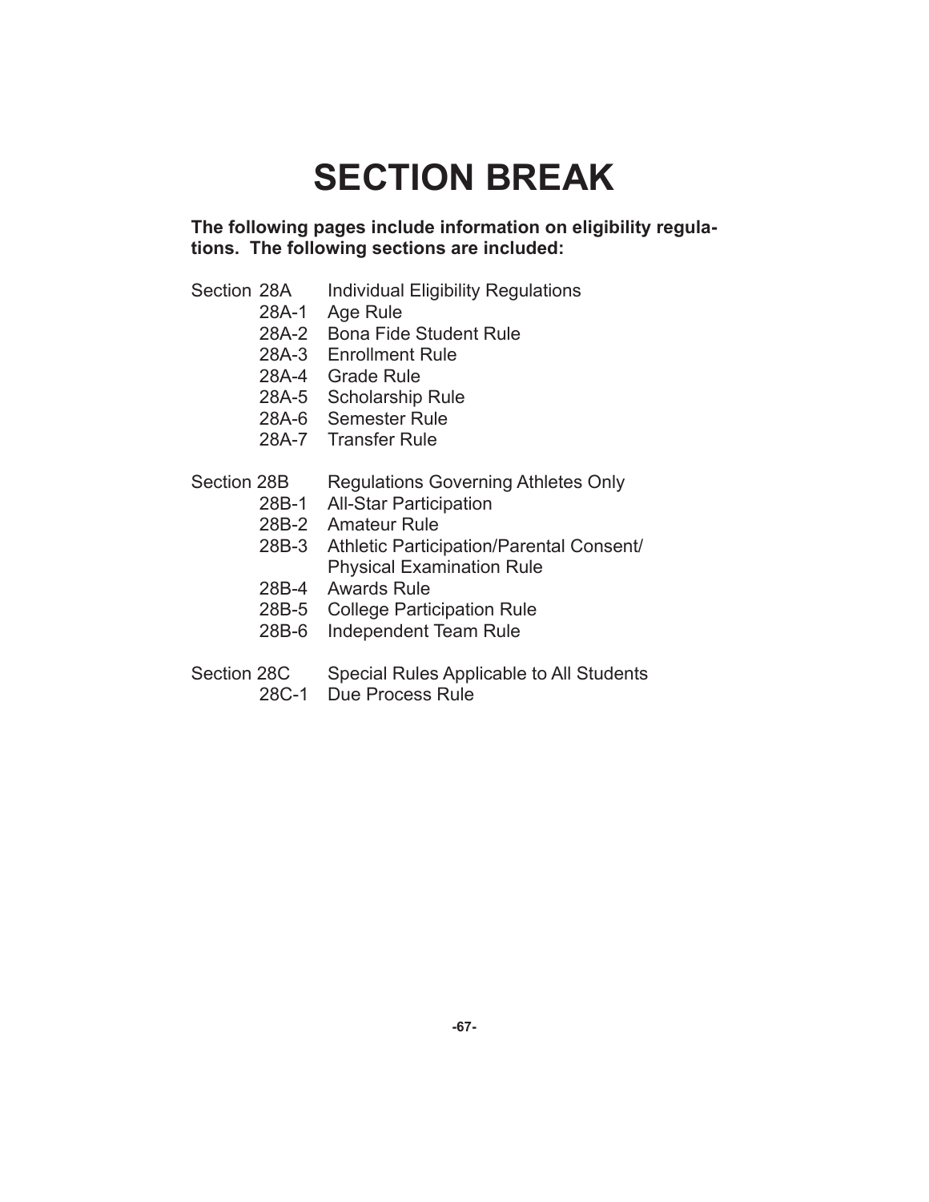# SECTION BREAK

**The following pages include information on eligibility regulations. The following sections are included:**

- Section 28A Individual Eligibility Regulations
  - 28A-1 Age Rule
  - 28A-2 Bona Fide Student Rule
  - 28A-3 Enrollment Rule
  - 28A-4 Grade Rule
  - 28A-5 Scholarship Rule
  - 28A-6 Semester Rule
  - 28A-7 Transfer Rule

- Section 28B Regulations Governing Athletes Only
  - 28B-1 All-Star Participation
  - 28B-2 Amateur Rule
  - 28B-3 Athletic Participation/Parental Consent/Physical Examination Rule
  - 28B-4 Awards Rule
  - 28B-5 College Participation Rule
  - 28B-6 Independent Team Rule

- Section 28C Special Rules Applicable to All Students
  - 28C-1 Due Process Rule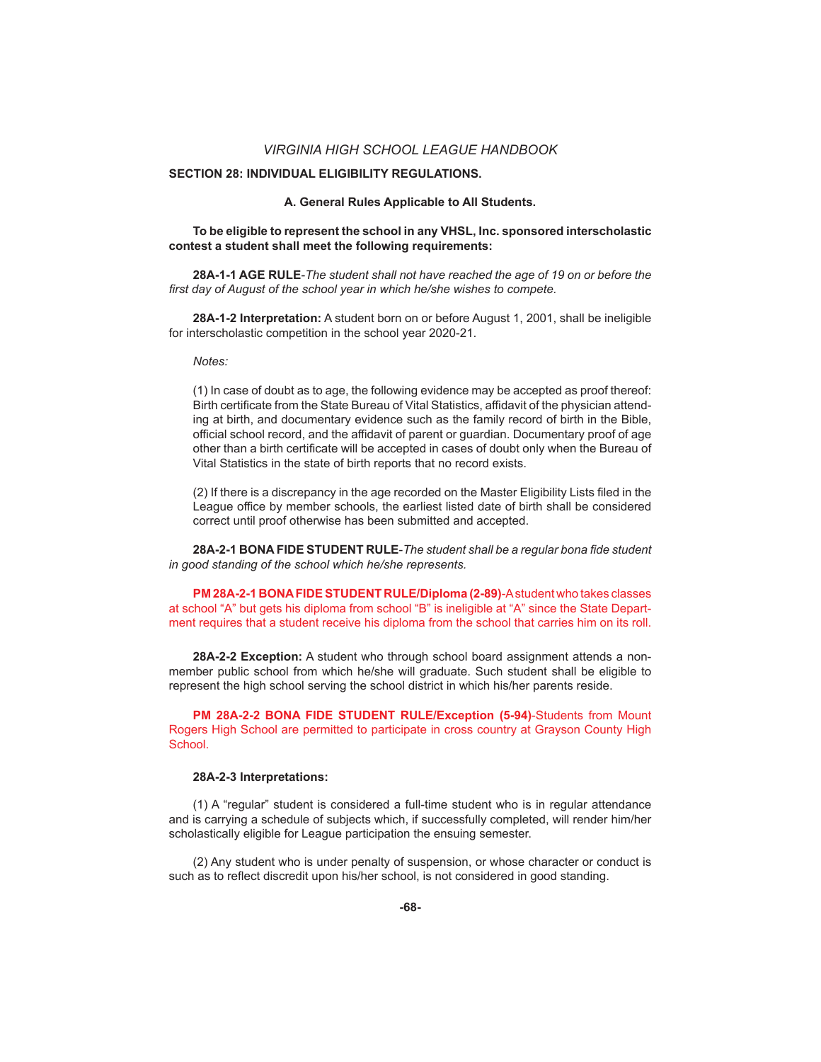## SECTION 28: INDIVIDUAL ELIGIBILITY REGULATIONS.

### A. General Rules Applicable to All Students.

**To be eligible to represent the school in any VHSL, Inc. sponsored interscholastic contest a student shall meet the following requirements:**

**28A-1-1 AGE RULE**-*The student shall not have reached the age of 19 on or before the first day of August of the school year in which he/she wishes to compete.*

**28A-1-2 Interpretation:** A student born on or before August 1, 2001, shall be ineligible for interscholastic competition in the school year 2020-21.

*Notes:*

(1) In case of doubt as to age, the following evidence may be accepted as proof thereof: Birth certificate from the State Bureau of Vital Statistics, affidavit of the physician attending at birth, and documentary evidence such as the family record of birth in the Bible, official school record, and the affidavit of parent or guardian. Documentary proof of age other than a birth certificate will be accepted in cases of doubt only when the Bureau of Vital Statistics in the state of birth reports that no record exists.

(2) If there is a discrepancy in the age recorded on the Master Eligibility Lists filed in the League office by member schools, the earliest listed date of birth shall be considered correct until proof otherwise has been submitted and accepted.

**28A-2-1 BONA FIDE STUDENT RULE**-*The student shall be a regular bona fide student in good standing of the school which he/she represents.*

**PM 28A-2-1 BONA FIDE STUDENT RULE/Diploma (2-89)**-A student who takes classes at school "A" but gets his diploma from school "B" is ineligible at "A" since the State Department requires that a student receive his diploma from the school that carries him on its roll.

**28A-2-2 Exception:** A student who through school board assignment attends a non-member public school from which he/she will graduate. Such student shall be eligible to represent the high school serving the school district in which his/her parents reside.

**PM 28A-2-2 BONA FIDE STUDENT RULE/Exception (5-94)**-Students from Mount Rogers High School are permitted to participate in cross country at Grayson County High School.

**28A-2-3 Interpretations:**

(1) A "regular" student is considered a full-time student who is in regular attendance and is carrying a schedule of subjects which, if successfully completed, will render him/her scholastically eligible for League participation the ensuing semester.

(2) Any student who is under penalty of suspension, or whose character or conduct is such as to reflect discredit upon his/her school, is not considered in good standing.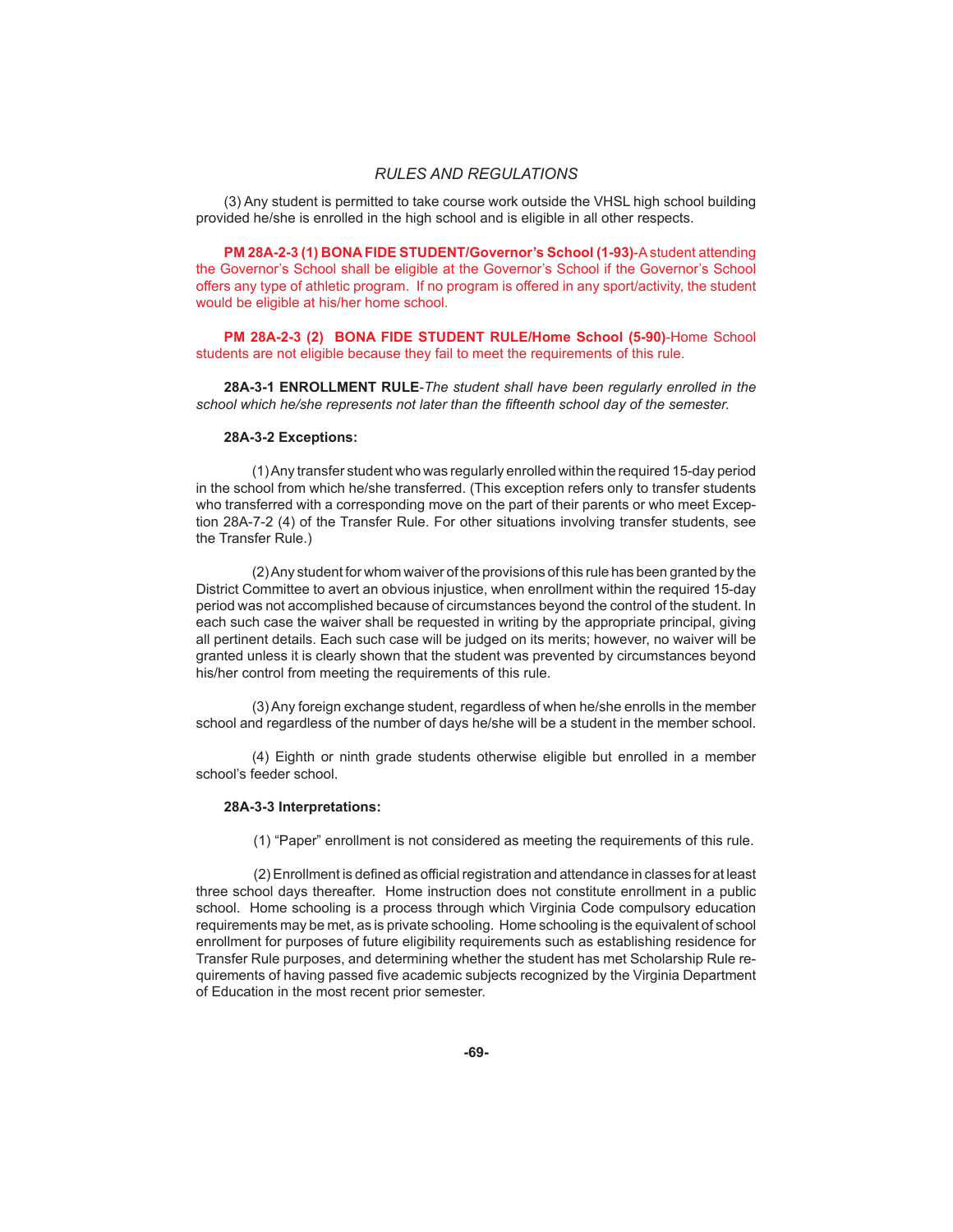(3) Any student is permitted to take course work outside the VHSL high school building provided he/she is enrolled in the high school and is eligible in all other respects.

**PM 28A-2-3 (1) BONA FIDE STUDENT/Governor's School (1-93)**-A student attending the Governor's School shall be eligible at the Governor's School if the Governor's School offers any type of athletic program. If no program is offered in any sport/activity, the student would be eligible at his/her home school.

**PM 28A-2-3 (2) BONA FIDE STUDENT RULE/Home School (5-90)**-Home School students are not eligible because they fail to meet the requirements of this rule.

**28A-3-1 ENROLLMENT RULE**-*The student shall have been regularly enrolled in the school which he/she represents not later than the fifteenth school day of the semester.*

**28A-3-2 Exceptions:**

(1) Any transfer student who was regularly enrolled within the required 15-day period in the school from which he/she transferred. (This exception refers only to transfer students who transferred with a corresponding move on the part of their parents or who meet Exception 28A-7-2 (4) of the Transfer Rule. For other situations involving transfer students, see the Transfer Rule.)

(2) Any student for whom waiver of the provisions of this rule has been granted by the District Committee to avert an obvious injustice, when enrollment within the required 15-day period was not accomplished because of circumstances beyond the control of the student. In each such case the waiver shall be requested in writing by the appropriate principal, giving all pertinent details. Each such case will be judged on its merits; however, no waiver will be granted unless it is clearly shown that the student was prevented by circumstances beyond his/her control from meeting the requirements of this rule.

(3) Any foreign exchange student, regardless of when he/she enrolls in the member school and regardless of the number of days he/she will be a student in the member school.

(4) Eighth or ninth grade students otherwise eligible but enrolled in a member school's feeder school.

**28A-3-3 Interpretations:**

(1) "Paper" enrollment is not considered as meeting the requirements of this rule.

(2) Enrollment is defined as official registration and attendance in classes for at least three school days thereafter. Home instruction does not constitute enrollment in a public school. Home schooling is a process through which Virginia Code compulsory education requirements may be met, as is private schooling. Home schooling is the equivalent of school enrollment for purposes of future eligibility requirements such as establishing residence for Transfer Rule purposes, and determining whether the student has met Scholarship Rule requirements of having passed five academic subjects recognized by the Virginia Department of Education in the most recent prior semester.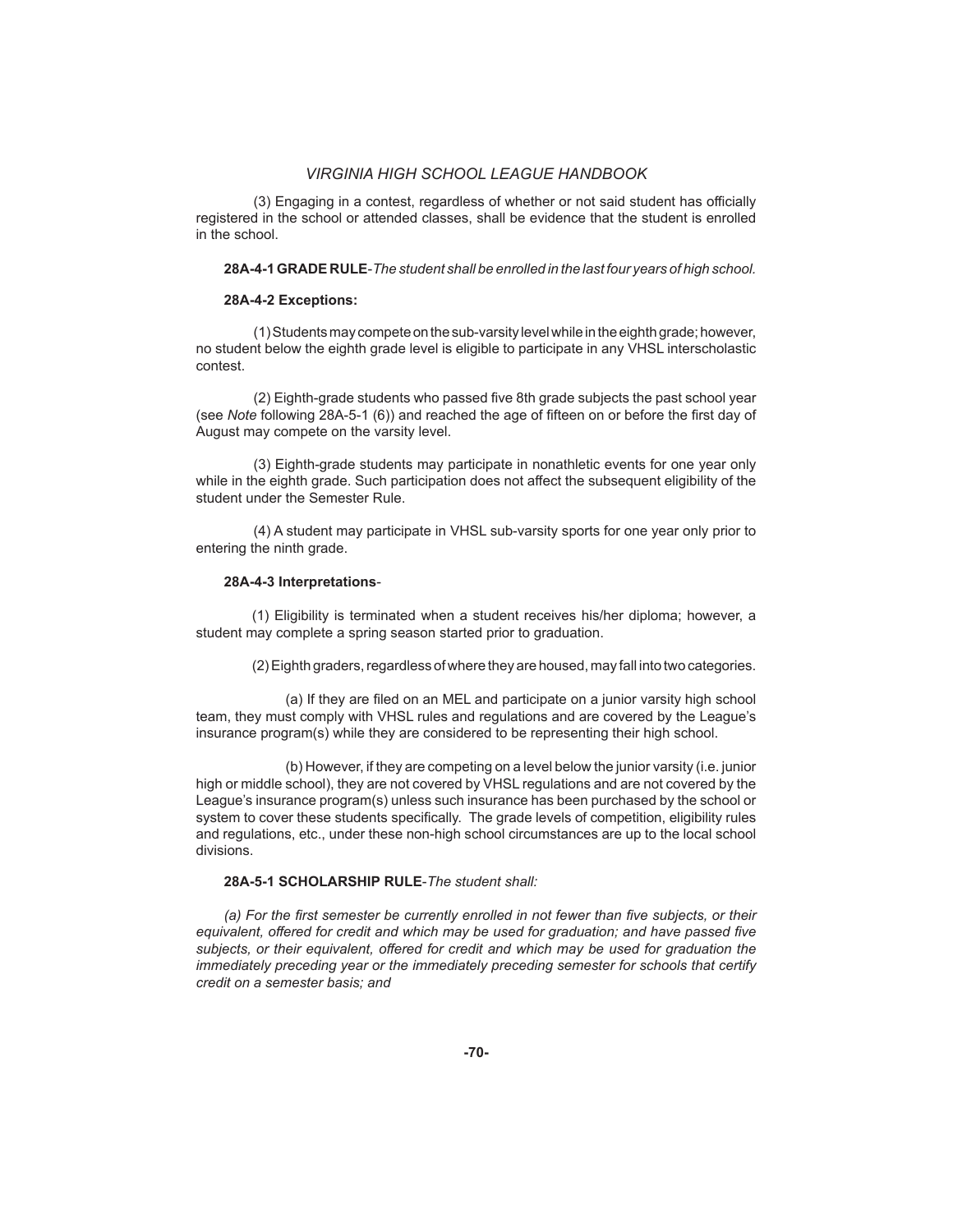(3) Engaging in a contest, regardless of whether or not said student has officially registered in the school or attended classes, shall be evidence that the student is enrolled in the school.

**28A-4-1 GRADE RULE**-*The student shall be enrolled in the last four years of high school.*

**28A-4-2 Exceptions:**

(1) Students may compete on the sub-varsity level while in the eighth grade; however, no student below the eighth grade level is eligible to participate in any VHSL interscholastic contest.

(2) Eighth-grade students who passed five 8th grade subjects the past school year (see *Note* following 28A-5-1 (6)) and reached the age of fifteen on or before the first day of August may compete on the varsity level.

(3) Eighth-grade students may participate in nonathletic events for one year only while in the eighth grade. Such participation does not affect the subsequent eligibility of the student under the Semester Rule.

(4) A student may participate in VHSL sub-varsity sports for one year only prior to entering the ninth grade.

**28A-4-3 Interpretations**-

(1) Eligibility is terminated when a student receives his/her diploma; however, a student may complete a spring season started prior to graduation.

(2) Eighth graders, regardless of where they are housed, may fall into two categories.

(a) If they are filed on an MEL and participate on a junior varsity high school team, they must comply with VHSL rules and regulations and are covered by the League's insurance program(s) while they are considered to be representing their high school.

(b) However, if they are competing on a level below the junior varsity (i.e. junior high or middle school), they are not covered by VHSL regulations and are not covered by the League's insurance program(s) unless such insurance has been purchased by the school or system to cover these students specifically. The grade levels of competition, eligibility rules and regulations, etc., under these non-high school circumstances are up to the local school divisions.

**28A-5-1 SCHOLARSHIP RULE**-*The student shall:*

*(a) For the first semester be currently enrolled in not fewer than five subjects, or their equivalent, offered for credit and which may be used for graduation; and have passed five subjects, or their equivalent, offered for credit and which may be used for graduation the immediately preceding year or the immediately preceding semester for schools that certify credit on a semester basis; and*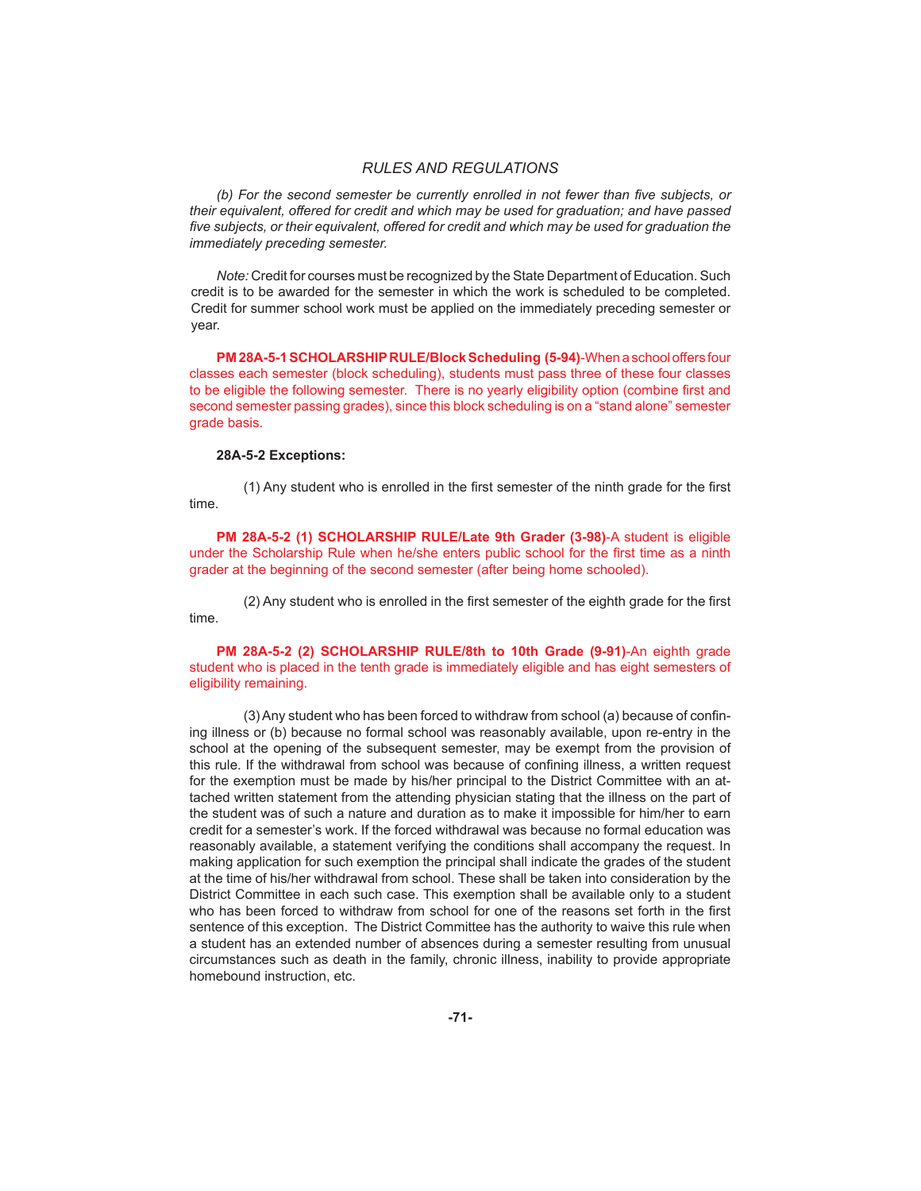*(b) For the second semester be currently enrolled in not fewer than five subjects, or their equivalent, offered for credit and which may be used for graduation; and have passed five subjects, or their equivalent, offered for credit and which may be used for graduation the immediately preceding semester.*

*Note:* Credit for courses must be recognized by the State Department of Education. Such credit is to be awarded for the semester in which the work is scheduled to be completed. Credit for summer school work must be applied on the immediately preceding semester or year.

**PM 28A-5-1 SCHOLARSHIP RULE/Block Scheduling (5-94)**-When a school offers four classes each semester (block scheduling), students must pass three of these four classes to be eligible the following semester. There is no yearly eligibility option (combine first and second semester passing grades), since this block scheduling is on a "stand alone" semester grade basis.

**28A-5-2 Exceptions:**

(1) Any student who is enrolled in the first semester of the ninth grade for the first time.

**PM 28A-5-2 (1) SCHOLARSHIP RULE/Late 9th Grader (3-98)**-A student is eligible under the Scholarship Rule when he/she enters public school for the first time as a ninth grader at the beginning of the second semester (after being home schooled).

(2) Any student who is enrolled in the first semester of the eighth grade for the first time.

**PM 28A-5-2 (2) SCHOLARSHIP RULE/8th to 10th Grade (9-91)**-An eighth grade student who is placed in the tenth grade is immediately eligible and has eight semesters of eligibility remaining.

(3) Any student who has been forced to withdraw from school (a) because of confining illness or (b) because no formal school was reasonably available, upon re-entry in the school at the opening of the subsequent semester, may be exempt from the provision of this rule. If the withdrawal from school was because of confining illness, a written request for the exemption must be made by his/her principal to the District Committee with an attached written statement from the attending physician stating that the illness on the part of the student was of such a nature and duration as to make it impossible for him/her to earn credit for a semester's work. If the forced withdrawal was because no formal education was reasonably available, a statement verifying the conditions shall accompany the request. In making application for such exemption the principal shall indicate the grades of the student at the time of his/her withdrawal from school. These shall be taken into consideration by the District Committee in each such case. This exemption shall be available only to a student who has been forced to withdraw from school for one of the reasons set forth in the first sentence of this exception. The District Committee has the authority to waive this rule when a student has an extended number of absences during a semester resulting from unusual circumstances such as death in the family, chronic illness, inability to provide appropriate homebound instruction, etc.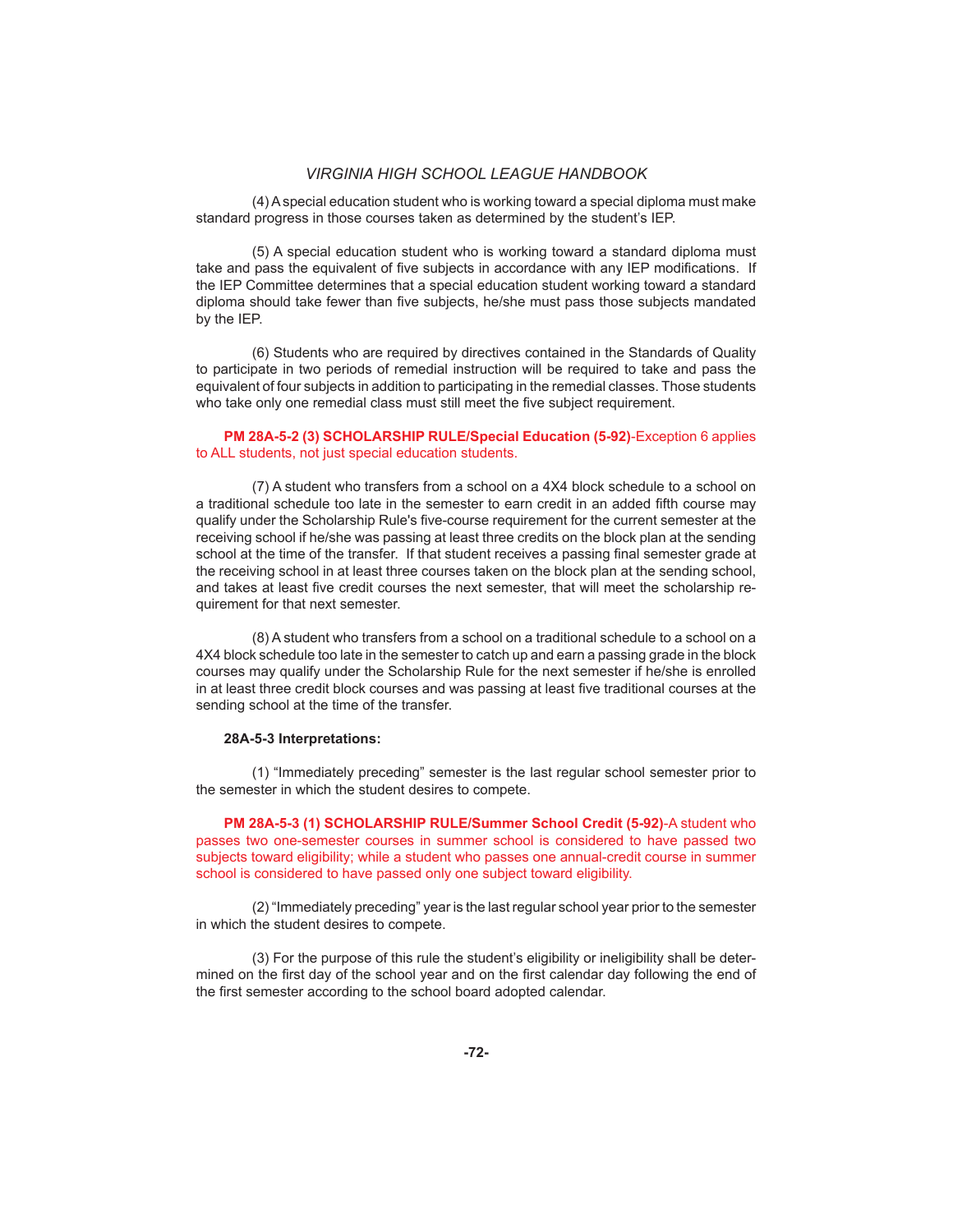(4) A special education student who is working toward a special diploma must make standard progress in those courses taken as determined by the student's IEP.

(5) A special education student who is working toward a standard diploma must take and pass the equivalent of five subjects in accordance with any IEP modifications. If the IEP Committee determines that a special education student working toward a standard diploma should take fewer than five subjects, he/she must pass those subjects mandated by the IEP.

(6) Students who are required by directives contained in the Standards of Quality to participate in two periods of remedial instruction will be required to take and pass the equivalent of four subjects in addition to participating in the remedial classes. Those students who take only one remedial class must still meet the five subject requirement.

**PM 28A-5-2 (3) SCHOLARSHIP RULE/Special Education (5-92)**-Exception 6 applies to ALL students, not just special education students.

(7) A student who transfers from a school on a 4X4 block schedule to a school on a traditional schedule too late in the semester to earn credit in an added fifth course may qualify under the Scholarship Rule's five-course requirement for the current semester at the receiving school if he/she was passing at least three credits on the block plan at the sending school at the time of the transfer. If that student receives a passing final semester grade at the receiving school in at least three courses taken on the block plan at the sending school, and takes at least five credit courses the next semester, that will meet the scholarship requirement for that next semester.

(8) A student who transfers from a school on a traditional schedule to a school on a 4X4 block schedule too late in the semester to catch up and earn a passing grade in the block courses may qualify under the Scholarship Rule for the next semester if he/she is enrolled in at least three credit block courses and was passing at least five traditional courses at the sending school at the time of the transfer.

**28A-5-3 Interpretations:**

(1) "Immediately preceding" semester is the last regular school semester prior to the semester in which the student desires to compete.

**PM 28A-5-3 (1) SCHOLARSHIP RULE/Summer School Credit (5-92)**-A student who passes two one-semester courses in summer school is considered to have passed two subjects toward eligibility; while a student who passes one annual-credit course in summer school is considered to have passed only one subject toward eligibility.

(2) "Immediately preceding" year is the last regular school year prior to the semester in which the student desires to compete.

(3) For the purpose of this rule the student's eligibility or ineligibility shall be determined on the first day of the school year and on the first calendar day following the end of the first semester according to the school board adopted calendar.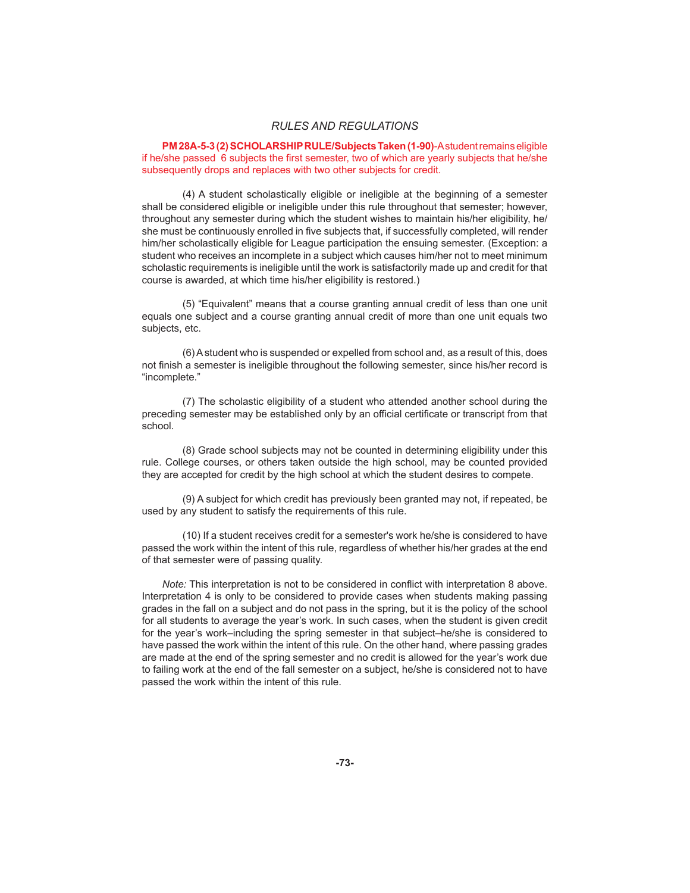**PM 28A-5-3 (2) SCHOLARSHIP RULE/Subjects Taken (1-90)**-A student remains eligible if he/she passed 6 subjects the first semester, two of which are yearly subjects that he/she subsequently drops and replaces with two other subjects for credit.

(4) A student scholastically eligible or ineligible at the beginning of a semester shall be considered eligible or ineligible under this rule throughout that semester; however, throughout any semester during which the student wishes to maintain his/her eligibility, he/she must be continuously enrolled in five subjects that, if successfully completed, will render him/her scholastically eligible for League participation the ensuing semester. (Exception: a student who receives an incomplete in a subject which causes him/her not to meet minimum scholastic requirements is ineligible until the work is satisfactorily made up and credit for that course is awarded, at which time his/her eligibility is restored.)

(5) "Equivalent" means that a course granting annual credit of less than one unit equals one subject and a course granting annual credit of more than one unit equals two subjects, etc.

(6) A student who is suspended or expelled from school and, as a result of this, does not finish a semester is ineligible throughout the following semester, since his/her record is "incomplete."

(7) The scholastic eligibility of a student who attended another school during the preceding semester may be established only by an official certificate or transcript from that school.

(8) Grade school subjects may not be counted in determining eligibility under this rule. College courses, or others taken outside the high school, may be counted provided they are accepted for credit by the high school at which the student desires to compete.

(9) A subject for which credit has previously been granted may not, if repeated, be used by any student to satisfy the requirements of this rule.

(10) If a student receives credit for a semester's work he/she is considered to have passed the work within the intent of this rule, regardless of whether his/her grades at the end of that semester were of passing quality.

*Note:* This interpretation is not to be considered in conflict with interpretation 8 above. Interpretation 4 is only to be considered to provide cases when students making passing grades in the fall on a subject and do not pass in the spring, but it is the policy of the school for all students to average the year's work. In such cases, when the student is given credit for the year's work–including the spring semester in that subject–he/she is considered to have passed the work within the intent of this rule. On the other hand, where passing grades are made at the end of the spring semester and no credit is allowed for the year's work due to failing work at the end of the fall semester on a subject, he/she is considered not to have passed the work within the intent of this rule.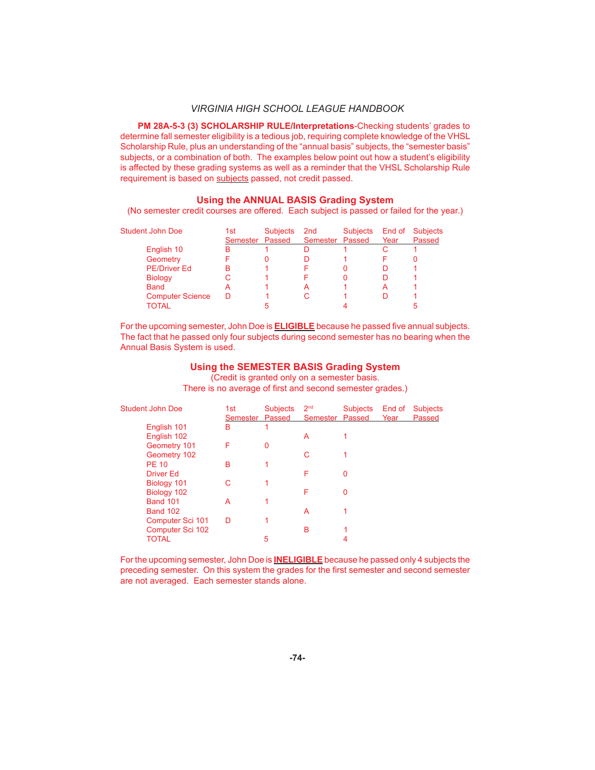**PM 28A-5-3 (3) SCHOLARSHIP RULE/Interpretations**-Checking students' grades to determine fall semester eligibility is a tedious job, requiring complete knowledge of the VHSL Scholarship Rule, plus an understanding of the "annual basis" subjects, the "semester basis" subjects, or a combination of both. The examples below point out how a student's eligibility is affected by these grading systems as well as a reminder that the VHSL Scholarship Rule requirement is based on subjects passed, not credit passed.

## Using the ANNUAL BASIS Grading System

(No semester credit courses are offered. Each subject is passed or failed for the year.)

| Student John Doe | 1st Semester | Subjects Passed | 2nd Semester | Subjects Passed | End of Year | Subjects Passed |
|---|---|---|---|---|---|---|
| English 10 | B | 1 | D | 1 | C | 1 |
| Geometry | F | 0 | D | 1 | F | 0 |
| PE/Driver Ed | B | 1 | F | 0 | D | 1 |
| Biology | C | 1 | F | 0 | D | 1 |
| Band | A | 1 | A | 1 | A | 1 |
| Computer Science | D | 1 | C | 1 | D | 1 |
| TOTAL | | 5 | | 4 | | 5 |

For the upcoming semester, John Doe is **ELIGIBLE** because he passed five annual subjects. The fact that he passed only four subjects during second semester has no bearing when the Annual Basis System is used.

## Using the SEMESTER BASIS Grading System

(Credit is granted only on a semester basis.
There is no average of first and second semester grades.)

| Student John Doe | 1st Semester | Subjects Passed | 2nd Semester | Subjects Passed | End of Year | Subjects Passed |
|---|---|---|---|---|---|---|
| English 101 | B | 1 | | | | |
| English 102 | | | A | 1 | | |
| Geometry 101 | F | 0 | | | | |
| Geometry 102 | | | C | 1 | | |
| PE 10 | B | 1 | | | | |
| Driver Ed | | | F | 0 | | |
| Biology 101 | C | 1 | | | | |
| Biology 102 | | | F | 0 | | |
| Band 101 | A | 1 | | | | |
| Band 102 | | | A | 1 | | |
| Computer Sci 101 | D | 1 | | | | |
| Computer Sci 102 | | | B | 1 | | |
| TOTAL | | 5 | | 4 | | |

For the upcoming semester, John Doe is **INELIGIBLE** because he passed only 4 subjects the preceding semester. On this system the grades for the first semester and second semester are not averaged. Each semester stands alone.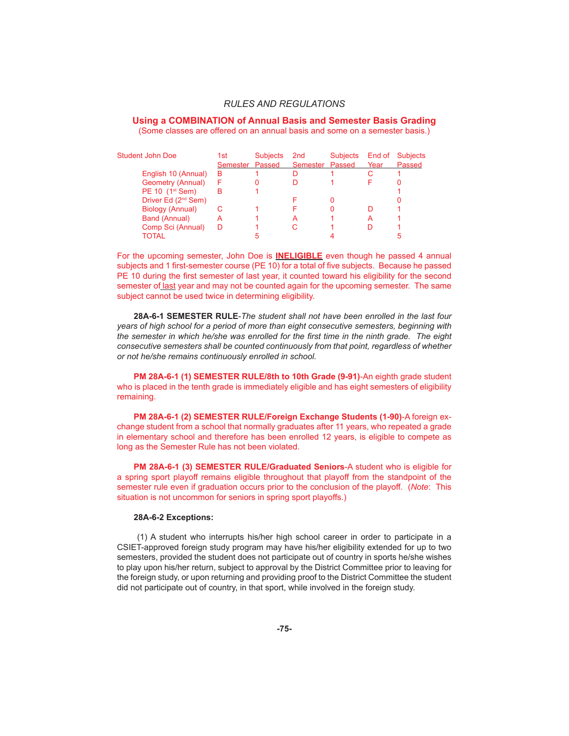*RULES AND REGULATIONS*

## Using a COMBINATION of Annual Basis and Semester Basis Grading

(Some classes are offered on an annual basis and some on a semester basis.)

| Student John Doe | 1st Semester | Subjects Passed | 2nd Semester | Subjects Passed | End of Year | Subjects Passed |
|---|---|---|---|---|---|---|
| English 10 (Annual) | B | 1 | D | 1 | C | 1 |
| Geometry (Annual) | F | 0 | D | 1 | F | 0 |
| PE 10 (1st Sem) | B | 1 | | | | 1 |
| Driver Ed (2nd Sem) | | | F | 0 | | 0 |
| Biology (Annual) | C | 1 | F | 0 | D | 1 |
| Band (Annual) | A | 1 | A | 1 | A | 1 |
| Comp Sci (Annual) | D | 1 | C | 1 | D | 1 |
| TOTAL | | 5 | | 4 | | 5 |

For the upcoming semester, John Doe is **INELIGIBLE** even though he passed 4 annual subjects and 1 first-semester course (PE 10) for a total of five subjects. Because he passed PE 10 during the first semester of last year, it counted toward his eligibility for the second semester of last year and may not be counted again for the upcoming semester. The same subject cannot be used twice in determining eligibility.

**28A-6-1 SEMESTER RULE**-*The student shall not have been enrolled in the last four years of high school for a period of more than eight consecutive semesters, beginning with the semester in which he/she was enrolled for the first time in the ninth grade. The eight consecutive semesters shall be counted continuously from that point, regardless of whether or not he/she remains continuously enrolled in school.*

**PM 28A-6-1 (1) SEMESTER RULE/8th to 10th Grade (9-91)**-An eighth grade student who is placed in the tenth grade is immediately eligible and has eight semesters of eligibility remaining.

**PM 28A-6-1 (2) SEMESTER RULE/Foreign Exchange Students (1-90)**-A foreign exchange student from a school that normally graduates after 11 years, who repeated a grade in elementary school and therefore has been enrolled 12 years, is eligible to compete as long as the Semester Rule has not been violated.

**PM 28A-6-1 (3) SEMESTER RULE/Graduated Seniors**-A student who is eligible for a spring sport playoff remains eligible throughout that playoff from the standpoint of the semester rule even if graduation occurs prior to the conclusion of the playoff. (*Note*: This situation is not uncommon for seniors in spring sport playoffs.)

**28A-6-2 Exceptions:**

(1) A student who interrupts his/her high school career in order to participate in a CSIET-approved foreign study program may have his/her eligibility extended for up to two semesters, provided the student does not participate out of country in sports he/she wishes to play upon his/her return, subject to approval by the District Committee prior to leaving for the foreign study, or upon returning and providing proof to the District Committee the student did not participate out of country, in that sport, while involved in the foreign study.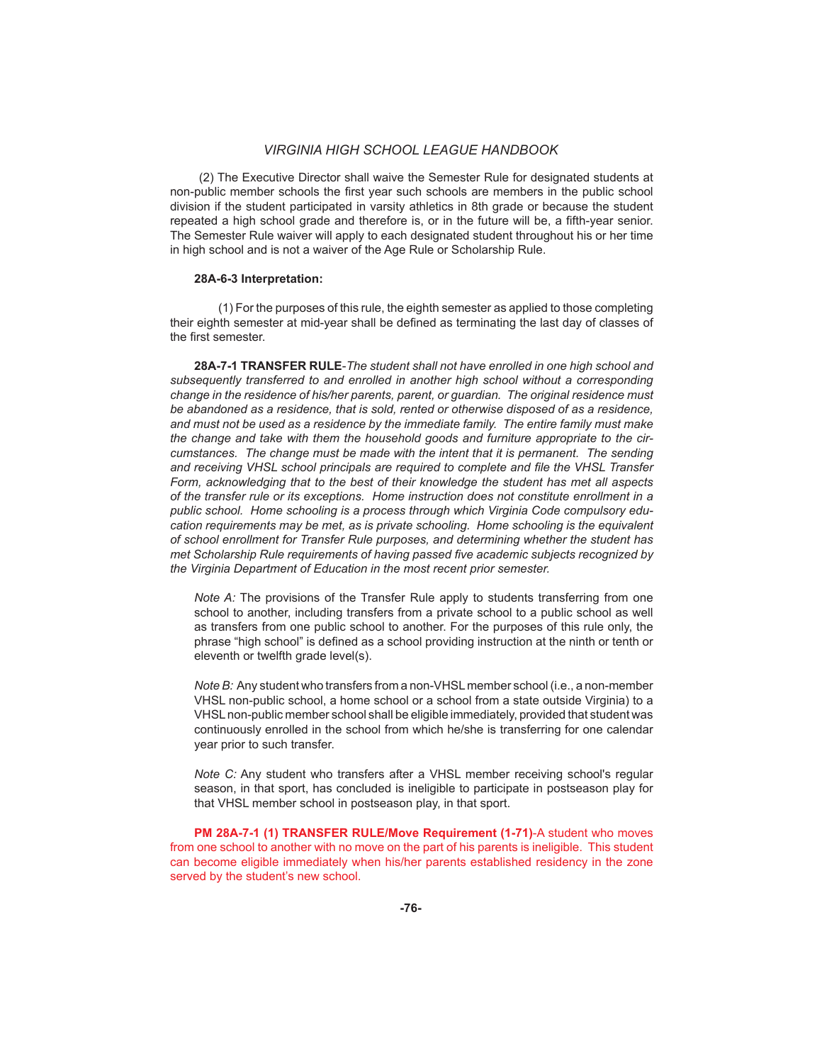(2) The Executive Director shall waive the Semester Rule for designated students at non-public member schools the first year such schools are members in the public school division if the student participated in varsity athletics in 8th grade or because the student repeated a high school grade and therefore is, or in the future will be, a fifth-year senior. The Semester Rule waiver will apply to each designated student throughout his or her time in high school and is not a waiver of the Age Rule or Scholarship Rule.

**28A-6-3 Interpretation:**

(1) For the purposes of this rule, the eighth semester as applied to those completing their eighth semester at mid-year shall be defined as terminating the last day of classes of the first semester.

**28A-7-1 TRANSFER RULE**-*The student shall not have enrolled in one high school and subsequently transferred to and enrolled in another high school without a corresponding change in the residence of his/her parents, parent, or guardian. The original residence must be abandoned as a residence, that is sold, rented or otherwise disposed of as a residence, and must not be used as a residence by the immediate family. The entire family must make the change and take with them the household goods and furniture appropriate to the circumstances. The change must be made with the intent that it is permanent. The sending and receiving VHSL school principals are required to complete and file the VHSL Transfer Form, acknowledging that to the best of their knowledge the student has met all aspects of the transfer rule or its exceptions. Home instruction does not constitute enrollment in a public school. Home schooling is a process through which Virginia Code compulsory education requirements may be met, as is private schooling. Home schooling is the equivalent of school enrollment for Transfer Rule purposes, and determining whether the student has met Scholarship Rule requirements of having passed five academic subjects recognized by the Virginia Department of Education in the most recent prior semester.*

*Note A:* The provisions of the Transfer Rule apply to students transferring from one school to another, including transfers from a private school to a public school as well as transfers from one public school to another. For the purposes of this rule only, the phrase "high school" is defined as a school providing instruction at the ninth or tenth or eleventh or twelfth grade level(s).

*Note B:* Any student who transfers from a non-VHSL member school (i.e., a non-member VHSL non-public school, a home school or a school from a state outside Virginia) to a VHSL non-public member school shall be eligible immediately, provided that student was continuously enrolled in the school from which he/she is transferring for one calendar year prior to such transfer.

*Note C:* Any student who transfers after a VHSL member receiving school's regular season, in that sport, has concluded is ineligible to participate in postseason play for that VHSL member school in postseason play, in that sport.

**PM 28A-7-1 (1) TRANSFER RULE/Move Requirement (1-71)**-A student who moves from one school to another with no move on the part of his parents is ineligible. This student can become eligible immediately when his/her parents established residency in the zone served by the student's new school.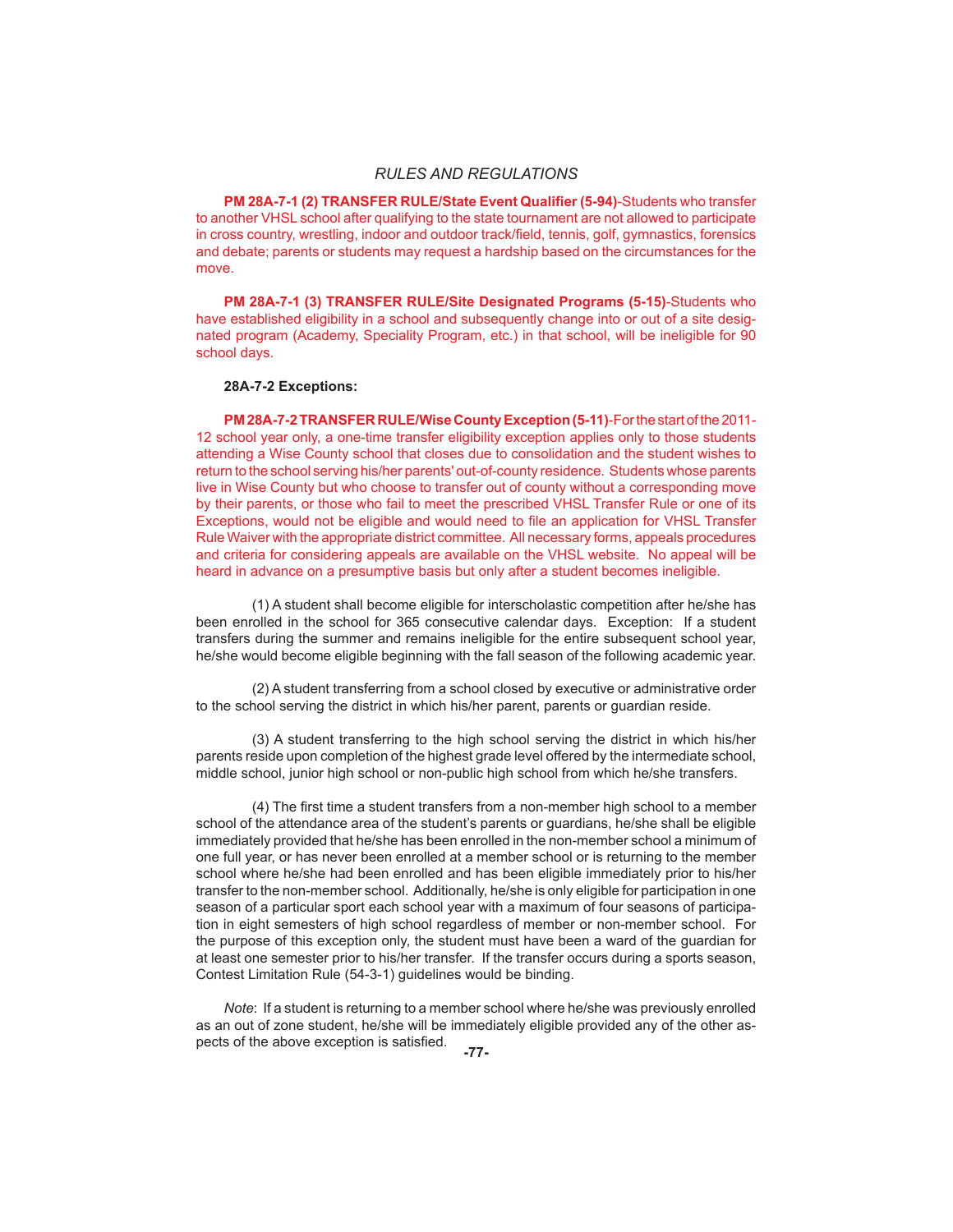**PM 28A-7-1 (2) TRANSFER RULE/State Event Qualifier (5-94)**-Students who transfer to another VHSL school after qualifying to the state tournament are not allowed to participate in cross country, wrestling, indoor and outdoor track/field, tennis, golf, gymnastics, forensics and debate; parents or students may request a hardship based on the circumstances for the move.

**PM 28A-7-1 (3) TRANSFER RULE/Site Designated Programs (5-15)**-Students who have established eligibility in a school and subsequently change into or out of a site designated program (Academy, Speciality Program, etc.) in that school, will be ineligible for 90 school days.

**28A-7-2 Exceptions:**

**PM 28A-7-2 TRANSFER RULE/Wise County Exception (5-11)**-For the start of the 2011-12 school year only, a one-time transfer eligibility exception applies only to those students attending a Wise County school that closes due to consolidation and the student wishes to return to the school serving his/her parents' out-of-county residence. Students whose parents live in Wise County but who choose to transfer out of county without a corresponding move by their parents, or those who fail to meet the prescribed VHSL Transfer Rule or one of its Exceptions, would not be eligible and would need to file an application for VHSL Transfer Rule Waiver with the appropriate district committee. All necessary forms, appeals procedures and criteria for considering appeals are available on the VHSL website. No appeal will be heard in advance on a presumptive basis but only after a student becomes ineligible.

(1) A student shall become eligible for interscholastic competition after he/she has been enrolled in the school for 365 consecutive calendar days. Exception: If a student transfers during the summer and remains ineligible for the entire subsequent school year, he/she would become eligible beginning with the fall season of the following academic year.

(2) A student transferring from a school closed by executive or administrative order to the school serving the district in which his/her parent, parents or guardian reside.

(3) A student transferring to the high school serving the district in which his/her parents reside upon completion of the highest grade level offered by the intermediate school, middle school, junior high school or non-public high school from which he/she transfers.

(4) The first time a student transfers from a non-member high school to a member school of the attendance area of the student's parents or guardians, he/she shall be eligible immediately provided that he/she has been enrolled in the non-member school a minimum of one full year, or has never been enrolled at a member school or is returning to the member school where he/she had been enrolled and has been eligible immediately prior to his/her transfer to the non-member school. Additionally, he/she is only eligible for participation in one season of a particular sport each school year with a maximum of four seasons of participation in eight semesters of high school regardless of member or non-member school. For the purpose of this exception only, the student must have been a ward of the guardian for at least one semester prior to his/her transfer. If the transfer occurs during a sports season, Contest Limitation Rule (54-3-1) guidelines would be binding.

*Note*: If a student is returning to a member school where he/she was previously enrolled as an out of zone student, he/she will be immediately eligible provided any of the other aspects of the above exception is satisfied.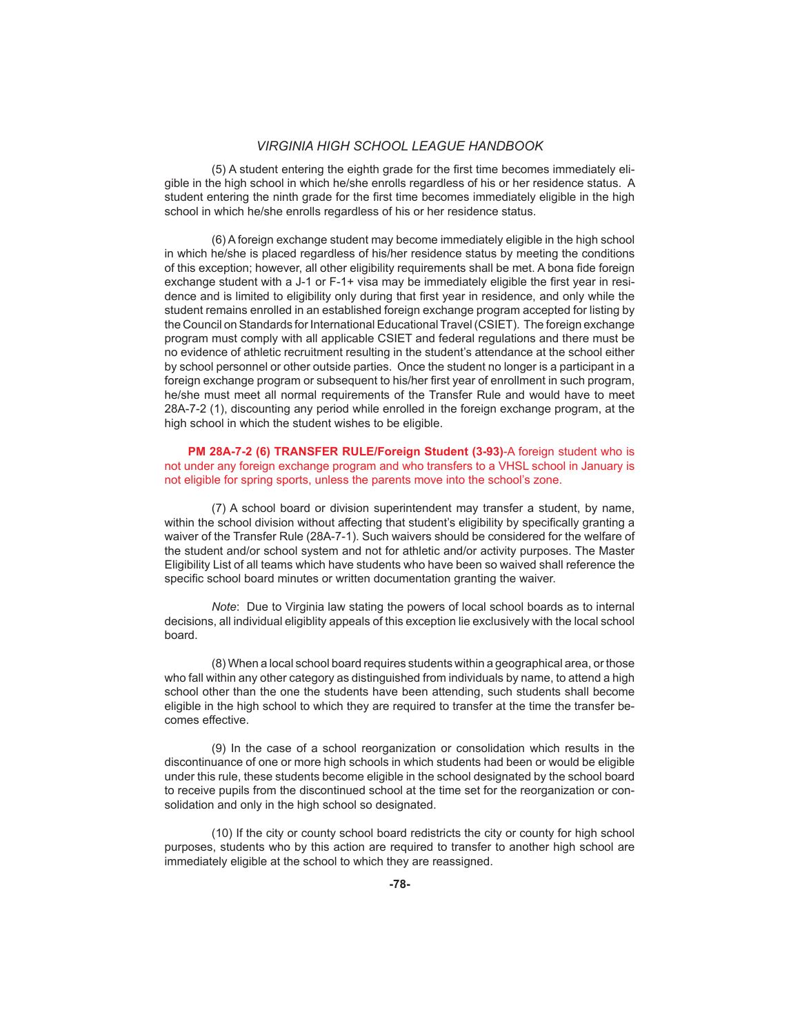(5) A student entering the eighth grade for the first time becomes immediately eligible in the high school in which he/she enrolls regardless of his or her residence status. A student entering the ninth grade for the first time becomes immediately eligible in the high school in which he/she enrolls regardless of his or her residence status.

(6) A foreign exchange student may become immediately eligible in the high school in which he/she is placed regardless of his/her residence status by meeting the conditions of this exception; however, all other eligibility requirements shall be met. A bona fide foreign exchange student with a J-1 or F-1+ visa may be immediately eligible the first year in residence and is limited to eligibility only during that first year in residence, and only while the student remains enrolled in an established foreign exchange program accepted for listing by the Council on Standards for International Educational Travel (CSIET). The foreign exchange program must comply with all applicable CSIET and federal regulations and there must be no evidence of athletic recruitment resulting in the student's attendance at the school either by school personnel or other outside parties. Once the student no longer is a participant in a foreign exchange program or subsequent to his/her first year of enrollment in such program, he/she must meet all normal requirements of the Transfer Rule and would have to meet 28A-7-2 (1), discounting any period while enrolled in the foreign exchange program, at the high school in which the student wishes to be eligible.

**PM 28A-7-2 (6) TRANSFER RULE/Foreign Student (3-93)**-A foreign student who is not under any foreign exchange program and who transfers to a VHSL school in January is not eligible for spring sports, unless the parents move into the school's zone.

(7) A school board or division superintendent may transfer a student, by name, within the school division without affecting that student's eligibility by specifically granting a waiver of the Transfer Rule (28A-7-1). Such waivers should be considered for the welfare of the student and/or school system and not for athletic and/or activity purposes. The Master Eligibility List of all teams which have students who have been so waived shall reference the specific school board minutes or written documentation granting the waiver.

*Note*: Due to Virginia law stating the powers of local school boards as to internal decisions, all individual eligiblity appeals of this exception lie exclusively with the local school board.

(8) When a local school board requires students within a geographical area, or those who fall within any other category as distinguished from individuals by name, to attend a high school other than the one the students have been attending, such students shall become eligible in the high school to which they are required to transfer at the time the transfer becomes effective.

(9) In the case of a school reorganization or consolidation which results in the discontinuance of one or more high schools in which students had been or would be eligible under this rule, these students become eligible in the school designated by the school board to receive pupils from the discontinued school at the time set for the reorganization or consolidation and only in the high school so designated.

(10) If the city or county school board redistricts the city or county for high school purposes, students who by this action are required to transfer to another high school are immediately eligible at the school to which they are reassigned.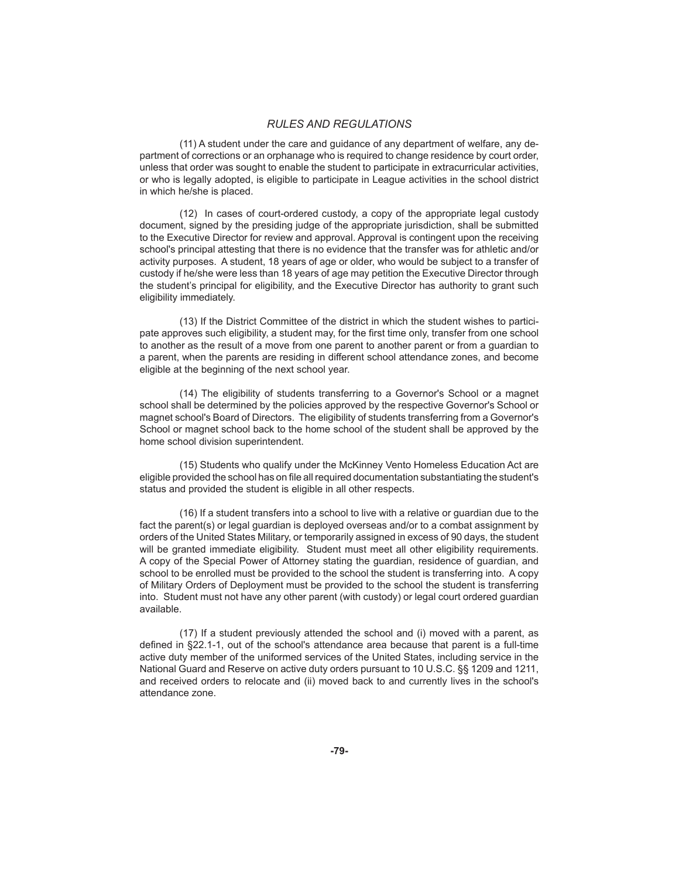(11) A student under the care and guidance of any department of welfare, any department of corrections or an orphanage who is required to change residence by court order, unless that order was sought to enable the student to participate in extracurricular activities, or who is legally adopted, is eligible to participate in League activities in the school district in which he/she is placed.

(12) In cases of court-ordered custody, a copy of the appropriate legal custody document, signed by the presiding judge of the appropriate jurisdiction, shall be submitted to the Executive Director for review and approval. Approval is contingent upon the receiving school's principal attesting that there is no evidence that the transfer was for athletic and/or activity purposes. A student, 18 years of age or older, who would be subject to a transfer of custody if he/she were less than 18 years of age may petition the Executive Director through the student's principal for eligibility, and the Executive Director has authority to grant such eligibility immediately.

(13) If the District Committee of the district in which the student wishes to participate approves such eligibility, a student may, for the first time only, transfer from one school to another as the result of a move from one parent to another parent or from a guardian to a parent, when the parents are residing in different school attendance zones, and become eligible at the beginning of the next school year.

(14) The eligibility of students transferring to a Governor's School or a magnet school shall be determined by the policies approved by the respective Governor's School or magnet school's Board of Directors. The eligibility of students transferring from a Governor's School or magnet school back to the home school of the student shall be approved by the home school division superintendent.

(15) Students who qualify under the McKinney Vento Homeless Education Act are eligible provided the school has on file all required documentation substantiating the student's status and provided the student is eligible in all other respects.

(16) If a student transfers into a school to live with a relative or guardian due to the fact the parent(s) or legal guardian is deployed overseas and/or to a combat assignment by orders of the United States Military, or temporarily assigned in excess of 90 days, the student will be granted immediate eligibility. Student must meet all other eligibility requirements. A copy of the Special Power of Attorney stating the guardian, residence of guardian, and school to be enrolled must be provided to the school the student is transferring into. A copy of Military Orders of Deployment must be provided to the school the student is transferring into. Student must not have any other parent (with custody) or legal court ordered guardian available.

(17) If a student previously attended the school and (i) moved with a parent, as defined in §22.1-1, out of the school's attendance area because that parent is a full-time active duty member of the uniformed services of the United States, including service in the National Guard and Reserve on active duty orders pursuant to 10 U.S.C. §§ 1209 and 1211, and received orders to relocate and (ii) moved back to and currently lives in the school's attendance zone.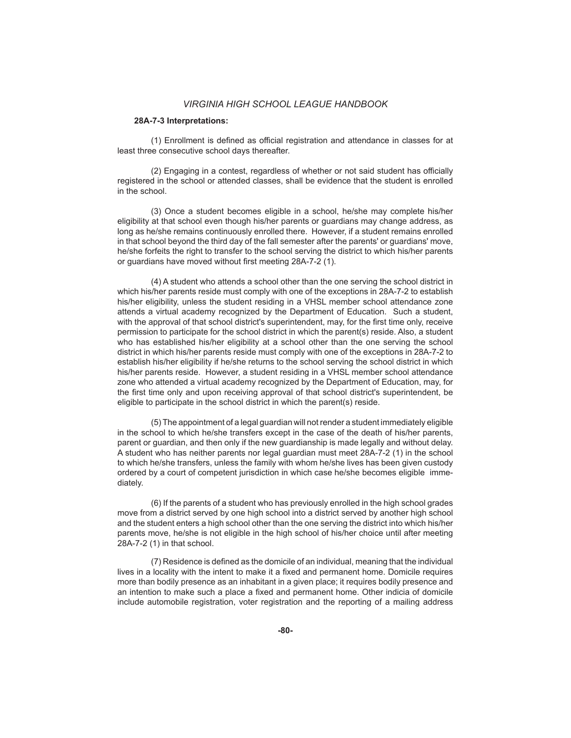**28A-7-3 Interpretations:**

(1) Enrollment is defined as official registration and attendance in classes for at least three consecutive school days thereafter.

(2) Engaging in a contest, regardless of whether or not said student has officially registered in the school or attended classes, shall be evidence that the student is enrolled in the school.

(3) Once a student becomes eligible in a school, he/she may complete his/her eligibility at that school even though his/her parents or guardians may change address, as long as he/she remains continuously enrolled there. However, if a student remains enrolled in that school beyond the third day of the fall semester after the parents' or guardians' move, he/she forfeits the right to transfer to the school serving the district to which his/her parents or guardians have moved without first meeting 28A-7-2 (1).

(4) A student who attends a school other than the one serving the school district in which his/her parents reside must comply with one of the exceptions in 28A-7-2 to establish his/her eligibility, unless the student residing in a VHSL member school attendance zone attends a virtual academy recognized by the Department of Education. Such a student, with the approval of that school district's superintendent, may, for the first time only, receive permission to participate for the school district in which the parent(s) reside. Also, a student who has established his/her eligibility at a school other than the one serving the school district in which his/her parents reside must comply with one of the exceptions in 28A-7-2 to establish his/her eligibility if he/she returns to the school serving the school district in which his/her parents reside. However, a student residing in a VHSL member school attendance zone who attended a virtual academy recognized by the Department of Education, may, for the first time only and upon receiving approval of that school district's superintendent, be eligible to participate in the school district in which the parent(s) reside.

(5) The appointment of a legal guardian will not render a student immediately eligible in the school to which he/she transfers except in the case of the death of his/her parents, parent or guardian, and then only if the new guardianship is made legally and without delay. A student who has neither parents nor legal guardian must meet 28A-7-2 (1) in the school to which he/she transfers, unless the family with whom he/she lives has been given custody ordered by a court of competent jurisdiction in which case he/she becomes eligible immediately.

(6) If the parents of a student who has previously enrolled in the high school grades move from a district served by one high school into a district served by another high school and the student enters a high school other than the one serving the district into which his/her parents move, he/she is not eligible in the high school of his/her choice until after meeting 28A-7-2 (1) in that school.

(7) Residence is defined as the domicile of an individual, meaning that the individual lives in a locality with the intent to make it a fixed and permanent home. Domicile requires more than bodily presence as an inhabitant in a given place; it requires bodily presence and an intention to make such a place a fixed and permanent home. Other indicia of domicile include automobile registration, voter registration and the reporting of a mailing address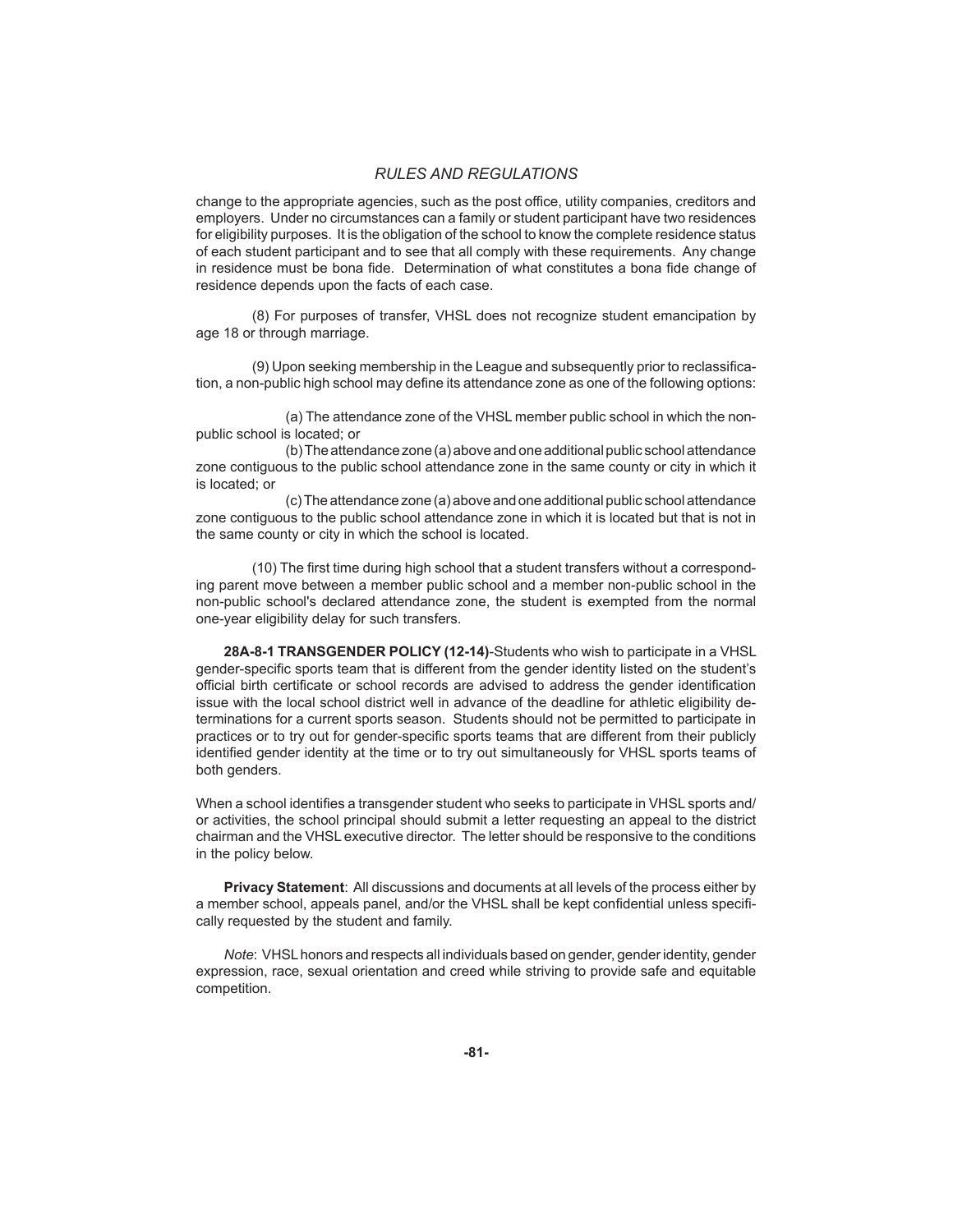change to the appropriate agencies, such as the post office, utility companies, creditors and employers. Under no circumstances can a family or student participant have two residences for eligibility purposes. It is the obligation of the school to know the complete residence status of each student participant and to see that all comply with these requirements. Any change in residence must be bona fide. Determination of what constitutes a bona fide change of residence depends upon the facts of each case.

(8) For purposes of transfer, VHSL does not recognize student emancipation by age 18 or through marriage.

(9) Upon seeking membership in the League and subsequently prior to reclassification, a non-public high school may define its attendance zone as one of the following options:

(a) The attendance zone of the VHSL member public school in which the non-public school is located; or

(b) The attendance zone (a) above and one additional public school attendance zone contiguous to the public school attendance zone in the same county or city in which it is located; or

(c) The attendance zone (a) above and one additional public school attendance zone contiguous to the public school attendance zone in which it is located but that is not in the same county or city in which the school is located.

(10) The first time during high school that a student transfers without a corresponding parent move between a member public school and a member non-public school in the non-public school's declared attendance zone, the student is exempted from the normal one-year eligibility delay for such transfers.

**28A-8-1 TRANSGENDER POLICY (12-14)**-Students who wish to participate in a VHSL gender-specific sports team that is different from the gender identity listed on the student's official birth certificate or school records are advised to address the gender identification issue with the local school district well in advance of the deadline for athletic eligibility determinations for a current sports season. Students should not be permitted to participate in practices or to try out for gender-specific sports teams that are different from their publicly identified gender identity at the time or to try out simultaneously for VHSL sports teams of both genders.

When a school identifies a transgender student who seeks to participate in VHSL sports and/or activities, the school principal should submit a letter requesting an appeal to the district chairman and the VHSL executive director. The letter should be responsive to the conditions in the policy below.

**Privacy Statement**: All discussions and documents at all levels of the process either by a member school, appeals panel, and/or the VHSL shall be kept confidential unless specifically requested by the student and family.

*Note*: VHSL honors and respects all individuals based on gender, gender identity, gender expression, race, sexual orientation and creed while striving to provide safe and equitable competition.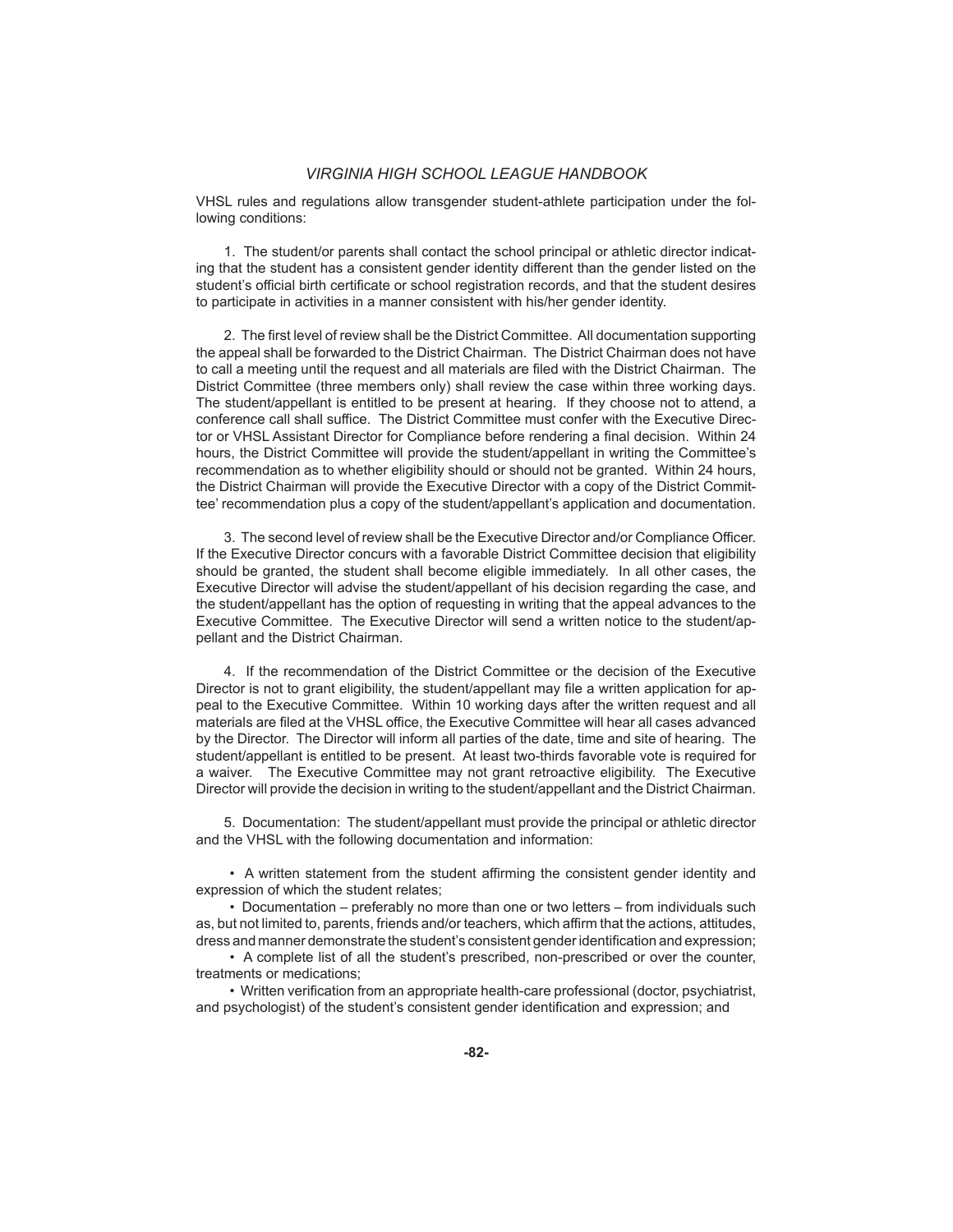VHSL rules and regulations allow transgender student-athlete participation under the following conditions:

1. The student/or parents shall contact the school principal or athletic director indicating that the student has a consistent gender identity different than the gender listed on the student's official birth certificate or school registration records, and that the student desires to participate in activities in a manner consistent with his/her gender identity.

2. The first level of review shall be the District Committee. All documentation supporting the appeal shall be forwarded to the District Chairman. The District Chairman does not have to call a meeting until the request and all materials are filed with the District Chairman. The District Committee (three members only) shall review the case within three working days. The student/appellant is entitled to be present at hearing. If they choose not to attend, a conference call shall suffice. The District Committee must confer with the Executive Director or VHSL Assistant Director for Compliance before rendering a final decision. Within 24 hours, the District Committee will provide the student/appellant in writing the Committee's recommendation as to whether eligibility should or should not be granted. Within 24 hours, the District Chairman will provide the Executive Director with a copy of the District Committee' recommendation plus a copy of the student/appellant's application and documentation.

3. The second level of review shall be the Executive Director and/or Compliance Officer. If the Executive Director concurs with a favorable District Committee decision that eligibility should be granted, the student shall become eligible immediately. In all other cases, the Executive Director will advise the student/appellant of his decision regarding the case, and the student/appellant has the option of requesting in writing that the appeal advances to the Executive Committee. The Executive Director will send a written notice to the student/appellant and the District Chairman.

4. If the recommendation of the District Committee or the decision of the Executive Director is not to grant eligibility, the student/appellant may file a written application for appeal to the Executive Committee. Within 10 working days after the written request and all materials are filed at the VHSL office, the Executive Committee will hear all cases advanced by the Director. The Director will inform all parties of the date, time and site of hearing. The student/appellant is entitled to be present. At least two-thirds favorable vote is required for a waiver. The Executive Committee may not grant retroactive eligibility. The Executive Director will provide the decision in writing to the student/appellant and the District Chairman.

5. Documentation: The student/appellant must provide the principal or athletic director and the VHSL with the following documentation and information:

- A written statement from the student affirming the consistent gender identity and expression of which the student relates;
- Documentation – preferably no more than one or two letters – from individuals such as, but not limited to, parents, friends and/or teachers, which affirm that the actions, attitudes, dress and manner demonstrate the student's consistent gender identification and expression;
- A complete list of all the student's prescribed, non-prescribed or over the counter, treatments or medications;
- Written verification from an appropriate health-care professional (doctor, psychiatrist, and psychologist) of the student's consistent gender identification and expression; and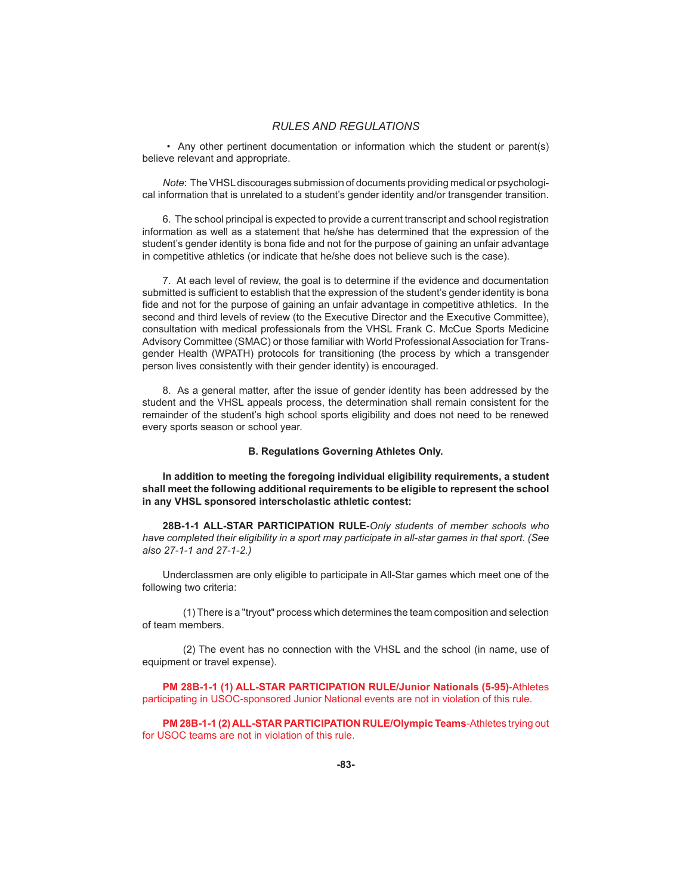• Any other pertinent documentation or information which the student or parent(s) believe relevant and appropriate.

*Note*: The VHSL discourages submission of documents providing medical or psychological information that is unrelated to a student's gender identity and/or transgender transition.

6. The school principal is expected to provide a current transcript and school registration information as well as a statement that he/she has determined that the expression of the student's gender identity is bona fide and not for the purpose of gaining an unfair advantage in competitive athletics (or indicate that he/she does not believe such is the case).

7. At each level of review, the goal is to determine if the evidence and documentation submitted is sufficient to establish that the expression of the student's gender identity is bona fide and not for the purpose of gaining an unfair advantage in competitive athletics. In the second and third levels of review (to the Executive Director and the Executive Committee), consultation with medical professionals from the VHSL Frank C. McCue Sports Medicine Advisory Committee (SMAC) or those familiar with World Professional Association for Transgender Health (WPATH) protocols for transitioning (the process by which a transgender person lives consistently with their gender identity) is encouraged.

8. As a general matter, after the issue of gender identity has been addressed by the student and the VHSL appeals process, the determination shall remain consistent for the remainder of the student's high school sports eligibility and does not need to be renewed every sports season or school year.

**B. Regulations Governing Athletes Only.**

**In addition to meeting the foregoing individual eligibility requirements, a student shall meet the following additional requirements to be eligible to represent the school in any VHSL sponsored interscholastic athletic contest:**

**28B-1-1 ALL-STAR PARTICIPATION RULE**-*Only students of member schools who have completed their eligibility in a sport may participate in all-star games in that sport. (See also 27-1-1 and 27-1-2.)*

Underclassmen are only eligible to participate in All-Star games which meet one of the following two criteria:

(1) There is a "tryout" process which determines the team composition and selection of team members.

(2) The event has no connection with the VHSL and the school (in name, use of equipment or travel expense).

**PM 28B-1-1 (1) ALL-STAR PARTICIPATION RULE/Junior Nationals (5-95)**-Athletes participating in USOC-sponsored Junior National events are not in violation of this rule.

**PM 28B-1-1 (2) ALL-STAR PARTICIPATION RULE/Olympic Teams**-Athletes trying out for USOC teams are not in violation of this rule.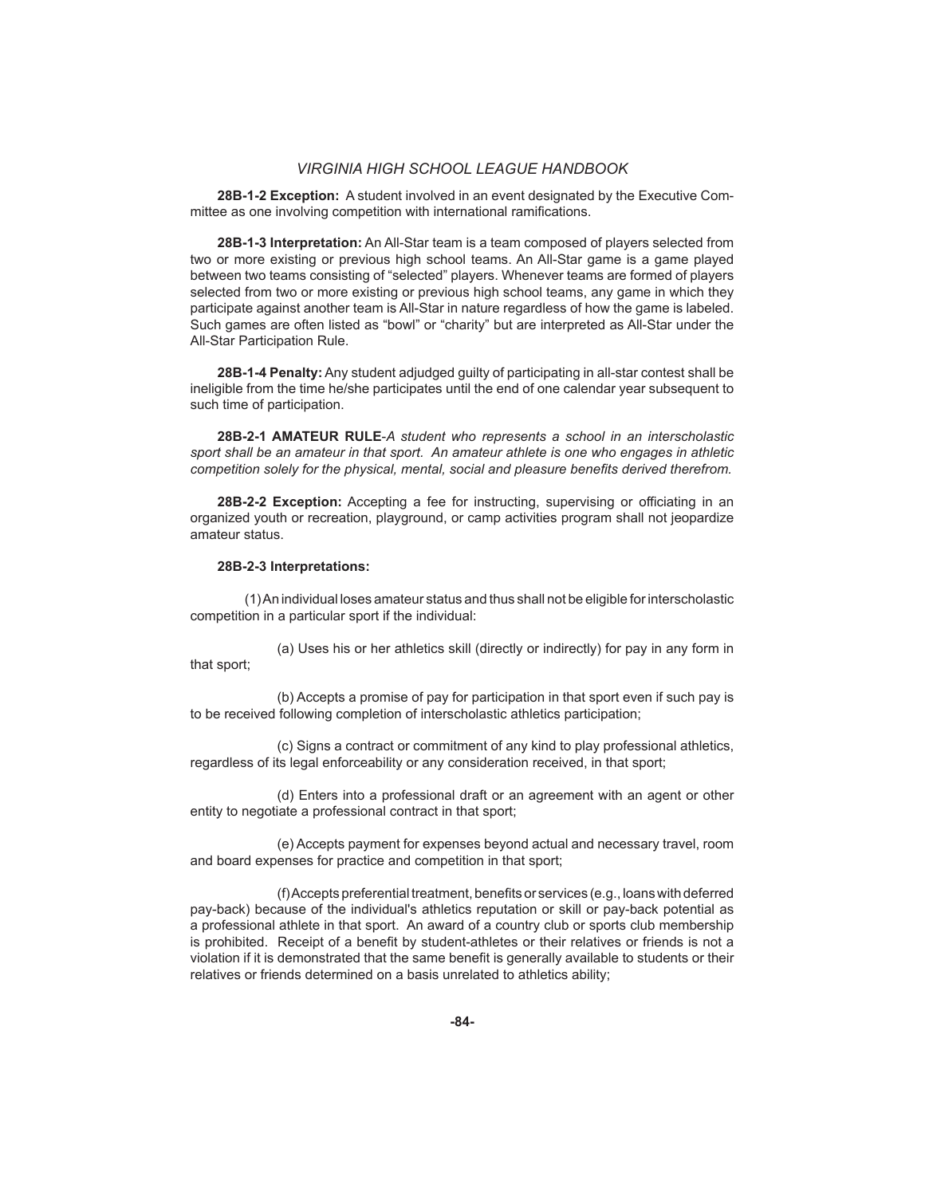**28B-1-2 Exception:** A student involved in an event designated by the Executive Committee as one involving competition with international ramifications.

**28B-1-3 Interpretation:** An All-Star team is a team composed of players selected from two or more existing or previous high school teams. An All-Star game is a game played between two teams consisting of "selected" players. Whenever teams are formed of players selected from two or more existing or previous high school teams, any game in which they participate against another team is All-Star in nature regardless of how the game is labeled. Such games are often listed as "bowl" or "charity" but are interpreted as All-Star under the All-Star Participation Rule.

**28B-1-4 Penalty:** Any student adjudged guilty of participating in all-star contest shall be ineligible from the time he/she participates until the end of one calendar year subsequent to such time of participation.

**28B-2-1 AMATEUR RULE**-*A student who represents a school in an interscholastic sport shall be an amateur in that sport. An amateur athlete is one who engages in athletic competition solely for the physical, mental, social and pleasure benefits derived therefrom.*

**28B-2-2 Exception:** Accepting a fee for instructing, supervising or officiating in an organized youth or recreation, playground, or camp activities program shall not jeopardize amateur status.

**28B-2-3 Interpretations:**

(1) An individual loses amateur status and thus shall not be eligible for interscholastic competition in a particular sport if the individual:

(a) Uses his or her athletics skill (directly or indirectly) for pay in any form in that sport;

(b) Accepts a promise of pay for participation in that sport even if such pay is to be received following completion of interscholastic athletics participation;

(c) Signs a contract or commitment of any kind to play professional athletics, regardless of its legal enforceability or any consideration received, in that sport;

(d) Enters into a professional draft or an agreement with an agent or other entity to negotiate a professional contract in that sport;

(e) Accepts payment for expenses beyond actual and necessary travel, room and board expenses for practice and competition in that sport;

(f) Accepts preferential treatment, benefits or services (e.g., loans with deferred pay-back) because of the individual's athletics reputation or skill or pay-back potential as a professional athlete in that sport. An award of a country club or sports club membership is prohibited. Receipt of a benefit by student-athletes or their relatives or friends is not a violation if it is demonstrated that the same benefit is generally available to students or their relatives or friends determined on a basis unrelated to athletics ability;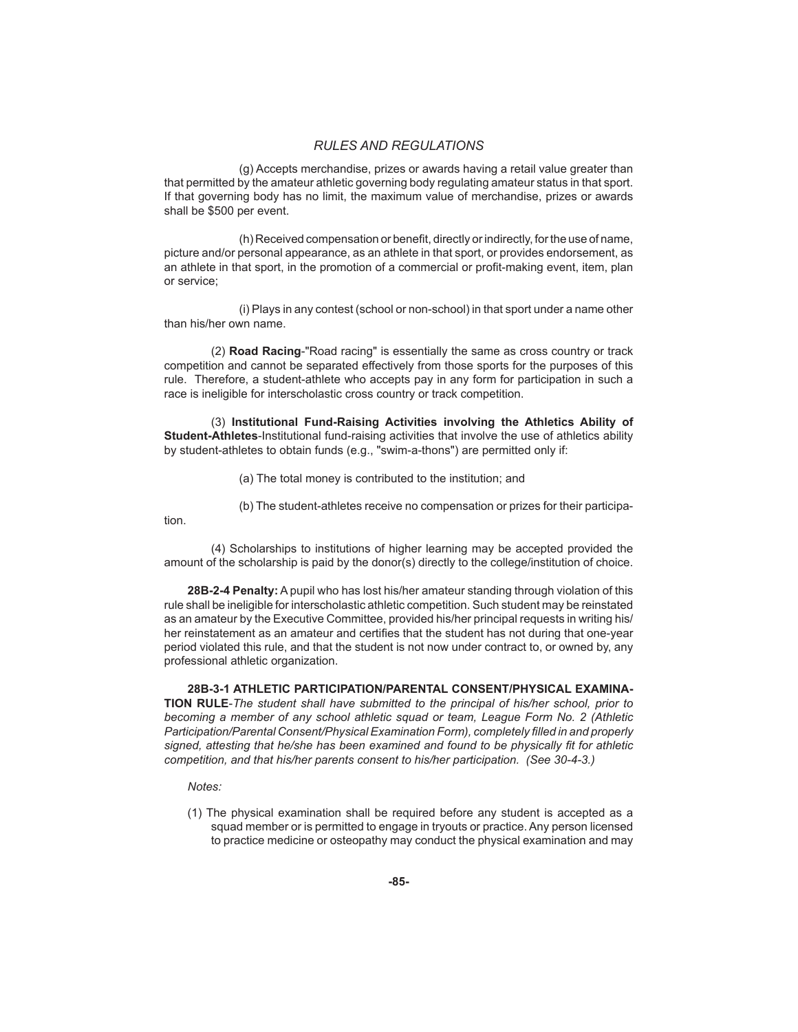(g) Accepts merchandise, prizes or awards having a retail value greater than that permitted by the amateur athletic governing body regulating amateur status in that sport. If that governing body has no limit, the maximum value of merchandise, prizes or awards shall be $500 per event.

(h) Received compensation or benefit, directly or indirectly, for the use of name, picture and/or personal appearance, as an athlete in that sport, or provides endorsement, as an athlete in that sport, in the promotion of a commercial or profit-making event, item, plan or service;

(i) Plays in any contest (school or non-school) in that sport under a name other than his/her own name.

(2) **Road Racing**-"Road racing" is essentially the same as cross country or track competition and cannot be separated effectively from those sports for the purposes of this rule. Therefore, a student-athlete who accepts pay in any form for participation in such a race is ineligible for interscholastic cross country or track competition.

(3) **Institutional Fund-Raising Activities involving the Athletics Ability of Student-Athletes**-Institutional fund-raising activities that involve the use of athletics ability by student-athletes to obtain funds (e.g., "swim-a-thons") are permitted only if:

(a) The total money is contributed to the institution; and

(b) The student-athletes receive no compensation or prizes for their participation.

(4) Scholarships to institutions of higher learning may be accepted provided the amount of the scholarship is paid by the donor(s) directly to the college/institution of choice.

**28B-2-4 Penalty:** A pupil who has lost his/her amateur standing through violation of this rule shall be ineligible for interscholastic athletic competition. Such student may be reinstated as an amateur by the Executive Committee, provided his/her principal requests in writing his/her reinstatement as an amateur and certifies that the student has not during that one-year period violated this rule, and that the student is not now under contract to, or owned by, any professional athletic organization.

**28B-3-1 ATHLETIC PARTICIPATION/PARENTAL CONSENT/PHYSICAL EXAMINATION RULE**-*The student shall have submitted to the principal of his/her school, prior to becoming a member of any school athletic squad or team, League Form No. 2 (Athletic Participation/Parental Consent/Physical Examination Form), completely filled in and properly signed, attesting that he/she has been examined and found to be physically fit for athletic competition, and that his/her parents consent to his/her participation. (See 30-4-3.)*

*Notes:*

(1) The physical examination shall be required before any student is accepted as a squad member or is permitted to engage in tryouts or practice. Any person licensed to practice medicine or osteopathy may conduct the physical examination and may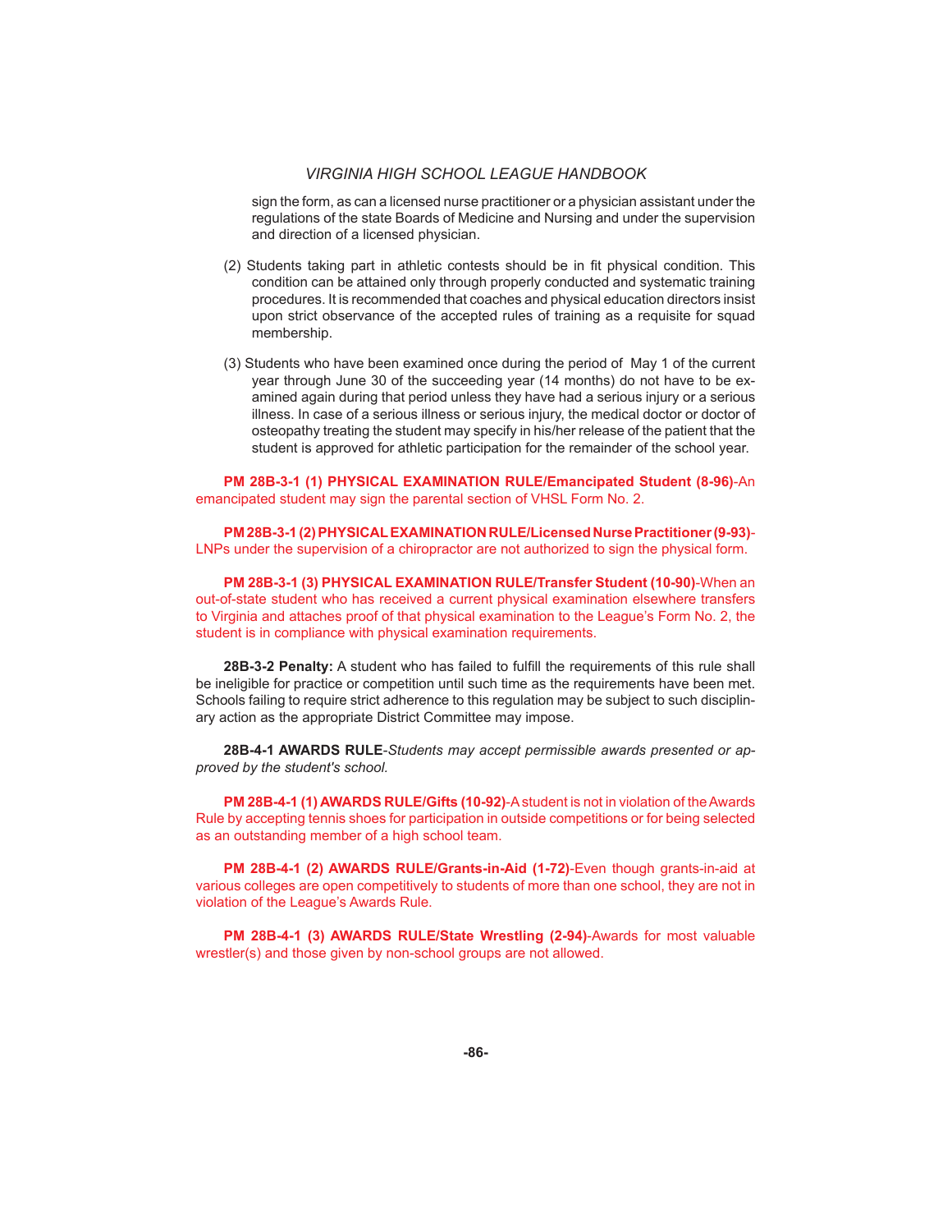sign the form, as can a licensed nurse practitioner or a physician assistant under the regulations of the state Boards of Medicine and Nursing and under the supervision and direction of a licensed physician.

(2) Students taking part in athletic contests should be in fit physical condition. This condition can be attained only through properly conducted and systematic training procedures. It is recommended that coaches and physical education directors insist upon strict observance of the accepted rules of training as a requisite for squad membership.

(3) Students who have been examined once during the period of May 1 of the current year through June 30 of the succeeding year (14 months) do not have to be examined again during that period unless they have had a serious injury or a serious illness. In case of a serious illness or serious injury, the medical doctor or doctor of osteopathy treating the student may specify in his/her release of the patient that the student is approved for athletic participation for the remainder of the school year.

**PM 28B-3-1 (1) PHYSICAL EXAMINATION RULE/Emancipated Student (8-96)**-An emancipated student may sign the parental section of VHSL Form No. 2.

**PM 28B-3-1 (2) PHYSICAL EXAMINATION RULE/Licensed Nurse Practitioner (9-93)**-LNPs under the supervision of a chiropractor are not authorized to sign the physical form.

**PM 28B-3-1 (3) PHYSICAL EXAMINATION RULE/Transfer Student (10-90)**-When an out-of-state student who has received a current physical examination elsewhere transfers to Virginia and attaches proof of that physical examination to the League's Form No. 2, the student is in compliance with physical examination requirements.

**28B-3-2 Penalty:** A student who has failed to fulfill the requirements of this rule shall be ineligible for practice or competition until such time as the requirements have been met. Schools failing to require strict adherence to this regulation may be subject to such disciplinary action as the appropriate District Committee may impose.

**28B-4-1 AWARDS RULE**-*Students may accept permissible awards presented or approved by the student's school.*

**PM 28B-4-1 (1) AWARDS RULE/Gifts (10-92)**-A student is not in violation of the Awards Rule by accepting tennis shoes for participation in outside competitions or for being selected as an outstanding member of a high school team.

**PM 28B-4-1 (2) AWARDS RULE/Grants-in-Aid (1-72)**-Even though grants-in-aid at various colleges are open competitively to students of more than one school, they are not in violation of the League's Awards Rule.

**PM 28B-4-1 (3) AWARDS RULE/State Wrestling (2-94)**-Awards for most valuable wrestler(s) and those given by non-school groups are not allowed.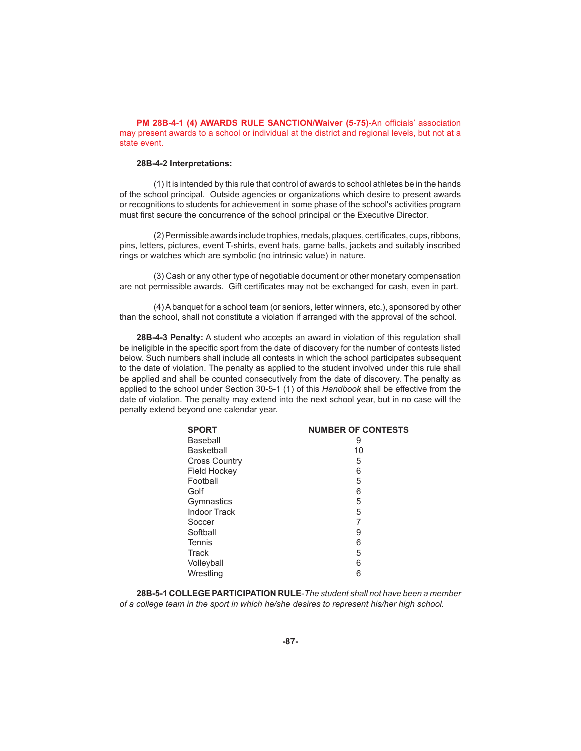**PM 28B-4-1 (4) AWARDS RULE SANCTION/Waiver (5-75)**-An officials' association may present awards to a school or individual at the district and regional levels, but not at a state event.

**28B-4-2 Interpretations:**

(1) It is intended by this rule that control of awards to school athletes be in the hands of the school principal. Outside agencies or organizations which desire to present awards or recognitions to students for achievement in some phase of the school's activities program must first secure the concurrence of the school principal or the Executive Director.

(2) Permissible awards include trophies, medals, plaques, certificates, cups, ribbons, pins, letters, pictures, event T-shirts, event hats, game balls, jackets and suitably inscribed rings or watches which are symbolic (no intrinsic value) in nature.

(3) Cash or any other type of negotiable document or other monetary compensation are not permissible awards. Gift certificates may not be exchanged for cash, even in part.

(4) A banquet for a school team (or seniors, letter winners, etc.), sponsored by other than the school, shall not constitute a violation if arranged with the approval of the school.

**28B-4-3 Penalty:** A student who accepts an award in violation of this regulation shall be ineligible in the specific sport from the date of discovery for the number of contests listed below. Such numbers shall include all contests in which the school participates subsequent to the date of violation. The penalty as applied to the student involved under this rule shall be applied and shall be counted consecutively from the date of discovery. The penalty as applied to the school under Section 30-5-1 (1) of this *Handbook* shall be effective from the date of violation. The penalty may extend into the next school year, but in no case will the penalty extend beyond one calendar year.

| SPORT | NUMBER OF CONTESTS |
|---|---|
| Baseball | 9 |
| Basketball | 10 |
| Cross Country | 5 |
| Field Hockey | 6 |
| Football | 5 |
| Golf | 6 |
| Gymnastics | 5 |
| Indoor Track | 5 |
| Soccer | 7 |
| Softball | 9 |
| Tennis | 6 |
| Track | 5 |
| Volleyball | 6 |
| Wrestling | 6 |

**28B-5-1 COLLEGE PARTICIPATION RULE**-*The student shall not have been a member of a college team in the sport in which he/she desires to represent his/her high school.*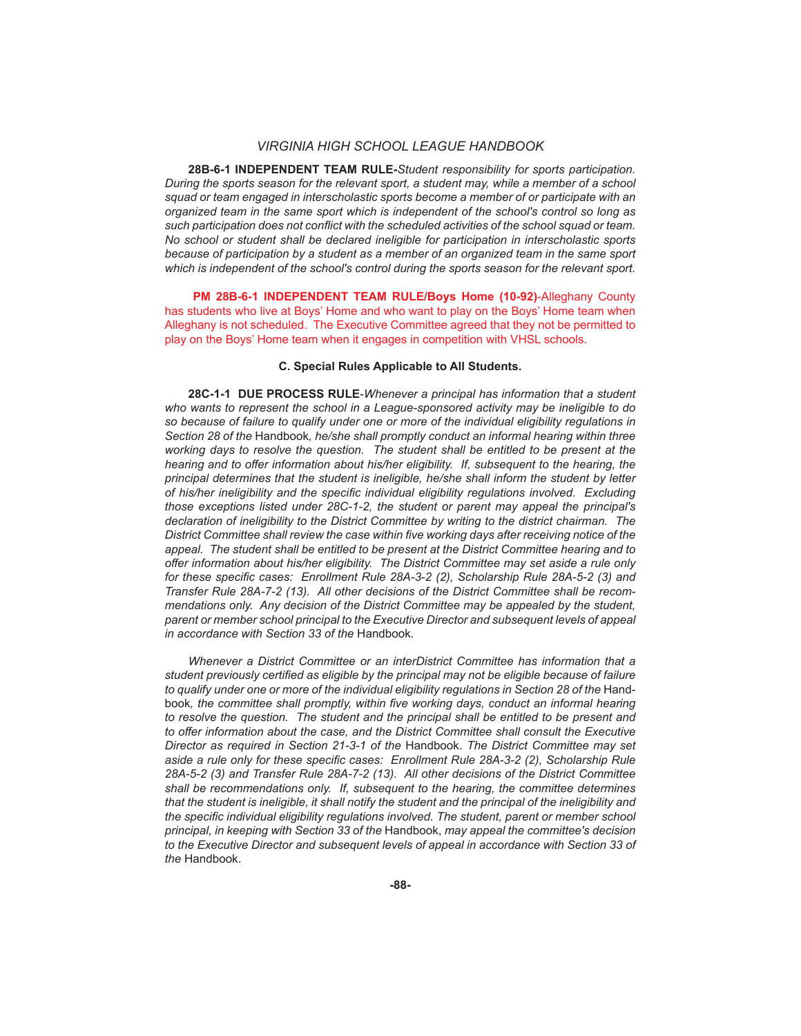**28B-6-1 INDEPENDENT TEAM RULE-***Student responsibility for sports participation. During the sports season for the relevant sport, a student may, while a member of a school squad or team engaged in interscholastic sports become a member of or participate with an organized team in the same sport which is independent of the school's control so long as such participation does not conflict with the scheduled activities of the school squad or team. No school or student shall be declared ineligible for participation in interscholastic sports because of participation by a student as a member of an organized team in the same sport which is independent of the school's control during the sports season for the relevant sport.*

**PM 28B-6-1 INDEPENDENT TEAM RULE/Boys Home (10-92)**-Alleghany County has students who live at Boys' Home and who want to play on the Boys' Home team when Alleghany is not scheduled. The Executive Committee agreed that they not be permitted to play on the Boys' Home team when it engages in competition with VHSL schools.

### C. Special Rules Applicable to All Students.

**28C-1-1 DUE PROCESS RULE**-*Whenever a principal has information that a student who wants to represent the school in a League-sponsored activity may be ineligible to do so because of failure to qualify under one or more of the individual eligibility regulations in Section 28 of the* Handbook*, he/she shall promptly conduct an informal hearing within three working days to resolve the question. The student shall be entitled to be present at the hearing and to offer information about his/her eligibility. If, subsequent to the hearing, the principal determines that the student is ineligible, he/she shall inform the student by letter of his/her ineligibility and the specific individual eligibility regulations involved. Excluding those exceptions listed under 28C-1-2, the student or parent may appeal the principal's declaration of ineligibility to the District Committee by writing to the district chairman. The District Committee shall review the case within five working days after receiving notice of the appeal. The student shall be entitled to be present at the District Committee hearing and to offer information about his/her eligibility. The District Committee may set aside a rule only for these specific cases: Enrollment Rule 28A-3-2 (2), Scholarship Rule 28A-5-2 (3) and Transfer Rule 28A-7-2 (13). All other decisions of the District Committee shall be recommendations only. Any decision of the District Committee may be appealed by the student, parent or member school principal to the Executive Director and subsequent levels of appeal in accordance with Section 33 of the* Handbook*.*

*Whenever a District Committee or an interDistrict Committee has information that a student previously certified as eligible by the principal may not be eligible because of failure to qualify under one or more of the individual eligibility regulations in Section 28 of the* Handbook*, the committee shall promptly, within five working days, conduct an informal hearing to resolve the question. The student and the principal shall be entitled to be present and to offer information about the case, and the District Committee shall consult the Executive Director as required in Section 21-3-1 of the* Handbook*. The District Committee may set aside a rule only for these specific cases: Enrollment Rule 28A-3-2 (2), Scholarship Rule 28A-5-2 (3) and Transfer Rule 28A-7-2 (13). All other decisions of the District Committee shall be recommendations only. If, subsequent to the hearing, the committee determines that the student is ineligible, it shall notify the student and the principal of the ineligibility and the specific individual eligibility regulations involved. The student, parent or member school principal, in keeping with Section 33 of the* Handbook*, may appeal the committee's decision to the Executive Director and subsequent levels of appeal in accordance with Section 33 of the* Handbook.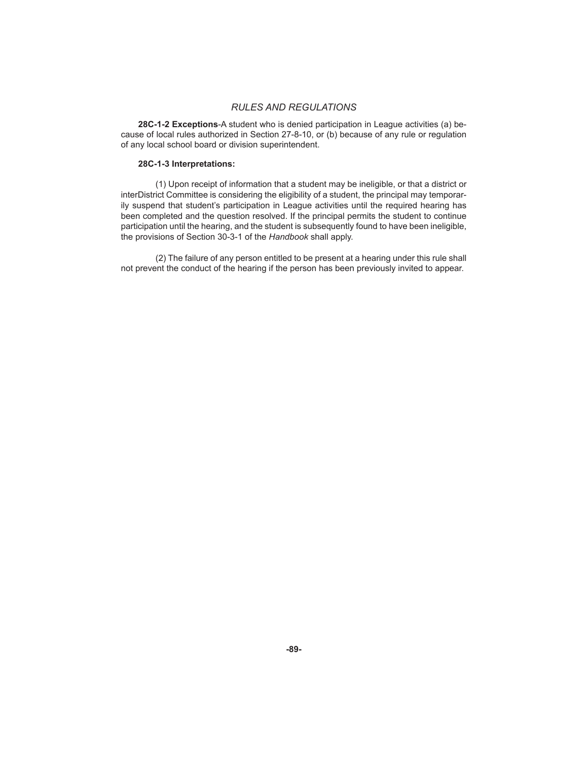**28C-1-2 Exceptions**-A student who is denied participation in League activities (a) because of local rules authorized in Section 27-8-10, or (b) because of any rule or regulation of any local school board or division superintendent.

**28C-1-3 Interpretations:**

(1) Upon receipt of information that a student may be ineligible, or that a district or interDistrict Committee is considering the eligibility of a student, the principal may temporarily suspend that student's participation in League activities until the required hearing has been completed and the question resolved. If the principal permits the student to continue participation until the hearing, and the student is subsequently found to have been ineligible, the provisions of Section 30-3-1 of the *Handbook* shall apply.

(2) The failure of any person entitled to be present at a hearing under this rule shall not prevent the conduct of the hearing if the person has been previously invited to appear.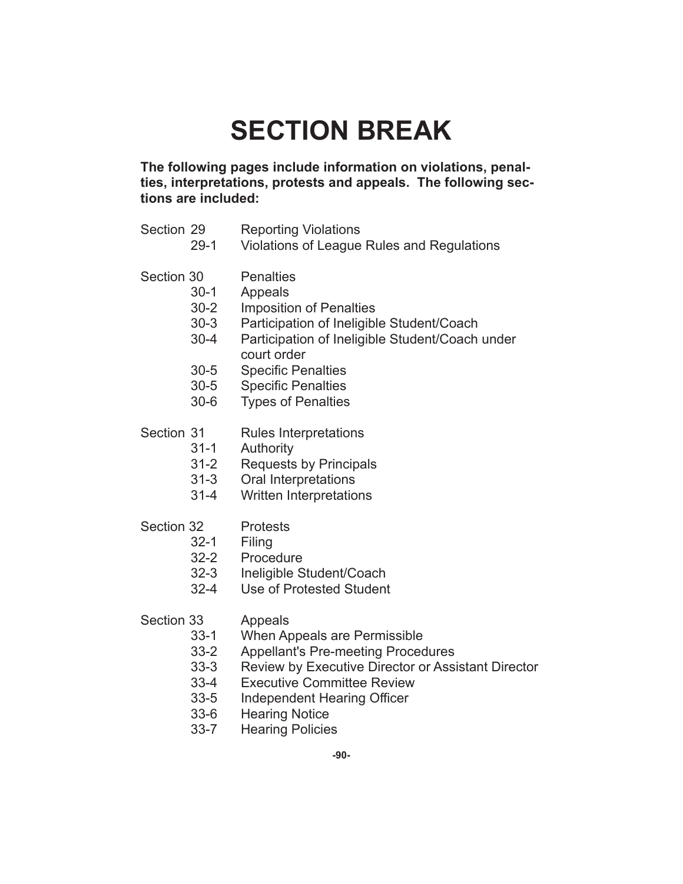# SECTION BREAK

**The following pages include information on violations, penalties, interpretations, protests and appeals. The following sections are included:**

Section 29 Reporting Violations
- 29-1 Violations of League Rules and Regulations

Section 30 Penalties
- 30-1 Appeals
- 30-2 Imposition of Penalties
- 30-3 Participation of Ineligible Student/Coach
- 30-4 Participation of Ineligible Student/Coach under court order
- 30-5 Specific Penalties
- 30-5 Specific Penalties
- 30-6 Types of Penalties

Section 31 Rules Interpretations
- 31-1 Authority
- 31-2 Requests by Principals
- 31-3 Oral Interpretations
- 31-4 Written Interpretations

Section 32 Protests
- 32-1 Filing
- 32-2 Procedure
- 32-3 Ineligible Student/Coach
- 32-4 Use of Protested Student

Section 33 Appeals
- 33-1 When Appeals are Permissible
- 33-2 Appellant's Pre-meeting Procedures
- 33-3 Review by Executive Director or Assistant Director
- 33-4 Executive Committee Review
- 33-5 Independent Hearing Officer
- 33-6 Hearing Notice
- 33-7 Hearing Policies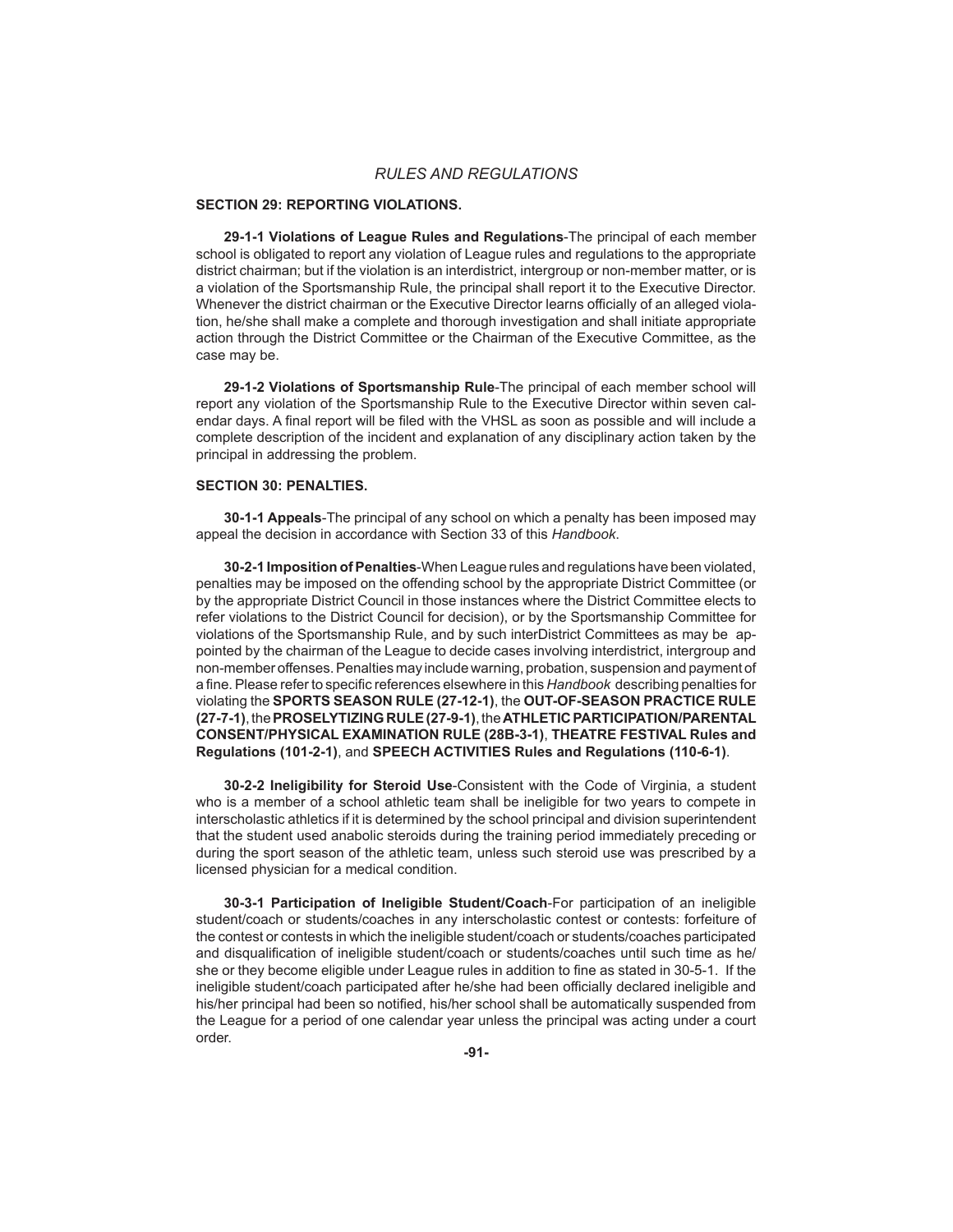## SECTION 29: REPORTING VIOLATIONS.

**29-1-1 Violations of League Rules and Regulations**-The principal of each member school is obligated to report any violation of League rules and regulations to the appropriate district chairman; but if the violation is an interdistrict, intergroup or non-member matter, or is a violation of the Sportsmanship Rule, the principal shall report it to the Executive Director. Whenever the district chairman or the Executive Director learns officially of an alleged violation, he/she shall make a complete and thorough investigation and shall initiate appropriate action through the District Committee or the Chairman of the Executive Committee, as the case may be.

**29-1-2 Violations of Sportsmanship Rule**-The principal of each member school will report any violation of the Sportsmanship Rule to the Executive Director within seven calendar days. A final report will be filed with the VHSL as soon as possible and will include a complete description of the incident and explanation of any disciplinary action taken by the principal in addressing the problem.

## SECTION 30: PENALTIES.

**30-1-1 Appeals**-The principal of any school on which a penalty has been imposed may appeal the decision in accordance with Section 33 of this *Handbook*.

**30-2-1 Imposition of Penalties**-When League rules and regulations have been violated, penalties may be imposed on the offending school by the appropriate District Committee (or by the appropriate District Council in those instances where the District Committee elects to refer violations to the District Council for decision), or by the Sportsmanship Committee for violations of the Sportsmanship Rule, and by such interDistrict Committees as may be appointed by the chairman of the League to decide cases involving interdistrict, intergroup and non-member offenses. Penalties may include warning, probation, suspension and payment of a fine. Please refer to specific references elsewhere in this *Handbook* describing penalties for violating the **SPORTS SEASON RULE (27-12-1)**, the **OUT-OF-SEASON PRACTICE RULE (27-7-1)**, the **PROSELYTIZING RULE (27-9-1)**, the **ATHLETIC PARTICIPATION/PARENTAL CONSENT/PHYSICAL EXAMINATION RULE (28B-3-1)**, **THEATRE FESTIVAL Rules and Regulations (101-2-1)**, and **SPEECH ACTIVITIES Rules and Regulations (110-6-1)**.

**30-2-2 Ineligibility for Steroid Use**-Consistent with the Code of Virginia, a student who is a member of a school athletic team shall be ineligible for two years to compete in interscholastic athletics if it is determined by the school principal and division superintendent that the student used anabolic steroids during the training period immediately preceding or during the sport season of the athletic team, unless such steroid use was prescribed by a licensed physician for a medical condition.

**30-3-1 Participation of Ineligible Student/Coach**-For participation of an ineligible student/coach or students/coaches in any interscholastic contest or contests: forfeiture of the contest or contests in which the ineligible student/coach or students/coaches participated and disqualification of ineligible student/coach or students/coaches until such time as he/she or they become eligible under League rules in addition to fine as stated in 30-5-1. If the ineligible student/coach participated after he/she had been officially declared ineligible and his/her principal had been so notified, his/her school shall be automatically suspended from the League for a period of one calendar year unless the principal was acting under a court order.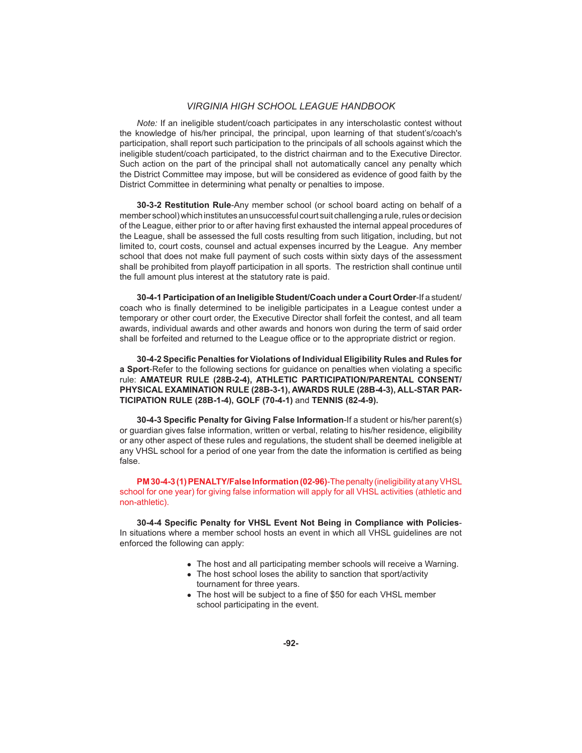*Note:* If an ineligible student/coach participates in any interscholastic contest without the knowledge of his/her principal, the principal, upon learning of that student's/coach's participation, shall report such participation to the principals of all schools against which the ineligible student/coach participated, to the district chairman and to the Executive Director. Such action on the part of the principal shall not automatically cancel any penalty which the District Committee may impose, but will be considered as evidence of good faith by the District Committee in determining what penalty or penalties to impose.

**30-3-2 Restitution Rule**-Any member school (or school board acting on behalf of a member school) which institutes an unsuccessful court suit challenging a rule, rules or decision of the League, either prior to or after having first exhausted the internal appeal procedures of the League, shall be assessed the full costs resulting from such litigation, including, but not limited to, court costs, counsel and actual expenses incurred by the League. Any member school that does not make full payment of such costs within sixty days of the assessment shall be prohibited from playoff participation in all sports. The restriction shall continue until the full amount plus interest at the statutory rate is paid.

**30-4-1 Participation of an Ineligible Student/Coach under a Court Order**-If a student/coach who is finally determined to be ineligible participates in a League contest under a temporary or other court order, the Executive Director shall forfeit the contest, and all team awards, individual awards and other awards and honors won during the term of said order shall be forfeited and returned to the League office or to the appropriate district or region.

**30-4-2 Specific Penalties for Violations of Individual Eligibility Rules and Rules for a Sport**-Refer to the following sections for guidance on penalties when violating a specific rule: **AMATEUR RULE (28B-2-4), ATHLETIC PARTICIPATION/PARENTAL CONSENT/PHYSICAL EXAMINATION RULE (28B-3-1), AWARDS RULE (28B-4-3), ALL-STAR PARTICIPATION RULE (28B-1-4), GOLF (70-4-1)** and **TENNIS (82-4-9).**

**30-4-3 Specific Penalty for Giving False Information**-If a student or his/her parent(s) or guardian gives false information, written or verbal, relating to his/her residence, eligibility or any other aspect of these rules and regulations, the student shall be deemed ineligible at any VHSL school for a period of one year from the date the information is certified as being false.

**PM 30-4-3 (1) PENALTY/False Information (02-96)**-The penalty (ineligibility at any VHSL school for one year) for giving false information will apply for all VHSL activities (athletic and non-athletic).

**30-4-4 Specific Penalty for VHSL Event Not Being in Compliance with Policies**-In situations where a member school hosts an event in which all VHSL guidelines are not enforced the following can apply:

- The host and all participating member schools will receive a Warning.
- The host school loses the ability to sanction that sport/activity tournament for three years.
- The host will be subject to a fine of $50 for each VHSL member school participating in the event.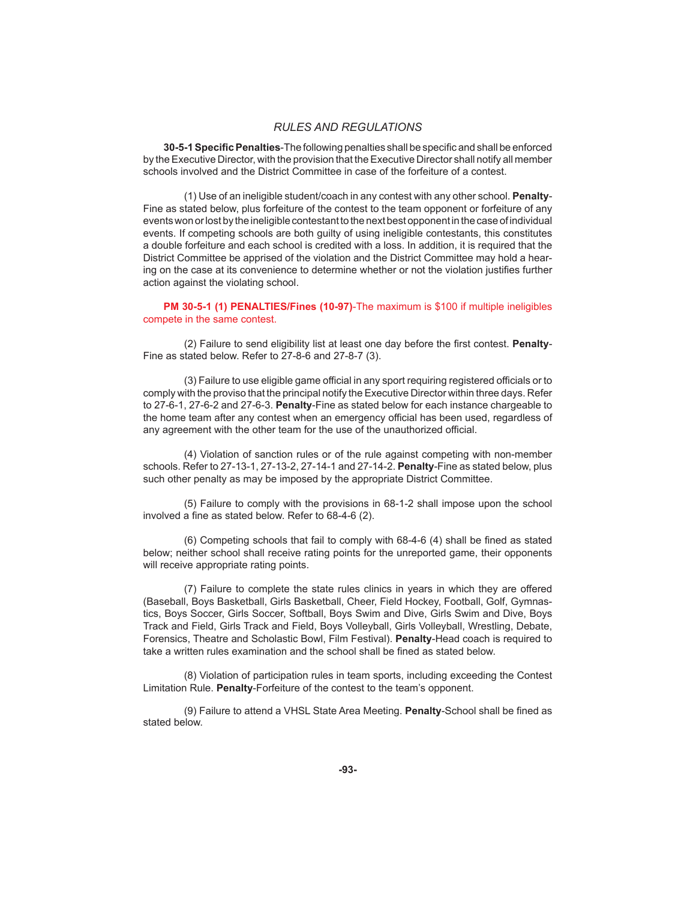**30-5-1 Specific Penalties**-The following penalties shall be specific and shall be enforced by the Executive Director, with the provision that the Executive Director shall notify all member schools involved and the District Committee in case of the forfeiture of a contest.

(1) Use of an ineligible student/coach in any contest with any other school. **Penalty**-Fine as stated below, plus forfeiture of the contest to the team opponent or forfeiture of any events won or lost by the ineligible contestant to the next best opponent in the case of individual events. If competing schools are both guilty of using ineligible contestants, this constitutes a double forfeiture and each school is credited with a loss. In addition, it is required that the District Committee be apprised of the violation and the District Committee may hold a hearing on the case at its convenience to determine whether or not the violation justifies further action against the violating school.

**PM 30-5-1 (1) PENALTIES/Fines (10-97)**-The maximum is $100 if multiple ineligibles compete in the same contest.

(2) Failure to send eligibility list at least one day before the first contest. **Penalty**-Fine as stated below. Refer to 27-8-6 and 27-8-7 (3).

(3) Failure to use eligible game official in any sport requiring registered officials or to comply with the proviso that the principal notify the Executive Director within three days. Refer to 27-6-1, 27-6-2 and 27-6-3. **Penalty**-Fine as stated below for each instance chargeable to the home team after any contest when an emergency official has been used, regardless of any agreement with the other team for the use of the unauthorized official.

(4) Violation of sanction rules or of the rule against competing with non-member schools. Refer to 27-13-1, 27-13-2, 27-14-1 and 27-14-2. **Penalty**-Fine as stated below, plus such other penalty as may be imposed by the appropriate District Committee.

(5) Failure to comply with the provisions in 68-1-2 shall impose upon the school involved a fine as stated below. Refer to 68-4-6 (2).

(6) Competing schools that fail to comply with 68-4-6 (4) shall be fined as stated below; neither school shall receive rating points for the unreported game, their opponents will receive appropriate rating points.

(7) Failure to complete the state rules clinics in years in which they are offered (Baseball, Boys Basketball, Girls Basketball, Cheer, Field Hockey, Football, Golf, Gymnastics, Boys Soccer, Girls Soccer, Softball, Boys Swim and Dive, Girls Swim and Dive, Boys Track and Field, Girls Track and Field, Boys Volleyball, Girls Volleyball, Wrestling, Debate, Forensics, Theatre and Scholastic Bowl, Film Festival). **Penalty**-Head coach is required to take a written rules examination and the school shall be fined as stated below.

(8) Violation of participation rules in team sports, including exceeding the Contest Limitation Rule. **Penalty**-Forfeiture of the contest to the team's opponent.

(9) Failure to attend a VHSL State Area Meeting. **Penalty**-School shall be fined as stated below.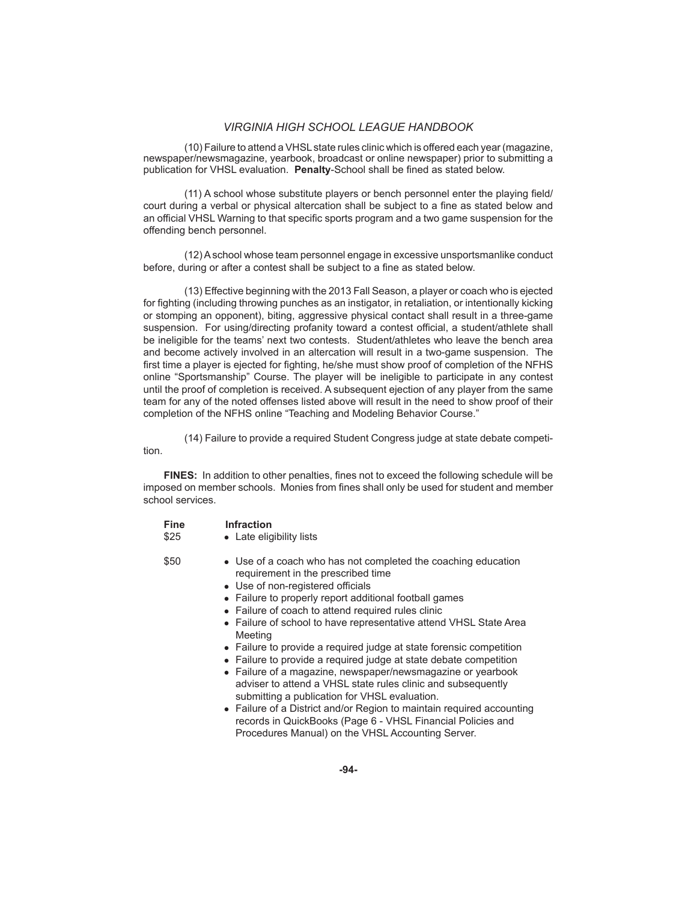(10) Failure to attend a VHSL state rules clinic which is offered each year (magazine, newspaper/newsmagazine, yearbook, broadcast or online newspaper) prior to submitting a publication for VHSL evaluation. **Penalty**-School shall be fined as stated below.

(11) A school whose substitute players or bench personnel enter the playing field/court during a verbal or physical altercation shall be subject to a fine as stated below and an official VHSL Warning to that specific sports program and a two game suspension for the offending bench personnel.

(12) A school whose team personnel engage in excessive unsportsmanlike conduct before, during or after a contest shall be subject to a fine as stated below.

(13) Effective beginning with the 2013 Fall Season, a player or coach who is ejected for fighting (including throwing punches as an instigator, in retaliation, or intentionally kicking or stomping an opponent), biting, aggressive physical contact shall result in a three-game suspension. For using/directing profanity toward a contest official, a student/athlete shall be ineligible for the teams' next two contests. Student/athletes who leave the bench area and become actively involved in an altercation will result in a two-game suspension. The first time a player is ejected for fighting, he/she must show proof of completion of the NFHS online "Sportsmanship" Course. The player will be ineligible to participate in any contest until the proof of completion is received. A subsequent ejection of any player from the same team for any of the noted offenses listed above will result in the need to show proof of their completion of the NFHS online "Teaching and Modeling Behavior Course."

(14) Failure to provide a required Student Congress judge at state debate competition.

**FINES:** In addition to other penalties, fines not to exceed the following schedule will be imposed on member schools. Monies from fines shall only be used for student and member school services.

| Fine | Infraction |
|---|---|
| $25 | • Late eligibility lists |
| $50 | • Use of a coach who has not completed the coaching education requirement in the prescribed time<br>• Use of non-registered officials<br>• Failure to properly report additional football games<br>• Failure of coach to attend required rules clinic<br>• Failure of school to have representative attend VHSL State Area Meeting<br>• Failure to provide a required judge at state forensic competition<br>• Failure to provide a required judge at state debate competition<br>• Failure of a magazine, newspaper/newsmagazine or yearbook adviser to attend a VHSL state rules clinic and subsequently submitting a publication for VHSL evaluation.<br>• Failure of a District and/or Region to maintain required accounting records in QuickBooks (Page 6 - VHSL Financial Policies and Procedures Manual) on the VHSL Accounting Server. |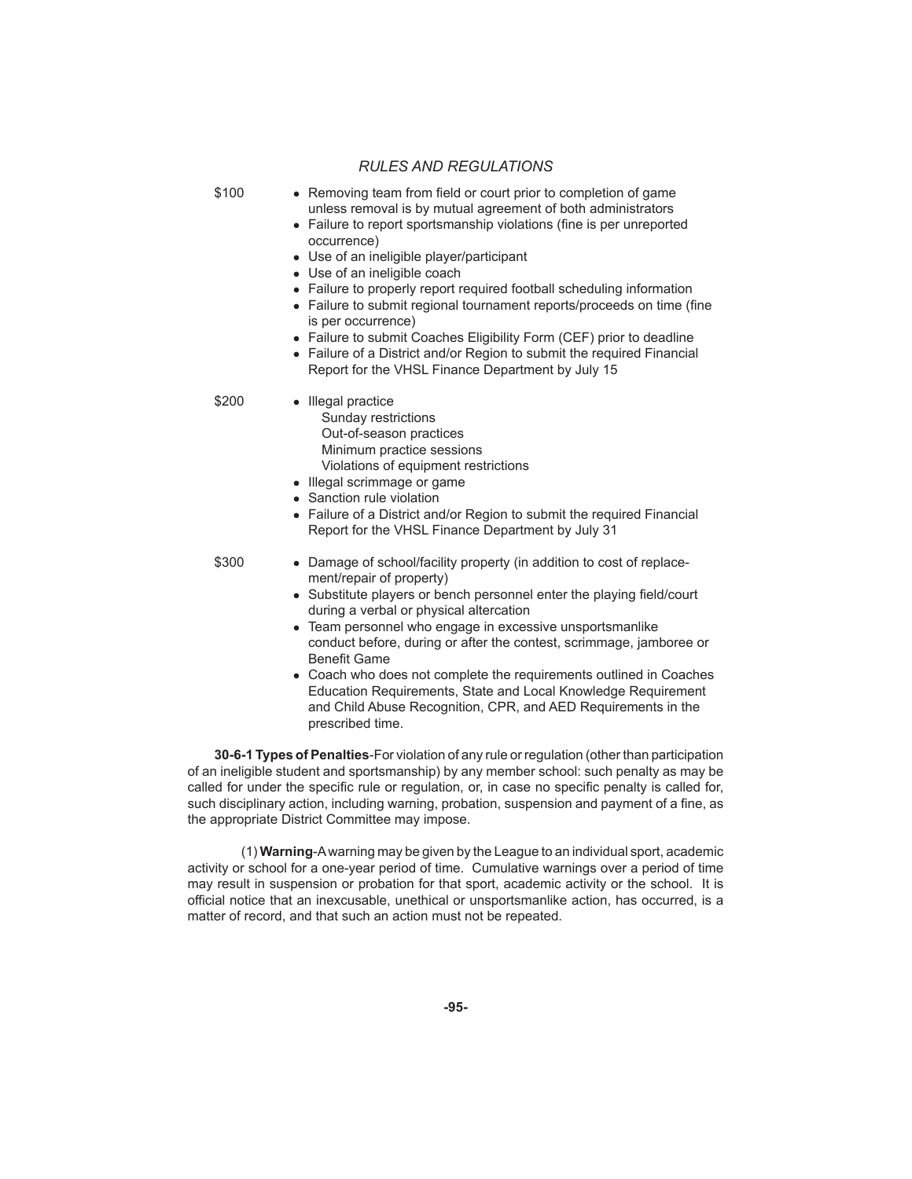$100

- Removing team from field or court prior to completion of game unless removal is by mutual agreement of both administrators
- Failure to report sportsmanship violations (fine is per unreported occurrence)
- Use of an ineligible player/participant
- Use of an ineligible coach
- Failure to properly report required football scheduling information
- Failure to submit regional tournament reports/proceeds on time (fine is per occurrence)
- Failure to submit Coaches Eligibility Form (CEF) prior to deadline
- Failure of a District and/or Region to submit the required Financial Report for the VHSL Finance Department by July 15

$200

- Illegal practice
  - Sunday restrictions
  - Out-of-season practices
  - Minimum practice sessions
  - Violations of equipment restrictions
- Illegal scrimmage or game
- Sanction rule violation
- Failure of a District and/or Region to submit the required Financial Report for the VHSL Finance Department by July 31

$300

- Damage of school/facility property (in addition to cost of replacement/repair of property)
- Substitute players or bench personnel enter the playing field/court during a verbal or physical altercation
- Team personnel who engage in excessive unsportsmanlike conduct before, during or after the contest, scrimmage, jamboree or Benefit Game
- Coach who does not complete the requirements outlined in Coaches Education Requirements, State and Local Knowledge Requirement and Child Abuse Recognition, CPR, and AED Requirements in the prescribed time.

**30-6-1 Types of Penalties**-For violation of any rule or regulation (other than participation of an ineligible student and sportsmanship) by any member school: such penalty as may be called for under the specific rule or regulation, or, in case no specific penalty is called for, such disciplinary action, including warning, probation, suspension and payment of a fine, as the appropriate District Committee may impose.

(1) **Warning**-A warning may be given by the League to an individual sport, academic activity or school for a one-year period of time. Cumulative warnings over a period of time may result in suspension or probation for that sport, academic activity or the school. It is official notice that an inexcusable, unethical or unsportsmanlike action, has occurred, is a matter of record, and that such an action must not be repeated.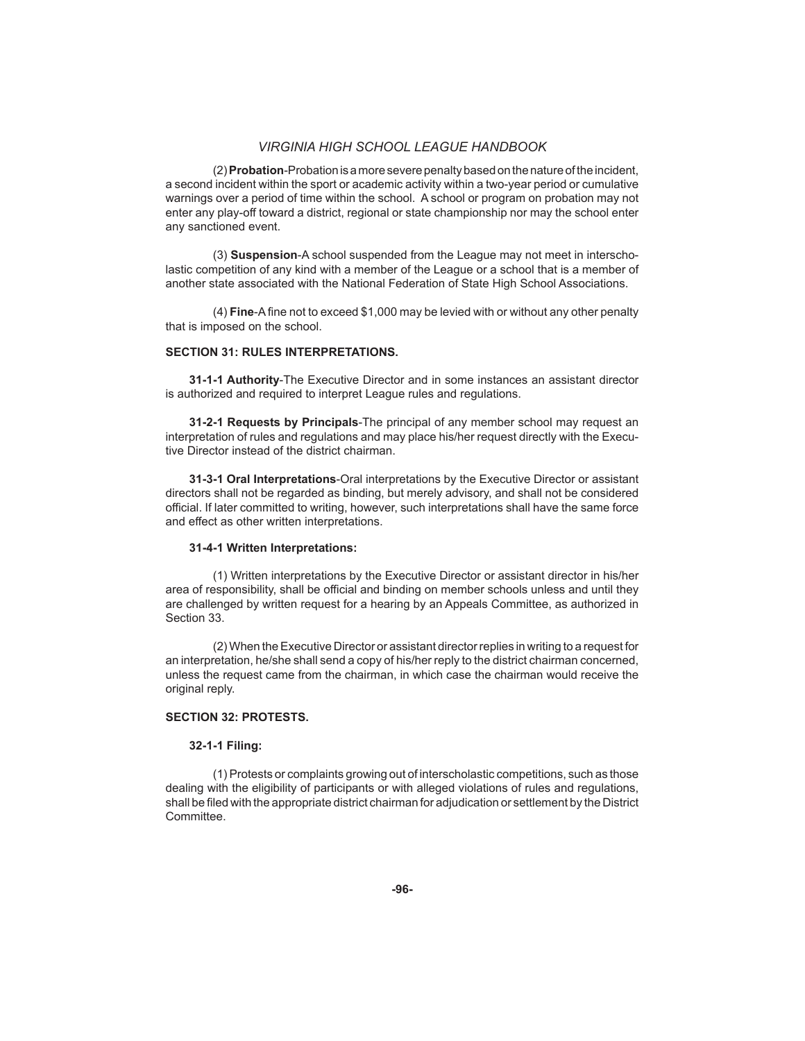(2) **Probation**-Probation is a more severe penalty based on the nature of the incident, a second incident within the sport or academic activity within a two-year period or cumulative warnings over a period of time within the school. A school or program on probation may not enter any play-off toward a district, regional or state championship nor may the school enter any sanctioned event.

(3) **Suspension**-A school suspended from the League may not meet in interscholastic competition of any kind with a member of the League or a school that is a member of another state associated with the National Federation of State High School Associations.

(4) **Fine**-A fine not to exceed $1,000 may be levied with or without any other penalty that is imposed on the school.

## SECTION 31: RULES INTERPRETATIONS.

**31-1-1 Authority**-The Executive Director and in some instances an assistant director is authorized and required to interpret League rules and regulations.

**31-2-1 Requests by Principals**-The principal of any member school may request an interpretation of rules and regulations and may place his/her request directly with the Executive Director instead of the district chairman.

**31-3-1 Oral Interpretations**-Oral interpretations by the Executive Director or assistant directors shall not be regarded as binding, but merely advisory, and shall not be considered official. If later committed to writing, however, such interpretations shall have the same force and effect as other written interpretations.

**31-4-1 Written Interpretations:**

(1) Written interpretations by the Executive Director or assistant director in his/her area of responsibility, shall be official and binding on member schools unless and until they are challenged by written request for a hearing by an Appeals Committee, as authorized in Section 33.

(2) When the Executive Director or assistant director replies in writing to a request for an interpretation, he/she shall send a copy of his/her reply to the district chairman concerned, unless the request came from the chairman, in which case the chairman would receive the original reply.

## SECTION 32: PROTESTS.

**32-1-1 Filing:**

(1) Protests or complaints growing out of interscholastic competitions, such as those dealing with the eligibility of participants or with alleged violations of rules and regulations, shall be filed with the appropriate district chairman for adjudication or settlement by the District Committee.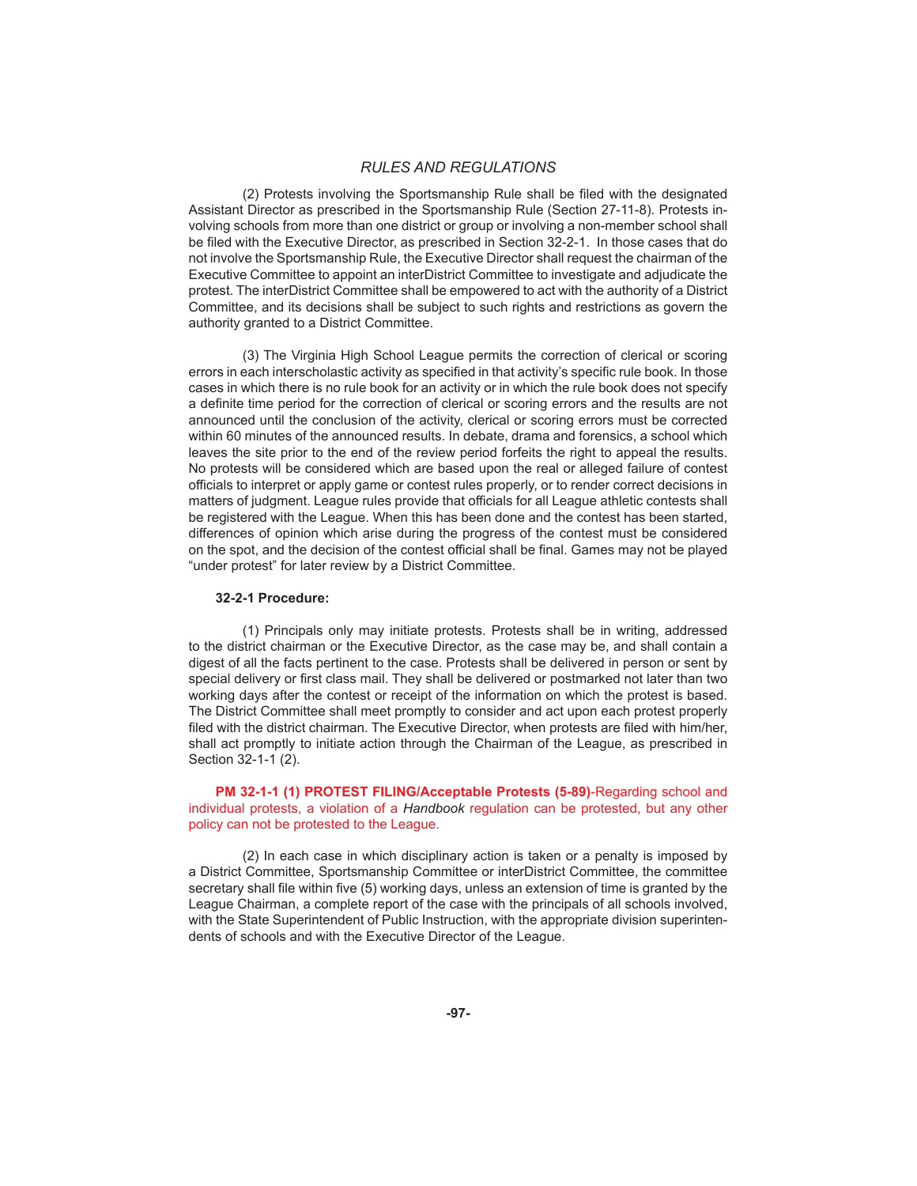(2) Protests involving the Sportsmanship Rule shall be filed with the designated Assistant Director as prescribed in the Sportsmanship Rule (Section 27-11-8). Protests involving schools from more than one district or group or involving a non-member school shall be filed with the Executive Director, as prescribed in Section 32-2-1. In those cases that do not involve the Sportsmanship Rule, the Executive Director shall request the chairman of the Executive Committee to appoint an interDistrict Committee to investigate and adjudicate the protest. The interDistrict Committee shall be empowered to act with the authority of a District Committee, and its decisions shall be subject to such rights and restrictions as govern the authority granted to a District Committee.

(3) The Virginia High School League permits the correction of clerical or scoring errors in each interscholastic activity as specified in that activity's specific rule book. In those cases in which there is no rule book for an activity or in which the rule book does not specify a definite time period for the correction of clerical or scoring errors and the results are not announced until the conclusion of the activity, clerical or scoring errors must be corrected within 60 minutes of the announced results. In debate, drama and forensics, a school which leaves the site prior to the end of the review period forfeits the right to appeal the results. No protests will be considered which are based upon the real or alleged failure of contest officials to interpret or apply game or contest rules properly, or to render correct decisions in matters of judgment. League rules provide that officials for all League athletic contests shall be registered with the League. When this has been done and the contest has been started, differences of opinion which arise during the progress of the contest must be considered on the spot, and the decision of the contest official shall be final. Games may not be played "under protest" for later review by a District Committee.

**32-2-1 Procedure:**

(1) Principals only may initiate protests. Protests shall be in writing, addressed to the district chairman or the Executive Director, as the case may be, and shall contain a digest of all the facts pertinent to the case. Protests shall be delivered in person or sent by special delivery or first class mail. They shall be delivered or postmarked not later than two working days after the contest or receipt of the information on which the protest is based. The District Committee shall meet promptly to consider and act upon each protest properly filed with the district chairman. The Executive Director, when protests are filed with him/her, shall act promptly to initiate action through the Chairman of the League, as prescribed in Section 32-1-1 (2).

**PM 32-1-1 (1) PROTEST FILING/Acceptable Protests (5-89)**-Regarding school and individual protests, a violation of a *Handbook* regulation can be protested, but any other policy can not be protested to the League.

(2) In each case in which disciplinary action is taken or a penalty is imposed by a District Committee, Sportsmanship Committee or interDistrict Committee, the committee secretary shall file within five (5) working days, unless an extension of time is granted by the League Chairman, a complete report of the case with the principals of all schools involved, with the State Superintendent of Public Instruction, with the appropriate division superintendents of schools and with the Executive Director of the League.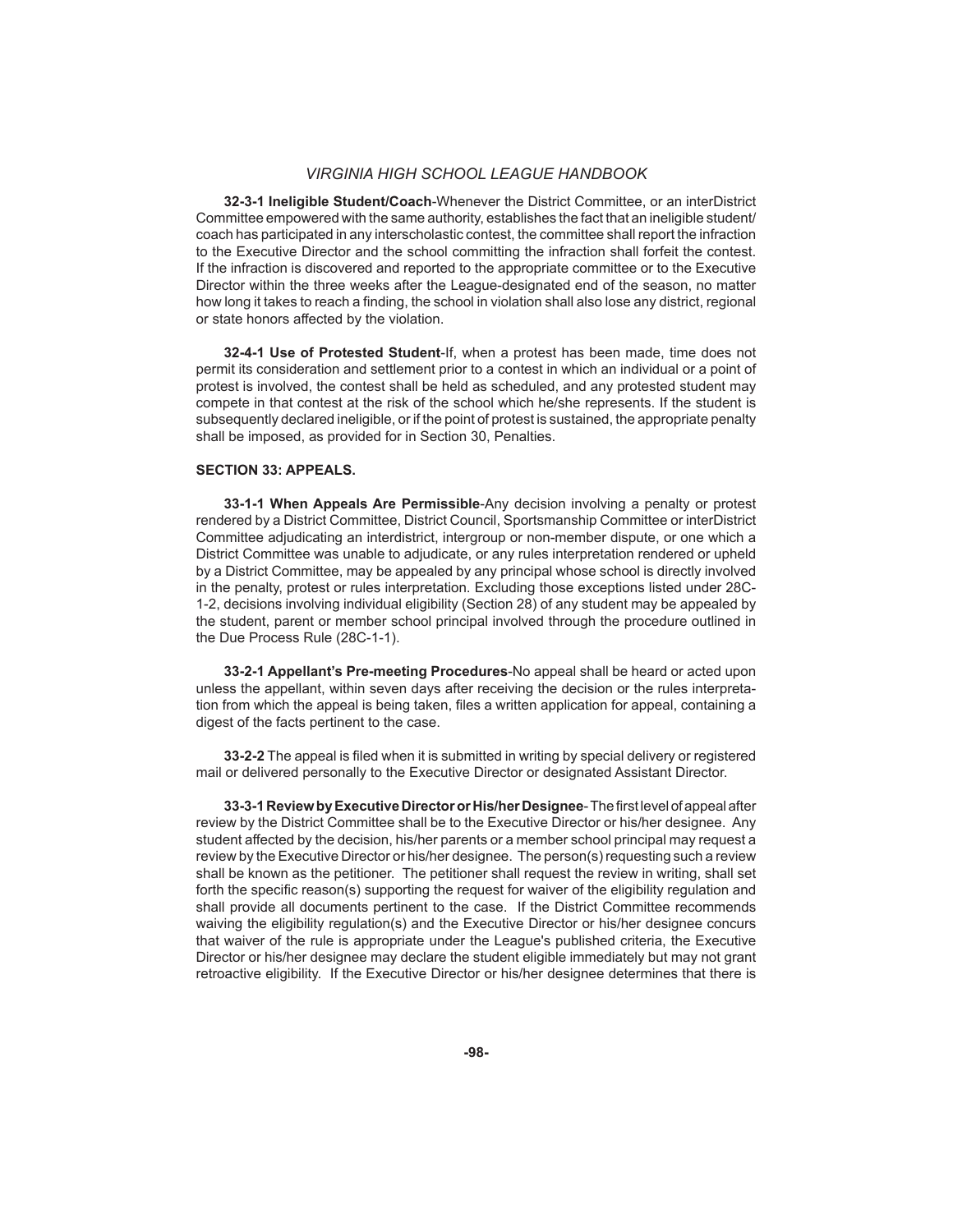**32-3-1 Ineligible Student/Coach**-Whenever the District Committee, or an interDistrict Committee empowered with the same authority, establishes the fact that an ineligible student/coach has participated in any interscholastic contest, the committee shall report the infraction to the Executive Director and the school committing the infraction shall forfeit the contest. If the infraction is discovered and reported to the appropriate committee or to the Executive Director within the three weeks after the League-designated end of the season, no matter how long it takes to reach a finding, the school in violation shall also lose any district, regional or state honors affected by the violation.

**32-4-1 Use of Protested Student**-If, when a protest has been made, time does not permit its consideration and settlement prior to a contest in which an individual or a point of protest is involved, the contest shall be held as scheduled, and any protested student may compete in that contest at the risk of the school which he/she represents. If the student is subsequently declared ineligible, or if the point of protest is sustained, the appropriate penalty shall be imposed, as provided for in Section 30, Penalties.

**SECTION 33: APPEALS.**

**33-1-1 When Appeals Are Permissible**-Any decision involving a penalty or protest rendered by a District Committee, District Council, Sportsmanship Committee or interDistrict Committee adjudicating an interdistrict, intergroup or non-member dispute, or one which a District Committee was unable to adjudicate, or any rules interpretation rendered or upheld by a District Committee, may be appealed by any principal whose school is directly involved in the penalty, protest or rules interpretation. Excluding those exceptions listed under 28C-1-2, decisions involving individual eligibility (Section 28) of any student may be appealed by the student, parent or member school principal involved through the procedure outlined in the Due Process Rule (28C-1-1).

**33-2-1 Appellant's Pre-meeting Procedures**-No appeal shall be heard or acted upon unless the appellant, within seven days after receiving the decision or the rules interpretation from which the appeal is being taken, files a written application for appeal, containing a digest of the facts pertinent to the case.

**33-2-2** The appeal is filed when it is submitted in writing by special delivery or registered mail or delivered personally to the Executive Director or designated Assistant Director.

**33-3-1 Review by Executive Director or His/her Designee**-The first level of appeal after review by the District Committee shall be to the Executive Director or his/her designee. Any student affected by the decision, his/her parents or a member school principal may request a review by the Executive Director or his/her designee. The person(s) requesting such a review shall be known as the petitioner. The petitioner shall request the review in writing, shall set forth the specific reason(s) supporting the request for waiver of the eligibility regulation and shall provide all documents pertinent to the case. If the District Committee recommends waiving the eligibility regulation(s) and the Executive Director or his/her designee concurs that waiver of the rule is appropriate under the League's published criteria, the Executive Director or his/her designee may declare the student eligible immediately but may not grant retroactive eligibility. If the Executive Director or his/her designee determines that there is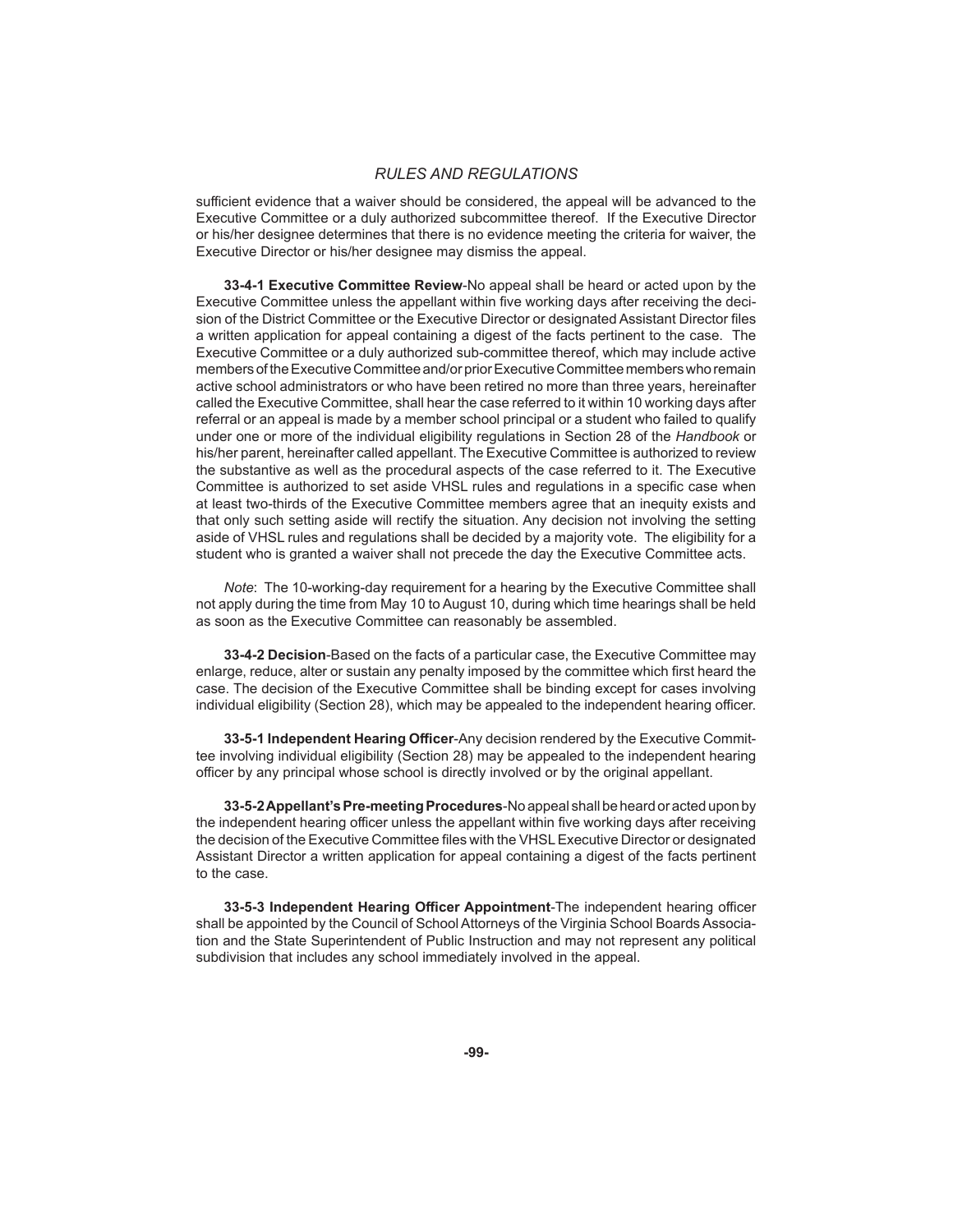sufficient evidence that a waiver should be considered, the appeal will be advanced to the Executive Committee or a duly authorized subcommittee thereof. If the Executive Director or his/her designee determines that there is no evidence meeting the criteria for waiver, the Executive Director or his/her designee may dismiss the appeal.

**33-4-1 Executive Committee Review**-No appeal shall be heard or acted upon by the Executive Committee unless the appellant within five working days after receiving the decision of the District Committee or the Executive Director or designated Assistant Director files a written application for appeal containing a digest of the facts pertinent to the case. The Executive Committee or a duly authorized sub-committee thereof, which may include active members of the Executive Committee and/or prior Executive Committee members who remain active school administrators or who have been retired no more than three years, hereinafter called the Executive Committee, shall hear the case referred to it within 10 working days after referral or an appeal is made by a member school principal or a student who failed to qualify under one or more of the individual eligibility regulations in Section 28 of the *Handbook* or his/her parent, hereinafter called appellant. The Executive Committee is authorized to review the substantive as well as the procedural aspects of the case referred to it. The Executive Committee is authorized to set aside VHSL rules and regulations in a specific case when at least two-thirds of the Executive Committee members agree that an inequity exists and that only such setting aside will rectify the situation. Any decision not involving the setting aside of VHSL rules and regulations shall be decided by a majority vote. The eligibility for a student who is granted a waiver shall not precede the day the Executive Committee acts.

*Note*: The 10-working-day requirement for a hearing by the Executive Committee shall not apply during the time from May 10 to August 10, during which time hearings shall be held as soon as the Executive Committee can reasonably be assembled.

**33-4-2 Decision**-Based on the facts of a particular case, the Executive Committee may enlarge, reduce, alter or sustain any penalty imposed by the committee which first heard the case. The decision of the Executive Committee shall be binding except for cases involving individual eligibility (Section 28), which may be appealed to the independent hearing officer.

**33-5-1 Independent Hearing Officer**-Any decision rendered by the Executive Committee involving individual eligibility (Section 28) may be appealed to the independent hearing officer by any principal whose school is directly involved or by the original appellant.

**33-5-2 Appellant's Pre-meeting Procedures**-No appeal shall be heard or acted upon by the independent hearing officer unless the appellant within five working days after receiving the decision of the Executive Committee files with the VHSL Executive Director or designated Assistant Director a written application for appeal containing a digest of the facts pertinent to the case.

**33-5-3 Independent Hearing Officer Appointment**-The independent hearing officer shall be appointed by the Council of School Attorneys of the Virginia School Boards Association and the State Superintendent of Public Instruction and may not represent any political subdivision that includes any school immediately involved in the appeal.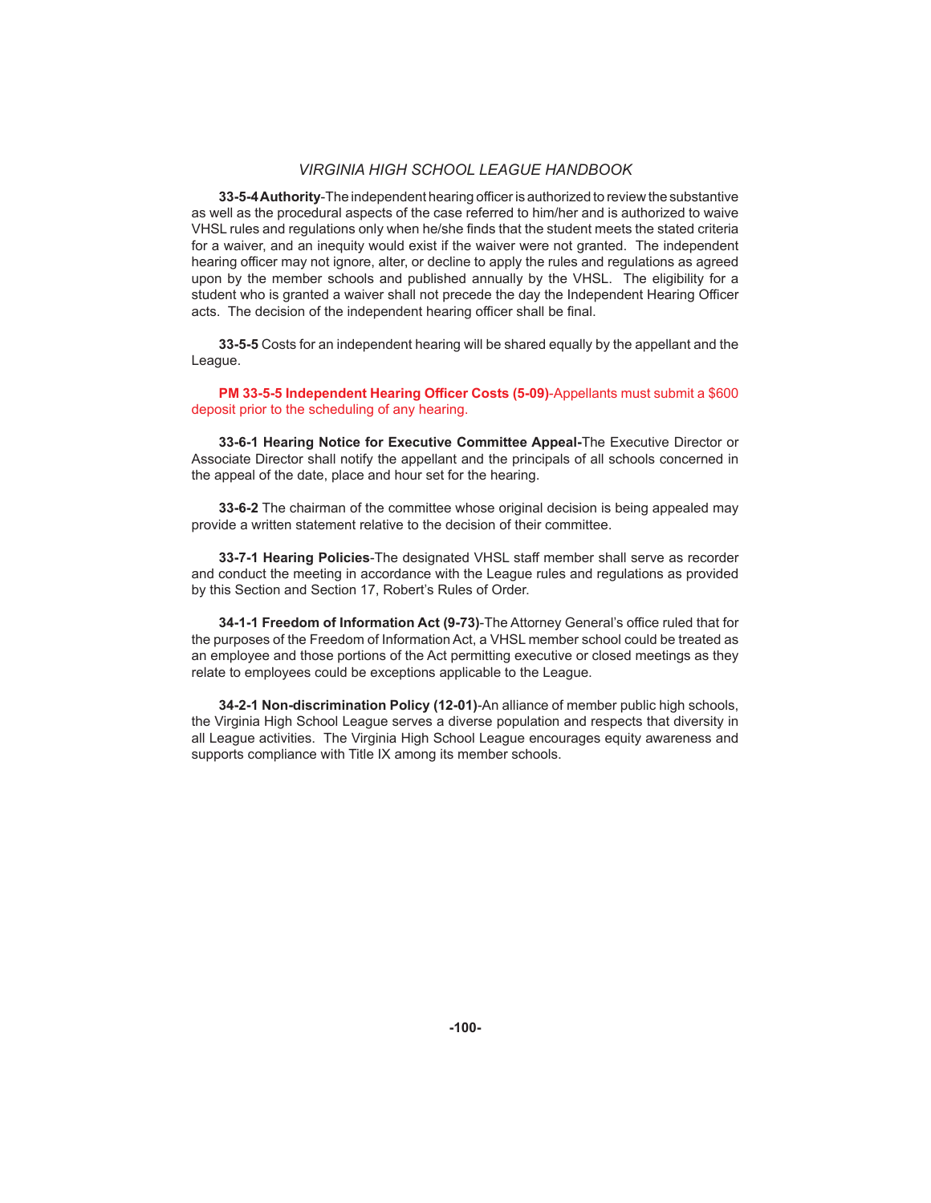**33-5-4 Authority**-The independent hearing officer is authorized to review the substantive as well as the procedural aspects of the case referred to him/her and is authorized to waive VHSL rules and regulations only when he/she finds that the student meets the stated criteria for a waiver, and an inequity would exist if the waiver were not granted. The independent hearing officer may not ignore, alter, or decline to apply the rules and regulations as agreed upon by the member schools and published annually by the VHSL. The eligibility for a student who is granted a waiver shall not precede the day the Independent Hearing Officer acts. The decision of the independent hearing officer shall be final.

**33-5-5** Costs for an independent hearing will be shared equally by the appellant and the League.

**PM 33-5-5 Independent Hearing Officer Costs (5-09)**-Appellants must submit a $600 deposit prior to the scheduling of any hearing.

**33-6-1 Hearing Notice for Executive Committee Appeal-**The Executive Director or Associate Director shall notify the appellant and the principals of all schools concerned in the appeal of the date, place and hour set for the hearing.

**33-6-2** The chairman of the committee whose original decision is being appealed may provide a written statement relative to the decision of their committee.

**33-7-1 Hearing Policies**-The designated VHSL staff member shall serve as recorder and conduct the meeting in accordance with the League rules and regulations as provided by this Section and Section 17, Robert's Rules of Order.

**34-1-1 Freedom of Information Act (9-73)**-The Attorney General's office ruled that for the purposes of the Freedom of Information Act, a VHSL member school could be treated as an employee and those portions of the Act permitting executive or closed meetings as they relate to employees could be exceptions applicable to the League.

**34-2-1 Non-discrimination Policy (12-01)**-An alliance of member public high schools, the Virginia High School League serves a diverse population and respects that diversity in all League activities. The Virginia High School League encourages equity awareness and supports compliance with Title IX among its member schools.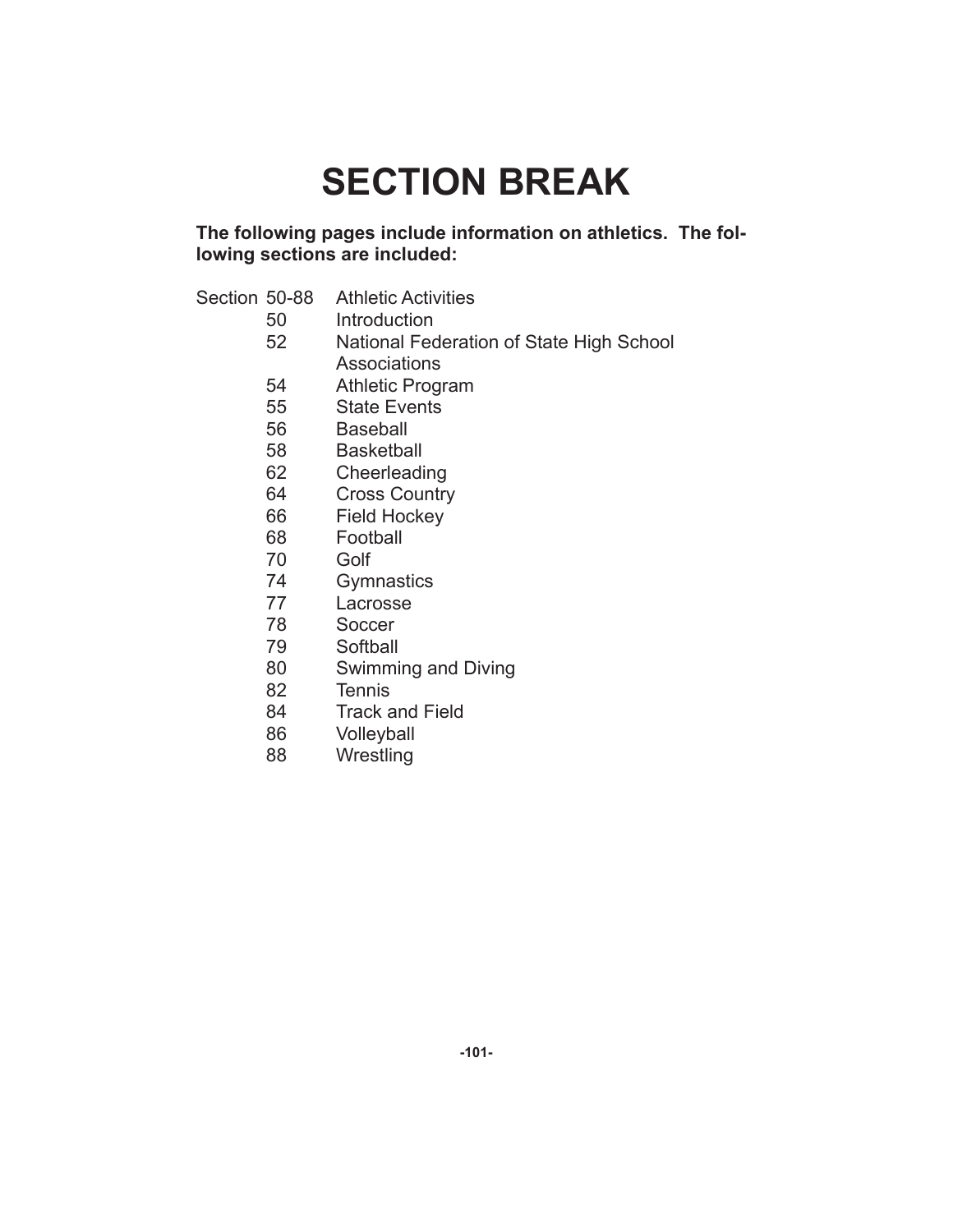# SECTION BREAK

**The following pages include information on athletics. The following sections are included:**

| | | |
|---|---|---|
| Section | 50-88 | Athletic Activities |
| | 50 | Introduction |
| | 52 | National Federation of State High School Associations |
| | 54 | Athletic Program |
| | 55 | State Events |
| | 56 | Baseball |
| | 58 | Basketball |
| | 62 | Cheerleading |
| | 64 | Cross Country |
| | 66 | Field Hockey |
| | 68 | Football |
| | 70 | Golf |
| | 74 | Gymnastics |
| | 77 | Lacrosse |
| | 78 | Soccer |
| | 79 | Softball |
| | 80 | Swimming and Diving |
| | 82 | Tennis |
| | 84 | Track and Field |
| | 86 | Volleyball |
| | 88 | Wrestling |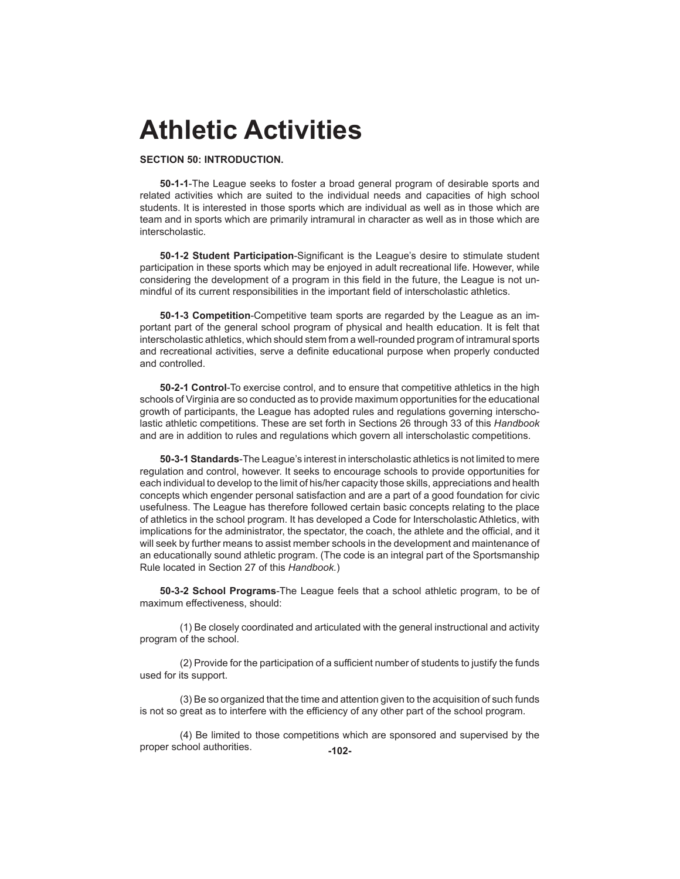# Athletic Activities

**SECTION 50: INTRODUCTION.**

**50-1-1**-The League seeks to foster a broad general program of desirable sports and related activities which are suited to the individual needs and capacities of high school students. It is interested in those sports which are individual as well as in those which are team and in sports which are primarily intramural in character as well as in those which are interscholastic.

**50-1-2 Student Participation**-Significant is the League's desire to stimulate student participation in these sports which may be enjoyed in adult recreational life. However, while considering the development of a program in this field in the future, the League is not unmindful of its current responsibilities in the important field of interscholastic athletics.

**50-1-3 Competition**-Competitive team sports are regarded by the League as an important part of the general school program of physical and health education. It is felt that interscholastic athletics, which should stem from a well-rounded program of intramural sports and recreational activities, serve a definite educational purpose when properly conducted and controlled.

**50-2-1 Control**-To exercise control, and to ensure that competitive athletics in the high schools of Virginia are so conducted as to provide maximum opportunities for the educational growth of participants, the League has adopted rules and regulations governing interscholastic athletic competitions. These are set forth in Sections 26 through 33 of this *Handbook* and are in addition to rules and regulations which govern all interscholastic competitions.

**50-3-1 Standards**-The League's interest in interscholastic athletics is not limited to mere regulation and control, however. It seeks to encourage schools to provide opportunities for each individual to develop to the limit of his/her capacity those skills, appreciations and health concepts which engender personal satisfaction and are a part of a good foundation for civic usefulness. The League has therefore followed certain basic concepts relating to the place of athletics in the school program. It has developed a Code for Interscholastic Athletics, with implications for the administrator, the spectator, the coach, the athlete and the official, and it will seek by further means to assist member schools in the development and maintenance of an educationally sound athletic program. (The code is an integral part of the Sportsmanship Rule located in Section 27 of this *Handbook.*)

**50-3-2 School Programs**-The League feels that a school athletic program, to be of maximum effectiveness, should:

(1) Be closely coordinated and articulated with the general instructional and activity program of the school.

(2) Provide for the participation of a sufficient number of students to justify the funds used for its support.

(3) Be so organized that the time and attention given to the acquisition of such funds is not so great as to interfere with the efficiency of any other part of the school program.

(4) Be limited to those competitions which are sponsored and supervised by the proper school authorities.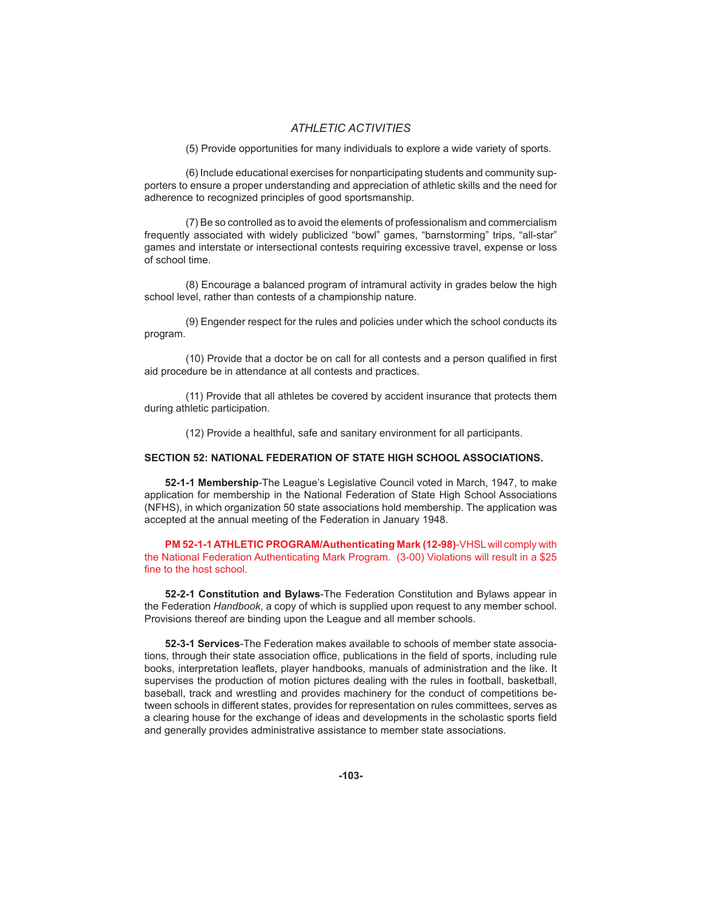(5) Provide opportunities for many individuals to explore a wide variety of sports.

(6) Include educational exercises for nonparticipating students and community supporters to ensure a proper understanding and appreciation of athletic skills and the need for adherence to recognized principles of good sportsmanship.

(7) Be so controlled as to avoid the elements of professionalism and commercialism frequently associated with widely publicized "bowl" games, "barnstorming" trips, "all-star" games and interstate or intersectional contests requiring excessive travel, expense or loss of school time.

(8) Encourage a balanced program of intramural activity in grades below the high school level, rather than contests of a championship nature.

(9) Engender respect for the rules and policies under which the school conducts its program.

(10) Provide that a doctor be on call for all contests and a person qualified in first aid procedure be in attendance at all contests and practices.

(11) Provide that all athletes be covered by accident insurance that protects them during athletic participation.

(12) Provide a healthful, safe and sanitary environment for all participants.

## SECTION 52: NATIONAL FEDERATION OF STATE HIGH SCHOOL ASSOCIATIONS.

**52-1-1 Membership**-The League's Legislative Council voted in March, 1947, to make application for membership in the National Federation of State High School Associations (NFHS), in which organization 50 state associations hold membership. The application was accepted at the annual meeting of the Federation in January 1948.

**PM 52-1-1 ATHLETIC PROGRAM/Authenticating Mark (12-98)**-VHSL will comply with the National Federation Authenticating Mark Program. (3-00) Violations will result in a $25 fine to the host school.

**52-2-1 Constitution and Bylaws**-The Federation Constitution and Bylaws appear in the Federation *Handbook*, a copy of which is supplied upon request to any member school. Provisions thereof are binding upon the League and all member schools.

**52-3-1 Services**-The Federation makes available to schools of member state associations, through their state association office, publications in the field of sports, including rule books, interpretation leaflets, player handbooks, manuals of administration and the like. It supervises the production of motion pictures dealing with the rules in football, basketball, baseball, track and wrestling and provides machinery for the conduct of competitions between schools in different states, provides for representation on rules committees, serves as a clearing house for the exchange of ideas and developments in the scholastic sports field and generally provides administrative assistance to member state associations.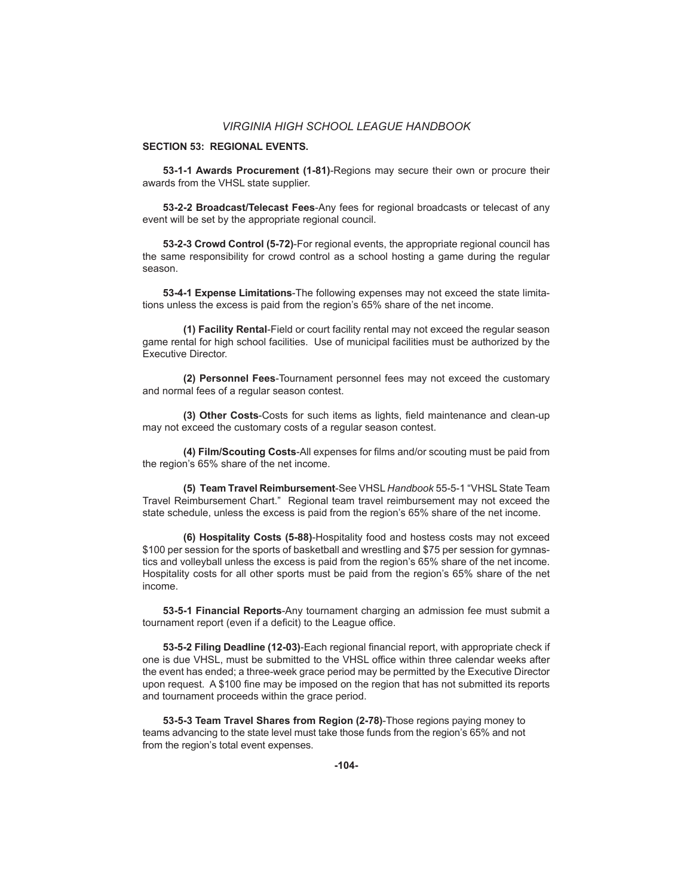## SECTION 53: REGIONAL EVENTS.

**53-1-1 Awards Procurement (1-81)**-Regions may secure their own or procure their awards from the VHSL state supplier.

**53-2-2 Broadcast/Telecast Fees**-Any fees for regional broadcasts or telecast of any event will be set by the appropriate regional council.

**53-2-3 Crowd Control (5-72)**-For regional events, the appropriate regional council has the same responsibility for crowd control as a school hosting a game during the regular season.

**53-4-1 Expense Limitations**-The following expenses may not exceed the state limitations unless the excess is paid from the region's 65% share of the net income.

**(1) Facility Rental**-Field or court facility rental may not exceed the regular season game rental for high school facilities. Use of municipal facilities must be authorized by the Executive Director.

**(2) Personnel Fees**-Tournament personnel fees may not exceed the customary and normal fees of a regular season contest.

**(3) Other Costs**-Costs for such items as lights, field maintenance and clean-up may not exceed the customary costs of a regular season contest.

**(4) Film/Scouting Costs**-All expenses for films and/or scouting must be paid from the region's 65% share of the net income.

**(5) Team Travel Reimbursement**-See VHSL *Handbook* 55-5-1 "VHSL State Team Travel Reimbursement Chart." Regional team travel reimbursement may not exceed the state schedule, unless the excess is paid from the region's 65% share of the net income.

**(6) Hospitality Costs (5-88)**-Hospitality food and hostess costs may not exceed \$100 per session for the sports of basketball and wrestling and \$75 per session for gymnastics and volleyball unless the excess is paid from the region's 65% share of the net income. Hospitality costs for all other sports must be paid from the region's 65% share of the net income.

**53-5-1 Financial Reports**-Any tournament charging an admission fee must submit a tournament report (even if a deficit) to the League office.

**53-5-2 Filing Deadline (12-03)**-Each regional financial report, with appropriate check if one is due VHSL, must be submitted to the VHSL office within three calendar weeks after the event has ended; a three-week grace period may be permitted by the Executive Director upon request. A \$100 fine may be imposed on the region that has not submitted its reports and tournament proceeds within the grace period.

**53-5-3 Team Travel Shares from Region (2-78)**-Those regions paying money to teams advancing to the state level must take those funds from the region's 65% and not from the region's total event expenses.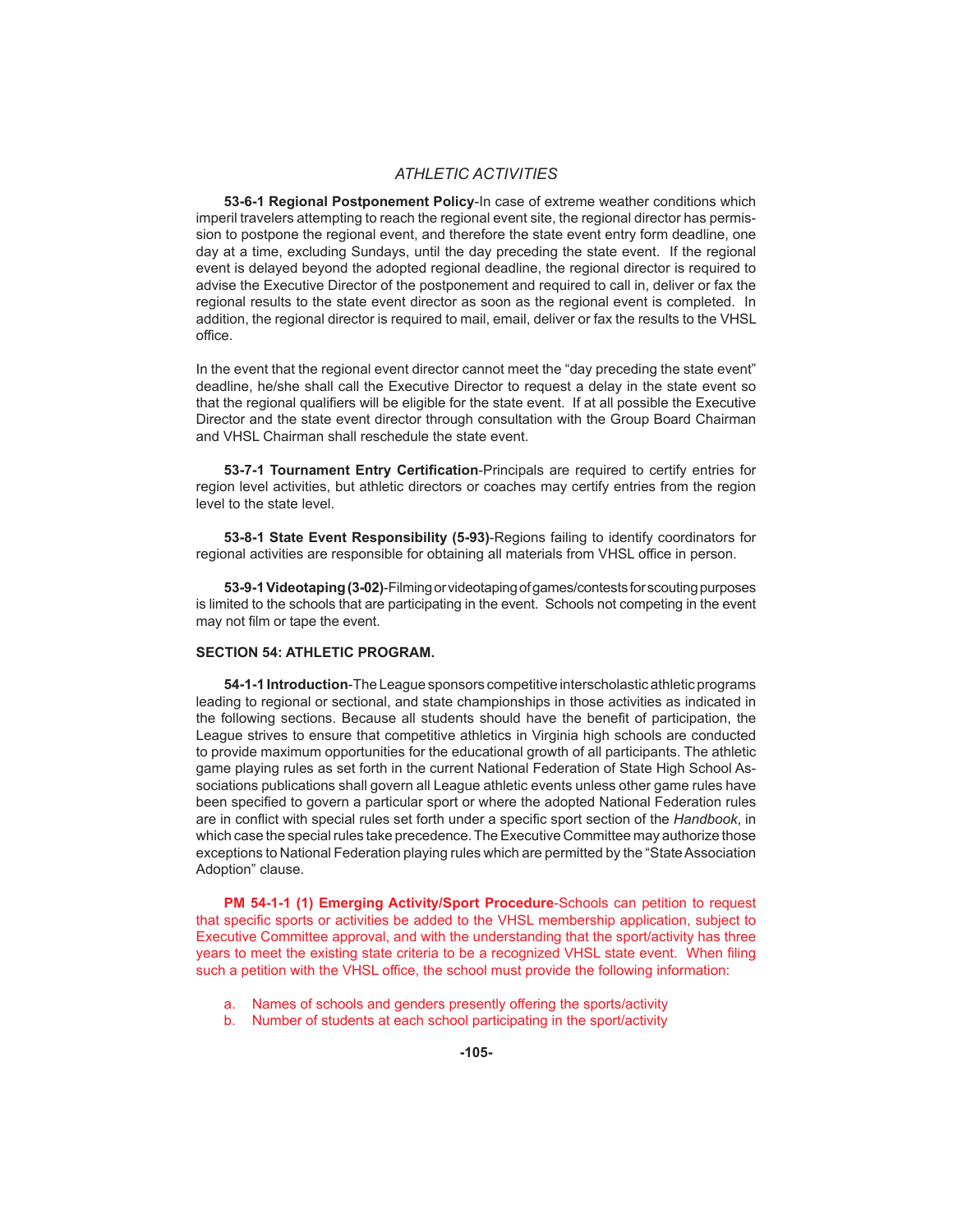**53-6-1 Regional Postponement Policy**-In case of extreme weather conditions which imperil travelers attempting to reach the regional event site, the regional director has permission to postpone the regional event, and therefore the state event entry form deadline, one day at a time, excluding Sundays, until the day preceding the state event. If the regional event is delayed beyond the adopted regional deadline, the regional director is required to advise the Executive Director of the postponement and required to call in, deliver or fax the regional results to the state event director as soon as the regional event is completed. In addition, the regional director is required to mail, email, deliver or fax the results to the VHSL office.

In the event that the regional event director cannot meet the "day preceding the state event" deadline, he/she shall call the Executive Director to request a delay in the state event so that the regional qualifiers will be eligible for the state event. If at all possible the Executive Director and the state event director through consultation with the Group Board Chairman and VHSL Chairman shall reschedule the state event.

**53-7-1 Tournament Entry Certification**-Principals are required to certify entries for region level activities, but athletic directors or coaches may certify entries from the region level to the state level.

**53-8-1 State Event Responsibility (5-93)**-Regions failing to identify coordinators for regional activities are responsible for obtaining all materials from VHSL office in person.

**53-9-1 Videotaping (3-02)**-Filming or videotaping of games/contests for scouting purposes is limited to the schools that are participating in the event. Schools not competing in the event may not film or tape the event.

## SECTION 54: ATHLETIC PROGRAM.

**54-1-1 Introduction**-The League sponsors competitive interscholastic athletic programs leading to regional or sectional, and state championships in those activities as indicated in the following sections. Because all students should have the benefit of participation, the League strives to ensure that competitive athletics in Virginia high schools are conducted to provide maximum opportunities for the educational growth of all participants. The athletic game playing rules as set forth in the current National Federation of State High School Associations publications shall govern all League athletic events unless other game rules have been specified to govern a particular sport or where the adopted National Federation rules are in conflict with special rules set forth under a specific sport section of the *Handbook*, in which case the special rules take precedence. The Executive Committee may authorize those exceptions to National Federation playing rules which are permitted by the "State Association Adoption" clause.

**PM 54-1-1 (1) Emerging Activity/Sport Procedure**-Schools can petition to request that specific sports or activities be added to the VHSL membership application, subject to Executive Committee approval, and with the understanding that the sport/activity has three years to meet the existing state criteria to be a recognized VHSL state event. When filing such a petition with the VHSL office, the school must provide the following information:

a. Names of schools and genders presently offering the sports/activity
b. Number of students at each school participating in the sport/activity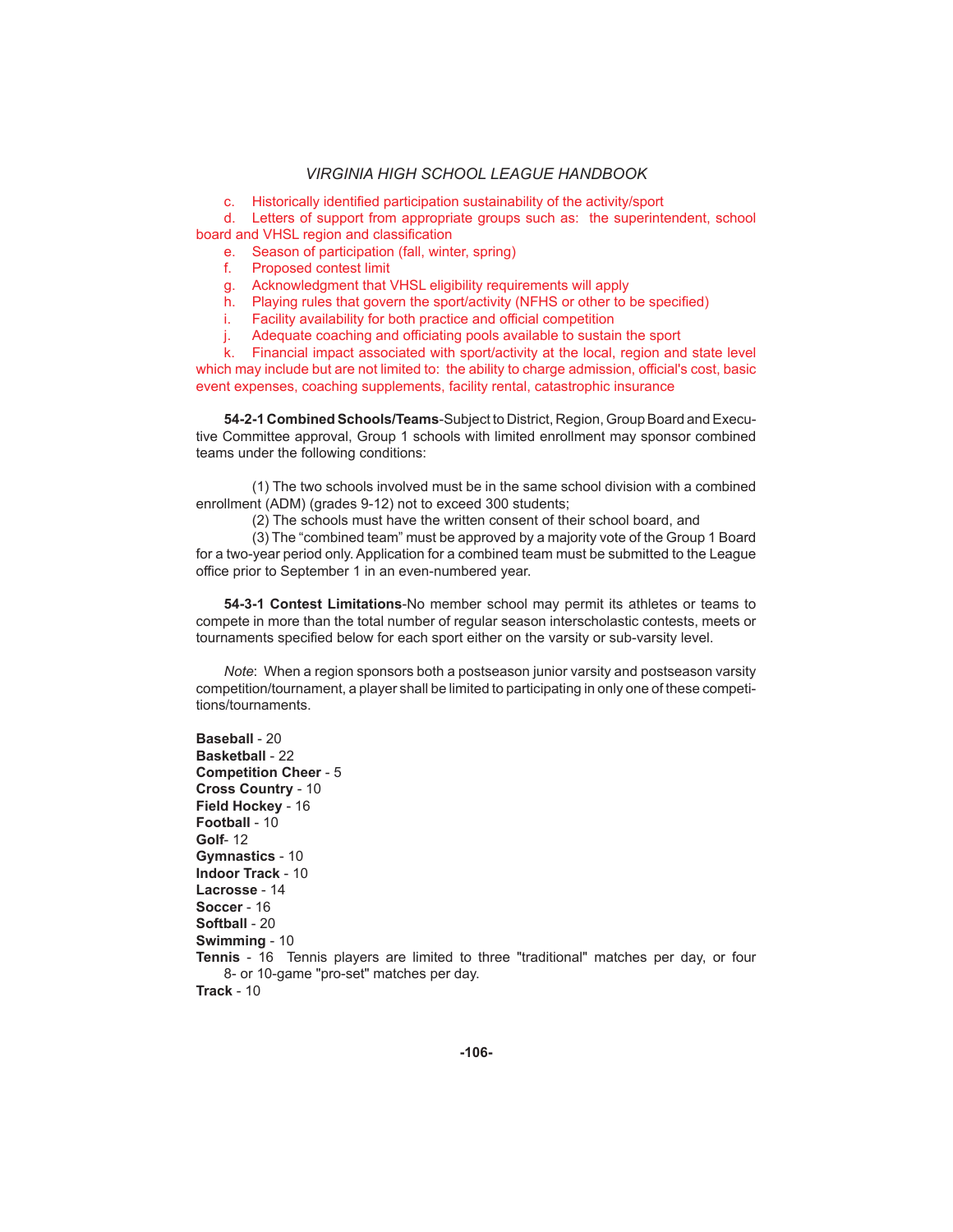c. Historically identified participation sustainability of the activity/sport

d. Letters of support from appropriate groups such as: the superintendent, school board and VHSL region and classification

e. Season of participation (fall, winter, spring)

f. Proposed contest limit

g. Acknowledgment that VHSL eligibility requirements will apply

h. Playing rules that govern the sport/activity (NFHS or other to be specified)

i. Facility availability for both practice and official competition

j. Adequate coaching and officiating pools available to sustain the sport

k. Financial impact associated with sport/activity at the local, region and state level which may include but are not limited to: the ability to charge admission, official's cost, basic event expenses, coaching supplements, facility rental, catastrophic insurance

**54-2-1 Combined Schools/Teams**-Subject to District, Region, Group Board and Executive Committee approval, Group 1 schools with limited enrollment may sponsor combined teams under the following conditions:

(1) The two schools involved must be in the same school division with a combined enrollment (ADM) (grades 9-12) not to exceed 300 students;

(2) The schools must have the written consent of their school board, and

(3) The "combined team" must be approved by a majority vote of the Group 1 Board for a two-year period only. Application for a combined team must be submitted to the League office prior to September 1 in an even-numbered year.

**54-3-1 Contest Limitations**-No member school may permit its athletes or teams to compete in more than the total number of regular season interscholastic contests, meets or tournaments specified below for each sport either on the varsity or sub-varsity level.

*Note*: When a region sponsors both a postseason junior varsity and postseason varsity competition/tournament, a player shall be limited to participating in only one of these competitions/tournaments.

**Baseball** - 20
**Basketball** - 22
**Competition Cheer** - 5
**Cross Country** - 10
**Field Hockey** - 16
**Football** - 10
**Golf**- 12
**Gymnastics** - 10
**Indoor Track** - 10
**Lacrosse** - 14
**Soccer** - 16
**Softball** - 20
**Swimming** - 10
**Tennis** - 16 Tennis players are limited to three "traditional" matches per day, or four 8- or 10-game "pro-set" matches per day.
**Track** - 10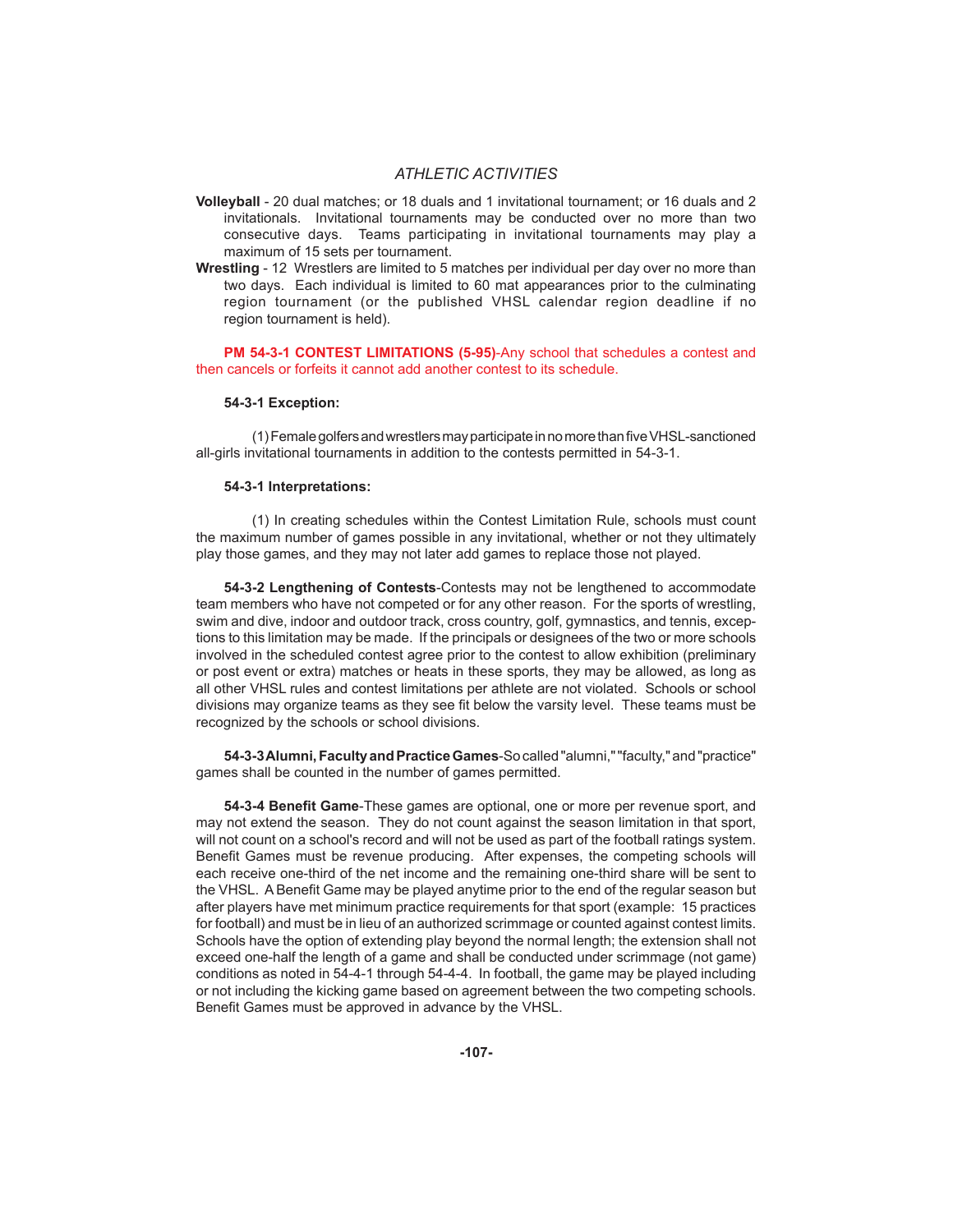**Volleyball** - 20 dual matches; or 18 duals and 1 invitational tournament; or 16 duals and 2 invitationals. Invitational tournaments may be conducted over no more than two consecutive days. Teams participating in invitational tournaments may play a maximum of 15 sets per tournament.

**Wrestling** - 12 Wrestlers are limited to 5 matches per individual per day over no more than two days. Each individual is limited to 60 mat appearances prior to the culminating region tournament (or the published VHSL calendar region deadline if no region tournament is held).

**PM 54-3-1 CONTEST LIMITATIONS (5-95)**-Any school that schedules a contest and then cancels or forfeits it cannot add another contest to its schedule.

**54-3-1 Exception:**

(1) Female golfers and wrestlers may participate in no more than five VHSL-sanctioned all-girls invitational tournaments in addition to the contests permitted in 54-3-1.

**54-3-1 Interpretations:**

(1) In creating schedules within the Contest Limitation Rule, schools must count the maximum number of games possible in any invitational, whether or not they ultimately play those games, and they may not later add games to replace those not played.

**54-3-2 Lengthening of Contests**-Contests may not be lengthened to accommodate team members who have not competed or for any other reason. For the sports of wrestling, swim and dive, indoor and outdoor track, cross country, golf, gymnastics, and tennis, exceptions to this limitation may be made. If the principals or designees of the two or more schools involved in the scheduled contest agree prior to the contest to allow exhibition (preliminary or post event or extra) matches or heats in these sports, they may be allowed, as long as all other VHSL rules and contest limitations per athlete are not violated. Schools or school divisions may organize teams as they see fit below the varsity level. These teams must be recognized by the schools or school divisions.

**54-3-3 Alumni, Faculty and Practice Games**-So called "alumni," "faculty," and "practice" games shall be counted in the number of games permitted.

**54-3-4 Benefit Game**-These games are optional, one or more per revenue sport, and may not extend the season. They do not count against the season limitation in that sport, will not count on a school's record and will not be used as part of the football ratings system. Benefit Games must be revenue producing. After expenses, the competing schools will each receive one-third of the net income and the remaining one-third share will be sent to the VHSL. A Benefit Game may be played anytime prior to the end of the regular season but after players have met minimum practice requirements for that sport (example: 15 practices for football) and must be in lieu of an authorized scrimmage or counted against contest limits. Schools have the option of extending play beyond the normal length; the extension shall not exceed one-half the length of a game and shall be conducted under scrimmage (not game) conditions as noted in 54-4-1 through 54-4-4. In football, the game may be played including or not including the kicking game based on agreement between the two competing schools. Benefit Games must be approved in advance by the VHSL.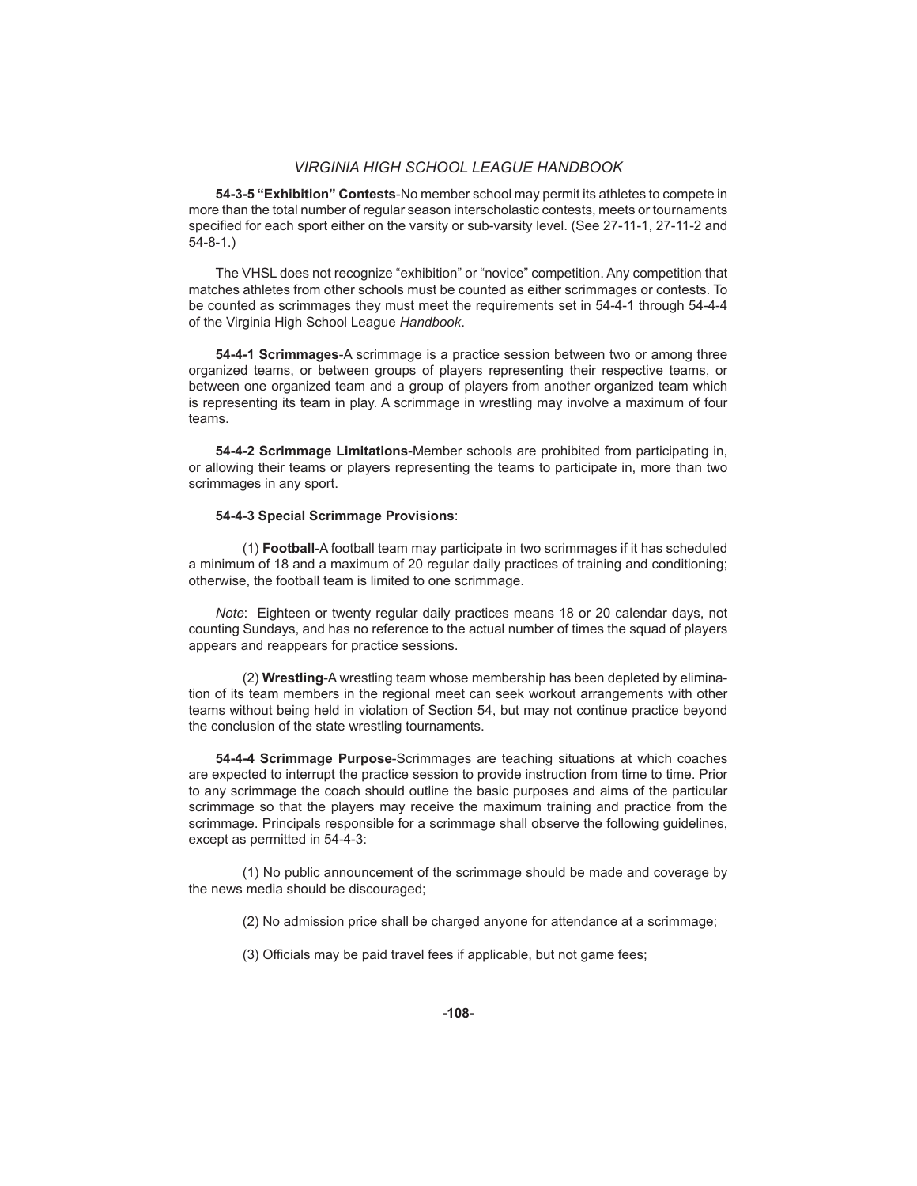**54-3-5 "Exhibition" Contests**-No member school may permit its athletes to compete in more than the total number of regular season interscholastic contests, meets or tournaments specified for each sport either on the varsity or sub-varsity level. (See 27-11-1, 27-11-2 and 54-8-1.)

The VHSL does not recognize "exhibition" or "novice" competition. Any competition that matches athletes from other schools must be counted as either scrimmages or contests. To be counted as scrimmages they must meet the requirements set in 54-4-1 through 54-4-4 of the Virginia High School League *Handbook*.

**54-4-1 Scrimmages**-A scrimmage is a practice session between two or among three organized teams, or between groups of players representing their respective teams, or between one organized team and a group of players from another organized team which is representing its team in play. A scrimmage in wrestling may involve a maximum of four teams.

**54-4-2 Scrimmage Limitations**-Member schools are prohibited from participating in, or allowing their teams or players representing the teams to participate in, more than two scrimmages in any sport.

**54-4-3 Special Scrimmage Provisions**:

(1) **Football**-A football team may participate in two scrimmages if it has scheduled a minimum of 18 and a maximum of 20 regular daily practices of training and conditioning; otherwise, the football team is limited to one scrimmage.

*Note*: Eighteen or twenty regular daily practices means 18 or 20 calendar days, not counting Sundays, and has no reference to the actual number of times the squad of players appears and reappears for practice sessions.

(2) **Wrestling**-A wrestling team whose membership has been depleted by elimination of its team members in the regional meet can seek workout arrangements with other teams without being held in violation of Section 54, but may not continue practice beyond the conclusion of the state wrestling tournaments.

**54-4-4 Scrimmage Purpose**-Scrimmages are teaching situations at which coaches are expected to interrupt the practice session to provide instruction from time to time. Prior to any scrimmage the coach should outline the basic purposes and aims of the particular scrimmage so that the players may receive the maximum training and practice from the scrimmage. Principals responsible for a scrimmage shall observe the following guidelines, except as permitted in 54-4-3:

(1) No public announcement of the scrimmage should be made and coverage by the news media should be discouraged;

(2) No admission price shall be charged anyone for attendance at a scrimmage;

(3) Officials may be paid travel fees if applicable, but not game fees;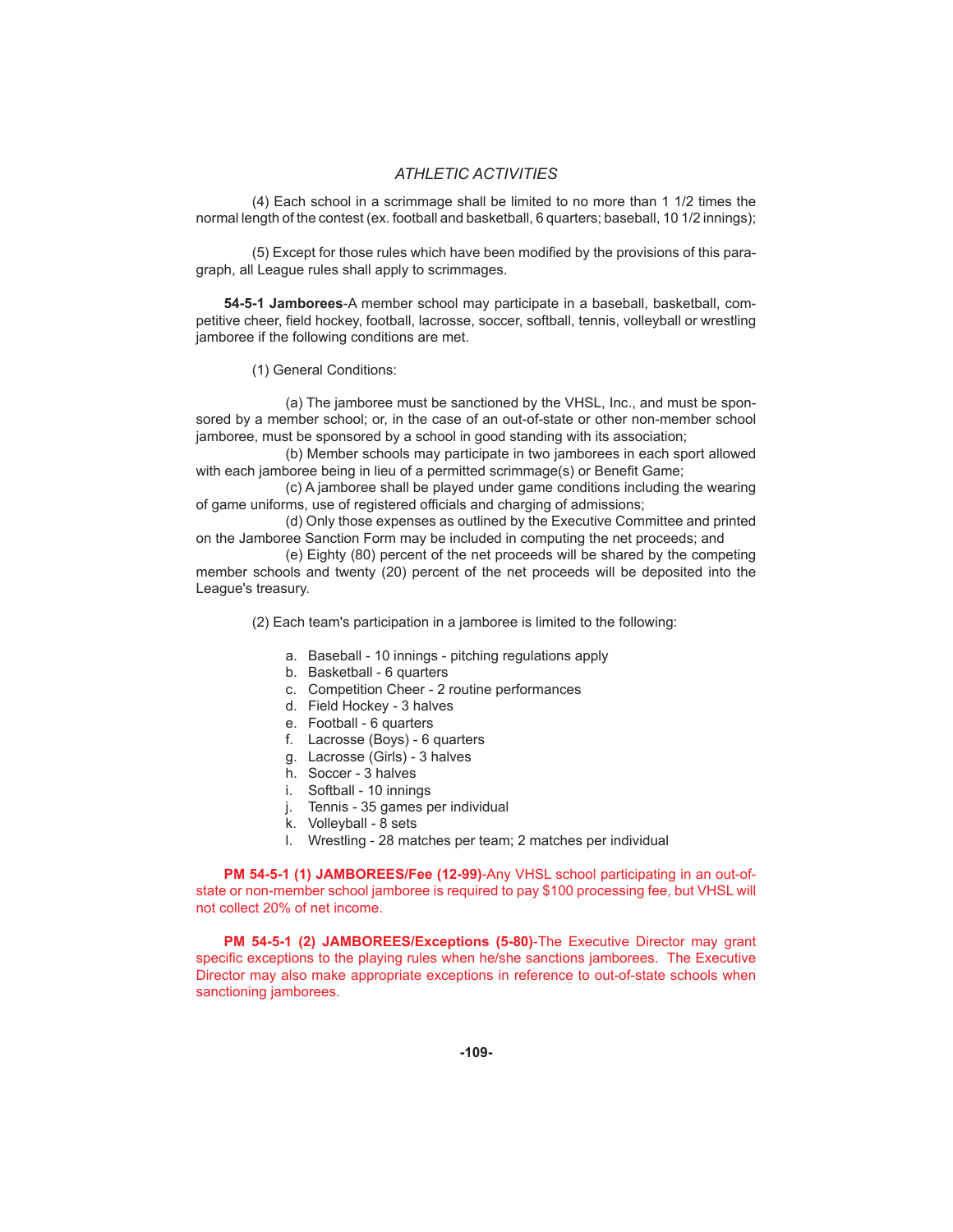(4) Each school in a scrimmage shall be limited to no more than 1 1/2 times the normal length of the contest (ex. football and basketball, 6 quarters; baseball, 10 1/2 innings);

(5) Except for those rules which have been modified by the provisions of this paragraph, all League rules shall apply to scrimmages.

**54-5-1 Jamborees**-A member school may participate in a baseball, basketball, competitive cheer, field hockey, football, lacrosse, soccer, softball, tennis, volleyball or wrestling jamboree if the following conditions are met.

(1) General Conditions:

(a) The jamboree must be sanctioned by the VHSL, Inc., and must be sponsored by a member school; or, in the case of an out-of-state or other non-member school jamboree, must be sponsored by a school in good standing with its association;
(b) Member schools may participate in two jamborees in each sport allowed with each jamboree being in lieu of a permitted scrimmage(s) or Benefit Game;
(c) A jamboree shall be played under game conditions including the wearing of game uniforms, use of registered officials and charging of admissions;
(d) Only those expenses as outlined by the Executive Committee and printed on the Jamboree Sanction Form may be included in computing the net proceeds; and
(e) Eighty (80) percent of the net proceeds will be shared by the competing member schools and twenty (20) percent of the net proceeds will be deposited into the League's treasury.

(2) Each team's participation in a jamboree is limited to the following:

a. Baseball - 10 innings - pitching regulations apply
b. Basketball - 6 quarters
c. Competition Cheer - 2 routine performances
d. Field Hockey - 3 halves
e. Football - 6 quarters
f. Lacrosse (Boys) - 6 quarters
g. Lacrosse (Girls) - 3 halves
h. Soccer - 3 halves
i. Softball - 10 innings
j. Tennis - 35 games per individual
k. Volleyball - 8 sets
l. Wrestling - 28 matches per team; 2 matches per individual

**PM 54-5-1 (1) JAMBOREES/Fee (12-99)**-Any VHSL school participating in an out-of-state or non-member school jamboree is required to pay $100 processing fee, but VHSL will not collect 20% of net income.

**PM 54-5-1 (2) JAMBOREES/Exceptions (5-80)**-The Executive Director may grant specific exceptions to the playing rules when he/she sanctions jamborees. The Executive Director may also make appropriate exceptions in reference to out-of-state schools when sanctioning jamborees.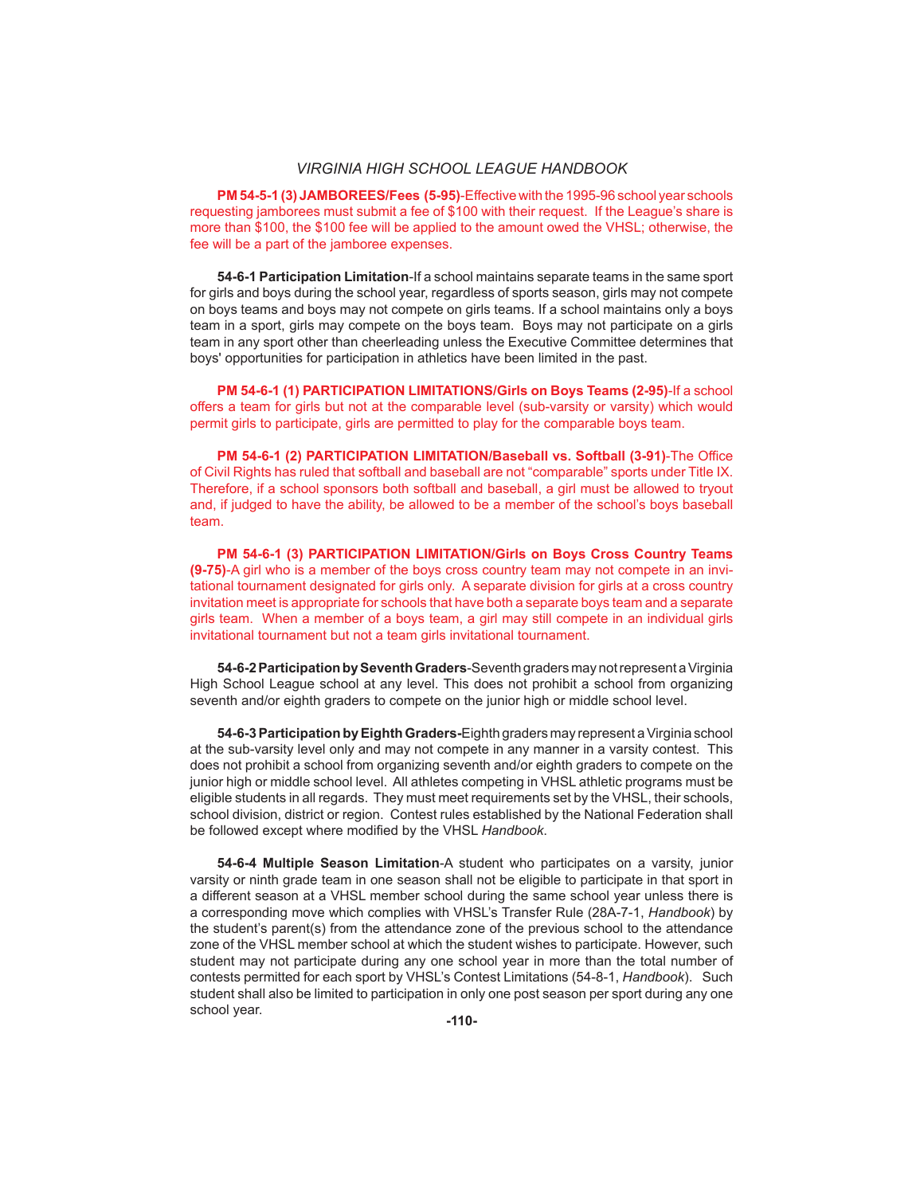**PM 54-5-1 (3) JAMBOREES/Fees (5-95)**-Effective with the 1995-96 school year schools requesting jamborees must submit a fee of $100 with their request. If the League's share is more than $100, the $100 fee will be applied to the amount owed the VHSL; otherwise, the fee will be a part of the jamboree expenses.

**54-6-1 Participation Limitation**-If a school maintains separate teams in the same sport for girls and boys during the school year, regardless of sports season, girls may not compete on boys teams and boys may not compete on girls teams. If a school maintains only a boys team in a sport, girls may compete on the boys team. Boys may not participate on a girls team in any sport other than cheerleading unless the Executive Committee determines that boys' opportunities for participation in athletics have been limited in the past.

**PM 54-6-1 (1) PARTICIPATION LIMITATIONS/Girls on Boys Teams (2-95)**-If a school offers a team for girls but not at the comparable level (sub-varsity or varsity) which would permit girls to participate, girls are permitted to play for the comparable boys team.

**PM 54-6-1 (2) PARTICIPATION LIMITATION/Baseball vs. Softball (3-91)**-The Office of Civil Rights has ruled that softball and baseball are not "comparable" sports under Title IX. Therefore, if a school sponsors both softball and baseball, a girl must be allowed to tryout and, if judged to have the ability, be allowed to be a member of the school's boys baseball team.

**PM 54-6-1 (3) PARTICIPATION LIMITATION/Girls on Boys Cross Country Teams (9-75)**-A girl who is a member of the boys cross country team may not compete in an invitational tournament designated for girls only. A separate division for girls at a cross country invitation meet is appropriate for schools that have both a separate boys team and a separate girls team. When a member of a boys team, a girl may still compete in an individual girls invitational tournament but not a team girls invitational tournament.

**54-6-2 Participation by Seventh Graders**-Seventh graders may not represent a Virginia High School League school at any level. This does not prohibit a school from organizing seventh and/or eighth graders to compete on the junior high or middle school level.

**54-6-3 Participation by Eighth Graders-**Eighth graders may represent a Virginia school at the sub-varsity level only and may not compete in any manner in a varsity contest. This does not prohibit a school from organizing seventh and/or eighth graders to compete on the junior high or middle school level. All athletes competing in VHSL athletic programs must be eligible students in all regards. They must meet requirements set by the VHSL, their schools, school division, district or region. Contest rules established by the National Federation shall be followed except where modified by the VHSL *Handbook*.

**54-6-4 Multiple Season Limitation**-A student who participates on a varsity, junior varsity or ninth grade team in one season shall not be eligible to participate in that sport in a different season at a VHSL member school during the same school year unless there is a corresponding move which complies with VHSL's Transfer Rule (28A-7-1, *Handbook*) by the student's parent(s) from the attendance zone of the previous school to the attendance zone of the VHSL member school at which the student wishes to participate. However, such student may not participate during any one school year in more than the total number of contests permitted for each sport by VHSL's Contest Limitations (54-8-1, *Handbook*). Such student shall also be limited to participation in only one post season per sport during any one school year.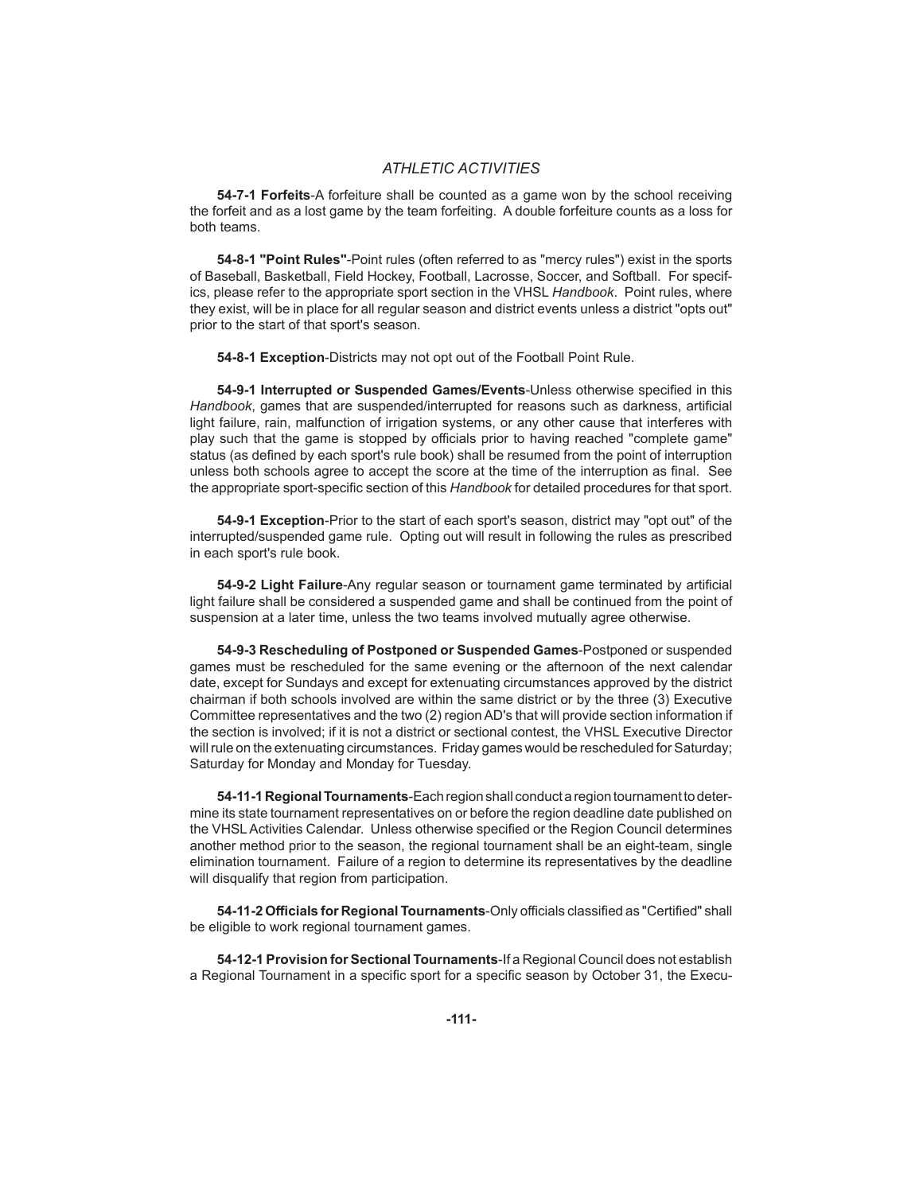**54-7-1 Forfeits**-A forfeiture shall be counted as a game won by the school receiving the forfeit and as a lost game by the team forfeiting. A double forfeiture counts as a loss for both teams.

**54-8-1 "Point Rules"**-Point rules (often referred to as "mercy rules") exist in the sports of Baseball, Basketball, Field Hockey, Football, Lacrosse, Soccer, and Softball. For specifics, please refer to the appropriate sport section in the VHSL *Handbook*. Point rules, where they exist, will be in place for all regular season and district events unless a district "opts out" prior to the start of that sport's season.

**54-8-1 Exception**-Districts may not opt out of the Football Point Rule.

**54-9-1 Interrupted or Suspended Games/Events**-Unless otherwise specified in this *Handbook*, games that are suspended/interrupted for reasons such as darkness, artificial light failure, rain, malfunction of irrigation systems, or any other cause that interferes with play such that the game is stopped by officials prior to having reached "complete game" status (as defined by each sport's rule book) shall be resumed from the point of interruption unless both schools agree to accept the score at the time of the interruption as final. See the appropriate sport-specific section of this *Handbook* for detailed procedures for that sport.

**54-9-1 Exception**-Prior to the start of each sport's season, district may "opt out" of the interrupted/suspended game rule. Opting out will result in following the rules as prescribed in each sport's rule book.

**54-9-2 Light Failure**-Any regular season or tournament game terminated by artificial light failure shall be considered a suspended game and shall be continued from the point of suspension at a later time, unless the two teams involved mutually agree otherwise.

**54-9-3 Rescheduling of Postponed or Suspended Games**-Postponed or suspended games must be rescheduled for the same evening or the afternoon of the next calendar date, except for Sundays and except for extenuating circumstances approved by the district chairman if both schools involved are within the same district or by the three (3) Executive Committee representatives and the two (2) region AD's that will provide section information if the section is involved; if it is not a district or sectional contest, the VHSL Executive Director will rule on the extenuating circumstances. Friday games would be rescheduled for Saturday; Saturday for Monday and Monday for Tuesday.

**54-11-1 Regional Tournaments**-Each region shall conduct a region tournament to determine its state tournament representatives on or before the region deadline date published on the VHSL Activities Calendar. Unless otherwise specified or the Region Council determines another method prior to the season, the regional tournament shall be an eight-team, single elimination tournament. Failure of a region to determine its representatives by the deadline will disqualify that region from participation.

**54-11-2 Officials for Regional Tournaments**-Only officials classified as "Certified" shall be eligible to work regional tournament games.

**54-12-1 Provision for Sectional Tournaments**-If a Regional Council does not establish a Regional Tournament in a specific sport for a specific season by October 31, the Execu-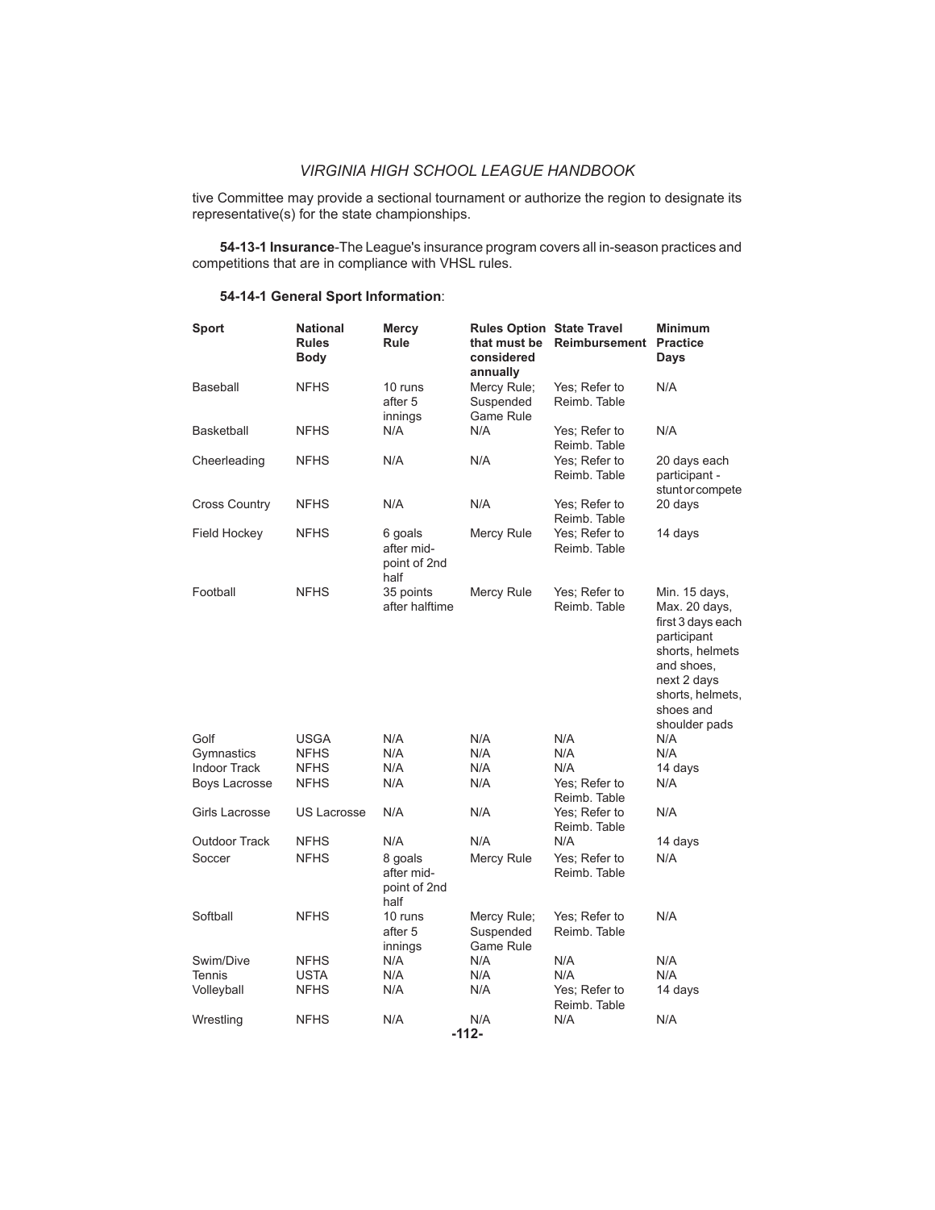tive Committee may provide a sectional tournament or authorize the region to designate its representative(s) for the state championships.

**54-13-1 Insurance**-The League's insurance program covers all in-season practices and competitions that are in compliance with VHSL rules.

**54-14-1 General Sport Information**:

| Sport | National Rules Body | Mercy Rule | Rules Option that must be considered annually | State Travel Reimbursement | Minimum Practice Days |
|---|---|---|---|---|---|
| Baseball | NFHS | 10 runs after 5 innings | Mercy Rule; Suspended Game Rule | Yes; Refer to Reimb. Table | N/A |
| Basketball | NFHS | N/A | N/A | Yes; Refer to Reimb. Table | N/A |
| Cheerleading | NFHS | N/A | N/A | Yes; Refer to Reimb. Table | 20 days each participant - stunt or compete |
| Cross Country | NFHS | N/A | N/A | Yes; Refer to Reimb. Table | 20 days |
| Field Hockey | NFHS | 6 goals after mid-point of 2nd half | Mercy Rule | Yes; Refer to Reimb. Table | 14 days |
| Football | NFHS | 35 points after halftime | Mercy Rule | Yes; Refer to Reimb. Table | Min. 15 days, Max. 20 days, first 3 days each participant shorts, helmets and shoes, next 2 days shorts, helmets, shoes and shoulder pads |
| Golf | USGA | N/A | N/A | N/A | N/A |
| Gymnastics | NFHS | N/A | N/A | N/A | N/A |
| Indoor Track | NFHS | N/A | N/A | N/A | 14 days |
| Boys Lacrosse | NFHS | N/A | N/A | Yes; Refer to Reimb. Table | N/A |
| Girls Lacrosse | US Lacrosse | N/A | N/A | Yes; Refer to Reimb. Table | N/A |
| Outdoor Track | NFHS | N/A | N/A | N/A | 14 days |
| Soccer | NFHS | 8 goals after mid-point of 2nd half | Mercy Rule | Yes; Refer to Reimb. Table | N/A |
| Softball | NFHS | 10 runs after 5 innings | Mercy Rule; Suspended Game Rule | Yes; Refer to Reimb. Table | N/A |
| Swim/Dive | NFHS | N/A | N/A | N/A | N/A |
| Tennis | USTA | N/A | N/A | N/A | N/A |
| Volleyball | NFHS | N/A | N/A | Yes; Refer to Reimb. Table | 14 days |
| Wrestling | NFHS | N/A | N/A | N/A | N/A |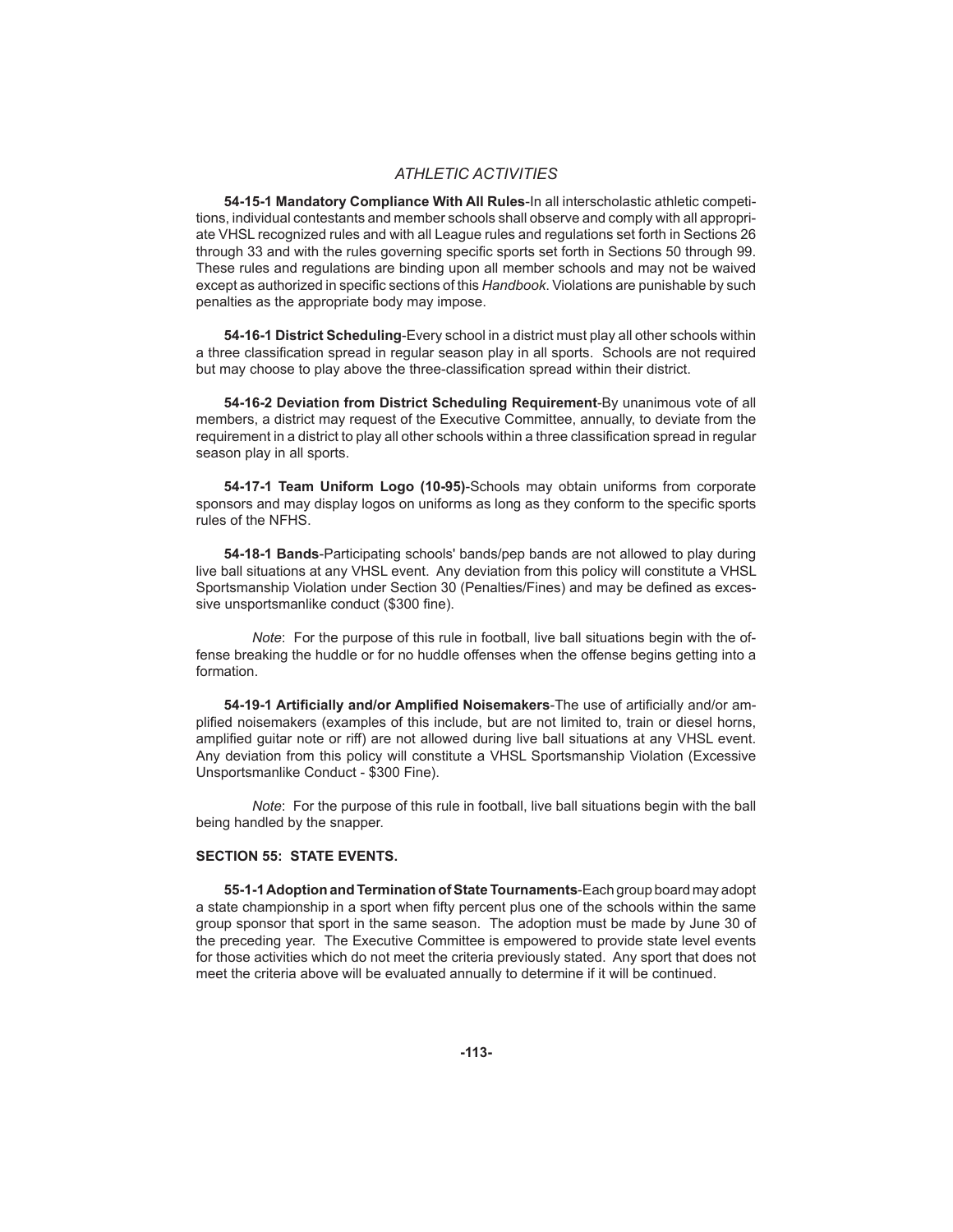*ATHLETIC ACTIVITIES*

**54-15-1 Mandatory Compliance With All Rules**-In all interscholastic athletic competitions, individual contestants and member schools shall observe and comply with all appropriate VHSL recognized rules and with all League rules and regulations set forth in Sections 26 through 33 and with the rules governing specific sports set forth in Sections 50 through 99. These rules and regulations are binding upon all member schools and may not be waived except as authorized in specific sections of this *Handbook*. Violations are punishable by such penalties as the appropriate body may impose.

**54-16-1 District Scheduling**-Every school in a district must play all other schools within a three classification spread in regular season play in all sports. Schools are not required but may choose to play above the three-classification spread within their district.

**54-16-2 Deviation from District Scheduling Requirement**-By unanimous vote of all members, a district may request of the Executive Committee, annually, to deviate from the requirement in a district to play all other schools within a three classification spread in regular season play in all sports.

**54-17-1 Team Uniform Logo (10-95)**-Schools may obtain uniforms from corporate sponsors and may display logos on uniforms as long as they conform to the specific sports rules of the NFHS.

**54-18-1 Bands**-Participating schools' bands/pep bands are not allowed to play during live ball situations at any VHSL event. Any deviation from this policy will constitute a VHSL Sportsmanship Violation under Section 30 (Penalties/Fines) and may be defined as excessive unsportsmanlike conduct ($300 fine).

*Note*: For the purpose of this rule in football, live ball situations begin with the offense breaking the huddle or for no huddle offenses when the offense begins getting into a formation.

**54-19-1 Artificially and/or Amplified Noisemakers**-The use of artificially and/or amplified noisemakers (examples of this include, but are not limited to, train or diesel horns, amplified guitar note or riff) are not allowed during live ball situations at any VHSL event. Any deviation from this policy will constitute a VHSL Sportsmanship Violation (Excessive Unsportsmanlike Conduct - $300 Fine).

*Note*: For the purpose of this rule in football, live ball situations begin with the ball being handled by the snapper.

**SECTION 55: STATE EVENTS.**

**55-1-1 Adoption and Termination of State Tournaments**-Each group board may adopt a state championship in a sport when fifty percent plus one of the schools within the same group sponsor that sport in the same season. The adoption must be made by June 30 of the preceding year. The Executive Committee is empowered to provide state level events for those activities which do not meet the criteria previously stated. Any sport that does not meet the criteria above will be evaluated annually to determine if it will be continued.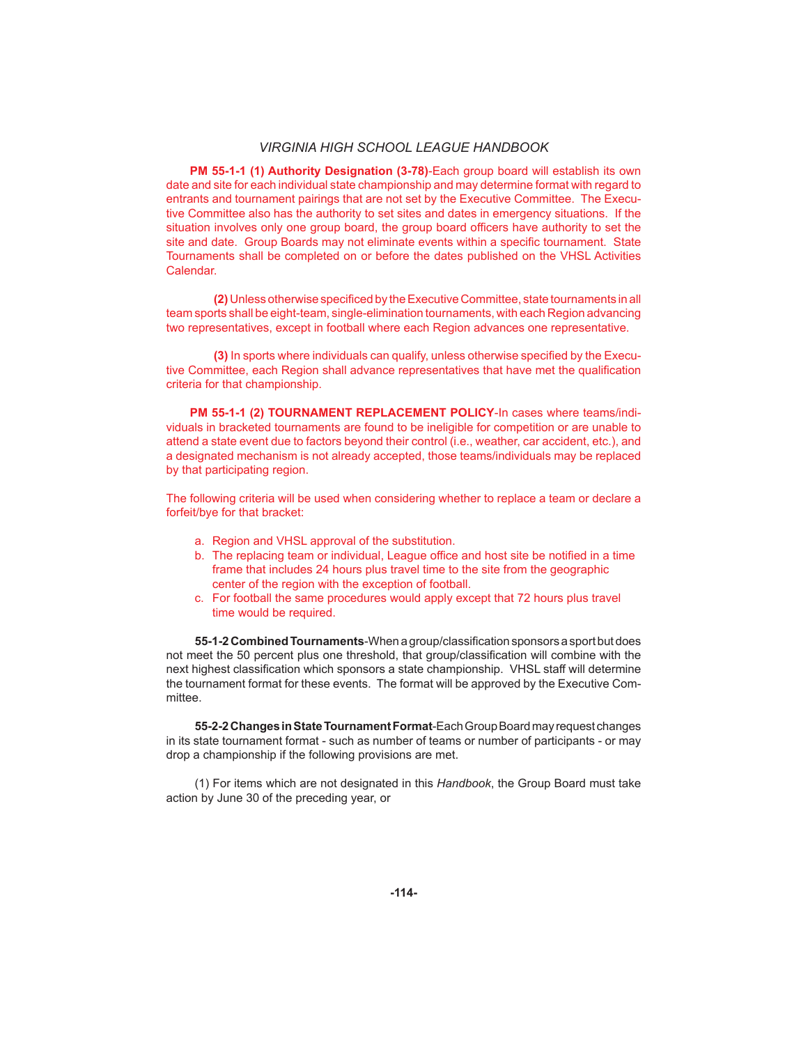**PM 55-1-1 (1) Authority Designation (3-78)**-Each group board will establish its own date and site for each individual state championship and may determine format with regard to entrants and tournament pairings that are not set by the Executive Committee. The Executive Committee also has the authority to set sites and dates in emergency situations. If the situation involves only one group board, the group board officers have authority to set the site and date. Group Boards may not eliminate events within a specific tournament. State Tournaments shall be completed on or before the dates published on the VHSL Activities Calendar.

**(2)** Unless otherwise specificed by the Executive Committee, state tournaments in all team sports shall be eight-team, single-elimination tournaments, with each Region advancing two representatives, except in football where each Region advances one representative.

**(3)** In sports where individuals can qualify, unless otherwise specified by the Executive Committee, each Region shall advance representatives that have met the qualification criteria for that championship.

**PM 55-1-1 (2) TOURNAMENT REPLACEMENT POLICY**-In cases where teams/individuals in bracketed tournaments are found to be ineligible for competition or are unable to attend a state event due to factors beyond their control (i.e., weather, car accident, etc.), and a designated mechanism is not already accepted, those teams/individuals may be replaced by that participating region.

The following criteria will be used when considering whether to replace a team or declare a forfeit/bye for that bracket:

a. Region and VHSL approval of the substitution.
b. The replacing team or individual, League office and host site be notified in a time frame that includes 24 hours plus travel time to the site from the geographic center of the region with the exception of football.
c. For football the same procedures would apply except that 72 hours plus travel time would be required.

**55-1-2 Combined Tournaments**-When a group/classification sponsors a sport but does not meet the 50 percent plus one threshold, that group/classification will combine with the next highest classification which sponsors a state championship. VHSL staff will determine the tournament format for these events. The format will be approved by the Executive Committee.

**55-2-2 Changes in State Tournament Format**-Each Group Board may request changes in its state tournament format - such as number of teams or number of participants - or may drop a championship if the following provisions are met.

(1) For items which are not designated in this *Handbook*, the Group Board must take action by June 30 of the preceding year, or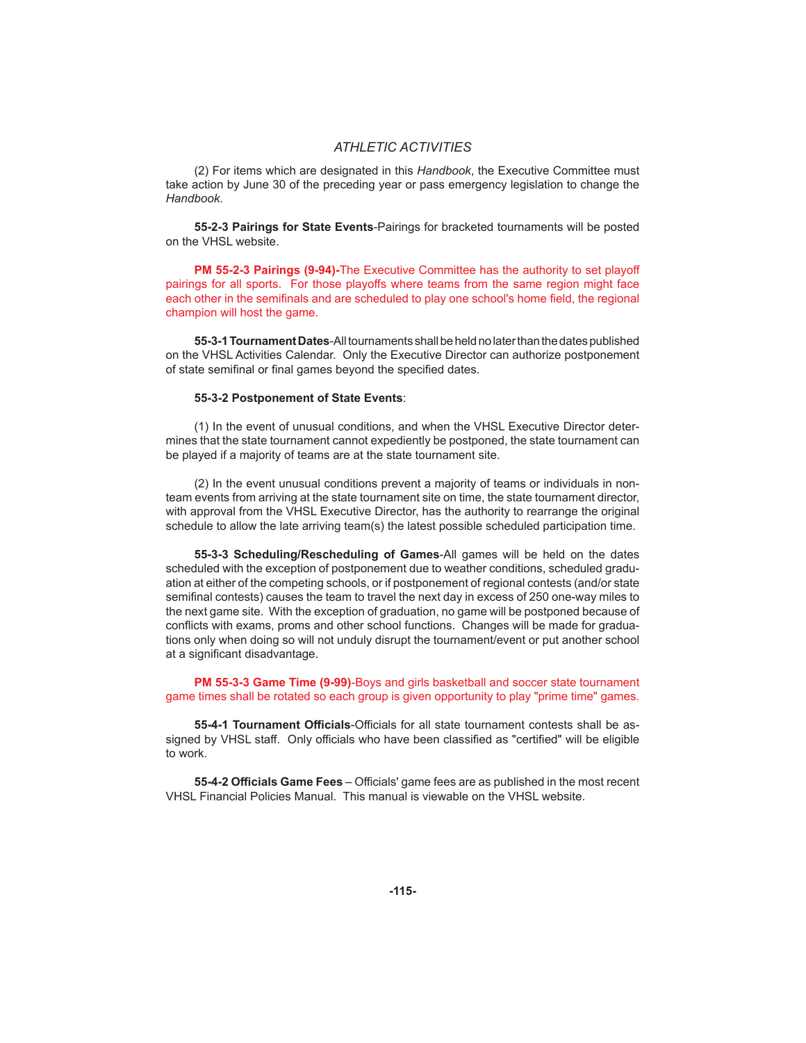(2) For items which are designated in this *Handbook*, the Executive Committee must take action by June 30 of the preceding year or pass emergency legislation to change the *Handbook*.

**55-2-3 Pairings for State Events**-Pairings for bracketed tournaments will be posted on the VHSL website.

**PM 55-2-3 Pairings (9-94)-**The Executive Committee has the authority to set playoff pairings for all sports. For those playoffs where teams from the same region might face each other in the semifinals and are scheduled to play one school's home field, the regional champion will host the game.

**55-3-1 Tournament Dates**-All tournaments shall be held no later than the dates published on the VHSL Activities Calendar. Only the Executive Director can authorize postponement of state semifinal or final games beyond the specified dates.

**55-3-2 Postponement of State Events**:

(1) In the event of unusual conditions, and when the VHSL Executive Director determines that the state tournament cannot expediently be postponed, the state tournament can be played if a majority of teams are at the state tournament site.

(2) In the event unusual conditions prevent a majority of teams or individuals in non-team events from arriving at the state tournament site on time, the state tournament director, with approval from the VHSL Executive Director, has the authority to rearrange the original schedule to allow the late arriving team(s) the latest possible scheduled participation time.

**55-3-3 Scheduling/Rescheduling of Games**-All games will be held on the dates scheduled with the exception of postponement due to weather conditions, scheduled graduation at either of the competing schools, or if postponement of regional contests (and/or state semifinal contests) causes the team to travel the next day in excess of 250 one-way miles to the next game site. With the exception of graduation, no game will be postponed because of conflicts with exams, proms and other school functions. Changes will be made for graduations only when doing so will not unduly disrupt the tournament/event or put another school at a significant disadvantage.

**PM 55-3-3 Game Time (9-99)**-Boys and girls basketball and soccer state tournament game times shall be rotated so each group is given opportunity to play "prime time" games.

**55-4-1 Tournament Officials**-Officials for all state tournament contests shall be assigned by VHSL staff. Only officials who have been classified as "certified" will be eligible to work.

**55-4-2 Officials Game Fees** – Officials' game fees are as published in the most recent VHSL Financial Policies Manual. This manual is viewable on the VHSL website.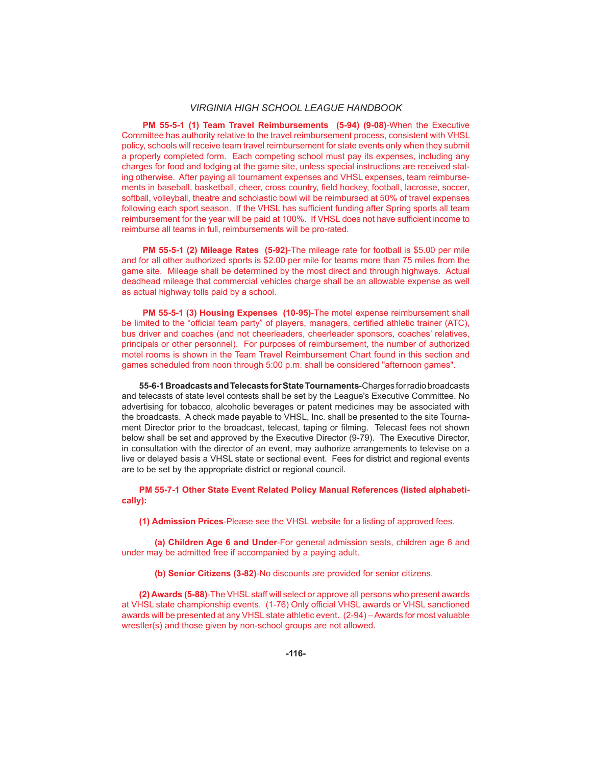**PM 55-5-1 (1) Team Travel Reimbursements (5-94) (9-08)**-When the Executive Committee has authority relative to the travel reimbursement process, consistent with VHSL policy, schools will receive team travel reimbursement for state events only when they submit a properly completed form. Each competing school must pay its expenses, including any charges for food and lodging at the game site, unless special instructions are received stating otherwise. After paying all tournament expenses and VHSL expenses, team reimbursements in baseball, basketball, cheer, cross country, field hockey, football, lacrosse, soccer, softball, volleyball, theatre and scholastic bowl will be reimbursed at 50% of travel expenses following each sport season. If the VHSL has sufficient funding after Spring sports all team reimbursement for the year will be paid at 100%. If VHSL does not have sufficient income to reimburse all teams in full, reimbursements will be pro-rated.

**PM 55-5-1 (2) Mileage Rates (5-92)**-The mileage rate for football is $5.00 per mile and for all other authorized sports is $2.00 per mile for teams more than 75 miles from the game site. Mileage shall be determined by the most direct and through highways. Actual deadhead mileage that commercial vehicles charge shall be an allowable expense as well as actual highway tolls paid by a school.

**PM 55-5-1 (3) Housing Expenses (10-95)**-The motel expense reimbursement shall be limited to the "official team party" of players, managers, certified athletic trainer (ATC), bus driver and coaches (and not cheerleaders, cheerleader sponsors, coaches' relatives, principals or other personnel). For purposes of reimbursement, the number of authorized motel rooms is shown in the Team Travel Reimbursement Chart found in this section and games scheduled from noon through 5:00 p.m. shall be considered "afternoon games".

**55-6-1 Broadcasts and Telecasts for State Tournaments**-Charges for radio broadcasts and telecasts of state level contests shall be set by the League's Executive Committee. No advertising for tobacco, alcoholic beverages or patent medicines may be associated with the broadcasts. A check made payable to VHSL, Inc. shall be presented to the site Tournament Director prior to the broadcast, telecast, taping or filming. Telecast fees not shown below shall be set and approved by the Executive Director (9-79). The Executive Director, in consultation with the director of an event, may authorize arrangements to televise on a live or delayed basis a VHSL state or sectional event. Fees for district and regional events are to be set by the appropriate district or regional council.

**PM 55-7-1 Other State Event Related Policy Manual References (listed alphabetically):**

**(1) Admission Prices**-Please see the VHSL website for a listing of approved fees.

**(a) Children Age 6 and Under**-For general admission seats, children age 6 and under may be admitted free if accompanied by a paying adult.

**(b) Senior Citizens (3-82)**-No discounts are provided for senior citizens.

**(2) Awards (5-88)**-The VHSL staff will select or approve all persons who present awards at VHSL state championship events. (1-76) Only official VHSL awards or VHSL sanctioned awards will be presented at any VHSL state athletic event. (2-94) – Awards for most valuable wrestler(s) and those given by non-school groups are not allowed.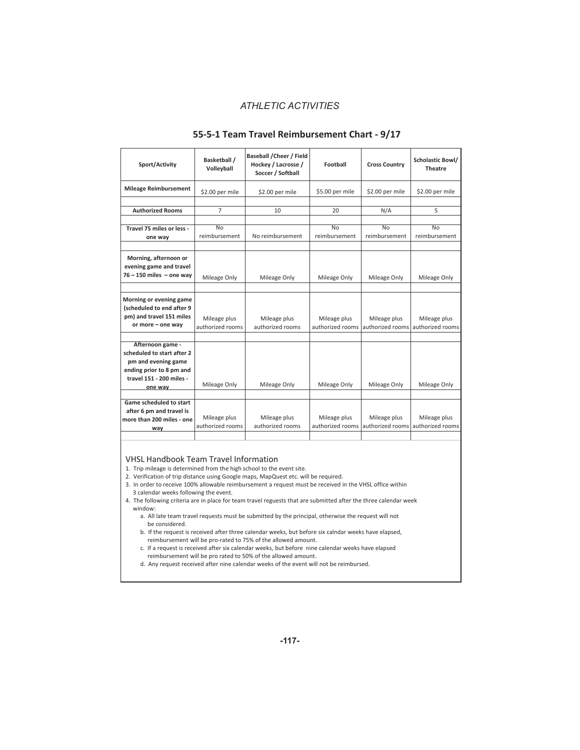*ATHLETIC ACTIVITIES*

## 55-5-1 Team Travel Reimbursement Chart - 9/17

| Sport/Activity | Basketball / Volleyball | Baseball /Cheer / Field Hockey / Lacrosse / Soccer / Softball | Football | Cross Country | Scholastic Bowl/ Theatre |
|---|---|---|---|---|---|
| **Mileage Reimbursement** | $2.00 per mile | $2.00 per mile | $5.00 per mile | $2.00 per mile | $2.00 per mile |
| **Authorized Rooms** | 7 | 10 | 20 | N/A | 5 |
| **Travel 75 miles or less - one way** | No reimbursement | No reimbursement | No reimbursement | No reimbursement | No reimbursement |
| **Morning, afternoon or evening game and travel 76 – 150 miles – one way** | Mileage Only | Mileage Only | Mileage Only | Mileage Only | Mileage Only |
| **Morning or evening game (scheduled to end after 9 pm) and travel 151 miles or more – one way** | Mileage plus authorized rooms | Mileage plus authorized rooms | Mileage plus authorized rooms | Mileage plus authorized rooms | Mileage plus authorized rooms |
| **Afternoon game - scheduled to start after 2 pm and evening game ending prior to 8 pm and travel 151 - 200 miles - one way** | Mileage Only | Mileage Only | Mileage Only | Mileage Only | Mileage Only |
| **Game scheduled to start after 6 pm and travel is more than 200 miles - one way** | Mileage plus authorized rooms | Mileage plus authorized rooms | Mileage plus authorized rooms | Mileage plus authorized rooms | Mileage plus authorized rooms |

### VHSL Handbook Team Travel Information

1. Trip mileage is determined from the high school to the event site.
2. Verification of trip distance using Google maps, MapQuest etc. will be required.
3. In order to receive 100% allowable reimbursement a request must be received in the VHSL office within 3 calendar weeks following the event.
4. The following criteria are in place for team travel reguests that are submitted after the three calendar week window:
   a. All late team travel requests must be submitted by the principal, otherwise the request will not be considered.
   b. If the request is received after three calendar weeks, but before six calndar weeks have elapsed, reimbursement will be pro-rated to 75% of the allowed amount.
   c. If a request is received after six calendar weeks, but before nine calendar weeks have elapsed reimbursement will be pro rated to 50% of the allowed amount.
   d. Any request received after nine calendar weeks of the event will not be reimbursed.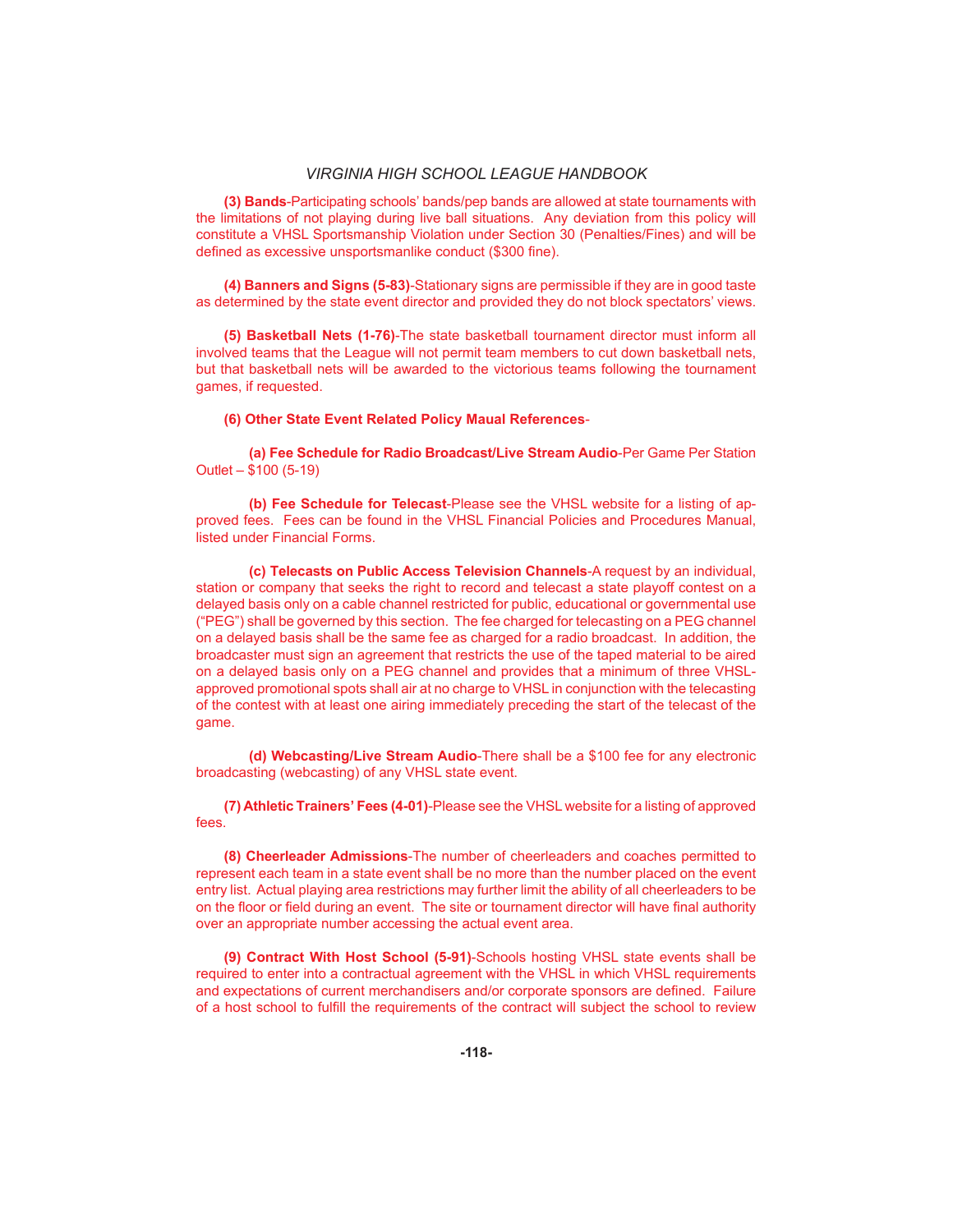**(3) Bands**-Participating schools' bands/pep bands are allowed at state tournaments with the limitations of not playing during live ball situations. Any deviation from this policy will constitute a VHSL Sportsmanship Violation under Section 30 (Penalties/Fines) and will be defined as excessive unsportsmanlike conduct ($300 fine).

**(4) Banners and Signs (5-83)**-Stationary signs are permissible if they are in good taste as determined by the state event director and provided they do not block spectators' views.

**(5) Basketball Nets (1-76)**-The state basketball tournament director must inform all involved teams that the League will not permit team members to cut down basketball nets, but that basketball nets will be awarded to the victorious teams following the tournament games, if requested.

**(6) Other State Event Related Policy Maual References**-

**(a) Fee Schedule for Radio Broadcast/Live Stream Audio**-Per Game Per Station Outlet – $100 (5-19)

**(b) Fee Schedule for Telecast**-Please see the VHSL website for a listing of approved fees. Fees can be found in the VHSL Financial Policies and Procedures Manual, listed under Financial Forms.

**(c) Telecasts on Public Access Television Channels**-A request by an individual, station or company that seeks the right to record and telecast a state playoff contest on a delayed basis only on a cable channel restricted for public, educational or governmental use ("PEG") shall be governed by this section. The fee charged for telecasting on a PEG channel on a delayed basis shall be the same fee as charged for a radio broadcast. In addition, the broadcaster must sign an agreement that restricts the use of the taped material to be aired on a delayed basis only on a PEG channel and provides that a minimum of three VHSL-approved promotional spots shall air at no charge to VHSL in conjunction with the telecasting of the contest with at least one airing immediately preceding the start of the telecast of the game.

**(d) Webcasting/Live Stream Audio**-There shall be a $100 fee for any electronic broadcasting (webcasting) of any VHSL state event.

**(7) Athletic Trainers' Fees (4-01)**-Please see the VHSL website for a listing of approved fees.

**(8) Cheerleader Admissions**-The number of cheerleaders and coaches permitted to represent each team in a state event shall be no more than the number placed on the event entry list. Actual playing area restrictions may further limit the ability of all cheerleaders to be on the floor or field during an event. The site or tournament director will have final authority over an appropriate number accessing the actual event area.

**(9) Contract With Host School (5-91)**-Schools hosting VHSL state events shall be required to enter into a contractual agreement with the VHSL in which VHSL requirements and expectations of current merchandisers and/or corporate sponsors are defined. Failure of a host school to fulfill the requirements of the contract will subject the school to review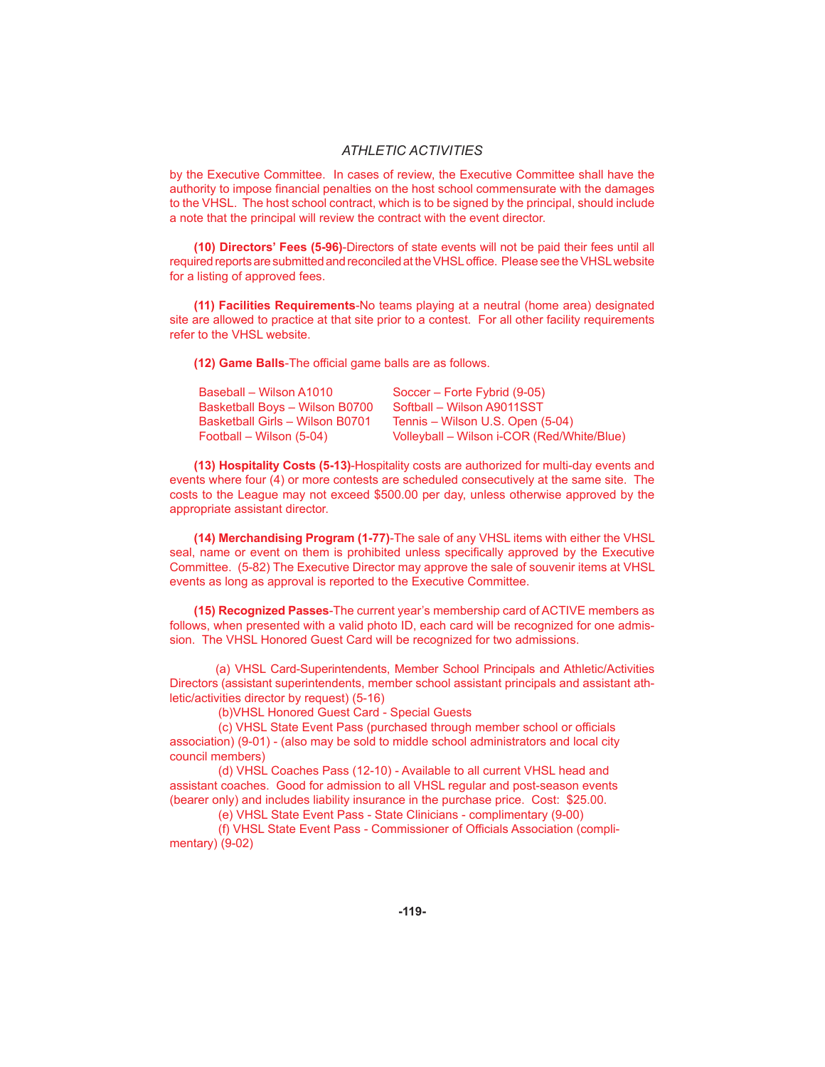by the Executive Committee. In cases of review, the Executive Committee shall have the authority to impose financial penalties on the host school commensurate with the damages to the VHSL. The host school contract, which is to be signed by the principal, should include a note that the principal will review the contract with the event director.

**(10) Directors' Fees (5-96)**-Directors of state events will not be paid their fees until all required reports are submitted and reconciled at the VHSL office. Please see the VHSL website for a listing of approved fees.

**(11) Facilities Requirements**-No teams playing at a neutral (home area) designated site are allowed to practice at that site prior to a contest. For all other facility requirements refer to the VHSL website.

**(12) Game Balls**-The official game balls are as follows.

| | |
|---|---|
| Baseball – Wilson A1010 | Soccer – Forte Fybrid (9-05) |
| Basketball Boys – Wilson B0700 | Softball – Wilson A9011SST |
| Basketball Girls – Wilson B0701 | Tennis – Wilson U.S. Open (5-04) |
| Football – Wilson (5-04) | Volleyball – Wilson i-COR (Red/White/Blue) |

**(13) Hospitality Costs (5-13)**-Hospitality costs are authorized for multi-day events and events where four (4) or more contests are scheduled consecutively at the same site. The costs to the League may not exceed $500.00 per day, unless otherwise approved by the appropriate assistant director.

**(14) Merchandising Program (1-77)**-The sale of any VHSL items with either the VHSL seal, name or event on them is prohibited unless specifically approved by the Executive Committee. (5-82) The Executive Director may approve the sale of souvenir items at VHSL events as long as approval is reported to the Executive Committee.

**(15) Recognized Passes**-The current year's membership card of ACTIVE members as follows, when presented with a valid photo ID, each card will be recognized for one admission. The VHSL Honored Guest Card will be recognized for two admissions.

(a) VHSL Card-Superintendents, Member School Principals and Athletic/Activities Directors (assistant superintendents, member school assistant principals and assistant athletic/activities director by request) (5-16)

(b)VHSL Honored Guest Card - Special Guests

(c) VHSL State Event Pass (purchased through member school or officials association) (9-01) - (also may be sold to middle school administrators and local city council members)

(d) VHSL Coaches Pass (12-10) - Available to all current VHSL head and assistant coaches. Good for admission to all VHSL regular and post-season events (bearer only) and includes liability insurance in the purchase price. Cost: $25.00.

(e) VHSL State Event Pass - State Clinicians - complimentary (9-00)

(f) VHSL State Event Pass - Commissioner of Officials Association (complimentary) (9-02)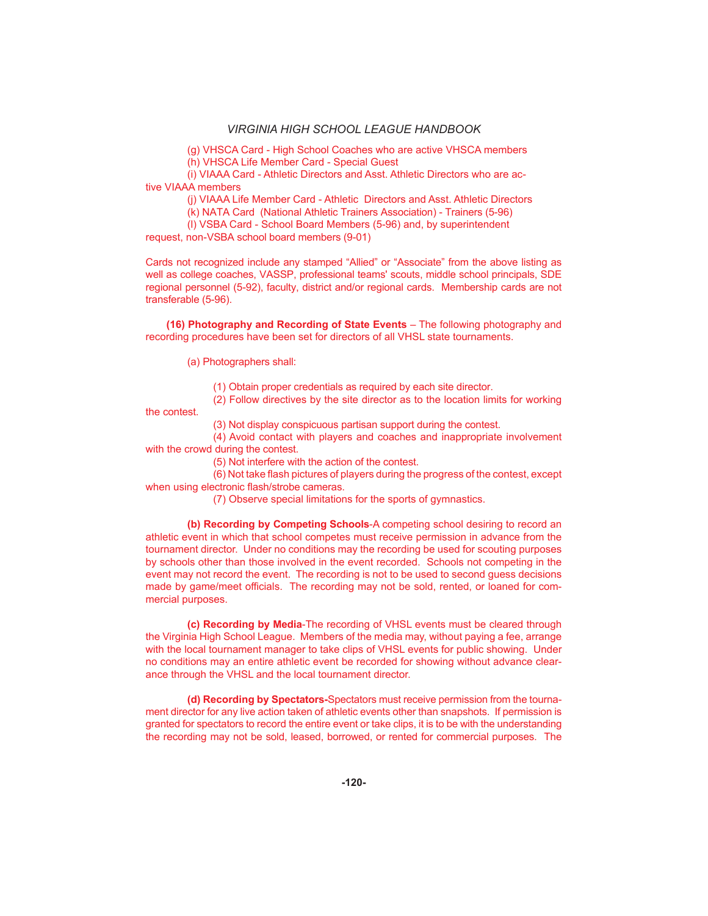(g) VHSCA Card - High School Coaches who are active VHSCA members

(h) VHSCA Life Member Card - Special Guest

(i) VIAAA Card - Athletic Directors and Asst. Athletic Directors who are active VIAAA members

(j) VIAAA Life Member Card - Athletic Directors and Asst. Athletic Directors

(k) NATA Card (National Athletic Trainers Association) - Trainers (5-96)

(l) VSBA Card - School Board Members (5-96) and, by superintendent request, non-VSBA school board members (9-01)

Cards not recognized include any stamped "Allied" or "Associate" from the above listing as well as college coaches, VASSP, professional teams' scouts, middle school principals, SDE regional personnel (5-92), faculty, district and/or regional cards. Membership cards are not transferable (5-96).

**(16) Photography and Recording of State Events** – The following photography and recording procedures have been set for directors of all VHSL state tournaments.

(a) Photographers shall:

(1) Obtain proper credentials as required by each site director.

(2) Follow directives by the site director as to the location limits for working the contest.

(3) Not display conspicuous partisan support during the contest.

(4) Avoid contact with players and coaches and inappropriate involvement with the crowd during the contest.

(5) Not interfere with the action of the contest.

(6) Not take flash pictures of players during the progress of the contest, except when using electronic flash/strobe cameras.

(7) Observe special limitations for the sports of gymnastics.

**(b) Recording by Competing Schools**-A competing school desiring to record an athletic event in which that school competes must receive permission in advance from the tournament director. Under no conditions may the recording be used for scouting purposes by schools other than those involved in the event recorded. Schools not competing in the event may not record the event. The recording is not to be used to second guess decisions made by game/meet officials. The recording may not be sold, rented, or loaned for commercial purposes.

**(c) Recording by Media**-The recording of VHSL events must be cleared through the Virginia High School League. Members of the media may, without paying a fee, arrange with the local tournament manager to take clips of VHSL events for public showing. Under no conditions may an entire athletic event be recorded for showing without advance clearance through the VHSL and the local tournament director.

**(d) Recording by Spectators-**Spectators must receive permission from the tournament director for any live action taken of athletic events other than snapshots. If permission is granted for spectators to record the entire event or take clips, it is to be with the understanding the recording may not be sold, leased, borrowed, or rented for commercial purposes. The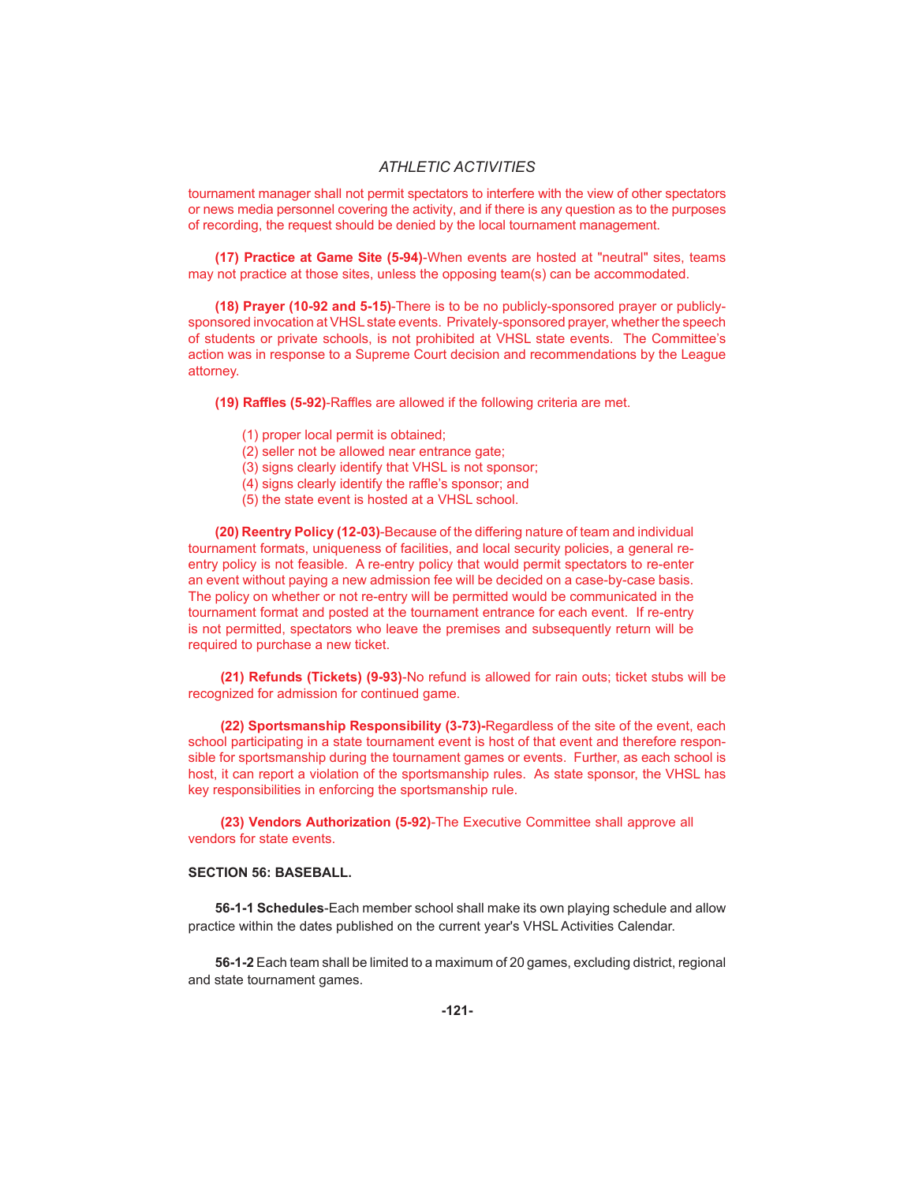tournament manager shall not permit spectators to interfere with the view of other spectators or news media personnel covering the activity, and if there is any question as to the purposes of recording, the request should be denied by the local tournament management.

**(17) Practice at Game Site (5-94)**-When events are hosted at "neutral" sites, teams may not practice at those sites, unless the opposing team(s) can be accommodated.

**(18) Prayer (10-92 and 5-15)**-There is to be no publicly-sponsored prayer or publicly-sponsored invocation at VHSL state events. Privately-sponsored prayer, whether the speech of students or private schools, is not prohibited at VHSL state events. The Committee's action was in response to a Supreme Court decision and recommendations by the League attorney.

**(19) Raffles (5-92)**-Raffles are allowed if the following criteria are met.

(1) proper local permit is obtained;
(2) seller not be allowed near entrance gate;
(3) signs clearly identify that VHSL is not sponsor;
(4) signs clearly identify the raffle's sponsor; and
(5) the state event is hosted at a VHSL school.

**(20) Reentry Policy (12-03)**-Because of the differing nature of team and individual tournament formats, uniqueness of facilities, and local security policies, a general re-entry policy is not feasible. A re-entry policy that would permit spectators to re-enter an event without paying a new admission fee will be decided on a case-by-case basis. The policy on whether or not re-entry will be permitted would be communicated in the tournament format and posted at the tournament entrance for each event. If re-entry is not permitted, spectators who leave the premises and subsequently return will be required to purchase a new ticket.

**(21) Refunds (Tickets) (9-93)**-No refund is allowed for rain outs; ticket stubs will be recognized for admission for continued game.

**(22) Sportsmanship Responsibility (3-73)-**Regardless of the site of the event, each school participating in a state tournament event is host of that event and therefore responsible for sportsmanship during the tournament games or events. Further, as each school is host, it can report a violation of the sportsmanship rules. As state sponsor, the VHSL has key responsibilities in enforcing the sportsmanship rule.

**(23) Vendors Authorization (5-92)**-The Executive Committee shall approve all vendors for state events.

## SECTION 56: BASEBALL.

**56-1-1 Schedules**-Each member school shall make its own playing schedule and allow practice within the dates published on the current year's VHSL Activities Calendar.

**56-1-2** Each team shall be limited to a maximum of 20 games, excluding district, regional and state tournament games.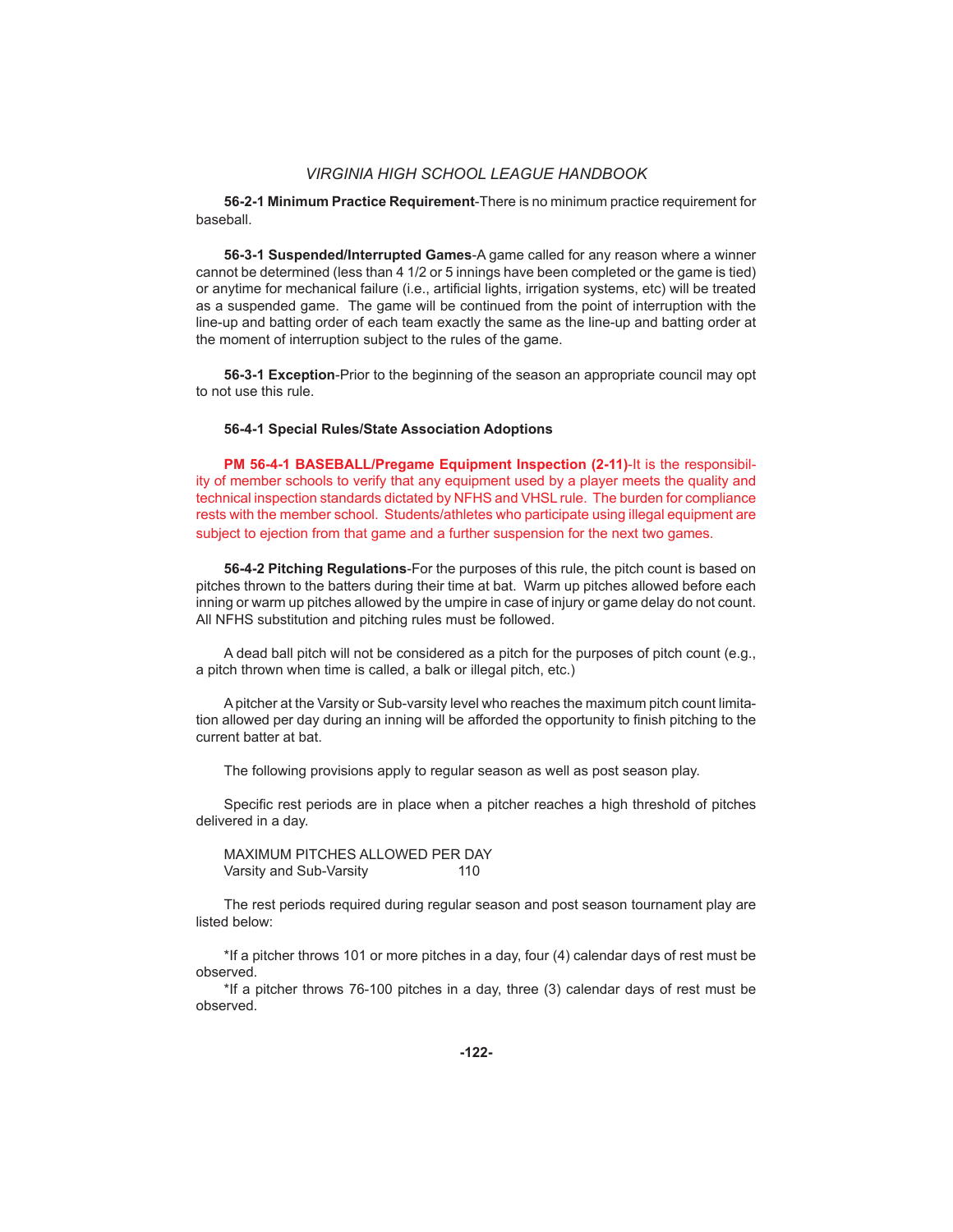**56-2-1 Minimum Practice Requirement**-There is no minimum practice requirement for baseball.

**56-3-1 Suspended/Interrupted Games**-A game called for any reason where a winner cannot be determined (less than 4 1/2 or 5 innings have been completed or the game is tied) or anytime for mechanical failure (i.e., artificial lights, irrigation systems, etc) will be treated as a suspended game. The game will be continued from the point of interruption with the line-up and batting order of each team exactly the same as the line-up and batting order at the moment of interruption subject to the rules of the game.

**56-3-1 Exception**-Prior to the beginning of the season an appropriate council may opt to not use this rule.

**56-4-1 Special Rules/State Association Adoptions**

**PM 56-4-1 BASEBALL/Pregame Equipment Inspection (2-11)**-It is the responsibility of member schools to verify that any equipment used by a player meets the quality and technical inspection standards dictated by NFHS and VHSL rule. The burden for compliance rests with the member school. Students/athletes who participate using illegal equipment are subject to ejection from that game and a further suspension for the next two games.

**56-4-2 Pitching Regulations**-For the purposes of this rule, the pitch count is based on pitches thrown to the batters during their time at bat. Warm up pitches allowed before each inning or warm up pitches allowed by the umpire in case of injury or game delay do not count. All NFHS substitution and pitching rules must be followed.

A dead ball pitch will not be considered as a pitch for the purposes of pitch count (e.g., a pitch thrown when time is called, a balk or illegal pitch, etc.)

A pitcher at the Varsity or Sub-varsity level who reaches the maximum pitch count limitation allowed per day during an inning will be afforded the opportunity to finish pitching to the current batter at bat.

The following provisions apply to regular season as well as post season play.

Specific rest periods are in place when a pitcher reaches a high threshold of pitches delivered in a day.

| MAXIMUM PITCHES ALLOWED PER DAY | |
|---|---|
| Varsity and Sub-Varsity | 110 |

The rest periods required during regular season and post season tournament play are listed below:

*If a pitcher throws 101 or more pitches in a day, four (4) calendar days of rest must be observed.

*If a pitcher throws 76-100 pitches in a day, three (3) calendar days of rest must be observed.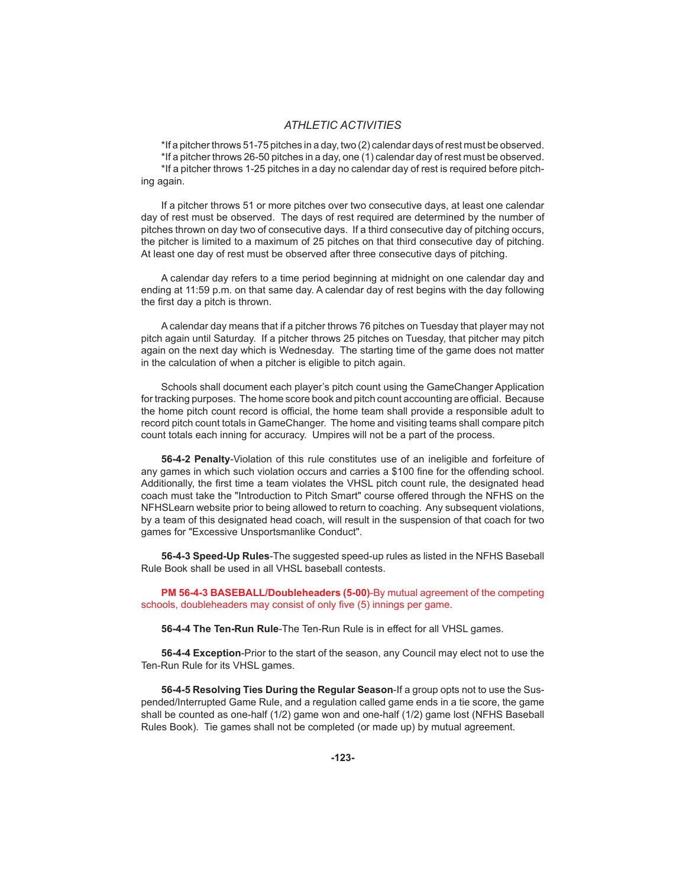*If a pitcher throws 51-75 pitches in a day, two (2) calendar days of rest must be observed.
*If a pitcher throws 26-50 pitches in a day, one (1) calendar day of rest must be observed.
*If a pitcher throws 1-25 pitches in a day no calendar day of rest is required before pitching again.

If a pitcher throws 51 or more pitches over two consecutive days, at least one calendar day of rest must be observed. The days of rest required are determined by the number of pitches thrown on day two of consecutive days. If a third consecutive day of pitching occurs, the pitcher is limited to a maximum of 25 pitches on that third consecutive day of pitching. At least one day of rest must be observed after three consecutive days of pitching.

A calendar day refers to a time period beginning at midnight on one calendar day and ending at 11:59 p.m. on that same day. A calendar day of rest begins with the day following the first day a pitch is thrown.

A calendar day means that if a pitcher throws 76 pitches on Tuesday that player may not pitch again until Saturday. If a pitcher throws 25 pitches on Tuesday, that pitcher may pitch again on the next day which is Wednesday. The starting time of the game does not matter in the calculation of when a pitcher is eligible to pitch again.

Schools shall document each player's pitch count using the GameChanger Application for tracking purposes. The home score book and pitch count accounting are official. Because the home pitch count record is official, the home team shall provide a responsible adult to record pitch count totals in GameChanger. The home and visiting teams shall compare pitch count totals each inning for accuracy. Umpires will not be a part of the process.

**56-4-2 Penalty**-Violation of this rule constitutes use of an ineligible and forfeiture of any games in which such violation occurs and carries a $100 fine for the offending school. Additionally, the first time a team violates the VHSL pitch count rule, the designated head coach must take the "Introduction to Pitch Smart" course offered through the NFHS on the NFHSLearn website prior to being allowed to return to coaching. Any subsequent violations, by a team of this designated head coach, will result in the suspension of that coach for two games for "Excessive Unsportsmanlike Conduct".

**56-4-3 Speed-Up Rules**-The suggested speed-up rules as listed in the NFHS Baseball Rule Book shall be used in all VHSL baseball contests.

**PM 56-4-3 BASEBALL/Doubleheaders (5-00)**-By mutual agreement of the competing schools, doubleheaders may consist of only five (5) innings per game.

**56-4-4 The Ten-Run Rule**-The Ten-Run Rule is in effect for all VHSL games.

**56-4-4 Exception**-Prior to the start of the season, any Council may elect not to use the Ten-Run Rule for its VHSL games.

**56-4-5 Resolving Ties During the Regular Season**-If a group opts not to use the Suspended/Interrupted Game Rule, and a regulation called game ends in a tie score, the game shall be counted as one-half (1/2) game won and one-half (1/2) game lost (NFHS Baseball Rules Book). Tie games shall not be completed (or made up) by mutual agreement.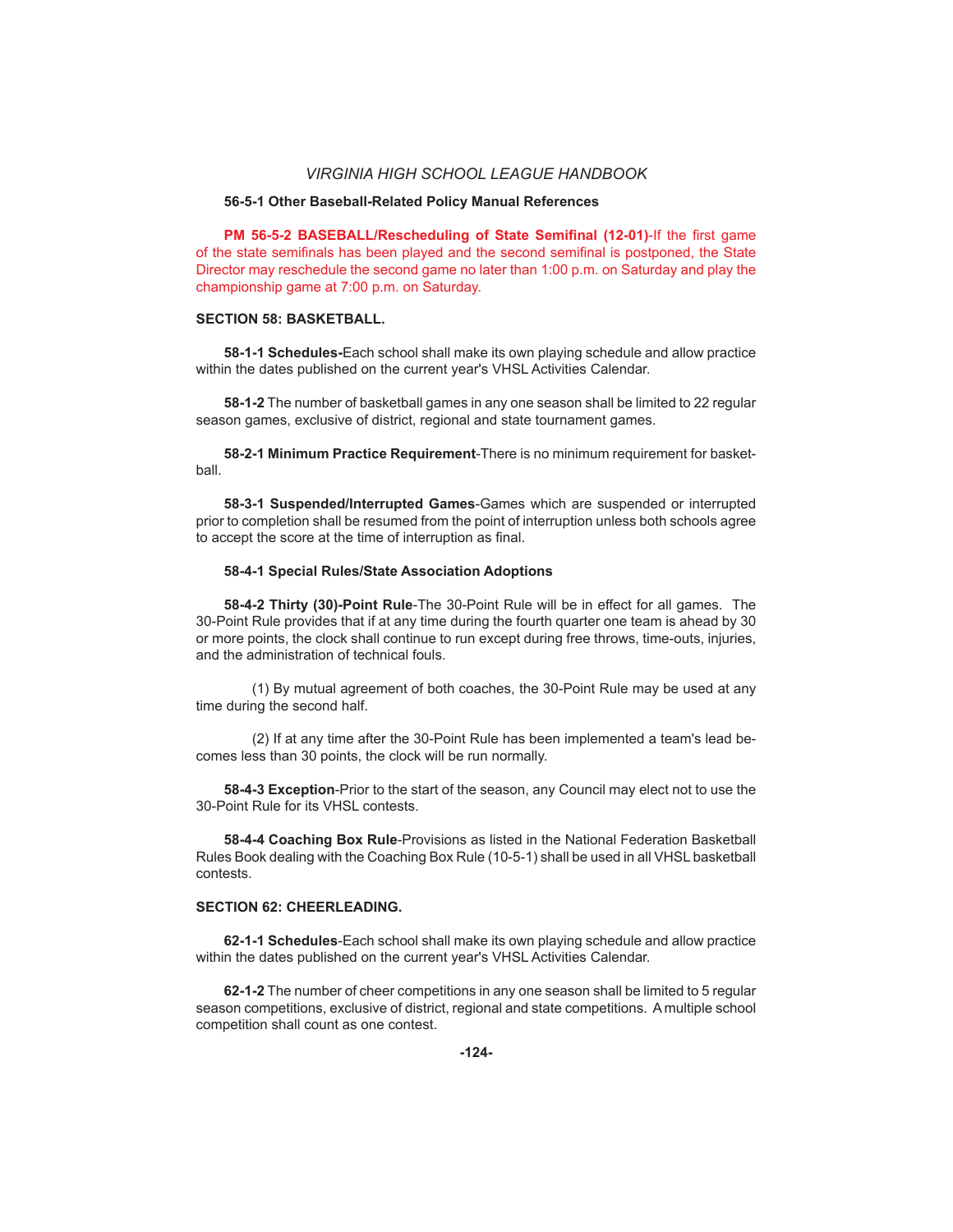**56-5-1 Other Baseball-Related Policy Manual References**

**PM 56-5-2 BASEBALL/Rescheduling of State Semifinal (12-01)**-If the first game of the state semifinals has been played and the second semifinal is postponed, the State Director may reschedule the second game no later than 1:00 p.m. on Saturday and play the championship game at 7:00 p.m. on Saturday.

## SECTION 58: BASKETBALL.

**58-1-1 Schedules-**Each school shall make its own playing schedule and allow practice within the dates published on the current year's VHSL Activities Calendar.

**58-1-2** The number of basketball games in any one season shall be limited to 22 regular season games, exclusive of district, regional and state tournament games.

**58-2-1 Minimum Practice Requirement**-There is no minimum requirement for basketball.

**58-3-1 Suspended/Interrupted Games**-Games which are suspended or interrupted prior to completion shall be resumed from the point of interruption unless both schools agree to accept the score at the time of interruption as final.

**58-4-1 Special Rules/State Association Adoptions**

**58-4-2 Thirty (30)-Point Rule**-The 30-Point Rule will be in effect for all games. The 30-Point Rule provides that if at any time during the fourth quarter one team is ahead by 30 or more points, the clock shall continue to run except during free throws, time-outs, injuries, and the administration of technical fouls.

(1) By mutual agreement of both coaches, the 30-Point Rule may be used at any time during the second half.

(2) If at any time after the 30-Point Rule has been implemented a team's lead becomes less than 30 points, the clock will be run normally.

**58-4-3 Exception**-Prior to the start of the season, any Council may elect not to use the 30-Point Rule for its VHSL contests.

**58-4-4 Coaching Box Rule**-Provisions as listed in the National Federation Basketball Rules Book dealing with the Coaching Box Rule (10-5-1) shall be used in all VHSL basketball contests.

## SECTION 62: CHEERLEADING.

**62-1-1 Schedules**-Each school shall make its own playing schedule and allow practice within the dates published on the current year's VHSL Activities Calendar.

**62-1-2** The number of cheer competitions in any one season shall be limited to 5 regular season competitions, exclusive of district, regional and state competitions. A multiple school competition shall count as one contest.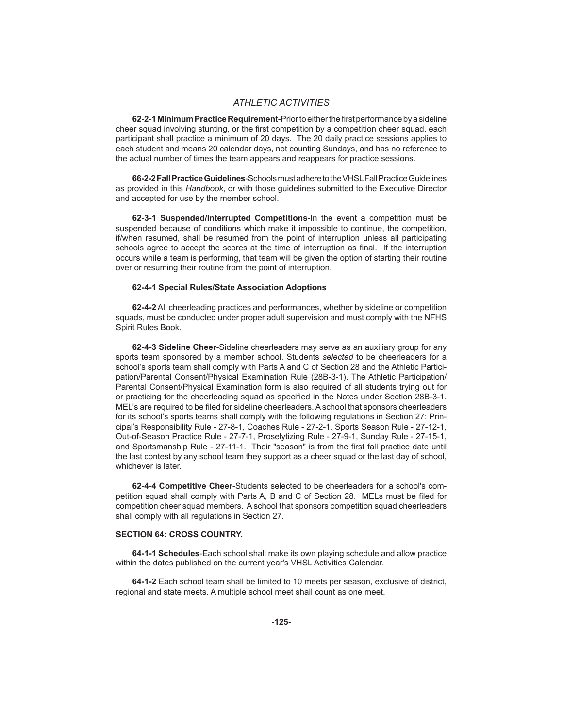**62-2-1 Minimum Practice Requirement**-Prior to either the first performance by a sideline cheer squad involving stunting, or the first competition by a competition cheer squad, each participant shall practice a minimum of 20 days. The 20 daily practice sessions applies to each student and means 20 calendar days, not counting Sundays, and has no reference to the actual number of times the team appears and reappears for practice sessions.

**66-2-2 Fall Practice Guidelines**-Schools must adhere to the VHSL Fall Practice Guidelines as provided in this *Handbook*, or with those guidelines submitted to the Executive Director and accepted for use by the member school.

**62-3-1 Suspended/Interrupted Competitions**-In the event a competition must be suspended because of conditions which make it impossible to continue, the competition, if/when resumed, shall be resumed from the point of interruption unless all participating schools agree to accept the scores at the time of interruption as final. If the interruption occurs while a team is performing, that team will be given the option of starting their routine over or resuming their routine from the point of interruption.

**62-4-1 Special Rules/State Association Adoptions**

**62-4-2** All cheerleading practices and performances, whether by sideline or competition squads, must be conducted under proper adult supervision and must comply with the NFHS Spirit Rules Book.

**62-4-3 Sideline Cheer**-Sideline cheerleaders may serve as an auxiliary group for any sports team sponsored by a member school. Students *selected* to be cheerleaders for a school's sports team shall comply with Parts A and C of Section 28 and the Athletic Participation/Parental Consent/Physical Examination Rule (28B-3-1). The Athletic Participation/Parental Consent/Physical Examination form is also required of all students trying out for or practicing for the cheerleading squad as specified in the Notes under Section 28B-3-1. MEL's are required to be filed for sideline cheerleaders. A school that sponsors cheerleaders for its school's sports teams shall comply with the following regulations in Section 27: Principal's Responsibility Rule - 27-8-1, Coaches Rule - 27-2-1, Sports Season Rule - 27-12-1, Out-of-Season Practice Rule - 27-7-1, Proselytizing Rule - 27-9-1, Sunday Rule - 27-15-1, and Sportsmanship Rule - 27-11-1. Their "season" is from the first fall practice date until the last contest by any school team they support as a cheer squad or the last day of school, whichever is later.

**62-4-4 Competitive Cheer**-Students selected to be cheerleaders for a school's competition squad shall comply with Parts A, B and C of Section 28. MELs must be filed for competition cheer squad members. A school that sponsors competition squad cheerleaders shall comply with all regulations in Section 27.

## SECTION 64: CROSS COUNTRY.

**64-1-1 Schedules**-Each school shall make its own playing schedule and allow practice within the dates published on the current year's VHSL Activities Calendar.

**64-1-2** Each school team shall be limited to 10 meets per season, exclusive of district, regional and state meets. A multiple school meet shall count as one meet.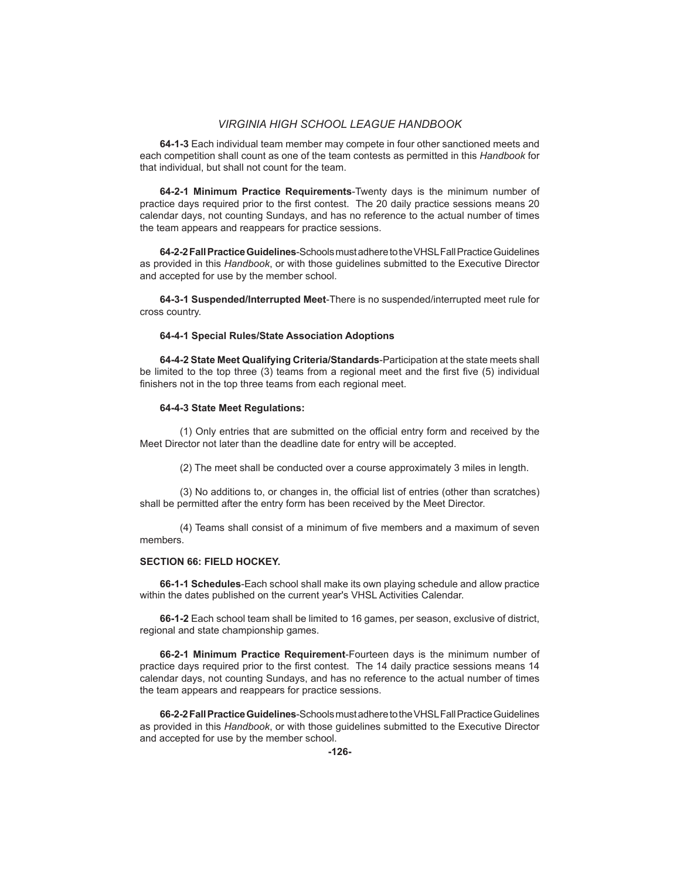**64-1-3** Each individual team member may compete in four other sanctioned meets and each competition shall count as one of the team contests as permitted in this *Handbook* for that individual, but shall not count for the team.

**64-2-1 Minimum Practice Requirements**-Twenty days is the minimum number of practice days required prior to the first contest. The 20 daily practice sessions means 20 calendar days, not counting Sundays, and has no reference to the actual number of times the team appears and reappears for practice sessions.

**64-2-2 Fall Practice Guidelines**-Schools must adhere to the VHSL Fall Practice Guidelines as provided in this *Handbook*, or with those guidelines submitted to the Executive Director and accepted for use by the member school.

**64-3-1 Suspended/Interrupted Meet**-There is no suspended/interrupted meet rule for cross country.

**64-4-1 Special Rules/State Association Adoptions**

**64-4-2 State Meet Qualifying Criteria/Standards**-Participation at the state meets shall be limited to the top three (3) teams from a regional meet and the first five (5) individual finishers not in the top three teams from each regional meet.

**64-4-3 State Meet Regulations:**

(1) Only entries that are submitted on the official entry form and received by the Meet Director not later than the deadline date for entry will be accepted.

(2) The meet shall be conducted over a course approximately 3 miles in length.

(3) No additions to, or changes in, the official list of entries (other than scratches) shall be permitted after the entry form has been received by the Meet Director.

(4) Teams shall consist of a minimum of five members and a maximum of seven members.

## SECTION 66: FIELD HOCKEY.

**66-1-1 Schedules**-Each school shall make its own playing schedule and allow practice within the dates published on the current year's VHSL Activities Calendar.

**66-1-2** Each school team shall be limited to 16 games, per season, exclusive of district, regional and state championship games.

**66-2-1 Minimum Practice Requirement**-Fourteen days is the minimum number of practice days required prior to the first contest. The 14 daily practice sessions means 14 calendar days, not counting Sundays, and has no reference to the actual number of times the team appears and reappears for practice sessions.

**66-2-2 Fall Practice Guidelines**-Schools must adhere to the VHSL Fall Practice Guidelines as provided in this *Handbook*, or with those guidelines submitted to the Executive Director and accepted for use by the member school.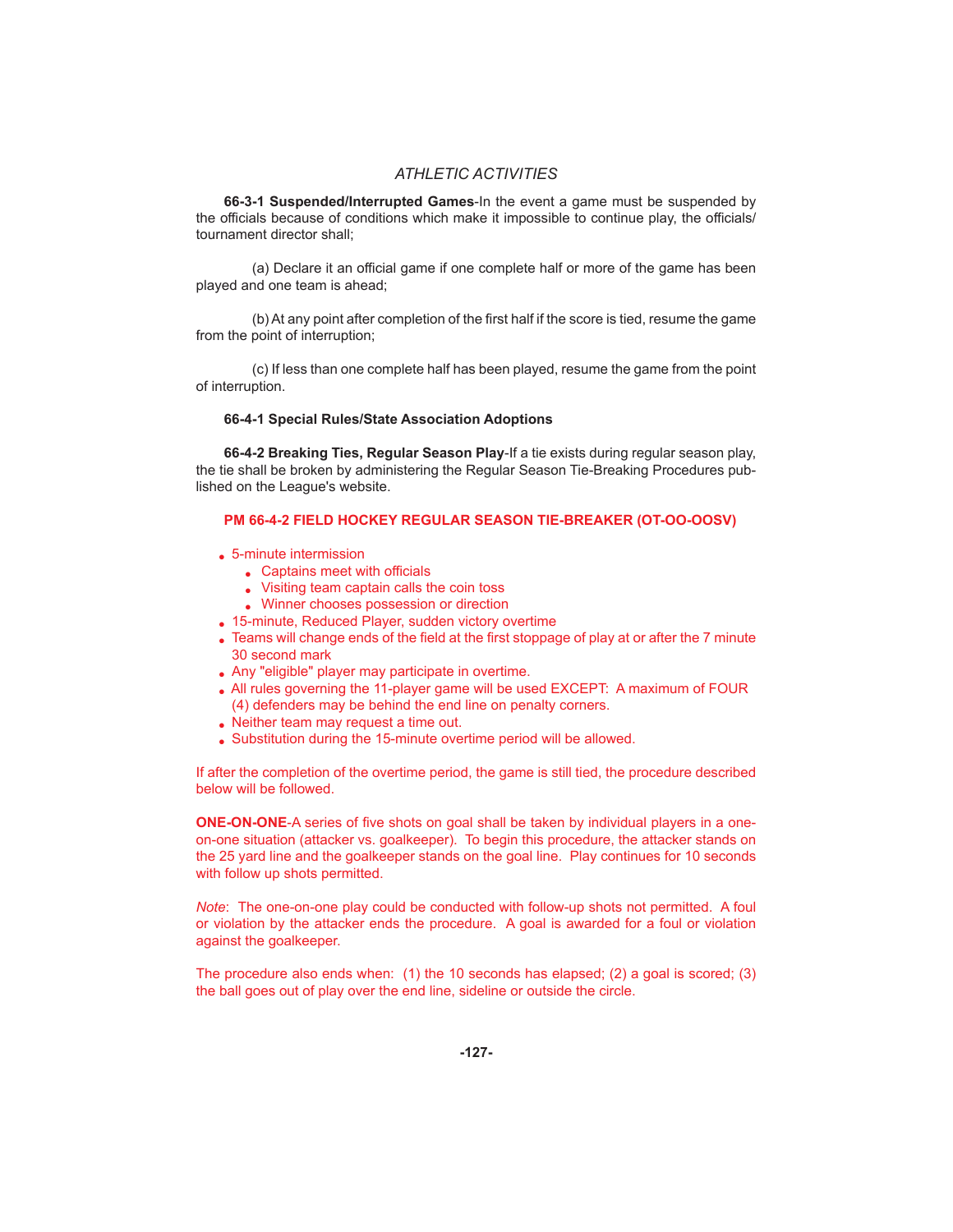**66-3-1 Suspended/Interrupted Games**-In the event a game must be suspended by the officials because of conditions which make it impossible to continue play, the officials/ tournament director shall;

(a) Declare it an official game if one complete half or more of the game has been played and one team is ahead;

(b) At any point after completion of the first half if the score is tied, resume the game from the point of interruption;

(c) If less than one complete half has been played, resume the game from the point of interruption.

**66-4-1 Special Rules/State Association Adoptions**

**66-4-2 Breaking Ties, Regular Season Play**-If a tie exists during regular season play, the tie shall be broken by administering the Regular Season Tie-Breaking Procedures published on the League's website.

**PM 66-4-2 FIELD HOCKEY REGULAR SEASON TIE-BREAKER (OT-OO-OOSV)**

- 5-minute intermission
  - Captains meet with officials
  - Visiting team captain calls the coin toss
  - Winner chooses possession or direction
- 15-minute, Reduced Player, sudden victory overtime
- Teams will change ends of the field at the first stoppage of play at or after the 7 minute 30 second mark
- Any "eligible" player may participate in overtime.
- All rules governing the 11-player game will be used EXCEPT: A maximum of FOUR (4) defenders may be behind the end line on penalty corners.
- Neither team may request a time out.
- Substitution during the 15-minute overtime period will be allowed.

If after the completion of the overtime period, the game is still tied, the procedure described below will be followed.

**ONE-ON-ONE**-A series of five shots on goal shall be taken by individual players in a one-on-one situation (attacker vs. goalkeeper). To begin this procedure, the attacker stands on the 25 yard line and the goalkeeper stands on the goal line. Play continues for 10 seconds with follow up shots permitted.

*Note*: The one-on-one play could be conducted with follow-up shots not permitted. A foul or violation by the attacker ends the procedure. A goal is awarded for a foul or violation against the goalkeeper.

The procedure also ends when: (1) the 10 seconds has elapsed; (2) a goal is scored; (3) the ball goes out of play over the end line, sideline or outside the circle.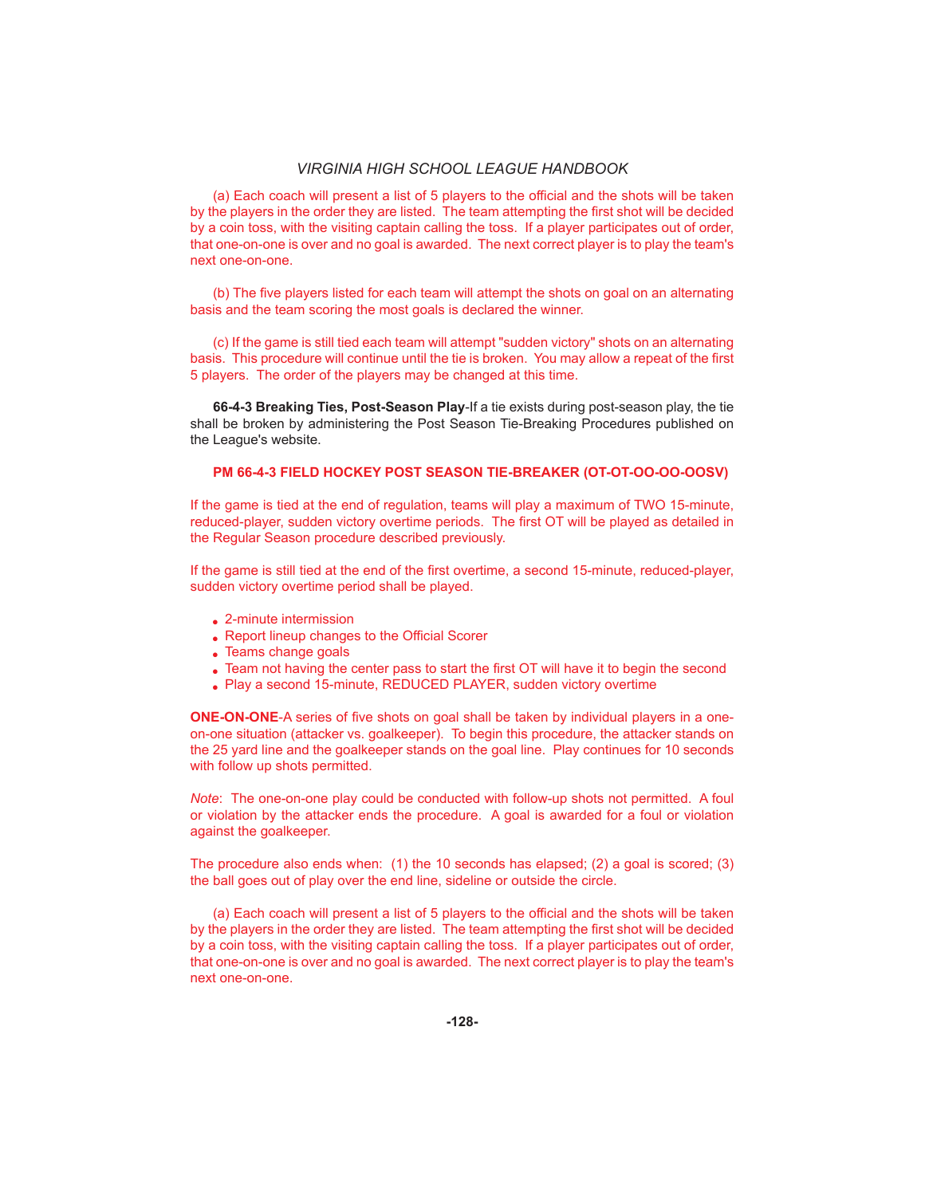(a) Each coach will present a list of 5 players to the official and the shots will be taken by the players in the order they are listed. The team attempting the first shot will be decided by a coin toss, with the visiting captain calling the toss. If a player participates out of order, that one-on-one is over and no goal is awarded. The next correct player is to play the team's next one-on-one.

(b) The five players listed for each team will attempt the shots on goal on an alternating basis and the team scoring the most goals is declared the winner.

(c) If the game is still tied each team will attempt "sudden victory" shots on an alternating basis. This procedure will continue until the tie is broken. You may allow a repeat of the first 5 players. The order of the players may be changed at this time.

**66-4-3 Breaking Ties, Post-Season Play**-If a tie exists during post-season play, the tie shall be broken by administering the Post Season Tie-Breaking Procedures published on the League's website.

**PM 66-4-3 FIELD HOCKEY POST SEASON TIE-BREAKER (OT-OT-OO-OO-OOSV)**

If the game is tied at the end of regulation, teams will play a maximum of TWO 15-minute, reduced-player, sudden victory overtime periods. The first OT will be played as detailed in the Regular Season procedure described previously.

If the game is still tied at the end of the first overtime, a second 15-minute, reduced-player, sudden victory overtime period shall be played.

- 2-minute intermission
- Report lineup changes to the Official Scorer
- Teams change goals
- Team not having the center pass to start the first OT will have it to begin the second
- Play a second 15-minute, REDUCED PLAYER, sudden victory overtime

**ONE-ON-ONE**-A series of five shots on goal shall be taken by individual players in a one-on-one situation (attacker vs. goalkeeper). To begin this procedure, the attacker stands on the 25 yard line and the goalkeeper stands on the goal line. Play continues for 10 seconds with follow up shots permitted.

*Note*: The one-on-one play could be conducted with follow-up shots not permitted. A foul or violation by the attacker ends the procedure. A goal is awarded for a foul or violation against the goalkeeper.

The procedure also ends when: (1) the 10 seconds has elapsed; (2) a goal is scored; (3) the ball goes out of play over the end line, sideline or outside the circle.

(a) Each coach will present a list of 5 players to the official and the shots will be taken by the players in the order they are listed. The team attempting the first shot will be decided by a coin toss, with the visiting captain calling the toss. If a player participates out of order, that one-on-one is over and no goal is awarded. The next correct player is to play the team's next one-on-one.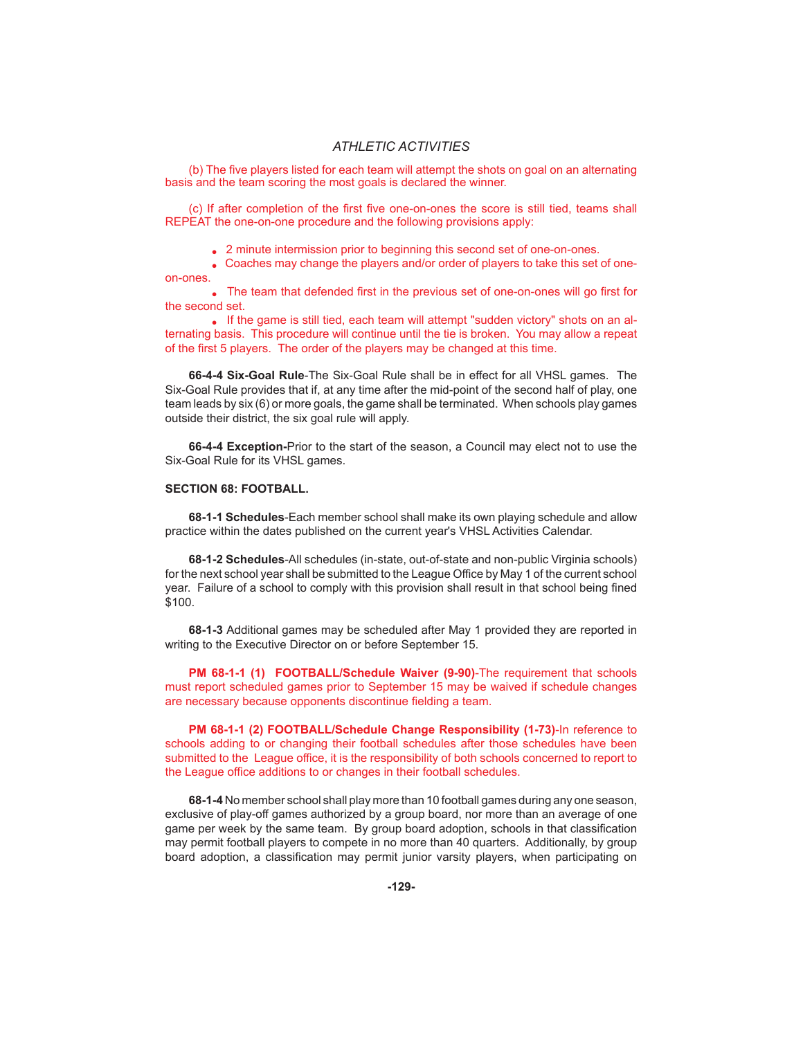(b) The five players listed for each team will attempt the shots on goal on an alternating basis and the team scoring the most goals is declared the winner.

(c) If after completion of the first five one-on-ones the score is still tied, teams shall REPEAT the one-on-one procedure and the following provisions apply:

- 2 minute intermission prior to beginning this second set of one-on-ones.
- Coaches may change the players and/or order of players to take this set of one-on-ones.
- The team that defended first in the previous set of one-on-ones will go first for the second set.
- If the game is still tied, each team will attempt "sudden victory" shots on an alternating basis. This procedure will continue until the tie is broken. You may allow a repeat of the first 5 players. The order of the players may be changed at this time.

**66-4-4 Six-Goal Rule**-The Six-Goal Rule shall be in effect for all VHSL games. The Six-Goal Rule provides that if, at any time after the mid-point of the second half of play, one team leads by six (6) or more goals, the game shall be terminated. When schools play games outside their district, the six goal rule will apply.

**66-4-4 Exception-**Prior to the start of the season, a Council may elect not to use the Six-Goal Rule for its VHSL games.

**SECTION 68: FOOTBALL.**

**68-1-1 Schedules**-Each member school shall make its own playing schedule and allow practice within the dates published on the current year's VHSL Activities Calendar.

**68-1-2 Schedules**-All schedules (in-state, out-of-state and non-public Virginia schools) for the next school year shall be submitted to the League Office by May 1 of the current school year. Failure of a school to comply with this provision shall result in that school being fined $100.

**68-1-3** Additional games may be scheduled after May 1 provided they are reported in writing to the Executive Director on or before September 15.

**PM 68-1-1 (1) FOOTBALL/Schedule Waiver (9-90)**-The requirement that schools must report scheduled games prior to September 15 may be waived if schedule changes are necessary because opponents discontinue fielding a team.

**PM 68-1-1 (2) FOOTBALL/Schedule Change Responsibility (1-73)**-In reference to schools adding to or changing their football schedules after those schedules have been submitted to the League office, it is the responsibility of both schools concerned to report to the League office additions to or changes in their football schedules.

**68-1-4** No member school shall play more than 10 football games during any one season, exclusive of play-off games authorized by a group board, nor more than an average of one game per week by the same team. By group board adoption, schools in that classification may permit football players to compete in no more than 40 quarters. Additionally, by group board adoption, a classification may permit junior varsity players, when participating on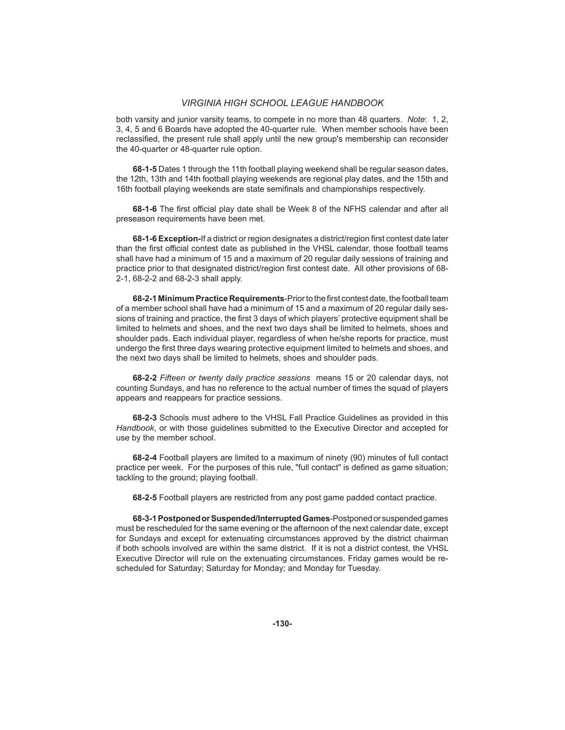both varsity and junior varsity teams, to compete in no more than 48 quarters. *Note*: 1, 2, 3, 4, 5 and 6 Boards have adopted the 40-quarter rule. When member schools have been reclassified, the present rule shall apply until the new group's membership can reconsider the 40-quarter or 48-quarter rule option.

**68-1-5** Dates 1 through the 11th football playing weekend shall be regular season dates, the 12th, 13th and 14th football playing weekends are regional play dates, and the 15th and 16th football playing weekends are state semifinals and championships respectively.

**68-1-6** The first official play date shall be Week 8 of the NFHS calendar and after all preseason requirements have been met.

**68-1-6 Exception-**If a district or region designates a district/region first contest date later than the first official contest date as published in the VHSL calendar, those football teams shall have had a minimum of 15 and a maximum of 20 regular daily sessions of training and practice prior to that designated district/region first contest date. All other provisions of 68-2-1, 68-2-2 and 68-2-3 shall apply.

**68-2-1 Minimum Practice Requirements**-Prior to the first contest date, the football team of a member school shall have had a minimum of 15 and a maximum of 20 regular daily sessions of training and practice, the first 3 days of which players' protective equipment shall be limited to helmets and shoes, and the next two days shall be limited to helmets, shoes and shoulder pads. Each individual player, regardless of when he/she reports for practice, must undergo the first three days wearing protective equipment limited to helmets and shoes, and the next two days shall be limited to helmets, shoes and shoulder pads.

**68-2-2** *Fifteen or twenty daily practice sessions* means 15 or 20 calendar days, not counting Sundays, and has no reference to the actual number of times the squad of players appears and reappears for practice sessions.

**68-2-3** Schools must adhere to the VHSL Fall Practice Guidelines as provided in this *Handbook*, or with those guidelines submitted to the Executive Director and accepted for use by the member school.

**68-2-4** Football players are limited to a maximum of ninety (90) minutes of full contact practice per week. For the purposes of this rule, "full contact" is defined as game situation; tackling to the ground; playing football.

**68-2-5** Football players are restricted from any post game padded contact practice.

**68-3-1 Postponed or Suspended/Interrupted Games**-Postponed or suspended games must be rescheduled for the same evening or the afternoon of the next calendar date, except for Sundays and except for extenuating circumstances approved by the district chairman if both schools involved are within the same district. If it is not a district contest, the VHSL Executive Director will rule on the extenuating circumstances. Friday games would be rescheduled for Saturday; Saturday for Monday; and Monday for Tuesday.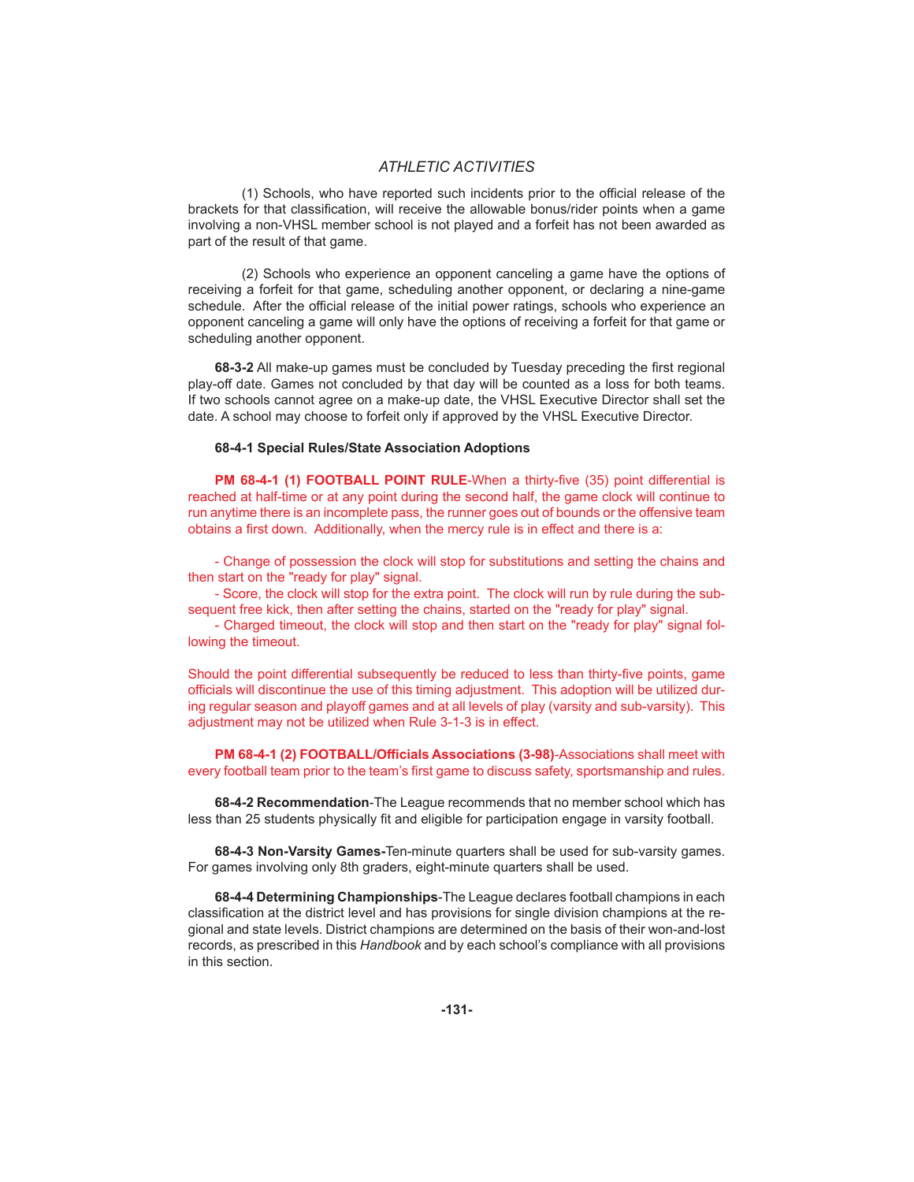(1) Schools, who have reported such incidents prior to the official release of the brackets for that classification, will receive the allowable bonus/rider points when a game involving a non-VHSL member school is not played and a forfeit has not been awarded as part of the result of that game.

(2) Schools who experience an opponent canceling a game have the options of receiving a forfeit for that game, scheduling another opponent, or declaring a nine-game schedule. After the official release of the initial power ratings, schools who experience an opponent canceling a game will only have the options of receiving a forfeit for that game or scheduling another opponent.

**68-3-2** All make-up games must be concluded by Tuesday preceding the first regional play-off date. Games not concluded by that day will be counted as a loss for both teams. If two schools cannot agree on a make-up date, the VHSL Executive Director shall set the date. A school may choose to forfeit only if approved by the VHSL Executive Director.

**68-4-1 Special Rules/State Association Adoptions**

**PM 68-4-1 (1) FOOTBALL POINT RULE**-When a thirty-five (35) point differential is reached at half-time or at any point during the second half, the game clock will continue to run anytime there is an incomplete pass, the runner goes out of bounds or the offensive team obtains a first down. Additionally, when the mercy rule is in effect and there is a:

- Change of possession the clock will stop for substitutions and setting the chains and then start on the "ready for play" signal.
- Score, the clock will stop for the extra point. The clock will run by rule during the subsequent free kick, then after setting the chains, started on the "ready for play" signal.
- Charged timeout, the clock will stop and then start on the "ready for play" signal following the timeout.

Should the point differential subsequently be reduced to less than thirty-five points, game officials will discontinue the use of this timing adjustment. This adoption will be utilized during regular season and playoff games and at all levels of play (varsity and sub-varsity). This adjustment may not be utilized when Rule 3-1-3 is in effect.

**PM 68-4-1 (2) FOOTBALL/Officials Associations (3-98)**-Associations shall meet with every football team prior to the team's first game to discuss safety, sportsmanship and rules.

**68-4-2 Recommendation**-The League recommends that no member school which has less than 25 students physically fit and eligible for participation engage in varsity football.

**68-4-3 Non-Varsity Games-**Ten-minute quarters shall be used for sub-varsity games. For games involving only 8th graders, eight-minute quarters shall be used.

**68-4-4 Determining Championships**-The League declares football champions in each classification at the district level and has provisions for single division champions at the regional and state levels. District champions are determined on the basis of their won-and-lost records, as prescribed in this *Handbook* and by each school's compliance with all provisions in this section.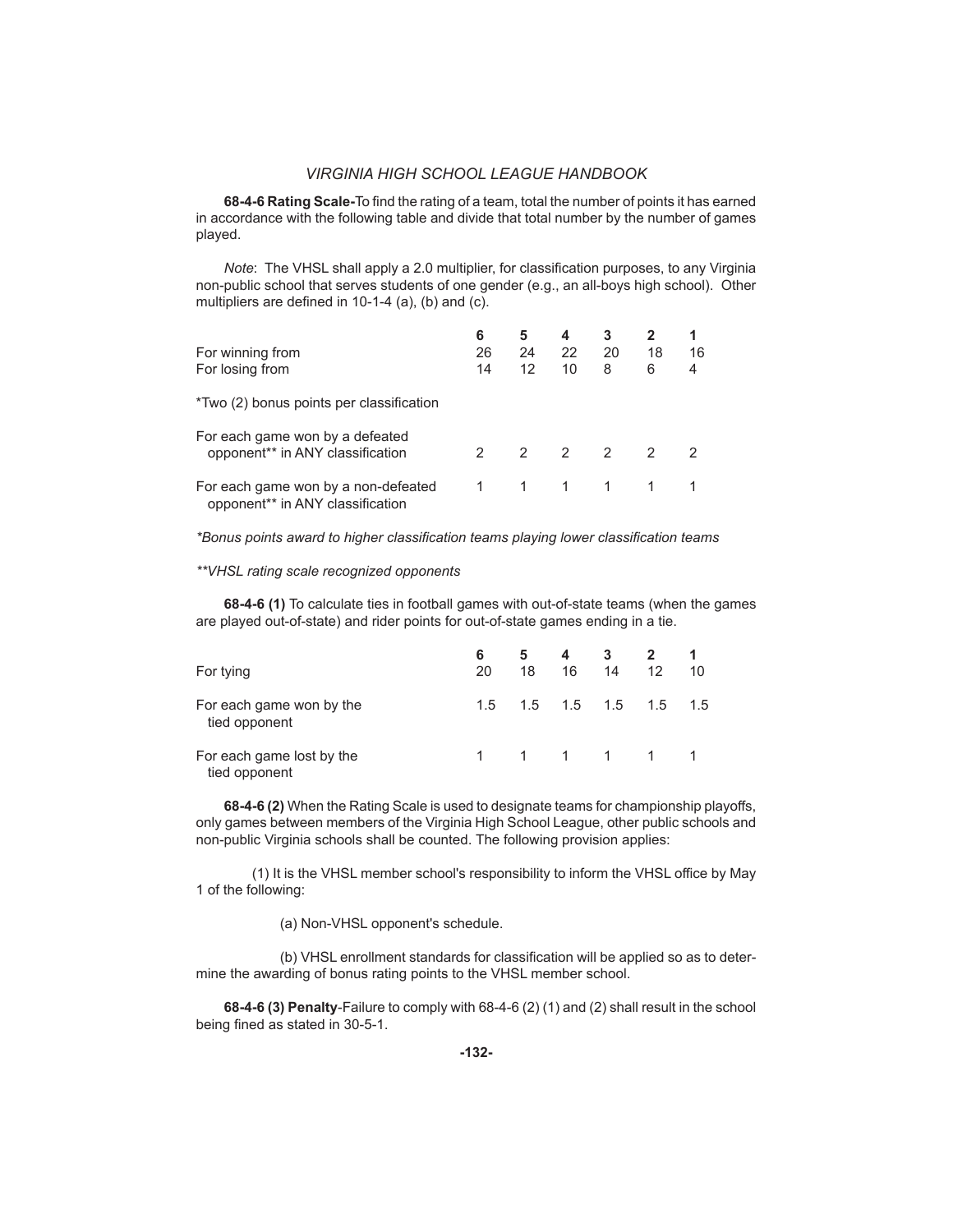**68-4-6 Rating Scale-**To find the rating of a team, total the number of points it has earned in accordance with the following table and divide that total number by the number of games played.

*Note*: The VHSL shall apply a 2.0 multiplier, for classification purposes, to any Virginia non-public school that serves students of one gender (e.g., an all-boys high school). Other multipliers are defined in 10-1-4 (a), (b) and (c).

| | **6** | **5** | **4** | **3** | **2** | **1** |
|---|---|---|---|---|---|---|
| For winning from | 26 | 24 | 22 | 20 | 18 | 16 |
| For losing from | 14 | 12 | 10 | 8 | 6 | 4 |
| *Two (2) bonus points per classification | | | | | | |
| For each game won by a defeated opponent** in ANY classification | 2 | 2 | 2 | 2 | 2 | 2 |
| For each game won by a non-defeated opponent** in ANY classification | 1 | 1 | 1 | 1 | 1 | 1 |

*\*Bonus points award to higher classification teams playing lower classification teams*

*\*\*VHSL rating scale recognized opponents*

**68-4-6 (1)** To calculate ties in football games with out-of-state teams (when the games are played out-of-state) and rider points for out-of-state games ending in a tie.

| | **6** | **5** | **4** | **3** | **2** | **1** |
|---|---|---|---|---|---|---|
| For tying | 20 | 18 | 16 | 14 | 12 | 10 |
| For each game won by the tied opponent | 1.5 | 1.5 | 1.5 | 1.5 | 1.5 | 1.5 |
| For each game lost by the tied opponent | 1 | 1 | 1 | 1 | 1 | 1 |

**68-4-6 (2)** When the Rating Scale is used to designate teams for championship playoffs, only games between members of the Virginia High School League, other public schools and non-public Virginia schools shall be counted. The following provision applies:

(1) It is the VHSL member school's responsibility to inform the VHSL office by May 1 of the following:

(a) Non-VHSL opponent's schedule.

(b) VHSL enrollment standards for classification will be applied so as to determine the awarding of bonus rating points to the VHSL member school.

**68-4-6 (3) Penalty**-Failure to comply with 68-4-6 (2) (1) and (2) shall result in the school being fined as stated in 30-5-1.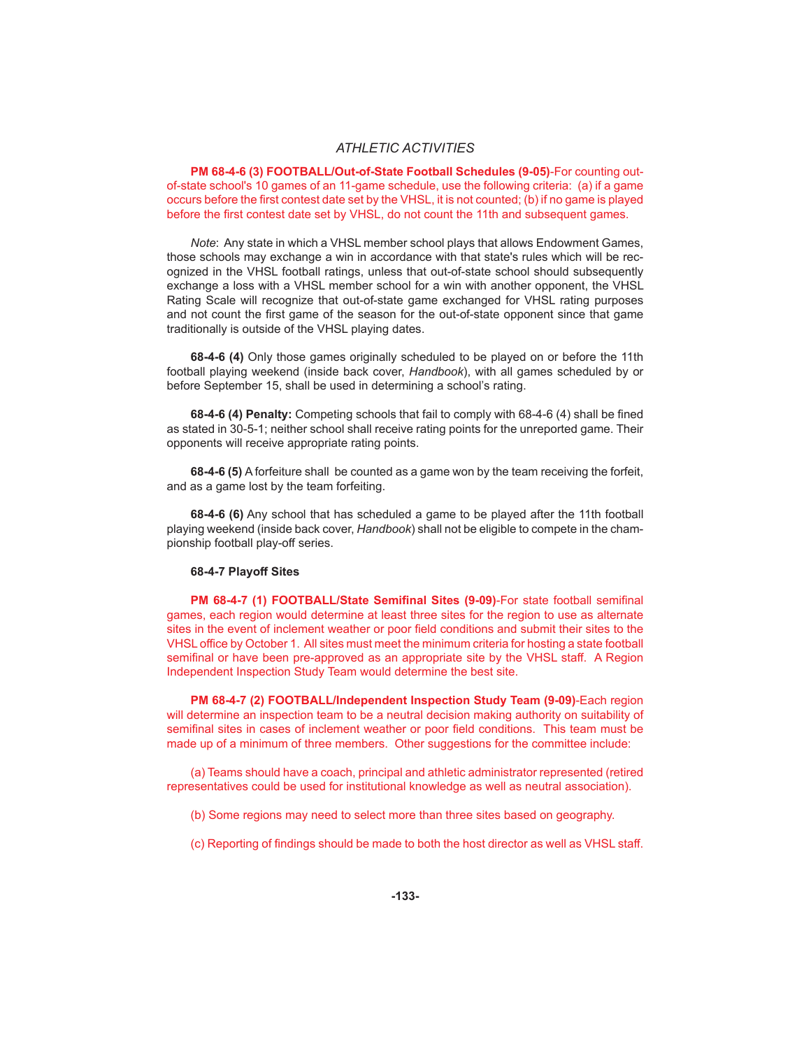**PM 68-4-6 (3) FOOTBALL/Out-of-State Football Schedules (9-05)**-For counting out-of-state school's 10 games of an 11-game schedule, use the following criteria: (a) if a game occurs before the first contest date set by the VHSL, it is not counted; (b) if no game is played before the first contest date set by VHSL, do not count the 11th and subsequent games.

*Note*: Any state in which a VHSL member school plays that allows Endowment Games, those schools may exchange a win in accordance with that state's rules which will be recognized in the VHSL football ratings, unless that out-of-state school should subsequently exchange a loss with a VHSL member school for a win with another opponent, the VHSL Rating Scale will recognize that out-of-state game exchanged for VHSL rating purposes and not count the first game of the season for the out-of-state opponent since that game traditionally is outside of the VHSL playing dates.

**68-4-6 (4)** Only those games originally scheduled to be played on or before the 11th football playing weekend (inside back cover, *Handbook*), with all games scheduled by or before September 15, shall be used in determining a school's rating.

**68-4-6 (4) Penalty:** Competing schools that fail to comply with 68-4-6 (4) shall be fined as stated in 30-5-1; neither school shall receive rating points for the unreported game. Their opponents will receive appropriate rating points.

**68-4-6 (5)** A forfeiture shall be counted as a game won by the team receiving the forfeit, and as a game lost by the team forfeiting.

**68-4-6 (6)** Any school that has scheduled a game to be played after the 11th football playing weekend (inside back cover, *Handbook*) shall not be eligible to compete in the championship football play-off series.

**68-4-7 Playoff Sites**

**PM 68-4-7 (1) FOOTBALL/State Semifinal Sites (9-09)**-For state football semifinal games, each region would determine at least three sites for the region to use as alternate sites in the event of inclement weather or poor field conditions and submit their sites to the VHSL office by October 1. All sites must meet the minimum criteria for hosting a state football semifinal or have been pre-approved as an appropriate site by the VHSL staff. A Region Independent Inspection Study Team would determine the best site.

**PM 68-4-7 (2) FOOTBALL/Independent Inspection Study Team (9-09)**-Each region will determine an inspection team to be a neutral decision making authority on suitability of semifinal sites in cases of inclement weather or poor field conditions. This team must be made up of a minimum of three members. Other suggestions for the committee include:

(a) Teams should have a coach, principal and athletic administrator represented (retired representatives could be used for institutional knowledge as well as neutral association).

(b) Some regions may need to select more than three sites based on geography.

(c) Reporting of findings should be made to both the host director as well as VHSL staff.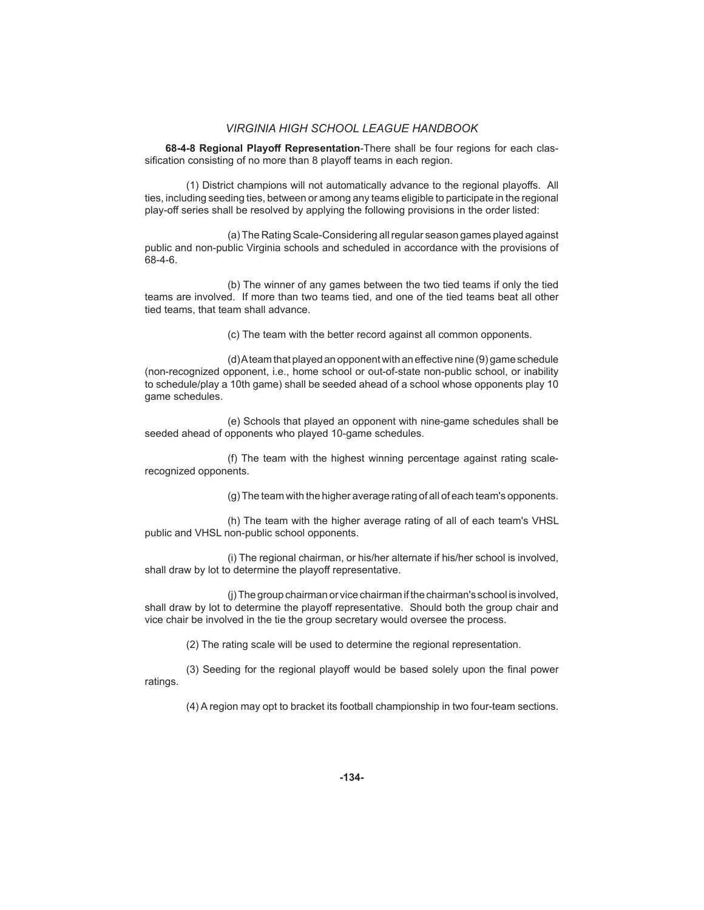**68-4-8 Regional Playoff Representation**-There shall be four regions for each classification consisting of no more than 8 playoff teams in each region.

(1) District champions will not automatically advance to the regional playoffs. All ties, including seeding ties, between or among any teams eligible to participate in the regional play-off series shall be resolved by applying the following provisions in the order listed:

(a) The Rating Scale-Considering all regular season games played against public and non-public Virginia schools and scheduled in accordance with the provisions of 68-4-6.

(b) The winner of any games between the two tied teams if only the tied teams are involved. If more than two teams tied, and one of the tied teams beat all other tied teams, that team shall advance.

(c) The team with the better record against all common opponents.

(d) A team that played an opponent with an effective nine (9) game schedule (non-recognized opponent, i.e., home school or out-of-state non-public school, or inability to schedule/play a 10th game) shall be seeded ahead of a school whose opponents play 10 game schedules.

(e) Schools that played an opponent with nine-game schedules shall be seeded ahead of opponents who played 10-game schedules.

(f) The team with the highest winning percentage against rating scale-recognized opponents.

(g) The team with the higher average rating of all of each team's opponents.

(h) The team with the higher average rating of all of each team's VHSL public and VHSL non-public school opponents.

(i) The regional chairman, or his/her alternate if his/her school is involved, shall draw by lot to determine the playoff representative.

(j) The group chairman or vice chairman if the chairman's school is involved, shall draw by lot to determine the playoff representative. Should both the group chair and vice chair be involved in the tie the group secretary would oversee the process.

(2) The rating scale will be used to determine the regional representation.

(3) Seeding for the regional playoff would be based solely upon the final power ratings.

(4) A region may opt to bracket its football championship in two four-team sections.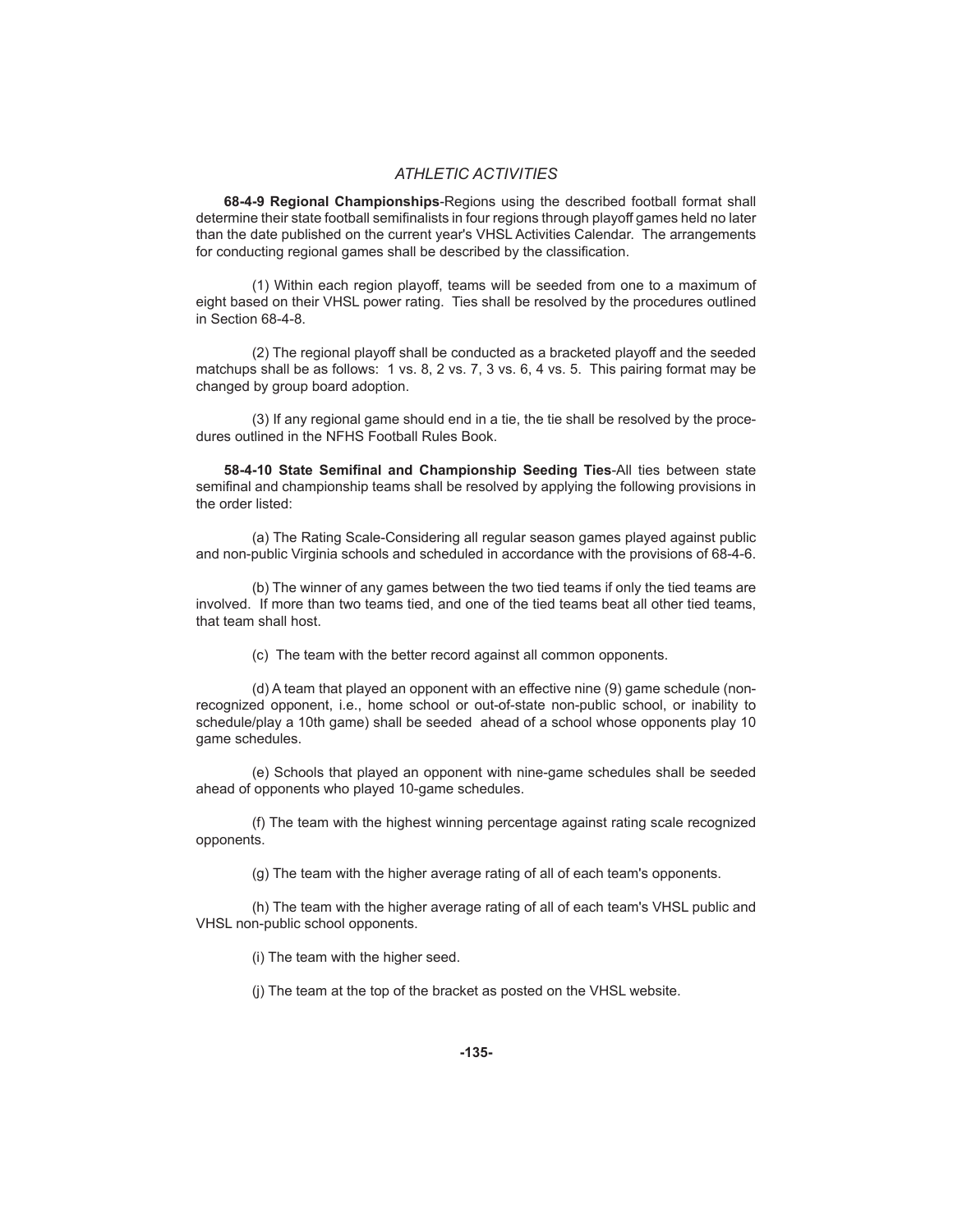**68-4-9 Regional Championships**-Regions using the described football format shall determine their state football semifinalists in four regions through playoff games held no later than the date published on the current year's VHSL Activities Calendar. The arrangements for conducting regional games shall be described by the classification.

(1) Within each region playoff, teams will be seeded from one to a maximum of eight based on their VHSL power rating. Ties shall be resolved by the procedures outlined in Section 68-4-8.

(2) The regional playoff shall be conducted as a bracketed playoff and the seeded matchups shall be as follows: 1 vs. 8, 2 vs. 7, 3 vs. 6, 4 vs. 5. This pairing format may be changed by group board adoption.

(3) If any regional game should end in a tie, the tie shall be resolved by the procedures outlined in the NFHS Football Rules Book.

**58-4-10 State Semifinal and Championship Seeding Ties**-All ties between state semifinal and championship teams shall be resolved by applying the following provisions in the order listed:

(a) The Rating Scale-Considering all regular season games played against public and non-public Virginia schools and scheduled in accordance with the provisions of 68-4-6.

(b) The winner of any games between the two tied teams if only the tied teams are involved. If more than two teams tied, and one of the tied teams beat all other tied teams, that team shall host.

(c) The team with the better record against all common opponents.

(d) A team that played an opponent with an effective nine (9) game schedule (non-recognized opponent, i.e., home school or out-of-state non-public school, or inability to schedule/play a 10th game) shall be seeded ahead of a school whose opponents play 10 game schedules.

(e) Schools that played an opponent with nine-game schedules shall be seeded ahead of opponents who played 10-game schedules.

(f) The team with the highest winning percentage against rating scale recognized opponents.

(g) The team with the higher average rating of all of each team's opponents.

(h) The team with the higher average rating of all of each team's VHSL public and VHSL non-public school opponents.

(i) The team with the higher seed.

(j) The team at the top of the bracket as posted on the VHSL website.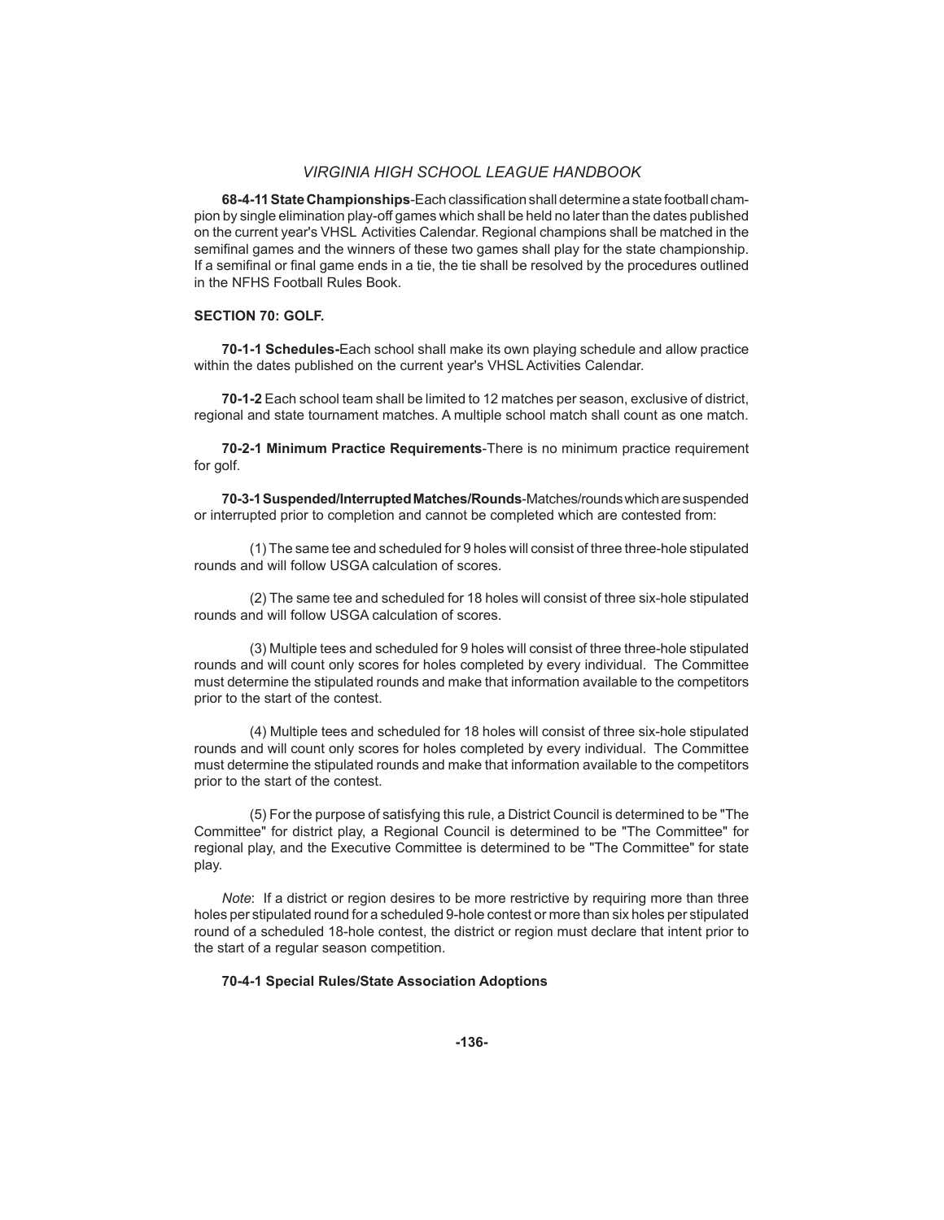**68-4-11 State Championships**-Each classification shall determine a state football champion by single elimination play-off games which shall be held no later than the dates published on the current year's VHSL Activities Calendar. Regional champions shall be matched in the semifinal games and the winners of these two games shall play for the state championship. If a semifinal or final game ends in a tie, the tie shall be resolved by the procedures outlined in the NFHS Football Rules Book.

## SECTION 70: GOLF.

**70-1-1 Schedules-**Each school shall make its own playing schedule and allow practice within the dates published on the current year's VHSL Activities Calendar.

**70-1-2** Each school team shall be limited to 12 matches per season, exclusive of district, regional and state tournament matches. A multiple school match shall count as one match.

**70-2-1 Minimum Practice Requirements**-There is no minimum practice requirement for golf.

**70-3-1 Suspended/Interrupted Matches/Rounds**-Matches/rounds which are suspended or interrupted prior to completion and cannot be completed which are contested from:

(1) The same tee and scheduled for 9 holes will consist of three three-hole stipulated rounds and will follow USGA calculation of scores.

(2) The same tee and scheduled for 18 holes will consist of three six-hole stipulated rounds and will follow USGA calculation of scores.

(3) Multiple tees and scheduled for 9 holes will consist of three three-hole stipulated rounds and will count only scores for holes completed by every individual. The Committee must determine the stipulated rounds and make that information available to the competitors prior to the start of the contest.

(4) Multiple tees and scheduled for 18 holes will consist of three six-hole stipulated rounds and will count only scores for holes completed by every individual. The Committee must determine the stipulated rounds and make that information available to the competitors prior to the start of the contest.

(5) For the purpose of satisfying this rule, a District Council is determined to be "The Committee" for district play, a Regional Council is determined to be "The Committee" for regional play, and the Executive Committee is determined to be "The Committee" for state play.

*Note*: If a district or region desires to be more restrictive by requiring more than three holes per stipulated round for a scheduled 9-hole contest or more than six holes per stipulated round of a scheduled 18-hole contest, the district or region must declare that intent prior to the start of a regular season competition.

**70-4-1 Special Rules/State Association Adoptions**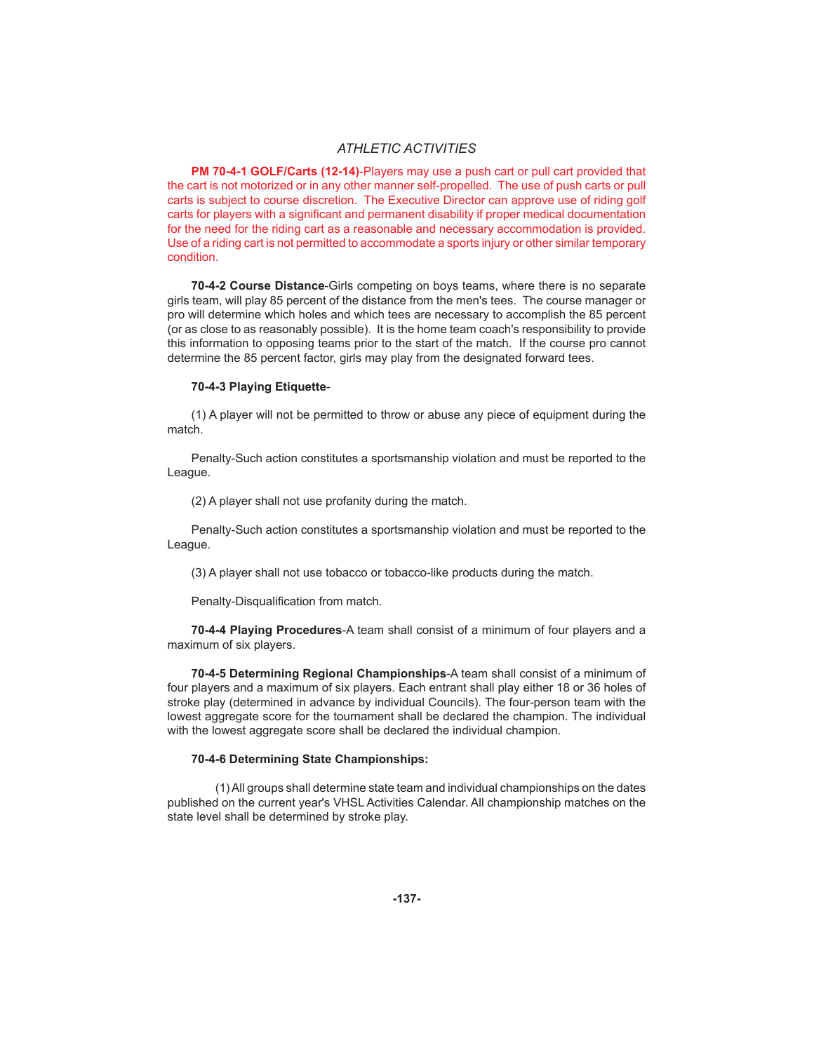**PM 70-4-1 GOLF/Carts (12-14)**-Players may use a push cart or pull cart provided that the cart is not motorized or in any other manner self-propelled. The use of push carts or pull carts is subject to course discretion. The Executive Director can approve use of riding golf carts for players with a significant and permanent disability if proper medical documentation for the need for the riding cart as a reasonable and necessary accommodation is provided. Use of a riding cart is not permitted to accommodate a sports injury or other similar temporary condition.

**70-4-2 Course Distance**-Girls competing on boys teams, where there is no separate girls team, will play 85 percent of the distance from the men's tees. The course manager or pro will determine which holes and which tees are necessary to accomplish the 85 percent (or as close to as reasonably possible). It is the home team coach's responsibility to provide this information to opposing teams prior to the start of the match. If the course pro cannot determine the 85 percent factor, girls may play from the designated forward tees.

**70-4-3 Playing Etiquette**-

(1) A player will not be permitted to throw or abuse any piece of equipment during the match.

Penalty-Such action constitutes a sportsmanship violation and must be reported to the League.

(2) A player shall not use profanity during the match.

Penalty-Such action constitutes a sportsmanship violation and must be reported to the League.

(3) A player shall not use tobacco or tobacco-like products during the match.

Penalty-Disqualification from match.

**70-4-4 Playing Procedures**-A team shall consist of a minimum of four players and a maximum of six players.

**70-4-5 Determining Regional Championships**-A team shall consist of a minimum of four players and a maximum of six players. Each entrant shall play either 18 or 36 holes of stroke play (determined in advance by individual Councils). The four-person team with the lowest aggregate score for the tournament shall be declared the champion. The individual with the lowest aggregate score shall be declared the individual champion.

**70-4-6 Determining State Championships:**

(1) All groups shall determine state team and individual championships on the dates published on the current year's VHSL Activities Calendar. All championship matches on the state level shall be determined by stroke play.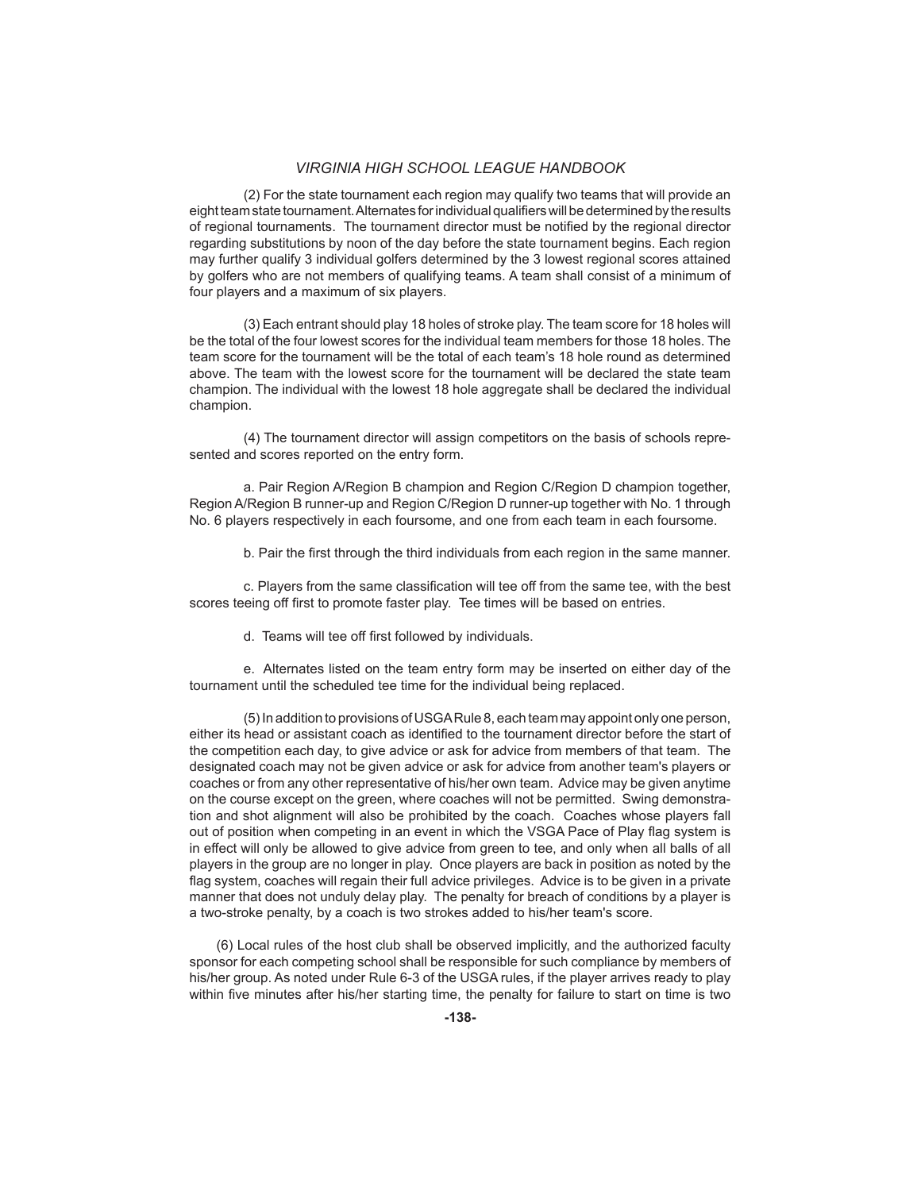(2) For the state tournament each region may qualify two teams that will provide an eight team state tournament. Alternates for individual qualifiers will be determined by the results of regional tournaments. The tournament director must be notified by the regional director regarding substitutions by noon of the day before the state tournament begins. Each region may further qualify 3 individual golfers determined by the 3 lowest regional scores attained by golfers who are not members of qualifying teams. A team shall consist of a minimum of four players and a maximum of six players.

(3) Each entrant should play 18 holes of stroke play. The team score for 18 holes will be the total of the four lowest scores for the individual team members for those 18 holes. The team score for the tournament will be the total of each team's 18 hole round as determined above. The team with the lowest score for the tournament will be declared the state team champion. The individual with the lowest 18 hole aggregate shall be declared the individual champion.

(4) The tournament director will assign competitors on the basis of schools represented and scores reported on the entry form.

a. Pair Region A/Region B champion and Region C/Region D champion together, Region A/Region B runner-up and Region C/Region D runner-up together with No. 1 through No. 6 players respectively in each foursome, and one from each team in each foursome.

b. Pair the first through the third individuals from each region in the same manner.

c. Players from the same classification will tee off from the same tee, with the best scores teeing off first to promote faster play. Tee times will be based on entries.

d. Teams will tee off first followed by individuals.

e. Alternates listed on the team entry form may be inserted on either day of the tournament until the scheduled tee time for the individual being replaced.

(5) In addition to provisions of USGA Rule 8, each team may appoint only one person, either its head or assistant coach as identified to the tournament director before the start of the competition each day, to give advice or ask for advice from members of that team. The designated coach may not be given advice or ask for advice from another team's players or coaches or from any other representative of his/her own team. Advice may be given anytime on the course except on the green, where coaches will not be permitted. Swing demonstration and shot alignment will also be prohibited by the coach. Coaches whose players fall out of position when competing in an event in which the VSGA Pace of Play flag system is in effect will only be allowed to give advice from green to tee, and only when all balls of all players in the group are no longer in play. Once players are back in position as noted by the flag system, coaches will regain their full advice privileges. Advice is to be given in a private manner that does not unduly delay play. The penalty for breach of conditions by a player is a two-stroke penalty, by a coach is two strokes added to his/her team's score.

(6) Local rules of the host club shall be observed implicitly, and the authorized faculty sponsor for each competing school shall be responsible for such compliance by members of his/her group. As noted under Rule 6-3 of the USGA rules, if the player arrives ready to play within five minutes after his/her starting time, the penalty for failure to start on time is two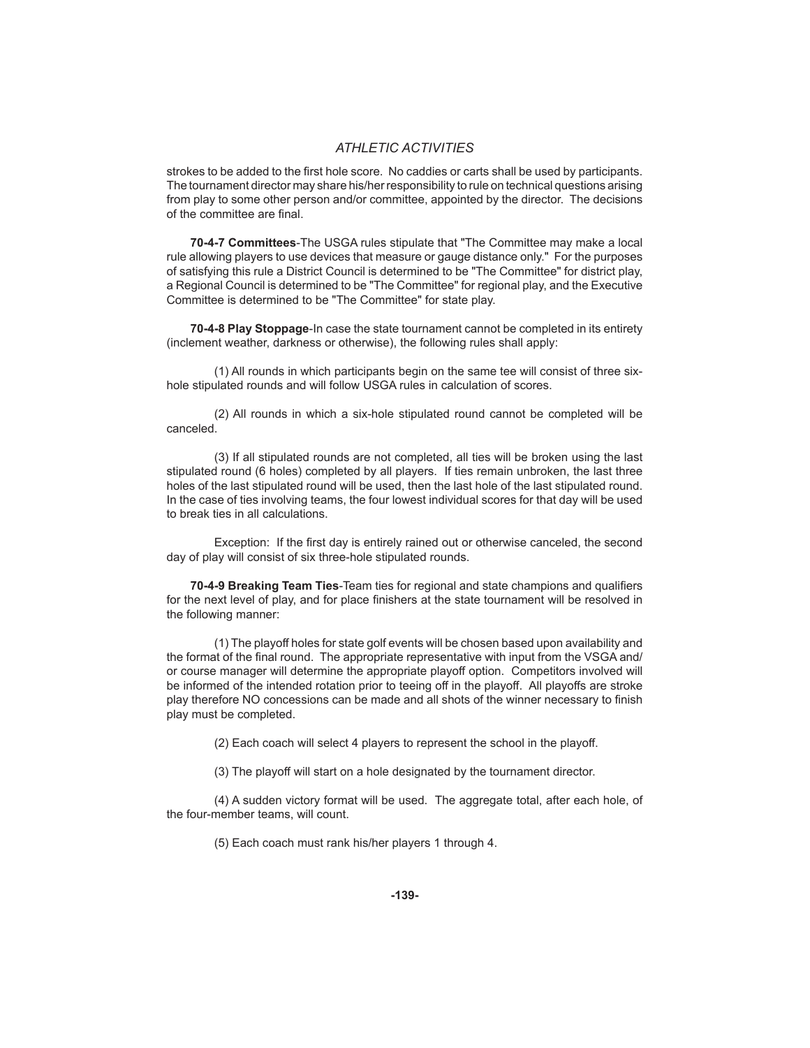strokes to be added to the first hole score. No caddies or carts shall be used by participants. The tournament director may share his/her responsibility to rule on technical questions arising from play to some other person and/or committee, appointed by the director. The decisions of the committee are final.

**70-4-7 Committees**-The USGA rules stipulate that "The Committee may make a local rule allowing players to use devices that measure or gauge distance only." For the purposes of satisfying this rule a District Council is determined to be "The Committee" for district play, a Regional Council is determined to be "The Committee" for regional play, and the Executive Committee is determined to be "The Committee" for state play.

**70-4-8 Play Stoppage**-In case the state tournament cannot be completed in its entirety (inclement weather, darkness or otherwise), the following rules shall apply:

(1) All rounds in which participants begin on the same tee will consist of three six-hole stipulated rounds and will follow USGA rules in calculation of scores.

(2) All rounds in which a six-hole stipulated round cannot be completed will be canceled.

(3) If all stipulated rounds are not completed, all ties will be broken using the last stipulated round (6 holes) completed by all players. If ties remain unbroken, the last three holes of the last stipulated round will be used, then the last hole of the last stipulated round. In the case of ties involving teams, the four lowest individual scores for that day will be used to break ties in all calculations.

Exception: If the first day is entirely rained out or otherwise canceled, the second day of play will consist of six three-hole stipulated rounds.

**70-4-9 Breaking Team Ties**-Team ties for regional and state champions and qualifiers for the next level of play, and for place finishers at the state tournament will be resolved in the following manner:

(1) The playoff holes for state golf events will be chosen based upon availability and the format of the final round. The appropriate representative with input from the VSGA and/or course manager will determine the appropriate playoff option. Competitors involved will be informed of the intended rotation prior to teeing off in the playoff. All playoffs are stroke play therefore NO concessions can be made and all shots of the winner necessary to finish play must be completed.

(2) Each coach will select 4 players to represent the school in the playoff.

(3) The playoff will start on a hole designated by the tournament director.

(4) A sudden victory format will be used. The aggregate total, after each hole, of the four-member teams, will count.

(5) Each coach must rank his/her players 1 through 4.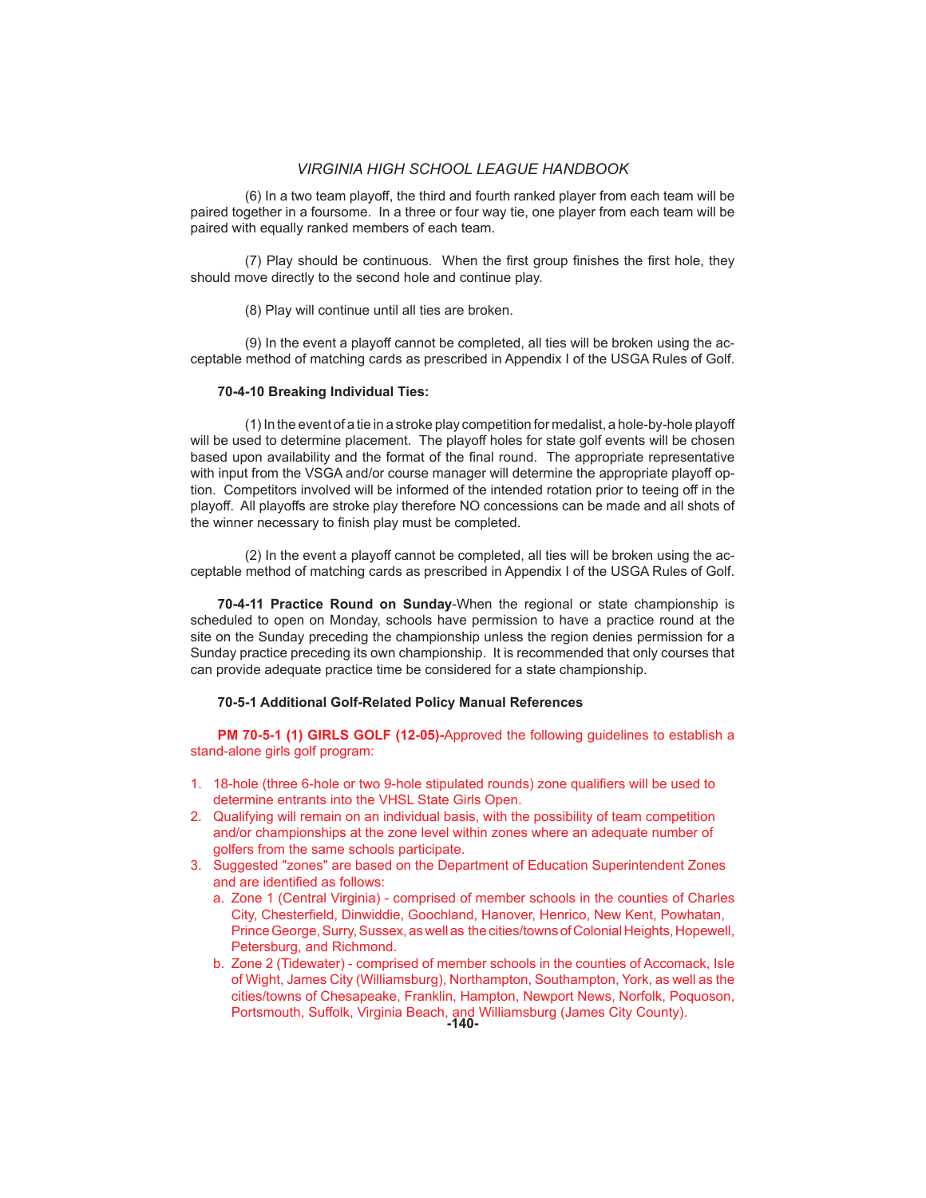(6) In a two team playoff, the third and fourth ranked player from each team will be paired together in a foursome. In a three or four way tie, one player from each team will be paired with equally ranked members of each team.

(7) Play should be continuous. When the first group finishes the first hole, they should move directly to the second hole and continue play.

(8) Play will continue until all ties are broken.

(9) In the event a playoff cannot be completed, all ties will be broken using the acceptable method of matching cards as prescribed in Appendix I of the USGA Rules of Golf.

**70-4-10 Breaking Individual Ties:**

(1) In the event of a tie in a stroke play competition for medalist, a hole-by-hole playoff will be used to determine placement. The playoff holes for state golf events will be chosen based upon availability and the format of the final round. The appropriate representative with input from the VSGA and/or course manager will determine the appropriate playoff option. Competitors involved will be informed of the intended rotation prior to teeing off in the playoff. All playoffs are stroke play therefore NO concessions can be made and all shots of the winner necessary to finish play must be completed.

(2) In the event a playoff cannot be completed, all ties will be broken using the acceptable method of matching cards as prescribed in Appendix I of the USGA Rules of Golf.

**70-4-11 Practice Round on Sunday**-When the regional or state championship is scheduled to open on Monday, schools have permission to have a practice round at the site on the Sunday preceding the championship unless the region denies permission for a Sunday practice preceding its own championship. It is recommended that only courses that can provide adequate practice time be considered for a state championship.

**70-5-1 Additional Golf-Related Policy Manual References**

**PM 70-5-1 (1) GIRLS GOLF (12-05)**-Approved the following guidelines to establish a stand-alone girls golf program:

1. 18-hole (three 6-hole or two 9-hole stipulated rounds) zone qualifiers will be used to determine entrants into the VHSL State Girls Open.
2. Qualifying will remain on an individual basis, with the possibility of team competition and/or championships at the zone level within zones where an adequate number of golfers from the same schools participate.
3. Suggested "zones" are based on the Department of Education Superintendent Zones and are identified as follows:
   a. Zone 1 (Central Virginia) - comprised of member schools in the counties of Charles City, Chesterfield, Dinwiddie, Goochland, Hanover, Henrico, New Kent, Powhatan, Prince George, Surry, Sussex, as well as the cities/towns of Colonial Heights, Hopewell, Petersburg, and Richmond.
   b. Zone 2 (Tidewater) - comprised of member schools in the counties of Accomack, Isle of Wight, James City (Williamsburg), Northampton, Southampton, York, as well as the cities/towns of Chesapeake, Franklin, Hampton, Newport News, Norfolk, Poquoson, Portsmouth, Suffolk, Virginia Beach, and Williamsburg (James City County).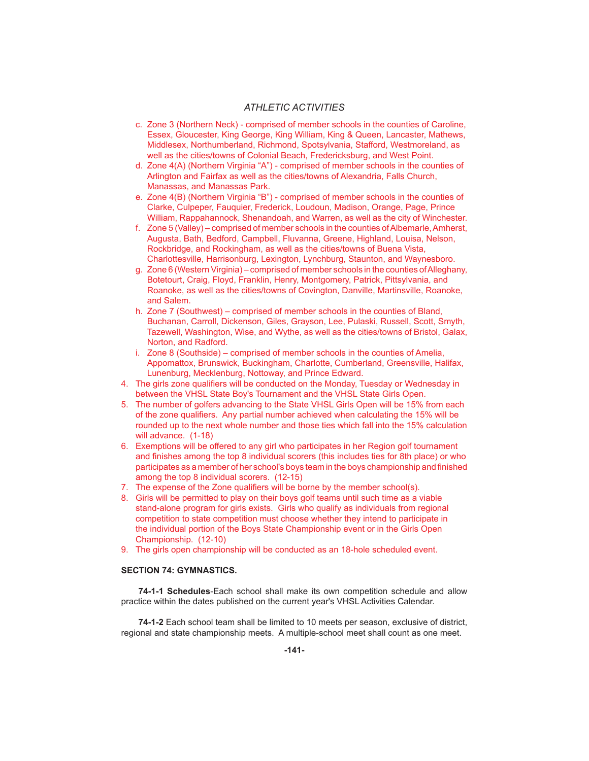c. Zone 3 (Northern Neck) - comprised of member schools in the counties of Caroline, Essex, Gloucester, King George, King William, King & Queen, Lancaster, Mathews, Middlesex, Northumberland, Richmond, Spotsylvania, Stafford, Westmoreland, as well as the cities/towns of Colonial Beach, Fredericksburg, and West Point.
d. Zone 4(A) (Northern Virginia "A") - comprised of member schools in the counties of Arlington and Fairfax as well as the cities/towns of Alexandria, Falls Church, Manassas, and Manassas Park.
e. Zone 4(B) (Northern Virginia "B") - comprised of member schools in the counties of Clarke, Culpeper, Fauquier, Frederick, Loudoun, Madison, Orange, Page, Prince William, Rappahannock, Shenandoah, and Warren, as well as the city of Winchester.
f. Zone 5 (Valley) – comprised of member schools in the counties of Albemarle, Amherst, Augusta, Bath, Bedford, Campbell, Fluvanna, Greene, Highland, Louisa, Nelson, Rockbridge, and Rockingham, as well as the cities/towns of Buena Vista, Charlottesville, Harrisonburg, Lexington, Lynchburg, Staunton, and Waynesboro.
g. Zone 6 (Western Virginia) – comprised of member schools in the counties of Alleghany, Botetourt, Craig, Floyd, Franklin, Henry, Montgomery, Patrick, Pittsylvania, and Roanoke, as well as the cities/towns of Covington, Danville, Martinsville, Roanoke, and Salem.
h. Zone 7 (Southwest) – comprised of member schools in the counties of Bland, Buchanan, Carroll, Dickenson, Giles, Grayson, Lee, Pulaski, Russell, Scott, Smyth, Tazewell, Washington, Wise, and Wythe, as well as the cities/towns of Bristol, Galax, Norton, and Radford.
i. Zone 8 (Southside) – comprised of member schools in the counties of Amelia, Appomattox, Brunswick, Buckingham, Charlotte, Cumberland, Greensville, Halifax, Lunenburg, Mecklenburg, Nottoway, and Prince Edward.

4. The girls zone qualifiers will be conducted on the Monday, Tuesday or Wednesday in between the VHSL State Boy's Tournament and the VHSL State Girls Open.
5. The number of golfers advancing to the State VHSL Girls Open will be 15% from each of the zone qualifiers. Any partial number achieved when calculating the 15% will be rounded up to the next whole number and those ties which fall into the 15% calculation will advance. (1-18)
6. Exemptions will be offered to any girl who participates in her Region golf tournament and finishes among the top 8 individual scorers (this includes ties for 8th place) or who participates as a member of her school's boys team in the boys championship and finished among the top 8 individual scorers. (12-15)
7. The expense of the Zone qualifiers will be borne by the member school(s).
8. Girls will be permitted to play on their boys golf teams until such time as a viable stand-alone program for girls exists. Girls who qualify as individuals from regional competition to state competition must choose whether they intend to participate in the individual portion of the Boys State Championship event or in the Girls Open Championship. (12-10)
9. The girls open championship will be conducted as an 18-hole scheduled event.

**SECTION 74: GYMNASTICS.**

**74-1-1 Schedules**-Each school shall make its own competition schedule and allow practice within the dates published on the current year's VHSL Activities Calendar.

**74-1-2** Each school team shall be limited to 10 meets per season, exclusive of district, regional and state championship meets. A multiple-school meet shall count as one meet.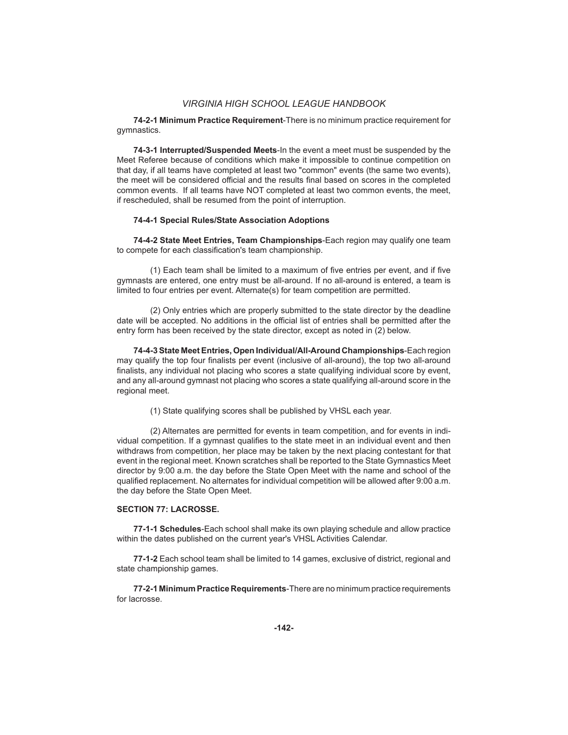**74-2-1 Minimum Practice Requirement**-There is no minimum practice requirement for gymnastics.

**74-3-1 Interrupted/Suspended Meets**-In the event a meet must be suspended by the Meet Referee because of conditions which make it impossible to continue competition on that day, if all teams have completed at least two "common" events (the same two events), the meet will be considered official and the results final based on scores in the completed common events. If all teams have NOT completed at least two common events, the meet, if rescheduled, shall be resumed from the point of interruption.

**74-4-1 Special Rules/State Association Adoptions**

**74-4-2 State Meet Entries, Team Championships**-Each region may qualify one team to compete for each classification's team championship.

(1) Each team shall be limited to a maximum of five entries per event, and if five gymnasts are entered, one entry must be all-around. If no all-around is entered, a team is limited to four entries per event. Alternate(s) for team competition are permitted.

(2) Only entries which are properly submitted to the state director by the deadline date will be accepted. No additions in the official list of entries shall be permitted after the entry form has been received by the state director, except as noted in (2) below.

**74-4-3 State Meet Entries, Open Individual/All-Around Championships**-Each region may qualify the top four finalists per event (inclusive of all-around), the top two all-around finalists, any individual not placing who scores a state qualifying individual score by event, and any all-around gymnast not placing who scores a state qualifying all-around score in the regional meet.

(1) State qualifying scores shall be published by VHSL each year.

(2) Alternates are permitted for events in team competition, and for events in individual competition. If a gymnast qualifies to the state meet in an individual event and then withdraws from competition, her place may be taken by the next placing contestant for that event in the regional meet. Known scratches shall be reported to the State Gymnastics Meet director by 9:00 a.m. the day before the State Open Meet with the name and school of the qualified replacement. No alternates for individual competition will be allowed after 9:00 a.m. the day before the State Open Meet.

**SECTION 77: LACROSSE.**

**77-1-1 Schedules**-Each school shall make its own playing schedule and allow practice within the dates published on the current year's VHSL Activities Calendar.

**77-1-2** Each school team shall be limited to 14 games, exclusive of district, regional and state championship games.

**77-2-1 Minimum Practice Requirements**-There are no minimum practice requirements for lacrosse.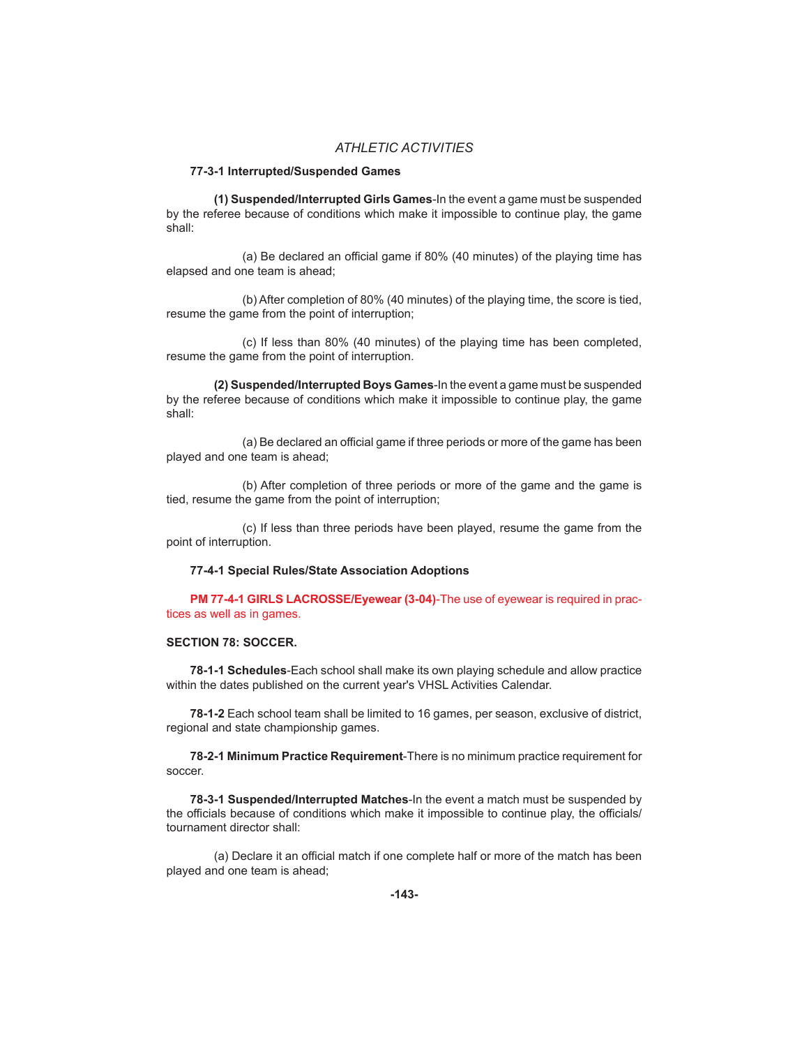**77-3-1 Interrupted/Suspended Games**

**(1) Suspended/Interrupted Girls Games**-In the event a game must be suspended by the referee because of conditions which make it impossible to continue play, the game shall:

(a) Be declared an official game if 80% (40 minutes) of the playing time has elapsed and one team is ahead;

(b) After completion of 80% (40 minutes) of the playing time, the score is tied, resume the game from the point of interruption;

(c) If less than 80% (40 minutes) of the playing time has been completed, resume the game from the point of interruption.

**(2) Suspended/Interrupted Boys Games**-In the event a game must be suspended by the referee because of conditions which make it impossible to continue play, the game shall:

(a) Be declared an official game if three periods or more of the game has been played and one team is ahead;

(b) After completion of three periods or more of the game and the game is tied, resume the game from the point of interruption;

(c) If less than three periods have been played, resume the game from the point of interruption.

**77-4-1 Special Rules/State Association Adoptions**

**PM 77-4-1 GIRLS LACROSSE/Eyewear (3-04)**-The use of eyewear is required in practices as well as in games.

**SECTION 78: SOCCER.**

**78-1-1 Schedules**-Each school shall make its own playing schedule and allow practice within the dates published on the current year's VHSL Activities Calendar.

**78-1-2** Each school team shall be limited to 16 games, per season, exclusive of district, regional and state championship games.

**78-2-1 Minimum Practice Requirement**-There is no minimum practice requirement for soccer.

**78-3-1 Suspended/Interrupted Matches**-In the event a match must be suspended by the officials because of conditions which make it impossible to continue play, the officials/tournament director shall:

(a) Declare it an official match if one complete half or more of the match has been played and one team is ahead;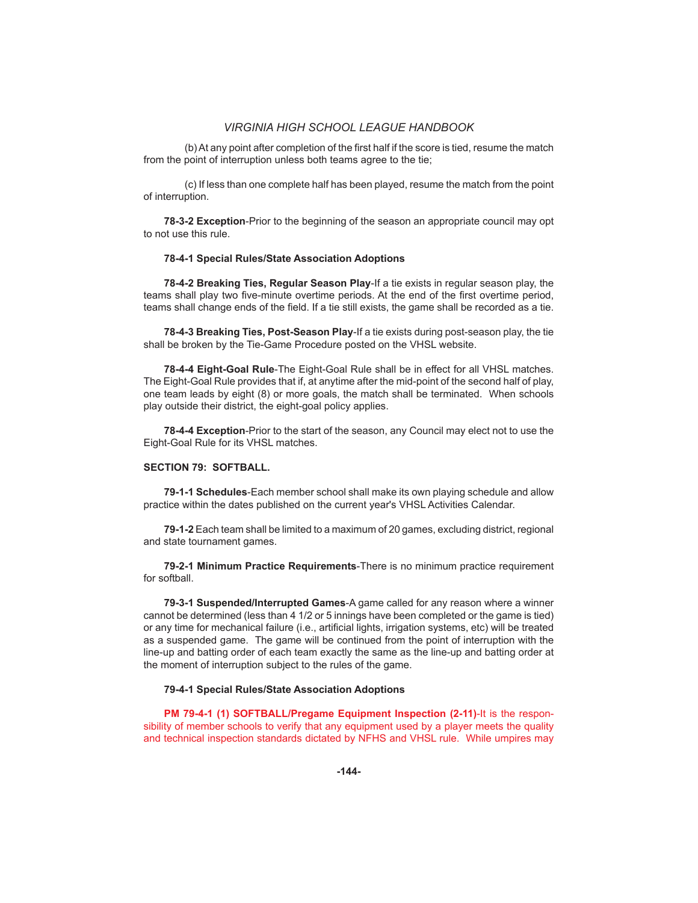(b) At any point after completion of the first half if the score is tied, resume the match from the point of interruption unless both teams agree to the tie;

(c) If less than one complete half has been played, resume the match from the point of interruption.

**78-3-2 Exception**-Prior to the beginning of the season an appropriate council may opt to not use this rule.

**78-4-1 Special Rules/State Association Adoptions**

**78-4-2 Breaking Ties, Regular Season Play**-If a tie exists in regular season play, the teams shall play two five-minute overtime periods. At the end of the first overtime period, teams shall change ends of the field. If a tie still exists, the game shall be recorded as a tie.

**78-4-3 Breaking Ties, Post-Season Play**-If a tie exists during post-season play, the tie shall be broken by the Tie-Game Procedure posted on the VHSL website.

**78-4-4 Eight-Goal Rule**-The Eight-Goal Rule shall be in effect for all VHSL matches. The Eight-Goal Rule provides that if, at anytime after the mid-point of the second half of play, one team leads by eight (8) or more goals, the match shall be terminated. When schools play outside their district, the eight-goal policy applies.

**78-4-4 Exception**-Prior to the start of the season, any Council may elect not to use the Eight-Goal Rule for its VHSL matches.

## SECTION 79: SOFTBALL.

**79-1-1 Schedules**-Each member school shall make its own playing schedule and allow practice within the dates published on the current year's VHSL Activities Calendar.

**79-1-2** Each team shall be limited to a maximum of 20 games, excluding district, regional and state tournament games.

**79-2-1 Minimum Practice Requirements**-There is no minimum practice requirement for softball.

**79-3-1 Suspended/Interrupted Games**-A game called for any reason where a winner cannot be determined (less than 4 1/2 or 5 innings have been completed or the game is tied) or any time for mechanical failure (i.e., artificial lights, irrigation systems, etc) will be treated as a suspended game. The game will be continued from the point of interruption with the line-up and batting order of each team exactly the same as the line-up and batting order at the moment of interruption subject to the rules of the game.

**79-4-1 Special Rules/State Association Adoptions**

**PM 79-4-1 (1) SOFTBALL/Pregame Equipment Inspection (2-11)**-It is the responsibility of member schools to verify that any equipment used by a player meets the quality and technical inspection standards dictated by NFHS and VHSL rule. While umpires may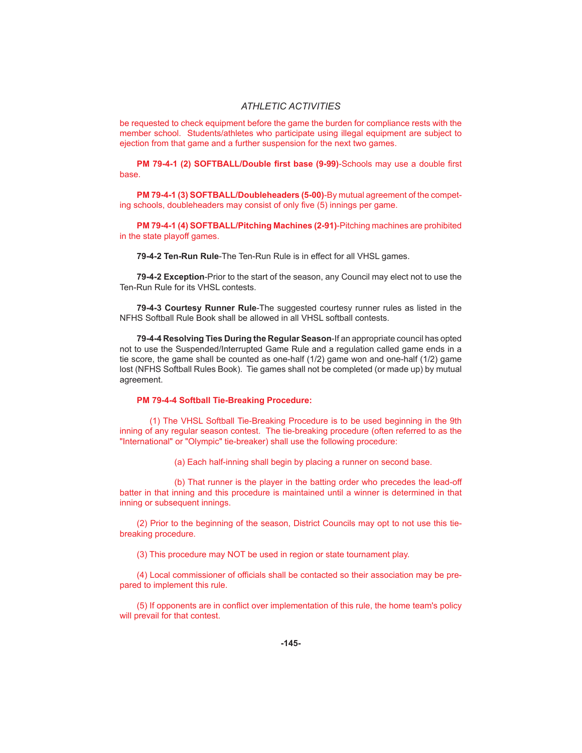be requested to check equipment before the game the burden for compliance rests with the member school. Students/athletes who participate using illegal equipment are subject to ejection from that game and a further suspension for the next two games.

**PM 79-4-1 (2) SOFTBALL/Double first base (9-99)**-Schools may use a double first base.

**PM 79-4-1 (3) SOFTBALL/Doubleheaders (5-00)**-By mutual agreement of the competing schools, doubleheaders may consist of only five (5) innings per game.

**PM 79-4-1 (4) SOFTBALL/Pitching Machines (2-91)**-Pitching machines are prohibited in the state playoff games.

**79-4-2 Ten-Run Rule**-The Ten-Run Rule is in effect for all VHSL games.

**79-4-2 Exception**-Prior to the start of the season, any Council may elect not to use the Ten-Run Rule for its VHSL contests.

**79-4-3 Courtesy Runner Rule**-The suggested courtesy runner rules as listed in the NFHS Softball Rule Book shall be allowed in all VHSL softball contests.

**79-4-4 Resolving Ties During the Regular Season**-If an appropriate council has opted not to use the Suspended/Interrupted Game Rule and a regulation called game ends in a tie score, the game shall be counted as one-half (1/2) game won and one-half (1/2) game lost (NFHS Softball Rules Book). Tie games shall not be completed (or made up) by mutual agreement.

**PM 79-4-4 Softball Tie-Breaking Procedure:**

(1) The VHSL Softball Tie-Breaking Procedure is to be used beginning in the 9th inning of any regular season contest. The tie-breaking procedure (often referred to as the "International" or "Olympic" tie-breaker) shall use the following procedure:

(a) Each half-inning shall begin by placing a runner on second base.

(b) That runner is the player in the batting order who precedes the lead-off batter in that inning and this procedure is maintained until a winner is determined in that inning or subsequent innings.

(2) Prior to the beginning of the season, District Councils may opt to not use this tie-breaking procedure.

(3) This procedure may NOT be used in region or state tournament play.

(4) Local commissioner of officials shall be contacted so their association may be prepared to implement this rule.

(5) If opponents are in conflict over implementation of this rule, the home team's policy will prevail for that contest.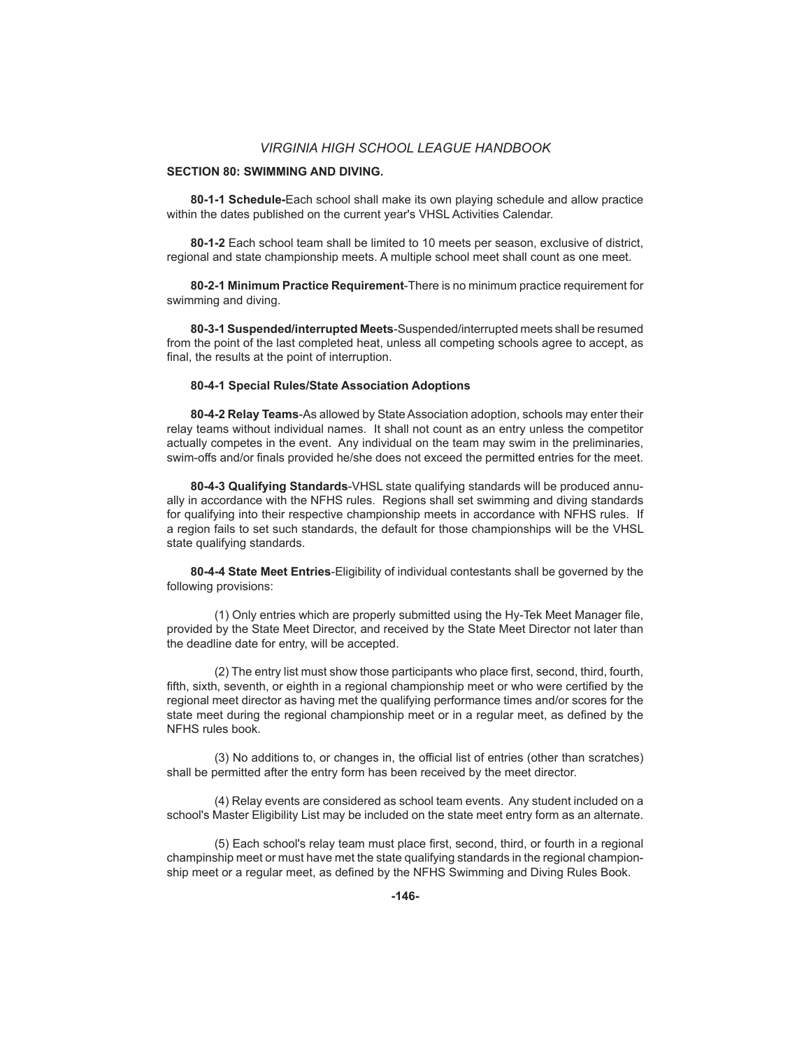## SECTION 80: SWIMMING AND DIVING.

**80-1-1 Schedule-**Each school shall make its own playing schedule and allow practice within the dates published on the current year's VHSL Activities Calendar.

**80-1-2** Each school team shall be limited to 10 meets per season, exclusive of district, regional and state championship meets. A multiple school meet shall count as one meet.

**80-2-1 Minimum Practice Requirement**-There is no minimum practice requirement for swimming and diving.

**80-3-1 Suspended/interrupted Meets**-Suspended/interrupted meets shall be resumed from the point of the last completed heat, unless all competing schools agree to accept, as final, the results at the point of interruption.

**80-4-1 Special Rules/State Association Adoptions**

**80-4-2 Relay Teams**-As allowed by State Association adoption, schools may enter their relay teams without individual names. It shall not count as an entry unless the competitor actually competes in the event. Any individual on the team may swim in the preliminaries, swim-offs and/or finals provided he/she does not exceed the permitted entries for the meet.

**80-4-3 Qualifying Standards**-VHSL state qualifying standards will be produced annually in accordance with the NFHS rules. Regions shall set swimming and diving standards for qualifying into their respective championship meets in accordance with NFHS rules. If a region fails to set such standards, the default for those championships will be the VHSL state qualifying standards.

**80-4-4 State Meet Entries**-Eligibility of individual contestants shall be governed by the following provisions:

(1) Only entries which are properly submitted using the Hy-Tek Meet Manager file, provided by the State Meet Director, and received by the State Meet Director not later than the deadline date for entry, will be accepted.

(2) The entry list must show those participants who place first, second, third, fourth, fifth, sixth, seventh, or eighth in a regional championship meet or who were certified by the regional meet director as having met the qualifying performance times and/or scores for the state meet during the regional championship meet or in a regular meet, as defined by the NFHS rules book.

(3) No additions to, or changes in, the official list of entries (other than scratches) shall be permitted after the entry form has been received by the meet director.

(4) Relay events are considered as school team events. Any student included on a school's Master Eligibility List may be included on the state meet entry form as an alternate.

(5) Each school's relay team must place first, second, third, or fourth in a regional champinship meet or must have met the state qualifying standards in the regional championship meet or a regular meet, as defined by the NFHS Swimming and Diving Rules Book.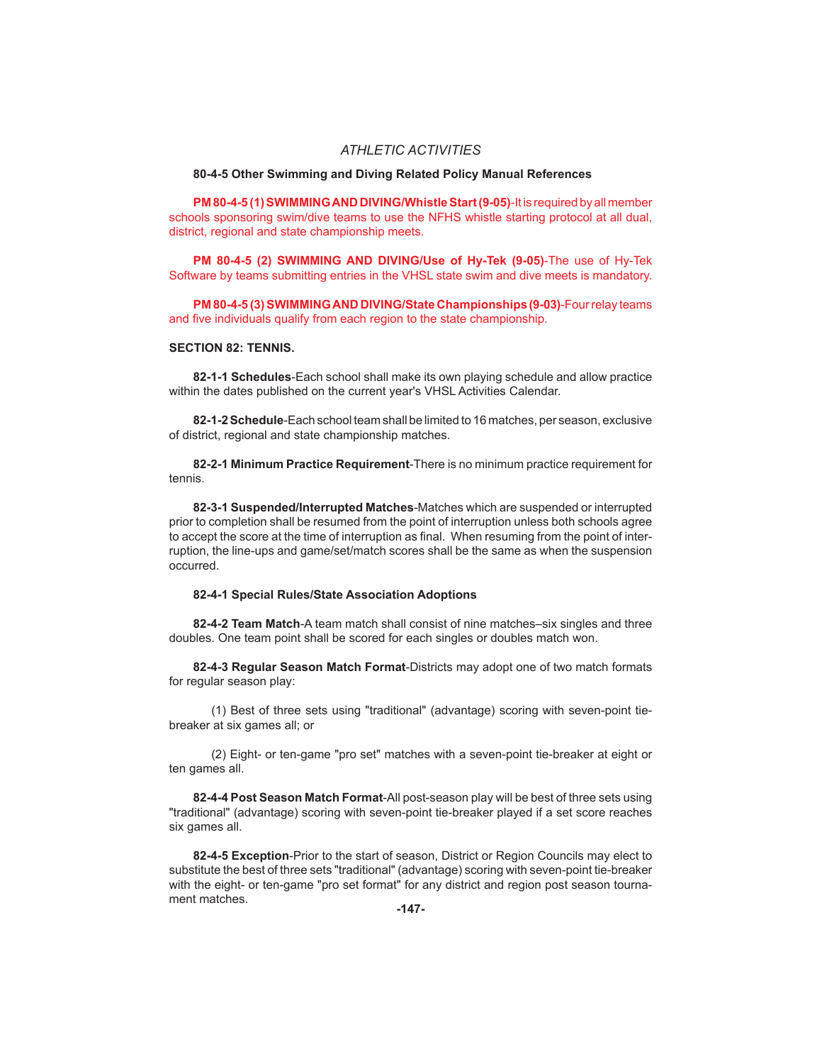**80-4-5 Other Swimming and Diving Related Policy Manual References**

**PM 80-4-5 (1) SWIMMING AND DIVING/Whistle Start (9-05)**-It is required by all member schools sponsoring swim/dive teams to use the NFHS whistle starting protocol at all dual, district, regional and state championship meets.

**PM 80-4-5 (2) SWIMMING AND DIVING/Use of Hy-Tek (9-05)**-The use of Hy-Tek Software by teams submitting entries in the VHSL state swim and dive meets is mandatory.

**PM 80-4-5 (3) SWIMMING AND DIVING/State Championships (9-03)**-Four relay teams and five individuals qualify from each region to the state championship.

## SECTION 82: TENNIS.

**82-1-1 Schedules**-Each school shall make its own playing schedule and allow practice within the dates published on the current year's VHSL Activities Calendar.

**82-1-2 Schedule**-Each school team shall be limited to 16 matches, per season, exclusive of district, regional and state championship matches.

**82-2-1 Minimum Practice Requirement**-There is no minimum practice requirement for tennis.

**82-3-1 Suspended/Interrupted Matches**-Matches which are suspended or interrupted prior to completion shall be resumed from the point of interruption unless both schools agree to accept the score at the time of interruption as final. When resuming from the point of interruption, the line-ups and game/set/match scores shall be the same as when the suspension occurred.

**82-4-1 Special Rules/State Association Adoptions**

**82-4-2 Team Match**-A team match shall consist of nine matches–six singles and three doubles. One team point shall be scored for each singles or doubles match won.

**82-4-3 Regular Season Match Format**-Districts may adopt one of two match formats for regular season play:

(1) Best of three sets using "traditional" (advantage) scoring with seven-point tie-breaker at six games all; or

(2) Eight- or ten-game "pro set" matches with a seven-point tie-breaker at eight or ten games all.

**82-4-4 Post Season Match Format**-All post-season play will be best of three sets using "traditional" (advantage) scoring with seven-point tie-breaker played if a set score reaches six games all.

**82-4-5 Exception**-Prior to the start of season, District or Region Councils may elect to substitute the best of three sets "traditional" (advantage) scoring with seven-point tie-breaker with the eight- or ten-game "pro set format" for any district and region post season tournament matches.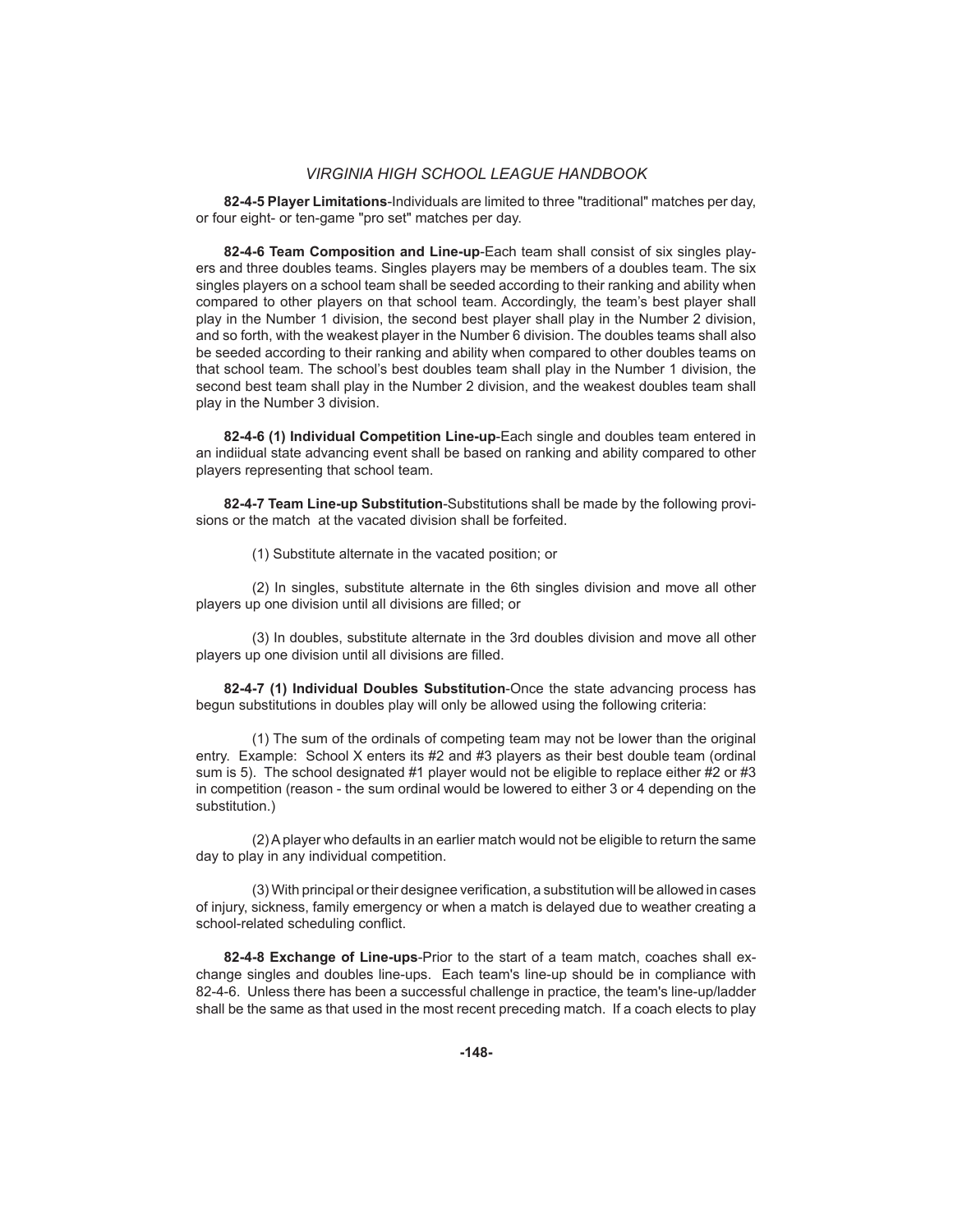**82-4-5 Player Limitations**-Individuals are limited to three "traditional" matches per day, or four eight- or ten-game "pro set" matches per day.

**82-4-6 Team Composition and Line-up**-Each team shall consist of six singles players and three doubles teams. Singles players may be members of a doubles team. The six singles players on a school team shall be seeded according to their ranking and ability when compared to other players on that school team. Accordingly, the team's best player shall play in the Number 1 division, the second best player shall play in the Number 2 division, and so forth, with the weakest player in the Number 6 division. The doubles teams shall also be seeded according to their ranking and ability when compared to other doubles teams on that school team. The school's best doubles team shall play in the Number 1 division, the second best team shall play in the Number 2 division, and the weakest doubles team shall play in the Number 3 division.

**82-4-6 (1) Individual Competition Line-up**-Each single and doubles team entered in an indiidual state advancing event shall be based on ranking and ability compared to other players representing that school team.

**82-4-7 Team Line-up Substitution**-Substitutions shall be made by the following provisions or the match at the vacated division shall be forfeited.

(1) Substitute alternate in the vacated position; or

(2) In singles, substitute alternate in the 6th singles division and move all other players up one division until all divisions are filled; or

(3) In doubles, substitute alternate in the 3rd doubles division and move all other players up one division until all divisions are filled.

**82-4-7 (1) Individual Doubles Substitution**-Once the state advancing process has begun substitutions in doubles play will only be allowed using the following criteria:

(1) The sum of the ordinals of competing team may not be lower than the original entry. Example: School X enters its #2 and #3 players as their best double team (ordinal sum is 5). The school designated #1 player would not be eligible to replace either #2 or #3 in competition (reason - the sum ordinal would be lowered to either 3 or 4 depending on the substitution.)

(2) A player who defaults in an earlier match would not be eligible to return the same day to play in any individual competition.

(3) With principal or their designee verification, a substitution will be allowed in cases of injury, sickness, family emergency or when a match is delayed due to weather creating a school-related scheduling conflict.

**82-4-8 Exchange of Line-ups**-Prior to the start of a team match, coaches shall exchange singles and doubles line-ups. Each team's line-up should be in compliance with 82-4-6. Unless there has been a successful challenge in practice, the team's line-up/ladder shall be the same as that used in the most recent preceding match. If a coach elects to play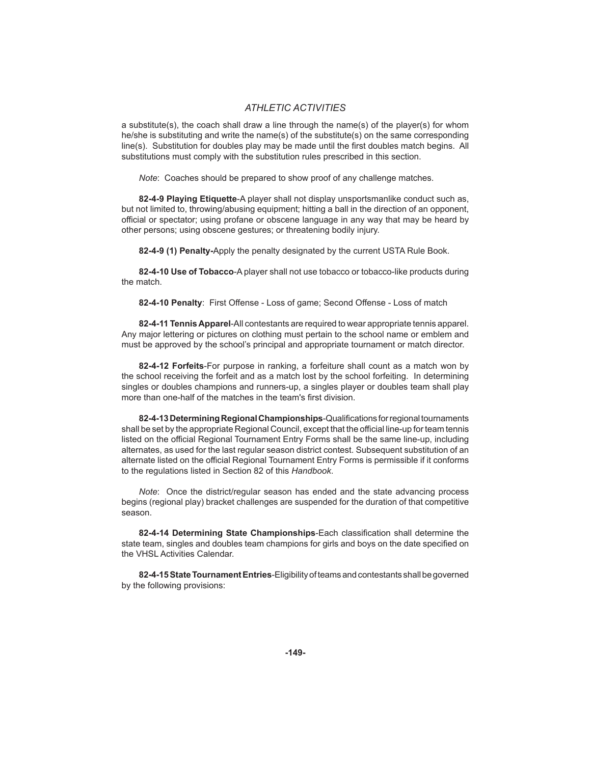a substitute(s), the coach shall draw a line through the name(s) of the player(s) for whom he/she is substituting and write the name(s) of the substitute(s) on the same corresponding line(s). Substitution for doubles play may be made until the first doubles match begins. All substitutions must comply with the substitution rules prescribed in this section.

*Note*: Coaches should be prepared to show proof of any challenge matches.

**82-4-9 Playing Etiquette**-A player shall not display unsportsmanlike conduct such as, but not limited to, throwing/abusing equipment; hitting a ball in the direction of an opponent, official or spectator; using profane or obscene language in any way that may be heard by other persons; using obscene gestures; or threatening bodily injury.

**82-4-9 (1) Penalty-**Apply the penalty designated by the current USTA Rule Book.

**82-4-10 Use of Tobacco**-A player shall not use tobacco or tobacco-like products during the match.

**82-4-10 Penalty**: First Offense - Loss of game; Second Offense - Loss of match

**82-4-11 Tennis Apparel**-All contestants are required to wear appropriate tennis apparel. Any major lettering or pictures on clothing must pertain to the school name or emblem and must be approved by the school's principal and appropriate tournament or match director.

**82-4-12 Forfeits**-For purpose in ranking, a forfeiture shall count as a match won by the school receiving the forfeit and as a match lost by the school forfeiting. In determining singles or doubles champions and runners-up, a singles player or doubles team shall play more than one-half of the matches in the team's first division.

**82-4-13 Determining Regional Championships**-Qualifications for regional tournaments shall be set by the appropriate Regional Council, except that the official line-up for team tennis listed on the official Regional Tournament Entry Forms shall be the same line-up, including alternates, as used for the last regular season district contest. Subsequent substitution of an alternate listed on the official Regional Tournament Entry Forms is permissible if it conforms to the regulations listed in Section 82 of this *Handbook*.

*Note*: Once the district/regular season has ended and the state advancing process begins (regional play) bracket challenges are suspended for the duration of that competitive season.

**82-4-14 Determining State Championships**-Each classification shall determine the state team, singles and doubles team champions for girls and boys on the date specified on the VHSL Activities Calendar.

**82-4-15 State Tournament Entries**-Eligibility of teams and contestants shall be governed by the following provisions: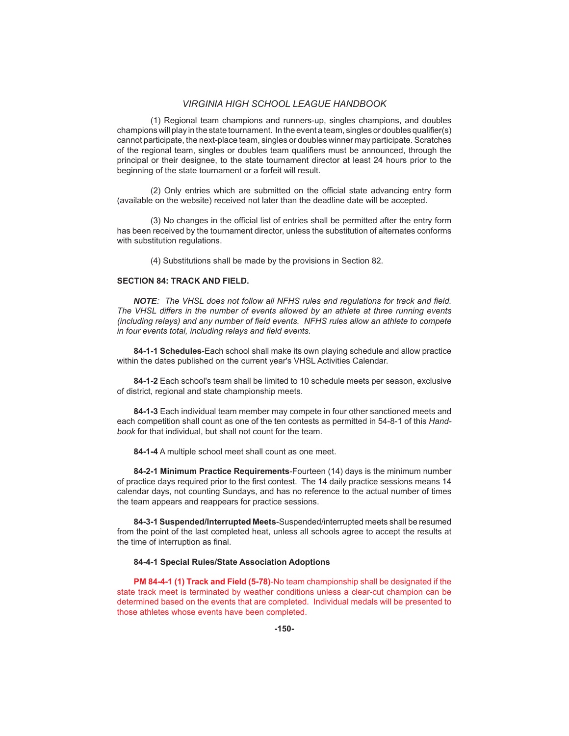(1) Regional team champions and runners-up, singles champions, and doubles champions will play in the state tournament. In the event a team, singles or doubles qualifier(s) cannot participate, the next-place team, singles or doubles winner may participate. Scratches of the regional team, singles or doubles team qualifiers must be announced, through the principal or their designee, to the state tournament director at least 24 hours prior to the beginning of the state tournament or a forfeit will result.

(2) Only entries which are submitted on the official state advancing entry form (available on the website) received not later than the deadline date will be accepted.

(3) No changes in the official list of entries shall be permitted after the entry form has been received by the tournament director, unless the substitution of alternates conforms with substitution regulations.

(4) Substitutions shall be made by the provisions in Section 82.

## SECTION 84: TRACK AND FIELD.

***NOTE****: The VHSL does not follow all NFHS rules and regulations for track and field. The VHSL differs in the number of events allowed by an athlete at three running events (including relays) and any number of field events. NFHS rules allow an athlete to compete in four events total, including relays and field events.*

**84-1-1 Schedules**-Each school shall make its own playing schedule and allow practice within the dates published on the current year's VHSL Activities Calendar.

**84-1-2** Each school's team shall be limited to 10 schedule meets per season, exclusive of district, regional and state championship meets.

**84-1-3** Each individual team member may compete in four other sanctioned meets and each competition shall count as one of the ten contests as permitted in 54-8-1 of this *Handbook* for that individual, but shall not count for the team.

**84-1-4** A multiple school meet shall count as one meet.

**84-2-1 Minimum Practice Requirements**-Fourteen (14) days is the minimum number of practice days required prior to the first contest. The 14 daily practice sessions means 14 calendar days, not counting Sundays, and has no reference to the actual number of times the team appears and reappears for practice sessions.

**84-3-1 Suspended/Interrupted Meets**-Suspended/interrupted meets shall be resumed from the point of the last completed heat, unless all schools agree to accept the results at the time of interruption as final.

**84-4-1 Special Rules/State Association Adoptions**

**PM 84-4-1 (1) Track and Field (5-78)**-No team championship shall be designated if the state track meet is terminated by weather conditions unless a clear-cut champion can be determined based on the events that are completed. Individual medals will be presented to those athletes whose events have been completed.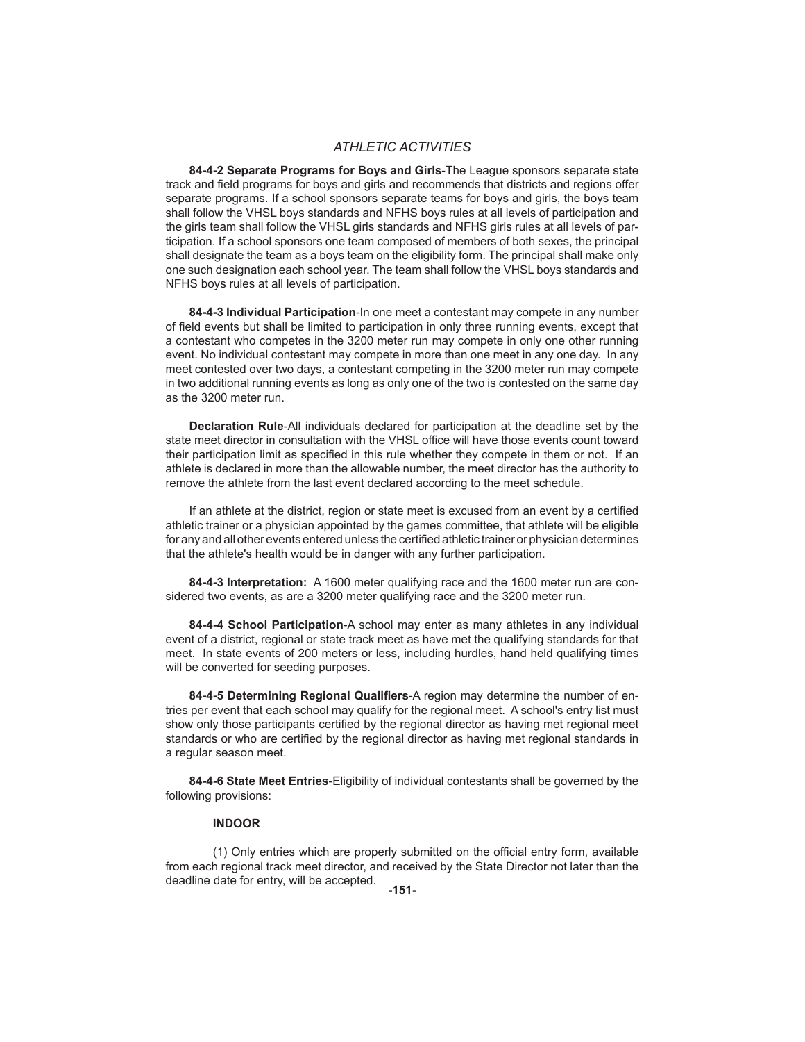**84-4-2 Separate Programs for Boys and Girls**-The League sponsors separate state track and field programs for boys and girls and recommends that districts and regions offer separate programs. If a school sponsors separate teams for boys and girls, the boys team shall follow the VHSL boys standards and NFHS boys rules at all levels of participation and the girls team shall follow the VHSL girls standards and NFHS girls rules at all levels of participation. If a school sponsors one team composed of members of both sexes, the principal shall designate the team as a boys team on the eligibility form. The principal shall make only one such designation each school year. The team shall follow the VHSL boys standards and NFHS boys rules at all levels of participation.

**84-4-3 Individual Participation**-In one meet a contestant may compete in any number of field events but shall be limited to participation in only three running events, except that a contestant who competes in the 3200 meter run may compete in only one other running event. No individual contestant may compete in more than one meet in any one day. In any meet contested over two days, a contestant competing in the 3200 meter run may compete in two additional running events as long as only one of the two is contested on the same day as the 3200 meter run.

**Declaration Rule**-All individuals declared for participation at the deadline set by the state meet director in consultation with the VHSL office will have those events count toward their participation limit as specified in this rule whether they compete in them or not. If an athlete is declared in more than the allowable number, the meet director has the authority to remove the athlete from the last event declared according to the meet schedule.

If an athlete at the district, region or state meet is excused from an event by a certified athletic trainer or a physician appointed by the games committee, that athlete will be eligible for any and all other events entered unless the certified athletic trainer or physician determines that the athlete's health would be in danger with any further participation.

**84-4-3 Interpretation:** A 1600 meter qualifying race and the 1600 meter run are considered two events, as are a 3200 meter qualifying race and the 3200 meter run.

**84-4-4 School Participation**-A school may enter as many athletes in any individual event of a district, regional or state track meet as have met the qualifying standards for that meet. In state events of 200 meters or less, including hurdles, hand held qualifying times will be converted for seeding purposes.

**84-4-5 Determining Regional Qualifiers**-A region may determine the number of entries per event that each school may qualify for the regional meet. A school's entry list must show only those participants certified by the regional director as having met regional meet standards or who are certified by the regional director as having met regional standards in a regular season meet.

**84-4-6 State Meet Entries**-Eligibility of individual contestants shall be governed by the following provisions:

**INDOOR**

(1) Only entries which are properly submitted on the official entry form, available from each regional track meet director, and received by the State Director not later than the deadline date for entry, will be accepted.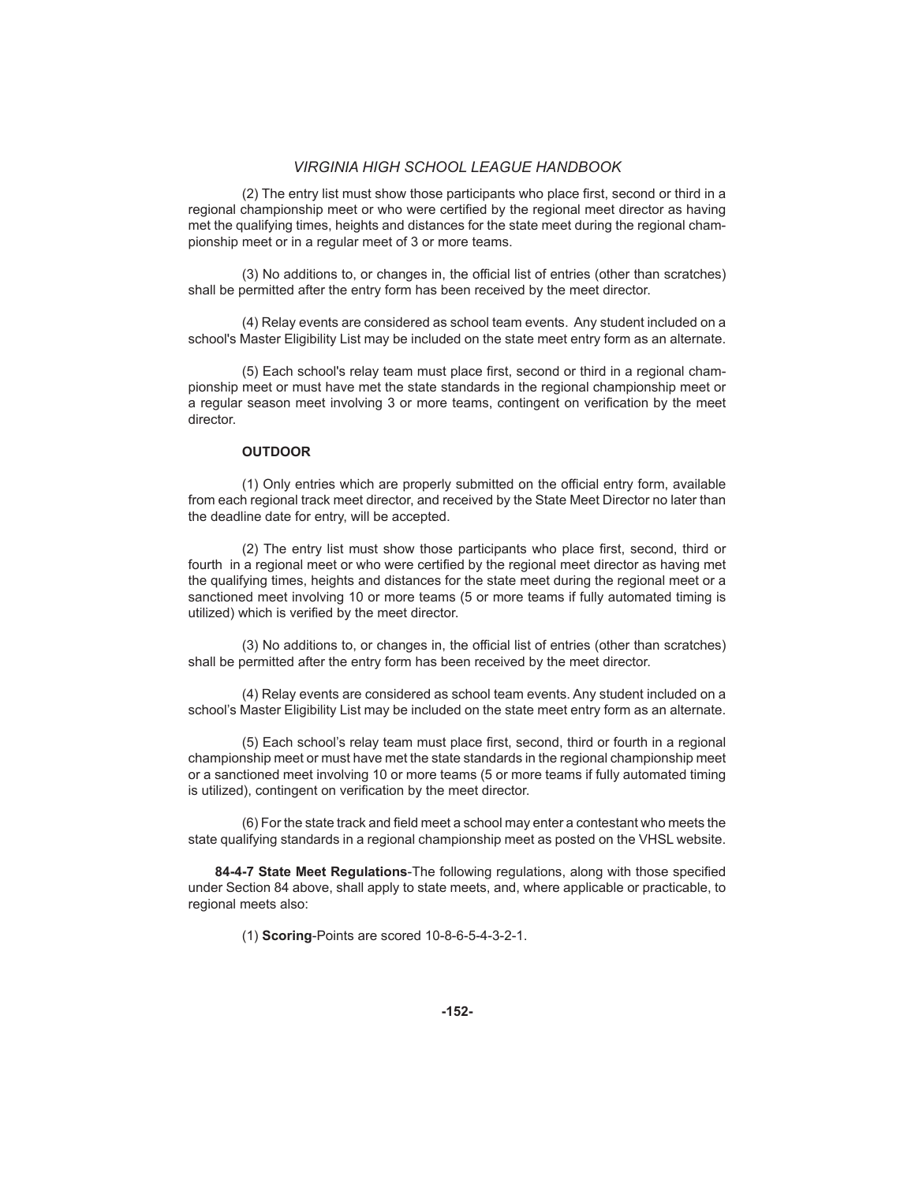(2) The entry list must show those participants who place first, second or third in a regional championship meet or who were certified by the regional meet director as having met the qualifying times, heights and distances for the state meet during the regional championship meet or in a regular meet of 3 or more teams.

(3) No additions to, or changes in, the official list of entries (other than scratches) shall be permitted after the entry form has been received by the meet director.

(4) Relay events are considered as school team events. Any student included on a school's Master Eligibility List may be included on the state meet entry form as an alternate.

(5) Each school's relay team must place first, second or third in a regional championship meet or must have met the state standards in the regional championship meet or a regular season meet involving 3 or more teams, contingent on verification by the meet director.

**OUTDOOR**

(1) Only entries which are properly submitted on the official entry form, available from each regional track meet director, and received by the State Meet Director no later than the deadline date for entry, will be accepted.

(2) The entry list must show those participants who place first, second, third or fourth in a regional meet or who were certified by the regional meet director as having met the qualifying times, heights and distances for the state meet during the regional meet or a sanctioned meet involving 10 or more teams (5 or more teams if fully automated timing is utilized) which is verified by the meet director.

(3) No additions to, or changes in, the official list of entries (other than scratches) shall be permitted after the entry form has been received by the meet director.

(4) Relay events are considered as school team events. Any student included on a school's Master Eligibility List may be included on the state meet entry form as an alternate.

(5) Each school's relay team must place first, second, third or fourth in a regional championship meet or must have met the state standards in the regional championship meet or a sanctioned meet involving 10 or more teams (5 or more teams if fully automated timing is utilized), contingent on verification by the meet director.

(6) For the state track and field meet a school may enter a contestant who meets the state qualifying standards in a regional championship meet as posted on the VHSL website.

**84-4-7 State Meet Regulations**-The following regulations, along with those specified under Section 84 above, shall apply to state meets, and, where applicable or practicable, to regional meets also:

(1) **Scoring**-Points are scored 10-8-6-5-4-3-2-1.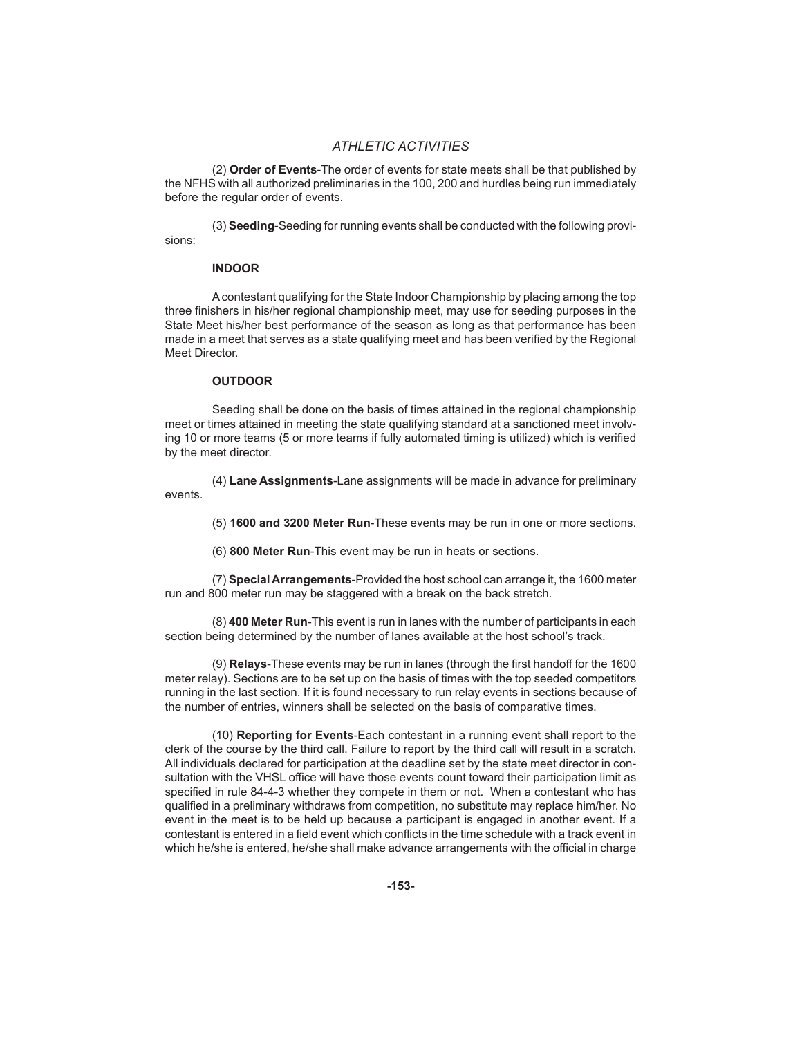(2) **Order of Events**-The order of events for state meets shall be that published by the NFHS with all authorized preliminaries in the 100, 200 and hurdles being run immediately before the regular order of events.

(3) **Seeding**-Seeding for running events shall be conducted with the following provisions:

**INDOOR**

A contestant qualifying for the State Indoor Championship by placing among the top three finishers in his/her regional championship meet, may use for seeding purposes in the State Meet his/her best performance of the season as long as that performance has been made in a meet that serves as a state qualifying meet and has been verified by the Regional Meet Director.

**OUTDOOR**

Seeding shall be done on the basis of times attained in the regional championship meet or times attained in meeting the state qualifying standard at a sanctioned meet involving 10 or more teams (5 or more teams if fully automated timing is utilized) which is verified by the meet director.

(4) **Lane Assignments**-Lane assignments will be made in advance for preliminary events.

(5) **1600 and 3200 Meter Run**-These events may be run in one or more sections.

(6) **800 Meter Run**-This event may be run in heats or sections.

(7) **Special Arrangements**-Provided the host school can arrange it, the 1600 meter run and 800 meter run may be staggered with a break on the back stretch.

(8) **400 Meter Run**-This event is run in lanes with the number of participants in each section being determined by the number of lanes available at the host school's track.

(9) **Relays**-These events may be run in lanes (through the first handoff for the 1600 meter relay). Sections are to be set up on the basis of times with the top seeded competitors running in the last section. If it is found necessary to run relay events in sections because of the number of entries, winners shall be selected on the basis of comparative times.

(10) **Reporting for Events**-Each contestant in a running event shall report to the clerk of the course by the third call. Failure to report by the third call will result in a scratch. All individuals declared for participation at the deadline set by the state meet director in consultation with the VHSL office will have those events count toward their participation limit as specified in rule 84-4-3 whether they compete in them or not. When a contestant who has qualified in a preliminary withdraws from competition, no substitute may replace him/her. No event in the meet is to be held up because a participant is engaged in another event. If a contestant is entered in a field event which conflicts in the time schedule with a track event in which he/she is entered, he/she shall make advance arrangements with the official in charge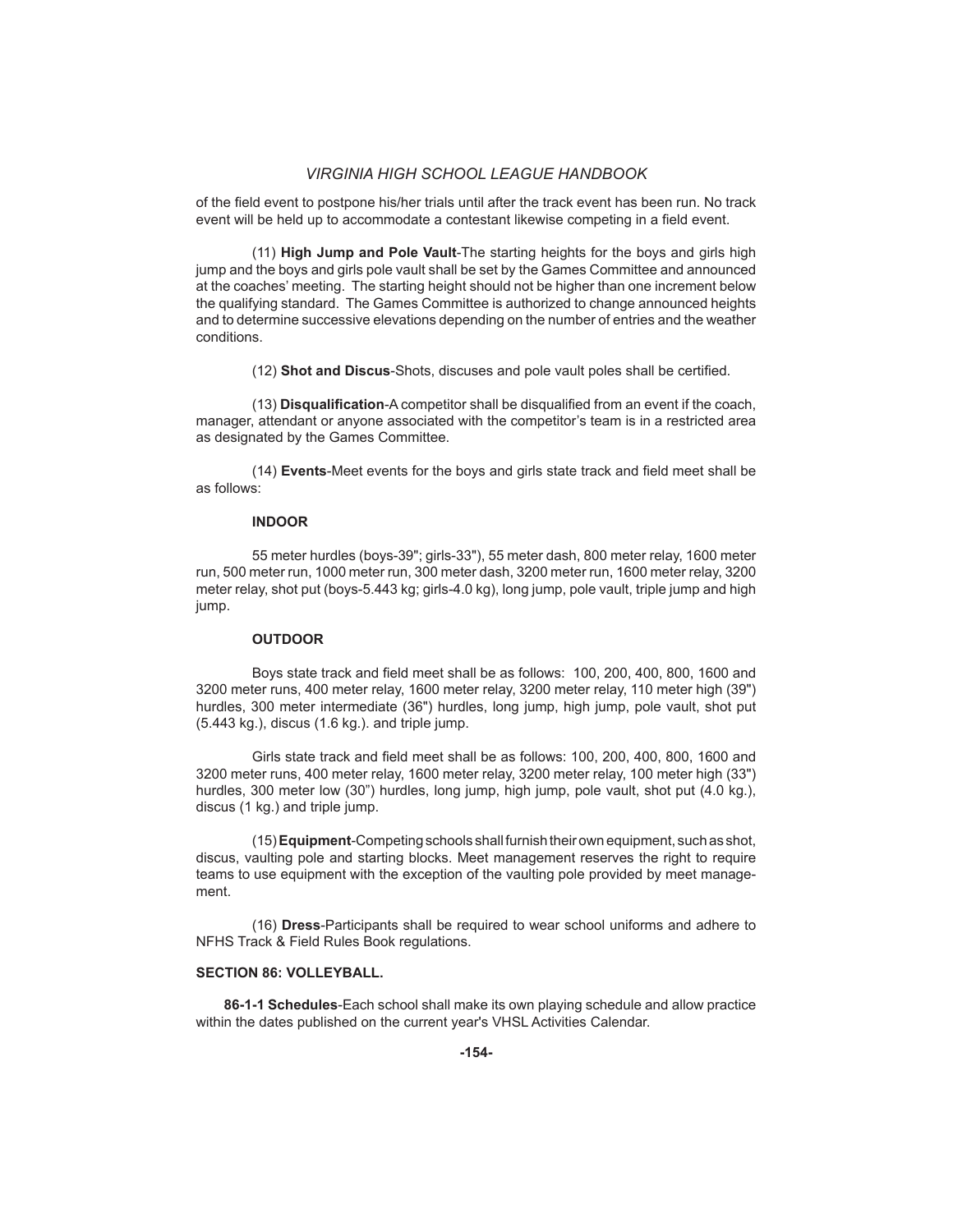of the field event to postpone his/her trials until after the track event has been run. No track event will be held up to accommodate a contestant likewise competing in a field event.

(11) **High Jump and Pole Vault**-The starting heights for the boys and girls high jump and the boys and girls pole vault shall be set by the Games Committee and announced at the coaches' meeting. The starting height should not be higher than one increment below the qualifying standard. The Games Committee is authorized to change announced heights and to determine successive elevations depending on the number of entries and the weather conditions.

(12) **Shot and Discus**-Shots, discuses and pole vault poles shall be certified.

(13) **Disqualification**-A competitor shall be disqualified from an event if the coach, manager, attendant or anyone associated with the competitor's team is in a restricted area as designated by the Games Committee.

(14) **Events**-Meet events for the boys and girls state track and field meet shall be as follows:

**INDOOR**

55 meter hurdles (boys-39"; girls-33"), 55 meter dash, 800 meter relay, 1600 meter run, 500 meter run, 1000 meter run, 300 meter dash, 3200 meter run, 1600 meter relay, 3200 meter relay, shot put (boys-5.443 kg; girls-4.0 kg), long jump, pole vault, triple jump and high jump.

**OUTDOOR**

Boys state track and field meet shall be as follows: 100, 200, 400, 800, 1600 and 3200 meter runs, 400 meter relay, 1600 meter relay, 3200 meter relay, 110 meter high (39") hurdles, 300 meter intermediate (36") hurdles, long jump, high jump, pole vault, shot put (5.443 kg.), discus (1.6 kg.). and triple jump.

Girls state track and field meet shall be as follows: 100, 200, 400, 800, 1600 and 3200 meter runs, 400 meter relay, 1600 meter relay, 3200 meter relay, 100 meter high (33") hurdles, 300 meter low (30") hurdles, long jump, high jump, pole vault, shot put (4.0 kg.), discus (1 kg.) and triple jump.

(15) **Equipment**-Competing schools shall furnish their own equipment, such as shot, discus, vaulting pole and starting blocks. Meet management reserves the right to require teams to use equipment with the exception of the vaulting pole provided by meet management.

(16) **Dress**-Participants shall be required to wear school uniforms and adhere to NFHS Track & Field Rules Book regulations.

**SECTION 86: VOLLEYBALL.**

**86-1-1 Schedules**-Each school shall make its own playing schedule and allow practice within the dates published on the current year's VHSL Activities Calendar.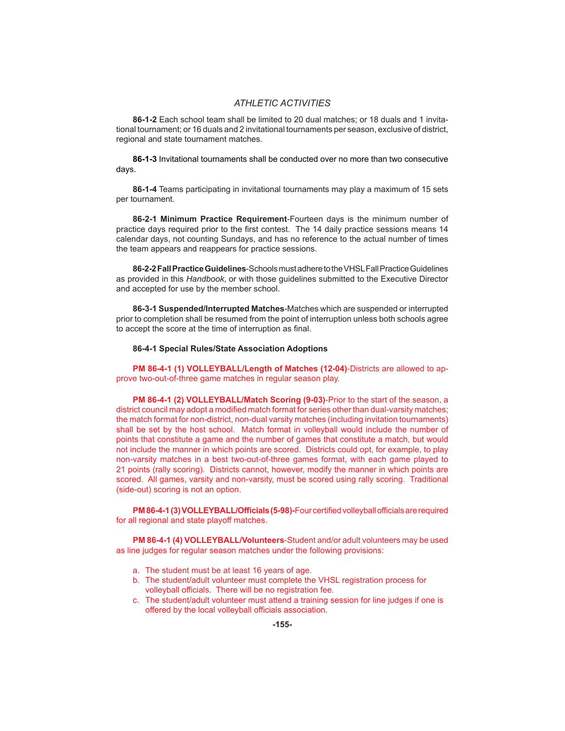**86-1-2** Each school team shall be limited to 20 dual matches; or 18 duals and 1 invitational tournament; or 16 duals and 2 invitational tournaments per season, exclusive of district, regional and state tournament matches.

**86-1-3** Invitational tournaments shall be conducted over no more than two consecutive days.

**86-1-4** Teams participating in invitational tournaments may play a maximum of 15 sets per tournament.

**86-2-1 Minimum Practice Requirement**-Fourteen days is the minimum number of practice days required prior to the first contest. The 14 daily practice sessions means 14 calendar days, not counting Sundays, and has no reference to the actual number of times the team appears and reappears for practice sessions.

**86-2-2 Fall Practice Guidelines**-Schools must adhere to the VHSL Fall Practice Guidelines as provided in this *Handbook*, or with those guidelines submitted to the Executive Director and accepted for use by the member school.

**86-3-1 Suspended/Interrupted Matches**-Matches which are suspended or interrupted prior to completion shall be resumed from the point of interruption unless both schools agree to accept the score at the time of interruption as final.

**86-4-1 Special Rules/State Association Adoptions**

**PM 86-4-1 (1) VOLLEYBALL/Length of Matches (12-04)**-Districts are allowed to approve two-out-of-three game matches in regular season play.

**PM 86-4-1 (2) VOLLEYBALL/Match Scoring (9-03)**-Prior to the start of the season, a district council may adopt a modified match format for series other than dual-varsity matches; the match format for non-district, non-dual varsity matches (including invitation tournaments) shall be set by the host school. Match format in volleyball would include the number of points that constitute a game and the number of games that constitute a match, but would not include the manner in which points are scored. Districts could opt, for example, to play non-varsity matches in a best two-out-of-three games format, with each game played to 21 points (rally scoring). Districts cannot, however, modify the manner in which points are scored. All games, varsity and non-varsity, must be scored using rally scoring. Traditional (side-out) scoring is not an option.

**PM 86-4-1 (3) VOLLEYBALL/Officials (5-98)**-Four certified volleyball officials are required for all regional and state playoff matches.

**PM 86-4-1 (4) VOLLEYBALL/Volunteers**-Student and/or adult volunteers may be used as line judges for regular season matches under the following provisions:

a. The student must be at least 16 years of age.
b. The student/adult volunteer must complete the VHSL registration process for volleyball officials. There will be no registration fee.
c. The student/adult volunteer must attend a training session for line judges if one is offered by the local volleyball officials association.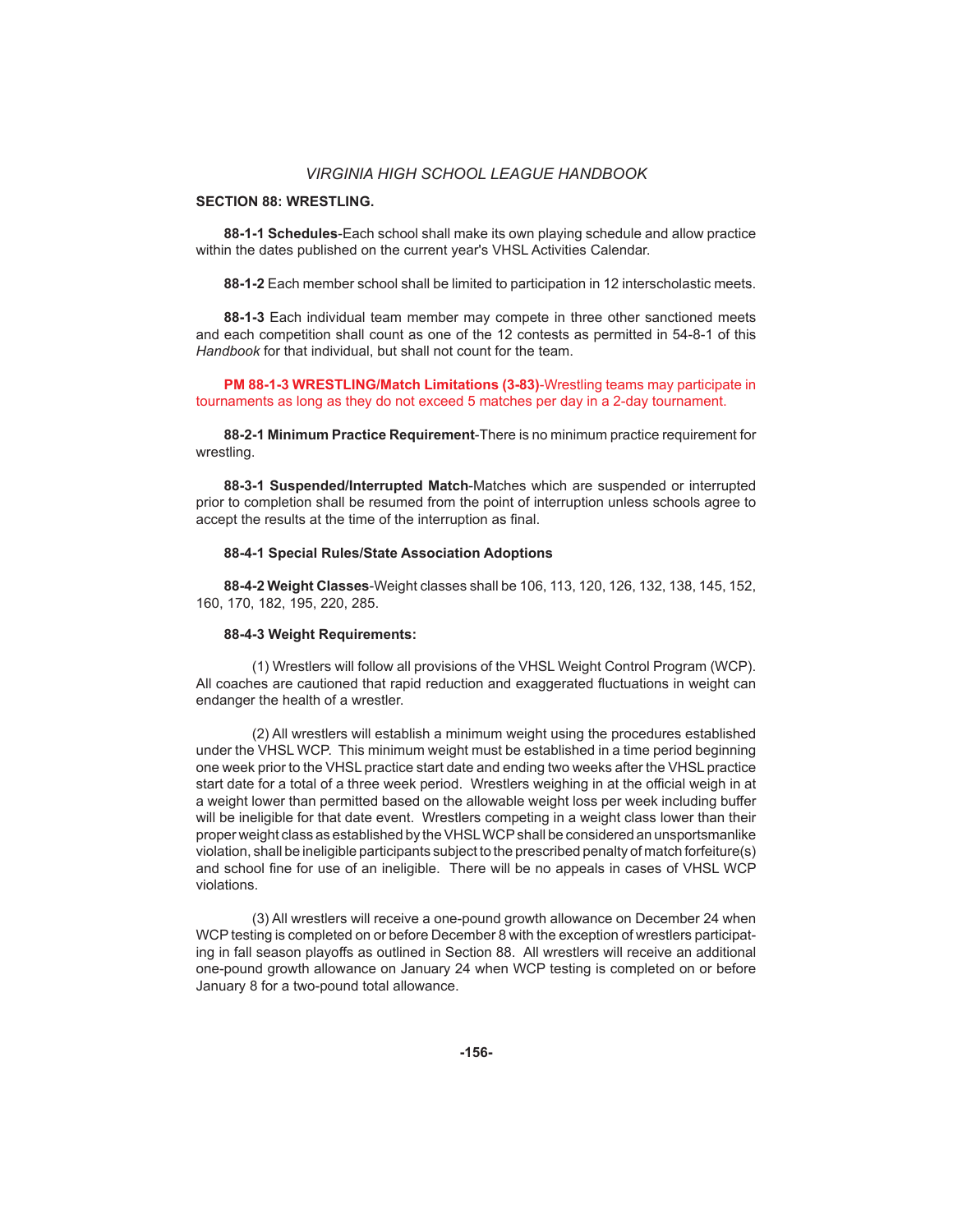## SECTION 88: WRESTLING.

**88-1-1 Schedules**-Each school shall make its own playing schedule and allow practice within the dates published on the current year's VHSL Activities Calendar.

**88-1-2** Each member school shall be limited to participation in 12 interscholastic meets.

**88-1-3** Each individual team member may compete in three other sanctioned meets and each competition shall count as one of the 12 contests as permitted in 54-8-1 of this *Handbook* for that individual, but shall not count for the team.

**PM 88-1-3 WRESTLING/Match Limitations (3-83)**-Wrestling teams may participate in tournaments as long as they do not exceed 5 matches per day in a 2-day tournament.

**88-2-1 Minimum Practice Requirement**-There is no minimum practice requirement for wrestling.

**88-3-1 Suspended/Interrupted Match**-Matches which are suspended or interrupted prior to completion shall be resumed from the point of interruption unless schools agree to accept the results at the time of the interruption as final.

**88-4-1 Special Rules/State Association Adoptions**

**88-4-2 Weight Classes**-Weight classes shall be 106, 113, 120, 126, 132, 138, 145, 152, 160, 170, 182, 195, 220, 285.

**88-4-3 Weight Requirements:**

(1) Wrestlers will follow all provisions of the VHSL Weight Control Program (WCP). All coaches are cautioned that rapid reduction and exaggerated fluctuations in weight can endanger the health of a wrestler.

(2) All wrestlers will establish a minimum weight using the procedures established under the VHSL WCP. This minimum weight must be established in a time period beginning one week prior to the VHSL practice start date and ending two weeks after the VHSL practice start date for a total of a three week period. Wrestlers weighing in at the official weigh in at a weight lower than permitted based on the allowable weight loss per week including buffer will be ineligible for that date event. Wrestlers competing in a weight class lower than their proper weight class as established by the VHSL WCP shall be considered an unsportsmanlike violation, shall be ineligible participants subject to the prescribed penalty of match forfeiture(s) and school fine for use of an ineligible. There will be no appeals in cases of VHSL WCP violations.

(3) All wrestlers will receive a one-pound growth allowance on December 24 when WCP testing is completed on or before December 8 with the exception of wrestlers participating in fall season playoffs as outlined in Section 88. All wrestlers will receive an additional one-pound growth allowance on January 24 when WCP testing is completed on or before January 8 for a two-pound total allowance.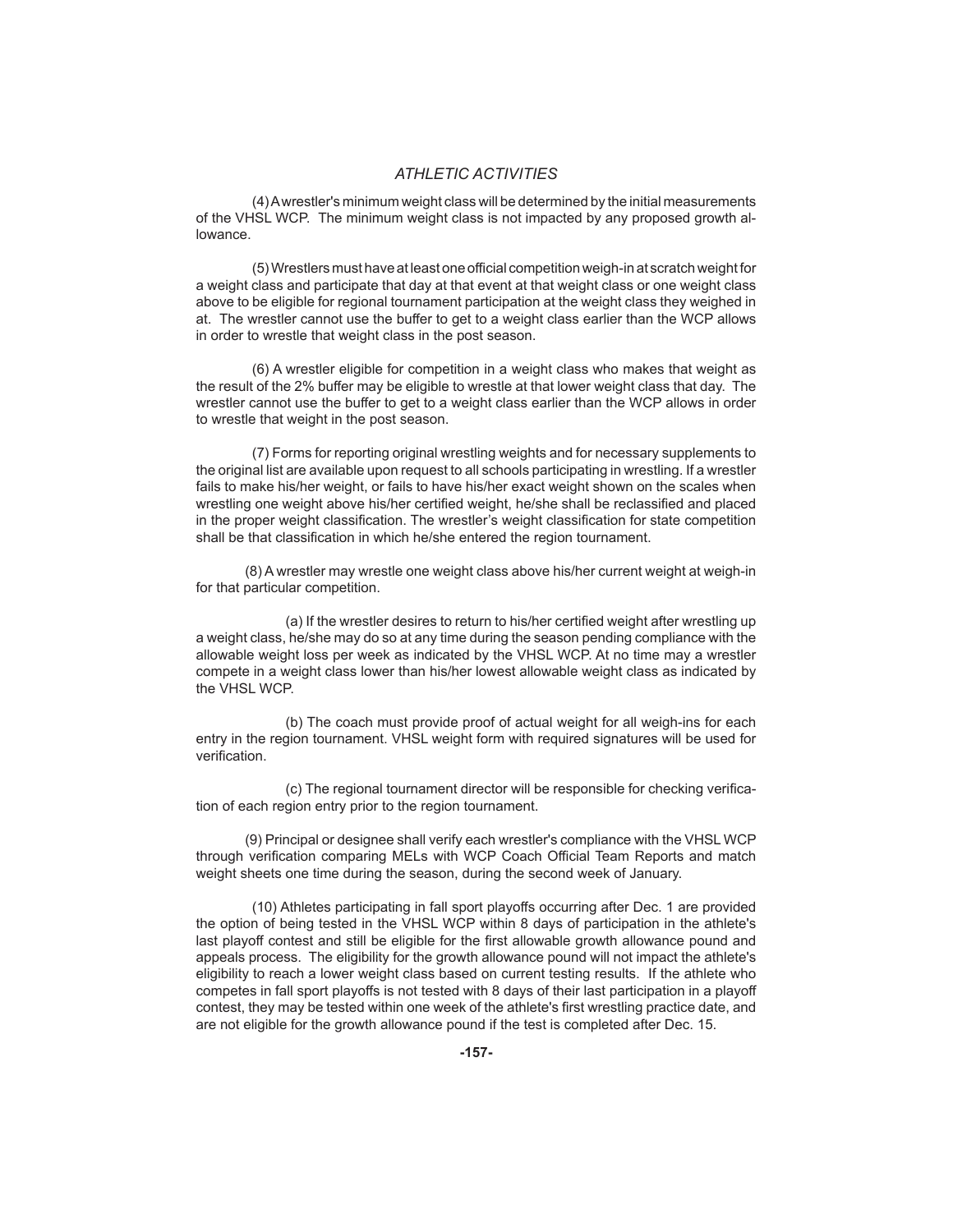(4) A wrestler's minimum weight class will be determined by the initial measurements of the VHSL WCP. The minimum weight class is not impacted by any proposed growth allowance.

(5) Wrestlers must have at least one official competition weigh-in at scratch weight for a weight class and participate that day at that event at that weight class or one weight class above to be eligible for regional tournament participation at the weight class they weighed in at. The wrestler cannot use the buffer to get to a weight class earlier than the WCP allows in order to wrestle that weight class in the post season.

(6) A wrestler eligible for competition in a weight class who makes that weight as the result of the 2% buffer may be eligible to wrestle at that lower weight class that day. The wrestler cannot use the buffer to get to a weight class earlier than the WCP allows in order to wrestle that weight in the post season.

(7) Forms for reporting original wrestling weights and for necessary supplements to the original list are available upon request to all schools participating in wrestling. If a wrestler fails to make his/her weight, or fails to have his/her exact weight shown on the scales when wrestling one weight above his/her certified weight, he/she shall be reclassified and placed in the proper weight classification. The wrestler's weight classification for state competition shall be that classification in which he/she entered the region tournament.

(8) A wrestler may wrestle one weight class above his/her current weight at weigh-in for that particular competition.

(a) If the wrestler desires to return to his/her certified weight after wrestling up a weight class, he/she may do so at any time during the season pending compliance with the allowable weight loss per week as indicated by the VHSL WCP. At no time may a wrestler compete in a weight class lower than his/her lowest allowable weight class as indicated by the VHSL WCP.

(b) The coach must provide proof of actual weight for all weigh-ins for each entry in the region tournament. VHSL weight form with required signatures will be used for verification.

(c) The regional tournament director will be responsible for checking verification of each region entry prior to the region tournament.

(9) Principal or designee shall verify each wrestler's compliance with the VHSL WCP through verification comparing MELs with WCP Coach Official Team Reports and match weight sheets one time during the season, during the second week of January.

(10) Athletes participating in fall sport playoffs occurring after Dec. 1 are provided the option of being tested in the VHSL WCP within 8 days of participation in the athlete's last playoff contest and still be eligible for the first allowable growth allowance pound and appeals process. The eligibility for the growth allowance pound will not impact the athlete's eligibility to reach a lower weight class based on current testing results. If the athlete who competes in fall sport playoffs is not tested with 8 days of their last participation in a playoff contest, they may be tested within one week of the athlete's first wrestling practice date, and are not eligible for the growth allowance pound if the test is completed after Dec. 15.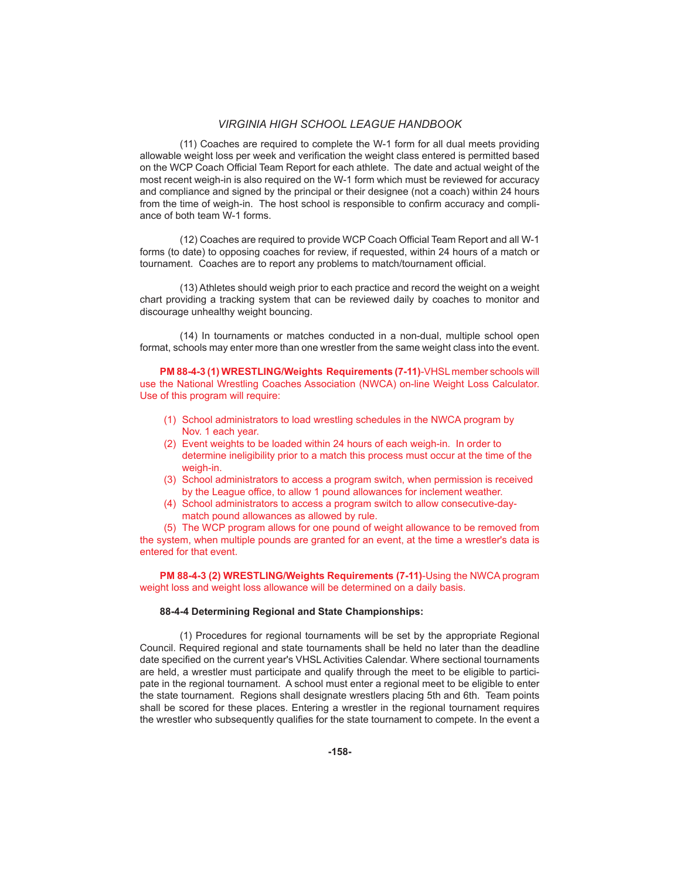(11) Coaches are required to complete the W-1 form for all dual meets providing allowable weight loss per week and verification the weight class entered is permitted based on the WCP Coach Official Team Report for each athlete. The date and actual weight of the most recent weigh-in is also required on the W-1 form which must be reviewed for accuracy and compliance and signed by the principal or their designee (not a coach) within 24 hours from the time of weigh-in. The host school is responsible to confirm accuracy and compliance of both team W-1 forms.

(12) Coaches are required to provide WCP Coach Official Team Report and all W-1 forms (to date) to opposing coaches for review, if requested, within 24 hours of a match or tournament. Coaches are to report any problems to match/tournament official.

(13) Athletes should weigh prior to each practice and record the weight on a weight chart providing a tracking system that can be reviewed daily by coaches to monitor and discourage unhealthy weight bouncing.

(14) In tournaments or matches conducted in a non-dual, multiple school open format, schools may enter more than one wrestler from the same weight class into the event.

**PM 88-4-3 (1) WRESTLING/Weights Requirements (7-11)**-VHSL member schools will use the National Wrestling Coaches Association (NWCA) on-line Weight Loss Calculator. Use of this program will require:

(1) School administrators to load wrestling schedules in the NWCA program by Nov. 1 each year.
(2) Event weights to be loaded within 24 hours of each weigh-in. In order to determine ineligibility prior to a match this process must occur at the time of the weigh-in.
(3) School administrators to access a program switch, when permission is received by the League office, to allow 1 pound allowances for inclement weather.
(4) School administrators to access a program switch to allow consecutive-day-match pound allowances as allowed by rule.
(5) The WCP program allows for one pound of weight allowance to be removed from the system, when multiple pounds are granted for an event, at the time a wrestler's data is entered for that event.

**PM 88-4-3 (2) WRESTLING/Weights Requirements (7-11)**-Using the NWCA program weight loss and weight loss allowance will be determined on a daily basis.

**88-4-4 Determining Regional and State Championships:**

(1) Procedures for regional tournaments will be set by the appropriate Regional Council. Required regional and state tournaments shall be held no later than the deadline date specified on the current year's VHSL Activities Calendar. Where sectional tournaments are held, a wrestler must participate and qualify through the meet to be eligible to participate in the regional tournament. A school must enter a regional meet to be eligible to enter the state tournament. Regions shall designate wrestlers placing 5th and 6th. Team points shall be scored for these places. Entering a wrestler in the regional tournament requires the wrestler who subsequently qualifies for the state tournament to compete. In the event a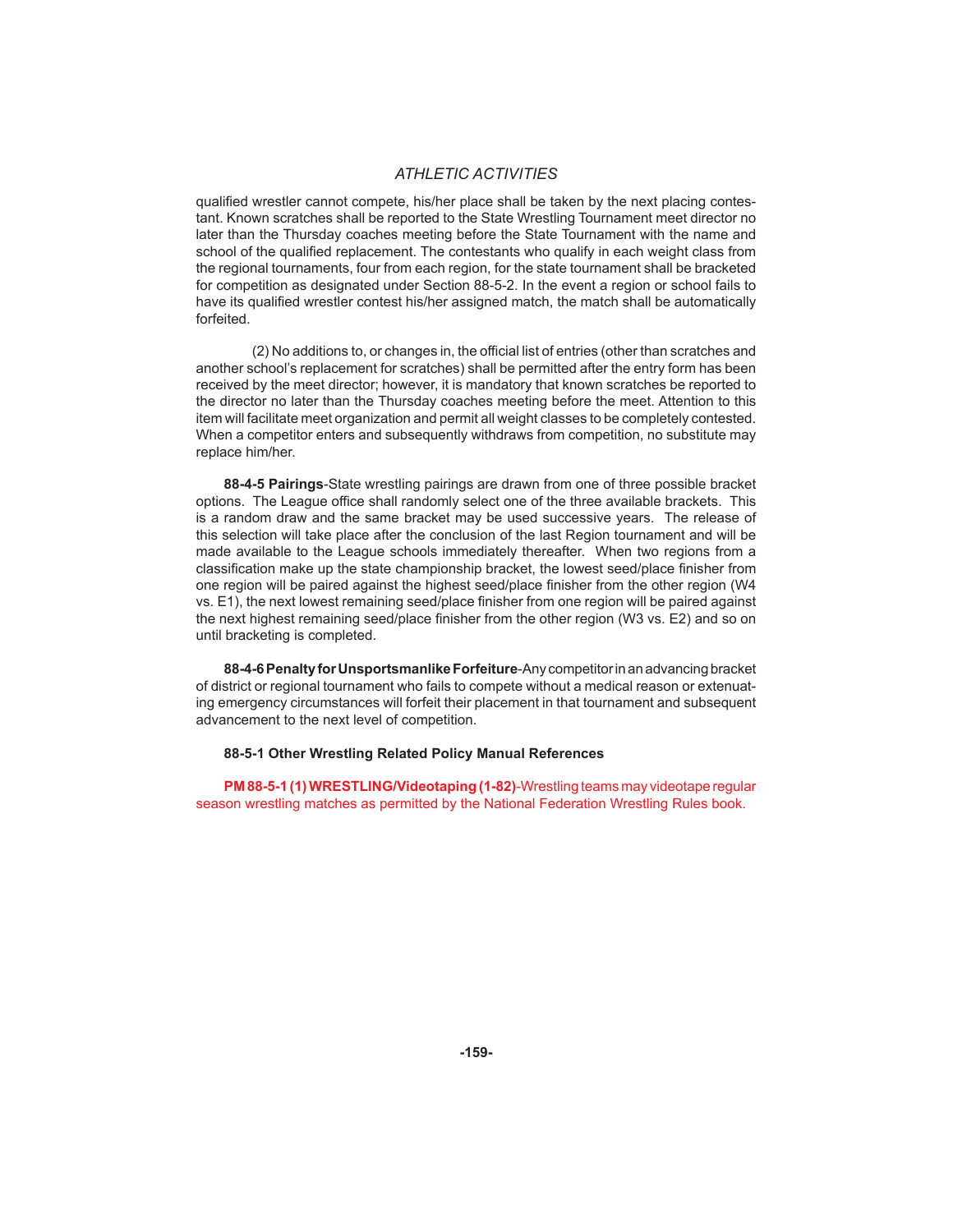qualified wrestler cannot compete, his/her place shall be taken by the next placing contestant. Known scratches shall be reported to the State Wrestling Tournament meet director no later than the Thursday coaches meeting before the State Tournament with the name and school of the qualified replacement. The contestants who qualify in each weight class from the regional tournaments, four from each region, for the state tournament shall be bracketed for competition as designated under Section 88-5-2. In the event a region or school fails to have its qualified wrestler contest his/her assigned match, the match shall be automatically forfeited.

(2) No additions to, or changes in, the official list of entries (other than scratches and another school's replacement for scratches) shall be permitted after the entry form has been received by the meet director; however, it is mandatory that known scratches be reported to the director no later than the Thursday coaches meeting before the meet. Attention to this item will facilitate meet organization and permit all weight classes to be completely contested. When a competitor enters and subsequently withdraws from competition, no substitute may replace him/her.

**88-4-5 Pairings**-State wrestling pairings are drawn from one of three possible bracket options. The League office shall randomly select one of the three available brackets. This is a random draw and the same bracket may be used successive years. The release of this selection will take place after the conclusion of the last Region tournament and will be made available to the League schools immediately thereafter. When two regions from a classification make up the state championship bracket, the lowest seed/place finisher from one region will be paired against the highest seed/place finisher from the other region (W4 vs. E1), the next lowest remaining seed/place finisher from one region will be paired against the next highest remaining seed/place finisher from the other region (W3 vs. E2) and so on until bracketing is completed.

**88-4-6 Penalty for Unsportsmanlike Forfeiture**-Any competitor in an advancing bracket of district or regional tournament who fails to compete without a medical reason or extenuating emergency circumstances will forfeit their placement in that tournament and subsequent advancement to the next level of competition.

**88-5-1 Other Wrestling Related Policy Manual References**

**PM 88-5-1 (1) WRESTLING/Videotaping (1-82)**-Wrestling teams may videotape regular season wrestling matches as permitted by the National Federation Wrestling Rules book.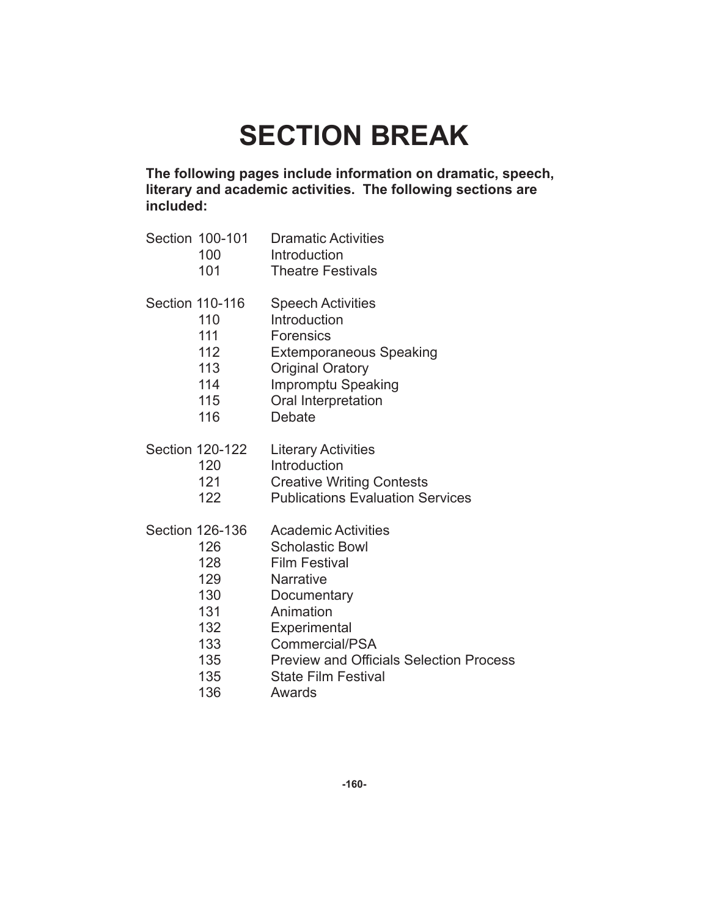# SECTION BREAK

**The following pages include information on dramatic, speech, literary and academic activities. The following sections are included:**

| | |
|---|---|
| Section 100-101 | Dramatic Activities |
| 100 | Introduction |
| 101 | Theatre Festivals |
| | |
| Section 110-116 | Speech Activities |
| 110 | Introduction |
| 111 | Forensics |
| 112 | Extemporaneous Speaking |
| 113 | Original Oratory |
| 114 | Impromptu Speaking |
| 115 | Oral Interpretation |
| 116 | Debate |
| | |
| Section 120-122 | Literary Activities |
| 120 | Introduction |
| 121 | Creative Writing Contests |
| 122 | Publications Evaluation Services |
| | |
| Section 126-136 | Academic Activities |
| 126 | Scholastic Bowl |
| 128 | Film Festival |
| 129 | Narrative |
| 130 | Documentary |
| 131 | Animation |
| 132 | Experimental |
| 133 | Commercial/PSA |
| 135 | Preview and Officials Selection Process |
| 135 | State Film Festival |
| 136 | Awards |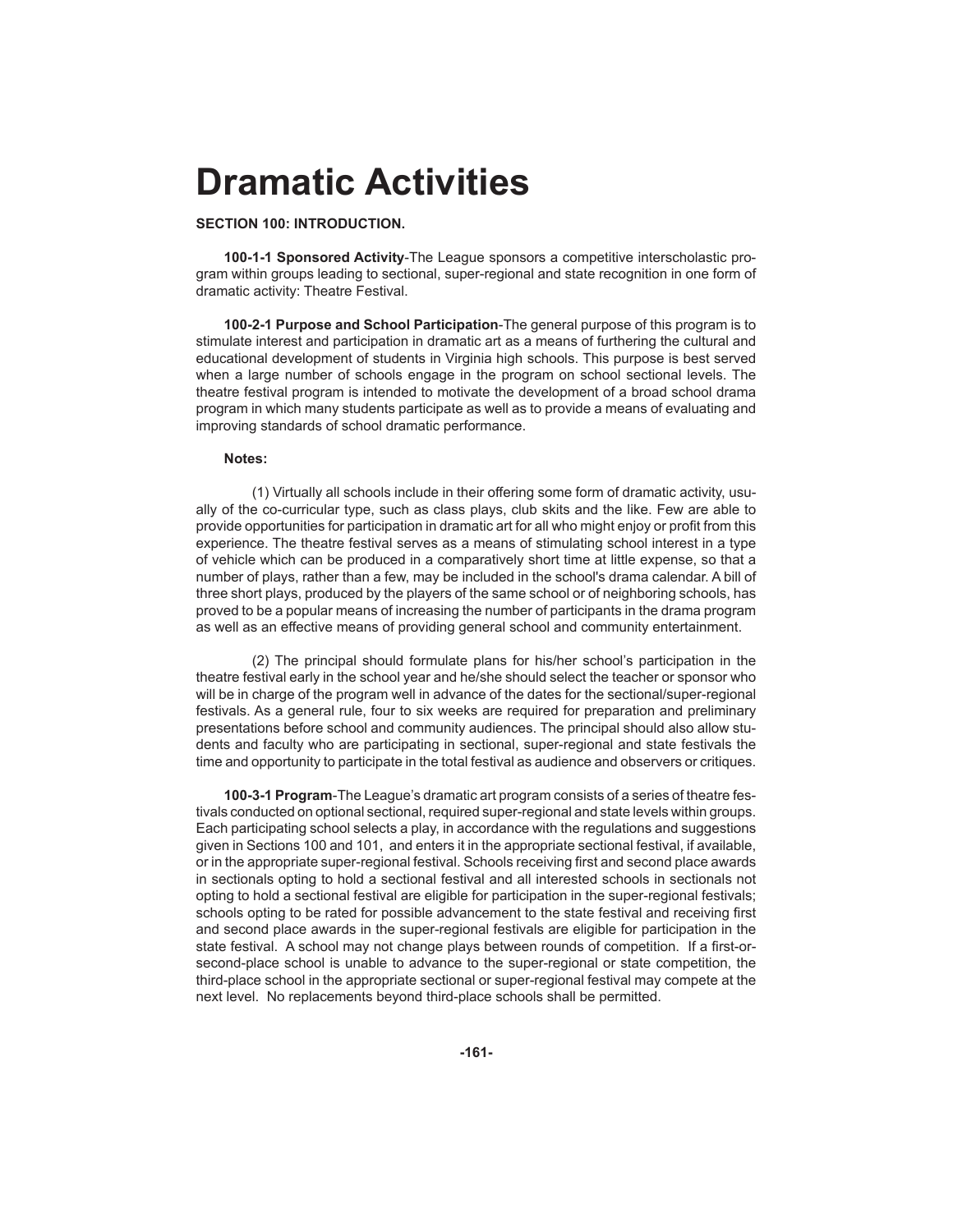# Dramatic Activities

**SECTION 100: INTRODUCTION.**

**100-1-1 Sponsored Activity**-The League sponsors a competitive interscholastic program within groups leading to sectional, super-regional and state recognition in one form of dramatic activity: Theatre Festival.

**100-2-1 Purpose and School Participation**-The general purpose of this program is to stimulate interest and participation in dramatic art as a means of furthering the cultural and educational development of students in Virginia high schools. This purpose is best served when a large number of schools engage in the program on school sectional levels. The theatre festival program is intended to motivate the development of a broad school drama program in which many students participate as well as to provide a means of evaluating and improving standards of school dramatic performance.

**Notes:**

(1) Virtually all schools include in their offering some form of dramatic activity, usually of the co-curricular type, such as class plays, club skits and the like. Few are able to provide opportunities for participation in dramatic art for all who might enjoy or profit from this experience. The theatre festival serves as a means of stimulating school interest in a type of vehicle which can be produced in a comparatively short time at little expense, so that a number of plays, rather than a few, may be included in the school's drama calendar. A bill of three short plays, produced by the players of the same school or of neighboring schools, has proved to be a popular means of increasing the number of participants in the drama program as well as an effective means of providing general school and community entertainment.

(2) The principal should formulate plans for his/her school's participation in the theatre festival early in the school year and he/she should select the teacher or sponsor who will be in charge of the program well in advance of the dates for the sectional/super-regional festivals. As a general rule, four to six weeks are required for preparation and preliminary presentations before school and community audiences. The principal should also allow students and faculty who are participating in sectional, super-regional and state festivals the time and opportunity to participate in the total festival as audience and observers or critiques.

**100-3-1 Program**-The League's dramatic art program consists of a series of theatre festivals conducted on optional sectional, required super-regional and state levels within groups. Each participating school selects a play, in accordance with the regulations and suggestions given in Sections 100 and 101, and enters it in the appropriate sectional festival, if available, or in the appropriate super-regional festival. Schools receiving first and second place awards in sectionals opting to hold a sectional festival and all interested schools in sectionals not opting to hold a sectional festival are eligible for participation in the super-regional festivals; schools opting to be rated for possible advancement to the state festival and receiving first and second place awards in the super-regional festivals are eligible for participation in the state festival. A school may not change plays between rounds of competition. If a first-or-second-place school is unable to advance to the super-regional or state competition, the third-place school in the appropriate sectional or super-regional festival may compete at the next level. No replacements beyond third-place schools shall be permitted.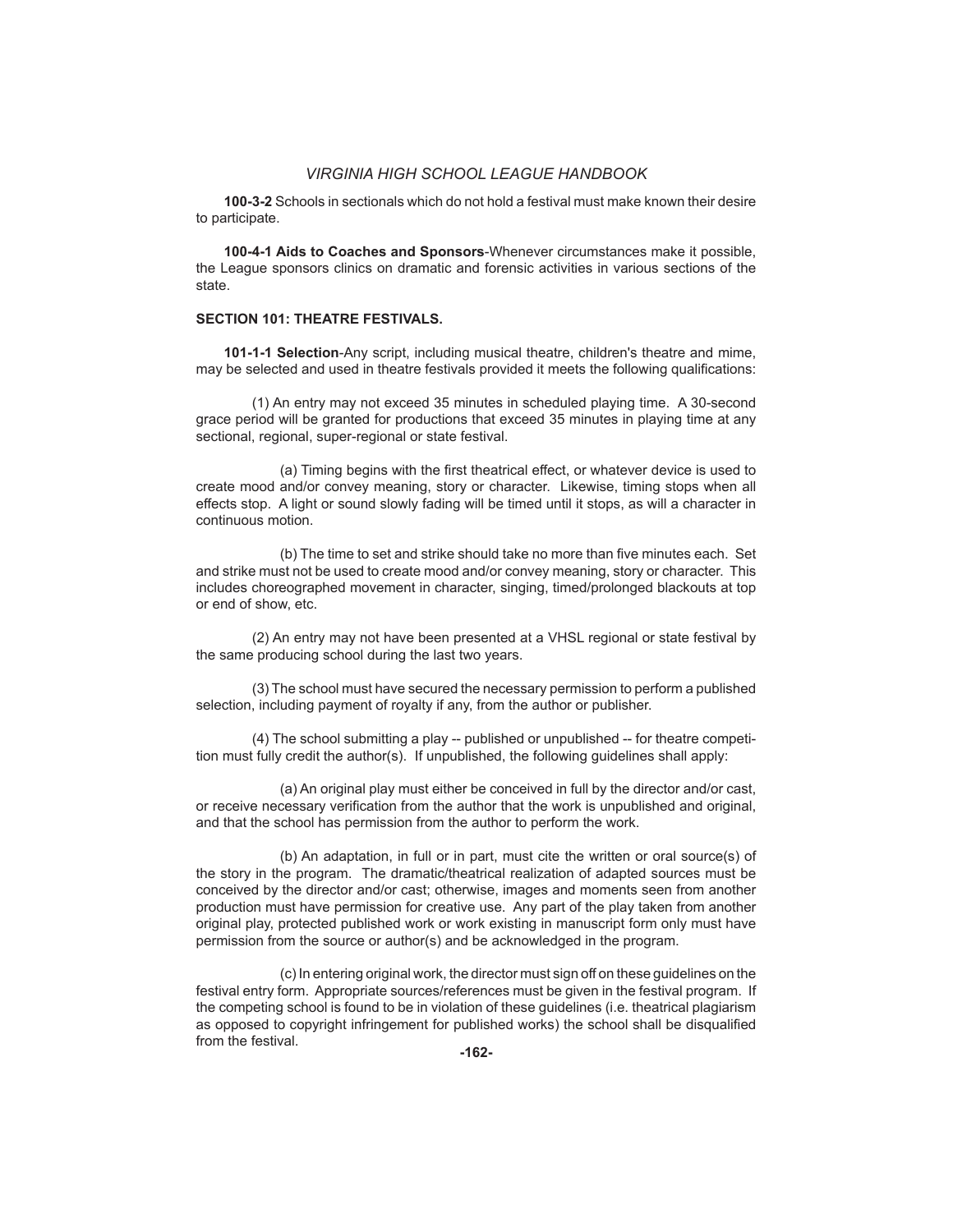**100-3-2** Schools in sectionals which do not hold a festival must make known their desire to participate.

**100-4-1 Aids to Coaches and Sponsors**-Whenever circumstances make it possible, the League sponsors clinics on dramatic and forensic activities in various sections of the state.

## SECTION 101: THEATRE FESTIVALS.

**101-1-1 Selection**-Any script, including musical theatre, children's theatre and mime, may be selected and used in theatre festivals provided it meets the following qualifications:

(1) An entry may not exceed 35 minutes in scheduled playing time. A 30-second grace period will be granted for productions that exceed 35 minutes in playing time at any sectional, regional, super-regional or state festival.

(a) Timing begins with the first theatrical effect, or whatever device is used to create mood and/or convey meaning, story or character. Likewise, timing stops when all effects stop. A light or sound slowly fading will be timed until it stops, as will a character in continuous motion.

(b) The time to set and strike should take no more than five minutes each. Set and strike must not be used to create mood and/or convey meaning, story or character. This includes choreographed movement in character, singing, timed/prolonged blackouts at top or end of show, etc.

(2) An entry may not have been presented at a VHSL regional or state festival by the same producing school during the last two years.

(3) The school must have secured the necessary permission to perform a published selection, including payment of royalty if any, from the author or publisher.

(4) The school submitting a play -- published or unpublished -- for theatre competition must fully credit the author(s). If unpublished, the following guidelines shall apply:

(a) An original play must either be conceived in full by the director and/or cast, or receive necessary verification from the author that the work is unpublished and original, and that the school has permission from the author to perform the work.

(b) An adaptation, in full or in part, must cite the written or oral source(s) of the story in the program. The dramatic/theatrical realization of adapted sources must be conceived by the director and/or cast; otherwise, images and moments seen from another production must have permission for creative use. Any part of the play taken from another original play, protected published work or work existing in manuscript form only must have permission from the source or author(s) and be acknowledged in the program.

(c) In entering original work, the director must sign off on these guidelines on the festival entry form. Appropriate sources/references must be given in the festival program. If the competing school is found to be in violation of these guidelines (i.e. theatrical plagiarism as opposed to copyright infringement for published works) the school shall be disqualified from the festival.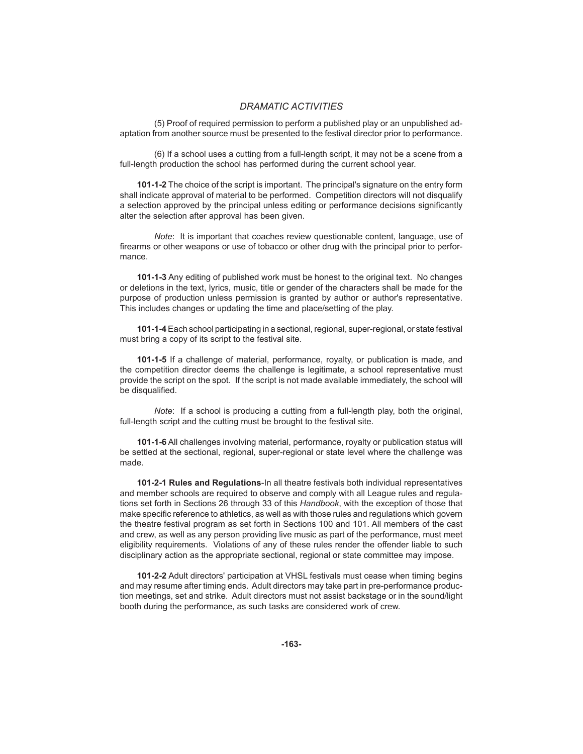(5) Proof of required permission to perform a published play or an unpublished adaptation from another source must be presented to the festival director prior to performance.

(6) If a school uses a cutting from a full-length script, it may not be a scene from a full-length production the school has performed during the current school year.

**101-1-2** The choice of the script is important. The principal's signature on the entry form shall indicate approval of material to be performed. Competition directors will not disqualify a selection approved by the principal unless editing or performance decisions significantly alter the selection after approval has been given.

*Note*: It is important that coaches review questionable content, language, use of firearms or other weapons or use of tobacco or other drug with the principal prior to performance.

**101-1-3** Any editing of published work must be honest to the original text. No changes or deletions in the text, lyrics, music, title or gender of the characters shall be made for the purpose of production unless permission is granted by author or author's representative. This includes changes or updating the time and place/setting of the play.

**101-1-4** Each school participating in a sectional, regional, super-regional, or state festival must bring a copy of its script to the festival site.

**101-1-5** If a challenge of material, performance, royalty, or publication is made, and the competition director deems the challenge is legitimate, a school representative must provide the script on the spot. If the script is not made available immediately, the school will be disqualified.

*Note*: If a school is producing a cutting from a full-length play, both the original, full-length script and the cutting must be brought to the festival site.

**101-1-6** All challenges involving material, performance, royalty or publication status will be settled at the sectional, regional, super-regional or state level where the challenge was made.

**101-2-1 Rules and Regulations**-In all theatre festivals both individual representatives and member schools are required to observe and comply with all League rules and regulations set forth in Sections 26 through 33 of this *Handbook*, with the exception of those that make specific reference to athletics, as well as with those rules and regulations which govern the theatre festival program as set forth in Sections 100 and 101. All members of the cast and crew, as well as any person providing live music as part of the performance, must meet eligibility requirements. Violations of any of these rules render the offender liable to such disciplinary action as the appropriate sectional, regional or state committee may impose.

**101-2-2** Adult directors' participation at VHSL festivals must cease when timing begins and may resume after timing ends. Adult directors may take part in pre-performance production meetings, set and strike. Adult directors must not assist backstage or in the sound/light booth during the performance, as such tasks are considered work of crew.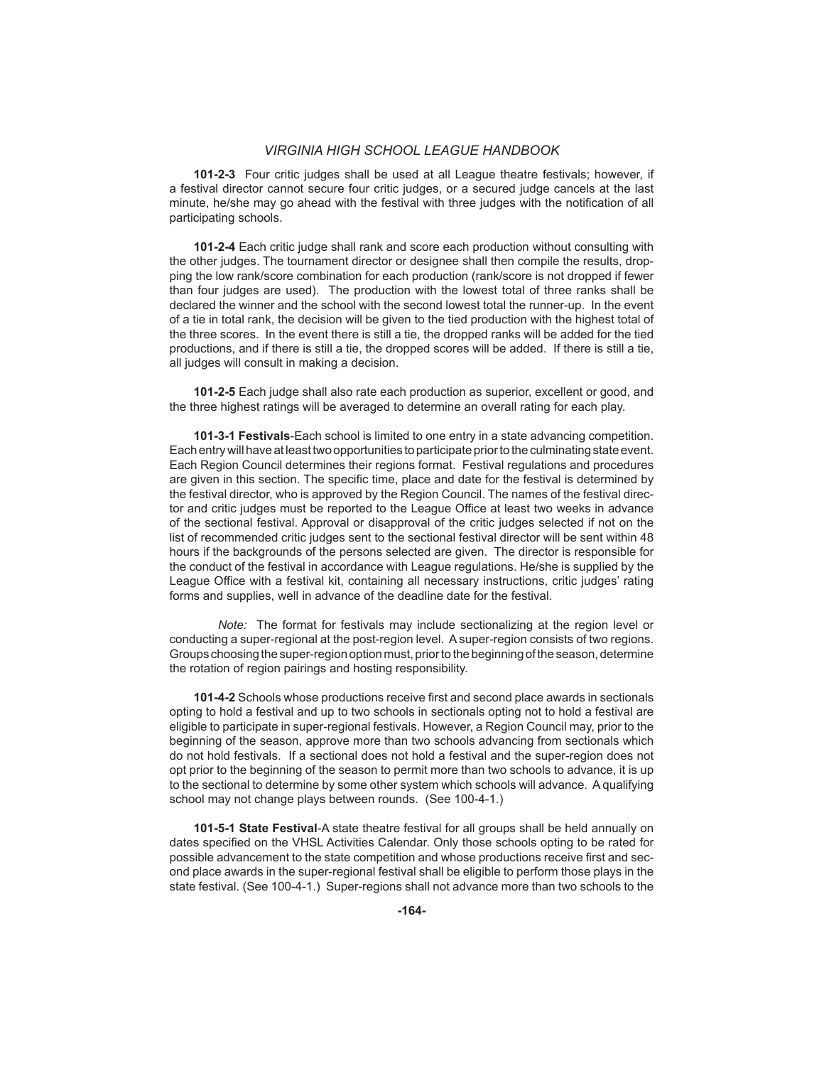**101-2-3** Four critic judges shall be used at all League theatre festivals; however, if a festival director cannot secure four critic judges, or a secured judge cancels at the last minute, he/she may go ahead with the festival with three judges with the notification of all participating schools.

**101-2-4** Each critic judge shall rank and score each production without consulting with the other judges. The tournament director or designee shall then compile the results, dropping the low rank/score combination for each production (rank/score is not dropped if fewer than four judges are used). The production with the lowest total of three ranks shall be declared the winner and the school with the second lowest total the runner-up. In the event of a tie in total rank, the decision will be given to the tied production with the highest total of the three scores. In the event there is still a tie, the dropped ranks will be added for the tied productions, and if there is still a tie, the dropped scores will be added. If there is still a tie, all judges will consult in making a decision.

**101-2-5** Each judge shall also rate each production as superior, excellent or good, and the three highest ratings will be averaged to determine an overall rating for each play.

**101-3-1 Festivals**-Each school is limited to one entry in a state advancing competition. Each entry will have at least two opportunities to participate prior to the culminating state event. Each Region Council determines their regions format. Festival regulations and procedures are given in this section. The specific time, place and date for the festival is determined by the festival director, who is approved by the Region Council. The names of the festival director and critic judges must be reported to the League Office at least two weeks in advance of the sectional festival. Approval or disapproval of the critic judges selected if not on the list of recommended critic judges sent to the sectional festival director will be sent within 48 hours if the backgrounds of the persons selected are given. The director is responsible for the conduct of the festival in accordance with League regulations. He/she is supplied by the League Office with a festival kit, containing all necessary instructions, critic judges' rating forms and supplies, well in advance of the deadline date for the festival.

*Note:* The format for festivals may include sectionalizing at the region level or conducting a super-regional at the post-region level. A super-region consists of two regions. Groups choosing the super-region option must, prior to the beginning of the season, determine the rotation of region pairings and hosting responsibility.

**101-4-2** Schools whose productions receive first and second place awards in sectionals opting to hold a festival and up to two schools in sectionals opting not to hold a festival are eligible to participate in super-regional festivals. However, a Region Council may, prior to the beginning of the season, approve more than two schools advancing from sectionals which do not hold festivals. If a sectional does not hold a festival and the super-region does not opt prior to the beginning of the season to permit more than two schools to advance, it is up to the sectional to determine by some other system which schools will advance. A qualifying school may not change plays between rounds. (See 100-4-1.)

**101-5-1 State Festival**-A state theatre festival for all groups shall be held annually on dates specified on the VHSL Activities Calendar. Only those schools opting to be rated for possible advancement to the state competition and whose productions receive first and second place awards in the super-regional festival shall be eligible to perform those plays in the state festival. (See 100-4-1.) Super-regions shall not advance more than two schools to the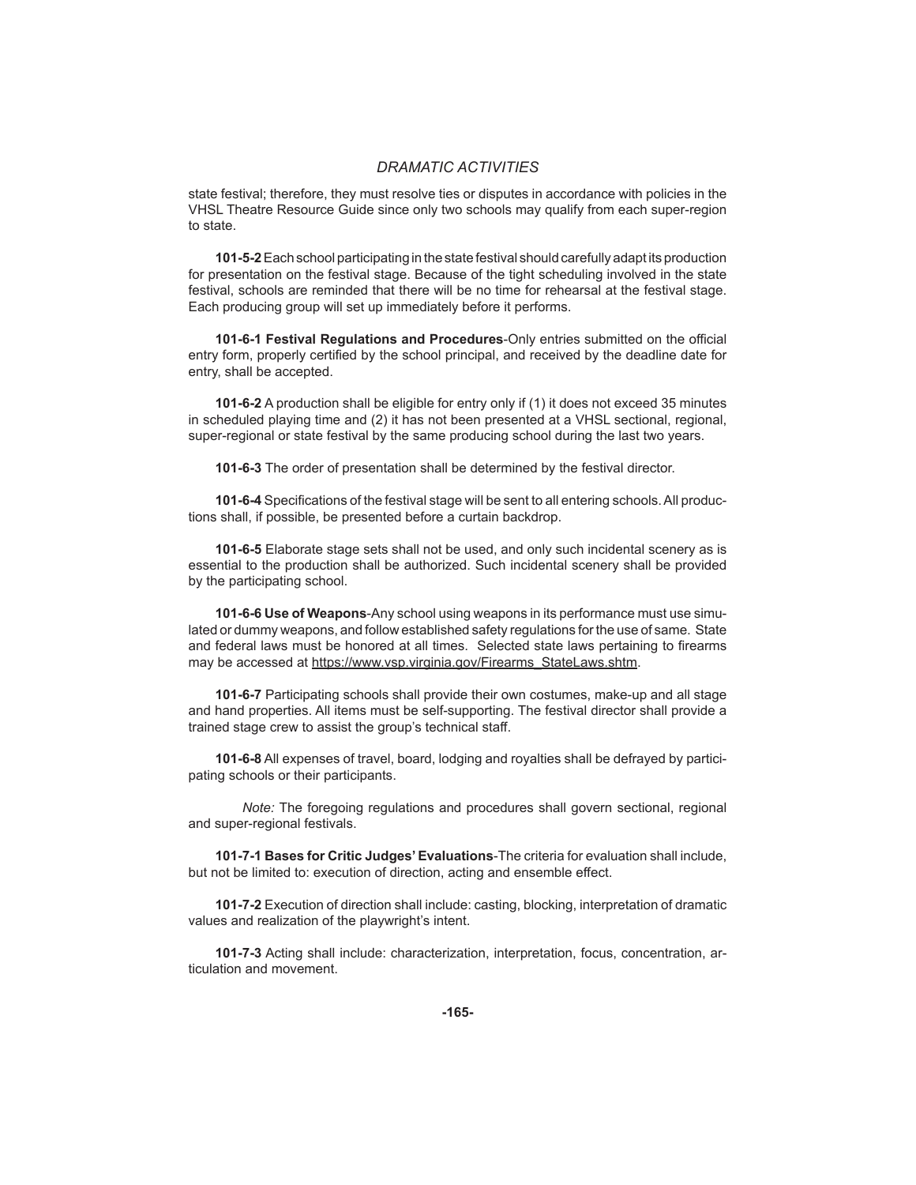state festival; therefore, they must resolve ties or disputes in accordance with policies in the VHSL Theatre Resource Guide since only two schools may qualify from each super-region to state.

**101-5-2** Each school participating in the state festival should carefully adapt its production for presentation on the festival stage. Because of the tight scheduling involved in the state festival, schools are reminded that there will be no time for rehearsal at the festival stage. Each producing group will set up immediately before it performs.

**101-6-1 Festival Regulations and Procedures**-Only entries submitted on the official entry form, properly certified by the school principal, and received by the deadline date for entry, shall be accepted.

**101-6-2** A production shall be eligible for entry only if (1) it does not exceed 35 minutes in scheduled playing time and (2) it has not been presented at a VHSL sectional, regional, super-regional or state festival by the same producing school during the last two years.

**101-6-3** The order of presentation shall be determined by the festival director.

**101-6-4** Specifications of the festival stage will be sent to all entering schools. All productions shall, if possible, be presented before a curtain backdrop.

**101-6-5** Elaborate stage sets shall not be used, and only such incidental scenery as is essential to the production shall be authorized. Such incidental scenery shall be provided by the participating school.

**101-6-6 Use of Weapons**-Any school using weapons in its performance must use simulated or dummy weapons, and follow established safety regulations for the use of same. State and federal laws must be honored at all times. Selected state laws pertaining to firearms may be accessed at https://www.vsp.virginia.gov/Firearms_StateLaws.shtm.

**101-6-7** Participating schools shall provide their own costumes, make-up and all stage and hand properties. All items must be self-supporting. The festival director shall provide a trained stage crew to assist the group's technical staff.

**101-6-8** All expenses of travel, board, lodging and royalties shall be defrayed by participating schools or their participants.

*Note:* The foregoing regulations and procedures shall govern sectional, regional and super-regional festivals.

**101-7-1 Bases for Critic Judges' Evaluations**-The criteria for evaluation shall include, but not be limited to: execution of direction, acting and ensemble effect.

**101-7-2** Execution of direction shall include: casting, blocking, interpretation of dramatic values and realization of the playwright's intent.

**101-7-3** Acting shall include: characterization, interpretation, focus, concentration, articulation and movement.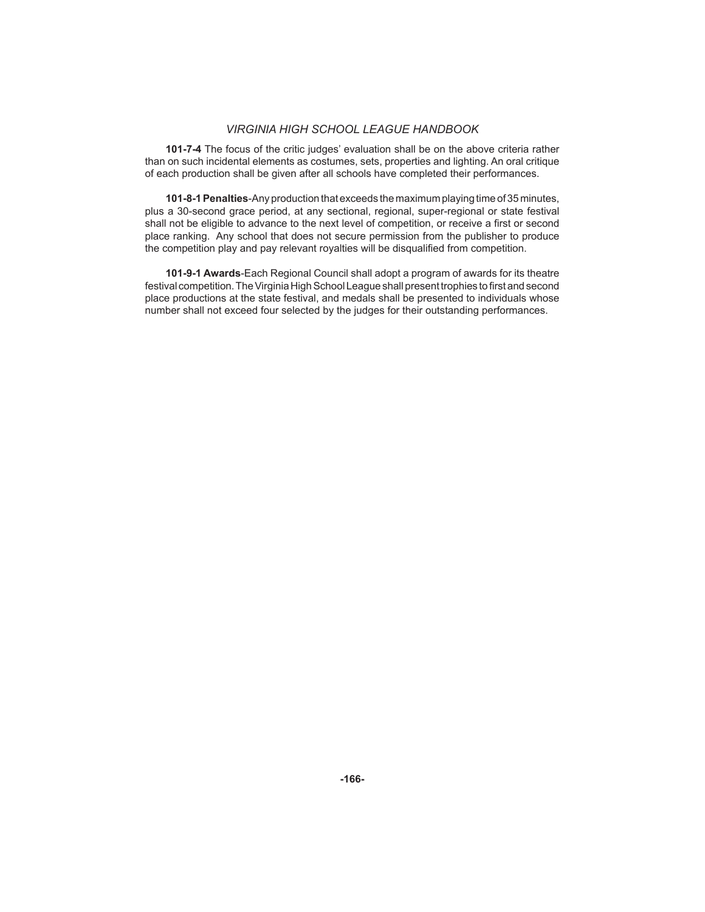**101-7-4** The focus of the critic judges' evaluation shall be on the above criteria rather than on such incidental elements as costumes, sets, properties and lighting. An oral critique of each production shall be given after all schools have completed their performances.

**101-8-1 Penalties**-Any production that exceeds the maximum playing time of 35 minutes, plus a 30-second grace period, at any sectional, regional, super-regional or state festival shall not be eligible to advance to the next level of competition, or receive a first or second place ranking. Any school that does not secure permission from the publisher to produce the competition play and pay relevant royalties will be disqualified from competition.

**101-9-1 Awards**-Each Regional Council shall adopt a program of awards for its theatre festival competition. The Virginia High School League shall present trophies to first and second place productions at the state festival, and medals shall be presented to individuals whose number shall not exceed four selected by the judges for their outstanding performances.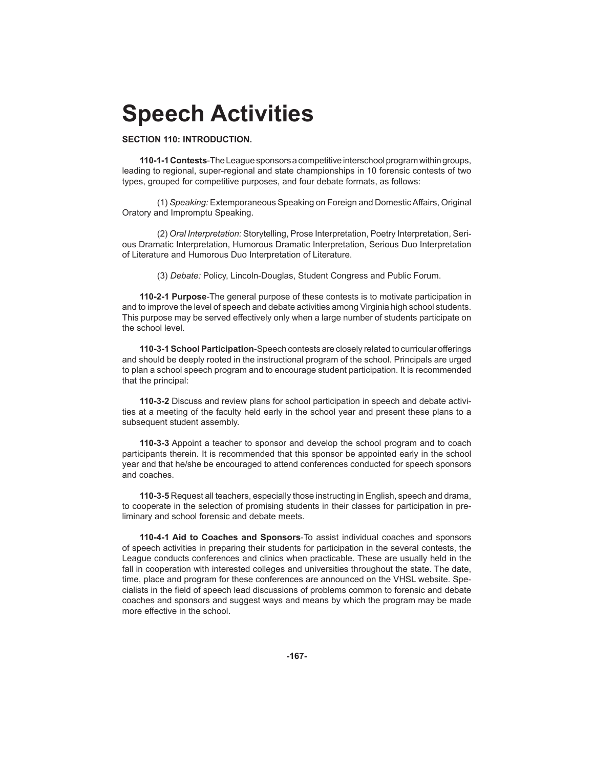# Speech Activities

**SECTION 110: INTRODUCTION.**

**110-1-1 Contests**-The League sponsors a competitive interschool program within groups, leading to regional, super-regional and state championships in 10 forensic contests of two types, grouped for competitive purposes, and four debate formats, as follows:

(1) *Speaking:* Extemporaneous Speaking on Foreign and Domestic Affairs, Original Oratory and Impromptu Speaking.

(2) *Oral Interpretation:* Storytelling, Prose Interpretation, Poetry Interpretation, Serious Dramatic Interpretation, Humorous Dramatic Interpretation, Serious Duo Interpretation of Literature and Humorous Duo Interpretation of Literature.

(3) *Debate:* Policy, Lincoln-Douglas, Student Congress and Public Forum.

**110-2-1 Purpose**-The general purpose of these contests is to motivate participation in and to improve the level of speech and debate activities among Virginia high school students. This purpose may be served effectively only when a large number of students participate on the school level.

**110-3-1 School Participation**-Speech contests are closely related to curricular offerings and should be deeply rooted in the instructional program of the school. Principals are urged to plan a school speech program and to encourage student participation. It is recommended that the principal:

**110-3-2** Discuss and review plans for school participation in speech and debate activities at a meeting of the faculty held early in the school year and present these plans to a subsequent student assembly.

**110-3-3** Appoint a teacher to sponsor and develop the school program and to coach participants therein. It is recommended that this sponsor be appointed early in the school year and that he/she be encouraged to attend conferences conducted for speech sponsors and coaches.

**110-3-5** Request all teachers, especially those instructing in English, speech and drama, to cooperate in the selection of promising students in their classes for participation in preliminary and school forensic and debate meets.

**110-4-1 Aid to Coaches and Sponsors**-To assist individual coaches and sponsors of speech activities in preparing their students for participation in the several contests, the League conducts conferences and clinics when practicable. These are usually held in the fall in cooperation with interested colleges and universities throughout the state. The date, time, place and program for these conferences are announced on the VHSL website. Specialists in the field of speech lead discussions of problems common to forensic and debate coaches and sponsors and suggest ways and means by which the program may be made more effective in the school.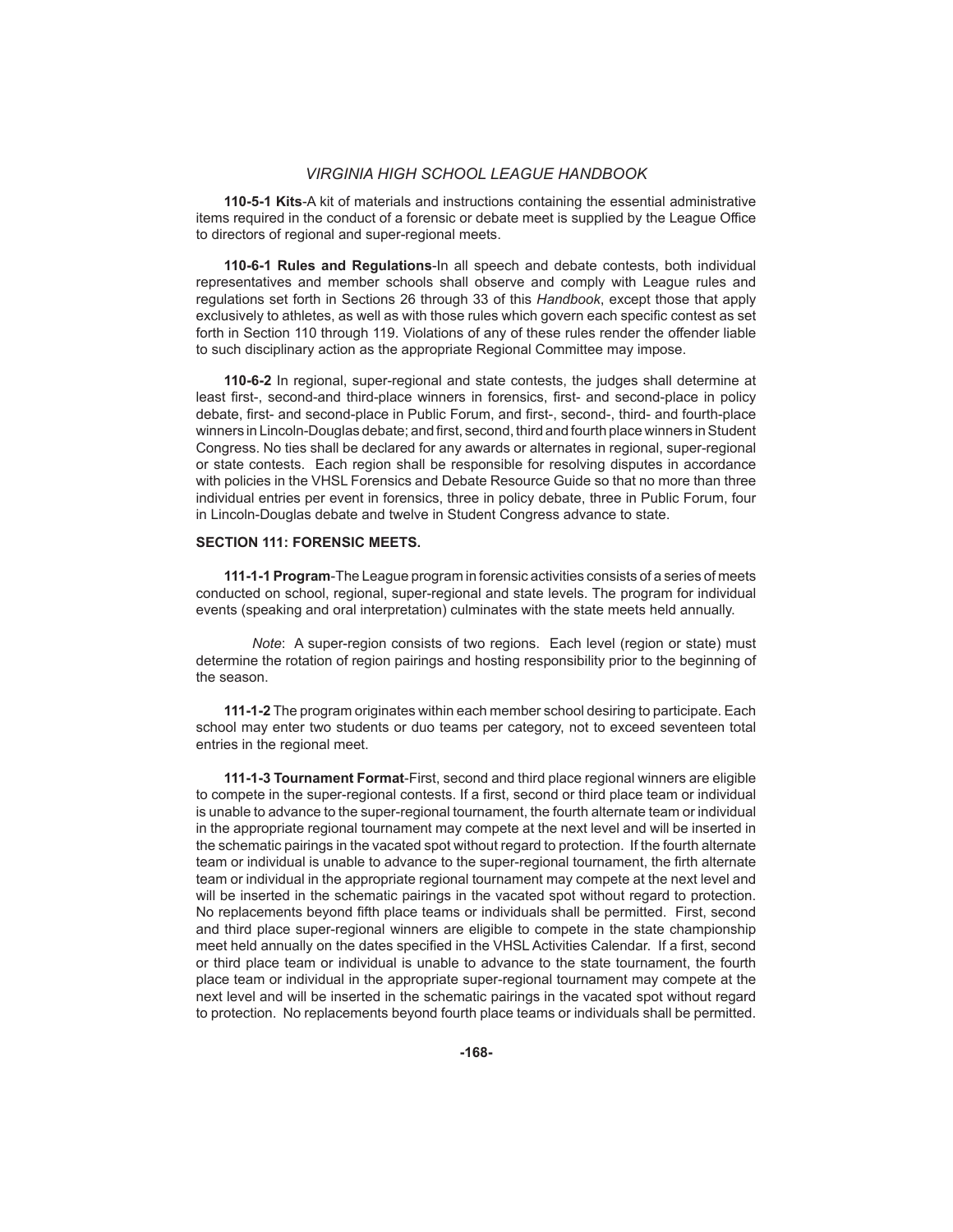**110-5-1 Kits**-A kit of materials and instructions containing the essential administrative items required in the conduct of a forensic or debate meet is supplied by the League Office to directors of regional and super-regional meets.

**110-6-1 Rules and Regulations**-In all speech and debate contests, both individual representatives and member schools shall observe and comply with League rules and regulations set forth in Sections 26 through 33 of this *Handbook*, except those that apply exclusively to athletes, as well as with those rules which govern each specific contest as set forth in Section 110 through 119. Violations of any of these rules render the offender liable to such disciplinary action as the appropriate Regional Committee may impose.

**110-6-2** In regional, super-regional and state contests, the judges shall determine at least first-, second-and third-place winners in forensics, first- and second-place in policy debate, first- and second-place in Public Forum, and first-, second-, third- and fourth-place winners in Lincoln-Douglas debate; and first, second, third and fourth place winners in Student Congress. No ties shall be declared for any awards or alternates in regional, super-regional or state contests. Each region shall be responsible for resolving disputes in accordance with policies in the VHSL Forensics and Debate Resource Guide so that no more than three individual entries per event in forensics, three in policy debate, three in Public Forum, four in Lincoln-Douglas debate and twelve in Student Congress advance to state.

**SECTION 111: FORENSIC MEETS.**

**111-1-1 Program**-The League program in forensic activities consists of a series of meets conducted on school, regional, super-regional and state levels. The program for individual events (speaking and oral interpretation) culminates with the state meets held annually.

*Note*: A super-region consists of two regions. Each level (region or state) must determine the rotation of region pairings and hosting responsibility prior to the beginning of the season.

**111-1-2** The program originates within each member school desiring to participate. Each school may enter two students or duo teams per category, not to exceed seventeen total entries in the regional meet.

**111-1-3 Tournament Format**-First, second and third place regional winners are eligible to compete in the super-regional contests. If a first, second or third place team or individual is unable to advance to the super-regional tournament, the fourth alternate team or individual in the appropriate regional tournament may compete at the next level and will be inserted in the schematic pairings in the vacated spot without regard to protection. If the fourth alternate team or individual is unable to advance to the super-regional tournament, the firth alternate team or individual in the appropriate regional tournament may compete at the next level and will be inserted in the schematic pairings in the vacated spot without regard to protection. No replacements beyond fifth place teams or individuals shall be permitted. First, second and third place super-regional winners are eligible to compete in the state championship meet held annually on the dates specified in the VHSL Activities Calendar. If a first, second or third place team or individual is unable to advance to the state tournament, the fourth place team or individual in the appropriate super-regional tournament may compete at the next level and will be inserted in the schematic pairings in the vacated spot without regard to protection. No replacements beyond fourth place teams or individuals shall be permitted.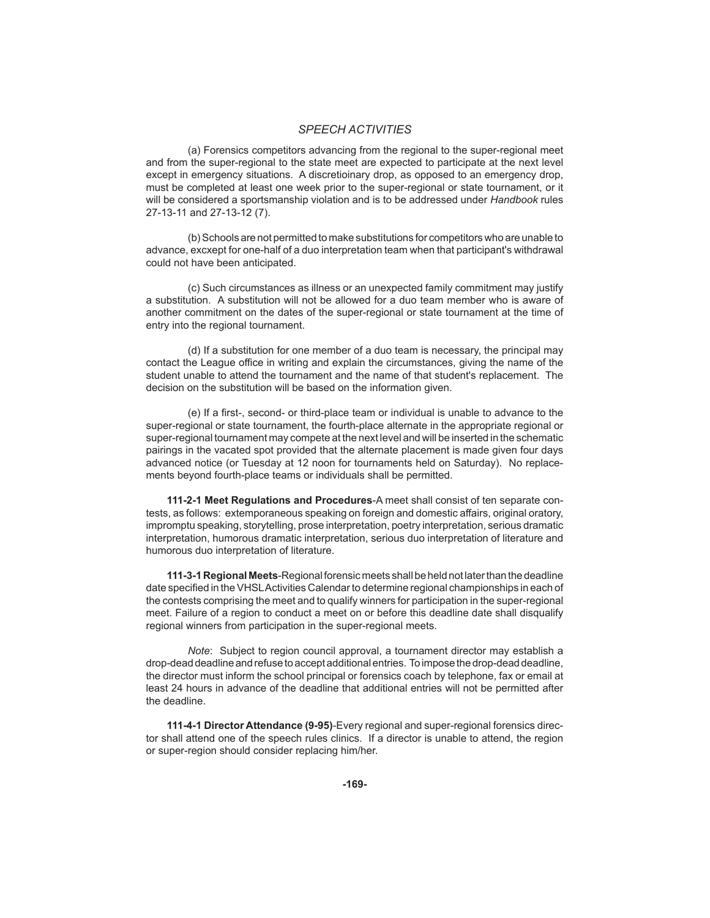*SPEECH ACTIVITIES*

(a) Forensics competitors advancing from the regional to the super-regional meet and from the super-regional to the state meet are expected to participate at the next level except in emergency situations. A discretioinary drop, as opposed to an emergency drop, must be completed at least one week prior to the super-regional or state tournament, or it will be considered a sportsmanship violation and is to be addressed under *Handbook* rules 27-13-11 and 27-13-12 (7).

(b) Schools are not permitted to make substitutions for competitors who are unable to advance, excxept for one-half of a duo interpretation team when that participant's withdrawal could not have been anticipated.

(c) Such circumstances as illness or an unexpected family commitment may justify a substitution. A substitution will not be allowed for a duo team member who is aware of another commitment on the dates of the super-regional or state tournament at the time of entry into the regional tournament.

(d) If a substitution for one member of a duo team is necessary, the principal may contact the League office in writing and explain the circumstances, giving the name of the student unable to attend the tournament and the name of that student's replacement. The decision on the substitution will be based on the information given.

(e) If a first-, second- or third-place team or individual is unable to advance to the super-regional or state tournament, the fourth-place alternate in the appropriate regional or super-regional tournament may compete at the next level and will be inserted in the schematic pairings in the vacated spot provided that the alternate placement is made given four days advanced notice (or Tuesday at 12 noon for tournaments held on Saturday). No replacements beyond fourth-place teams or individuals shall be permitted.

**111-2-1 Meet Regulations and Procedures**-A meet shall consist of ten separate contests, as follows: extemporaneous speaking on foreign and domestic affairs, original oratory, impromptu speaking, storytelling, prose interpretation, poetry interpretation, serious dramatic interpretation, humorous dramatic interpretation, serious duo interpretation of literature and humorous duo interpretation of literature.

**111-3-1 Regional Meets**-Regional forensic meets shall be held not later than the deadline date specified in the VHSL Activities Calendar to determine regional championships in each of the contests comprising the meet and to qualify winners for participation in the super-regional meet. Failure of a region to conduct a meet on or before this deadline date shall disqualify regional winners from participation in the super-regional meets.

*Note*: Subject to region council approval, a tournament director may establish a drop-dead deadline and refuse to accept additional entries. To impose the drop-dead deadline, the director must inform the school principal or forensics coach by telephone, fax or email at least 24 hours in advance of the deadline that additional entries will not be permitted after the deadline.

**111-4-1 Director Attendance (9-95)**-Every regional and super-regional forensics director shall attend one of the speech rules clinics. If a director is unable to attend, the region or super-region should consider replacing him/her.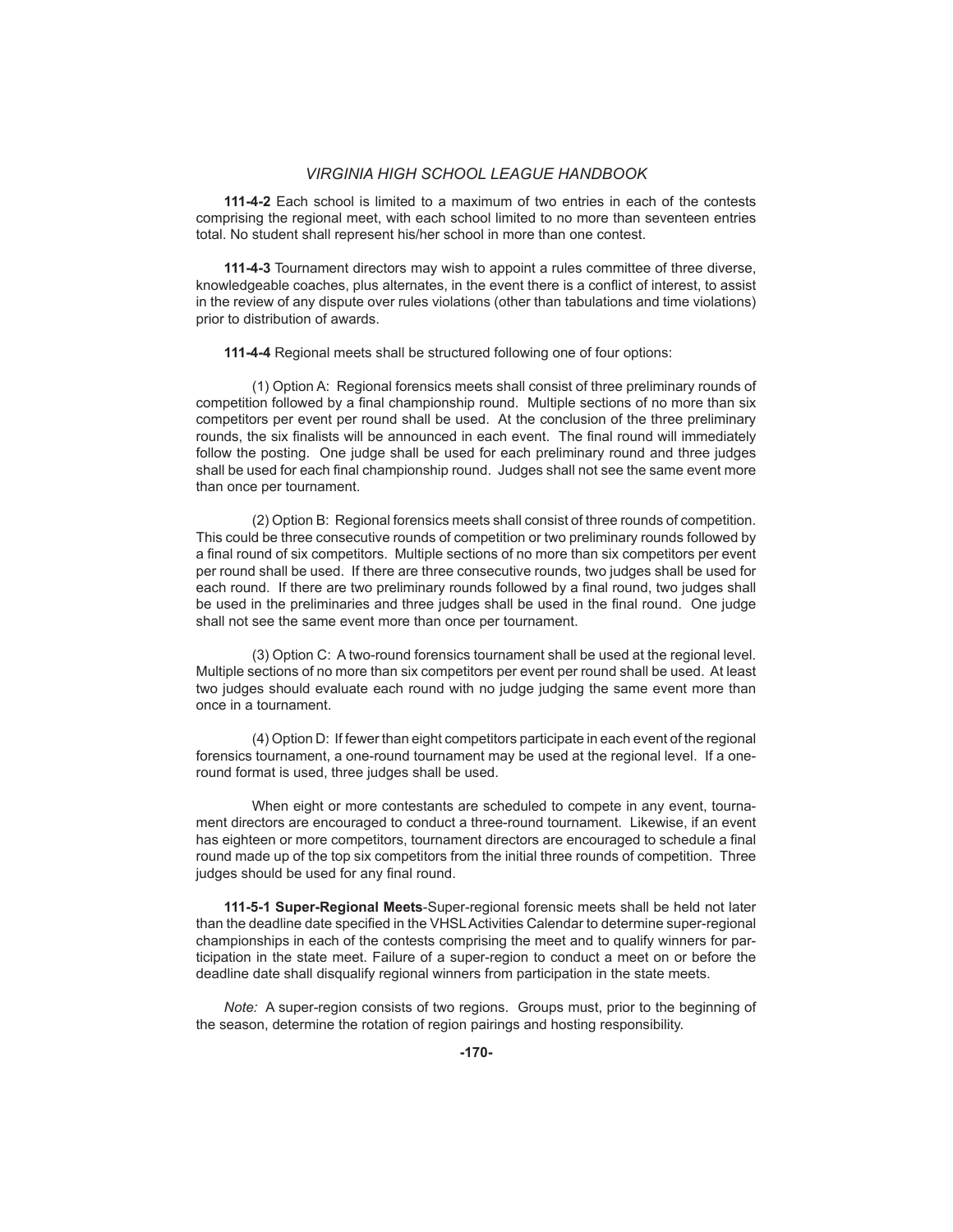**111-4-2** Each school is limited to a maximum of two entries in each of the contests comprising the regional meet, with each school limited to no more than seventeen entries total. No student shall represent his/her school in more than one contest.

**111-4-3** Tournament directors may wish to appoint a rules committee of three diverse, knowledgeable coaches, plus alternates, in the event there is a conflict of interest, to assist in the review of any dispute over rules violations (other than tabulations and time violations) prior to distribution of awards.

**111-4-4** Regional meets shall be structured following one of four options:

(1) Option A: Regional forensics meets shall consist of three preliminary rounds of competition followed by a final championship round. Multiple sections of no more than six competitors per event per round shall be used. At the conclusion of the three preliminary rounds, the six finalists will be announced in each event. The final round will immediately follow the posting. One judge shall be used for each preliminary round and three judges shall be used for each final championship round. Judges shall not see the same event more than once per tournament.

(2) Option B: Regional forensics meets shall consist of three rounds of competition. This could be three consecutive rounds of competition or two preliminary rounds followed by a final round of six competitors. Multiple sections of no more than six competitors per event per round shall be used. If there are three consecutive rounds, two judges shall be used for each round. If there are two preliminary rounds followed by a final round, two judges shall be used in the preliminaries and three judges shall be used in the final round. One judge shall not see the same event more than once per tournament.

(3) Option C: A two-round forensics tournament shall be used at the regional level. Multiple sections of no more than six competitors per event per round shall be used. At least two judges should evaluate each round with no judge judging the same event more than once in a tournament.

(4) Option D: If fewer than eight competitors participate in each event of the regional forensics tournament, a one-round tournament may be used at the regional level. If a one-round format is used, three judges shall be used.

When eight or more contestants are scheduled to compete in any event, tournament directors are encouraged to conduct a three-round tournament. Likewise, if an event has eighteen or more competitors, tournament directors are encouraged to schedule a final round made up of the top six competitors from the initial three rounds of competition. Three judges should be used for any final round.

**111-5-1 Super-Regional Meets**-Super-regional forensic meets shall be held not later than the deadline date specified in the VHSL Activities Calendar to determine super-regional championships in each of the contests comprising the meet and to qualify winners for participation in the state meet. Failure of a super-region to conduct a meet on or before the deadline date shall disqualify regional winners from participation in the state meets.

*Note:* A super-region consists of two regions. Groups must, prior to the beginning of the season, determine the rotation of region pairings and hosting responsibility.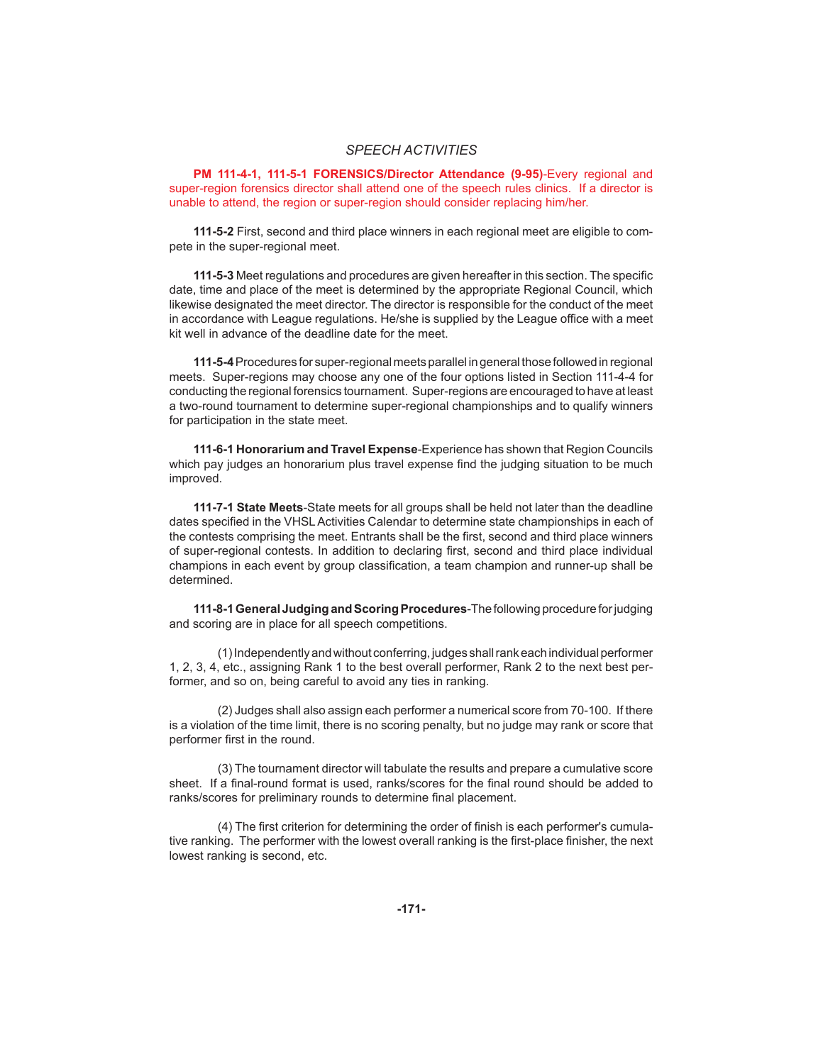*SPEECH ACTIVITIES*

**PM 111-4-1, 111-5-1 FORENSICS/Director Attendance (9-95)**-Every regional and super-region forensics director shall attend one of the speech rules clinics. If a director is unable to attend, the region or super-region should consider replacing him/her.

**111-5-2** First, second and third place winners in each regional meet are eligible to compete in the super-regional meet.

**111-5-3** Meet regulations and procedures are given hereafter in this section. The specific date, time and place of the meet is determined by the appropriate Regional Council, which likewise designated the meet director. The director is responsible for the conduct of the meet in accordance with League regulations. He/she is supplied by the League office with a meet kit well in advance of the deadline date for the meet.

**111-5-4** Procedures for super-regional meets parallel in general those followed in regional meets. Super-regions may choose any one of the four options listed in Section 111-4-4 for conducting the regional forensics tournament. Super-regions are encouraged to have at least a two-round tournament to determine super-regional championships and to qualify winners for participation in the state meet.

**111-6-1 Honorarium and Travel Expense**-Experience has shown that Region Councils which pay judges an honorarium plus travel expense find the judging situation to be much improved.

**111-7-1 State Meets**-State meets for all groups shall be held not later than the deadline dates specified in the VHSL Activities Calendar to determine state championships in each of the contests comprising the meet. Entrants shall be the first, second and third place winners of super-regional contests. In addition to declaring first, second and third place individual champions in each event by group classification, a team champion and runner-up shall be determined.

**111-8-1 General Judging and Scoring Procedures**-The following procedure for judging and scoring are in place for all speech competitions.

(1) Independently and without conferring, judges shall rank each individual performer 1, 2, 3, 4, etc., assigning Rank 1 to the best overall performer, Rank 2 to the next best performer, and so on, being careful to avoid any ties in ranking.

(2) Judges shall also assign each performer a numerical score from 70-100. If there is a violation of the time limit, there is no scoring penalty, but no judge may rank or score that performer first in the round.

(3) The tournament director will tabulate the results and prepare a cumulative score sheet. If a final-round format is used, ranks/scores for the final round should be added to ranks/scores for preliminary rounds to determine final placement.

(4) The first criterion for determining the order of finish is each performer's cumulative ranking. The performer with the lowest overall ranking is the first-place finisher, the next lowest ranking is second, etc.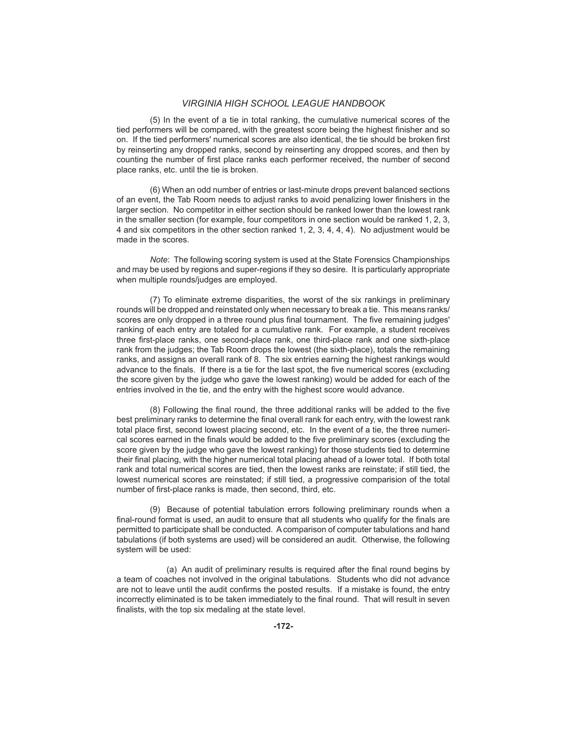(5) In the event of a tie in total ranking, the cumulative numerical scores of the tied performers will be compared, with the greatest score being the highest finisher and so on. If the tied performers' numerical scores are also identical, the tie should be broken first by reinserting any dropped ranks, second by reinserting any dropped scores, and then by counting the number of first place ranks each performer received, the number of second place ranks, etc. until the tie is broken.

(6) When an odd number of entries or last-minute drops prevent balanced sections of an event, the Tab Room needs to adjust ranks to avoid penalizing lower finishers in the larger section. No competitor in either section should be ranked lower than the lowest rank in the smaller section (for example, four competitors in one section would be ranked 1, 2, 3, 4 and six competitors in the other section ranked 1, 2, 3, 4, 4, 4). No adjustment would be made in the scores.

*Note*: The following scoring system is used at the State Forensics Championships and may be used by regions and super-regions if they so desire. It is particularly appropriate when multiple rounds/judges are employed.

(7) To eliminate extreme disparities, the worst of the six rankings in preliminary rounds will be dropped and reinstated only when necessary to break a tie. This means ranks/scores are only dropped in a three round plus final tournament. The five remaining judges' ranking of each entry are totaled for a cumulative rank. For example, a student receives three first-place ranks, one second-place rank, one third-place rank and one sixth-place rank from the judges; the Tab Room drops the lowest (the sixth-place), totals the remaining ranks, and assigns an overall rank of 8. The six entries earning the highest rankings would advance to the finals. If there is a tie for the last spot, the five numerical scores (excluding the score given by the judge who gave the lowest ranking) would be added for each of the entries involved in the tie, and the entry with the highest score would advance.

(8) Following the final round, the three additional ranks will be added to the five best preliminary ranks to determine the final overall rank for each entry, with the lowest rank total place first, second lowest placing second, etc. In the event of a tie, the three numerical scores earned in the finals would be added to the five preliminary scores (excluding the score given by the judge who gave the lowest ranking) for those students tied to determine their final placing, with the higher numerical total placing ahead of a lower total. If both total rank and total numerical scores are tied, then the lowest ranks are reinstate; if still tied, the lowest numerical scores are reinstated; if still tied, a progressive comparision of the total number of first-place ranks is made, then second, third, etc.

(9) Because of potential tabulation errors following preliminary rounds when a final-round format is used, an audit to ensure that all students who qualify for the finals are permitted to participate shall be conducted. A comparison of computer tabulations and hand tabulations (if both systems are used) will be considered an audit. Otherwise, the following system will be used:

(a) An audit of preliminary results is required after the final round begins by a team of coaches not involved in the original tabulations. Students who did not advance are not to leave until the audit confirms the posted results. If a mistake is found, the entry incorrectly eliminated is to be taken immediately to the final round. That will result in seven finalists, with the top six medaling at the state level.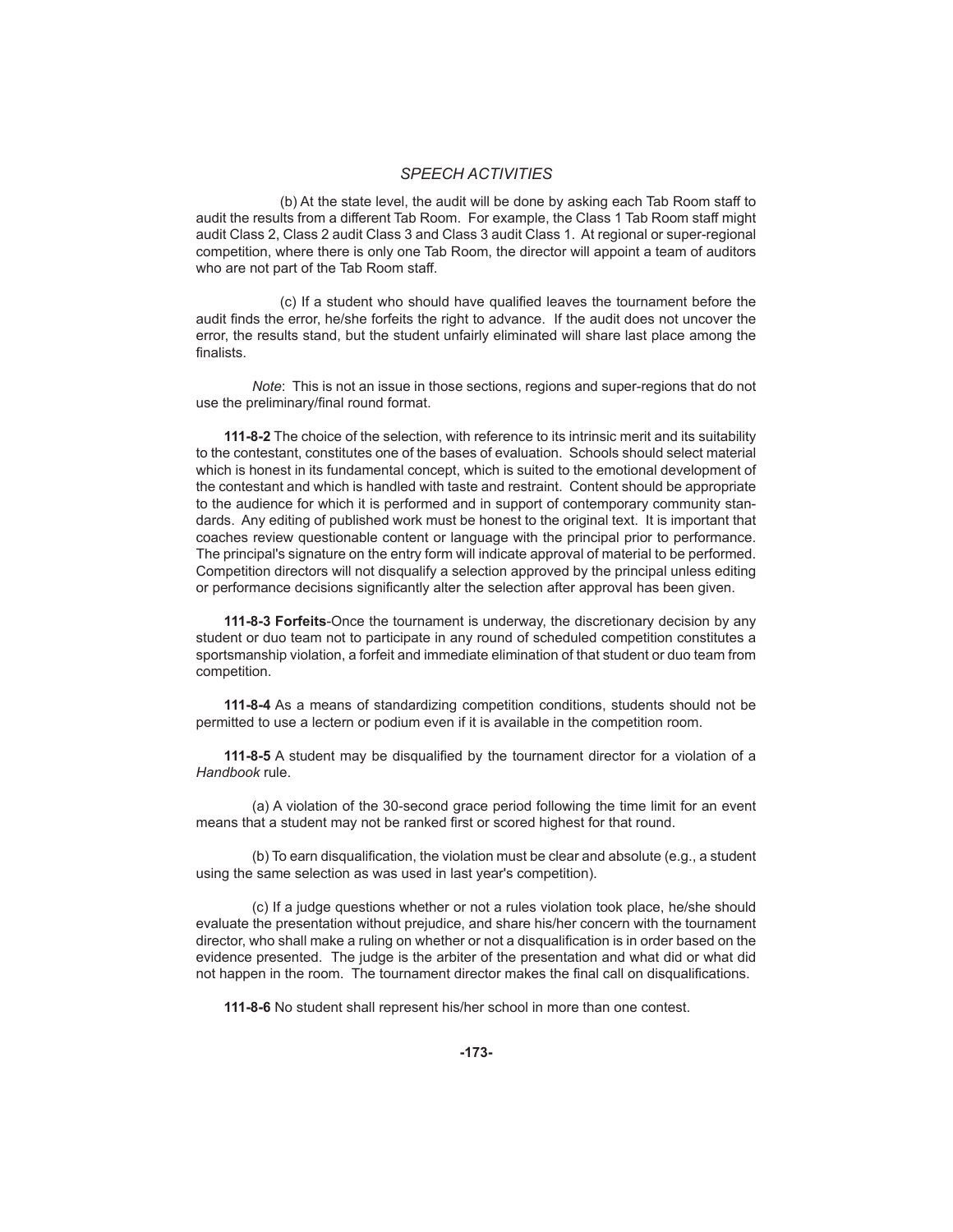(b) At the state level, the audit will be done by asking each Tab Room staff to audit the results from a different Tab Room. For example, the Class 1 Tab Room staff might audit Class 2, Class 2 audit Class 3 and Class 3 audit Class 1. At regional or super-regional competition, where there is only one Tab Room, the director will appoint a team of auditors who are not part of the Tab Room staff.

(c) If a student who should have qualified leaves the tournament before the audit finds the error, he/she forfeits the right to advance. If the audit does not uncover the error, the results stand, but the student unfairly eliminated will share last place among the finalists.

*Note*: This is not an issue in those sections, regions and super-regions that do not use the preliminary/final round format.

**111-8-2** The choice of the selection, with reference to its intrinsic merit and its suitability to the contestant, constitutes one of the bases of evaluation. Schools should select material which is honest in its fundamental concept, which is suited to the emotional development of the contestant and which is handled with taste and restraint. Content should be appropriate to the audience for which it is performed and in support of contemporary community standards. Any editing of published work must be honest to the original text. It is important that coaches review questionable content or language with the principal prior to performance. The principal's signature on the entry form will indicate approval of material to be performed. Competition directors will not disqualify a selection approved by the principal unless editing or performance decisions significantly alter the selection after approval has been given.

**111-8-3 Forfeits**-Once the tournament is underway, the discretionary decision by any student or duo team not to participate in any round of scheduled competition constitutes a sportsmanship violation, a forfeit and immediate elimination of that student or duo team from competition.

**111-8-4** As a means of standardizing competition conditions, students should not be permitted to use a lectern or podium even if it is available in the competition room.

**111-8-5** A student may be disqualified by the tournament director for a violation of a *Handbook* rule.

(a) A violation of the 30-second grace period following the time limit for an event means that a student may not be ranked first or scored highest for that round.

(b) To earn disqualification, the violation must be clear and absolute (e.g., a student using the same selection as was used in last year's competition).

(c) If a judge questions whether or not a rules violation took place, he/she should evaluate the presentation without prejudice, and share his/her concern with the tournament director, who shall make a ruling on whether or not a disqualification is in order based on the evidence presented. The judge is the arbiter of the presentation and what did or what did not happen in the room. The tournament director makes the final call on disqualifications.

**111-8-6** No student shall represent his/her school in more than one contest.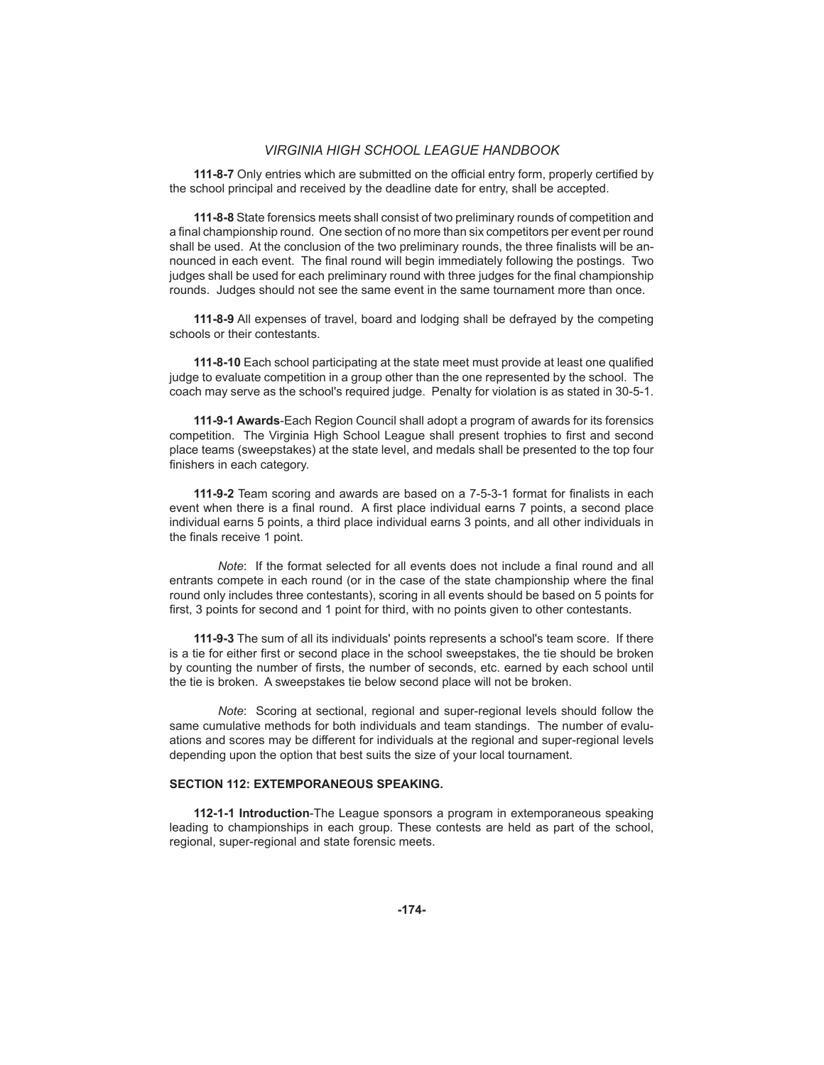**111-8-7** Only entries which are submitted on the official entry form, properly certified by the school principal and received by the deadline date for entry, shall be accepted.

**111-8-8** State forensics meets shall consist of two preliminary rounds of competition and a final championship round. One section of no more than six competitors per event per round shall be used. At the conclusion of the two preliminary rounds, the three finalists will be announced in each event. The final round will begin immediately following the postings. Two judges shall be used for each preliminary round with three judges for the final championship rounds. Judges should not see the same event in the same tournament more than once.

**111-8-9** All expenses of travel, board and lodging shall be defrayed by the competing schools or their contestants.

**111-8-10** Each school participating at the state meet must provide at least one qualified judge to evaluate competition in a group other than the one represented by the school. The coach may serve as the school's required judge. Penalty for violation is as stated in 30-5-1.

**111-9-1 Awards**-Each Region Council shall adopt a program of awards for its forensics competition. The Virginia High School League shall present trophies to first and second place teams (sweepstakes) at the state level, and medals shall be presented to the top four finishers in each category.

**111-9-2** Team scoring and awards are based on a 7-5-3-1 format for finalists in each event when there is a final round. A first place individual earns 7 points, a second place individual earns 5 points, a third place individual earns 3 points, and all other individuals in the finals receive 1 point.

*Note*: If the format selected for all events does not include a final round and all entrants compete in each round (or in the case of the state championship where the final round only includes three contestants), scoring in all events should be based on 5 points for first, 3 points for second and 1 point for third, with no points given to other contestants.

**111-9-3** The sum of all its individuals' points represents a school's team score. If there is a tie for either first or second place in the school sweepstakes, the tie should be broken by counting the number of firsts, the number of seconds, etc. earned by each school until the tie is broken. A sweepstakes tie below second place will not be broken.

*Note*: Scoring at sectional, regional and super-regional levels should follow the same cumulative methods for both individuals and team standings. The number of evaluations and scores may be different for individuals at the regional and super-regional levels depending upon the option that best suits the size of your local tournament.

## SECTION 112: EXTEMPORANEOUS SPEAKING.

**112-1-1 Introduction**-The League sponsors a program in extemporaneous speaking leading to championships in each group. These contests are held as part of the school, regional, super-regional and state forensic meets.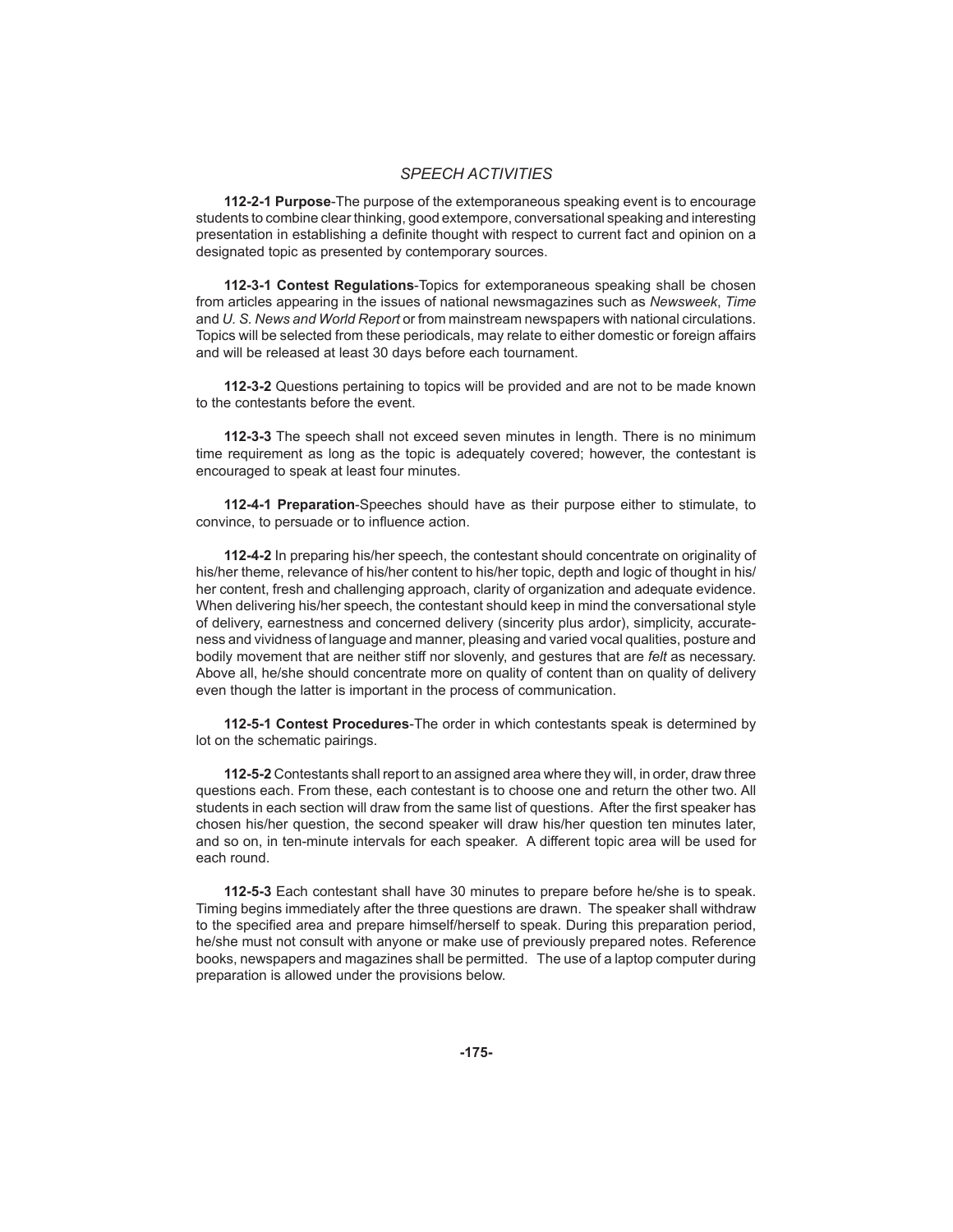*SPEECH ACTIVITIES*

**112-2-1 Purpose**-The purpose of the extemporaneous speaking event is to encourage students to combine clear thinking, good extempore, conversational speaking and interesting presentation in establishing a definite thought with respect to current fact and opinion on a designated topic as presented by contemporary sources.

**112-3-1 Contest Regulations**-Topics for extemporaneous speaking shall be chosen from articles appearing in the issues of national newsmagazines such as *Newsweek*, *Time* and *U. S. News and World Report* or from mainstream newspapers with national circulations. Topics will be selected from these periodicals, may relate to either domestic or foreign affairs and will be released at least 30 days before each tournament.

**112-3-2** Questions pertaining to topics will be provided and are not to be made known to the contestants before the event.

**112-3-3** The speech shall not exceed seven minutes in length. There is no minimum time requirement as long as the topic is adequately covered; however, the contestant is encouraged to speak at least four minutes.

**112-4-1 Preparation**-Speeches should have as their purpose either to stimulate, to convince, to persuade or to influence action.

**112-4-2** In preparing his/her speech, the contestant should concentrate on originality of his/her theme, relevance of his/her content to his/her topic, depth and logic of thought in his/her content, fresh and challenging approach, clarity of organization and adequate evidence. When delivering his/her speech, the contestant should keep in mind the conversational style of delivery, earnestness and concerned delivery (sincerity plus ardor), simplicity, accurateness and vividness of language and manner, pleasing and varied vocal qualities, posture and bodily movement that are neither stiff nor slovenly, and gestures that are *felt* as necessary. Above all, he/she should concentrate more on quality of content than on quality of delivery even though the latter is important in the process of communication.

**112-5-1 Contest Procedures**-The order in which contestants speak is determined by lot on the schematic pairings.

**112-5-2** Contestants shall report to an assigned area where they will, in order, draw three questions each. From these, each contestant is to choose one and return the other two. All students in each section will draw from the same list of questions. After the first speaker has chosen his/her question, the second speaker will draw his/her question ten minutes later, and so on, in ten-minute intervals for each speaker. A different topic area will be used for each round.

**112-5-3** Each contestant shall have 30 minutes to prepare before he/she is to speak. Timing begins immediately after the three questions are drawn. The speaker shall withdraw to the specified area and prepare himself/herself to speak. During this preparation period, he/she must not consult with anyone or make use of previously prepared notes. Reference books, newspapers and magazines shall be permitted. The use of a laptop computer during preparation is allowed under the provisions below.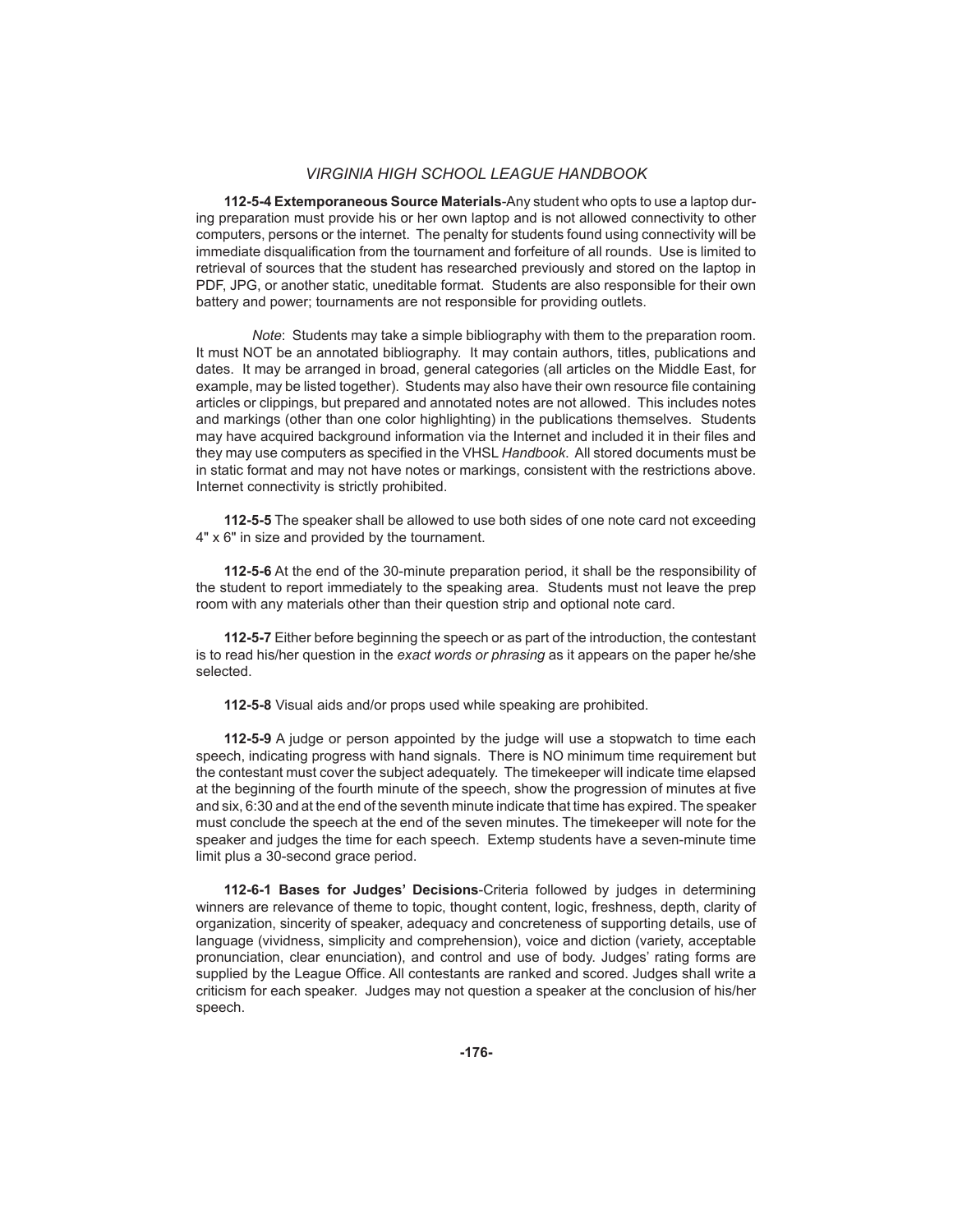**112-5-4 Extemporaneous Source Materials**-Any student who opts to use a laptop during preparation must provide his or her own laptop and is not allowed connectivity to other computers, persons or the internet. The penalty for students found using connectivity will be immediate disqualification from the tournament and forfeiture of all rounds. Use is limited to retrieval of sources that the student has researched previously and stored on the laptop in PDF, JPG, or another static, uneditable format. Students are also responsible for their own battery and power; tournaments are not responsible for providing outlets.

*Note*: Students may take a simple bibliography with them to the preparation room. It must NOT be an annotated bibliography. It may contain authors, titles, publications and dates. It may be arranged in broad, general categories (all articles on the Middle East, for example, may be listed together). Students may also have their own resource file containing articles or clippings, but prepared and annotated notes are not allowed. This includes notes and markings (other than one color highlighting) in the publications themselves. Students may have acquired background information via the Internet and included it in their files and they may use computers as specified in the VHSL *Handbook*. All stored documents must be in static format and may not have notes or markings, consistent with the restrictions above. Internet connectivity is strictly prohibited.

**112-5-5** The speaker shall be allowed to use both sides of one note card not exceeding 4" x 6" in size and provided by the tournament.

**112-5-6** At the end of the 30-minute preparation period, it shall be the responsibility of the student to report immediately to the speaking area. Students must not leave the prep room with any materials other than their question strip and optional note card.

**112-5-7** Either before beginning the speech or as part of the introduction, the contestant is to read his/her question in the *exact words or phrasing* as it appears on the paper he/she selected.

**112-5-8** Visual aids and/or props used while speaking are prohibited.

**112-5-9** A judge or person appointed by the judge will use a stopwatch to time each speech, indicating progress with hand signals. There is NO minimum time requirement but the contestant must cover the subject adequately. The timekeeper will indicate time elapsed at the beginning of the fourth minute of the speech, show the progression of minutes at five and six, 6:30 and at the end of the seventh minute indicate that time has expired. The speaker must conclude the speech at the end of the seven minutes. The timekeeper will note for the speaker and judges the time for each speech. Extemp students have a seven-minute time limit plus a 30-second grace period.

**112-6-1 Bases for Judges' Decisions**-Criteria followed by judges in determining winners are relevance of theme to topic, thought content, logic, freshness, depth, clarity of organization, sincerity of speaker, adequacy and concreteness of supporting details, use of language (vividness, simplicity and comprehension), voice and diction (variety, acceptable pronunciation, clear enunciation), and control and use of body. Judges' rating forms are supplied by the League Office. All contestants are ranked and scored. Judges shall write a criticism for each speaker. Judges may not question a speaker at the conclusion of his/her speech.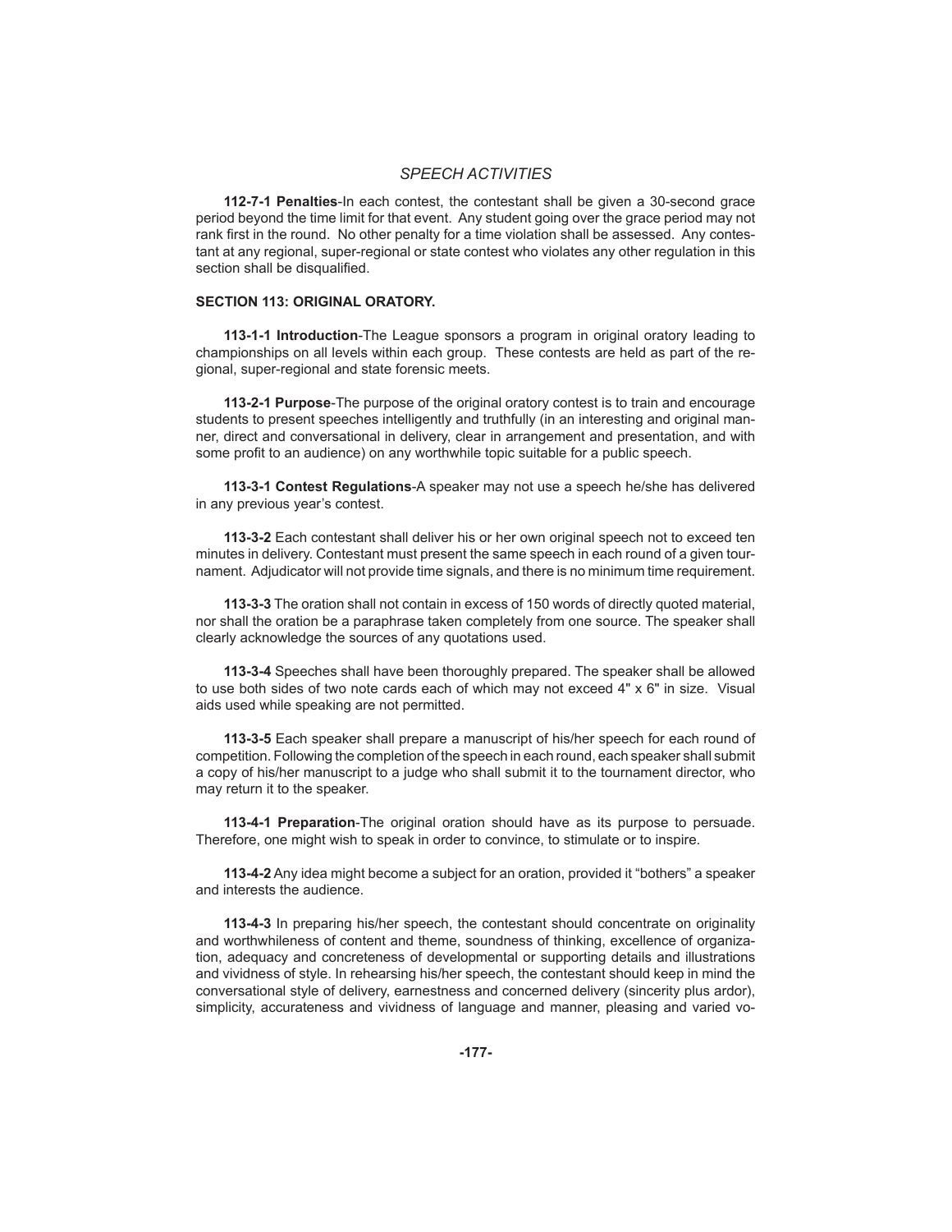**112-7-1 Penalties**-In each contest, the contestant shall be given a 30-second grace period beyond the time limit for that event. Any student going over the grace period may not rank first in the round. No other penalty for a time violation shall be assessed. Any contestant at any regional, super-regional or state contest who violates any other regulation in this section shall be disqualified.

## SECTION 113: ORIGINAL ORATORY.

**113-1-1 Introduction**-The League sponsors a program in original oratory leading to championships on all levels within each group. These contests are held as part of the regional, super-regional and state forensic meets.

**113-2-1 Purpose**-The purpose of the original oratory contest is to train and encourage students to present speeches intelligently and truthfully (in an interesting and original manner, direct and conversational in delivery, clear in arrangement and presentation, and with some profit to an audience) on any worthwhile topic suitable for a public speech.

**113-3-1 Contest Regulations**-A speaker may not use a speech he/she has delivered in any previous year's contest.

**113-3-2** Each contestant shall deliver his or her own original speech not to exceed ten minutes in delivery. Contestant must present the same speech in each round of a given tournament. Adjudicator will not provide time signals, and there is no minimum time requirement.

**113-3-3** The oration shall not contain in excess of 150 words of directly quoted material, nor shall the oration be a paraphrase taken completely from one source. The speaker shall clearly acknowledge the sources of any quotations used.

**113-3-4** Speeches shall have been thoroughly prepared. The speaker shall be allowed to use both sides of two note cards each of which may not exceed 4" x 6" in size. Visual aids used while speaking are not permitted.

**113-3-5** Each speaker shall prepare a manuscript of his/her speech for each round of competition. Following the completion of the speech in each round, each speaker shall submit a copy of his/her manuscript to a judge who shall submit it to the tournament director, who may return it to the speaker.

**113-4-1 Preparation**-The original oration should have as its purpose to persuade. Therefore, one might wish to speak in order to convince, to stimulate or to inspire.

**113-4-2** Any idea might become a subject for an oration, provided it "bothers" a speaker and interests the audience.

**113-4-3** In preparing his/her speech, the contestant should concentrate on originality and worthwhileness of content and theme, soundness of thinking, excellence of organization, adequacy and concreteness of developmental or supporting details and illustrations and vividness of style. In rehearsing his/her speech, the contestant should keep in mind the conversational style of delivery, earnestness and concerned delivery (sincerity plus ardor), simplicity, accurateness and vividness of language and manner, pleasing and varied vo-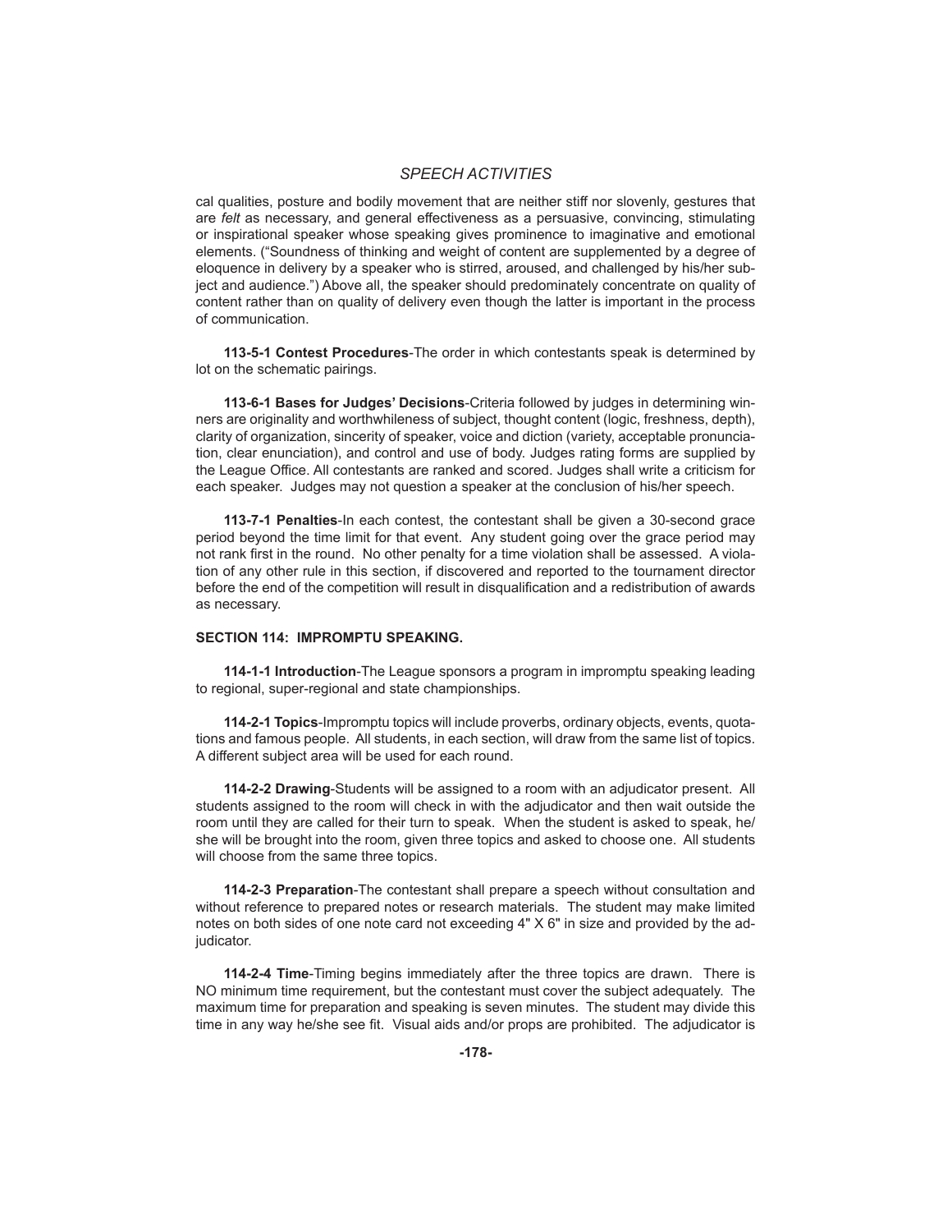cal qualities, posture and bodily movement that are neither stiff nor slovenly, gestures that are *felt* as necessary, and general effectiveness as a persuasive, convincing, stimulating or inspirational speaker whose speaking gives prominence to imaginative and emotional elements. ("Soundness of thinking and weight of content are supplemented by a degree of eloquence in delivery by a speaker who is stirred, aroused, and challenged by his/her subject and audience.") Above all, the speaker should predominately concentrate on quality of content rather than on quality of delivery even though the latter is important in the process of communication.

**113-5-1 Contest Procedures**-The order in which contestants speak is determined by lot on the schematic pairings.

**113-6-1 Bases for Judges' Decisions**-Criteria followed by judges in determining winners are originality and worthwhileness of subject, thought content (logic, freshness, depth), clarity of organization, sincerity of speaker, voice and diction (variety, acceptable pronunciation, clear enunciation), and control and use of body. Judges rating forms are supplied by the League Office. All contestants are ranked and scored. Judges shall write a criticism for each speaker. Judges may not question a speaker at the conclusion of his/her speech.

**113-7-1 Penalties**-In each contest, the contestant shall be given a 30-second grace period beyond the time limit for that event. Any student going over the grace period may not rank first in the round. No other penalty for a time violation shall be assessed. A violation of any other rule in this section, if discovered and reported to the tournament director before the end of the competition will result in disqualification and a redistribution of awards as necessary.

**SECTION 114: IMPROMPTU SPEAKING.**

**114-1-1 Introduction**-The League sponsors a program in impromptu speaking leading to regional, super-regional and state championships.

**114-2-1 Topics**-Impromptu topics will include proverbs, ordinary objects, events, quotations and famous people. All students, in each section, will draw from the same list of topics. A different subject area will be used for each round.

**114-2-2 Drawing**-Students will be assigned to a room with an adjudicator present. All students assigned to the room will check in with the adjudicator and then wait outside the room until they are called for their turn to speak. When the student is asked to speak, he/she will be brought into the room, given three topics and asked to choose one. All students will choose from the same three topics.

**114-2-3 Preparation**-The contestant shall prepare a speech without consultation and without reference to prepared notes or research materials. The student may make limited notes on both sides of one note card not exceeding 4" X 6" in size and provided by the adjudicator.

**114-2-4 Time**-Timing begins immediately after the three topics are drawn. There is NO minimum time requirement, but the contestant must cover the subject adequately. The maximum time for preparation and speaking is seven minutes. The student may divide this time in any way he/she see fit. Visual aids and/or props are prohibited. The adjudicator is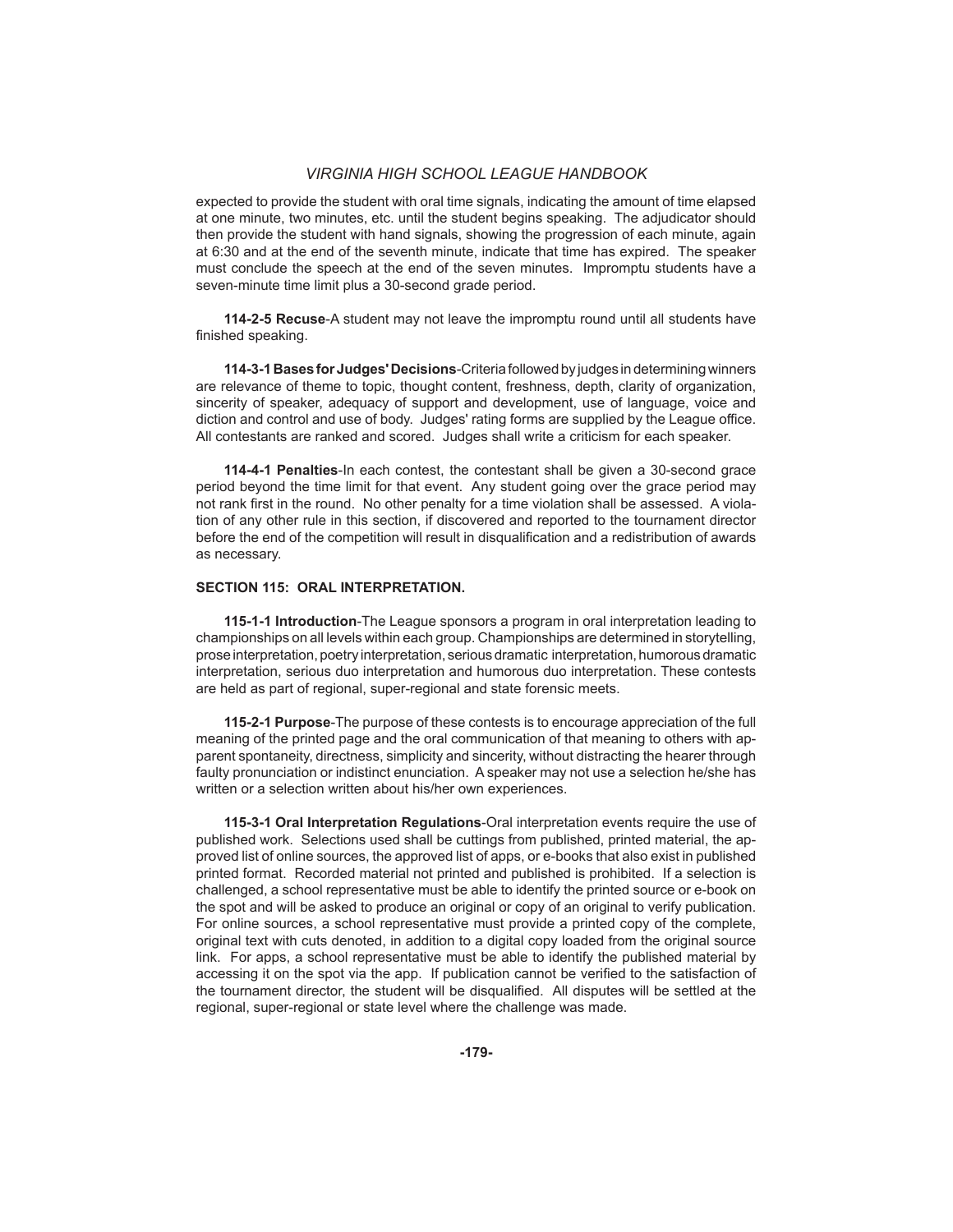expected to provide the student with oral time signals, indicating the amount of time elapsed at one minute, two minutes, etc. until the student begins speaking. The adjudicator should then provide the student with hand signals, showing the progression of each minute, again at 6:30 and at the end of the seventh minute, indicate that time has expired. The speaker must conclude the speech at the end of the seven minutes. Impromptu students have a seven-minute time limit plus a 30-second grade period.

**114-2-5 Recuse**-A student may not leave the impromptu round until all students have finished speaking.

**114-3-1 Bases for Judges' Decisions**-Criteria followed by judges in determining winners are relevance of theme to topic, thought content, freshness, depth, clarity of organization, sincerity of speaker, adequacy of support and development, use of language, voice and diction and control and use of body. Judges' rating forms are supplied by the League office. All contestants are ranked and scored. Judges shall write a criticism for each speaker.

**114-4-1 Penalties**-In each contest, the contestant shall be given a 30-second grace period beyond the time limit for that event. Any student going over the grace period may not rank first in the round. No other penalty for a time violation shall be assessed. A violation of any other rule in this section, if discovered and reported to the tournament director before the end of the competition will result in disqualification and a redistribution of awards as necessary.

## SECTION 115: ORAL INTERPRETATION.

**115-1-1 Introduction**-The League sponsors a program in oral interpretation leading to championships on all levels within each group. Championships are determined in storytelling, prose interpretation, poetry interpretation, serious dramatic interpretation, humorous dramatic interpretation, serious duo interpretation and humorous duo interpretation. These contests are held as part of regional, super-regional and state forensic meets.

**115-2-1 Purpose**-The purpose of these contests is to encourage appreciation of the full meaning of the printed page and the oral communication of that meaning to others with apparent spontaneity, directness, simplicity and sincerity, without distracting the hearer through faulty pronunciation or indistinct enunciation. A speaker may not use a selection he/she has written or a selection written about his/her own experiences.

**115-3-1 Oral Interpretation Regulations**-Oral interpretation events require the use of published work. Selections used shall be cuttings from published, printed material, the approved list of online sources, the approved list of apps, or e-books that also exist in published printed format. Recorded material not printed and published is prohibited. If a selection is challenged, a school representative must be able to identify the printed source or e-book on the spot and will be asked to produce an original or copy of an original to verify publication. For online sources, a school representative must provide a printed copy of the complete, original text with cuts denoted, in addition to a digital copy loaded from the original source link. For apps, a school representative must be able to identify the published material by accessing it on the spot via the app. If publication cannot be verified to the satisfaction of the tournament director, the student will be disqualified. All disputes will be settled at the regional, super-regional or state level where the challenge was made.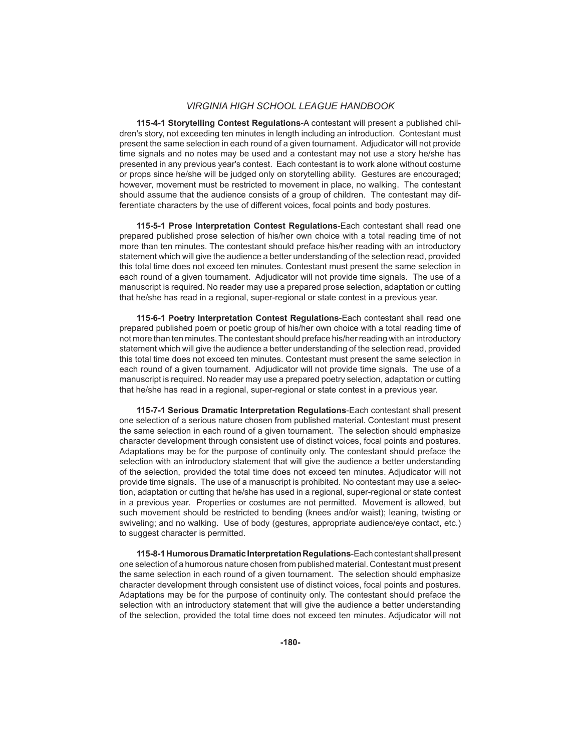**115-4-1 Storytelling Contest Regulations**-A contestant will present a published children's story, not exceeding ten minutes in length including an introduction. Contestant must present the same selection in each round of a given tournament. Adjudicator will not provide time signals and no notes may be used and a contestant may not use a story he/she has presented in any previous year's contest. Each contestant is to work alone without costume or props since he/she will be judged only on storytelling ability. Gestures are encouraged; however, movement must be restricted to movement in place, no walking. The contestant should assume that the audience consists of a group of children. The contestant may differentiate characters by the use of different voices, focal points and body postures.

**115-5-1 Prose Interpretation Contest Regulations**-Each contestant shall read one prepared published prose selection of his/her own choice with a total reading time of not more than ten minutes. The contestant should preface his/her reading with an introductory statement which will give the audience a better understanding of the selection read, provided this total time does not exceed ten minutes. Contestant must present the same selection in each round of a given tournament. Adjudicator will not provide time signals. The use of a manuscript is required. No reader may use a prepared prose selection, adaptation or cutting that he/she has read in a regional, super-regional or state contest in a previous year.

**115-6-1 Poetry Interpretation Contest Regulations**-Each contestant shall read one prepared published poem or poetic group of his/her own choice with a total reading time of not more than ten minutes. The contestant should preface his/her reading with an introductory statement which will give the audience a better understanding of the selection read, provided this total time does not exceed ten minutes. Contestant must present the same selection in each round of a given tournament. Adjudicator will not provide time signals. The use of a manuscript is required. No reader may use a prepared poetry selection, adaptation or cutting that he/she has read in a regional, super-regional or state contest in a previous year.

**115-7-1 Serious Dramatic Interpretation Regulations**-Each contestant shall present one selection of a serious nature chosen from published material. Contestant must present the same selection in each round of a given tournament. The selection should emphasize character development through consistent use of distinct voices, focal points and postures. Adaptations may be for the purpose of continuity only. The contestant should preface the selection with an introductory statement that will give the audience a better understanding of the selection, provided the total time does not exceed ten minutes. Adjudicator will not provide time signals. The use of a manuscript is prohibited. No contestant may use a selection, adaptation or cutting that he/she has used in a regional, super-regional or state contest in a previous year. Properties or costumes are not permitted. Movement is allowed, but such movement should be restricted to bending (knees and/or waist); leaning, twisting or swiveling; and no walking. Use of body (gestures, appropriate audience/eye contact, etc.) to suggest character is permitted.

**115-8-1 Humorous Dramatic Interpretation Regulations**-Each contestant shall present one selection of a humorous nature chosen from published material. Contestant must present the same selection in each round of a given tournament. The selection should emphasize character development through consistent use of distinct voices, focal points and postures. Adaptations may be for the purpose of continuity only. The contestant should preface the selection with an introductory statement that will give the audience a better understanding of the selection, provided the total time does not exceed ten minutes. Adjudicator will not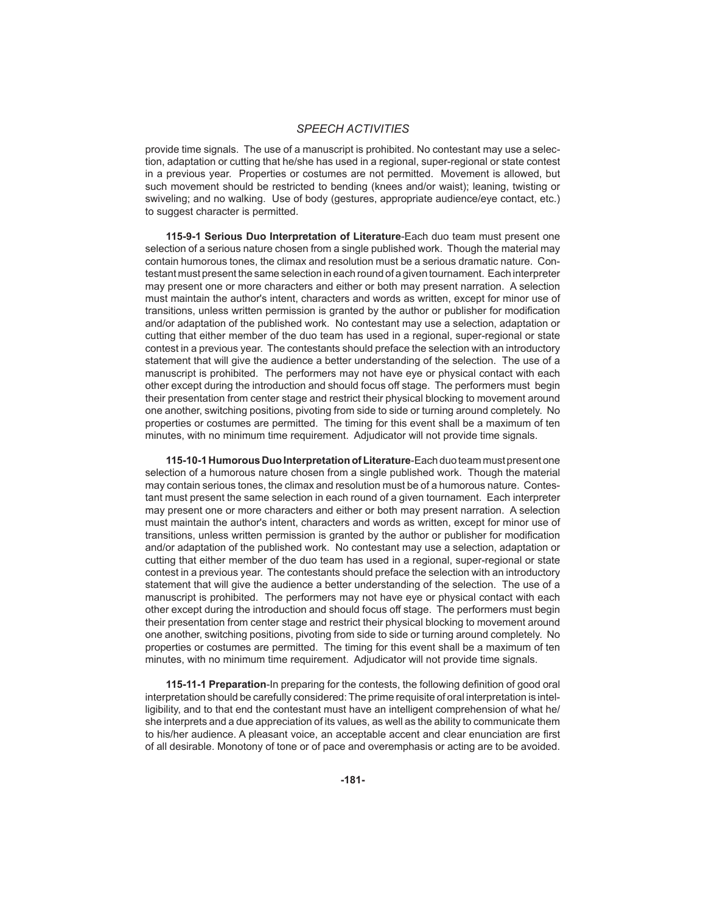provide time signals. The use of a manuscript is prohibited. No contestant may use a selection, adaptation or cutting that he/she has used in a regional, super-regional or state contest in a previous year. Properties or costumes are not permitted. Movement is allowed, but such movement should be restricted to bending (knees and/or waist); leaning, twisting or swiveling; and no walking. Use of body (gestures, appropriate audience/eye contact, etc.) to suggest character is permitted.

**115-9-1 Serious Duo Interpretation of Literature**-Each duo team must present one selection of a serious nature chosen from a single published work. Though the material may contain humorous tones, the climax and resolution must be a serious dramatic nature. Contestant must present the same selection in each round of a given tournament. Each interpreter may present one or more characters and either or both may present narration. A selection must maintain the author's intent, characters and words as written, except for minor use of transitions, unless written permission is granted by the author or publisher for modification and/or adaptation of the published work. No contestant may use a selection, adaptation or cutting that either member of the duo team has used in a regional, super-regional or state contest in a previous year. The contestants should preface the selection with an introductory statement that will give the audience a better understanding of the selection. The use of a manuscript is prohibited. The performers may not have eye or physical contact with each other except during the introduction and should focus off stage. The performers must begin their presentation from center stage and restrict their physical blocking to movement around one another, switching positions, pivoting from side to side or turning around completely. No properties or costumes are permitted. The timing for this event shall be a maximum of ten minutes, with no minimum time requirement. Adjudicator will not provide time signals.

**115-10-1 Humorous Duo Interpretation of Literature**-Each duo team must present one selection of a humorous nature chosen from a single published work. Though the material may contain serious tones, the climax and resolution must be of a humorous nature. Contestant must present the same selection in each round of a given tournament. Each interpreter may present one or more characters and either or both may present narration. A selection must maintain the author's intent, characters and words as written, except for minor use of transitions, unless written permission is granted by the author or publisher for modification and/or adaptation of the published work. No contestant may use a selection, adaptation or cutting that either member of the duo team has used in a regional, super-regional or state contest in a previous year. The contestants should preface the selection with an introductory statement that will give the audience a better understanding of the selection. The use of a manuscript is prohibited. The performers may not have eye or physical contact with each other except during the introduction and should focus off stage. The performers must begin their presentation from center stage and restrict their physical blocking to movement around one another, switching positions, pivoting from side to side or turning around completely. No properties or costumes are permitted. The timing for this event shall be a maximum of ten minutes, with no minimum time requirement. Adjudicator will not provide time signals.

**115-11-1 Preparation**-In preparing for the contests, the following definition of good oral interpretation should be carefully considered: The prime requisite of oral interpretation is intelligibility, and to that end the contestant must have an intelligent comprehension of what he/she interprets and a due appreciation of its values, as well as the ability to communicate them to his/her audience. A pleasant voice, an acceptable accent and clear enunciation are first of all desirable. Monotony of tone or of pace and overemphasis or acting are to be avoided.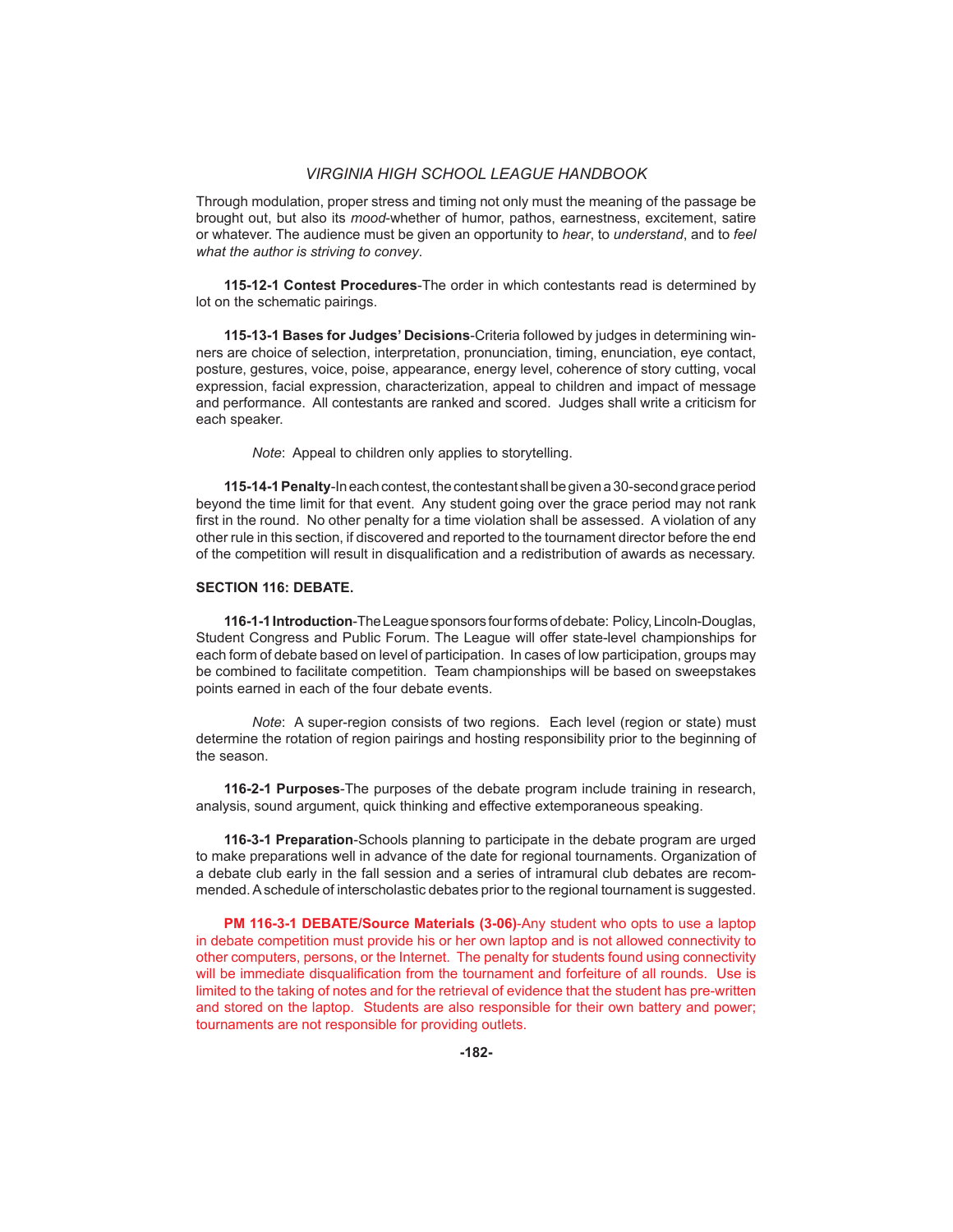Through modulation, proper stress and timing not only must the meaning of the passage be brought out, but also its *mood*-whether of humor, pathos, earnestness, excitement, satire or whatever. The audience must be given an opportunity to *hear*, to *understand*, and to *feel what the author is striving to convey*.

**115-12-1 Contest Procedures**-The order in which contestants read is determined by lot on the schematic pairings.

**115-13-1 Bases for Judges' Decisions**-Criteria followed by judges in determining winners are choice of selection, interpretation, pronunciation, timing, enunciation, eye contact, posture, gestures, voice, poise, appearance, energy level, coherence of story cutting, vocal expression, facial expression, characterization, appeal to children and impact of message and performance. All contestants are ranked and scored. Judges shall write a criticism for each speaker.

*Note*: Appeal to children only applies to storytelling.

**115-14-1 Penalty**-In each contest, the contestant shall be given a 30-second grace period beyond the time limit for that event. Any student going over the grace period may not rank first in the round. No other penalty for a time violation shall be assessed. A violation of any other rule in this section, if discovered and reported to the tournament director before the end of the competition will result in disqualification and a redistribution of awards as necessary.

## SECTION 116: DEBATE.

**116-1-1 Introduction**-The League sponsors four forms of debate: Policy, Lincoln-Douglas, Student Congress and Public Forum. The League will offer state-level championships for each form of debate based on level of participation. In cases of low participation, groups may be combined to facilitate competition. Team championships will be based on sweepstakes points earned in each of the four debate events.

*Note*: A super-region consists of two regions. Each level (region or state) must determine the rotation of region pairings and hosting responsibility prior to the beginning of the season.

**116-2-1 Purposes**-The purposes of the debate program include training in research, analysis, sound argument, quick thinking and effective extemporaneous speaking.

**116-3-1 Preparation**-Schools planning to participate in the debate program are urged to make preparations well in advance of the date for regional tournaments. Organization of a debate club early in the fall session and a series of intramural club debates are recommended. A schedule of interscholastic debates prior to the regional tournament is suggested.

**PM 116-3-1 DEBATE/Source Materials (3-06)**-Any student who opts to use a laptop in debate competition must provide his or her own laptop and is not allowed connectivity to other computers, persons, or the Internet. The penalty for students found using connectivity will be immediate disqualification from the tournament and forfeiture of all rounds. Use is limited to the taking of notes and for the retrieval of evidence that the student has pre-written and stored on the laptop. Students are also responsible for their own battery and power; tournaments are not responsible for providing outlets.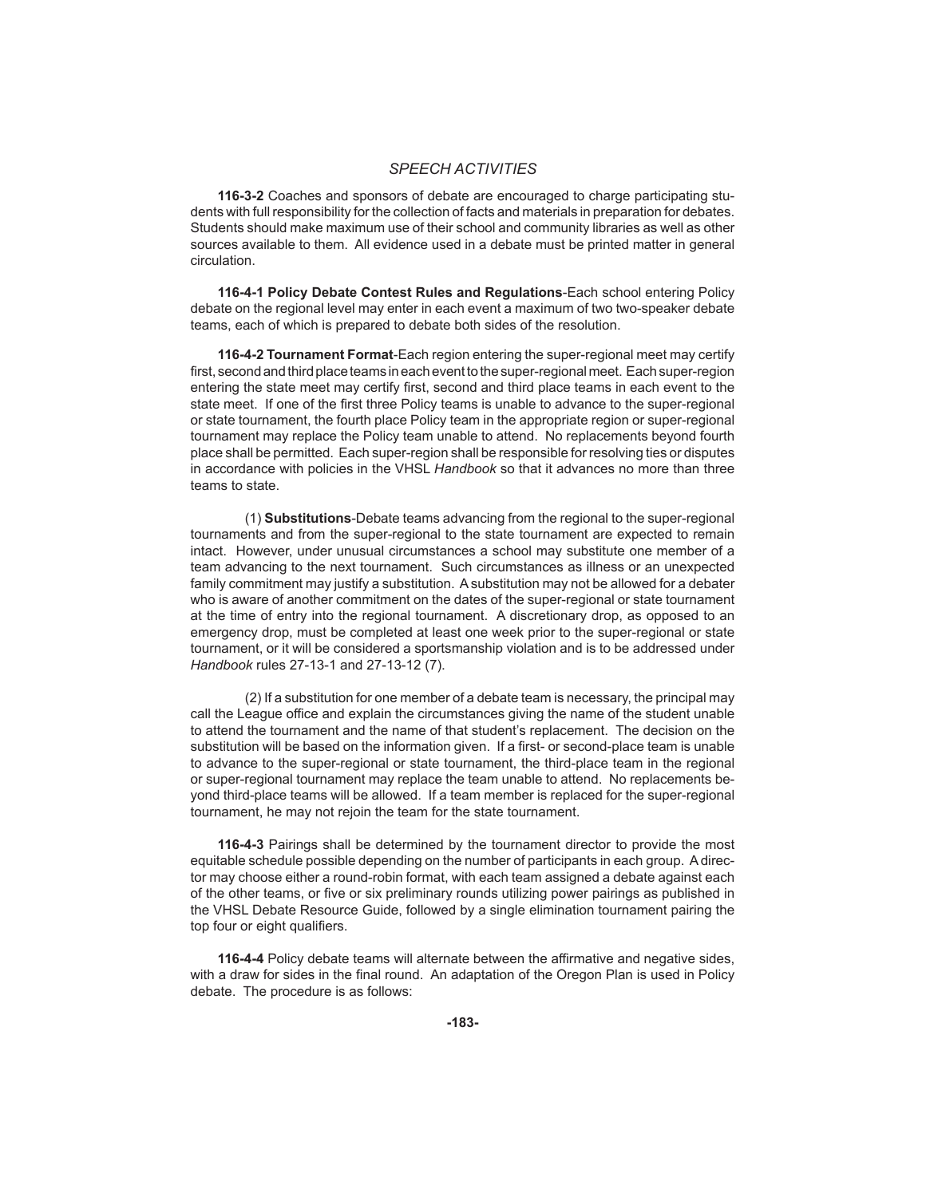**116-3-2** Coaches and sponsors of debate are encouraged to charge participating students with full responsibility for the collection of facts and materials in preparation for debates. Students should make maximum use of their school and community libraries as well as other sources available to them. All evidence used in a debate must be printed matter in general circulation.

**116-4-1 Policy Debate Contest Rules and Regulations**-Each school entering Policy debate on the regional level may enter in each event a maximum of two two-speaker debate teams, each of which is prepared to debate both sides of the resolution.

**116-4-2 Tournament Format**-Each region entering the super-regional meet may certify first, second and third place teams in each event to the super-regional meet. Each super-region entering the state meet may certify first, second and third place teams in each event to the state meet. If one of the first three Policy teams is unable to advance to the super-regional or state tournament, the fourth place Policy team in the appropriate region or super-regional tournament may replace the Policy team unable to attend. No replacements beyond fourth place shall be permitted. Each super-region shall be responsible for resolving ties or disputes in accordance with policies in the VHSL *Handbook* so that it advances no more than three teams to state.

(1) **Substitutions**-Debate teams advancing from the regional to the super-regional tournaments and from the super-regional to the state tournament are expected to remain intact. However, under unusual circumstances a school may substitute one member of a team advancing to the next tournament. Such circumstances as illness or an unexpected family commitment may justify a substitution. A substitution may not be allowed for a debater who is aware of another commitment on the dates of the super-regional or state tournament at the time of entry into the regional tournament. A discretionary drop, as opposed to an emergency drop, must be completed at least one week prior to the super-regional or state tournament, or it will be considered a sportsmanship violation and is to be addressed under *Handbook* rules 27-13-1 and 27-13-12 (7).

(2) If a substitution for one member of a debate team is necessary, the principal may call the League office and explain the circumstances giving the name of the student unable to attend the tournament and the name of that student's replacement. The decision on the substitution will be based on the information given. If a first- or second-place team is unable to advance to the super-regional or state tournament, the third-place team in the regional or super-regional tournament may replace the team unable to attend. No replacements beyond third-place teams will be allowed. If a team member is replaced for the super-regional tournament, he may not rejoin the team for the state tournament.

**116-4-3** Pairings shall be determined by the tournament director to provide the most equitable schedule possible depending on the number of participants in each group. A director may choose either a round-robin format, with each team assigned a debate against each of the other teams, or five or six preliminary rounds utilizing power pairings as published in the VHSL Debate Resource Guide, followed by a single elimination tournament pairing the top four or eight qualifiers.

**116-4-4** Policy debate teams will alternate between the affirmative and negative sides, with a draw for sides in the final round. An adaptation of the Oregon Plan is used in Policy debate. The procedure is as follows: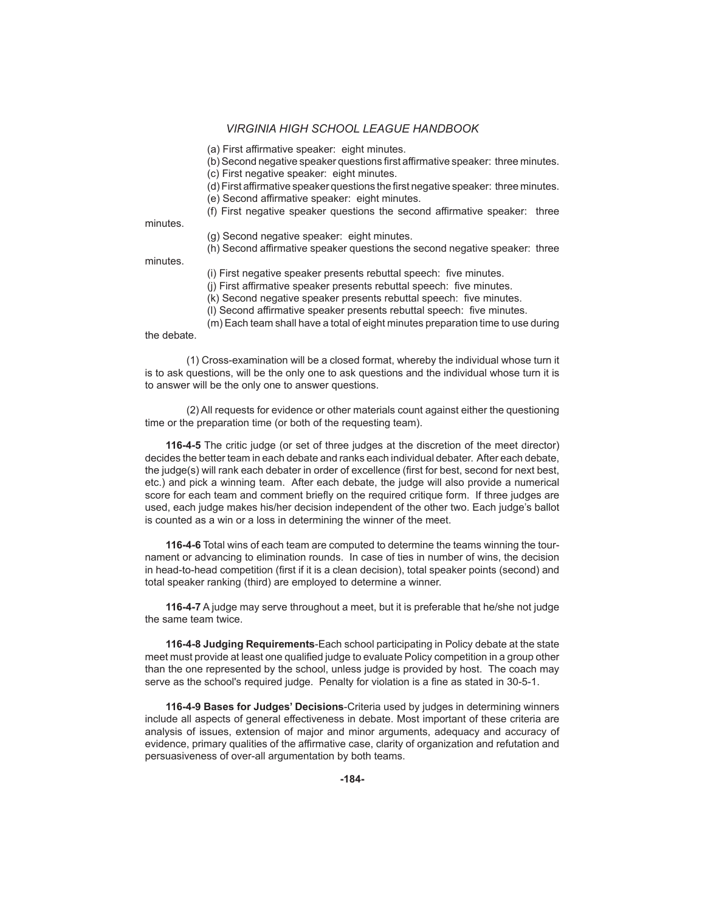(a) First affirmative speaker: eight minutes.

(b) Second negative speaker questions first affirmative speaker: three minutes.

(c) First negative speaker: eight minutes.

(d) First affirmative speaker questions the first negative speaker: three minutes.

(e) Second affirmative speaker: eight minutes.

(f) First negative speaker questions the second affirmative speaker: three minutes.

(g) Second negative speaker: eight minutes.

(h) Second affirmative speaker questions the second negative speaker: three minutes.

(i) First negative speaker presents rebuttal speech: five minutes.

(j) First affirmative speaker presents rebuttal speech: five minutes.

(k) Second negative speaker presents rebuttal speech: five minutes.

(l) Second affirmative speaker presents rebuttal speech: five minutes.

(m) Each team shall have a total of eight minutes preparation time to use during the debate.

(1) Cross-examination will be a closed format, whereby the individual whose turn it is to ask questions, will be the only one to ask questions and the individual whose turn it is to answer will be the only one to answer questions.

(2) All requests for evidence or other materials count against either the questioning time or the preparation time (or both of the requesting team).

**116-4-5** The critic judge (or set of three judges at the discretion of the meet director) decides the better team in each debate and ranks each individual debater. After each debate, the judge(s) will rank each debater in order of excellence (first for best, second for next best, etc.) and pick a winning team. After each debate, the judge will also provide a numerical score for each team and comment briefly on the required critique form. If three judges are used, each judge makes his/her decision independent of the other two. Each judge's ballot is counted as a win or a loss in determining the winner of the meet.

**116-4-6** Total wins of each team are computed to determine the teams winning the tournament or advancing to elimination rounds. In case of ties in number of wins, the decision in head-to-head competition (first if it is a clean decision), total speaker points (second) and total speaker ranking (third) are employed to determine a winner.

**116-4-7** A judge may serve throughout a meet, but it is preferable that he/she not judge the same team twice.

**116-4-8 Judging Requirements**-Each school participating in Policy debate at the state meet must provide at least one qualified judge to evaluate Policy competition in a group other than the one represented by the school, unless judge is provided by host. The coach may serve as the school's required judge. Penalty for violation is a fine as stated in 30-5-1.

**116-4-9 Bases for Judges' Decisions**-Criteria used by judges in determining winners include all aspects of general effectiveness in debate. Most important of these criteria are analysis of issues, extension of major and minor arguments, adequacy and accuracy of evidence, primary qualities of the affirmative case, clarity of organization and refutation and persuasiveness of over-all argumentation by both teams.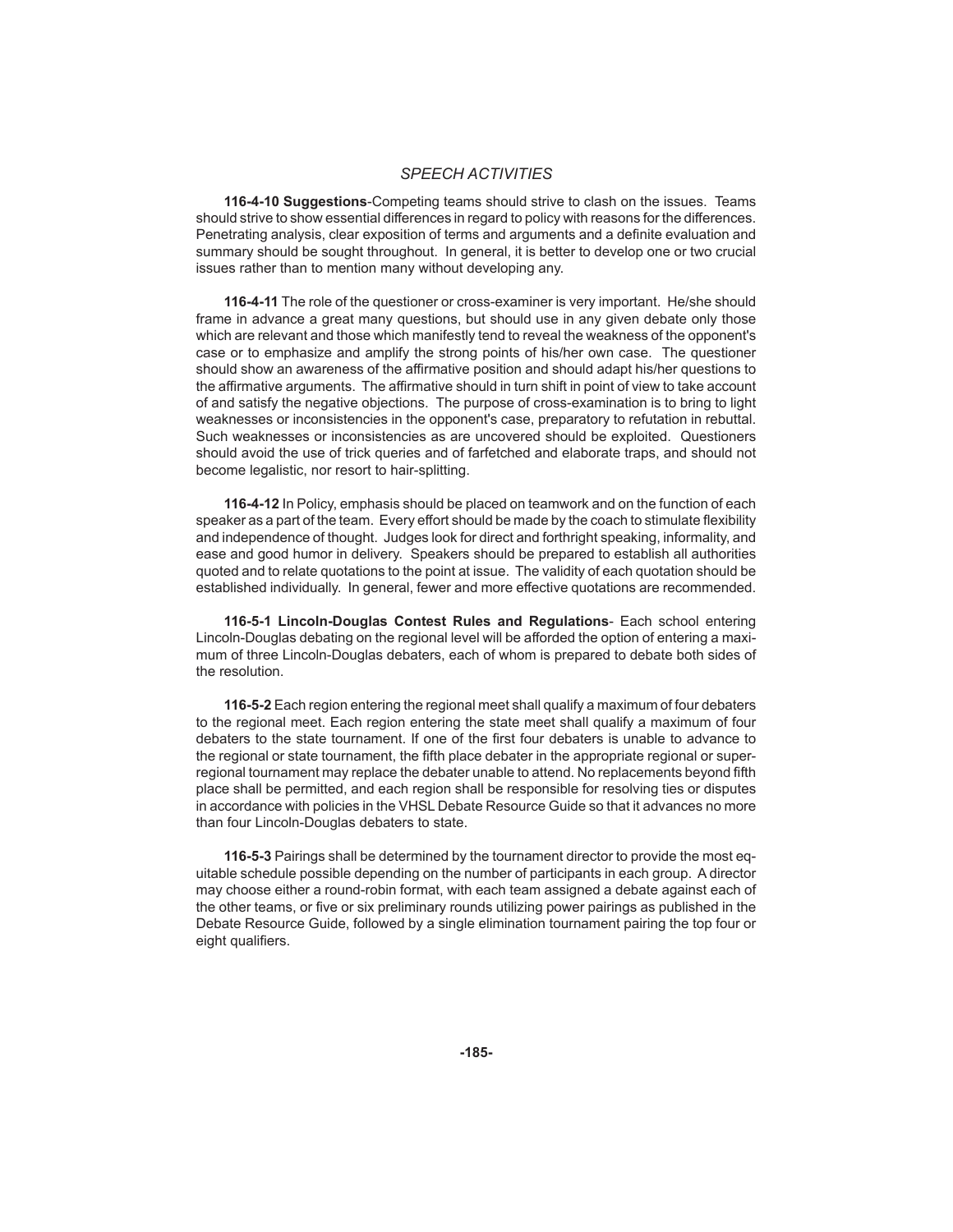**116-4-10 Suggestions**-Competing teams should strive to clash on the issues. Teams should strive to show essential differences in regard to policy with reasons for the differences. Penetrating analysis, clear exposition of terms and arguments and a definite evaluation and summary should be sought throughout. In general, it is better to develop one or two crucial issues rather than to mention many without developing any.

**116-4-11** The role of the questioner or cross-examiner is very important. He/she should frame in advance a great many questions, but should use in any given debate only those which are relevant and those which manifestly tend to reveal the weakness of the opponent's case or to emphasize and amplify the strong points of his/her own case. The questioner should show an awareness of the affirmative position and should adapt his/her questions to the affirmative arguments. The affirmative should in turn shift in point of view to take account of and satisfy the negative objections. The purpose of cross-examination is to bring to light weaknesses or inconsistencies in the opponent's case, preparatory to refutation in rebuttal. Such weaknesses or inconsistencies as are uncovered should be exploited. Questioners should avoid the use of trick queries and of farfetched and elaborate traps, and should not become legalistic, nor resort to hair-splitting.

**116-4-12** In Policy, emphasis should be placed on teamwork and on the function of each speaker as a part of the team. Every effort should be made by the coach to stimulate flexibility and independence of thought. Judges look for direct and forthright speaking, informality, and ease and good humor in delivery. Speakers should be prepared to establish all authorities quoted and to relate quotations to the point at issue. The validity of each quotation should be established individually. In general, fewer and more effective quotations are recommended.

**116-5-1 Lincoln-Douglas Contest Rules and Regulations**- Each school entering Lincoln-Douglas debating on the regional level will be afforded the option of entering a maximum of three Lincoln-Douglas debaters, each of whom is prepared to debate both sides of the resolution.

**116-5-2** Each region entering the regional meet shall qualify a maximum of four debaters to the regional meet. Each region entering the state meet shall qualify a maximum of four debaters to the state tournament. If one of the first four debaters is unable to advance to the regional or state tournament, the fifth place debater in the appropriate regional or super-regional tournament may replace the debater unable to attend. No replacements beyond fifth place shall be permitted, and each region shall be responsible for resolving ties or disputes in accordance with policies in the VHSL Debate Resource Guide so that it advances no more than four Lincoln-Douglas debaters to state.

**116-5-3** Pairings shall be determined by the tournament director to provide the most equitable schedule possible depending on the number of participants in each group. A director may choose either a round-robin format, with each team assigned a debate against each of the other teams, or five or six preliminary rounds utilizing power pairings as published in the Debate Resource Guide, followed by a single elimination tournament pairing the top four or eight qualifiers.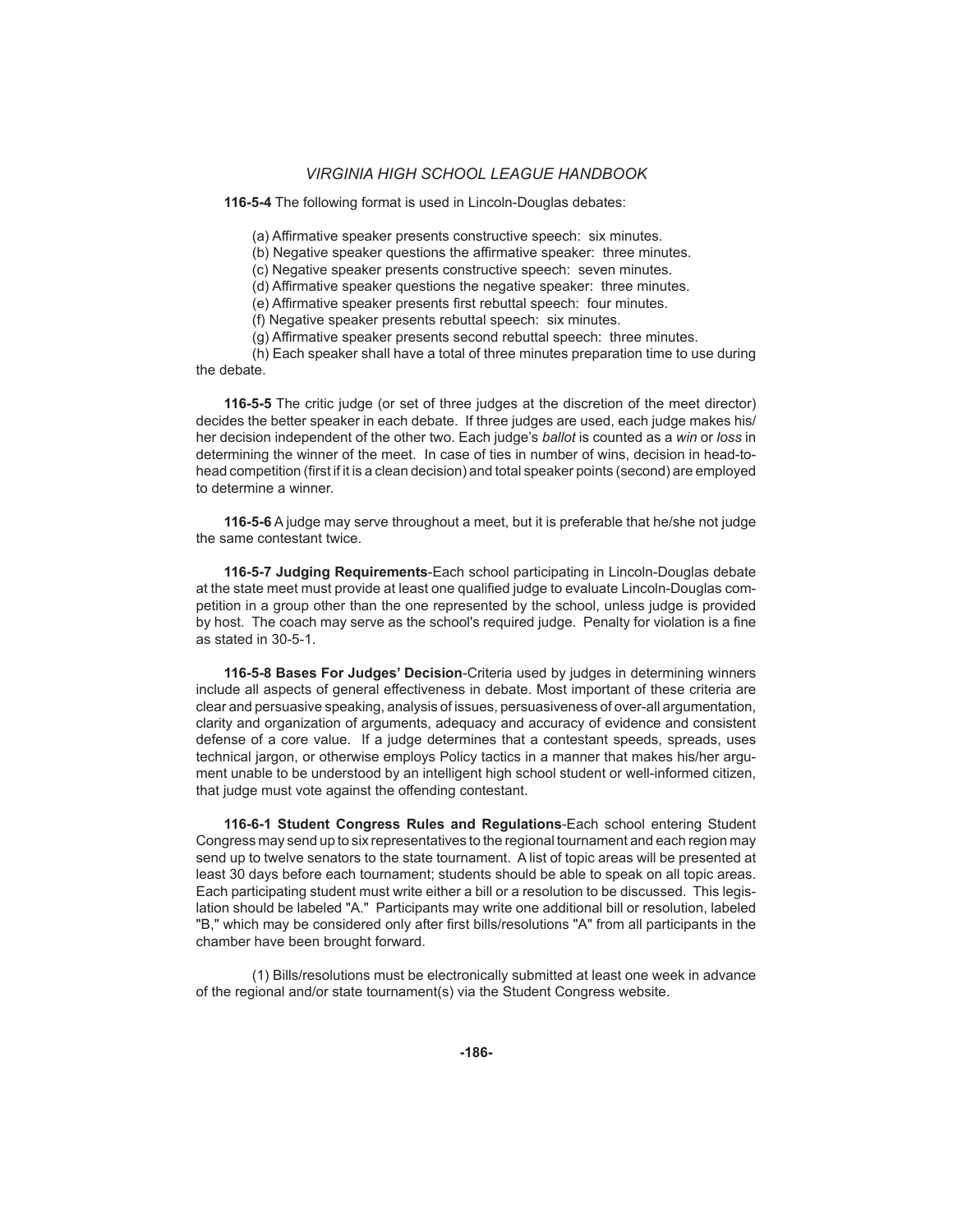**116-5-4** The following format is used in Lincoln-Douglas debates:

(a) Affirmative speaker presents constructive speech: six minutes.

(b) Negative speaker questions the affirmative speaker: three minutes.

(c) Negative speaker presents constructive speech: seven minutes.

(d) Affirmative speaker questions the negative speaker: three minutes.

(e) Affirmative speaker presents first rebuttal speech: four minutes.

(f) Negative speaker presents rebuttal speech: six minutes.

(g) Affirmative speaker presents second rebuttal speech: three minutes.

(h) Each speaker shall have a total of three minutes preparation time to use during the debate.

**116-5-5** The critic judge (or set of three judges at the discretion of the meet director) decides the better speaker in each debate. If three judges are used, each judge makes his/her decision independent of the other two. Each judge's *ballot* is counted as a *win* or *loss* in determining the winner of the meet. In case of ties in number of wins, decision in head-to-head competition (first if it is a clean decision) and total speaker points (second) are employed to determine a winner.

**116-5-6** A judge may serve throughout a meet, but it is preferable that he/she not judge the same contestant twice.

**116-5-7 Judging Requirements**-Each school participating in Lincoln-Douglas debate at the state meet must provide at least one qualified judge to evaluate Lincoln-Douglas competition in a group other than the one represented by the school, unless judge is provided by host. The coach may serve as the school's required judge. Penalty for violation is a fine as stated in 30-5-1.

**116-5-8 Bases For Judges' Decision**-Criteria used by judges in determining winners include all aspects of general effectiveness in debate. Most important of these criteria are clear and persuasive speaking, analysis of issues, persuasiveness of over-all argumentation, clarity and organization of arguments, adequacy and accuracy of evidence and consistent defense of a core value. If a judge determines that a contestant speeds, spreads, uses technical jargon, or otherwise employs Policy tactics in a manner that makes his/her argument unable to be understood by an intelligent high school student or well-informed citizen, that judge must vote against the offending contestant.

**116-6-1 Student Congress Rules and Regulations**-Each school entering Student Congress may send up to six representatives to the regional tournament and each region may send up to twelve senators to the state tournament. A list of topic areas will be presented at least 30 days before each tournament; students should be able to speak on all topic areas. Each participating student must write either a bill or a resolution to be discussed. This legislation should be labeled "A." Participants may write one additional bill or resolution, labeled "B," which may be considered only after first bills/resolutions "A" from all participants in the chamber have been brought forward.

(1) Bills/resolutions must be electronically submitted at least one week in advance of the regional and/or state tournament(s) via the Student Congress website.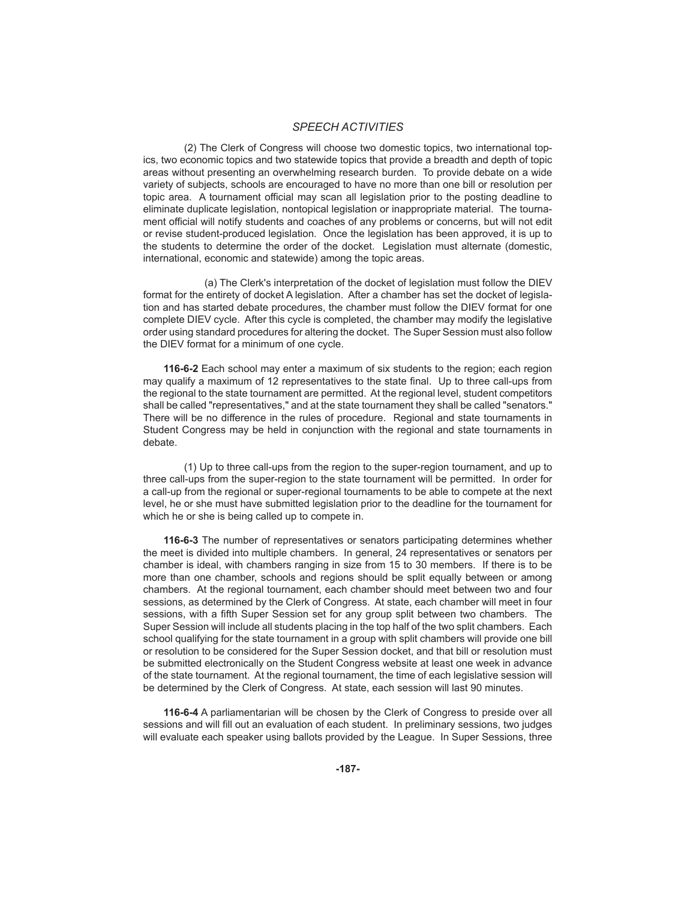(2) The Clerk of Congress will choose two domestic topics, two international topics, two economic topics and two statewide topics that provide a breadth and depth of topic areas without presenting an overwhelming research burden. To provide debate on a wide variety of subjects, schools are encouraged to have no more than one bill or resolution per topic area. A tournament official may scan all legislation prior to the posting deadline to eliminate duplicate legislation, nontopical legislation or inappropriate material. The tournament official will notify students and coaches of any problems or concerns, but will not edit or revise student-produced legislation. Once the legislation has been approved, it is up to the students to determine the order of the docket. Legislation must alternate (domestic, international, economic and statewide) among the topic areas.

(a) The Clerk's interpretation of the docket of legislation must follow the DIEV format for the entirety of docket A legislation. After a chamber has set the docket of legislation and has started debate procedures, the chamber must follow the DIEV format for one complete DIEV cycle. After this cycle is completed, the chamber may modify the legislative order using standard procedures for altering the docket. The Super Session must also follow the DIEV format for a minimum of one cycle.

**116-6-2** Each school may enter a maximum of six students to the region; each region may qualify a maximum of 12 representatives to the state final. Up to three call-ups from the regional to the state tournament are permitted. At the regional level, student competitors shall be called "representatives," and at the state tournament they shall be called "senators." There will be no difference in the rules of procedure. Regional and state tournaments in Student Congress may be held in conjunction with the regional and state tournaments in debate.

(1) Up to three call-ups from the region to the super-region tournament, and up to three call-ups from the super-region to the state tournament will be permitted. In order for a call-up from the regional or super-regional tournaments to be able to compete at the next level, he or she must have submitted legislation prior to the deadline for the tournament for which he or she is being called up to compete in.

**116-6-3** The number of representatives or senators participating determines whether the meet is divided into multiple chambers. In general, 24 representatives or senators per chamber is ideal, with chambers ranging in size from 15 to 30 members. If there is to be more than one chamber, schools and regions should be split equally between or among chambers. At the regional tournament, each chamber should meet between two and four sessions, as determined by the Clerk of Congress. At state, each chamber will meet in four sessions, with a fifth Super Session set for any group split between two chambers. The Super Session will include all students placing in the top half of the two split chambers. Each school qualifying for the state tournament in a group with split chambers will provide one bill or resolution to be considered for the Super Session docket, and that bill or resolution must be submitted electronically on the Student Congress website at least one week in advance of the state tournament. At the regional tournament, the time of each legislative session will be determined by the Clerk of Congress. At state, each session will last 90 minutes.

**116-6-4** A parliamentarian will be chosen by the Clerk of Congress to preside over all sessions and will fill out an evaluation of each student. In preliminary sessions, two judges will evaluate each speaker using ballots provided by the League. In Super Sessions, three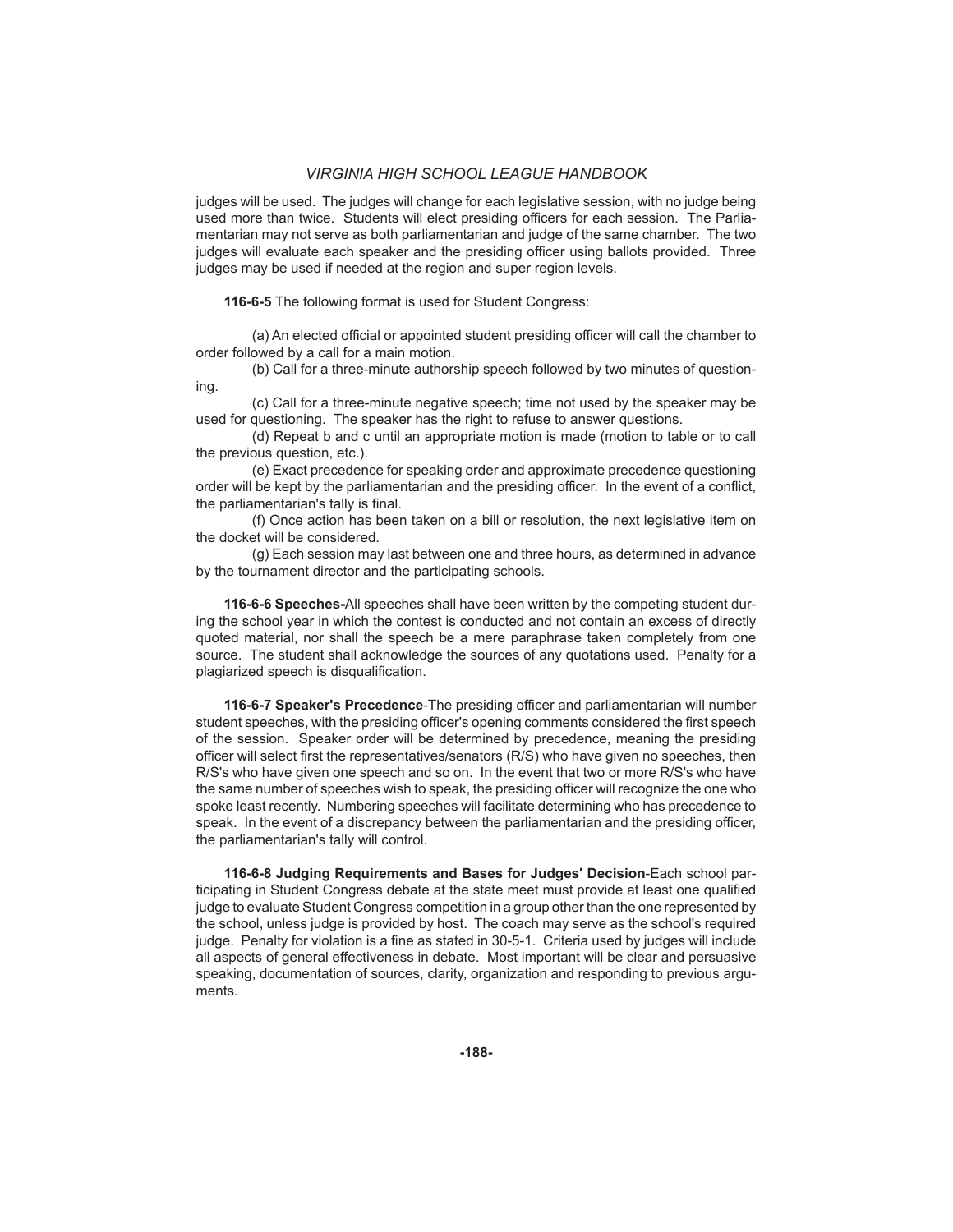judges will be used. The judges will change for each legislative session, with no judge being used more than twice. Students will elect presiding officers for each session. The Parliamentarian may not serve as both parliamentarian and judge of the same chamber. The two judges will evaluate each speaker and the presiding officer using ballots provided. Three judges may be used if needed at the region and super region levels.

**116-6-5** The following format is used for Student Congress:

(a) An elected official or appointed student presiding officer will call the chamber to order followed by a call for a main motion.

(b) Call for a three-minute authorship speech followed by two minutes of questioning.

(c) Call for a three-minute negative speech; time not used by the speaker may be used for questioning. The speaker has the right to refuse to answer questions.

(d) Repeat b and c until an appropriate motion is made (motion to table or to call the previous question, etc.).

(e) Exact precedence for speaking order and approximate precedence questioning order will be kept by the parliamentarian and the presiding officer. In the event of a conflict, the parliamentarian's tally is final.

(f) Once action has been taken on a bill or resolution, the next legislative item on the docket will be considered.

(g) Each session may last between one and three hours, as determined in advance by the tournament director and the participating schools.

**116-6-6 Speeches-**All speeches shall have been written by the competing student during the school year in which the contest is conducted and not contain an excess of directly quoted material, nor shall the speech be a mere paraphrase taken completely from one source. The student shall acknowledge the sources of any quotations used. Penalty for a plagiarized speech is disqualification.

**116-6-7 Speaker's Precedence**-The presiding officer and parliamentarian will number student speeches, with the presiding officer's opening comments considered the first speech of the session. Speaker order will be determined by precedence, meaning the presiding officer will select first the representatives/senators (R/S) who have given no speeches, then R/S's who have given one speech and so on. In the event that two or more R/S's who have the same number of speeches wish to speak, the presiding officer will recognize the one who spoke least recently. Numbering speeches will facilitate determining who has precedence to speak. In the event of a discrepancy between the parliamentarian and the presiding officer, the parliamentarian's tally will control.

**116-6-8 Judging Requirements and Bases for Judges' Decision**-Each school participating in Student Congress debate at the state meet must provide at least one qualified judge to evaluate Student Congress competition in a group other than the one represented by the school, unless judge is provided by host. The coach may serve as the school's required judge. Penalty for violation is a fine as stated in 30-5-1. Criteria used by judges will include all aspects of general effectiveness in debate. Most important will be clear and persuasive speaking, documentation of sources, clarity, organization and responding to previous arguments.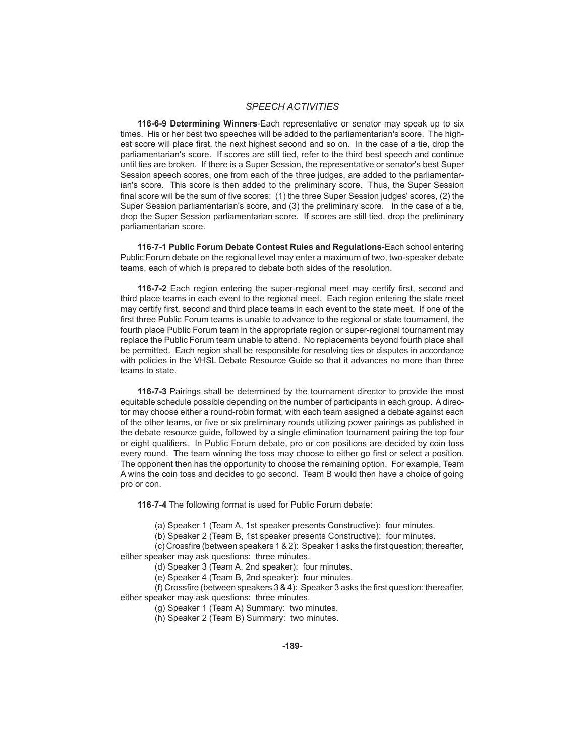**116-6-9 Determining Winners**-Each representative or senator may speak up to six times. His or her best two speeches will be added to the parliamentarian's score. The highest score will place first, the next highest second and so on. In the case of a tie, drop the parliamentarian's score. If scores are still tied, refer to the third best speech and continue until ties are broken. If there is a Super Session, the representative or senator's best Super Session speech scores, one from each of the three judges, are added to the parliamentarian's score. This score is then added to the preliminary score. Thus, the Super Session final score will be the sum of five scores: (1) the three Super Session judges' scores, (2) the Super Session parliamentarian's score, and (3) the preliminary score. In the case of a tie, drop the Super Session parliamentarian score. If scores are still tied, drop the preliminary parliamentarian score.

**116-7-1 Public Forum Debate Contest Rules and Regulations**-Each school entering Public Forum debate on the regional level may enter a maximum of two, two-speaker debate teams, each of which is prepared to debate both sides of the resolution.

**116-7-2** Each region entering the super-regional meet may certify first, second and third place teams in each event to the regional meet. Each region entering the state meet may certify first, second and third place teams in each event to the state meet. If one of the first three Public Forum teams is unable to advance to the regional or state tournament, the fourth place Public Forum team in the appropriate region or super-regional tournament may replace the Public Forum team unable to attend. No replacements beyond fourth place shall be permitted. Each region shall be responsible for resolving ties or disputes in accordance with policies in the VHSL Debate Resource Guide so that it advances no more than three teams to state.

**116-7-3** Pairings shall be determined by the tournament director to provide the most equitable schedule possible depending on the number of participants in each group. A director may choose either a round-robin format, with each team assigned a debate against each of the other teams, or five or six preliminary rounds utilizing power pairings as published in the debate resource guide, followed by a single elimination tournament pairing the top four or eight qualifiers. In Public Forum debate, pro or con positions are decided by coin toss every round. The team winning the toss may choose to either go first or select a position. The opponent then has the opportunity to choose the remaining option. For example, Team A wins the coin toss and decides to go second. Team B would then have a choice of going pro or con.

**116-7-4** The following format is used for Public Forum debate:

(a) Speaker 1 (Team A, 1st speaker presents Constructive): four minutes.

(b) Speaker 2 (Team B, 1st speaker presents Constructive): four minutes.

(c) Crossfire (between speakers 1 & 2): Speaker 1 asks the first question; thereafter, either speaker may ask questions: three minutes.

(d) Speaker 3 (Team A, 2nd speaker): four minutes.

(e) Speaker 4 (Team B, 2nd speaker): four minutes.

(f) Crossfire (between speakers 3 & 4): Speaker 3 asks the first question; thereafter, either speaker may ask questions: three minutes.

(g) Speaker 1 (Team A) Summary: two minutes.

(h) Speaker 2 (Team B) Summary: two minutes.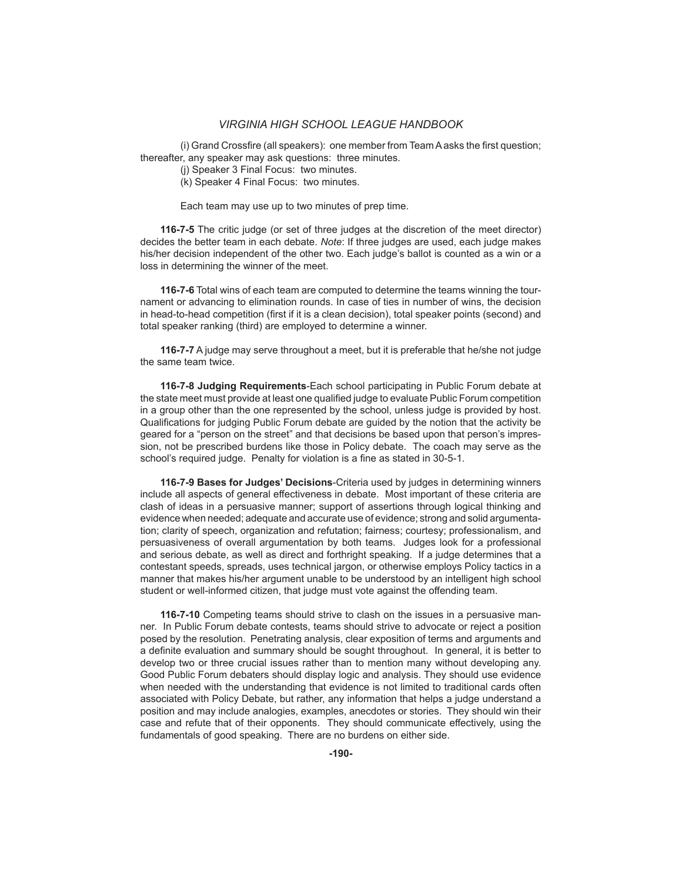(i) Grand Crossfire (all speakers): one member from Team A asks the first question; thereafter, any speaker may ask questions: three minutes.

(j) Speaker 3 Final Focus: two minutes.

(k) Speaker 4 Final Focus: two minutes.

Each team may use up to two minutes of prep time.

**116-7-5** The critic judge (or set of three judges at the discretion of the meet director) decides the better team in each debate. *Note*: If three judges are used, each judge makes his/her decision independent of the other two. Each judge's ballot is counted as a win or a loss in determining the winner of the meet.

**116-7-6** Total wins of each team are computed to determine the teams winning the tournament or advancing to elimination rounds. In case of ties in number of wins, the decision in head-to-head competition (first if it is a clean decision), total speaker points (second) and total speaker ranking (third) are employed to determine a winner.

**116-7-7** A judge may serve throughout a meet, but it is preferable that he/she not judge the same team twice.

**116-7-8 Judging Requirements**-Each school participating in Public Forum debate at the state meet must provide at least one qualified judge to evaluate Public Forum competition in a group other than the one represented by the school, unless judge is provided by host. Qualifications for judging Public Forum debate are guided by the notion that the activity be geared for a "person on the street" and that decisions be based upon that person's impression, not be prescribed burdens like those in Policy debate. The coach may serve as the school's required judge. Penalty for violation is a fine as stated in 30-5-1.

**116-7-9 Bases for Judges' Decisions**-Criteria used by judges in determining winners include all aspects of general effectiveness in debate. Most important of these criteria are clash of ideas in a persuasive manner; support of assertions through logical thinking and evidence when needed; adequate and accurate use of evidence; strong and solid argumentation; clarity of speech, organization and refutation; fairness; courtesy; professionalism, and persuasiveness of overall argumentation by both teams. Judges look for a professional and serious debate, as well as direct and forthright speaking. If a judge determines that a contestant speeds, spreads, uses technical jargon, or otherwise employs Policy tactics in a manner that makes his/her argument unable to be understood by an intelligent high school student or well-informed citizen, that judge must vote against the offending team.

**116-7-10** Competing teams should strive to clash on the issues in a persuasive manner. In Public Forum debate contests, teams should strive to advocate or reject a position posed by the resolution. Penetrating analysis, clear exposition of terms and arguments and a definite evaluation and summary should be sought throughout. In general, it is better to develop two or three crucial issues rather than to mention many without developing any. Good Public Forum debaters should display logic and analysis. They should use evidence when needed with the understanding that evidence is not limited to traditional cards often associated with Policy Debate, but rather, any information that helps a judge understand a position and may include analogies, examples, anecdotes or stories. They should win their case and refute that of their opponents. They should communicate effectively, using the fundamentals of good speaking. There are no burdens on either side.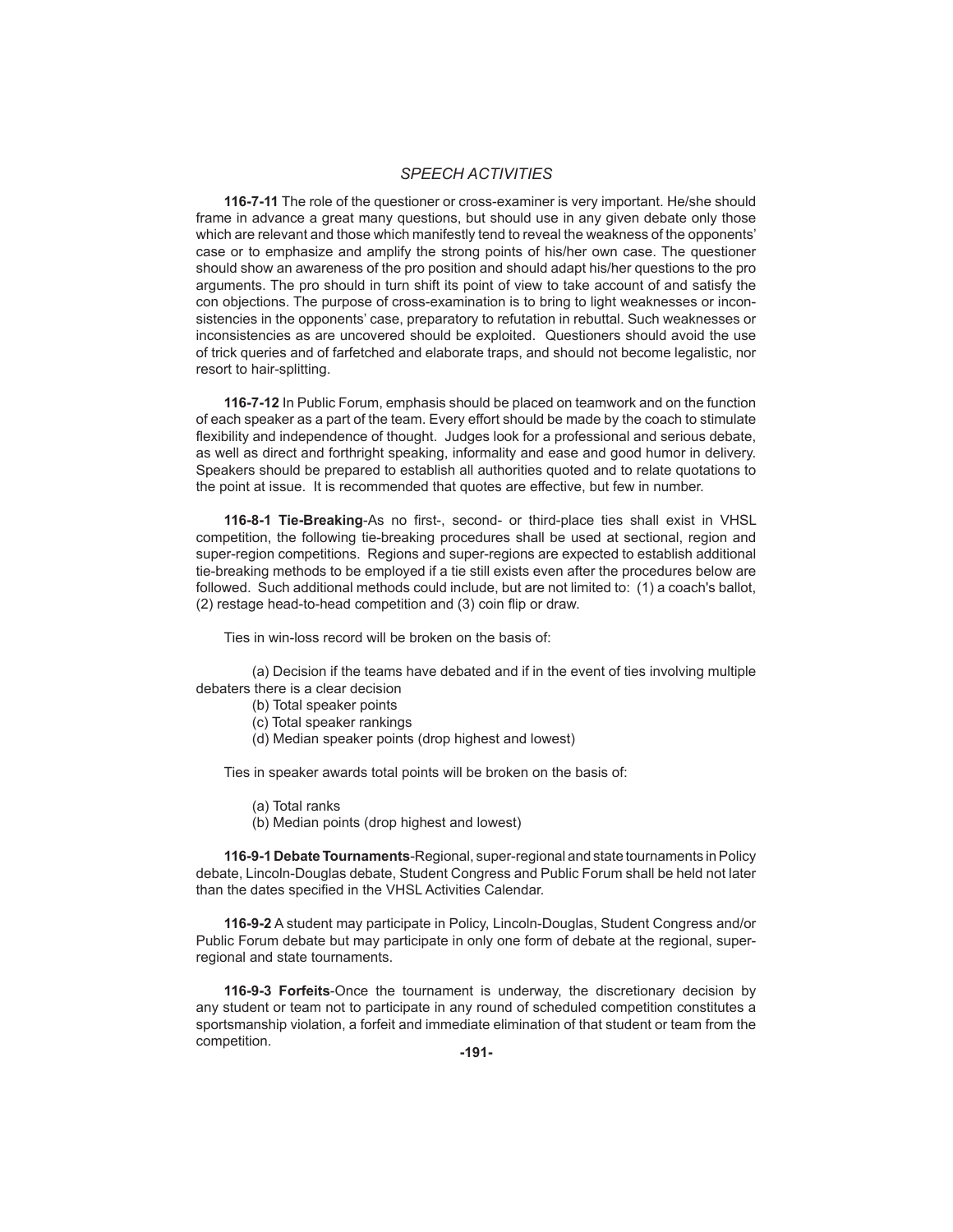**116-7-11** The role of the questioner or cross-examiner is very important. He/she should frame in advance a great many questions, but should use in any given debate only those which are relevant and those which manifestly tend to reveal the weakness of the opponents' case or to emphasize and amplify the strong points of his/her own case. The questioner should show an awareness of the pro position and should adapt his/her questions to the pro arguments. The pro should in turn shift its point of view to take account of and satisfy the con objections. The purpose of cross-examination is to bring to light weaknesses or inconsistencies in the opponents' case, preparatory to refutation in rebuttal. Such weaknesses or inconsistencies as are uncovered should be exploited. Questioners should avoid the use of trick queries and of farfetched and elaborate traps, and should not become legalistic, nor resort to hair-splitting.

**116-7-12** In Public Forum, emphasis should be placed on teamwork and on the function of each speaker as a part of the team. Every effort should be made by the coach to stimulate flexibility and independence of thought. Judges look for a professional and serious debate, as well as direct and forthright speaking, informality and ease and good humor in delivery. Speakers should be prepared to establish all authorities quoted and to relate quotations to the point at issue. It is recommended that quotes are effective, but few in number.

**116-8-1 Tie-Breaking**-As no first-, second- or third-place ties shall exist in VHSL competition, the following tie-breaking procedures shall be used at sectional, region and super-region competitions. Regions and super-regions are expected to establish additional tie-breaking methods to be employed if a tie still exists even after the procedures below are followed. Such additional methods could include, but are not limited to: (1) a coach's ballot, (2) restage head-to-head competition and (3) coin flip or draw.

Ties in win-loss record will be broken on the basis of:

(a) Decision if the teams have debated and if in the event of ties involving multiple debaters there is a clear decision
(b) Total speaker points
(c) Total speaker rankings
(d) Median speaker points (drop highest and lowest)

Ties in speaker awards total points will be broken on the basis of:

(a) Total ranks
(b) Median points (drop highest and lowest)

**116-9-1 Debate Tournaments**-Regional, super-regional and state tournaments in Policy debate, Lincoln-Douglas debate, Student Congress and Public Forum shall be held not later than the dates specified in the VHSL Activities Calendar.

**116-9-2** A student may participate in Policy, Lincoln-Douglas, Student Congress and/or Public Forum debate but may participate in only one form of debate at the regional, super-regional and state tournaments.

**116-9-3 Forfeits**-Once the tournament is underway, the discretionary decision by any student or team not to participate in any round of scheduled competition constitutes a sportsmanship violation, a forfeit and immediate elimination of that student or team from the competition.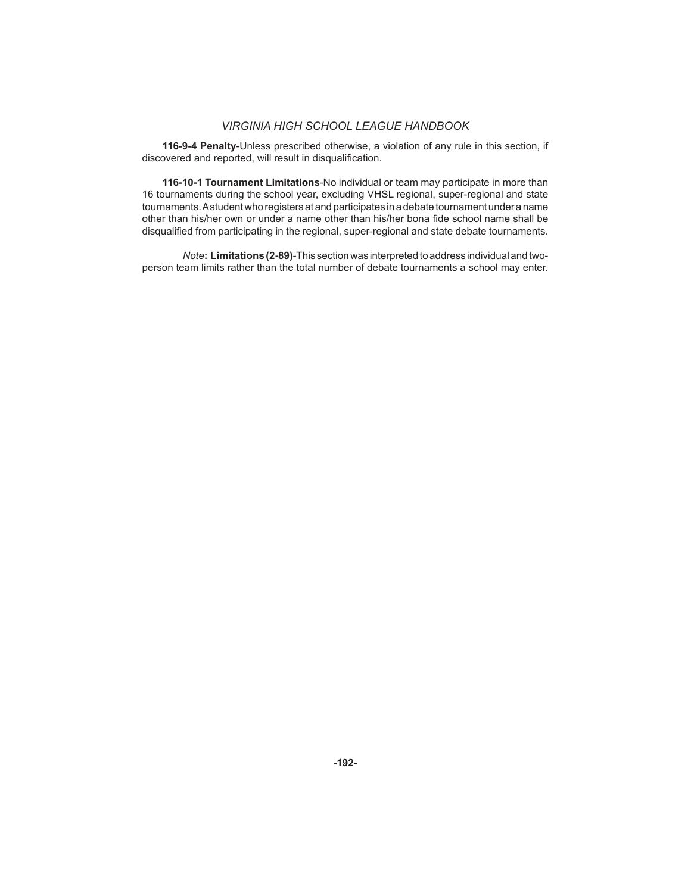**116-9-4 Penalty**-Unless prescribed otherwise, a violation of any rule in this section, if discovered and reported, will result in disqualification.

**116-10-1 Tournament Limitations**-No individual or team may participate in more than 16 tournaments during the school year, excluding VHSL regional, super-regional and state tournaments. A student who registers at and participates in a debate tournament under a name other than his/her own or under a name other than his/her bona fide school name shall be disqualified from participating in the regional, super-regional and state debate tournaments.

*Note***: Limitations (2-89)**-This section was interpreted to address individual and two-person team limits rather than the total number of debate tournaments a school may enter.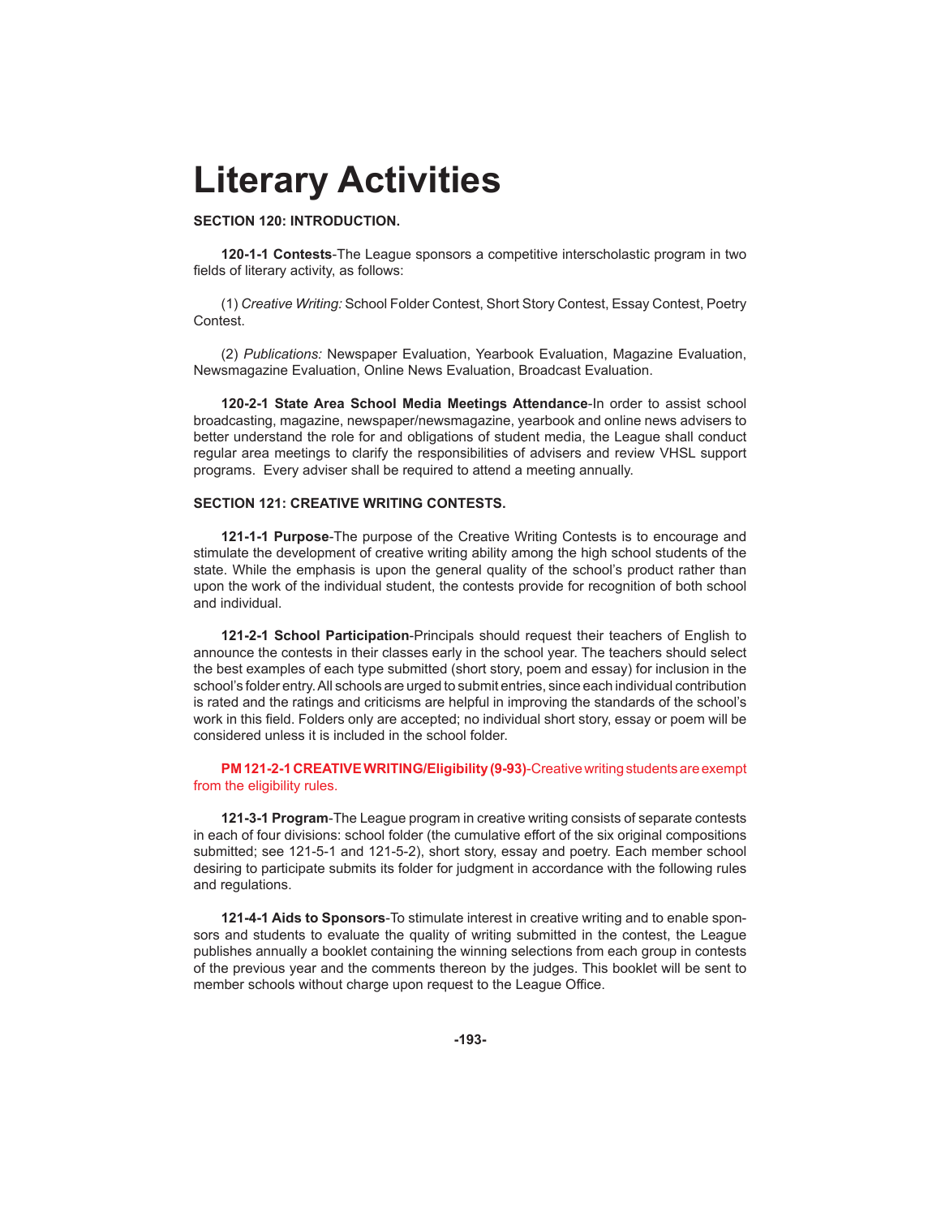# Literary Activities

**SECTION 120: INTRODUCTION.**

**120-1-1 Contests**-The League sponsors a competitive interscholastic program in two fields of literary activity, as follows:

(1) *Creative Writing:* School Folder Contest, Short Story Contest, Essay Contest, Poetry Contest.

(2) *Publications:* Newspaper Evaluation, Yearbook Evaluation, Magazine Evaluation, Newsmagazine Evaluation, Online News Evaluation, Broadcast Evaluation.

**120-2-1 State Area School Media Meetings Attendance**-In order to assist school broadcasting, magazine, newspaper/newsmagazine, yearbook and online news advisers to better understand the role for and obligations of student media, the League shall conduct regular area meetings to clarify the responsibilities of advisers and review VHSL support programs. Every adviser shall be required to attend a meeting annually.

**SECTION 121: CREATIVE WRITING CONTESTS.**

**121-1-1 Purpose**-The purpose of the Creative Writing Contests is to encourage and stimulate the development of creative writing ability among the high school students of the state. While the emphasis is upon the general quality of the school's product rather than upon the work of the individual student, the contests provide for recognition of both school and individual.

**121-2-1 School Participation**-Principals should request their teachers of English to announce the contests in their classes early in the school year. The teachers should select the best examples of each type submitted (short story, poem and essay) for inclusion in the school's folder entry. All schools are urged to submit entries, since each individual contribution is rated and the ratings and criticisms are helpful in improving the standards of the school's work in this field. Folders only are accepted; no individual short story, essay or poem will be considered unless it is included in the school folder.

**PM 121-2-1 CREATIVE WRITING/Eligibility (9-93)**-Creative writing students are exempt from the eligibility rules.

**121-3-1 Program**-The League program in creative writing consists of separate contests in each of four divisions: school folder (the cumulative effort of the six original compositions submitted; see 121-5-1 and 121-5-2), short story, essay and poetry. Each member school desiring to participate submits its folder for judgment in accordance with the following rules and regulations.

**121-4-1 Aids to Sponsors**-To stimulate interest in creative writing and to enable sponsors and students to evaluate the quality of writing submitted in the contest, the League publishes annually a booklet containing the winning selections from each group in contests of the previous year and the comments thereon by the judges. This booklet will be sent to member schools without charge upon request to the League Office.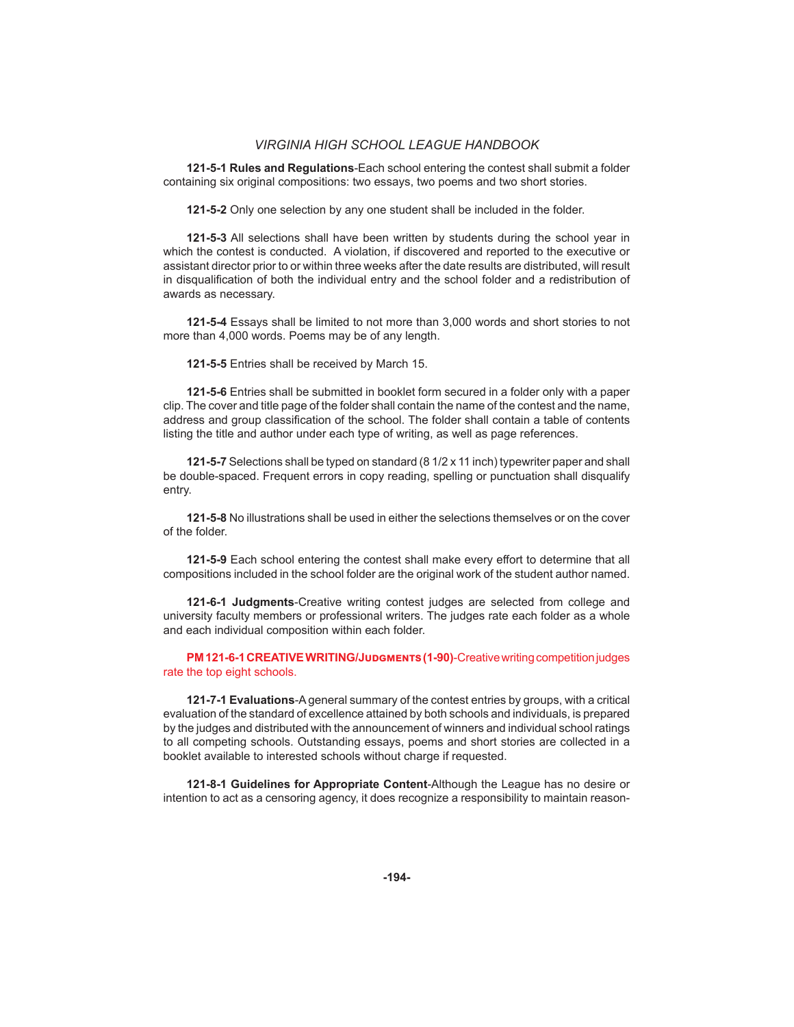**121-5-1 Rules and Regulations**-Each school entering the contest shall submit a folder containing six original compositions: two essays, two poems and two short stories.

**121-5-2** Only one selection by any one student shall be included in the folder.

**121-5-3** All selections shall have been written by students during the school year in which the contest is conducted. A violation, if discovered and reported to the executive or assistant director prior to or within three weeks after the date results are distributed, will result in disqualification of both the individual entry and the school folder and a redistribution of awards as necessary.

**121-5-4** Essays shall be limited to not more than 3,000 words and short stories to not more than 4,000 words. Poems may be of any length.

**121-5-5** Entries shall be received by March 15.

**121-5-6** Entries shall be submitted in booklet form secured in a folder only with a paper clip. The cover and title page of the folder shall contain the name of the contest and the name, address and group classification of the school. The folder shall contain a table of contents listing the title and author under each type of writing, as well as page references.

**121-5-7** Selections shall be typed on standard (8 1/2 x 11 inch) typewriter paper and shall be double-spaced. Frequent errors in copy reading, spelling or punctuation shall disqualify entry.

**121-5-8** No illustrations shall be used in either the selections themselves or on the cover of the folder.

**121-5-9** Each school entering the contest shall make every effort to determine that all compositions included in the school folder are the original work of the student author named.

**121-6-1 Judgments**-Creative writing contest judges are selected from college and university faculty members or professional writers. The judges rate each folder as a whole and each individual composition within each folder.

**PM 121-6-1 CREATIVE WRITING/JUDGMENTS (1-90)**-Creative writing competition judges rate the top eight schools.

**121-7-1 Evaluations**-A general summary of the contest entries by groups, with a critical evaluation of the standard of excellence attained by both schools and individuals, is prepared by the judges and distributed with the announcement of winners and individual school ratings to all competing schools. Outstanding essays, poems and short stories are collected in a booklet available to interested schools without charge if requested.

**121-8-1 Guidelines for Appropriate Content**-Although the League has no desire or intention to act as a censoring agency, it does recognize a responsibility to maintain reason-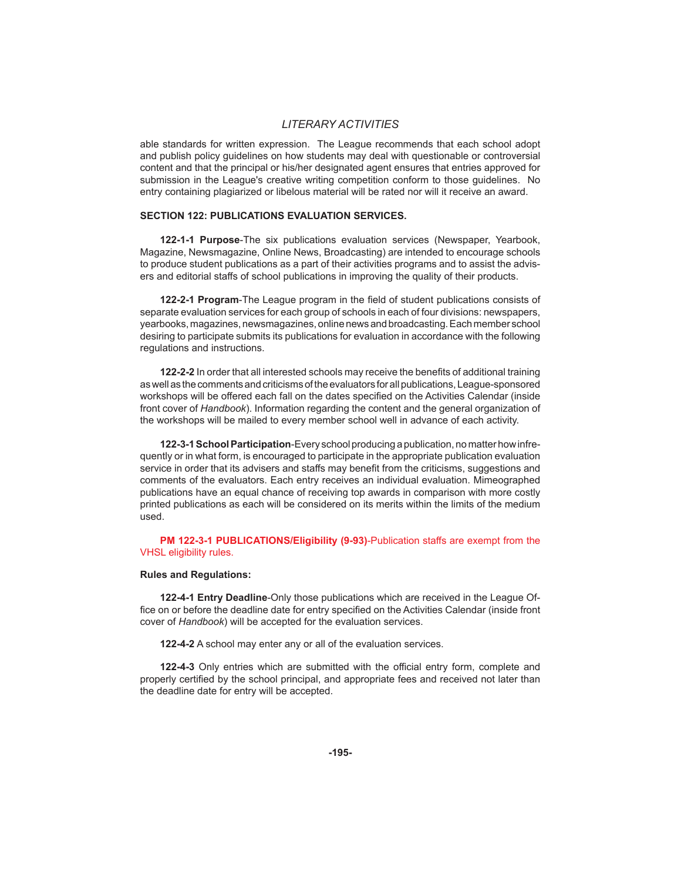able standards for written expression. The League recommends that each school adopt and publish policy guidelines on how students may deal with questionable or controversial content and that the principal or his/her designated agent ensures that entries approved for submission in the League's creative writing competition conform to those guidelines. No entry containing plagiarized or libelous material will be rated nor will it receive an award.

## SECTION 122: PUBLICATIONS EVALUATION SERVICES.

**122-1-1 Purpose**-The six publications evaluation services (Newspaper, Yearbook, Magazine, Newsmagazine, Online News, Broadcasting) are intended to encourage schools to produce student publications as a part of their activities programs and to assist the advisers and editorial staffs of school publications in improving the quality of their products.

**122-2-1 Program**-The League program in the field of student publications consists of separate evaluation services for each group of schools in each of four divisions: newspapers, yearbooks, magazines, newsmagazines, online news and broadcasting. Each member school desiring to participate submits its publications for evaluation in accordance with the following regulations and instructions.

**122-2-2** In order that all interested schools may receive the benefits of additional training as well as the comments and criticisms of the evaluators for all publications, League-sponsored workshops will be offered each fall on the dates specified on the Activities Calendar (inside front cover of *Handbook*). Information regarding the content and the general organization of the workshops will be mailed to every member school well in advance of each activity.

**122-3-1 School Participation**-Every school producing a publication, no matter how infrequently or in what form, is encouraged to participate in the appropriate publication evaluation service in order that its advisers and staffs may benefit from the criticisms, suggestions and comments of the evaluators. Each entry receives an individual evaluation. Mimeographed publications have an equal chance of receiving top awards in comparison with more costly printed publications as each will be considered on its merits within the limits of the medium used.

**PM 122-3-1 PUBLICATIONS/Eligibility (9-93)**-Publication staffs are exempt from the VHSL eligibility rules.

**Rules and Regulations:**

**122-4-1 Entry Deadline**-Only those publications which are received in the League Office on or before the deadline date for entry specified on the Activities Calendar (inside front cover of *Handbook*) will be accepted for the evaluation services.

**122-4-2** A school may enter any or all of the evaluation services.

**122-4-3** Only entries which are submitted with the official entry form, complete and properly certified by the school principal, and appropriate fees and received not later than the deadline date for entry will be accepted.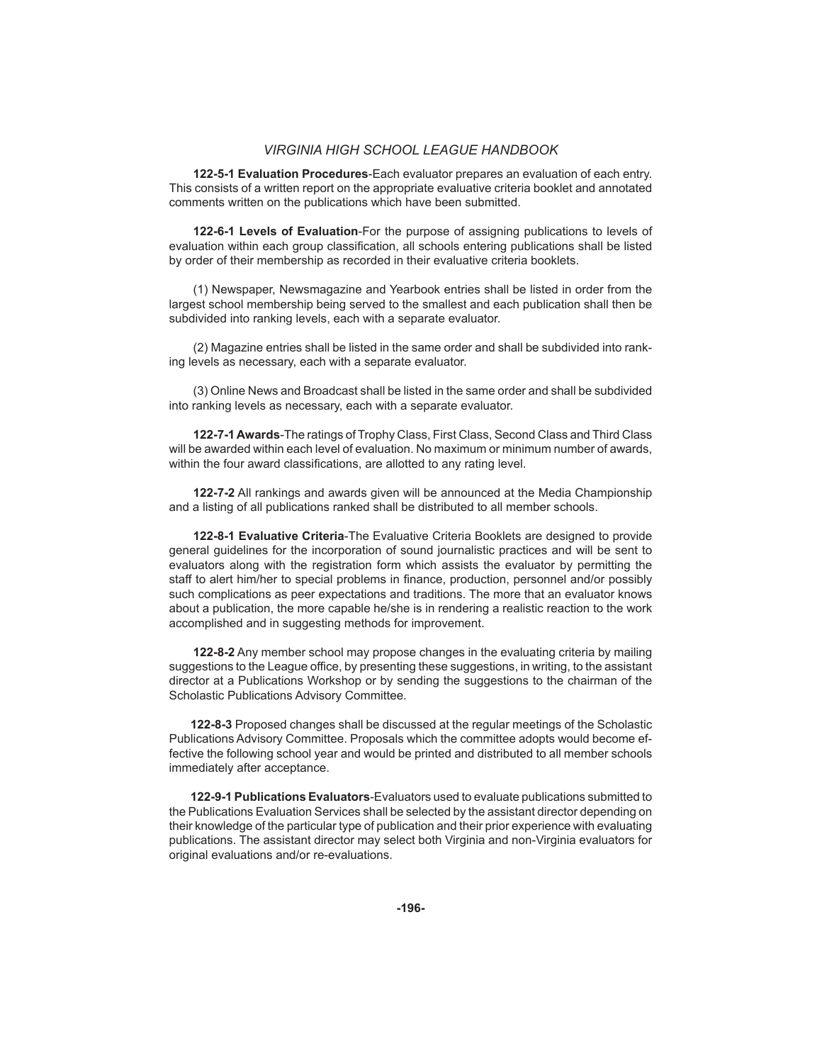**122-5-1 Evaluation Procedures**-Each evaluator prepares an evaluation of each entry. This consists of a written report on the appropriate evaluative criteria booklet and annotated comments written on the publications which have been submitted.

**122-6-1 Levels of Evaluation**-For the purpose of assigning publications to levels of evaluation within each group classification, all schools entering publications shall be listed by order of their membership as recorded in their evaluative criteria booklets.

(1) Newspaper, Newsmagazine and Yearbook entries shall be listed in order from the largest school membership being served to the smallest and each publication shall then be subdivided into ranking levels, each with a separate evaluator.

(2) Magazine entries shall be listed in the same order and shall be subdivided into ranking levels as necessary, each with a separate evaluator.

(3) Online News and Broadcast shall be listed in the same order and shall be subdivided into ranking levels as necessary, each with a separate evaluator.

**122-7-1 Awards**-The ratings of Trophy Class, First Class, Second Class and Third Class will be awarded within each level of evaluation. No maximum or minimum number of awards, within the four award classifications, are allotted to any rating level.

**122-7-2** All rankings and awards given will be announced at the Media Championship and a listing of all publications ranked shall be distributed to all member schools.

**122-8-1 Evaluative Criteria**-The Evaluative Criteria Booklets are designed to provide general guidelines for the incorporation of sound journalistic practices and will be sent to evaluators along with the registration form which assists the evaluator by permitting the staff to alert him/her to special problems in finance, production, personnel and/or possibly such complications as peer expectations and traditions. The more that an evaluator knows about a publication, the more capable he/she is in rendering a realistic reaction to the work accomplished and in suggesting methods for improvement.

**122-8-2** Any member school may propose changes in the evaluating criteria by mailing suggestions to the League office, by presenting these suggestions, in writing, to the assistant director at a Publications Workshop or by sending the suggestions to the chairman of the Scholastic Publications Advisory Committee.

**122-8-3** Proposed changes shall be discussed at the regular meetings of the Scholastic Publications Advisory Committee. Proposals which the committee adopts would become effective the following school year and would be printed and distributed to all member schools immediately after acceptance.

**122-9-1 Publications Evaluators**-Evaluators used to evaluate publications submitted to the Publications Evaluation Services shall be selected by the assistant director depending on their knowledge of the particular type of publication and their prior experience with evaluating publications. The assistant director may select both Virginia and non-Virginia evaluators for original evaluations and/or re-evaluations.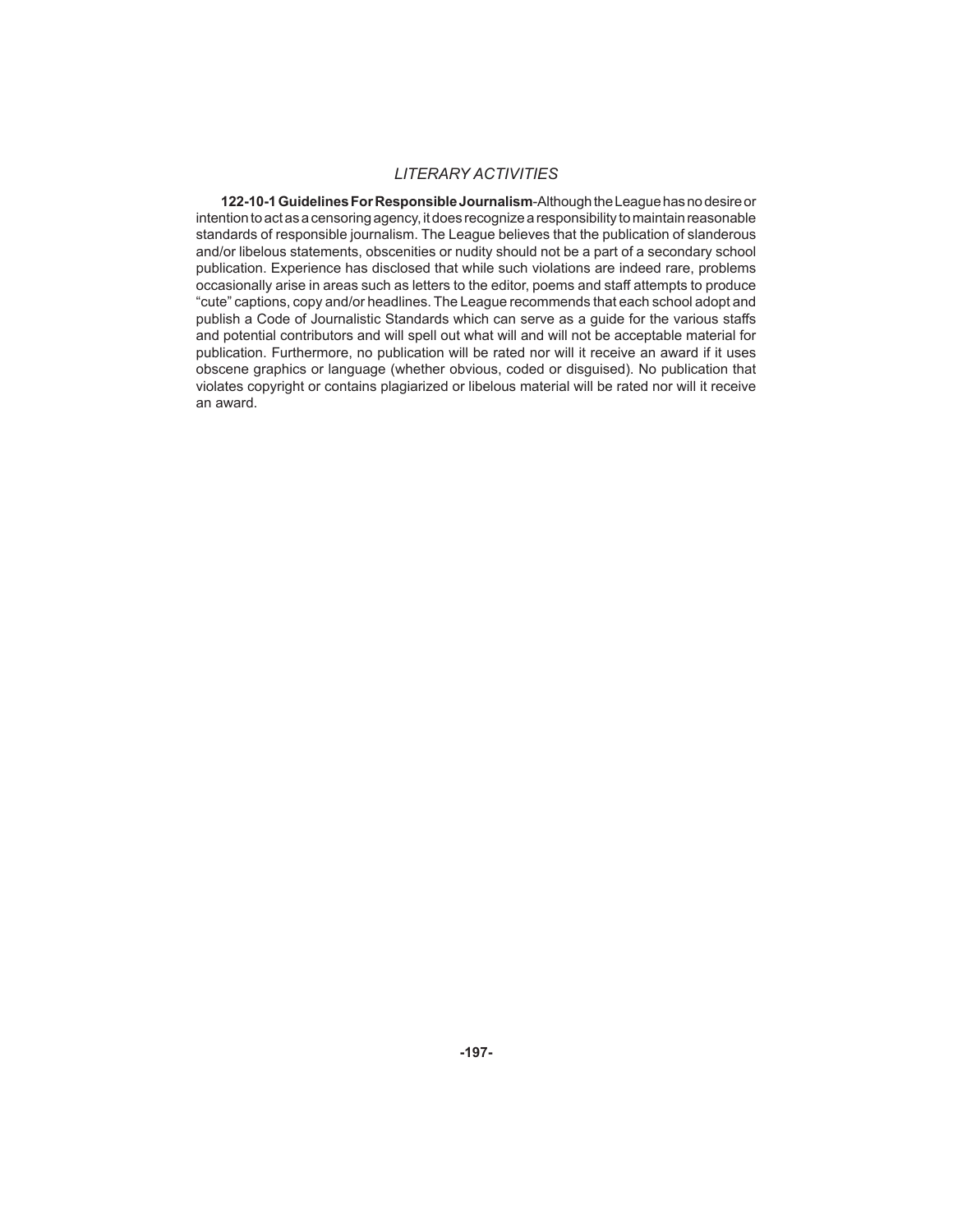*LITERARY ACTIVITIES*

**122-10-1 Guidelines For Responsible Journalism**-Although the League has no desire or intention to act as a censoring agency, it does recognize a responsibility to maintain reasonable standards of responsible journalism. The League believes that the publication of slanderous and/or libelous statements, obscenities or nudity should not be a part of a secondary school publication. Experience has disclosed that while such violations are indeed rare, problems occasionally arise in areas such as letters to the editor, poems and staff attempts to produce "cute" captions, copy and/or headlines. The League recommends that each school adopt and publish a Code of Journalistic Standards which can serve as a guide for the various staffs and potential contributors and will spell out what will and will not be acceptable material for publication. Furthermore, no publication will be rated nor will it receive an award if it uses obscene graphics or language (whether obvious, coded or disguised). No publication that violates copyright or contains plagiarized or libelous material will be rated nor will it receive an award.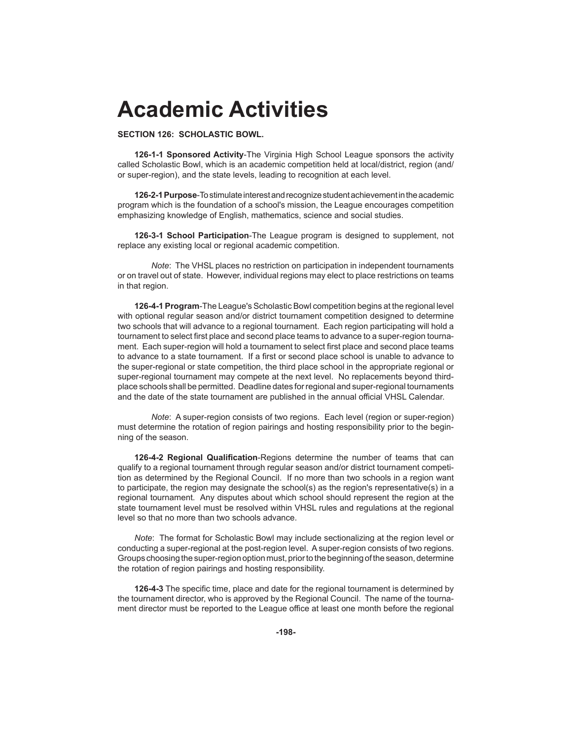# Academic Activities

**SECTION 126: SCHOLASTIC BOWL.**

**126-1-1 Sponsored Activity**-The Virginia High School League sponsors the activity called Scholastic Bowl, which is an academic competition held at local/district, region (and/or super-region), and the state levels, leading to recognition at each level.

**126-2-1 Purpose**-To stimulate interest and recognize student achievement in the academic program which is the foundation of a school's mission, the League encourages competition emphasizing knowledge of English, mathematics, science and social studies.

**126-3-1 School Participation**-The League program is designed to supplement, not replace any existing local or regional academic competition.

*Note*: The VHSL places no restriction on participation in independent tournaments or on travel out of state. However, individual regions may elect to place restrictions on teams in that region.

**126-4-1 Program**-The League's Scholastic Bowl competition begins at the regional level with optional regular season and/or district tournament competition designed to determine two schools that will advance to a regional tournament. Each region participating will hold a tournament to select first place and second place teams to advance to a super-region tournament. Each super-region will hold a tournament to select first place and second place teams to advance to a state tournament. If a first or second place school is unable to advance to the super-regional or state competition, the third place school in the appropriate regional or super-regional tournament may compete at the next level. No replacements beyond third-place schools shall be permitted. Deadline dates for regional and super-regional tournaments and the date of the state tournament are published in the annual official VHSL Calendar.

*Note*: A super-region consists of two regions. Each level (region or super-region) must determine the rotation of region pairings and hosting responsibility prior to the beginning of the season.

**126-4-2 Regional Qualification**-Regions determine the number of teams that can qualify to a regional tournament through regular season and/or district tournament competition as determined by the Regional Council. If no more than two schools in a region want to participate, the region may designate the school(s) as the region's representative(s) in a regional tournament. Any disputes about which school should represent the region at the state tournament level must be resolved within VHSL rules and regulations at the regional level so that no more than two schools advance.

*Note*: The format for Scholastic Bowl may include sectionalizing at the region level or conducting a super-regional at the post-region level. A super-region consists of two regions. Groups choosing the super-region option must, prior to the beginning of the season, determine the rotation of region pairings and hosting responsibility.

**126-4-3** The specific time, place and date for the regional tournament is determined by the tournament director, who is approved by the Regional Council. The name of the tournament director must be reported to the League office at least one month before the regional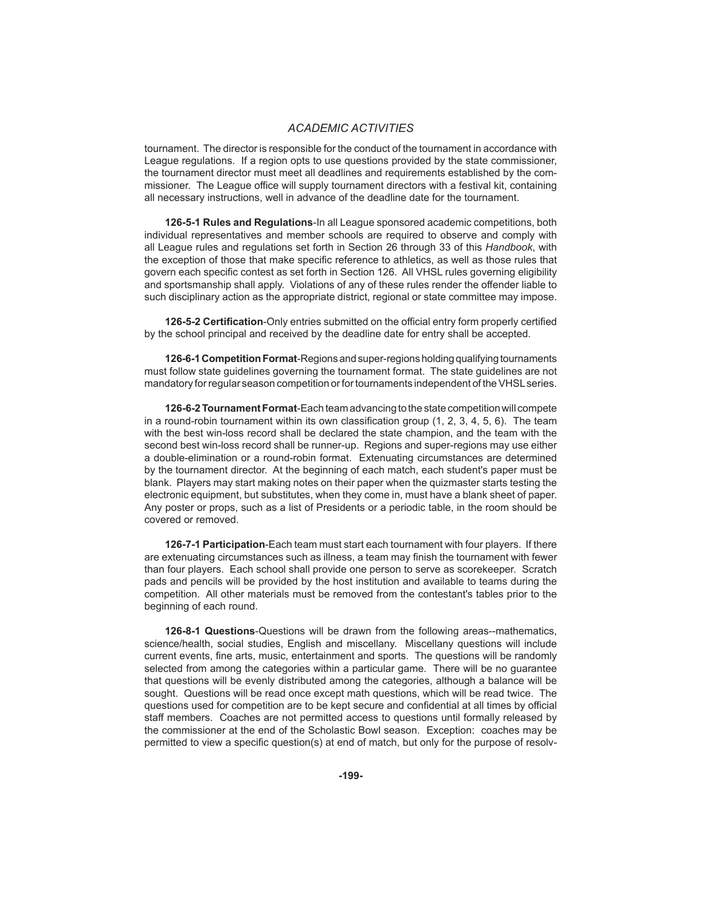tournament. The director is responsible for the conduct of the tournament in accordance with League regulations. If a region opts to use questions provided by the state commissioner, the tournament director must meet all deadlines and requirements established by the commissioner. The League office will supply tournament directors with a festival kit, containing all necessary instructions, well in advance of the deadline date for the tournament.

**126-5-1 Rules and Regulations**-In all League sponsored academic competitions, both individual representatives and member schools are required to observe and comply with all League rules and regulations set forth in Section 26 through 33 of this *Handbook*, with the exception of those that make specific reference to athletics, as well as those rules that govern each specific contest as set forth in Section 126. All VHSL rules governing eligibility and sportsmanship shall apply. Violations of any of these rules render the offender liable to such disciplinary action as the appropriate district, regional or state committee may impose.

**126-5-2 Certification**-Only entries submitted on the official entry form properly certified by the school principal and received by the deadline date for entry shall be accepted.

**126-6-1 Competition Format**-Regions and super-regions holding qualifying tournaments must follow state guidelines governing the tournament format. The state guidelines are not mandatory for regular season competition or for tournaments independent of the VHSL series.

**126-6-2 Tournament Format**-Each team advancing to the state competition will compete in a round-robin tournament within its own classification group (1, 2, 3, 4, 5, 6). The team with the best win-loss record shall be declared the state champion, and the team with the second best win-loss record shall be runner-up. Regions and super-regions may use either a double-elimination or a round-robin format. Extenuating circumstances are determined by the tournament director. At the beginning of each match, each student's paper must be blank. Players may start making notes on their paper when the quizmaster starts testing the electronic equipment, but substitutes, when they come in, must have a blank sheet of paper. Any poster or props, such as a list of Presidents or a periodic table, in the room should be covered or removed.

**126-7-1 Participation**-Each team must start each tournament with four players. If there are extenuating circumstances such as illness, a team may finish the tournament with fewer than four players. Each school shall provide one person to serve as scorekeeper. Scratch pads and pencils will be provided by the host institution and available to teams during the competition. All other materials must be removed from the contestant's tables prior to the beginning of each round.

**126-8-1 Questions**-Questions will be drawn from the following areas--mathematics, science/health, social studies, English and miscellany. Miscellany questions will include current events, fine arts, music, entertainment and sports. The questions will be randomly selected from among the categories within a particular game. There will be no guarantee that questions will be evenly distributed among the categories, although a balance will be sought. Questions will be read once except math questions, which will be read twice. The questions used for competition are to be kept secure and confidential at all times by official staff members. Coaches are not permitted access to questions until formally released by the commissioner at the end of the Scholastic Bowl season. Exception: coaches may be permitted to view a specific question(s) at end of match, but only for the purpose of resolv-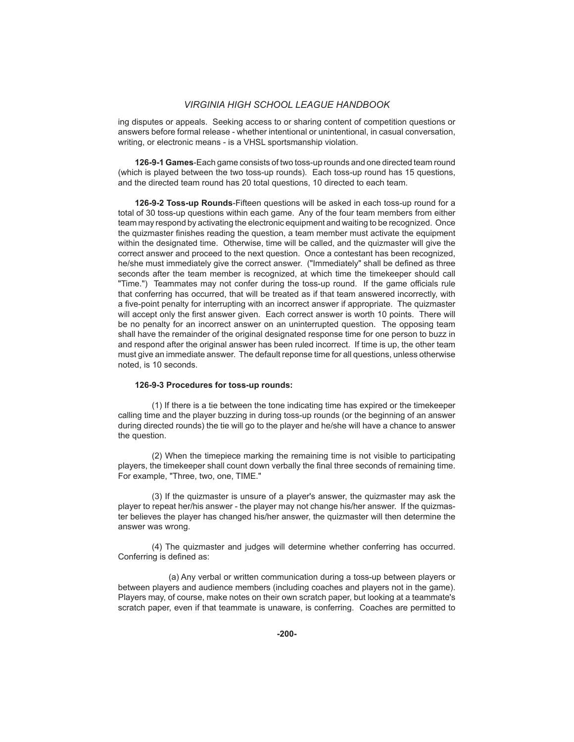ing disputes or appeals. Seeking access to or sharing content of competition questions or answers before formal release - whether intentional or unintentional, in casual conversation, writing, or electronic means - is a VHSL sportsmanship violation.

**126-9-1 Games**-Each game consists of two toss-up rounds and one directed team round (which is played between the two toss-up rounds). Each toss-up round has 15 questions, and the directed team round has 20 total questions, 10 directed to each team.

**126-9-2 Toss-up Rounds**-Fifteen questions will be asked in each toss-up round for a total of 30 toss-up questions within each game. Any of the four team members from either team may respond by activating the electronic equipment and waiting to be recognized. Once the quizmaster finishes reading the question, a team member must activate the equipment within the designated time. Otherwise, time will be called, and the quizmaster will give the correct answer and proceed to the next question. Once a contestant has been recognized, he/she must immediately give the correct answer. ("Immediately" shall be defined as three seconds after the team member is recognized, at which time the timekeeper should call "Time.") Teammates may not confer during the toss-up round. If the game officials rule that conferring has occurred, that will be treated as if that team answered incorrectly, with a five-point penalty for interrupting with an incorrect answer if appropriate. The quizmaster will accept only the first answer given. Each correct answer is worth 10 points. There will be no penalty for an incorrect answer on an uninterrupted question. The opposing team shall have the remainder of the original designated response time for one person to buzz in and respond after the original answer has been ruled incorrect. If time is up, the other team must give an immediate answer. The default reponse time for all questions, unless otherwise noted, is 10 seconds.

**126-9-3 Procedures for toss-up rounds:**

(1) If there is a tie between the tone indicating time has expired or the timekeeper calling time and the player buzzing in during toss-up rounds (or the beginning of an answer during directed rounds) the tie will go to the player and he/she will have a chance to answer the question.

(2) When the timepiece marking the remaining time is not visible to participating players, the timekeeper shall count down verbally the final three seconds of remaining time. For example, "Three, two, one, TIME."

(3) If the quizmaster is unsure of a player's answer, the quizmaster may ask the player to repeat her/his answer - the player may not change his/her answer. If the quizmaster believes the player has changed his/her answer, the quizmaster will then determine the answer was wrong.

(4) The quizmaster and judges will determine whether conferring has occurred. Conferring is defined as:

(a) Any verbal or written communication during a toss-up between players or between players and audience members (including coaches and players not in the game). Players may, of course, make notes on their own scratch paper, but looking at a teammate's scratch paper, even if that teammate is unaware, is conferring. Coaches are permitted to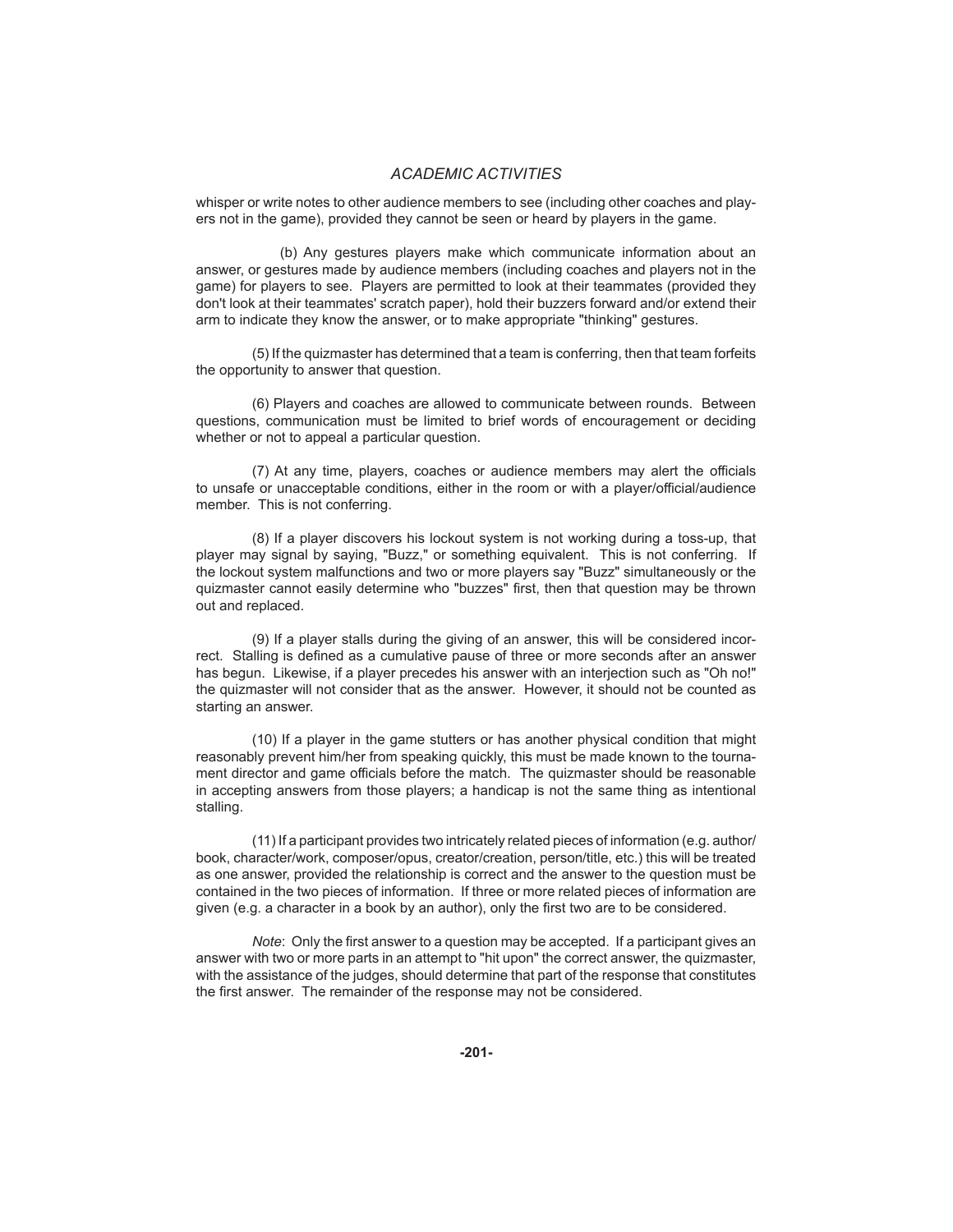whisper or write notes to other audience members to see (including other coaches and players not in the game), provided they cannot be seen or heard by players in the game.

(b) Any gestures players make which communicate information about an answer, or gestures made by audience members (including coaches and players not in the game) for players to see. Players are permitted to look at their teammates (provided they don't look at their teammates' scratch paper), hold their buzzers forward and/or extend their arm to indicate they know the answer, or to make appropriate "thinking" gestures.

(5) If the quizmaster has determined that a team is conferring, then that team forfeits the opportunity to answer that question.

(6) Players and coaches are allowed to communicate between rounds. Between questions, communication must be limited to brief words of encouragement or deciding whether or not to appeal a particular question.

(7) At any time, players, coaches or audience members may alert the officials to unsafe or unacceptable conditions, either in the room or with a player/official/audience member. This is not conferring.

(8) If a player discovers his lockout system is not working during a toss-up, that player may signal by saying, "Buzz," or something equivalent. This is not conferring. If the lockout system malfunctions and two or more players say "Buzz" simultaneously or the quizmaster cannot easily determine who "buzzes" first, then that question may be thrown out and replaced.

(9) If a player stalls during the giving of an answer, this will be considered incorrect. Stalling is defined as a cumulative pause of three or more seconds after an answer has begun. Likewise, if a player precedes his answer with an interjection such as "Oh no!" the quizmaster will not consider that as the answer. However, it should not be counted as starting an answer.

(10) If a player in the game stutters or has another physical condition that might reasonably prevent him/her from speaking quickly, this must be made known to the tournament director and game officials before the match. The quizmaster should be reasonable in accepting answers from those players; a handicap is not the same thing as intentional stalling.

(11) If a participant provides two intricately related pieces of information (e.g. author/book, character/work, composer/opus, creator/creation, person/title, etc.) this will be treated as one answer, provided the relationship is correct and the answer to the question must be contained in the two pieces of information. If three or more related pieces of information are given (e.g. a character in a book by an author), only the first two are to be considered.

*Note*: Only the first answer to a question may be accepted. If a participant gives an answer with two or more parts in an attempt to "hit upon" the correct answer, the quizmaster, with the assistance of the judges, should determine that part of the response that constitutes the first answer. The remainder of the response may not be considered.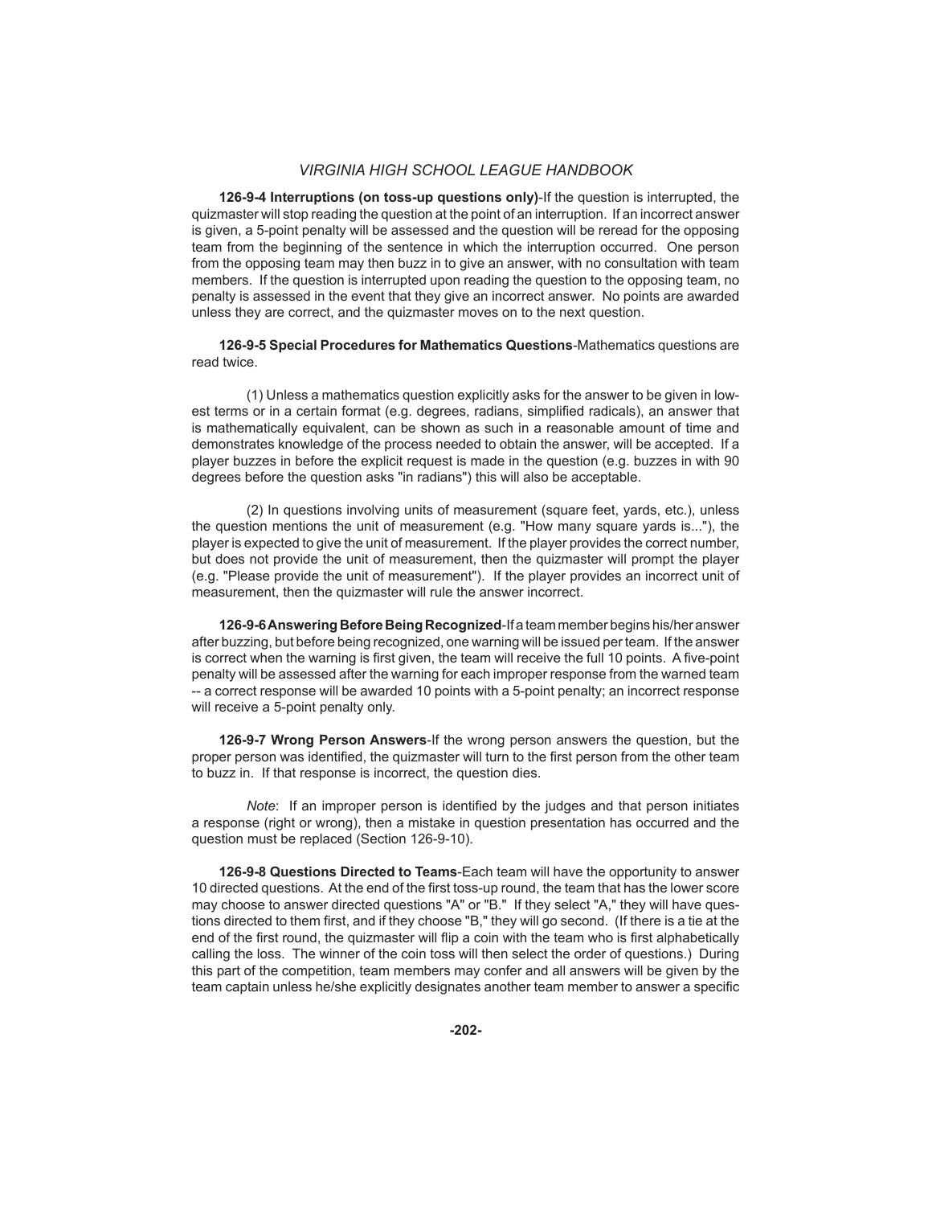**126-9-4 Interruptions (on toss-up questions only)**-If the question is interrupted, the quizmaster will stop reading the question at the point of an interruption. If an incorrect answer is given, a 5-point penalty will be assessed and the question will be reread for the opposing team from the beginning of the sentence in which the interruption occurred. One person from the opposing team may then buzz in to give an answer, with no consultation with team members. If the question is interrupted upon reading the question to the opposing team, no penalty is assessed in the event that they give an incorrect answer. No points are awarded unless they are correct, and the quizmaster moves on to the next question.

**126-9-5 Special Procedures for Mathematics Questions**-Mathematics questions are read twice.

(1) Unless a mathematics question explicitly asks for the answer to be given in lowest terms or in a certain format (e.g. degrees, radians, simplified radicals), an answer that is mathematically equivalent, can be shown as such in a reasonable amount of time and demonstrates knowledge of the process needed to obtain the answer, will be accepted. If a player buzzes in before the explicit request is made in the question (e.g. buzzes in with 90 degrees before the question asks "in radians") this will also be acceptable.

(2) In questions involving units of measurement (square feet, yards, etc.), unless the question mentions the unit of measurement (e.g. "How many square yards is..."), the player is expected to give the unit of measurement. If the player provides the correct number, but does not provide the unit of measurement, then the quizmaster will prompt the player (e.g. "Please provide the unit of measurement"). If the player provides an incorrect unit of measurement, then the quizmaster will rule the answer incorrect.

**126-9-6 Answering Before Being Recognized**-If a team member begins his/her answer after buzzing, but before being recognized, one warning will be issued per team. If the answer is correct when the warning is first given, the team will receive the full 10 points. A five-point penalty will be assessed after the warning for each improper response from the warned team -- a correct response will be awarded 10 points with a 5-point penalty; an incorrect response will receive a 5-point penalty only.

**126-9-7 Wrong Person Answers**-If the wrong person answers the question, but the proper person was identified, the quizmaster will turn to the first person from the other team to buzz in. If that response is incorrect, the question dies.

*Note*: If an improper person is identified by the judges and that person initiates a response (right or wrong), then a mistake in question presentation has occurred and the question must be replaced (Section 126-9-10).

**126-9-8 Questions Directed to Teams**-Each team will have the opportunity to answer 10 directed questions. At the end of the first toss-up round, the team that has the lower score may choose to answer directed questions "A" or "B." If they select "A," they will have questions directed to them first, and if they choose "B," they will go second. (If there is a tie at the end of the first round, the quizmaster will flip a coin with the team who is first alphabetically calling the loss. The winner of the coin toss will then select the order of questions.) During this part of the competition, team members may confer and all answers will be given by the team captain unless he/she explicitly designates another team member to answer a specific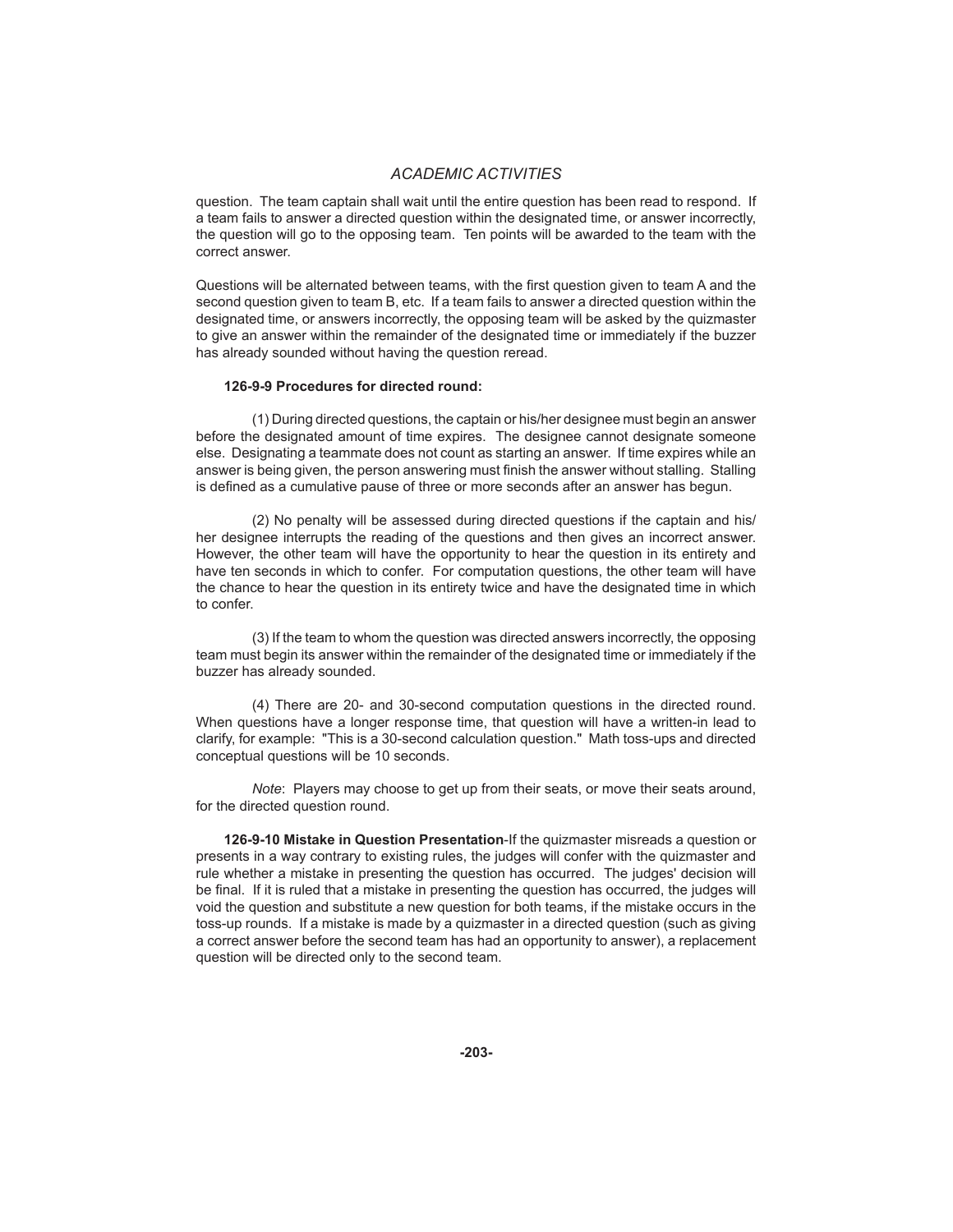question. The team captain shall wait until the entire question has been read to respond. If a team fails to answer a directed question within the designated time, or answer incorrectly, the question will go to the opposing team. Ten points will be awarded to the team with the correct answer.

Questions will be alternated between teams, with the first question given to team A and the second question given to team B, etc. If a team fails to answer a directed question within the designated time, or answers incorrectly, the opposing team will be asked by the quizmaster to give an answer within the remainder of the designated time or immediately if the buzzer has already sounded without having the question reread.

**126-9-9 Procedures for directed round:**

(1) During directed questions, the captain or his/her designee must begin an answer before the designated amount of time expires. The designee cannot designate someone else. Designating a teammate does not count as starting an answer. If time expires while an answer is being given, the person answering must finish the answer without stalling. Stalling is defined as a cumulative pause of three or more seconds after an answer has begun.

(2) No penalty will be assessed during directed questions if the captain and his/her designee interrupts the reading of the questions and then gives an incorrect answer. However, the other team will have the opportunity to hear the question in its entirety and have ten seconds in which to confer. For computation questions, the other team will have the chance to hear the question in its entirety twice and have the designated time in which to confer.

(3) If the team to whom the question was directed answers incorrectly, the opposing team must begin its answer within the remainder of the designated time or immediately if the buzzer has already sounded.

(4) There are 20- and 30-second computation questions in the directed round. When questions have a longer response time, that question will have a written-in lead to clarify, for example: "This is a 30-second calculation question." Math toss-ups and directed conceptual questions will be 10 seconds.

*Note*: Players may choose to get up from their seats, or move their seats around, for the directed question round.

**126-9-10 Mistake in Question Presentation**-If the quizmaster misreads a question or presents in a way contrary to existing rules, the judges will confer with the quizmaster and rule whether a mistake in presenting the question has occurred. The judges' decision will be final. If it is ruled that a mistake in presenting the question has occurred, the judges will void the question and substitute a new question for both teams, if the mistake occurs in the toss-up rounds. If a mistake is made by a quizmaster in a directed question (such as giving a correct answer before the second team has had an opportunity to answer), a replacement question will be directed only to the second team.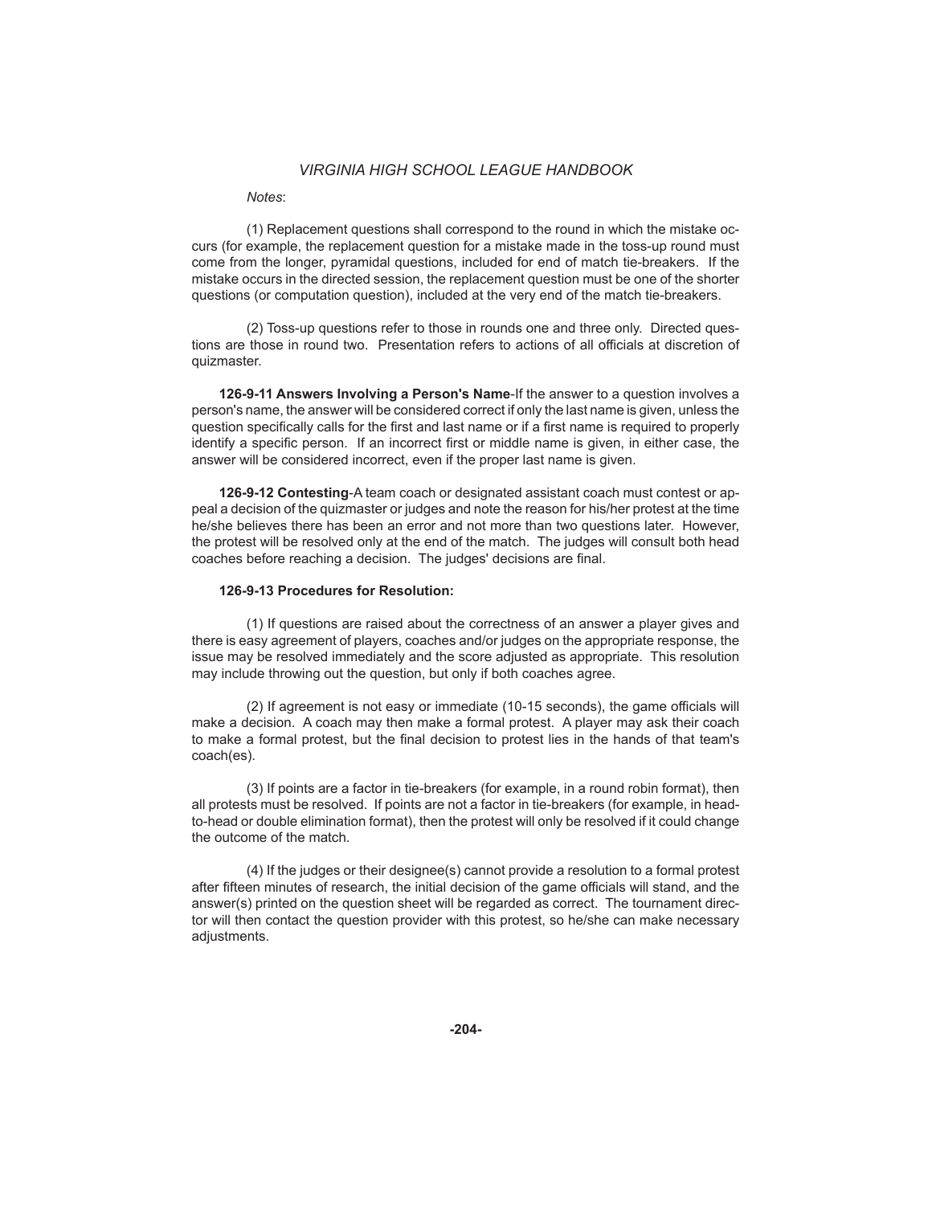*Notes*:

(1) Replacement questions shall correspond to the round in which the mistake occurs (for example, the replacement question for a mistake made in the toss-up round must come from the longer, pyramidal questions, included for end of match tie-breakers. If the mistake occurs in the directed session, the replacement question must be one of the shorter questions (or computation question), included at the very end of the match tie-breakers.

(2) Toss-up questions refer to those in rounds one and three only. Directed questions are those in round two. Presentation refers to actions of all officials at discretion of quizmaster.

**126-9-11 Answers Involving a Person's Name**-If the answer to a question involves a person's name, the answer will be considered correct if only the last name is given, unless the question specifically calls for the first and last name or if a first name is required to properly identify a specific person. If an incorrect first or middle name is given, in either case, the answer will be considered incorrect, even if the proper last name is given.

**126-9-12 Contesting**-A team coach or designated assistant coach must contest or appeal a decision of the quizmaster or judges and note the reason for his/her protest at the time he/she believes there has been an error and not more than two questions later. However, the protest will be resolved only at the end of the match. The judges will consult both head coaches before reaching a decision. The judges' decisions are final.

**126-9-13 Procedures for Resolution:**

(1) If questions are raised about the correctness of an answer a player gives and there is easy agreement of players, coaches and/or judges on the appropriate response, the issue may be resolved immediately and the score adjusted as appropriate. This resolution may include throwing out the question, but only if both coaches agree.

(2) If agreement is not easy or immediate (10-15 seconds), the game officials will make a decision. A coach may then make a formal protest. A player may ask their coach to make a formal protest, but the final decision to protest lies in the hands of that team's coach(es).

(3) If points are a factor in tie-breakers (for example, in a round robin format), then all protests must be resolved. If points are not a factor in tie-breakers (for example, in head-to-head or double elimination format), then the protest will only be resolved if it could change the outcome of the match.

(4) If the judges or their designee(s) cannot provide a resolution to a formal protest after fifteen minutes of research, the initial decision of the game officials will stand, and the answer(s) printed on the question sheet will be regarded as correct. The tournament director will then contact the question provider with this protest, so he/she can make necessary adjustments.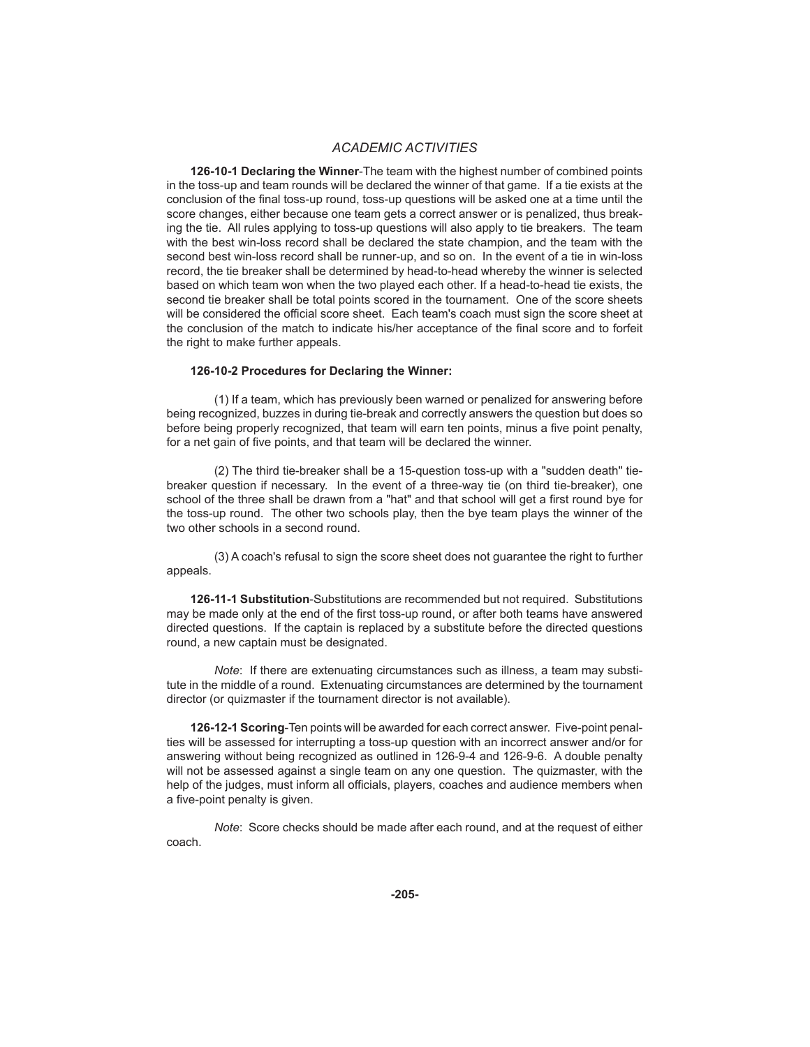**126-10-1 Declaring the Winner**-The team with the highest number of combined points in the toss-up and team rounds will be declared the winner of that game. If a tie exists at the conclusion of the final toss-up round, toss-up questions will be asked one at a time until the score changes, either because one team gets a correct answer or is penalized, thus breaking the tie. All rules applying to toss-up questions will also apply to tie breakers. The team with the best win-loss record shall be declared the state champion, and the team with the second best win-loss record shall be runner-up, and so on. In the event of a tie in win-loss record, the tie breaker shall be determined by head-to-head whereby the winner is selected based on which team won when the two played each other. If a head-to-head tie exists, the second tie breaker shall be total points scored in the tournament. One of the score sheets will be considered the official score sheet. Each team's coach must sign the score sheet at the conclusion of the match to indicate his/her acceptance of the final score and to forfeit the right to make further appeals.

**126-10-2 Procedures for Declaring the Winner:**

(1) If a team, which has previously been warned or penalized for answering before being recognized, buzzes in during tie-break and correctly answers the question but does so before being properly recognized, that team will earn ten points, minus a five point penalty, for a net gain of five points, and that team will be declared the winner.

(2) The third tie-breaker shall be a 15-question toss-up with a "sudden death" tie-breaker question if necessary. In the event of a three-way tie (on third tie-breaker), one school of the three shall be drawn from a "hat" and that school will get a first round bye for the toss-up round. The other two schools play, then the bye team plays the winner of the two other schools in a second round.

(3) A coach's refusal to sign the score sheet does not guarantee the right to further appeals.

**126-11-1 Substitution**-Substitutions are recommended but not required. Substitutions may be made only at the end of the first toss-up round, or after both teams have answered directed questions. If the captain is replaced by a substitute before the directed questions round, a new captain must be designated.

*Note*: If there are extenuating circumstances such as illness, a team may substitute in the middle of a round. Extenuating circumstances are determined by the tournament director (or quizmaster if the tournament director is not available).

**126-12-1 Scoring**-Ten points will be awarded for each correct answer. Five-point penalties will be assessed for interrupting a toss-up question with an incorrect answer and/or for answering without being recognized as outlined in 126-9-4 and 126-9-6. A double penalty will not be assessed against a single team on any one question. The quizmaster, with the help of the judges, must inform all officials, players, coaches and audience members when a five-point penalty is given.

*Note*: Score checks should be made after each round, and at the request of either coach.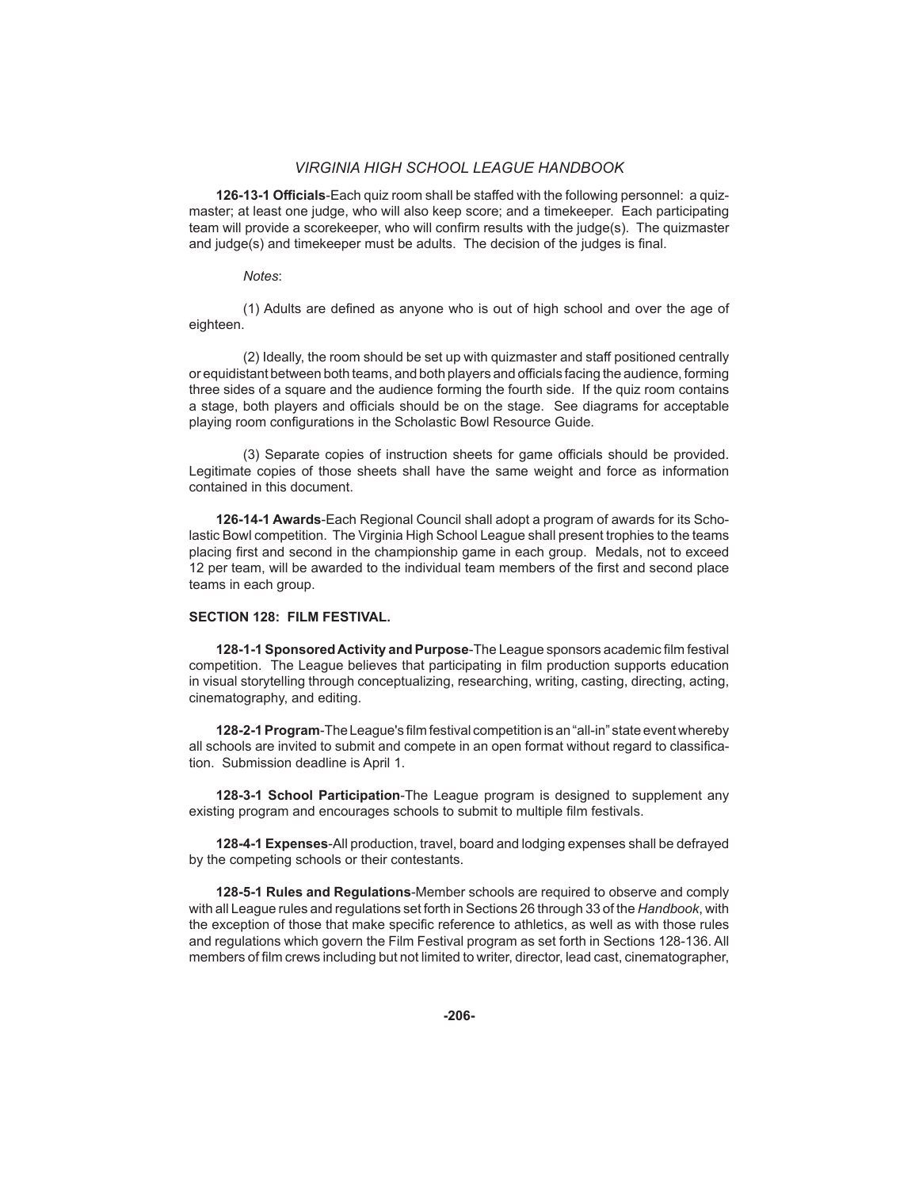**126-13-1 Officials**-Each quiz room shall be staffed with the following personnel: a quizmaster; at least one judge, who will also keep score; and a timekeeper. Each participating team will provide a scorekeeper, who will confirm results with the judge(s). The quizmaster and judge(s) and timekeeper must be adults. The decision of the judges is final.

*Notes*:

(1) Adults are defined as anyone who is out of high school and over the age of eighteen.

(2) Ideally, the room should be set up with quizmaster and staff positioned centrally or equidistant between both teams, and both players and officials facing the audience, forming three sides of a square and the audience forming the fourth side. If the quiz room contains a stage, both players and officials should be on the stage. See diagrams for acceptable playing room configurations in the Scholastic Bowl Resource Guide.

(3) Separate copies of instruction sheets for game officials should be provided. Legitimate copies of those sheets shall have the same weight and force as information contained in this document.

**126-14-1 Awards**-Each Regional Council shall adopt a program of awards for its Scholastic Bowl competition. The Virginia High School League shall present trophies to the teams placing first and second in the championship game in each group. Medals, not to exceed 12 per team, will be awarded to the individual team members of the first and second place teams in each group.

## SECTION 128: FILM FESTIVAL.

**128-1-1 Sponsored Activity and Purpose**-The League sponsors academic film festival competition. The League believes that participating in film production supports education in visual storytelling through conceptualizing, researching, writing, casting, directing, acting, cinematography, and editing.

**128-2-1 Program**-The League's film festival competition is an "all-in" state event whereby all schools are invited to submit and compete in an open format without regard to classification. Submission deadline is April 1.

**128-3-1 School Participation**-The League program is designed to supplement any existing program and encourages schools to submit to multiple film festivals.

**128-4-1 Expenses**-All production, travel, board and lodging expenses shall be defrayed by the competing schools or their contestants.

**128-5-1 Rules and Regulations**-Member schools are required to observe and comply with all League rules and regulations set forth in Sections 26 through 33 of the *Handbook*, with the exception of those that make specific reference to athletics, as well as with those rules and regulations which govern the Film Festival program as set forth in Sections 128-136. All members of film crews including but not limited to writer, director, lead cast, cinematographer,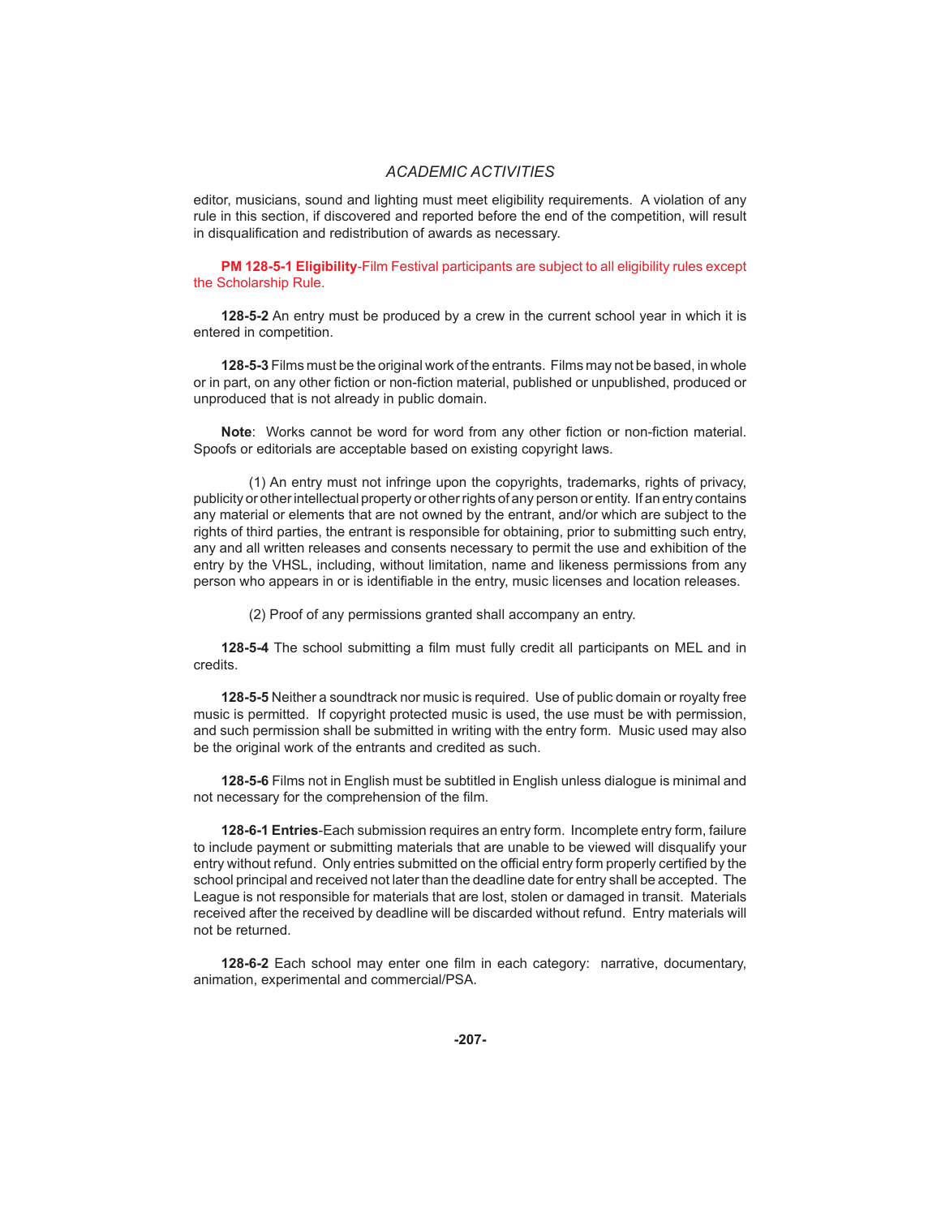editor, musicians, sound and lighting must meet eligibility requirements. A violation of any rule in this section, if discovered and reported before the end of the competition, will result in disqualification and redistribution of awards as necessary.

**PM 128-5-1 Eligibility**-Film Festival participants are subject to all eligibility rules except the Scholarship Rule.

**128-5-2** An entry must be produced by a crew in the current school year in which it is entered in competition.

**128-5-3** Films must be the original work of the entrants. Films may not be based, in whole or in part, on any other fiction or non-fiction material, published or unpublished, produced or unproduced that is not already in public domain.

**Note**: Works cannot be word for word from any other fiction or non-fiction material. Spoofs or editorials are acceptable based on existing copyright laws.

(1) An entry must not infringe upon the copyrights, trademarks, rights of privacy, publicity or other intellectual property or other rights of any person or entity. If an entry contains any material or elements that are not owned by the entrant, and/or which are subject to the rights of third parties, the entrant is responsible for obtaining, prior to submitting such entry, any and all written releases and consents necessary to permit the use and exhibition of the entry by the VHSL, including, without limitation, name and likeness permissions from any person who appears in or is identifiable in the entry, music licenses and location releases.

(2) Proof of any permissions granted shall accompany an entry.

**128-5-4** The school submitting a film must fully credit all participants on MEL and in credits.

**128-5-5** Neither a soundtrack nor music is required. Use of public domain or royalty free music is permitted. If copyright protected music is used, the use must be with permission, and such permission shall be submitted in writing with the entry form. Music used may also be the original work of the entrants and credited as such.

**128-5-6** Films not in English must be subtitled in English unless dialogue is minimal and not necessary for the comprehension of the film.

**128-6-1 Entries**-Each submission requires an entry form. Incomplete entry form, failure to include payment or submitting materials that are unable to be viewed will disqualify your entry without refund. Only entries submitted on the official entry form properly certified by the school principal and received not later than the deadline date for entry shall be accepted. The League is not responsible for materials that are lost, stolen or damaged in transit. Materials received after the received by deadline will be discarded without refund. Entry materials will not be returned.

**128-6-2** Each school may enter one film in each category: narrative, documentary, animation, experimental and commercial/PSA.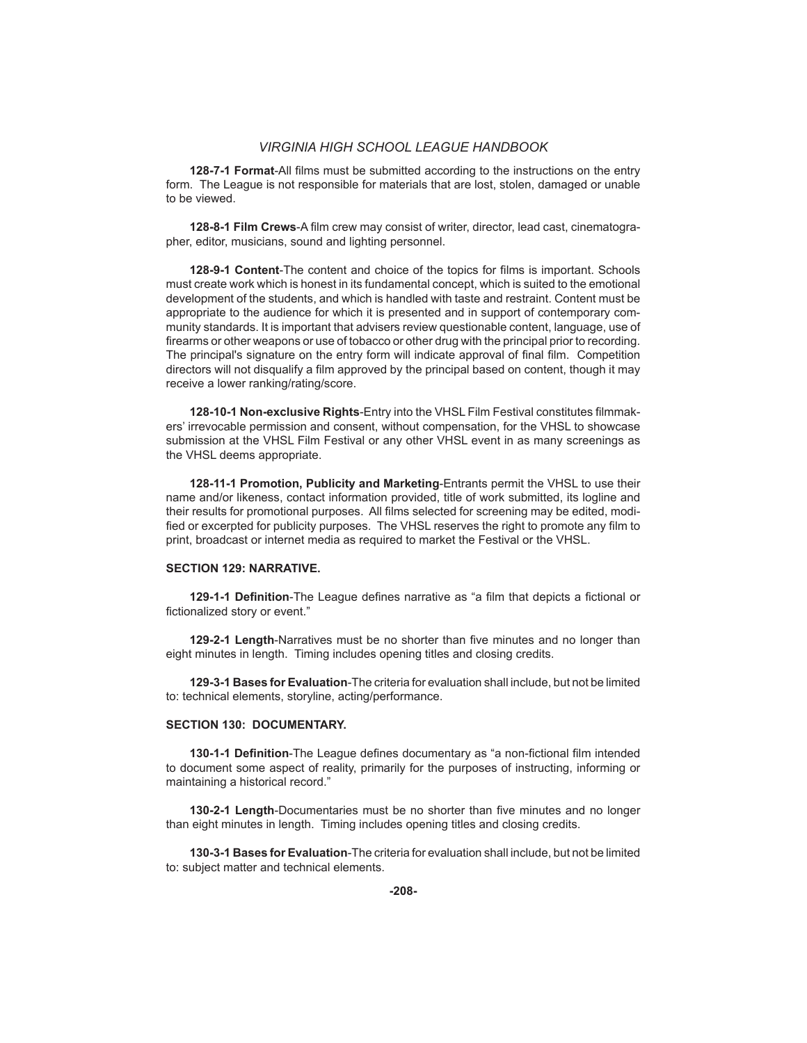**128-7-1 Format**-All films must be submitted according to the instructions on the entry form. The League is not responsible for materials that are lost, stolen, damaged or unable to be viewed.

**128-8-1 Film Crews**-A film crew may consist of writer, director, lead cast, cinematographer, editor, musicians, sound and lighting personnel.

**128-9-1 Content**-The content and choice of the topics for films is important. Schools must create work which is honest in its fundamental concept, which is suited to the emotional development of the students, and which is handled with taste and restraint. Content must be appropriate to the audience for which it is presented and in support of contemporary community standards. It is important that advisers review questionable content, language, use of firearms or other weapons or use of tobacco or other drug with the principal prior to recording. The principal's signature on the entry form will indicate approval of final film. Competition directors will not disqualify a film approved by the principal based on content, though it may receive a lower ranking/rating/score.

**128-10-1 Non-exclusive Rights**-Entry into the VHSL Film Festival constitutes filmmakers' irrevocable permission and consent, without compensation, for the VHSL to showcase submission at the VHSL Film Festival or any other VHSL event in as many screenings as the VHSL deems appropriate.

**128-11-1 Promotion, Publicity and Marketing**-Entrants permit the VHSL to use their name and/or likeness, contact information provided, title of work submitted, its logline and their results for promotional purposes. All films selected for screening may be edited, modified or excerpted for publicity purposes. The VHSL reserves the right to promote any film to print, broadcast or internet media as required to market the Festival or the VHSL.

### SECTION 129: NARRATIVE.

**129-1-1 Definition**-The League defines narrative as "a film that depicts a fictional or fictionalized story or event."

**129-2-1 Length**-Narratives must be no shorter than five minutes and no longer than eight minutes in length. Timing includes opening titles and closing credits.

**129-3-1 Bases for Evaluation**-The criteria for evaluation shall include, but not be limited to: technical elements, storyline, acting/performance.

### SECTION 130: DOCUMENTARY.

**130-1-1 Definition**-The League defines documentary as "a non-fictional film intended to document some aspect of reality, primarily for the purposes of instructing, informing or maintaining a historical record."

**130-2-1 Length**-Documentaries must be no shorter than five minutes and no longer than eight minutes in length. Timing includes opening titles and closing credits.

**130-3-1 Bases for Evaluation**-The criteria for evaluation shall include, but not be limited to: subject matter and technical elements.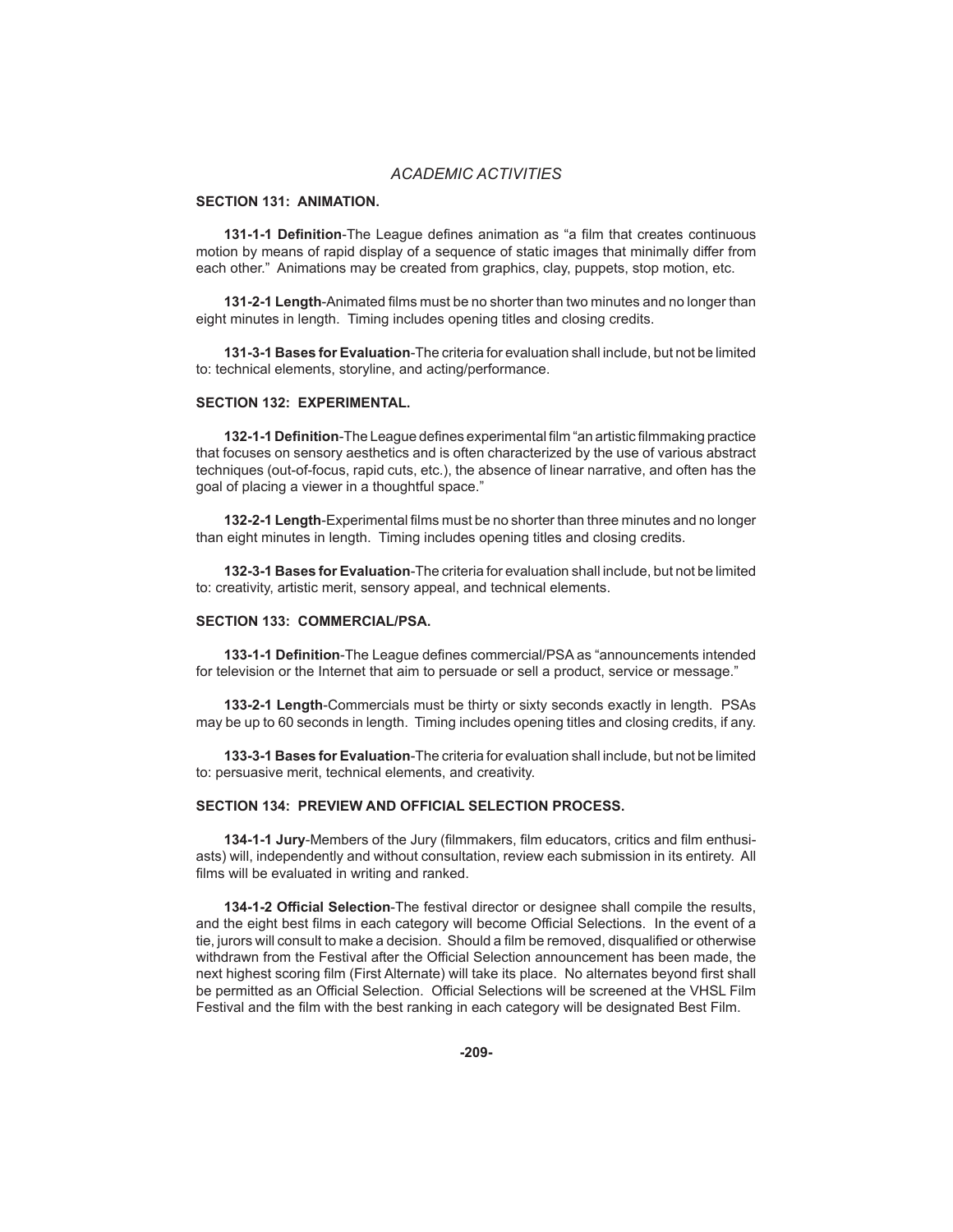*ACADEMIC ACTIVITIES*

## SECTION 131: ANIMATION.

**131-1-1 Definition**-The League defines animation as "a film that creates continuous motion by means of rapid display of a sequence of static images that minimally differ from each other." Animations may be created from graphics, clay, puppets, stop motion, etc.

**131-2-1 Length**-Animated films must be no shorter than two minutes and no longer than eight minutes in length. Timing includes opening titles and closing credits.

**131-3-1 Bases for Evaluation**-The criteria for evaluation shall include, but not be limited to: technical elements, storyline, and acting/performance.

## SECTION 132: EXPERIMENTAL.

**132-1-1 Definition**-The League defines experimental film "an artistic filmmaking practice that focuses on sensory aesthetics and is often characterized by the use of various abstract techniques (out-of-focus, rapid cuts, etc.), the absence of linear narrative, and often has the goal of placing a viewer in a thoughtful space."

**132-2-1 Length**-Experimental films must be no shorter than three minutes and no longer than eight minutes in length. Timing includes opening titles and closing credits.

**132-3-1 Bases for Evaluation**-The criteria for evaluation shall include, but not be limited to: creativity, artistic merit, sensory appeal, and technical elements.

## SECTION 133: COMMERCIAL/PSA.

**133-1-1 Definition**-The League defines commercial/PSA as "announcements intended for television or the Internet that aim to persuade or sell a product, service or message."

**133-2-1 Length**-Commercials must be thirty or sixty seconds exactly in length. PSAs may be up to 60 seconds in length. Timing includes opening titles and closing credits, if any.

**133-3-1 Bases for Evaluation**-The criteria for evaluation shall include, but not be limited to: persuasive merit, technical elements, and creativity.

## SECTION 134: PREVIEW AND OFFICIAL SELECTION PROCESS.

**134-1-1 Jury**-Members of the Jury (filmmakers, film educators, critics and film enthusiasts) will, independently and without consultation, review each submission in its entirety. All films will be evaluated in writing and ranked.

**134-1-2 Official Selection**-The festival director or designee shall compile the results, and the eight best films in each category will become Official Selections. In the event of a tie, jurors will consult to make a decision. Should a film be removed, disqualified or otherwise withdrawn from the Festival after the Official Selection announcement has been made, the next highest scoring film (First Alternate) will take its place. No alternates beyond first shall be permitted as an Official Selection. Official Selections will be screened at the VHSL Film Festival and the film with the best ranking in each category will be designated Best Film.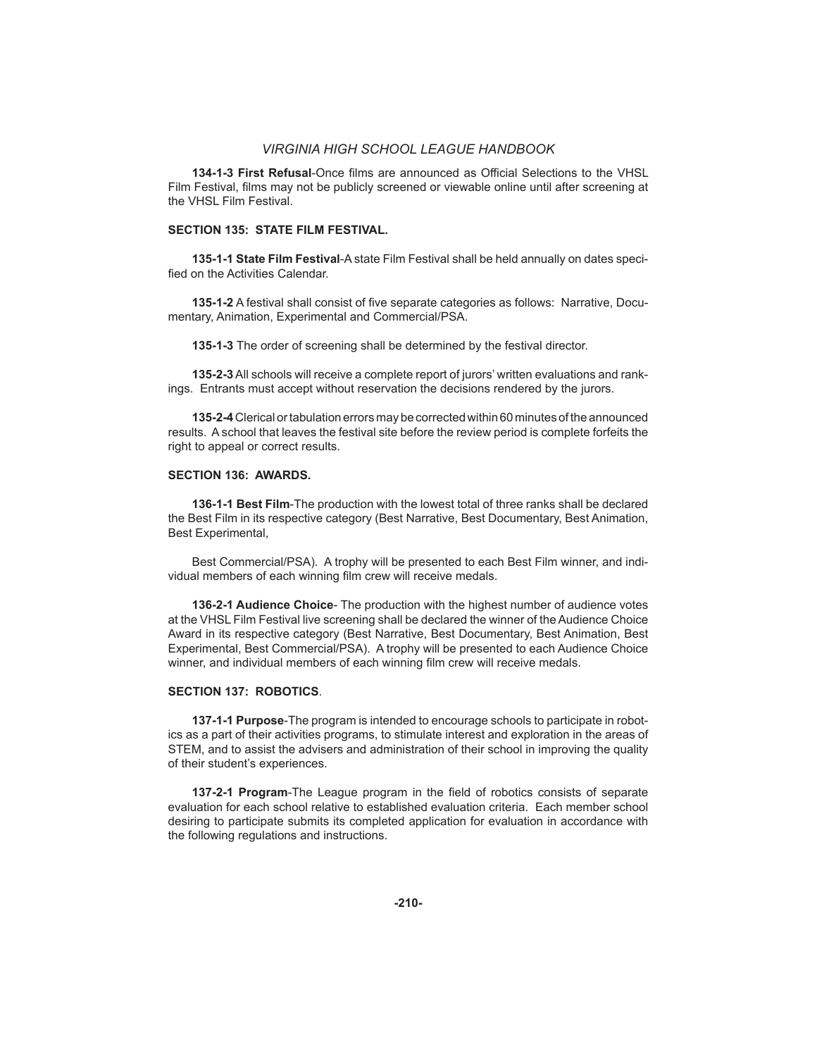**134-1-3 First Refusal**-Once films are announced as Official Selections to the VHSL Film Festival, films may not be publicly screened or viewable online until after screening at the VHSL Film Festival.

### SECTION 135: STATE FILM FESTIVAL.

**135-1-1 State Film Festival**-A state Film Festival shall be held annually on dates specified on the Activities Calendar.

**135-1-2** A festival shall consist of five separate categories as follows: Narrative, Documentary, Animation, Experimental and Commercial/PSA.

**135-1-3** The order of screening shall be determined by the festival director.

**135-2-3** All schools will receive a complete report of jurors' written evaluations and rankings. Entrants must accept without reservation the decisions rendered by the jurors.

**135-2-4** Clerical or tabulation errors may be corrected within 60 minutes of the announced results. A school that leaves the festival site before the review period is complete forfeits the right to appeal or correct results.

### SECTION 136: AWARDS.

**136-1-1 Best Film**-The production with the lowest total of three ranks shall be declared the Best Film in its respective category (Best Narrative, Best Documentary, Best Animation, Best Experimental,

Best Commercial/PSA). A trophy will be presented to each Best Film winner, and individual members of each winning film crew will receive medals.

**136-2-1 Audience Choice**- The production with the highest number of audience votes at the VHSL Film Festival live screening shall be declared the winner of the Audience Choice Award in its respective category (Best Narrative, Best Documentary, Best Animation, Best Experimental, Best Commercial/PSA). A trophy will be presented to each Audience Choice winner, and individual members of each winning film crew will receive medals.

### SECTION 137: ROBOTICS.

**137-1-1 Purpose**-The program is intended to encourage schools to participate in robotics as a part of their activities programs, to stimulate interest and exploration in the areas of STEM, and to assist the advisers and administration of their school in improving the quality of their student's experiences.

**137-2-1 Program**-The League program in the field of robotics consists of separate evaluation for each school relative to established evaluation criteria. Each member school desiring to participate submits its completed application for evaluation in accordance with the following regulations and instructions.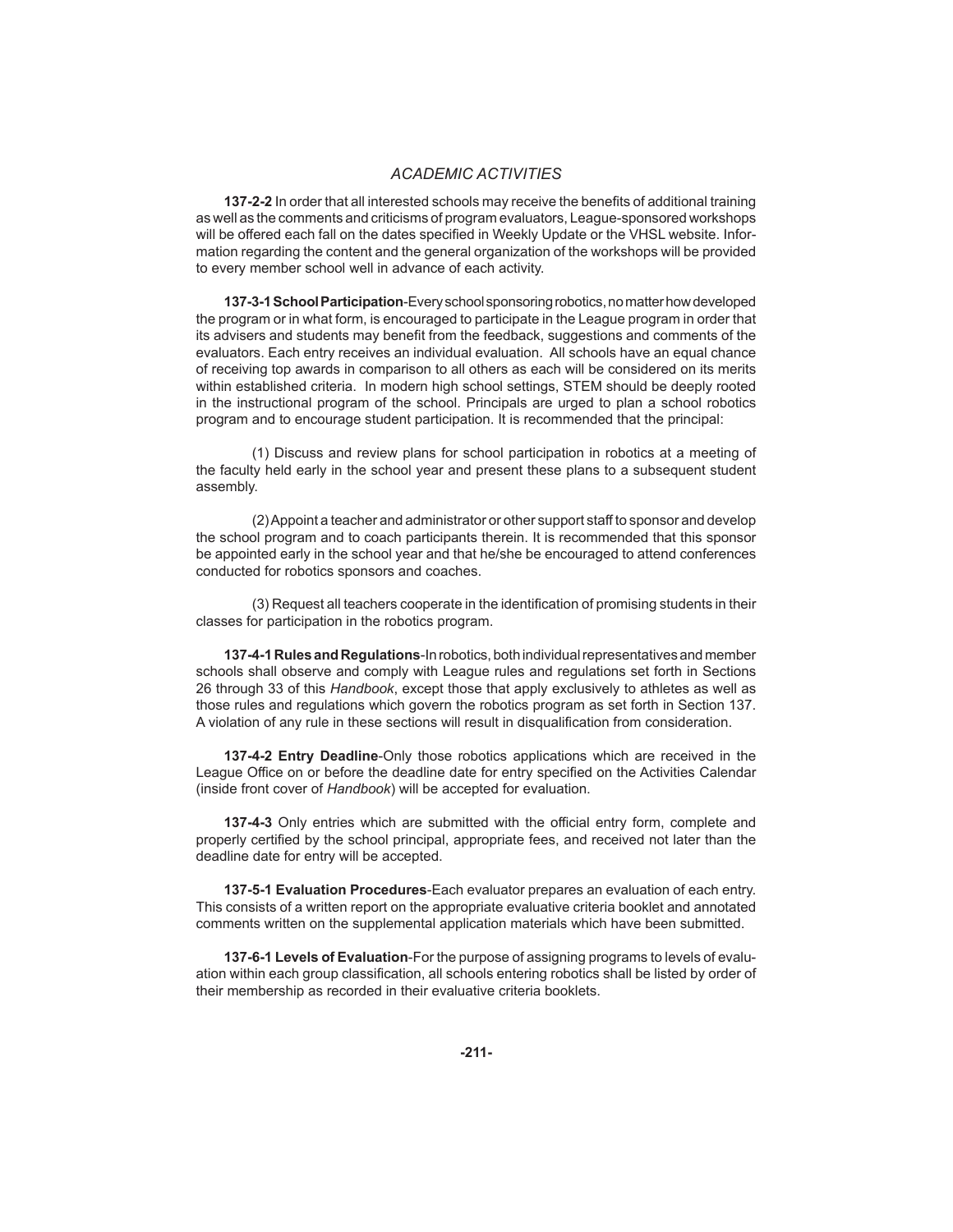**137-2-2** In order that all interested schools may receive the benefits of additional training as well as the comments and criticisms of program evaluators, League-sponsored workshops will be offered each fall on the dates specified in Weekly Update or the VHSL website. Information regarding the content and the general organization of the workshops will be provided to every member school well in advance of each activity.

**137-3-1 School Participation**-Every school sponsoring robotics, no matter how developed the program or in what form, is encouraged to participate in the League program in order that its advisers and students may benefit from the feedback, suggestions and comments of the evaluators. Each entry receives an individual evaluation. All schools have an equal chance of receiving top awards in comparison to all others as each will be considered on its merits within established criteria. In modern high school settings, STEM should be deeply rooted in the instructional program of the school. Principals are urged to plan a school robotics program and to encourage student participation. It is recommended that the principal:

(1) Discuss and review plans for school participation in robotics at a meeting of the faculty held early in the school year and present these plans to a subsequent student assembly.

(2) Appoint a teacher and administrator or other support staff to sponsor and develop the school program and to coach participants therein. It is recommended that this sponsor be appointed early in the school year and that he/she be encouraged to attend conferences conducted for robotics sponsors and coaches.

(3) Request all teachers cooperate in the identification of promising students in their classes for participation in the robotics program.

**137-4-1 Rules and Regulations**-In robotics, both individual representatives and member schools shall observe and comply with League rules and regulations set forth in Sections 26 through 33 of this *Handbook*, except those that apply exclusively to athletes as well as those rules and regulations which govern the robotics program as set forth in Section 137. A violation of any rule in these sections will result in disqualification from consideration.

**137-4-2 Entry Deadline**-Only those robotics applications which are received in the League Office on or before the deadline date for entry specified on the Activities Calendar (inside front cover of *Handbook*) will be accepted for evaluation.

**137-4-3** Only entries which are submitted with the official entry form, complete and properly certified by the school principal, appropriate fees, and received not later than the deadline date for entry will be accepted.

**137-5-1 Evaluation Procedures**-Each evaluator prepares an evaluation of each entry. This consists of a written report on the appropriate evaluative criteria booklet and annotated comments written on the supplemental application materials which have been submitted.

**137-6-1 Levels of Evaluation**-For the purpose of assigning programs to levels of evaluation within each group classification, all schools entering robotics shall be listed by order of their membership as recorded in their evaluative criteria booklets.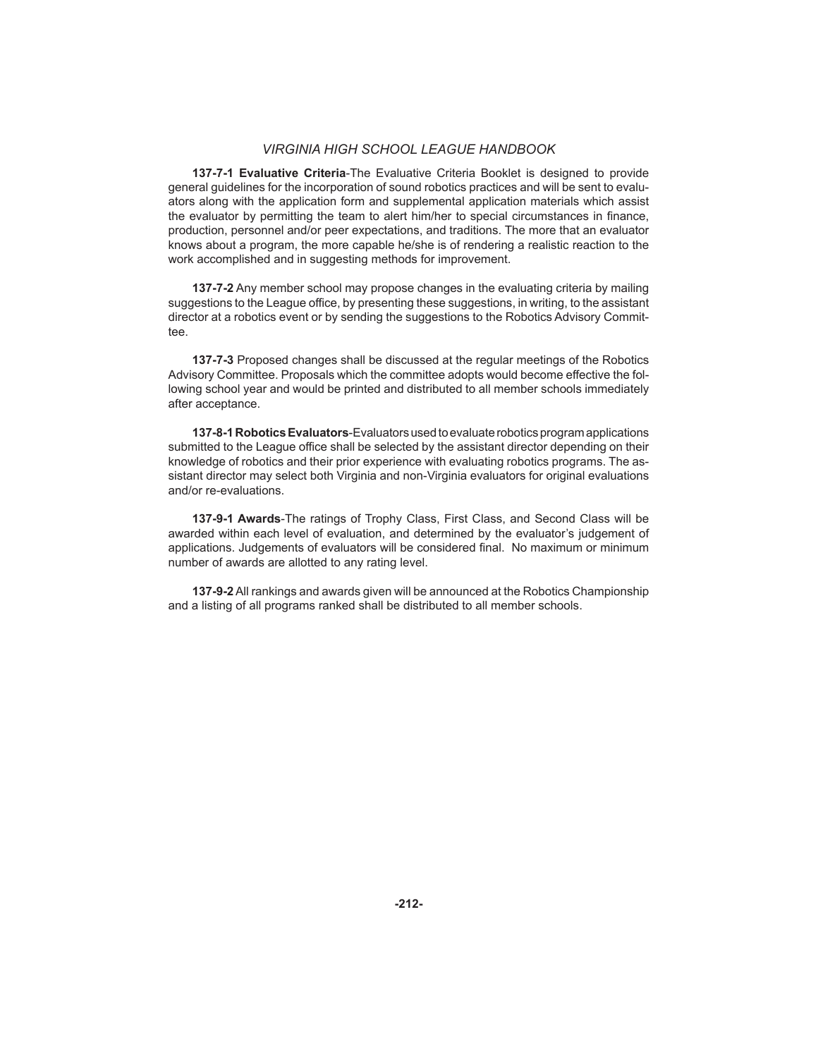**137-7-1 Evaluative Criteria**-The Evaluative Criteria Booklet is designed to provide general guidelines for the incorporation of sound robotics practices and will be sent to evaluators along with the application form and supplemental application materials which assist the evaluator by permitting the team to alert him/her to special circumstances in finance, production, personnel and/or peer expectations, and traditions. The more that an evaluator knows about a program, the more capable he/she is of rendering a realistic reaction to the work accomplished and in suggesting methods for improvement.

**137-7-2** Any member school may propose changes in the evaluating criteria by mailing suggestions to the League office, by presenting these suggestions, in writing, to the assistant director at a robotics event or by sending the suggestions to the Robotics Advisory Committee.

**137-7-3** Proposed changes shall be discussed at the regular meetings of the Robotics Advisory Committee. Proposals which the committee adopts would become effective the following school year and would be printed and distributed to all member schools immediately after acceptance.

**137-8-1 Robotics Evaluators**-Evaluators used to evaluate robotics program applications submitted to the League office shall be selected by the assistant director depending on their knowledge of robotics and their prior experience with evaluating robotics programs. The assistant director may select both Virginia and non-Virginia evaluators for original evaluations and/or re-evaluations.

**137-9-1 Awards**-The ratings of Trophy Class, First Class, and Second Class will be awarded within each level of evaluation, and determined by the evaluator's judgement of applications. Judgements of evaluators will be considered final. No maximum or minimum number of awards are allotted to any rating level.

**137-9-2** All rankings and awards given will be announced at the Robotics Championship and a listing of all programs ranked shall be distributed to all member schools.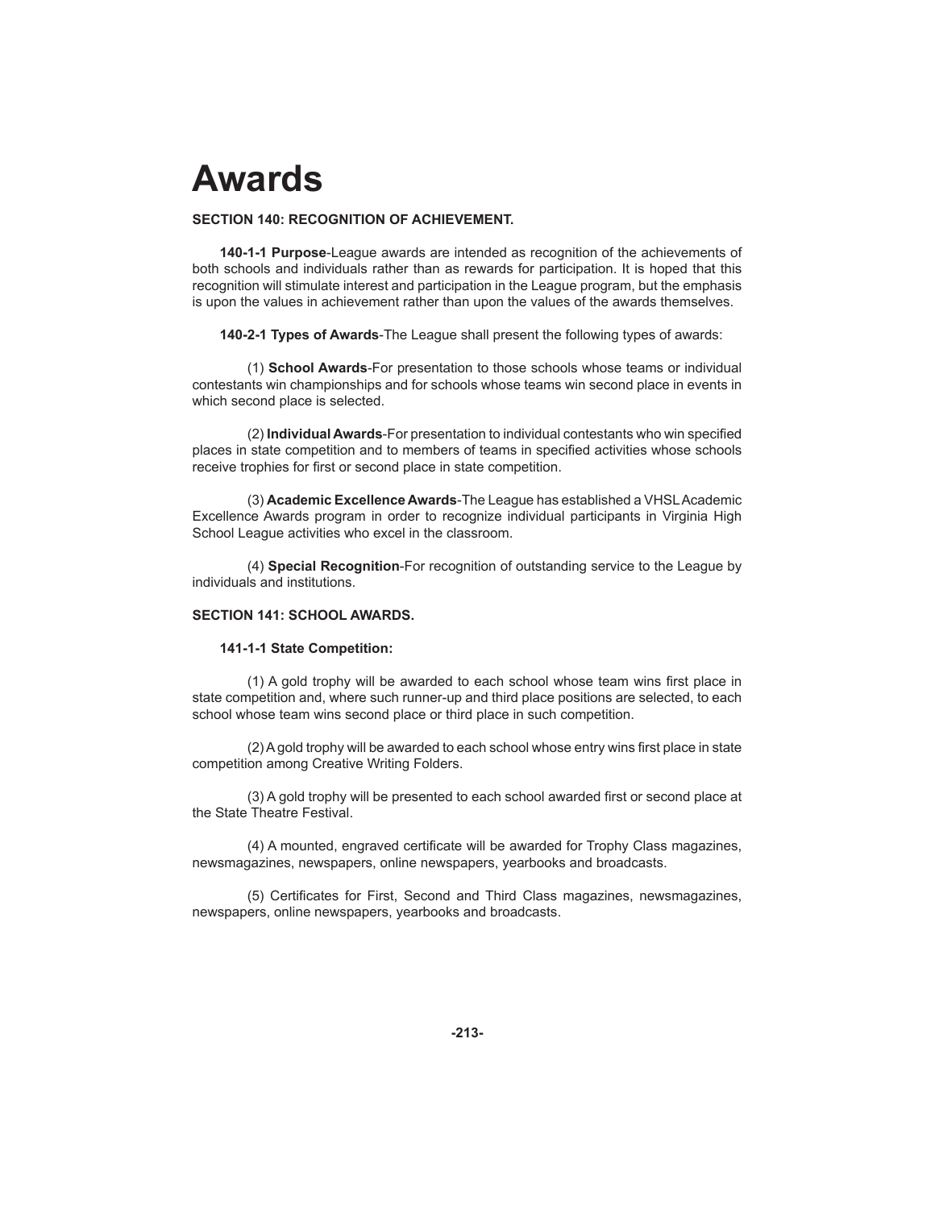# Awards

**SECTION 140: RECOGNITION OF ACHIEVEMENT.**

**140-1-1 Purpose**-League awards are intended as recognition of the achievements of both schools and individuals rather than as rewards for participation. It is hoped that this recognition will stimulate interest and participation in the League program, but the emphasis is upon the values in achievement rather than upon the values of the awards themselves.

**140-2-1 Types of Awards**-The League shall present the following types of awards:

(1) **School Awards**-For presentation to those schools whose teams or individual contestants win championships and for schools whose teams win second place in events in which second place is selected.

(2) **Individual Awards**-For presentation to individual contestants who win specified places in state competition and to members of teams in specified activities whose schools receive trophies for first or second place in state competition.

(3) **Academic Excellence Awards**-The League has established a VHSL Academic Excellence Awards program in order to recognize individual participants in Virginia High School League activities who excel in the classroom.

(4) **Special Recognition**-For recognition of outstanding service to the League by individuals and institutions.

**SECTION 141: SCHOOL AWARDS.**

**141-1-1 State Competition:**

(1) A gold trophy will be awarded to each school whose team wins first place in state competition and, where such runner-up and third place positions are selected, to each school whose team wins second place or third place in such competition.

(2) A gold trophy will be awarded to each school whose entry wins first place in state competition among Creative Writing Folders.

(3) A gold trophy will be presented to each school awarded first or second place at the State Theatre Festival.

(4) A mounted, engraved certificate will be awarded for Trophy Class magazines, newsmagazines, newspapers, online newspapers, yearbooks and broadcasts.

(5) Certificates for First, Second and Third Class magazines, newsmagazines, newspapers, online newspapers, yearbooks and broadcasts.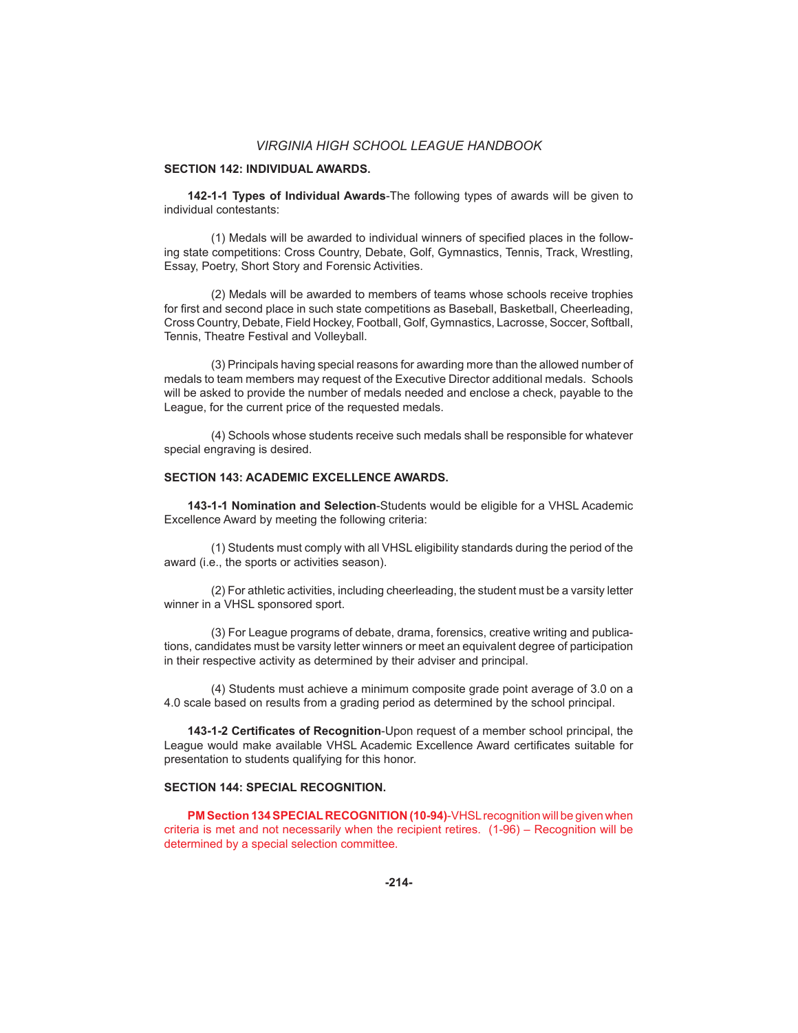## SECTION 142: INDIVIDUAL AWARDS.

**142-1-1 Types of Individual Awards**-The following types of awards will be given to individual contestants:

(1) Medals will be awarded to individual winners of specified places in the following state competitions: Cross Country, Debate, Golf, Gymnastics, Tennis, Track, Wrestling, Essay, Poetry, Short Story and Forensic Activities.

(2) Medals will be awarded to members of teams whose schools receive trophies for first and second place in such state competitions as Baseball, Basketball, Cheerleading, Cross Country, Debate, Field Hockey, Football, Golf, Gymnastics, Lacrosse, Soccer, Softball, Tennis, Theatre Festival and Volleyball.

(3) Principals having special reasons for awarding more than the allowed number of medals to team members may request of the Executive Director additional medals. Schools will be asked to provide the number of medals needed and enclose a check, payable to the League, for the current price of the requested medals.

(4) Schools whose students receive such medals shall be responsible for whatever special engraving is desired.

## SECTION 143: ACADEMIC EXCELLENCE AWARDS.

**143-1-1 Nomination and Selection**-Students would be eligible for a VHSL Academic Excellence Award by meeting the following criteria:

(1) Students must comply with all VHSL eligibility standards during the period of the award (i.e., the sports or activities season).

(2) For athletic activities, including cheerleading, the student must be a varsity letter winner in a VHSL sponsored sport.

(3) For League programs of debate, drama, forensics, creative writing and publications, candidates must be varsity letter winners or meet an equivalent degree of participation in their respective activity as determined by their adviser and principal.

(4) Students must achieve a minimum composite grade point average of 3.0 on a 4.0 scale based on results from a grading period as determined by the school principal.

**143-1-2 Certificates of Recognition**-Upon request of a member school principal, the League would make available VHSL Academic Excellence Award certificates suitable for presentation to students qualifying for this honor.

## SECTION 144: SPECIAL RECOGNITION.

**PM Section 134 SPECIAL RECOGNITION (10-94)**-VHSL recognition will be given when criteria is met and not necessarily when the recipient retires. (1-96) – Recognition will be determined by a special selection committee.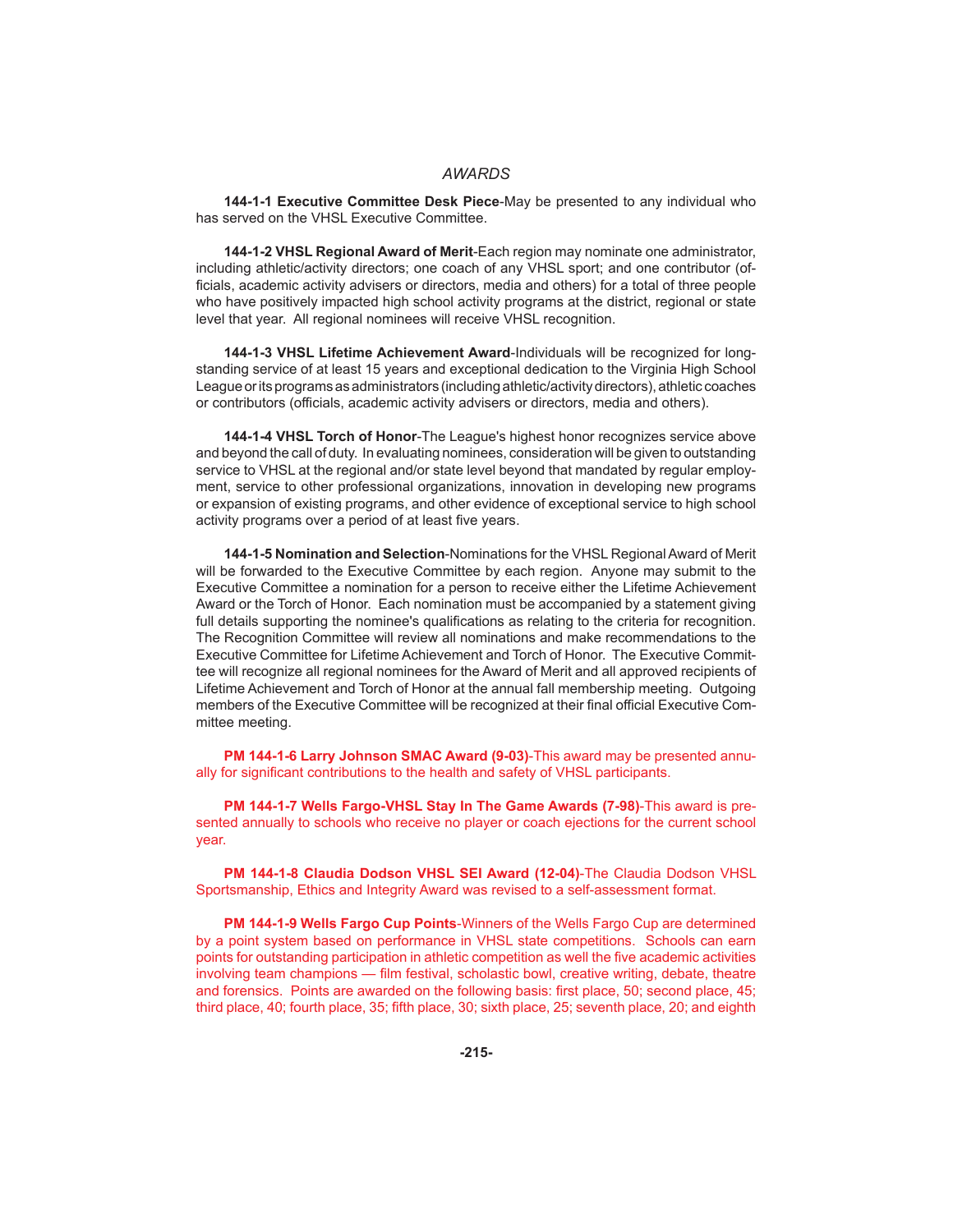*AWARDS*

**144-1-1 Executive Committee Desk Piece**-May be presented to any individual who has served on the VHSL Executive Committee.

**144-1-2 VHSL Regional Award of Merit**-Each region may nominate one administrator, including athletic/activity directors; one coach of any VHSL sport; and one contributor (officials, academic activity advisers or directors, media and others) for a total of three people who have positively impacted high school activity programs at the district, regional or state level that year. All regional nominees will receive VHSL recognition.

**144-1-3 VHSL Lifetime Achievement Award**-Individuals will be recognized for long-standing service of at least 15 years and exceptional dedication to the Virginia High School League or its programs as administrators (including athletic/activity directors), athletic coaches or contributors (officials, academic activity advisers or directors, media and others).

**144-1-4 VHSL Torch of Honor**-The League's highest honor recognizes service above and beyond the call of duty. In evaluating nominees, consideration will be given to outstanding service to VHSL at the regional and/or state level beyond that mandated by regular employment, service to other professional organizations, innovation in developing new programs or expansion of existing programs, and other evidence of exceptional service to high school activity programs over a period of at least five years.

**144-1-5 Nomination and Selection**-Nominations for the VHSL Regional Award of Merit will be forwarded to the Executive Committee by each region. Anyone may submit to the Executive Committee a nomination for a person to receive either the Lifetime Achievement Award or the Torch of Honor. Each nomination must be accompanied by a statement giving full details supporting the nominee's qualifications as relating to the criteria for recognition. The Recognition Committee will review all nominations and make recommendations to the Executive Committee for Lifetime Achievement and Torch of Honor. The Executive Committee will recognize all regional nominees for the Award of Merit and all approved recipients of Lifetime Achievement and Torch of Honor at the annual fall membership meeting. Outgoing members of the Executive Committee will be recognized at their final official Executive Committee meeting.

**PM 144-1-6 Larry Johnson SMAC Award (9-03)**-This award may be presented annually for significant contributions to the health and safety of VHSL participants.

**PM 144-1-7 Wells Fargo-VHSL Stay In The Game Awards (7-98)**-This award is presented annually to schools who receive no player or coach ejections for the current school year.

**PM 144-1-8 Claudia Dodson VHSL SEI Award (12-04)**-The Claudia Dodson VHSL Sportsmanship, Ethics and Integrity Award was revised to a self-assessment format.

**PM 144-1-9 Wells Fargo Cup Points**-Winners of the Wells Fargo Cup are determined by a point system based on performance in VHSL state competitions. Schools can earn points for outstanding participation in athletic competition as well the five academic activities involving team champions — film festival, scholastic bowl, creative writing, debate, theatre and forensics. Points are awarded on the following basis: first place, 50; second place, 45; third place, 40; fourth place, 35; fifth place, 30; sixth place, 25; seventh place, 20; and eighth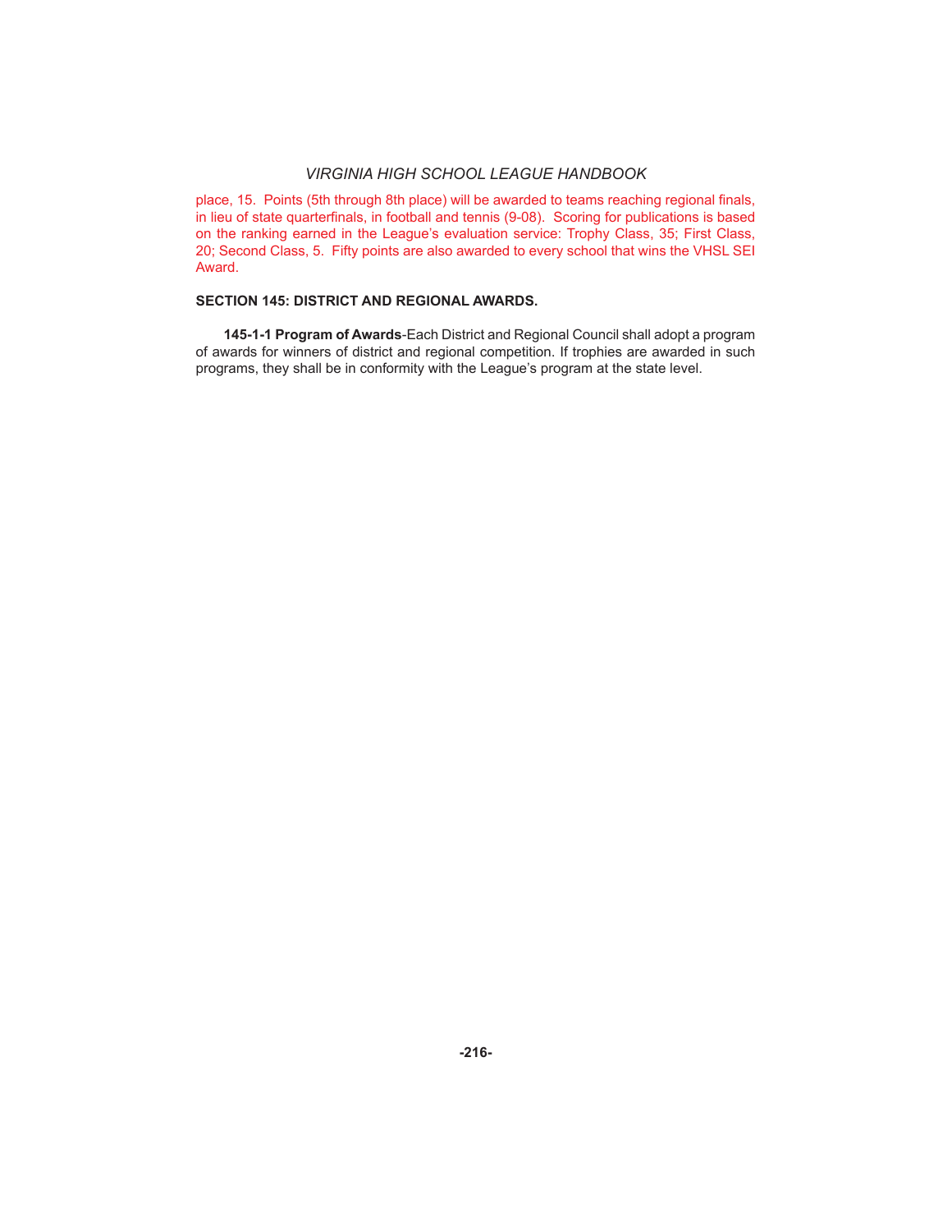place, 15. Points (5th through 8th place) will be awarded to teams reaching regional finals, in lieu of state quarterfinals, in football and tennis (9-08). Scoring for publications is based on the ranking earned in the League's evaluation service: Trophy Class, 35; First Class, 20; Second Class, 5. Fifty points are also awarded to every school that wins the VHSL SEI Award.

**SECTION 145: DISTRICT AND REGIONAL AWARDS.**

**145-1-1 Program of Awards**-Each District and Regional Council shall adopt a program of awards for winners of district and regional competition. If trophies are awarded in such programs, they shall be in conformity with the League's program at the state level.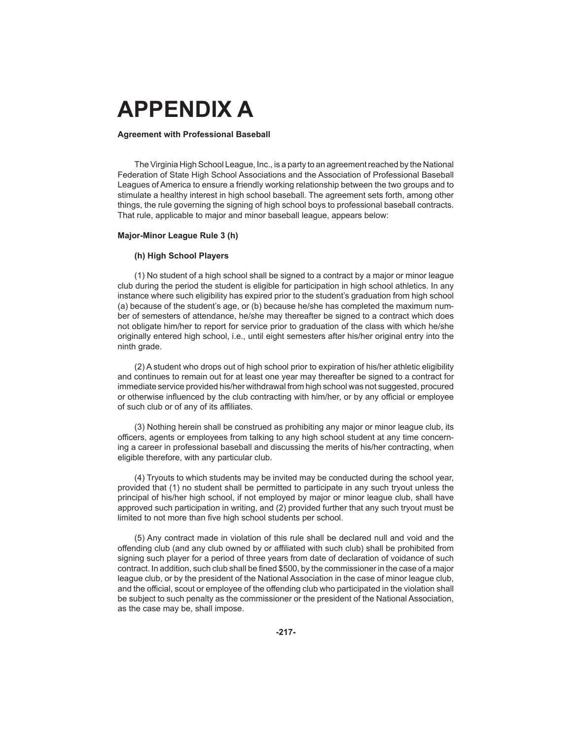# APPENDIX A

**Agreement with Professional Baseball**

The Virginia High School League, Inc., is a party to an agreement reached by the National Federation of State High School Associations and the Association of Professional Baseball Leagues of America to ensure a friendly working relationship between the two groups and to stimulate a healthy interest in high school baseball. The agreement sets forth, among other things, the rule governing the signing of high school boys to professional baseball contracts. That rule, applicable to major and minor baseball league, appears below:

**Major-Minor League Rule 3 (h)**

**(h) High School Players**

(1) No student of a high school shall be signed to a contract by a major or minor league club during the period the student is eligible for participation in high school athletics. In any instance where such eligibility has expired prior to the student's graduation from high school (a) because of the student's age, or (b) because he/she has completed the maximum number of semesters of attendance, he/she may thereafter be signed to a contract which does not obligate him/her to report for service prior to graduation of the class with which he/she originally entered high school, i.e., until eight semesters after his/her original entry into the ninth grade.

(2) A student who drops out of high school prior to expiration of his/her athletic eligibility and continues to remain out for at least one year may thereafter be signed to a contract for immediate service provided his/her withdrawal from high school was not suggested, procured or otherwise influenced by the club contracting with him/her, or by any official or employee of such club or of any of its affiliates.

(3) Nothing herein shall be construed as prohibiting any major or minor league club, its officers, agents or employees from talking to any high school student at any time concerning a career in professional baseball and discussing the merits of his/her contracting, when eligible therefore, with any particular club.

(4) Tryouts to which students may be invited may be conducted during the school year, provided that (1) no student shall be permitted to participate in any such tryout unless the principal of his/her high school, if not employed by major or minor league club, shall have approved such participation in writing, and (2) provided further that any such tryout must be limited to not more than five high school students per school.

(5) Any contract made in violation of this rule shall be declared null and void and the offending club (and any club owned by or affiliated with such club) shall be prohibited from signing such player for a period of three years from date of declaration of voidance of such contract. In addition, such club shall be fined $500, by the commissioner in the case of a major league club, or by the president of the National Association in the case of minor league club, and the official, scout or employee of the offending club who participated in the violation shall be subject to such penalty as the commissioner or the president of the National Association, as the case may be, shall impose.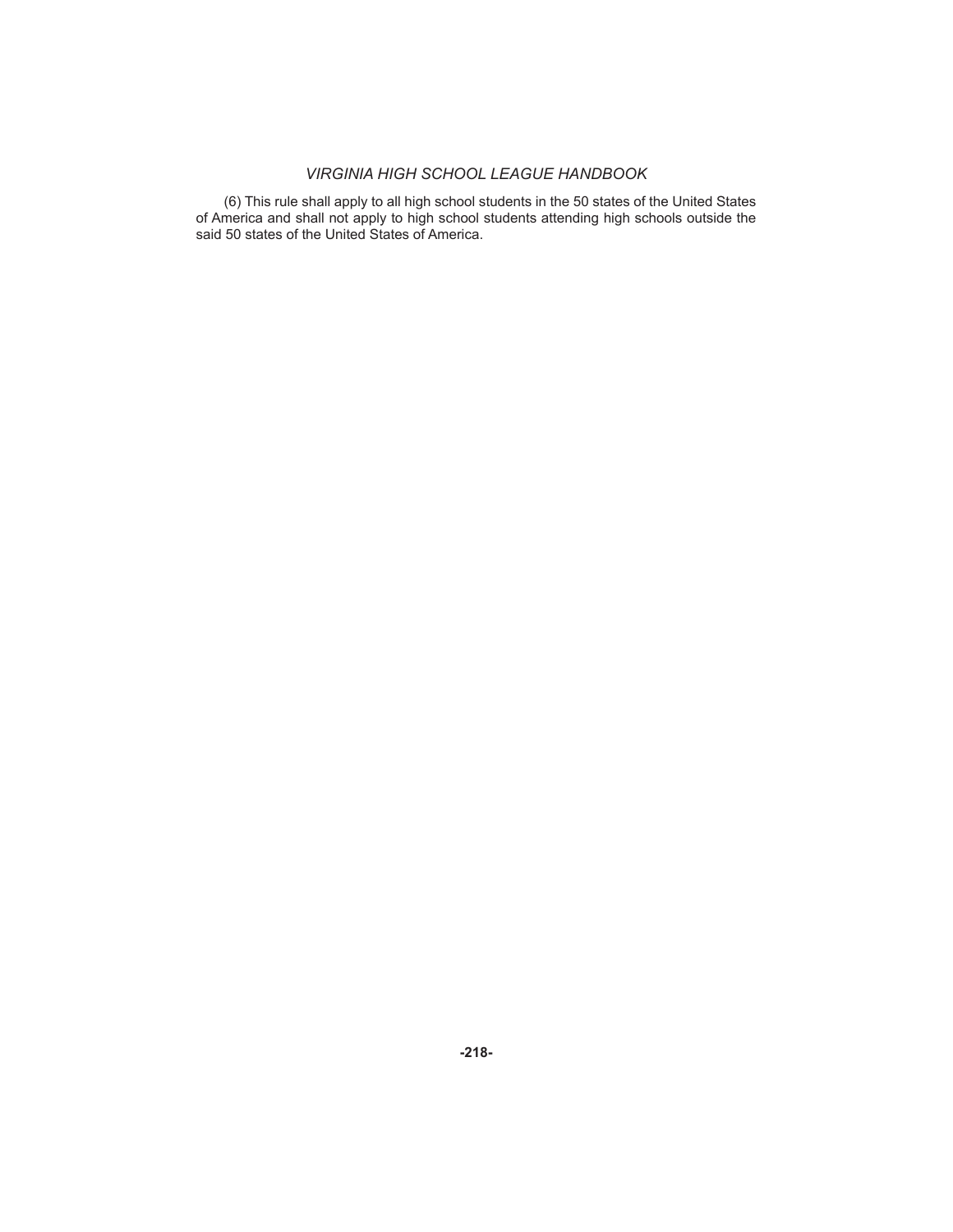(6) This rule shall apply to all high school students in the 50 states of the United States of America and shall not apply to high school students attending high schools outside the said 50 states of the United States of America.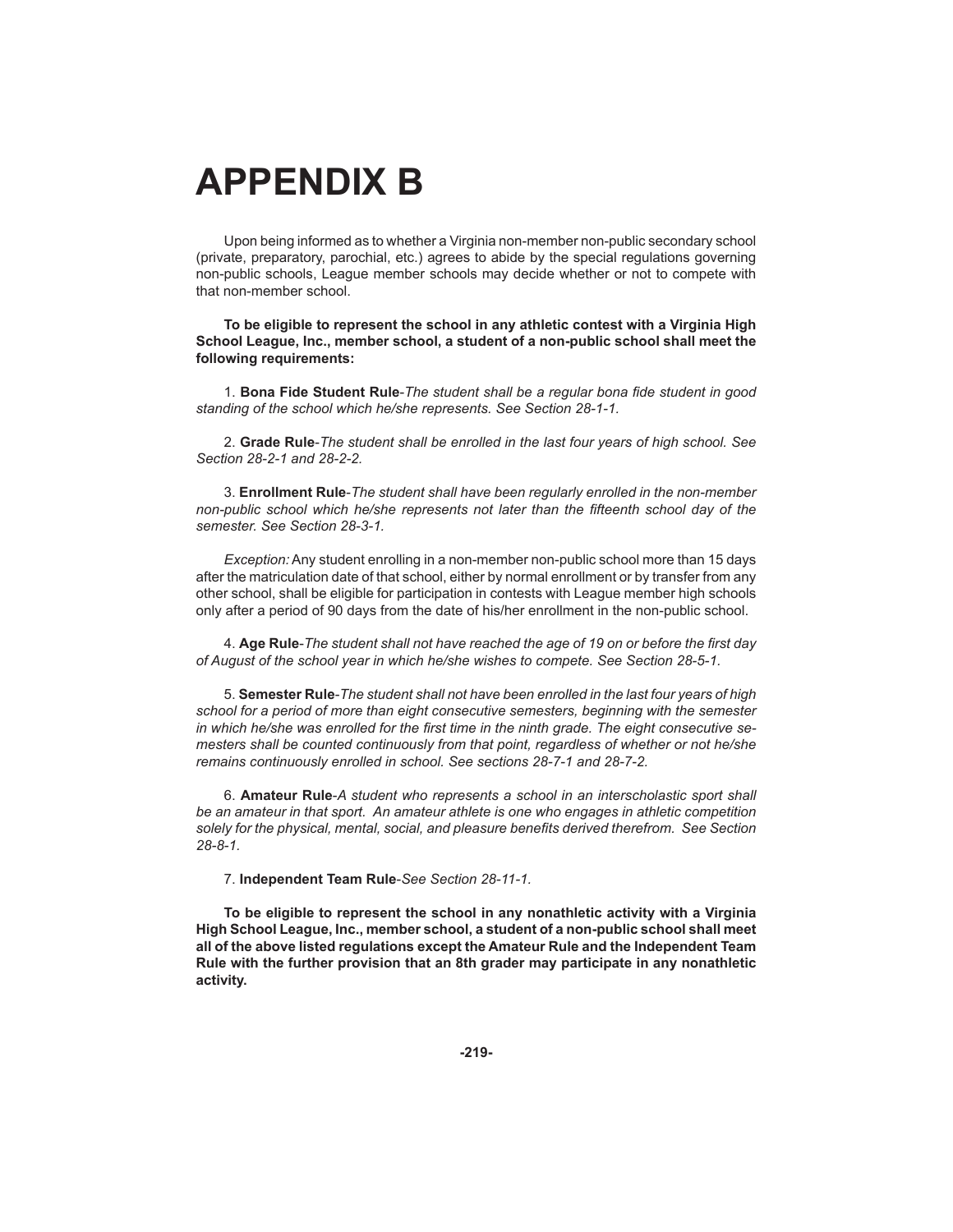# APPENDIX B

Upon being informed as to whether a Virginia non-member non-public secondary school (private, preparatory, parochial, etc.) agrees to abide by the special regulations governing non-public schools, League member schools may decide whether or not to compete with that non-member school.

**To be eligible to represent the school in any athletic contest with a Virginia High School League, Inc., member school, a student of a non-public school shall meet the following requirements:**

1. **Bona Fide Student Rule**-*The student shall be a regular bona fide student in good standing of the school which he/she represents. See Section 28-1-1.*

2. **Grade Rule**-*The student shall be enrolled in the last four years of high school. See Section 28-2-1 and 28-2-2.*

3. **Enrollment Rule**-*The student shall have been regularly enrolled in the non-member non-public school which he/she represents not later than the fifteenth school day of the semester. See Section 28-3-1.*

*Exception:* Any student enrolling in a non-member non-public school more than 15 days after the matriculation date of that school, either by normal enrollment or by transfer from any other school, shall be eligible for participation in contests with League member high schools only after a period of 90 days from the date of his/her enrollment in the non-public school.

4. **Age Rule**-*The student shall not have reached the age of 19 on or before the first day of August of the school year in which he/she wishes to compete. See Section 28-5-1.*

5. **Semester Rule**-*The student shall not have been enrolled in the last four years of high school for a period of more than eight consecutive semesters, beginning with the semester in which he/she was enrolled for the first time in the ninth grade. The eight consecutive semesters shall be counted continuously from that point, regardless of whether or not he/she remains continuously enrolled in school. See sections 28-7-1 and 28-7-2.*

6. **Amateur Rule**-*A student who represents a school in an interscholastic sport shall be an amateur in that sport. An amateur athlete is one who engages in athletic competition solely for the physical, mental, social, and pleasure benefits derived therefrom. See Section 28-8-1.*

7. **Independent Team Rule**-*See Section 28-11-1.*

**To be eligible to represent the school in any nonathletic activity with a Virginia High School League, Inc., member school, a student of a non-public school shall meet all of the above listed regulations except the Amateur Rule and the Independent Team Rule with the further provision that an 8th grader may participate in any nonathletic activity.**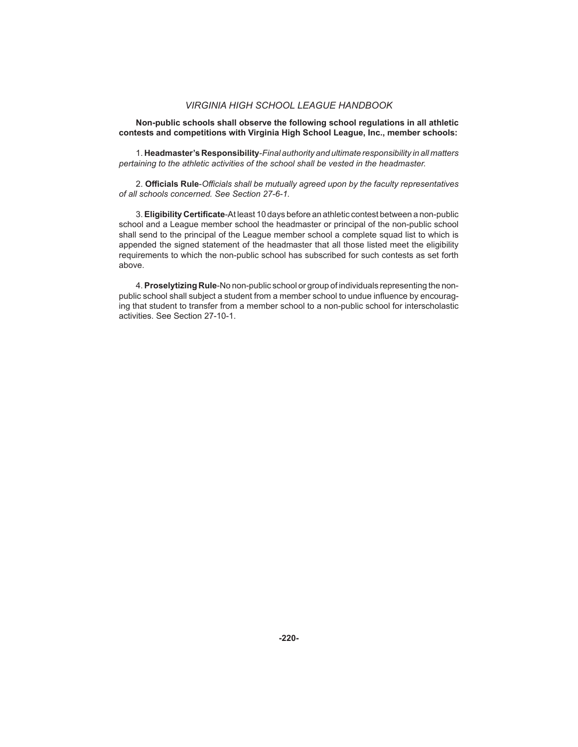**Non-public schools shall observe the following school regulations in all athletic contests and competitions with Virginia High School League, Inc., member schools:**

1. **Headmaster's Responsibility**-*Final authority and ultimate responsibility in all matters pertaining to the athletic activities of the school shall be vested in the headmaster.*

2. **Officials Rule**-*Officials shall be mutually agreed upon by the faculty representatives of all schools concerned. See Section 27-6-1.*

3. **Eligibility Certificate**-At least 10 days before an athletic contest between a non-public school and a League member school the headmaster or principal of the non-public school shall send to the principal of the League member school a complete squad list to which is appended the signed statement of the headmaster that all those listed meet the eligibility requirements to which the non-public school has subscribed for such contests as set forth above.

4. **Proselytizing Rule**-No non-public school or group of individuals representing the non-public school shall subject a student from a member school to undue influence by encouraging that student to transfer from a member school to a non-public school for interscholastic activities. See Section 27-10-1.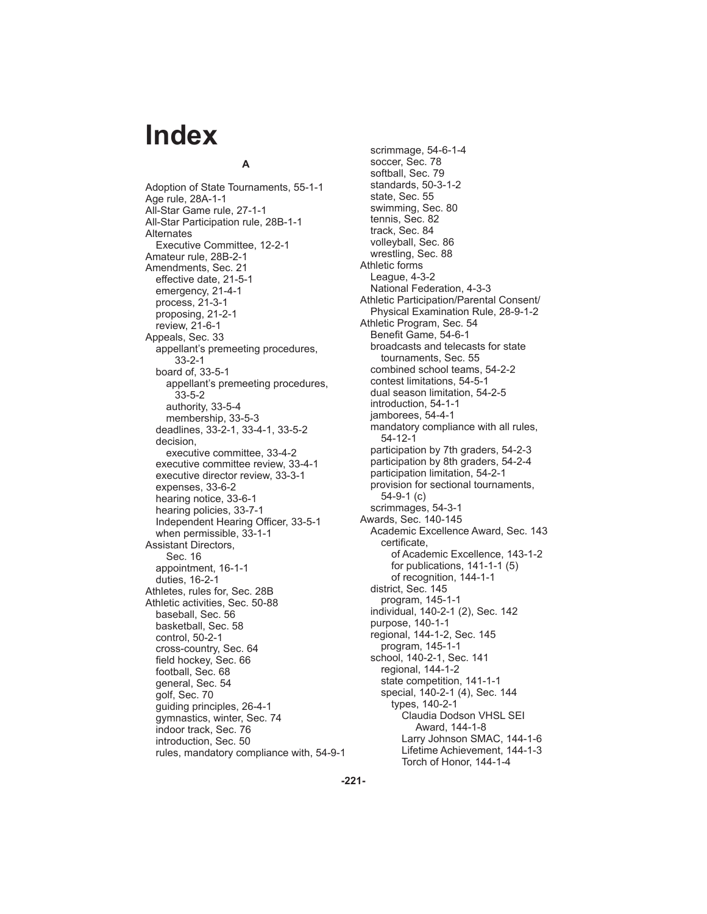# Index

## A

Adoption of State Tournaments, 55-1-1
Age rule, 28A-1-1
All-Star Game rule, 27-1-1
All-Star Participation rule, 28B-1-1
Alternates
  Executive Committee, 12-2-1
Amateur rule, 28B-2-1
Amendments, Sec. 21
  effective date, 21-5-1
  emergency, 21-4-1
  process, 21-3-1
  proposing, 21-2-1
  review, 21-6-1
Appeals, Sec. 33
  appellant's premeeting procedures, 33-2-1
  board of, 33-5-1
    appellant's premeeting procedures, 33-5-2
    authority, 33-5-4
    membership, 33-5-3
  deadlines, 33-2-1, 33-4-1, 33-5-2
  decision,
    executive committee, 33-4-2
  executive committee review, 33-4-1
  executive director review, 33-3-1
  expenses, 33-6-2
  hearing notice, 33-6-1
  hearing policies, 33-7-1
  Independent Hearing Officer, 33-5-1
  when permissible, 33-1-1
Assistant Directors, Sec. 16
  appointment, 16-1-1
  duties, 16-2-1
Athletes, rules for, Sec. 28B
Athletic activities, Sec. 50-88
  baseball, Sec. 56
  basketball, Sec. 58
  control, 50-2-1
  cross-country, Sec. 64
  field hockey, Sec. 66
  football, Sec. 68
  general, Sec. 54
  golf, Sec. 70
  guiding principles, 26-4-1
  gymnastics, winter, Sec. 74
  indoor track, Sec. 76
  introduction, Sec. 50
  rules, mandatory compliance with, 54-9-1
  scrimmage, 54-6-1-4
  soccer, Sec. 78
  softball, Sec. 79
  standards, 50-3-1-2
  state, Sec. 55
  swimming, Sec. 80
  tennis, Sec. 82
  track, Sec. 84
  volleyball, Sec. 86
  wrestling, Sec. 88
Athletic forms
  League, 4-3-2
  National Federation, 4-3-3
Athletic Participation/Parental Consent/Physical Examination Rule, 28-9-1-2
Athletic Program, Sec. 54
  Benefit Game, 54-6-1
  broadcasts and telecasts for state tournaments, Sec. 55
  combined school teams, 54-2-2
  contest limitations, 54-5-1
  dual season limitation, 54-2-5
  introduction, 54-1-1
  jamborees, 54-4-1
  mandatory compliance with all rules, 54-12-1
  participation by 7th graders, 54-2-3
  participation by 8th graders, 54-2-4
  participation limitation, 54-2-1
  provision for sectional tournaments, 54-9-1 (c)
  scrimmages, 54-3-1
Awards, Sec. 140-145
  Academic Excellence Award, Sec. 143
    certificate,
      of Academic Excellence, 143-1-2
      for publications, 141-1-1 (5)
      of recognition, 144-1-1
  district, Sec. 145
    program, 145-1-1
  individual, 140-2-1 (2), Sec. 142
  purpose, 140-1-1
  regional, 144-1-2, Sec. 145
    program, 145-1-1
  school, 140-2-1, Sec. 141
    regional, 144-1-2
    state competition, 141-1-1
    special, 140-2-1 (4), Sec. 144
      types, 140-2-1
        Claudia Dodson VHSL SEI Award, 144-1-8
        Larry Johnson SMAC, 144-1-6
        Lifetime Achievement, 144-1-3
        Torch of Honor, 144-1-4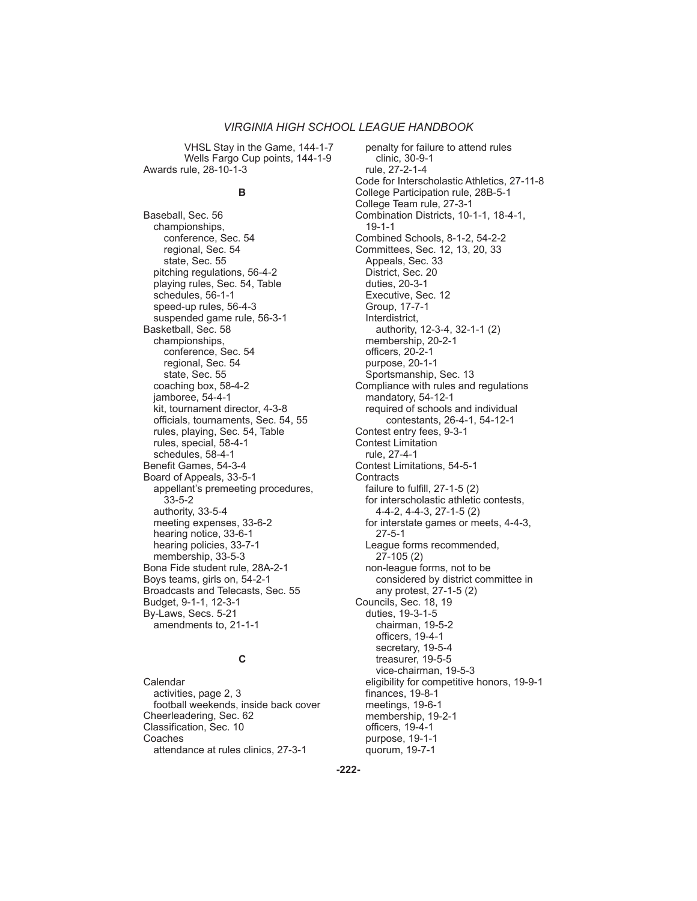VHSL Stay in the Game, 144-1-7
Wells Fargo Cup points, 144-1-9
Awards rule, 28-10-1-3

**B**

Baseball, Sec. 56
- championships,
  - conference, Sec. 54
  - regional, Sec. 54
  - state, Sec. 55
- pitching regulations, 56-4-2
- playing rules, Sec. 54, Table
- schedules, 56-1-1
- speed-up rules, 56-4-3
- suspended game rule, 56-3-1

Basketball, Sec. 58
- championships,
  - conference, Sec. 54
  - regional, Sec. 54
  - state, Sec. 55
- coaching box, 58-4-2
- jamboree, 54-4-1
- kit, tournament director, 4-3-8
- officials, tournaments, Sec. 54, 55
- rules, playing, Sec. 54, Table
- rules, special, 58-4-1
- schedules, 58-4-1

Benefit Games, 54-3-4

Board of Appeals, 33-5-1
- appellant's premeeting procedures, 33-5-2
- authority, 33-5-4
- meeting expenses, 33-6-2
- hearing notice, 33-6-1
- hearing policies, 33-7-1
- membership, 33-5-3

Bona Fide student rule, 28A-2-1

Boys teams, girls on, 54-2-1

Broadcasts and Telecasts, Sec. 55

Budget, 9-1-1, 12-3-1

By-Laws, Secs. 5-21
- amendments to, 21-1-1

**C**

Calendar
- activities, page 2, 3
- football weekends, inside back cover

Cheerleading, Sec. 62

Classification, Sec. 10

Coaches
- attendance at rules clinics, 27-3-1
- penalty for failure to attend rules clinic, 30-9-1
- rule, 27-2-1-4

Code for Interscholastic Athletics, 27-11-8

College Participation rule, 28B-5-1

College Team rule, 27-3-1

Combination Districts, 10-1-1, 18-4-1, 19-1-1

Combined Schools, 8-1-2, 54-2-2

Committees, Sec. 12, 13, 20, 33
- Appeals, Sec. 33
- District, Sec. 20
- duties, 20-3-1
- Executive, Sec. 12
- Group, 17-7-1
- Interdistrict,
  - authority, 12-3-4, 32-1-1 (2)
- membership, 20-2-1
- officers, 20-2-1
- purpose, 20-1-1
- Sportsmanship, Sec. 13

Compliance with rules and regulations
- mandatory, 54-12-1
- required of schools and individual contestants, 26-4-1, 54-12-1

Contest entry fees, 9-3-1

Contest Limitation
- rule, 27-4-1

Contest Limitations, 54-5-1

Contracts
- failure to fulfill, 27-1-5 (2)
- for interscholastic athletic contests, 4-4-2, 4-4-3, 27-1-5 (2)
- for interstate games or meets, 4-4-3, 27-5-1
- League forms recommended, 27-105 (2)
- non-league forms, not to be considered by district committee in any protest, 27-1-5 (2)

Councils, Sec. 18, 19
- duties, 19-3-1-5
  - chairman, 19-5-2
  - officers, 19-4-1
  - secretary, 19-5-4
  - treasurer, 19-5-5
  - vice-chairman, 19-5-3
- eligibility for competitive honors, 19-9-1
- finances, 19-8-1
- meetings, 19-6-1
- membership, 19-2-1
- officers, 19-4-1
- purpose, 19-1-1
- quorum, 19-7-1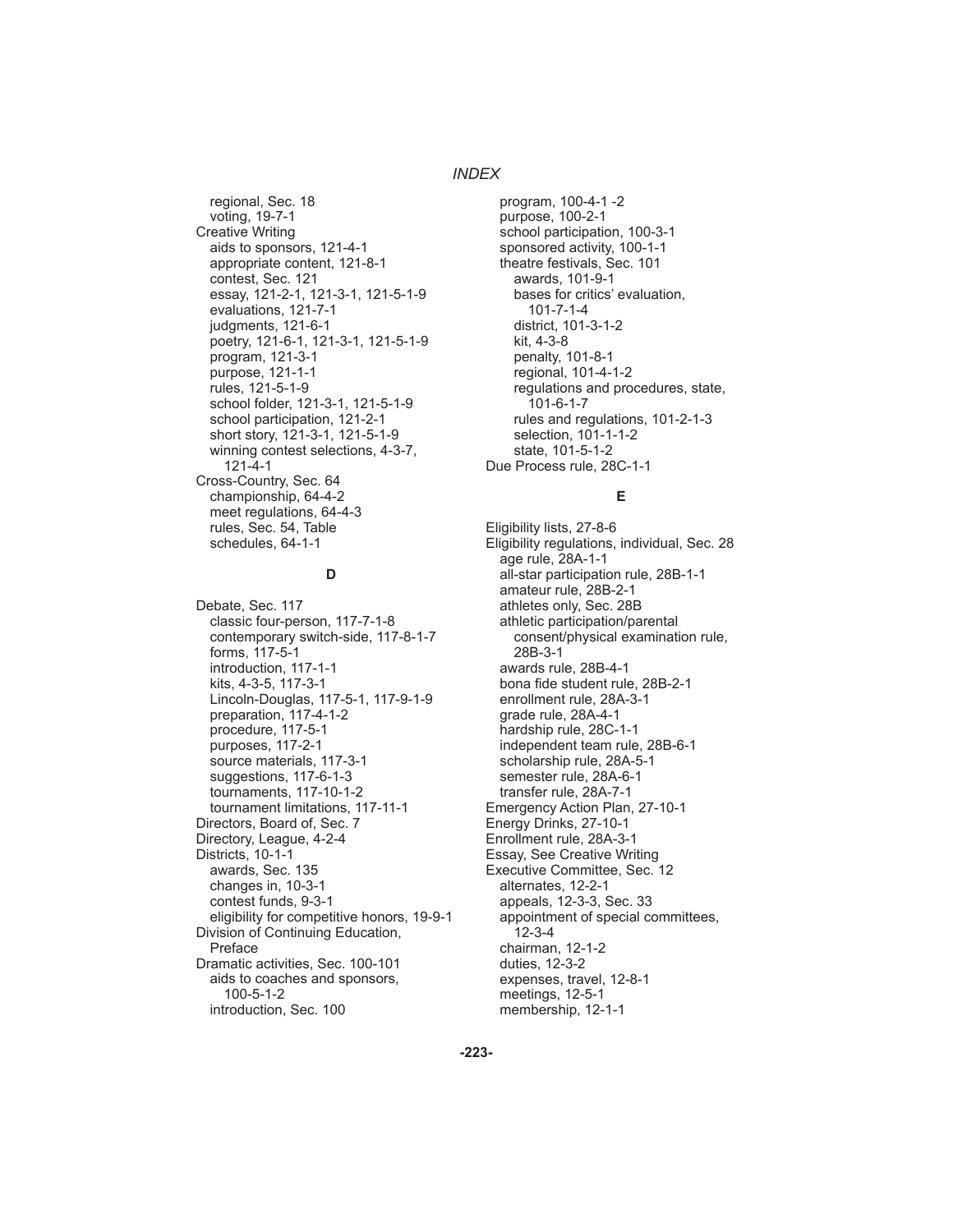# INDEX

regional, Sec. 18
voting, 19-7-1

Creative Writing
- aids to sponsors, 121-4-1
- appropriate content, 121-8-1
- contest, Sec. 121
- essay, 121-2-1, 121-3-1, 121-5-1-9
- evaluations, 121-7-1
- judgments, 121-6-1
- poetry, 121-6-1, 121-3-1, 121-5-1-9
- program, 121-3-1
- purpose, 121-1-1
- rules, 121-5-1-9
- school folder, 121-3-1, 121-5-1-9
- school participation, 121-2-1
- short story, 121-3-1, 121-5-1-9
- winning contest selections, 4-3-7, 121-4-1

Cross-Country, Sec. 64
- championship, 64-4-2
- meet regulations, 64-4-3
- rules, Sec. 54, Table
- schedules, 64-1-1

**D**

Debate, Sec. 117
- classic four-person, 117-7-1-8
- contemporary switch-side, 117-8-1-7
- forms, 117-5-1
- introduction, 117-1-1
- kits, 4-3-5, 117-3-1
- Lincoln-Douglas, 117-5-1, 117-9-1-9
- preparation, 117-4-1-2
- procedure, 117-5-1
- purposes, 117-2-1
- source materials, 117-3-1
- suggestions, 117-6-1-3
- tournaments, 117-10-1-2
- tournament limitations, 117-11-1

Directors, Board of, Sec. 7

Directory, League, 4-2-4

Districts, 10-1-1
- awards, Sec. 135
- changes in, 10-3-1
- contest funds, 9-3-1
- eligibility for competitive honors, 19-9-1

Division of Continuing Education, Preface

Dramatic activities, Sec. 100-101
- aids to coaches and sponsors, 100-5-1-2
- introduction, Sec. 100
- program, 100-4-1 -2
- purpose, 100-2-1
- school participation, 100-3-1
- sponsored activity, 100-1-1
- theatre festivals, Sec. 101
  - awards, 101-9-1
  - bases for critics' evaluation, 101-7-1-4
  - district, 101-3-1-2
  - kit, 4-3-8
  - penalty, 101-8-1
  - regional, 101-4-1-2
  - regulations and procedures, state, 101-6-1-7
  - rules and regulations, 101-2-1-3
  - selection, 101-1-1-2
  - state, 101-5-1-2

Due Process rule, 28C-1-1

**E**

Eligibility lists, 27-8-6

Eligibility regulations, individual, Sec. 28
- age rule, 28A-1-1
- all-star participation rule, 28B-1-1
- amateur rule, 28B-2-1
- athletes only, Sec. 28B
- athletic participation/parental consent/physical examination rule, 28B-3-1
- awards rule, 28B-4-1
- bona fide student rule, 28B-2-1
- enrollment rule, 28A-3-1
- grade rule, 28A-4-1
- hardship rule, 28C-1-1
- independent team rule, 28B-6-1
- scholarship rule, 28A-5-1
- semester rule, 28A-6-1
- transfer rule, 28A-7-1

Emergency Action Plan, 27-10-1

Energy Drinks, 27-10-1

Enrollment rule, 28A-3-1

Essay, See Creative Writing

Executive Committee, Sec. 12
- alternates, 12-2-1
- appeals, 12-3-3, Sec. 33
- appointment of special committees, 12-3-4
- chairman, 12-1-2
- duties, 12-3-2
- expenses, travel, 12-8-1
- meetings, 12-5-1
- membership, 12-1-1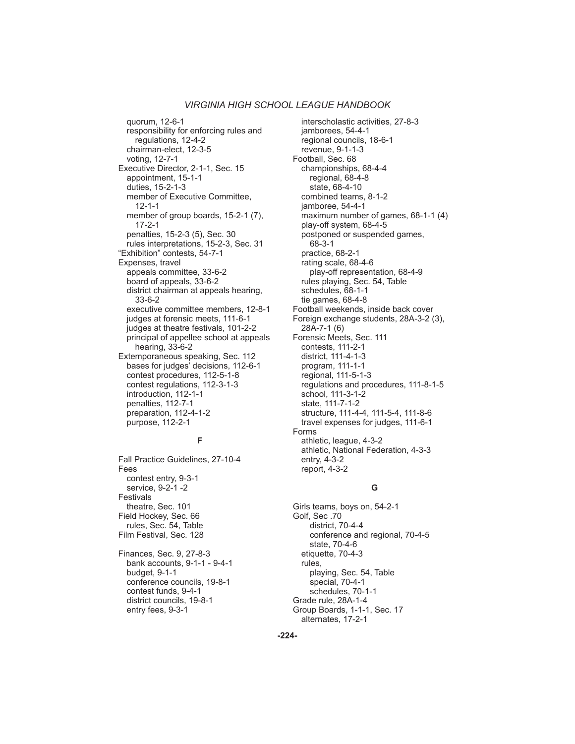quorum, 12-6-1
responsibility for enforcing rules and regulations, 12-4-2
chairman-elect, 12-3-5
voting, 12-7-1

Executive Director, 2-1-1, Sec. 15
appointment, 15-1-1
duties, 15-2-1-3
member of Executive Committee, 12-1-1
member of group boards, 15-2-1 (7), 17-2-1
penalties, 15-2-3 (5), Sec. 30
rules interpretations, 15-2-3, Sec. 31

"Exhibition" contests, 54-7-1

Expenses, travel
appeals committee, 33-6-2
board of appeals, 33-6-2
district chairman at appeals hearing, 33-6-2
executive committee members, 12-8-1
judges at forensic meets, 111-6-1
judges at theatre festivals, 101-2-2
principal of appellee school at appeals hearing, 33-6-2

Extemporaneous speaking, Sec. 112
bases for judges' decisions, 112-6-1
contest procedures, 112-5-1-8
contest regulations, 112-3-1-3
introduction, 112-1-1
penalties, 112-7-1
preparation, 112-4-1-2
purpose, 112-2-1

**F**

Fall Practice Guidelines, 27-10-4

Fees
contest entry, 9-3-1
service, 9-2-1 -2

Festivals
theatre, Sec. 101

Field Hockey, Sec. 66
rules, Sec. 54, Table

Film Festival, Sec. 128

Finances, Sec. 9, 27-8-3
bank accounts, 9-1-1 - 9-4-1
budget, 9-1-1
conference councils, 19-8-1
contest funds, 9-4-1
district councils, 19-8-1
entry fees, 9-3-1
interscholastic activities, 27-8-3
jamborees, 54-4-1
regional councils, 18-6-1
revenue, 9-1-1-3

Football, Sec. 68
championships, 68-4-4
regional, 68-4-8
state, 68-4-10
combined teams, 8-1-2
jamboree, 54-4-1
maximum number of games, 68-1-1 (4)
play-off system, 68-4-5
postponed or suspended games, 68-3-1
practice, 68-2-1
rating scale, 68-4-6
play-off representation, 68-4-9
rules playing, Sec. 54, Table
schedules, 68-1-1
tie games, 68-4-8

Football weekends, inside back cover

Foreign exchange students, 28A-3-2 (3), 28A-7-1 (6)

Forensic Meets, Sec. 111
contests, 111-2-1
district, 111-4-1-3
program, 111-1-1
regional, 111-5-1-3
regulations and procedures, 111-8-1-5
school, 111-3-1-2
state, 111-7-1-2
structure, 111-4-4, 111-5-4, 111-8-6
travel expenses for judges, 111-6-1

Forms
athletic, league, 4-3-2
athletic, National Federation, 4-3-3
entry, 4-3-2
report, 4-3-2

**G**

Girls teams, boys on, 54-2-1

Golf, Sec .70
district, 70-4-4
conference and regional, 70-4-5
state, 70-4-6
etiquette, 70-4-3
rules,
playing, Sec. 54, Table
special, 70-4-1
schedules, 70-1-1

Grade rule, 28A-1-4

Group Boards, 1-1-1, Sec. 17
alternates, 17-2-1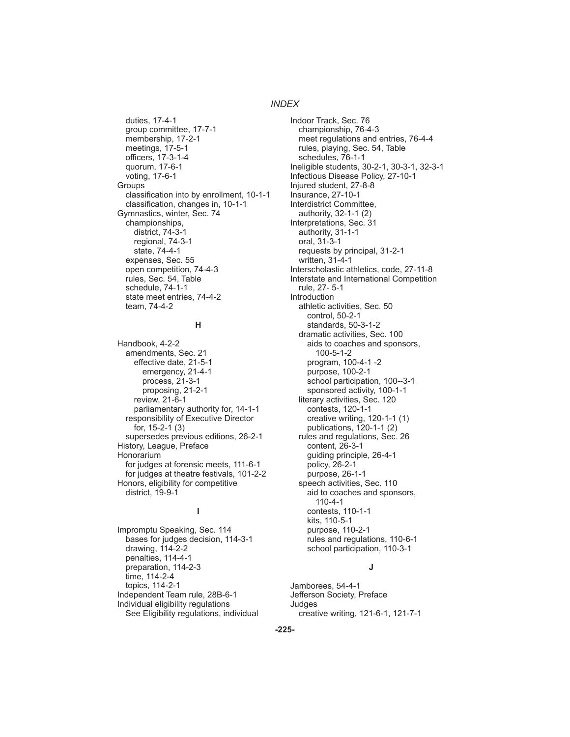duties, 17-4-1
group committee, 17-7-1
membership, 17-2-1
meetings, 17-5-1
officers, 17-3-1-4
quorum, 17-6-1
voting, 17-6-1

Groups
classification into by enrollment, 10-1-1
classification, changes in, 10-1-1

Gymnastics, winter, Sec. 74
championships,
district, 74-3-1
regional, 74-3-1
state, 74-4-1
expenses, Sec. 55
open competition, 74-4-3
rules, Sec. 54, Table
schedule, 74-1-1
state meet entries, 74-4-2
team, 74-4-2

**H**

Handbook, 4-2-2
amendments, Sec. 21
effective date, 21-5-1
emergency, 21-4-1
process, 21-3-1
proposing, 21-2-1
review, 21-6-1
parliamentary authority for, 14-1-1
responsibility of Executive Director for, 15-2-1 (3)
supersedes previous editions, 26-2-1

History, League, Preface

Honorarium
for judges at forensic meets, 111-6-1
for judges at theatre festivals, 101-2-2

Honors, eligibility for competitive district, 19-9-1

**I**

Impromptu Speaking, Sec. 114
bases for judges decision, 114-3-1
drawing, 114-2-2
penalties, 114-4-1
preparation, 114-2-3
time, 114-2-4
topics, 114-2-1

Independent Team rule, 28B-6-1

Individual eligibility regulations
See Eligibility regulations, individual

Indoor Track, Sec. 76
championship, 76-4-3
meet regulations and entries, 76-4-4
rules, playing, Sec. 54, Table
schedules, 76-1-1

Ineligible students, 30-2-1, 30-3-1, 32-3-1

Infectious Disease Policy, 27-10-1

Injured student, 27-8-8

Insurance, 27-10-1

Interdistrict Committee,
authority, 32-1-1 (2)

Interpretations, Sec. 31
authority, 31-1-1
oral, 31-3-1
requests by principal, 31-2-1
written, 31-4-1

Interscholastic athletics, code, 27-11-8

Interstate and International Competition rule, 27- 5-1

Introduction
athletic activities, Sec. 50
control, 50-2-1
standards, 50-3-1-2
dramatic activities, Sec. 100
aids to coaches and sponsors, 100-5-1-2
program, 100-4-1 -2
purpose, 100-2-1
school participation, 100--3-1
sponsored activity, 100-1-1
literary activities, Sec. 120
contests, 120-1-1
creative writing, 120-1-1 (1)
publications, 120-1-1 (2)
rules and regulations, Sec. 26
content, 26-3-1
guiding principle, 26-4-1
policy, 26-2-1
purpose, 26-1-1
speech activities, Sec. 110
aid to coaches and sponsors, 110-4-1
contests, 110-1-1
kits, 110-5-1
purpose, 110-2-1
rules and regulations, 110-6-1
school participation, 110-3-1

**J**

Jamborees, 54-4-1

Jefferson Society, Preface

Judges
creative writing, 121-6-1, 121-7-1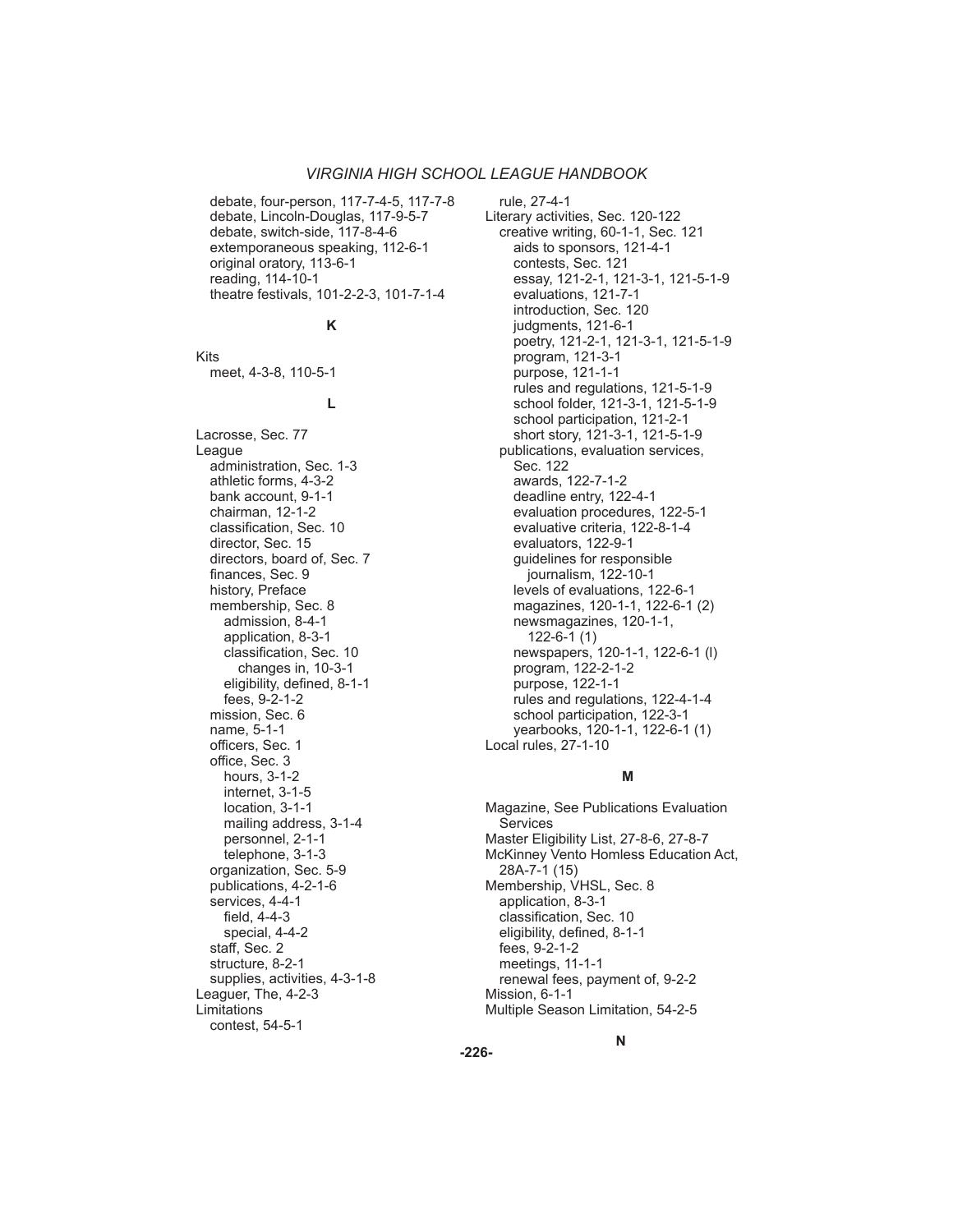debate, four-person, 117-7-4-5, 117-7-8
debate, Lincoln-Douglas, 117-9-5-7
debate, switch-side, 117-8-4-6
extemporaneous speaking, 112-6-1
original oratory, 113-6-1
reading, 114-10-1
theatre festivals, 101-2-2-3, 101-7-1-4

**K**

Kits
meet, 4-3-8, 110-5-1

**L**

Lacrosse, Sec. 77
League
administration, Sec. 1-3
athletic forms, 4-3-2
bank account, 9-1-1
chairman, 12-1-2
classification, Sec. 10
director, Sec. 15
directors, board of, Sec. 7
finances, Sec. 9
history, Preface
membership, Sec. 8
admission, 8-4-1
application, 8-3-1
classification, Sec. 10
changes in, 10-3-1
eligibility, defined, 8-1-1
fees, 9-2-1-2
mission, Sec. 6
name, 5-1-1
officers, Sec. 1
office, Sec. 3
hours, 3-1-2
internet, 3-1-5
location, 3-1-1
mailing address, 3-1-4
personnel, 2-1-1
telephone, 3-1-3
organization, Sec. 5-9
publications, 4-2-1-6
services, 4-4-1
field, 4-4-3
special, 4-4-2
staff, Sec. 2
structure, 8-2-1
supplies, activities, 4-3-1-8
Leaguer, The, 4-2-3
Limitations
contest, 54-5-1
rule, 27-4-1
Literary activities, Sec. 120-122
creative writing, 60-1-1, Sec. 121
aids to sponsors, 121-4-1
contests, Sec. 121
essay, 121-2-1, 121-3-1, 121-5-1-9
evaluations, 121-7-1
introduction, Sec. 120
judgments, 121-6-1
poetry, 121-2-1, 121-3-1, 121-5-1-9
program, 121-3-1
purpose, 121-1-1
rules and regulations, 121-5-1-9
school folder, 121-3-1, 121-5-1-9
school participation, 121-2-1
short story, 121-3-1, 121-5-1-9
publications, evaluation services, Sec. 122
awards, 122-7-1-2
deadline entry, 122-4-1
evaluation procedures, 122-5-1
evaluative criteria, 122-8-1-4
evaluators, 122-9-1
guidelines for responsible journalism, 122-10-1
levels of evaluations, 122-6-1
magazines, 120-1-1, 122-6-1 (2)
newsmagazines, 120-1-1, 122-6-1 (1)
newspapers, 120-1-1, 122-6-1 (l)
program, 122-2-1-2
purpose, 122-1-1
rules and regulations, 122-4-1-4
school participation, 122-3-1
yearbooks, 120-1-1, 122-6-1 (1)
Local rules, 27-1-10

**M**

Magazine, See Publications Evaluation Services
Master Eligibility List, 27-8-6, 27-8-7
McKinney Vento Homless Education Act, 28A-7-1 (15)
Membership, VHSL, Sec. 8
application, 8-3-1
classification, Sec. 10
eligibility, defined, 8-1-1
fees, 9-2-1-2
meetings, 11-1-1
renewal fees, payment of, 9-2-2
Mission, 6-1-1
Multiple Season Limitation, 54-2-5

**N**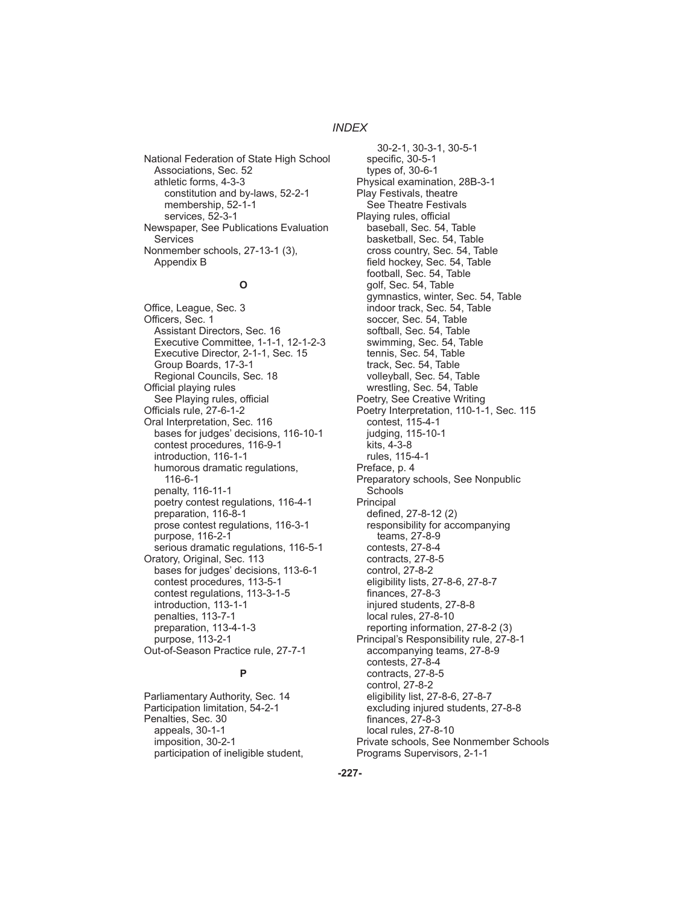# INDEX

National Federation of State High School Associations, Sec. 52
  athletic forms, 4-3-3
    constitution and by-laws, 52-2-1
    membership, 52-1-1
    services, 52-3-1
Newspaper, See Publications Evaluation Services
Nonmember schools, 27-13-1 (3), Appendix B

**O**

Office, League, Sec. 3
Officers, Sec. 1
  Assistant Directors, Sec. 16
  Executive Committee, 1-1-1, 12-1-2-3
  Executive Director, 2-1-1, Sec. 15
  Group Boards, 17-3-1
  Regional Councils, Sec. 18
Official playing rules
  See Playing rules, official
Officials rule, 27-6-1-2
Oral Interpretation, Sec. 116
  bases for judges' decisions, 116-10-1
  contest procedures, 116-9-1
  introduction, 116-1-1
  humorous dramatic regulations, 116-6-1
  penalty, 116-11-1
  poetry contest regulations, 116-4-1
  preparation, 116-8-1
  prose contest regulations, 116-3-1
  purpose, 116-2-1
  serious dramatic regulations, 116-5-1
Oratory, Original, Sec. 113
  bases for judges' decisions, 113-6-1
  contest procedures, 113-5-1
  contest regulations, 113-3-1-5
  introduction, 113-1-1
  penalties, 113-7-1
  preparation, 113-4-1-3
  purpose, 113-2-1
Out-of-Season Practice rule, 27-7-1

**P**

Parliamentary Authority, Sec. 14
Participation limitation, 54-2-1
Penalties, Sec. 30
  appeals, 30-1-1
  imposition, 30-2-1
  participation of ineligible student, 30-2-1, 30-3-1, 30-5-1
  specific, 30-5-1
  types of, 30-6-1
Physical examination, 28B-3-1
Play Festivals, theatre
  See Theatre Festivals
Playing rules, official
  baseball, Sec. 54, Table
  basketball, Sec. 54, Table
  cross country, Sec. 54, Table
  field hockey, Sec. 54, Table
  football, Sec. 54, Table
  golf, Sec. 54, Table
  gymnastics, winter, Sec. 54, Table
  indoor track, Sec. 54, Table
  soccer, Sec. 54, Table
  softball, Sec. 54, Table
  swimming, Sec. 54, Table
  tennis, Sec. 54, Table
  track, Sec. 54, Table
  volleyball, Sec. 54, Table
  wrestling, Sec. 54, Table
Poetry, See Creative Writing
Poetry Interpretation, 110-1-1, Sec. 115
  contest, 115-4-1
  judging, 115-10-1
  kits, 4-3-8
  rules, 115-4-1
Preface, p. 4
Preparatory schools, See Nonpublic Schools
Principal
  defined, 27-8-12 (2)
  responsibility for accompanying teams, 27-8-9
  contests, 27-8-4
  contracts, 27-8-5
  control, 27-8-2
  eligibility lists, 27-8-6, 27-8-7
  finances, 27-8-3
  injured students, 27-8-8
  local rules, 27-8-10
  reporting information, 27-8-2 (3)
Principal's Responsibility rule, 27-8-1
  accompanying teams, 27-8-9
  contests, 27-8-4
  contracts, 27-8-5
  control, 27-8-2
  eligibility list, 27-8-6, 27-8-7
  excluding injured students, 27-8-8
  finances, 27-8-3
  local rules, 27-8-10
Private schools, See Nonmember Schools
Programs Supervisors, 2-1-1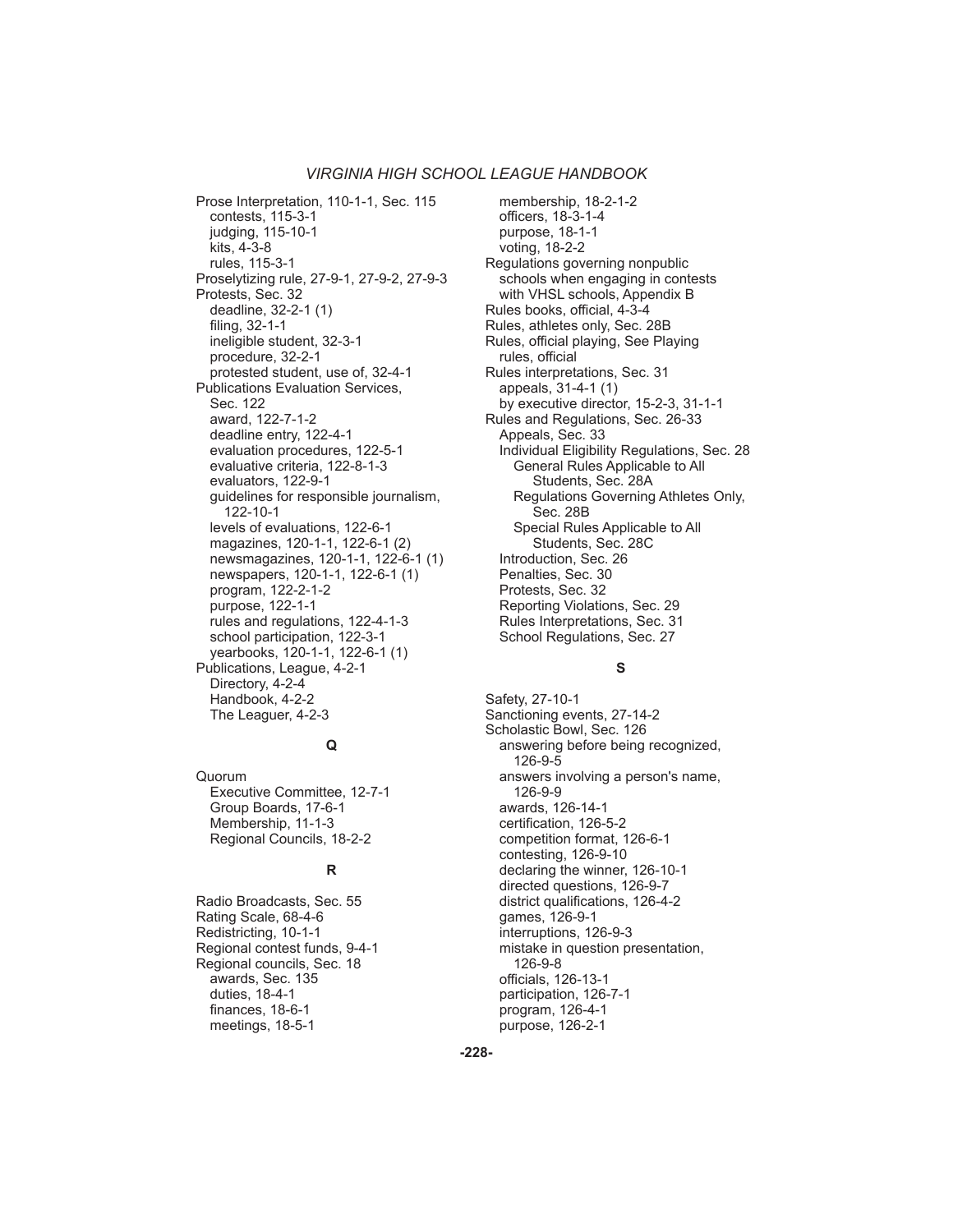Prose Interpretation, 110-1-1, Sec. 115
- contests, 115-3-1
- judging, 115-10-1
- kits, 4-3-8
- rules, 115-3-1

Proselytizing rule, 27-9-1, 27-9-2, 27-9-3

Protests, Sec. 32
- deadline, 32-2-1 (1)
- filing, 32-1-1
- ineligible student, 32-3-1
- procedure, 32-2-1
- protested student, use of, 32-4-1

Publications Evaluation Services, Sec. 122
- award, 122-7-1-2
- deadline entry, 122-4-1
- evaluation procedures, 122-5-1
- evaluative criteria, 122-8-1-3
- evaluators, 122-9-1
- guidelines for responsible journalism, 122-10-1
- levels of evaluations, 122-6-1
- magazines, 120-1-1, 122-6-1 (2)
- newsmagazines, 120-1-1, 122-6-1 (1)
- newspapers, 120-1-1, 122-6-1 (1)
- program, 122-2-1-2
- purpose, 122-1-1
- rules and regulations, 122-4-1-3
- school participation, 122-3-1
- yearbooks, 120-1-1, 122-6-1 (1)

Publications, League, 4-2-1
- Directory, 4-2-4
- Handbook, 4-2-2
- The Leaguer, 4-2-3

**Q**

Quorum
- Executive Committee, 12-7-1
- Group Boards, 17-6-1
- Membership, 11-1-3
- Regional Councils, 18-2-2

**R**

Radio Broadcasts, Sec. 55

Rating Scale, 68-4-6

Redistricting, 10-1-1

Regional contest funds, 9-4-1

Regional councils, Sec. 18
- awards, Sec. 135
- duties, 18-4-1
- finances, 18-6-1
- meetings, 18-5-1
- membership, 18-2-1-2
- officers, 18-3-1-4
- purpose, 18-1-1
- voting, 18-2-2

Regulations governing nonpublic schools when engaging in contests with VHSL schools, Appendix B

Rules books, official, 4-3-4

Rules, athletes only, Sec. 28B

Rules, official playing, See Playing rules, official

Rules interpretations, Sec. 31
- appeals, 31-4-1 (1)
- by executive director, 15-2-3, 31-1-1

Rules and Regulations, Sec. 26-33
- Appeals, Sec. 33
- Individual Eligibility Regulations, Sec. 28
  - General Rules Applicable to All Students, Sec. 28A
  - Regulations Governing Athletes Only, Sec. 28B
  - Special Rules Applicable to All Students, Sec. 28C
- Introduction, Sec. 26
- Penalties, Sec. 30
- Protests, Sec. 32
- Reporting Violations, Sec. 29
- Rules Interpretations, Sec. 31
- School Regulations, Sec. 27

**S**

Safety, 27-10-1

Sanctioning events, 27-14-2

Scholastic Bowl, Sec. 126
- answering before being recognized, 126-9-5
- answers involving a person's name, 126-9-9
- awards, 126-14-1
- certification, 126-5-2
- competition format, 126-6-1
- contesting, 126-9-10
- declaring the winner, 126-10-1
- directed questions, 126-9-7
- district qualifications, 126-4-2
- games, 126-9-1
- interruptions, 126-9-3
- mistake in question presentation, 126-9-8
- officials, 126-13-1
- participation, 126-7-1
- program, 126-4-1
- purpose, 126-2-1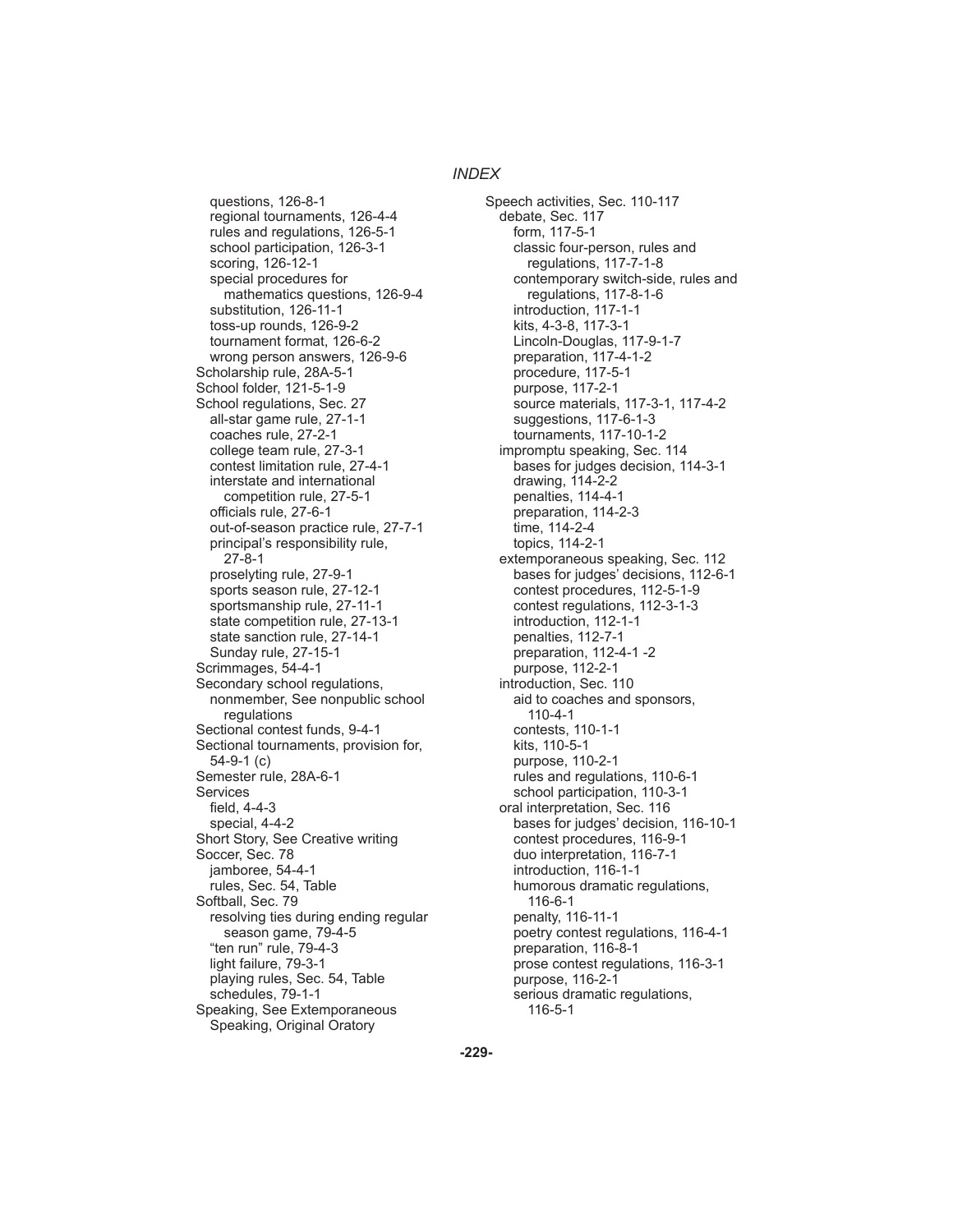## INDEX

- questions, 126-8-1
- regional tournaments, 126-4-4
- rules and regulations, 126-5-1
- school participation, 126-3-1
- scoring, 126-12-1
- special procedures for mathematics questions, 126-9-4
- substitution, 126-11-1
- toss-up rounds, 126-9-2
- tournament format, 126-6-2
- wrong person answers, 126-9-6

Scholarship rule, 28A-5-1

School folder, 121-5-1-9

School regulations, Sec. 27
- all-star game rule, 27-1-1
- coaches rule, 27-2-1
- college team rule, 27-3-1
- contest limitation rule, 27-4-1
- interstate and international competition rule, 27-5-1
- officials rule, 27-6-1
- out-of-season practice rule, 27-7-1
- principal's responsibility rule, 27-8-1
- proselyting rule, 27-9-1
- sports season rule, 27-12-1
- sportsmanship rule, 27-11-1
- state competition rule, 27-13-1
- state sanction rule, 27-14-1
- Sunday rule, 27-15-1

Scrimmages, 54-4-1

Secondary school regulations, nonmember, See nonpublic school regulations

Sectional contest funds, 9-4-1

Sectional tournaments, provision for, 54-9-1 (c)

Semester rule, 28A-6-1

Services
- field, 4-4-3
- special, 4-4-2

Short Story, See Creative writing

Soccer, Sec. 78
- jamboree, 54-4-1
- rules, Sec. 54, Table

Softball, Sec. 79
- resolving ties during ending regular season game, 79-4-5
- "ten run" rule, 79-4-3
- light failure, 79-3-1
- playing rules, Sec. 54, Table
- schedules, 79-1-1

Speaking, See Extemporaneous Speaking, Original Oratory

Speech activities, Sec. 110-117
- debate, Sec. 117
  - form, 117-5-1
  - classic four-person, rules and regulations, 117-7-1-8
  - contemporary switch-side, rules and regulations, 117-8-1-6
  - introduction, 117-1-1
  - kits, 4-3-8, 117-3-1
  - Lincoln-Douglas, 117-9-1-7
  - preparation, 117-4-1-2
  - procedure, 117-5-1
  - purpose, 117-2-1
  - source materials, 117-3-1, 117-4-2
  - suggestions, 117-6-1-3
  - tournaments, 117-10-1-2
- impromptu speaking, Sec. 114
  - bases for judges decision, 114-3-1
  - drawing, 114-2-2
  - penalties, 114-4-1
  - preparation, 114-2-3
  - time, 114-2-4
  - topics, 114-2-1
- extemporaneous speaking, Sec. 112
  - bases for judges' decisions, 112-6-1
  - contest procedures, 112-5-1-9
  - contest regulations, 112-3-1-3
  - introduction, 112-1-1
  - penalties, 112-7-1
  - preparation, 112-4-1 -2
  - purpose, 112-2-1
- introduction, Sec. 110
  - aid to coaches and sponsors, 110-4-1
  - contests, 110-1-1
  - kits, 110-5-1
  - purpose, 110-2-1
  - rules and regulations, 110-6-1
  - school participation, 110-3-1
- oral interpretation, Sec. 116
  - bases for judges' decision, 116-10-1
  - contest procedures, 116-9-1
  - duo interpretation, 116-7-1
  - introduction, 116-1-1
  - humorous dramatic regulations, 116-6-1
  - penalty, 116-11-1
  - poetry contest regulations, 116-4-1
  - preparation, 116-8-1
  - prose contest regulations, 116-3-1
  - purpose, 116-2-1
  - serious dramatic regulations, 116-5-1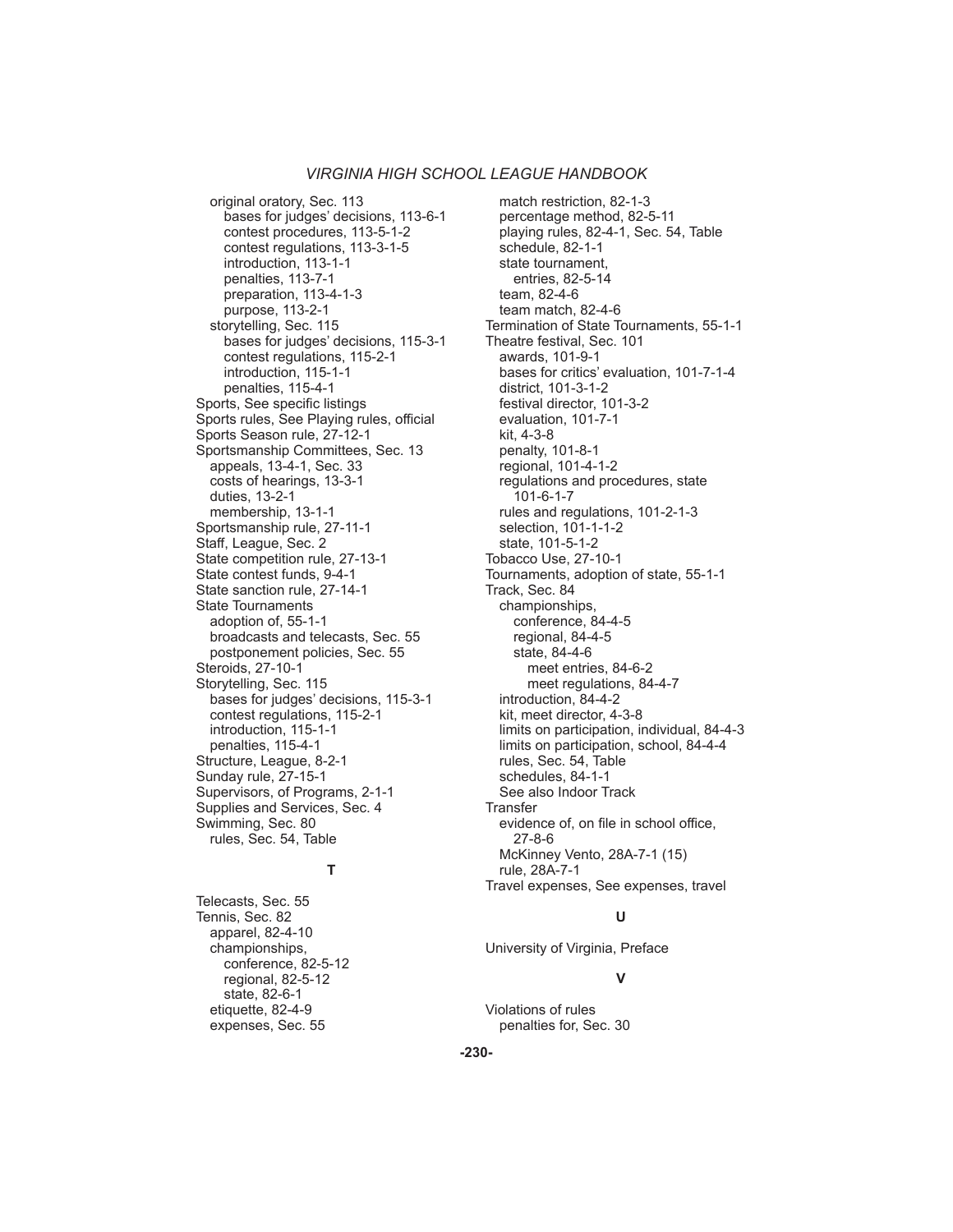original oratory, Sec. 113
  bases for judges' decisions, 113-6-1
  contest procedures, 113-5-1-2
  contest regulations, 113-3-1-5
  introduction, 113-1-1
  penalties, 113-7-1
  preparation, 113-4-1-3
  purpose, 113-2-1
storytelling, Sec. 115
  bases for judges' decisions, 115-3-1
  contest regulations, 115-2-1
  introduction, 115-1-1
  penalties, 115-4-1

Sports, See specific listings
Sports rules, See Playing rules, official
Sports Season rule, 27-12-1
Sportsmanship Committees, Sec. 13
  appeals, 13-4-1, Sec. 33
  costs of hearings, 13-3-1
  duties, 13-2-1
  membership, 13-1-1
Sportsmanship rule, 27-11-1
Staff, League, Sec. 2
State competition rule, 27-13-1
State contest funds, 9-4-1
State sanction rule, 27-14-1
State Tournaments
  adoption of, 55-1-1
  broadcasts and telecasts, Sec. 55
  postponement policies, Sec. 55
Steroids, 27-10-1
Storytelling, Sec. 115
  bases for judges' decisions, 115-3-1
  contest regulations, 115-2-1
  introduction, 115-1-1
  penalties, 115-4-1
Structure, League, 8-2-1
Sunday rule, 27-15-1
Supervisors, of Programs, 2-1-1
Supplies and Services, Sec. 4
Swimming, Sec. 80
  rules, Sec. 54, Table

**T**

Telecasts, Sec. 55
Tennis, Sec. 82
  apparel, 82-4-10
  championships,
    conference, 82-5-12
    regional, 82-5-12
    state, 82-6-1
  etiquette, 82-4-9
  expenses, Sec. 55
  match restriction, 82-1-3
  percentage method, 82-5-11
  playing rules, 82-4-1, Sec. 54, Table
  schedule, 82-1-1
  state tournament,
    entries, 82-5-14
  team, 82-4-6
  team match, 82-4-6
Termination of State Tournaments, 55-1-1
Theatre festival, Sec. 101
  awards, 101-9-1
  bases for critics' evaluation, 101-7-1-4
  district, 101-3-1-2
  festival director, 101-3-2
  evaluation, 101-7-1
  kit, 4-3-8
  penalty, 101-8-1
  regional, 101-4-1-2
  regulations and procedures, state
    101-6-1-7
  rules and regulations, 101-2-1-3
  selection, 101-1-1-2
  state, 101-5-1-2
Tobacco Use, 27-10-1
Tournaments, adoption of state, 55-1-1
Track, Sec. 84
  championships,
    conference, 84-4-5
    regional, 84-4-5
    state, 84-4-6
      meet entries, 84-6-2
      meet regulations, 84-4-7
  introduction, 84-4-2
  kit, meet director, 4-3-8
  limits on participation, individual, 84-4-3
  limits on participation, school, 84-4-4
  rules, Sec. 54, Table
  schedules, 84-1-1
  See also Indoor Track
Transfer
  evidence of, on file in school office,
    27-8-6
  McKinney Vento, 28A-7-1 (15)
  rule, 28A-7-1
Travel expenses, See expenses, travel

**U**

University of Virginia, Preface

**V**

Violations of rules
  penalties for, Sec. 30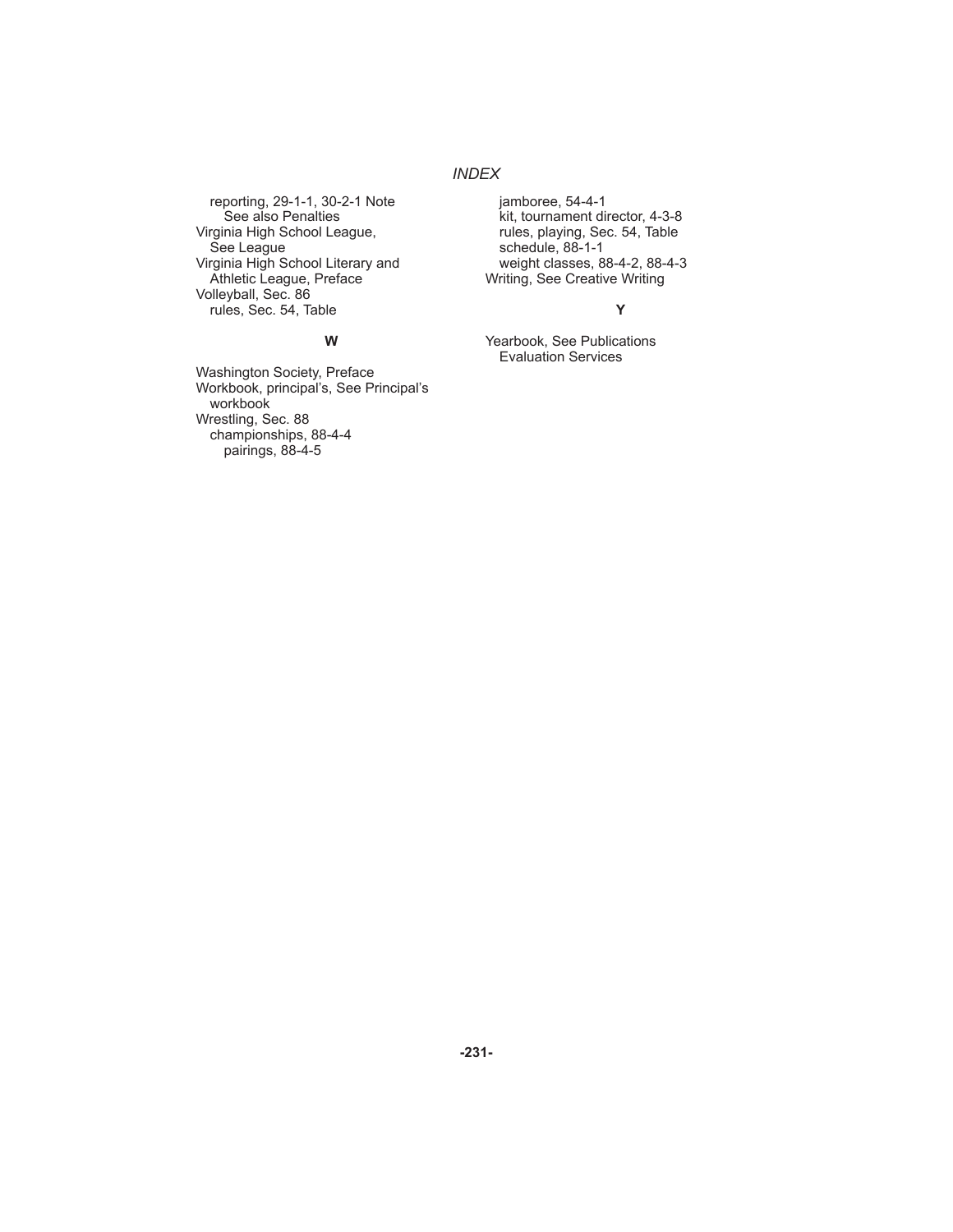## INDEX

reporting, 29-1-1, 30-2-1 Note
    See also Penalties
Virginia High School League,
  See League
Virginia High School Literary and
  Athletic League, Preface
Volleyball, Sec. 86
  rules, Sec. 54, Table

**W**

Washington Society, Preface
Workbook, principal's, See Principal's
  workbook
Wrestling, Sec. 88
  championships, 88-4-4
    pairings, 88-4-5
  jamboree, 54-4-1
  kit, tournament director, 4-3-8
  rules, playing, Sec. 54, Table
  schedule, 88-1-1
  weight classes, 88-4-2, 88-4-3
Writing, See Creative Writing

**Y**

Yearbook, See Publications
  Evaluation Services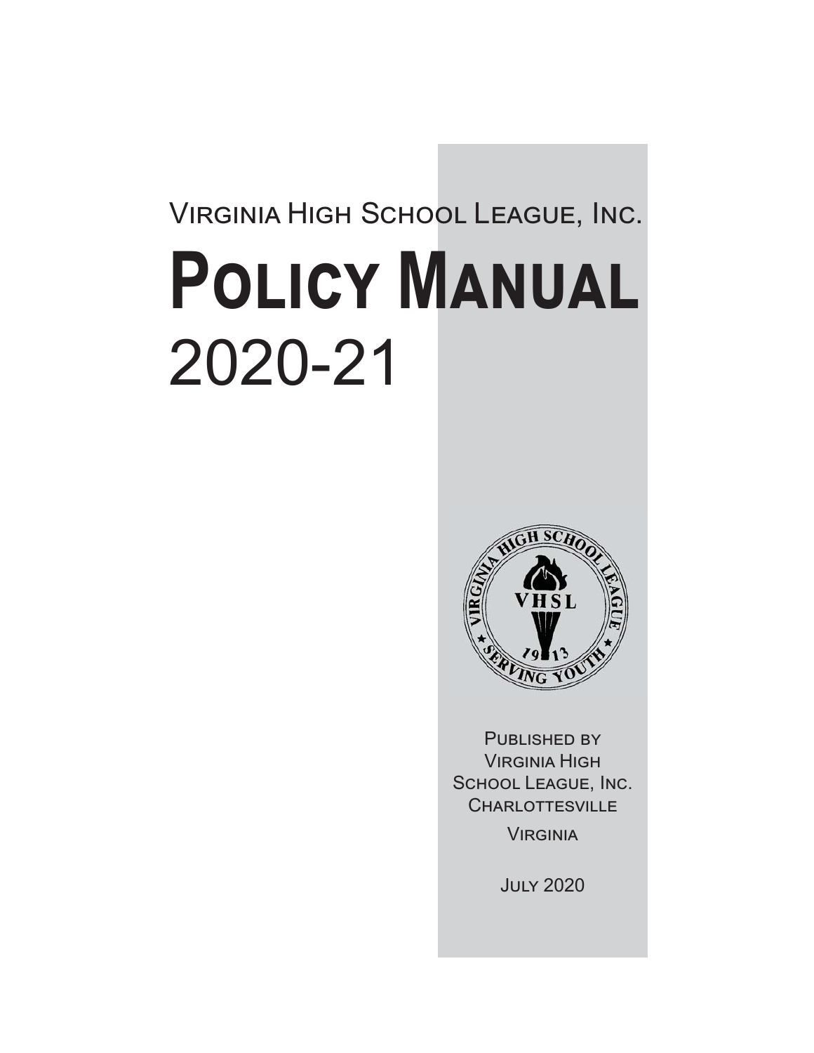Virginia High School League, Inc.

# Policy Manual

2020-21

Published by
Virginia High
School League, Inc.
Charlottesville
Virginia

July 2020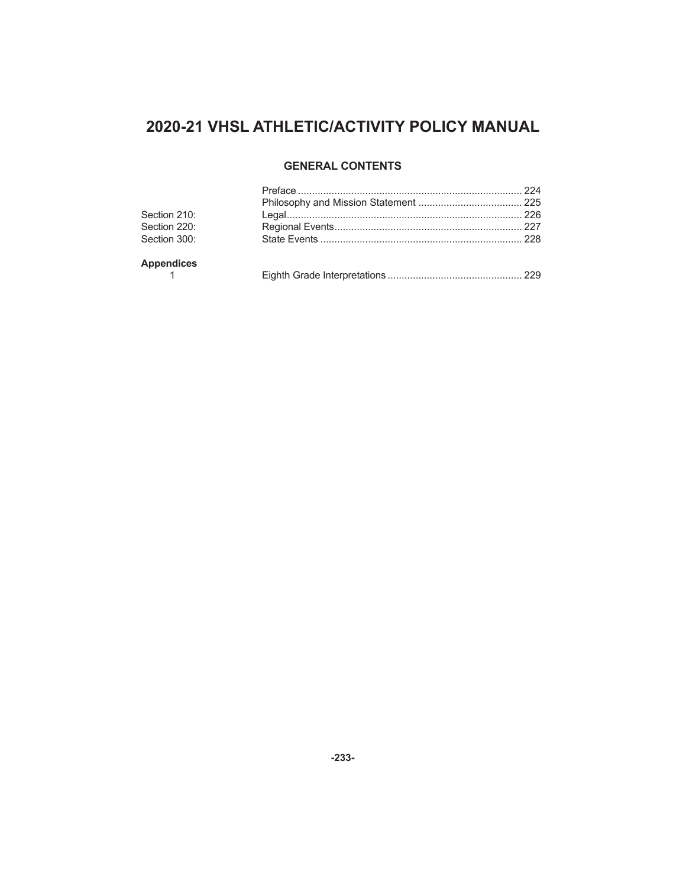# 2020-21 VHSL ATHLETIC/ACTIVITY POLICY MANUAL

## GENERAL CONTENTS

| | | |
|---|---|---|
| | Preface | 224 |
| | Philosophy and Mission Statement | 225 |
| Section 210: | Legal | 226 |
| Section 220: | Regional Events | 227 |
| Section 300: | State Events | 228 |
| **Appendices** | | |
| 1 | Eighth Grade Interpretations | 229 |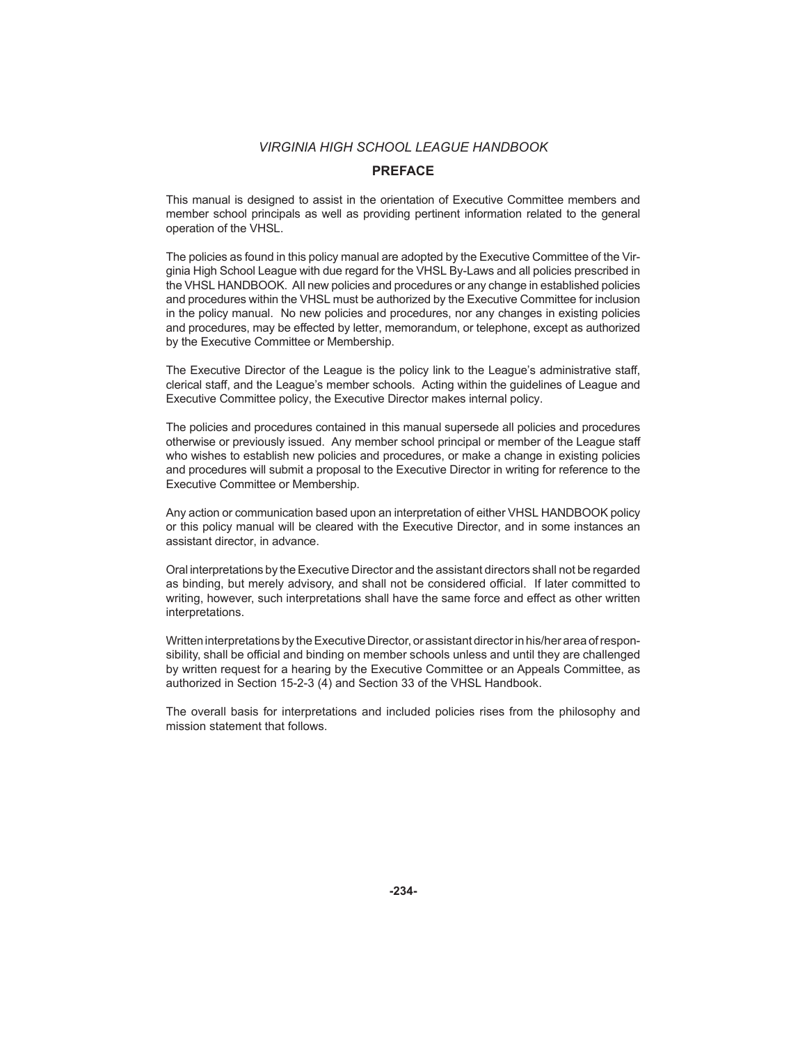*VIRGINIA HIGH SCHOOL LEAGUE HANDBOOK*

## PREFACE

This manual is designed to assist in the orientation of Executive Committee members and member school principals as well as providing pertinent information related to the general operation of the VHSL.

The policies as found in this policy manual are adopted by the Executive Committee of the Virginia High School League with due regard for the VHSL By-Laws and all policies prescribed in the VHSL HANDBOOK. All new policies and procedures or any change in established policies and procedures within the VHSL must be authorized by the Executive Committee for inclusion in the policy manual. No new policies and procedures, nor any changes in existing policies and procedures, may be effected by letter, memorandum, or telephone, except as authorized by the Executive Committee or Membership.

The Executive Director of the League is the policy link to the League's administrative staff, clerical staff, and the League's member schools. Acting within the guidelines of League and Executive Committee policy, the Executive Director makes internal policy.

The policies and procedures contained in this manual supersede all policies and procedures otherwise or previously issued. Any member school principal or member of the League staff who wishes to establish new policies and procedures, or make a change in existing policies and procedures will submit a proposal to the Executive Director in writing for reference to the Executive Committee or Membership.

Any action or communication based upon an interpretation of either VHSL HANDBOOK policy or this policy manual will be cleared with the Executive Director, and in some instances an assistant director, in advance.

Oral interpretations by the Executive Director and the assistant directors shall not be regarded as binding, but merely advisory, and shall not be considered official. If later committed to writing, however, such interpretations shall have the same force and effect as other written interpretations.

Written interpretations by the Executive Director, or assistant director in his/her area of responsibility, shall be official and binding on member schools unless and until they are challenged by written request for a hearing by the Executive Committee or an Appeals Committee, as authorized in Section 15-2-3 (4) and Section 33 of the VHSL Handbook.

The overall basis for interpretations and included policies rises from the philosophy and mission statement that follows.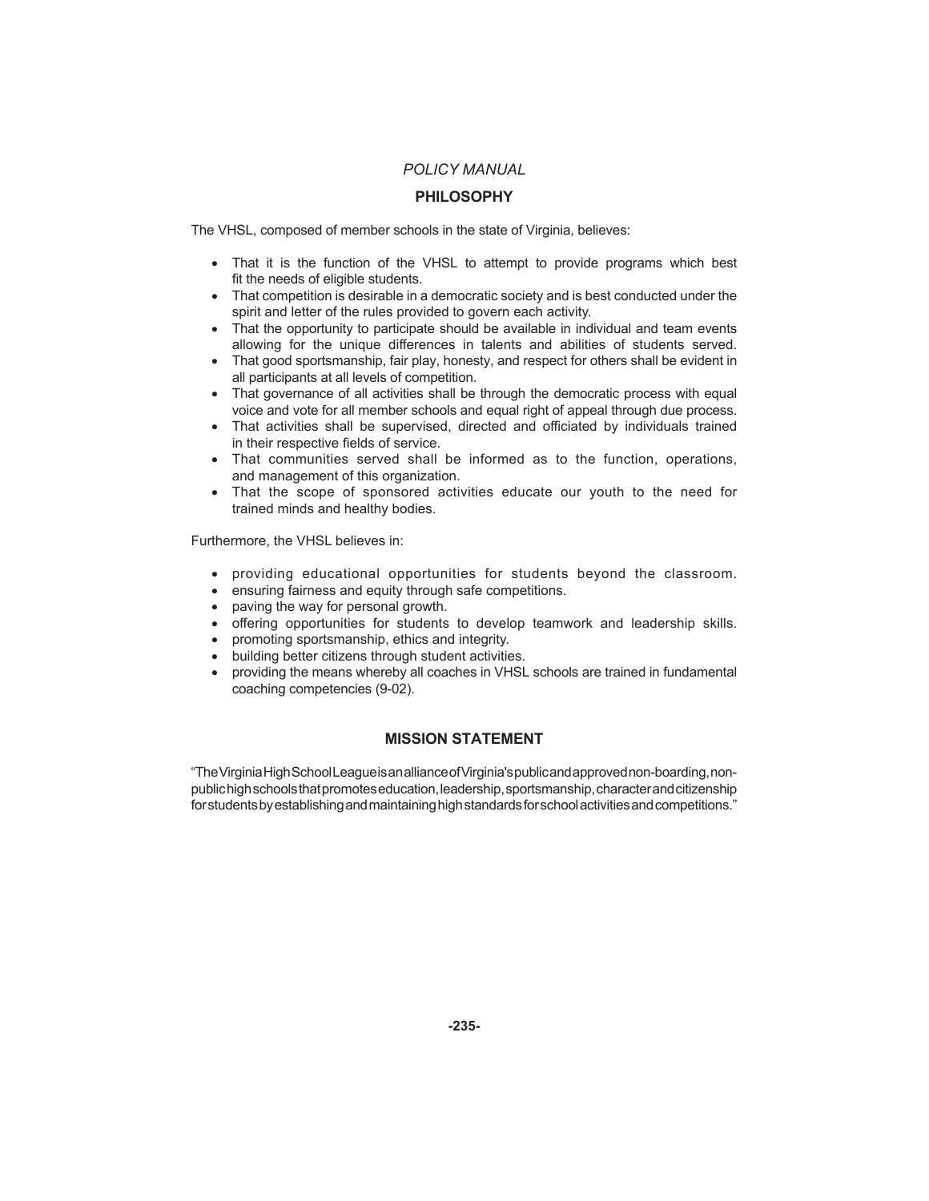*POLICY MANUAL*

## PHILOSOPHY

The VHSL, composed of member schools in the state of Virginia, believes:

- That it is the function of the VHSL to attempt to provide programs which best fit the needs of eligible students.
- That competition is desirable in a democratic society and is best conducted under the spirit and letter of the rules provided to govern each activity.
- That the opportunity to participate should be available in individual and team events allowing for the unique differences in talents and abilities of students served.
- That good sportsmanship, fair play, honesty, and respect for others shall be evident in all participants at all levels of competition.
- That governance of all activities shall be through the democratic process with equal voice and vote for all member schools and equal right of appeal through due process.
- That activities shall be supervised, directed and officiated by individuals trained in their respective fields of service.
- That communities served shall be informed as to the function, operations, and management of this organization.
- That the scope of sponsored activities educate our youth to the need for trained minds and healthy bodies.

Furthermore, the VHSL believes in:

- providing educational opportunities for students beyond the classroom.
- ensuring fairness and equity through safe competitions.
- paving the way for personal growth.
- offering opportunities for students to develop teamwork and leadership skills.
- promoting sportsmanship, ethics and integrity.
- building better citizens through student activities.
- providing the means whereby all coaches in VHSL schools are trained in fundamental coaching competencies (9-02).

## MISSION STATEMENT

"The Virginia High School League is an alliance of Virginia's public and approved non-boarding, non-public high schools that promotes education, leadership, sportsmanship, character and citizenship for students by establishing and maintaining high standards for school activities and competitions."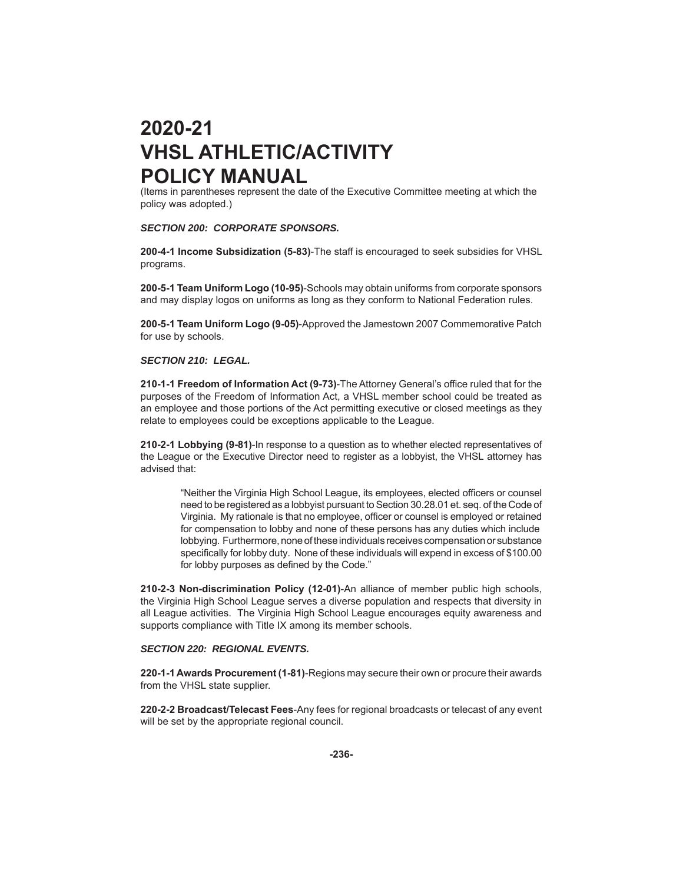# 2020-21 VHSL ATHLETIC/ACTIVITY POLICY MANUAL

(Items in parentheses represent the date of the Executive Committee meeting at which the policy was adopted.)

***SECTION 200: CORPORATE SPONSORS.***

**200-4-1 Income Subsidization (5-83)**-The staff is encouraged to seek subsidies for VHSL programs.

**200-5-1 Team Uniform Logo (10-95)**-Schools may obtain uniforms from corporate sponsors and may display logos on uniforms as long as they conform to National Federation rules.

**200-5-1 Team Uniform Logo (9-05)**-Approved the Jamestown 2007 Commemorative Patch for use by schools.

***SECTION 210: LEGAL.***

**210-1-1 Freedom of Information Act (9-73)**-The Attorney General's office ruled that for the purposes of the Freedom of Information Act, a VHSL member school could be treated as an employee and those portions of the Act permitting executive or closed meetings as they relate to employees could be exceptions applicable to the League.

**210-2-1 Lobbying (9-81)**-In response to a question as to whether elected representatives of the League or the Executive Director need to register as a lobbyist, the VHSL attorney has advised that:

> "Neither the Virginia High School League, its employees, elected officers or counsel need to be registered as a lobbyist pursuant to Section 30.28.01 et. seq. of the Code of Virginia. My rationale is that no employee, officer or counsel is employed or retained for compensation to lobby and none of these persons has any duties which include lobbying. Furthermore, none of these individuals receives compensation or substance specifically for lobby duty. None of these individuals will expend in excess of $100.00 for lobby purposes as defined by the Code."

**210-2-3 Non-discrimination Policy (12-01)**-An alliance of member public high schools, the Virginia High School League serves a diverse population and respects that diversity in all League activities. The Virginia High School League encourages equity awareness and supports compliance with Title IX among its member schools.

***SECTION 220: REGIONAL EVENTS.***

**220-1-1 Awards Procurement (1-81)**-Regions may secure their own or procure their awards from the VHSL state supplier.

**220-2-2 Broadcast/Telecast Fees**-Any fees for regional broadcasts or telecast of any event will be set by the appropriate regional council.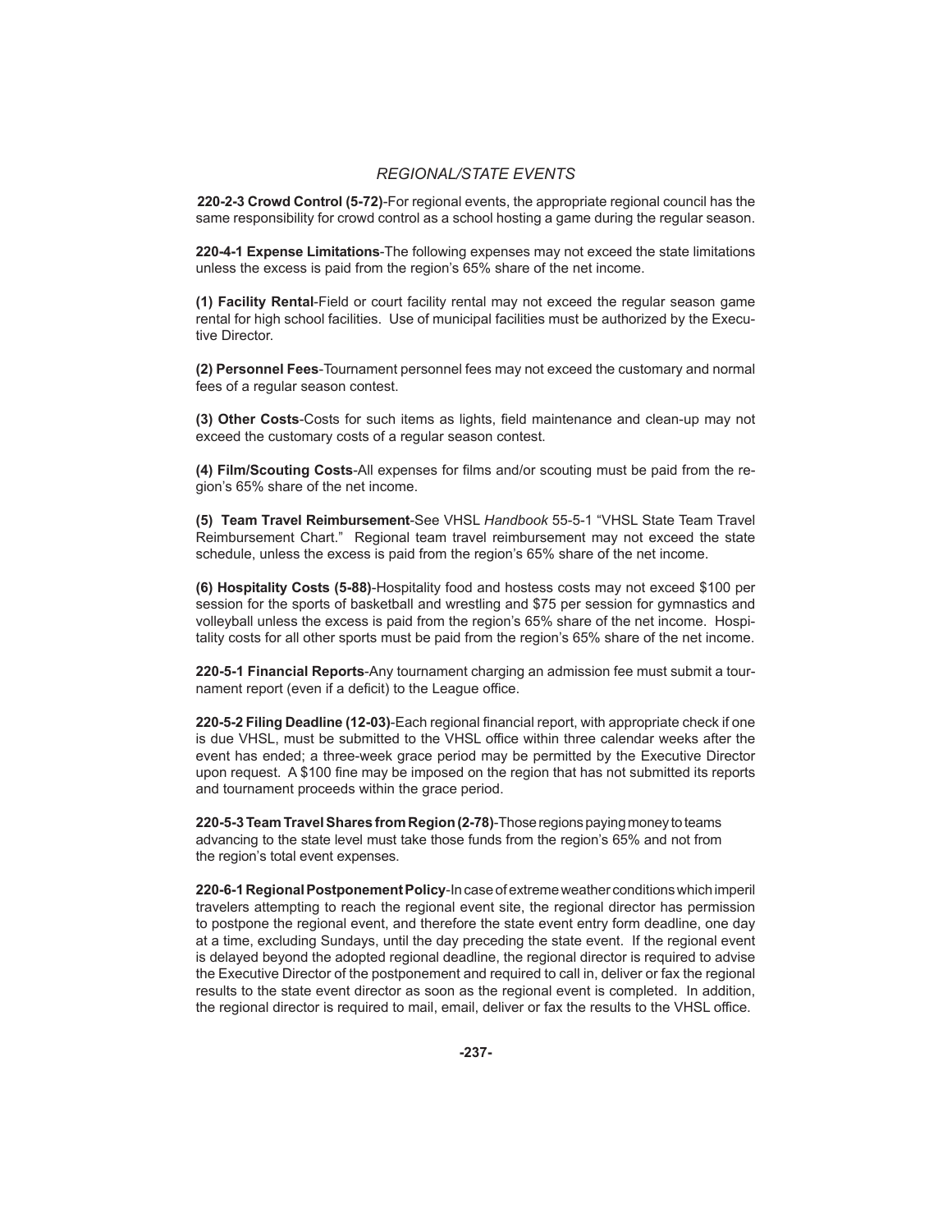## *REGIONAL/STATE EVENTS*

**220-2-3 Crowd Control (5-72)**-For regional events, the appropriate regional council has the same responsibility for crowd control as a school hosting a game during the regular season.

**220-4-1 Expense Limitations**-The following expenses may not exceed the state limitations unless the excess is paid from the region's 65% share of the net income.

**(1) Facility Rental**-Field or court facility rental may not exceed the regular season game rental for high school facilities. Use of municipal facilities must be authorized by the Executive Director.

**(2) Personnel Fees**-Tournament personnel fees may not exceed the customary and normal fees of a regular season contest.

**(3) Other Costs**-Costs for such items as lights, field maintenance and clean-up may not exceed the customary costs of a regular season contest.

**(4) Film/Scouting Costs**-All expenses for films and/or scouting must be paid from the region's 65% share of the net income.

**(5) Team Travel Reimbursement**-See VHSL *Handbook* 55-5-1 "VHSL State Team Travel Reimbursement Chart." Regional team travel reimbursement may not exceed the state schedule, unless the excess is paid from the region's 65% share of the net income.

**(6) Hospitality Costs (5-88)**-Hospitality food and hostess costs may not exceed $100 per session for the sports of basketball and wrestling and $75 per session for gymnastics and volleyball unless the excess is paid from the region's 65% share of the net income. Hospitality costs for all other sports must be paid from the region's 65% share of the net income.

**220-5-1 Financial Reports**-Any tournament charging an admission fee must submit a tournament report (even if a deficit) to the League office.

**220-5-2 Filing Deadline (12-03)**-Each regional financial report, with appropriate check if one is due VHSL, must be submitted to the VHSL office within three calendar weeks after the event has ended; a three-week grace period may be permitted by the Executive Director upon request. A $100 fine may be imposed on the region that has not submitted its reports and tournament proceeds within the grace period.

**220-5-3 Team Travel Shares from Region (2-78)**-Those regions paying money to teams advancing to the state level must take those funds from the region's 65% and not from the region's total event expenses.

**220-6-1 Regional Postponement Policy**-In case of extreme weather conditions which imperil travelers attempting to reach the regional event site, the regional director has permission to postpone the regional event, and therefore the state event entry form deadline, one day at a time, excluding Sundays, until the day preceding the state event. If the regional event is delayed beyond the adopted regional deadline, the regional director is required to advise the Executive Director of the postponement and required to call in, deliver or fax the regional results to the state event director as soon as the regional event is completed. In addition, the regional director is required to mail, email, deliver or fax the results to the VHSL office.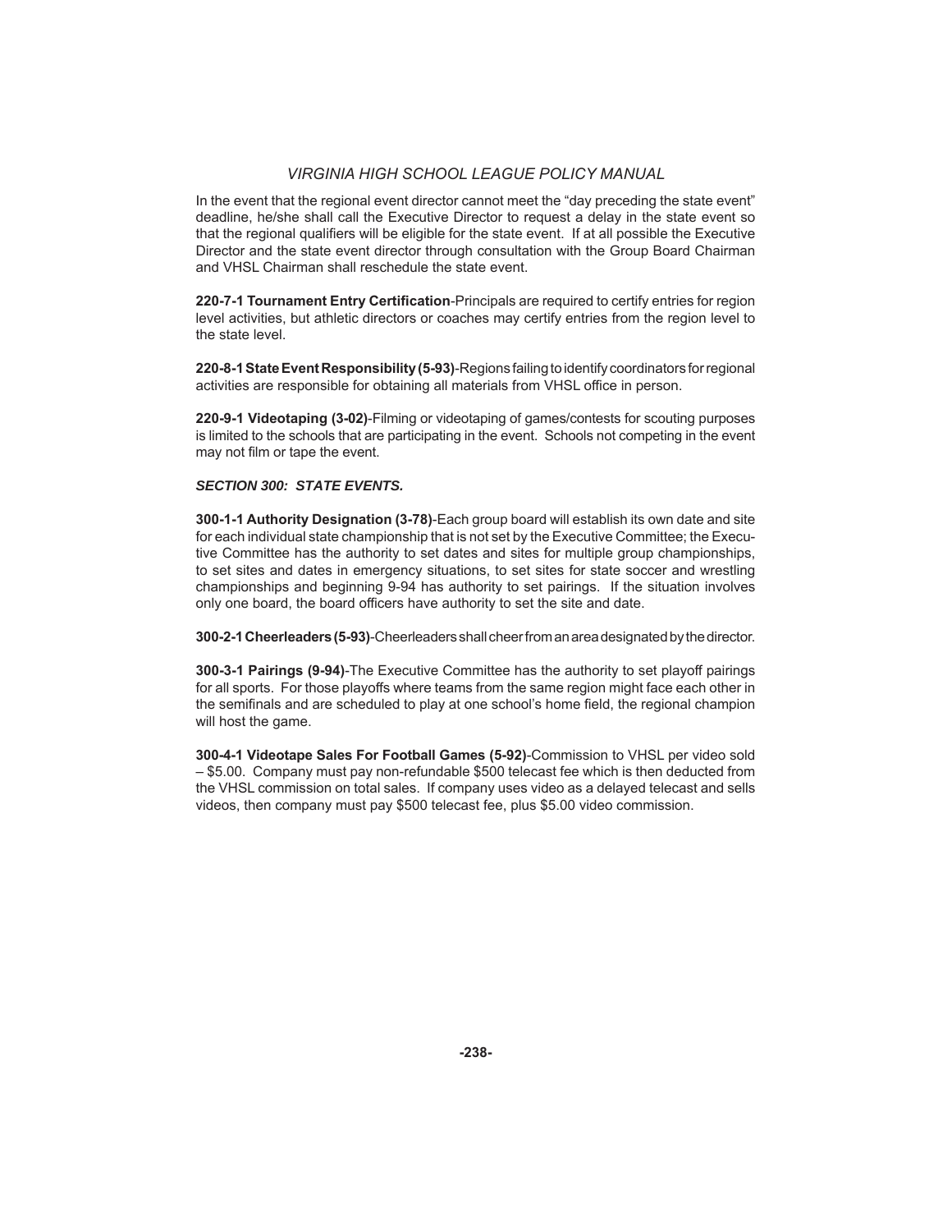In the event that the regional event director cannot meet the "day preceding the state event" deadline, he/she shall call the Executive Director to request a delay in the state event so that the regional qualifiers will be eligible for the state event. If at all possible the Executive Director and the state event director through consultation with the Group Board Chairman and VHSL Chairman shall reschedule the state event.

**220-7-1 Tournament Entry Certification**-Principals are required to certify entries for region level activities, but athletic directors or coaches may certify entries from the region level to the state level.

**220-8-1 State Event Responsibility (5-93)**-Regions failing to identify coordinators for regional activities are responsible for obtaining all materials from VHSL office in person.

**220-9-1 Videotaping (3-02)**-Filming or videotaping of games/contests for scouting purposes is limited to the schools that are participating in the event. Schools not competing in the event may not film or tape the event.

***SECTION 300: STATE EVENTS.***

**300-1-1 Authority Designation (3-78)**-Each group board will establish its own date and site for each individual state championship that is not set by the Executive Committee; the Executive Committee has the authority to set dates and sites for multiple group championships, to set sites and dates in emergency situations, to set sites for state soccer and wrestling championships and beginning 9-94 has authority to set pairings. If the situation involves only one board, the board officers have authority to set the site and date.

**300-2-1 Cheerleaders (5-93)**-Cheerleaders shall cheer from an area designated by the director.

**300-3-1 Pairings (9-94)**-The Executive Committee has the authority to set playoff pairings for all sports. For those playoffs where teams from the same region might face each other in the semifinals and are scheduled to play at one school's home field, the regional champion will host the game.

**300-4-1 Videotape Sales For Football Games (5-92)**-Commission to VHSL per video sold – $5.00. Company must pay non-refundable $500 telecast fee which is then deducted from the VHSL commission on total sales. If company uses video as a delayed telecast and sells videos, then company must pay $500 telecast fee, plus $5.00 video commission.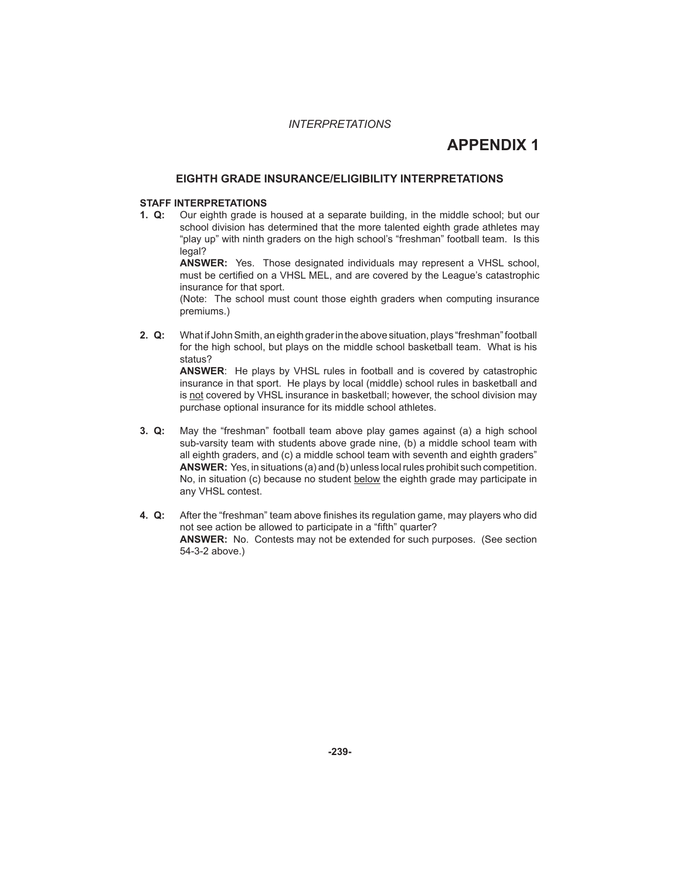*INTERPRETATIONS*

# APPENDIX 1

## EIGHTH GRADE INSURANCE/ELIGIBILITY INTERPRETATIONS

**STAFF INTERPRETATIONS**

**1. Q:** Our eighth grade is housed at a separate building, in the middle school; but our school division has determined that the more talented eighth grade athletes may "play up" with ninth graders on the high school's "freshman" football team. Is this legal?

**ANSWER:** Yes. Those designated individuals may represent a VHSL school, must be certified on a VHSL MEL, and are covered by the League's catastrophic insurance for that sport.

(Note: The school must count those eighth graders when computing insurance premiums.)

**2. Q:** What if John Smith, an eighth grader in the above situation, plays "freshman" football for the high school, but plays on the middle school basketball team. What is his status?

**ANSWER**: He plays by VHSL rules in football and is covered by catastrophic insurance in that sport. He plays by local (middle) school rules in basketball and is <u>not</u> covered by VHSL insurance in basketball; however, the school division may purchase optional insurance for its middle school athletes.

**3. Q:** May the "freshman" football team above play games against (a) a high school sub-varsity team with students above grade nine, (b) a middle school team with all eighth graders, and (c) a middle school team with seventh and eighth graders"

**ANSWER:** Yes, in situations (a) and (b) unless local rules prohibit such competition. No, in situation (c) because no student <u>below</u> the eighth grade may participate in any VHSL contest.

**4. Q:** After the "freshman" team above finishes its regulation game, may players who did not see action be allowed to participate in a "fifth" quarter?

**ANSWER:** No. Contests may not be extended for such purposes. (See section 54-3-2 above.)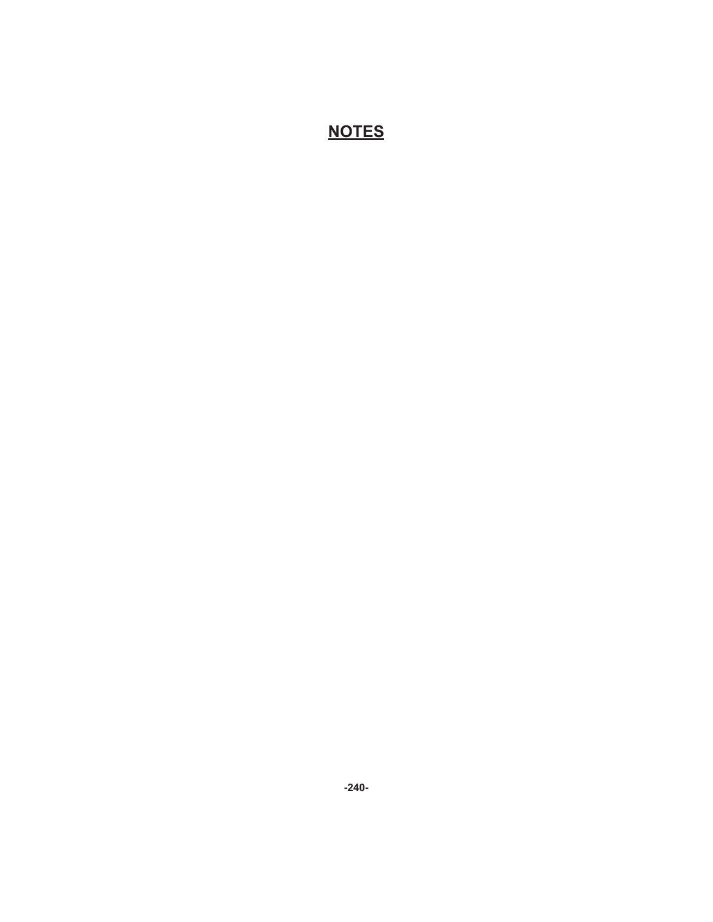# NOTES